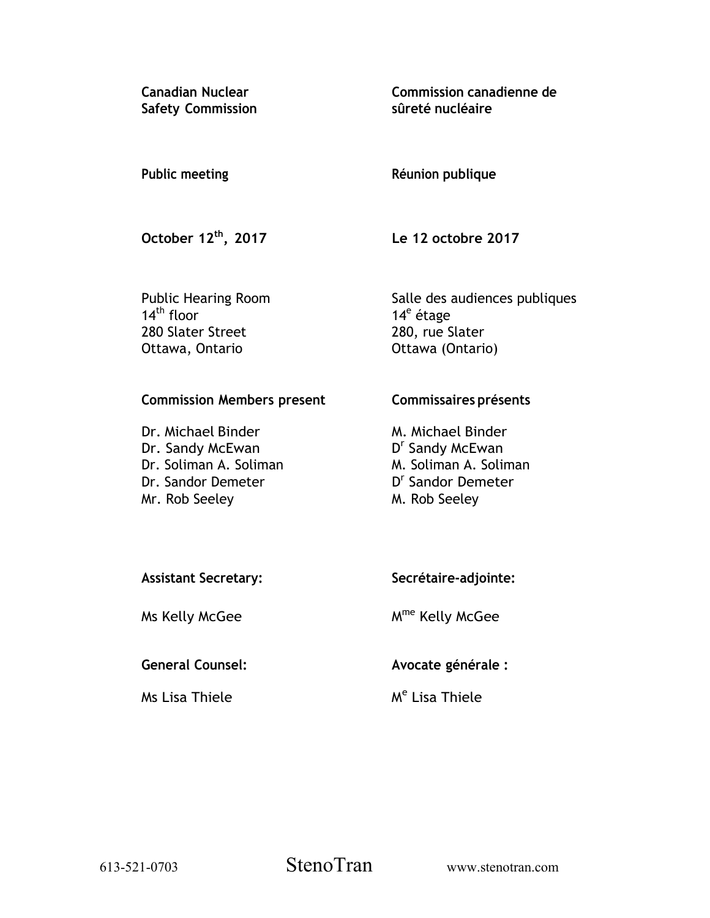**Canadian Nuclear Safety Commission**

**Commission canadienne de sûreté nucléaire**

**Public meeting**

**Réunion publique**

**October 12th, 2017**

**Le 12 octobre 2017**

Public Hearing Room
14th floor
280 Slater Street
Ottawa, Ontario

Salle des audiences publiques
14e étage
280, rue Slater
Ottawa (Ontario)

**Commission Members present**

Dr. Michael Binder
Dr. Sandy McEwan
Dr. Soliman A. Soliman
Dr. Sandor Demeter
Mr. Rob Seeley

**Commissaires présents**

M. Michael Binder
Dr Sandy McEwan
M. Soliman A. Soliman
Dr Sandor Demeter
M. Rob Seeley

**Assistant Secretary:**

Ms Kelly McGee

**Secrétaire-adjointe:**

Mme Kelly McGee

**General Counsel:**

Ms Lisa Thiele

**Avocate générale :**

Me Lisa Thiele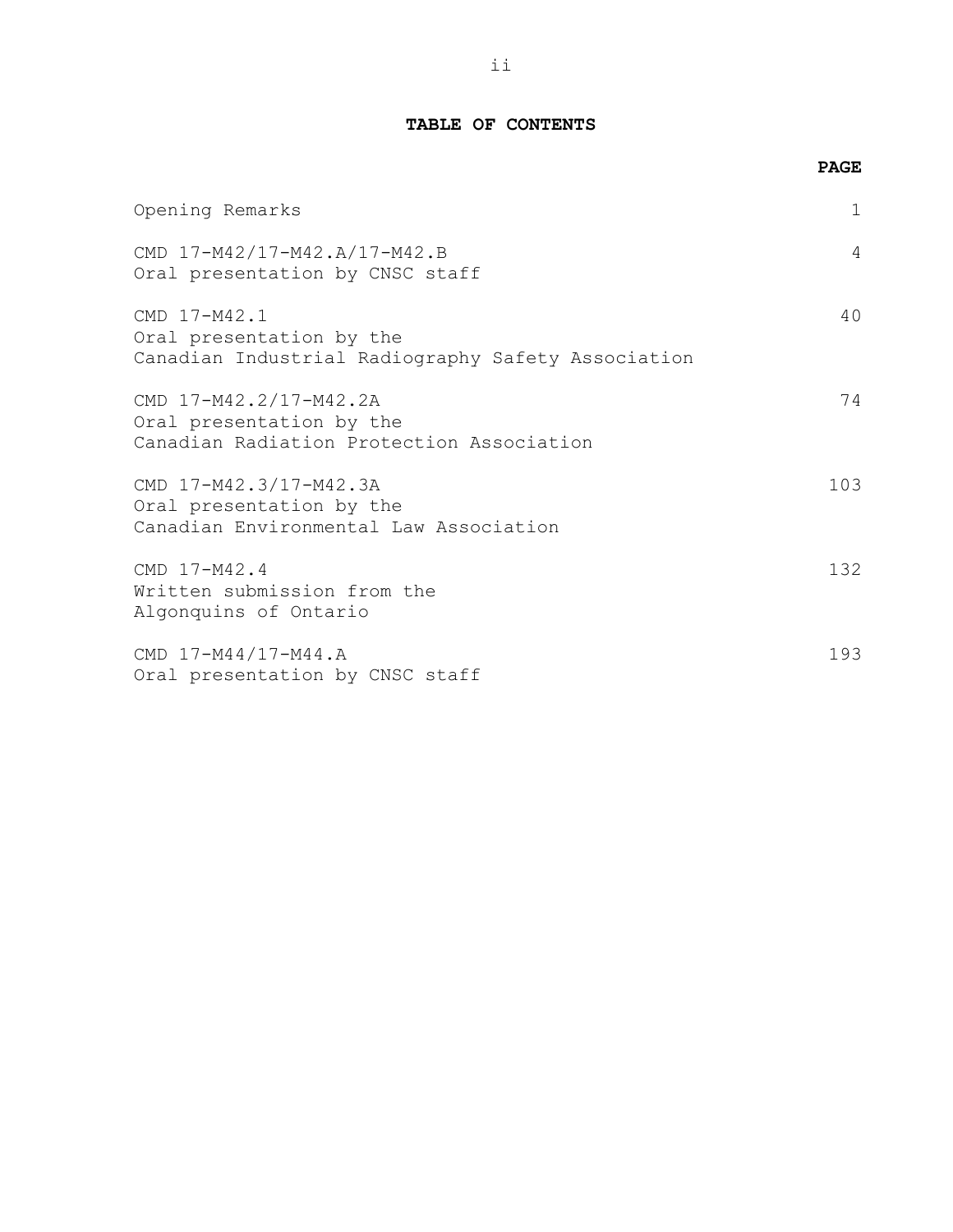# TABLE OF CONTENTS

| | PAGE |
|---|---|
| Opening Remarks | 1 |
| CMD 17-M42/17-M42.A/17-M42.B<br>Oral presentation by CNSC staff | 4 |
| CMD 17-M42.1<br>Oral presentation by the<br>Canadian Industrial Radiography Safety Association | 40 |
| CMD 17-M42.2/17-M42.2A<br>Oral presentation by the<br>Canadian Radiation Protection Association | 74 |
| CMD 17-M42.3/17-M42.3A<br>Oral presentation by the<br>Canadian Environmental Law Association | 103 |
| CMD 17-M42.4<br>Written submission from the<br>Algonquins of Ontario | 132 |
| CMD 17-M44/17-M44.A<br>Oral presentation by CNSC staff | 193 |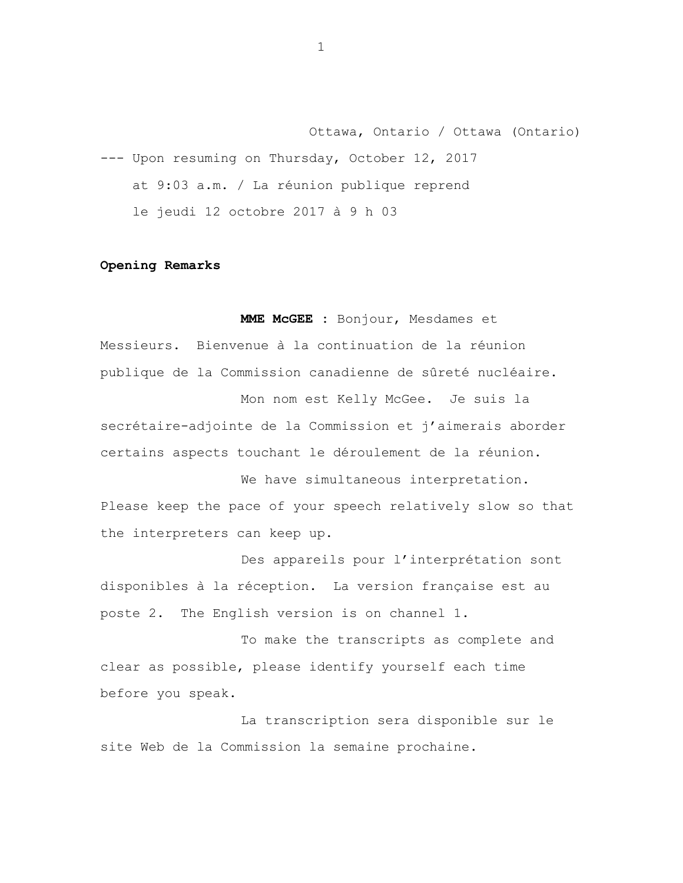Ottawa, Ontario / Ottawa (Ontario)

--- Upon resuming on Thursday, October 12, 2017 at 9:03 a.m. / La réunion publique reprend le jeudi 12 octobre 2017 à 9 h 03

**Opening Remarks**

**MME McGEE :** Bonjour, Mesdames et Messieurs. Bienvenue à la continuation de la réunion publique de la Commission canadienne de sûreté nucléaire.

Mon nom est Kelly McGee. Je suis la secrétaire-adjointe de la Commission et j'aimerais aborder certains aspects touchant le déroulement de la réunion.

We have simultaneous interpretation. Please keep the pace of your speech relatively slow so that the interpreters can keep up.

Des appareils pour l'interprétation sont disponibles à la réception. La version française est au poste 2. The English version is on channel 1.

To make the transcripts as complete and clear as possible, please identify yourself each time before you speak.

La transcription sera disponible sur le site Web de la Commission la semaine prochaine.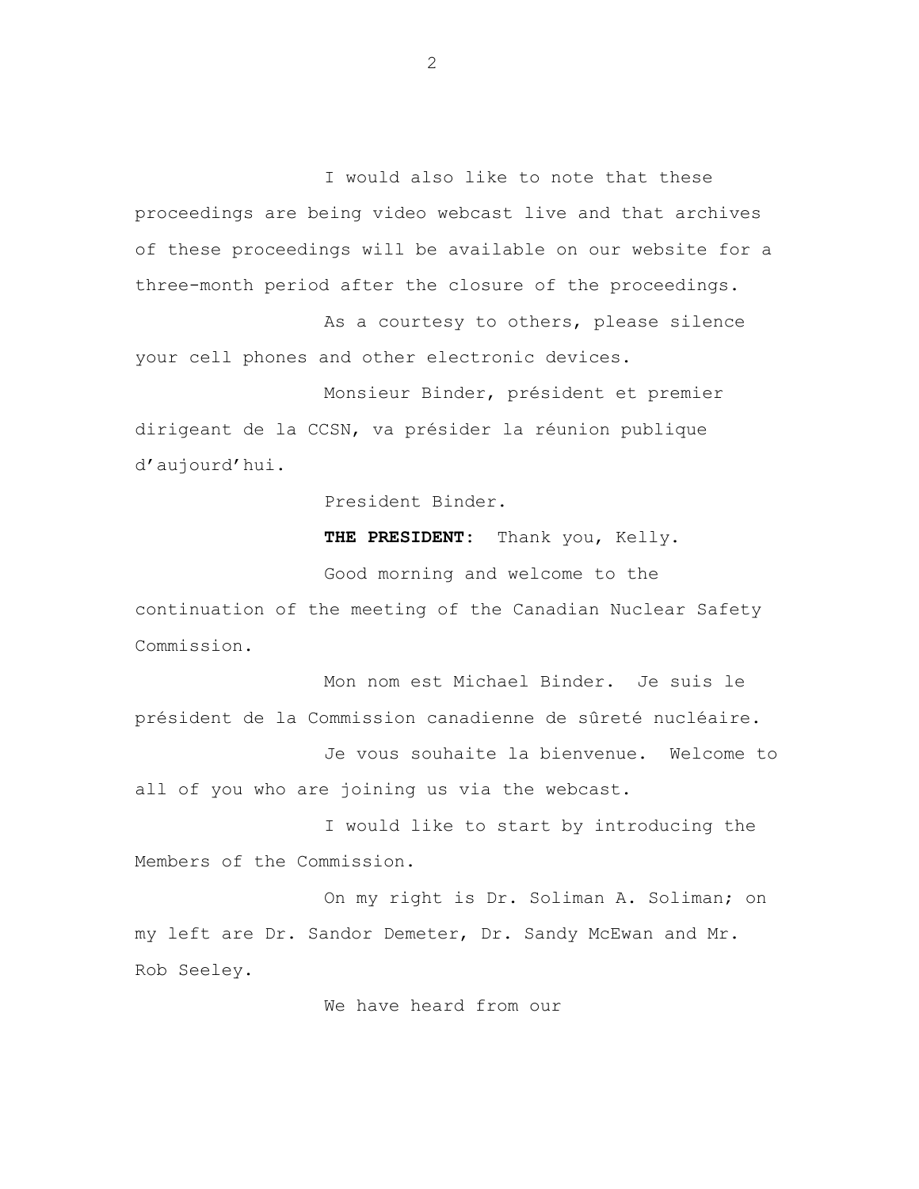I would also like to note that these proceedings are being video webcast live and that archives of these proceedings will be available on our website for a three-month period after the closure of the proceedings.

As a courtesy to others, please silence your cell phones and other electronic devices.

Monsieur Binder, président et premier dirigeant de la CCSN, va présider la réunion publique d'aujourd'hui.

President Binder.

**THE PRESIDENT:** Thank you, Kelly.

Good morning and welcome to the continuation of the meeting of the Canadian Nuclear Safety Commission.

Mon nom est Michael Binder. Je suis le président de la Commission canadienne de sûreté nucléaire.

Je vous souhaite la bienvenue. Welcome to all of you who are joining us via the webcast.

I would like to start by introducing the Members of the Commission.

On my right is Dr. Soliman A. Soliman; on my left are Dr. Sandor Demeter, Dr. Sandy McEwan and Mr. Rob Seeley.

We have heard from our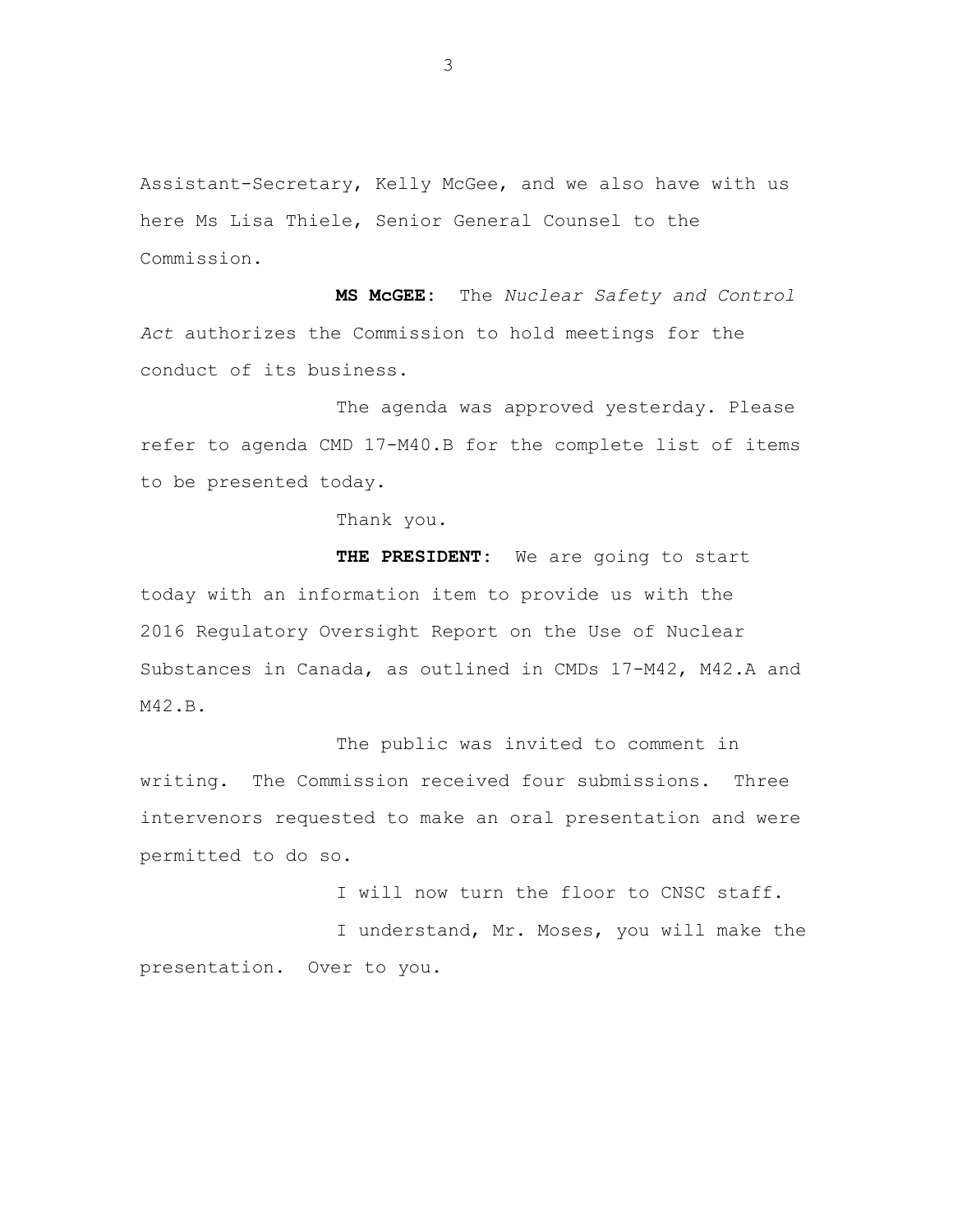Assistant-Secretary, Kelly McGee, and we also have with us here Ms Lisa Thiele, Senior General Counsel to the Commission.

**MS McGEE:** The *Nuclear Safety and Control Act* authorizes the Commission to hold meetings for the conduct of its business.

The agenda was approved yesterday. Please refer to agenda CMD 17-M40.B for the complete list of items to be presented today.

Thank you.

**THE PRESIDENT:** We are going to start today with an information item to provide us with the 2016 Regulatory Oversight Report on the Use of Nuclear Substances in Canada, as outlined in CMDs 17-M42, M42.A and M42.B.

The public was invited to comment in writing. The Commission received four submissions. Three intervenors requested to make an oral presentation and were permitted to do so.

I will now turn the floor to CNSC staff.

I understand, Mr. Moses, you will make the presentation. Over to you.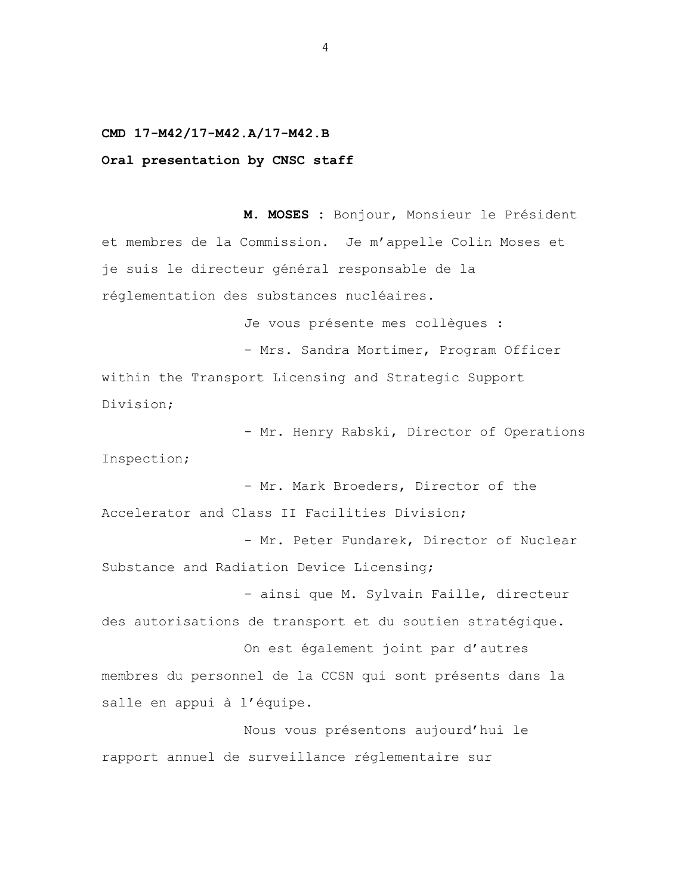**CMD 17-M42/17-M42.A/17-M42.B**

**Oral presentation by CNSC staff**

**M. MOSES :** Bonjour, Monsieur le Président et membres de la Commission. Je m'appelle Colin Moses et je suis le directeur général responsable de la réglementation des substances nucléaires.

Je vous présente mes collègues :

- Mrs. Sandra Mortimer, Program Officer within the Transport Licensing and Strategic Support Division;

- Mr. Henry Rabski, Director of Operations Inspection;

- Mr. Mark Broeders, Director of the Accelerator and Class II Facilities Division;

- Mr. Peter Fundarek, Director of Nuclear Substance and Radiation Device Licensing;

- ainsi que M. Sylvain Faille, directeur des autorisations de transport et du soutien stratégique.

On est également joint par d'autres membres du personnel de la CCSN qui sont présents dans la salle en appui à l'équipe.

Nous vous présentons aujourd'hui le rapport annuel de surveillance réglementaire sur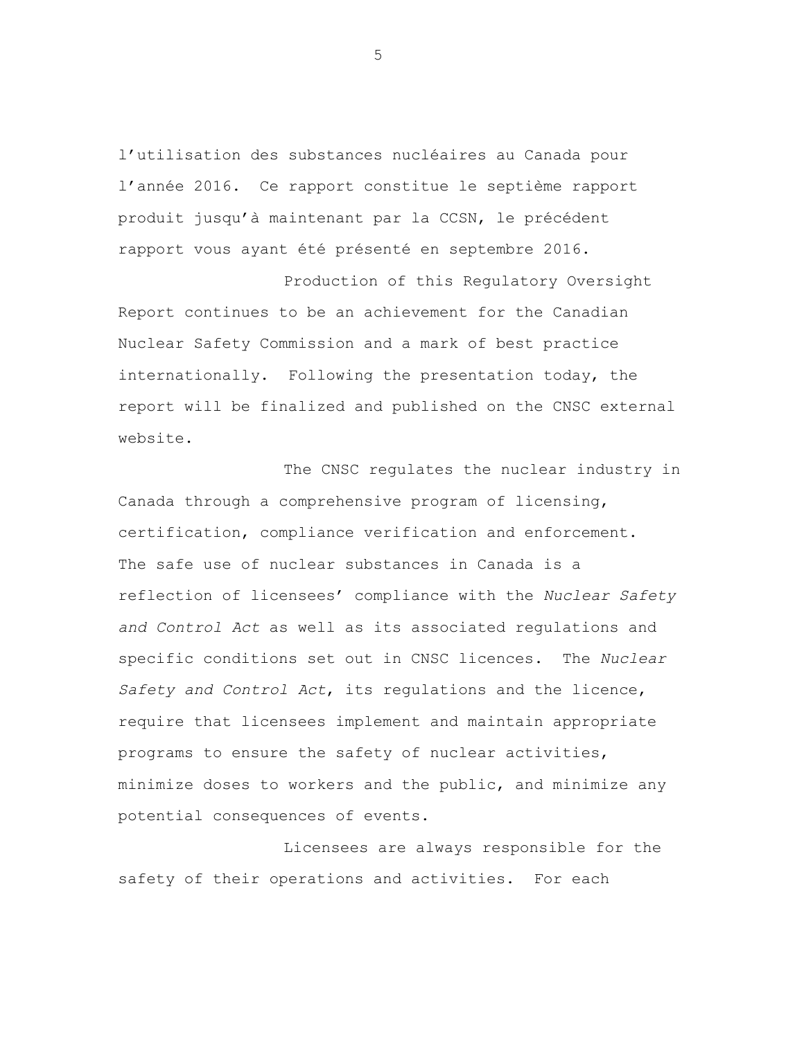l'utilisation des substances nucléaires au Canada pour l'année 2016. Ce rapport constitue le septième rapport produit jusqu'à maintenant par la CCSN, le précédent rapport vous ayant été présenté en septembre 2016.

Production of this Regulatory Oversight Report continues to be an achievement for the Canadian Nuclear Safety Commission and a mark of best practice internationally. Following the presentation today, the report will be finalized and published on the CNSC external website.

The CNSC regulates the nuclear industry in Canada through a comprehensive program of licensing, certification, compliance verification and enforcement. The safe use of nuclear substances in Canada is a reflection of licensees' compliance with the *Nuclear Safety and Control Act* as well as its associated regulations and specific conditions set out in CNSC licences. The *Nuclear Safety and Control Act*, its regulations and the licence, require that licensees implement and maintain appropriate programs to ensure the safety of nuclear activities, minimize doses to workers and the public, and minimize any potential consequences of events.

Licensees are always responsible for the safety of their operations and activities. For each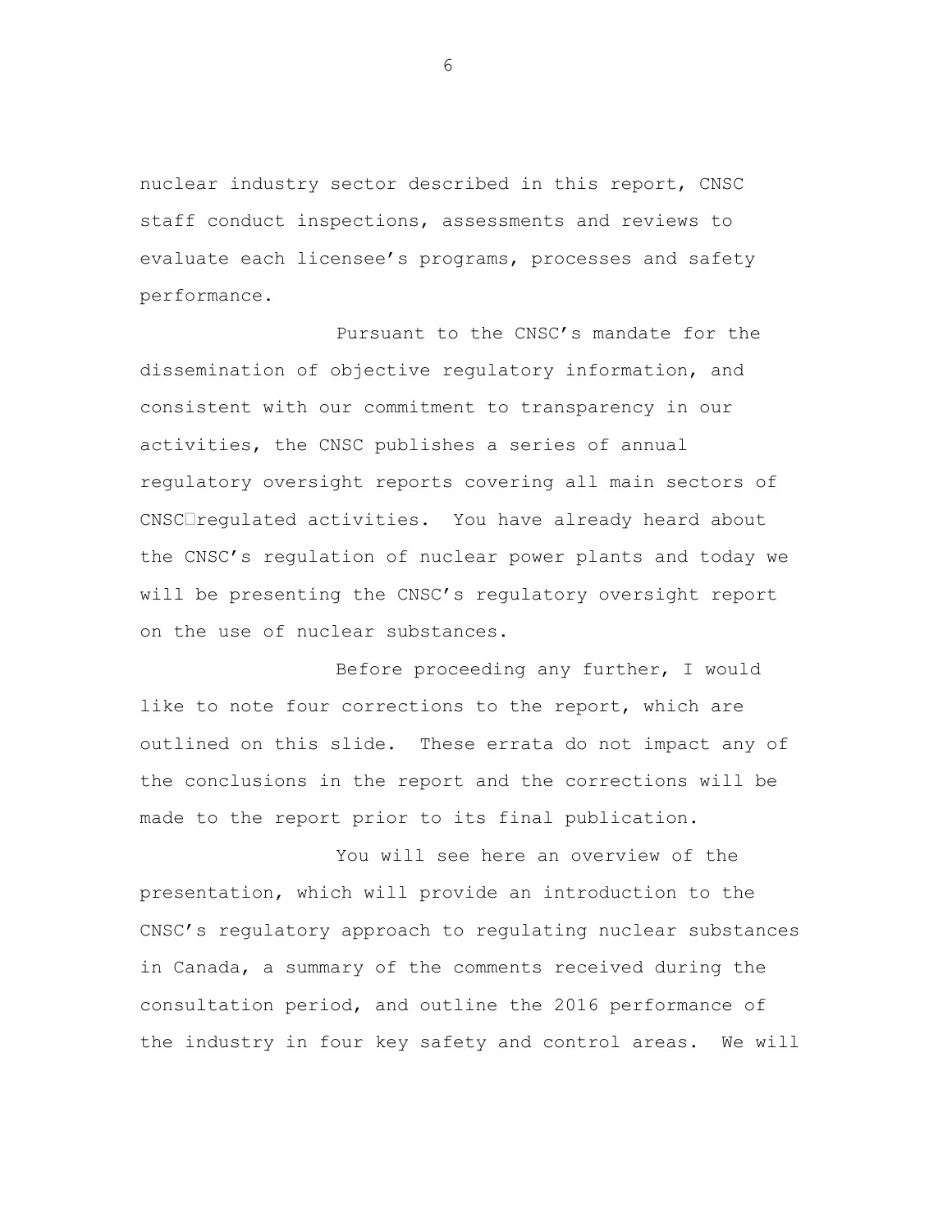nuclear industry sector described in this report, CNSC staff conduct inspections, assessments and reviews to evaluate each licensee's programs, processes and safety performance.

Pursuant to the CNSC's mandate for the dissemination of objective regulatory information, and consistent with our commitment to transparency in our activities, the CNSC publishes a series of annual regulatory oversight reports covering all main sectors of CNSC-regulated activities. You have already heard about the CNSC's regulation of nuclear power plants and today we will be presenting the CNSC's regulatory oversight report on the use of nuclear substances.

Before proceeding any further, I would like to note four corrections to the report, which are outlined on this slide. These errata do not impact any of the conclusions in the report and the corrections will be made to the report prior to its final publication.

You will see here an overview of the presentation, which will provide an introduction to the CNSC's regulatory approach to regulating nuclear substances in Canada, a summary of the comments received during the consultation period, and outline the 2016 performance of the industry in four key safety and control areas. We will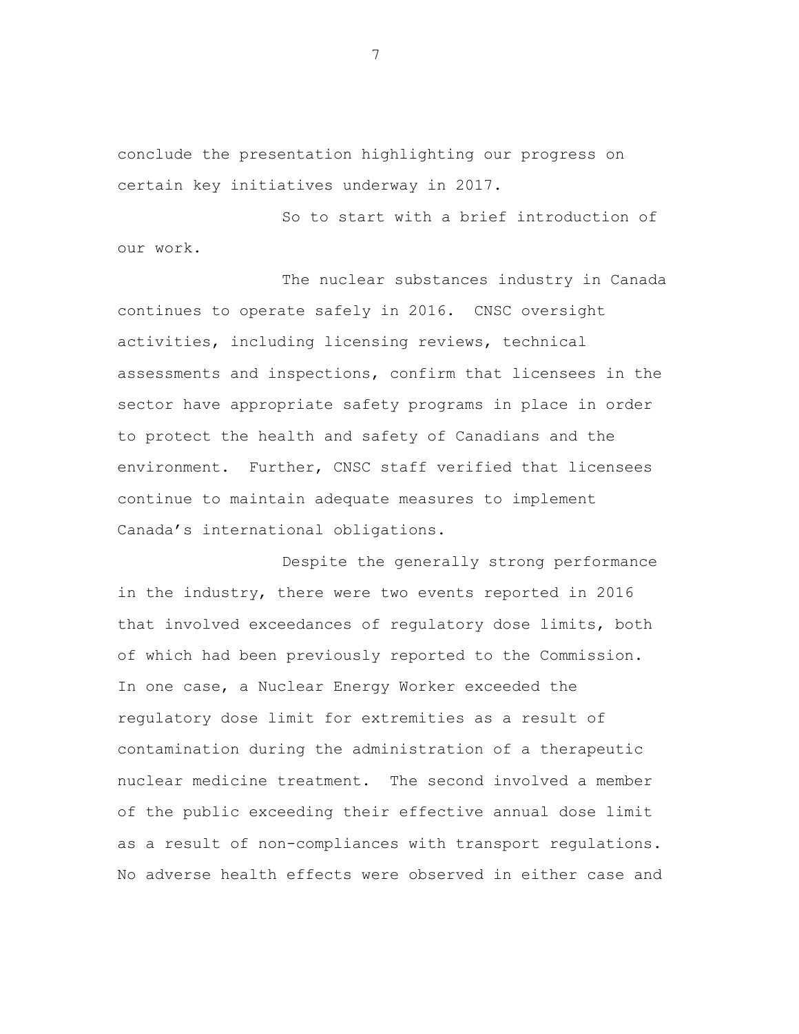conclude the presentation highlighting our progress on certain key initiatives underway in 2017.

So to start with a brief introduction of our work.

The nuclear substances industry in Canada continues to operate safely in 2016. CNSC oversight activities, including licensing reviews, technical assessments and inspections, confirm that licensees in the sector have appropriate safety programs in place in order to protect the health and safety of Canadians and the environment. Further, CNSC staff verified that licensees continue to maintain adequate measures to implement Canada's international obligations.

Despite the generally strong performance in the industry, there were two events reported in 2016 that involved exceedances of regulatory dose limits, both of which had been previously reported to the Commission. In one case, a Nuclear Energy Worker exceeded the regulatory dose limit for extremities as a result of contamination during the administration of a therapeutic nuclear medicine treatment. The second involved a member of the public exceeding their effective annual dose limit as a result of non-compliances with transport regulations. No adverse health effects were observed in either case and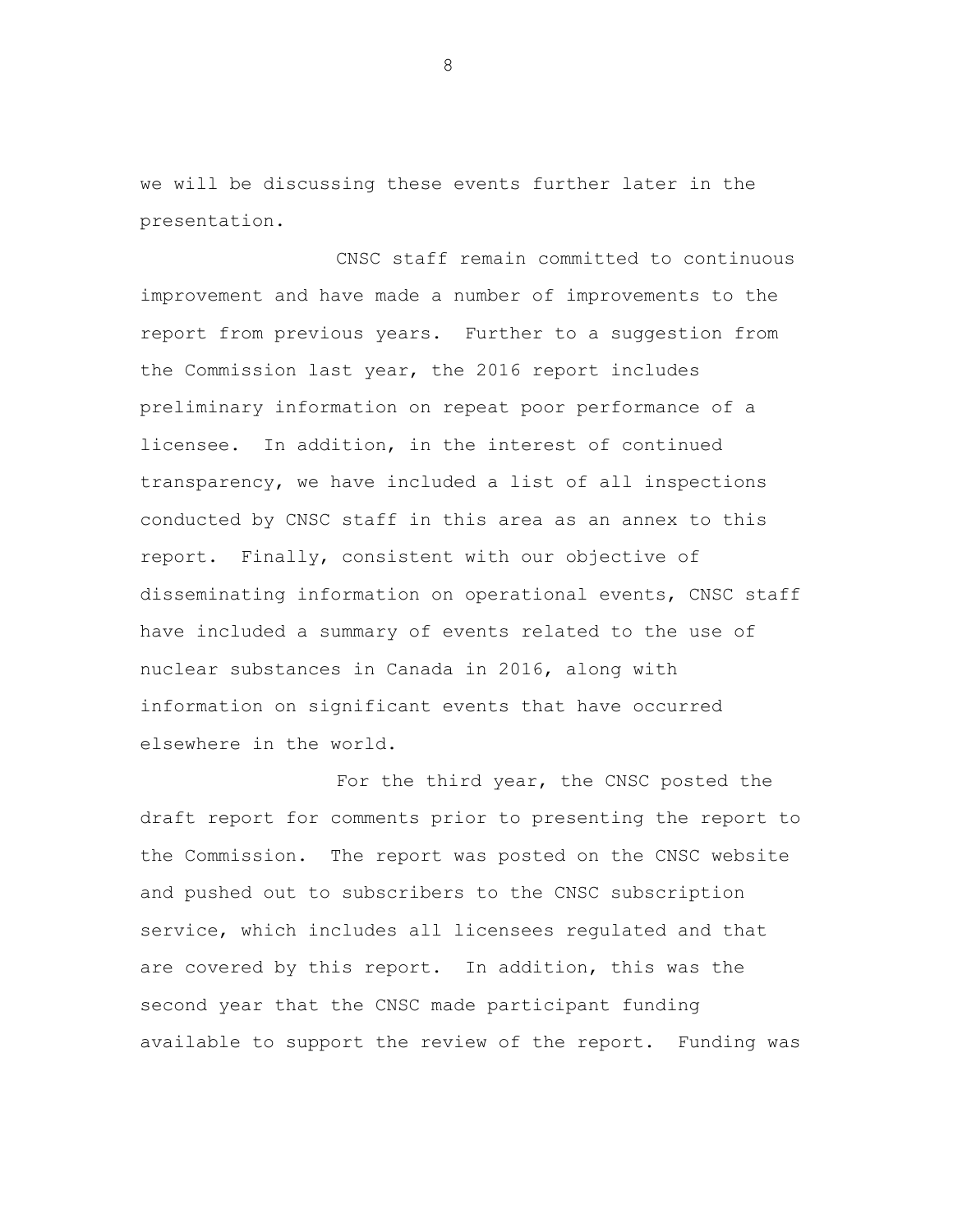we will be discussing these events further later in the presentation.

CNSC staff remain committed to continuous improvement and have made a number of improvements to the report from previous years. Further to a suggestion from the Commission last year, the 2016 report includes preliminary information on repeat poor performance of a licensee. In addition, in the interest of continued transparency, we have included a list of all inspections conducted by CNSC staff in this area as an annex to this report. Finally, consistent with our objective of disseminating information on operational events, CNSC staff have included a summary of events related to the use of nuclear substances in Canada in 2016, along with information on significant events that have occurred elsewhere in the world.

For the third year, the CNSC posted the draft report for comments prior to presenting the report to the Commission. The report was posted on the CNSC website and pushed out to subscribers to the CNSC subscription service, which includes all licensees regulated and that are covered by this report. In addition, this was the second year that the CNSC made participant funding available to support the review of the report. Funding was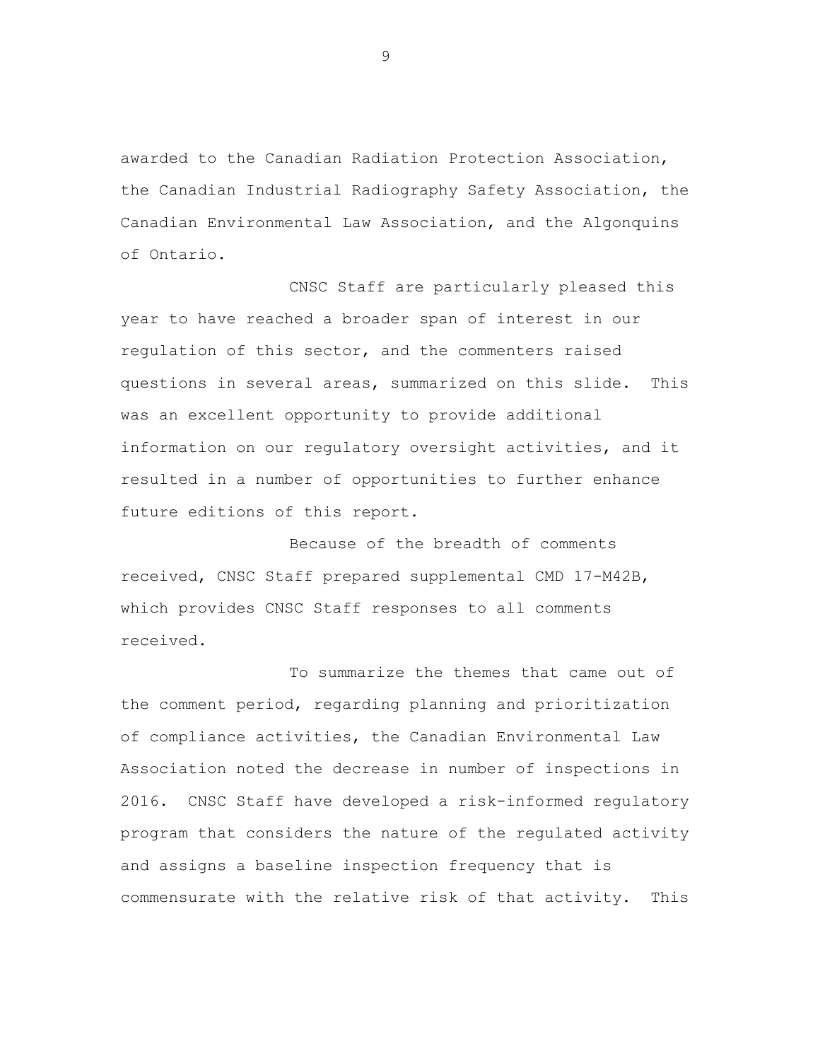awarded to the Canadian Radiation Protection Association, the Canadian Industrial Radiography Safety Association, the Canadian Environmental Law Association, and the Algonquins of Ontario.

CNSC Staff are particularly pleased this year to have reached a broader span of interest in our regulation of this sector, and the commenters raised questions in several areas, summarized on this slide. This was an excellent opportunity to provide additional information on our regulatory oversight activities, and it resulted in a number of opportunities to further enhance future editions of this report.

Because of the breadth of comments received, CNSC Staff prepared supplemental CMD 17-M42B, which provides CNSC Staff responses to all comments received.

To summarize the themes that came out of the comment period, regarding planning and prioritization of compliance activities, the Canadian Environmental Law Association noted the decrease in number of inspections in 2016. CNSC Staff have developed a risk-informed regulatory program that considers the nature of the regulated activity and assigns a baseline inspection frequency that is commensurate with the relative risk of that activity. This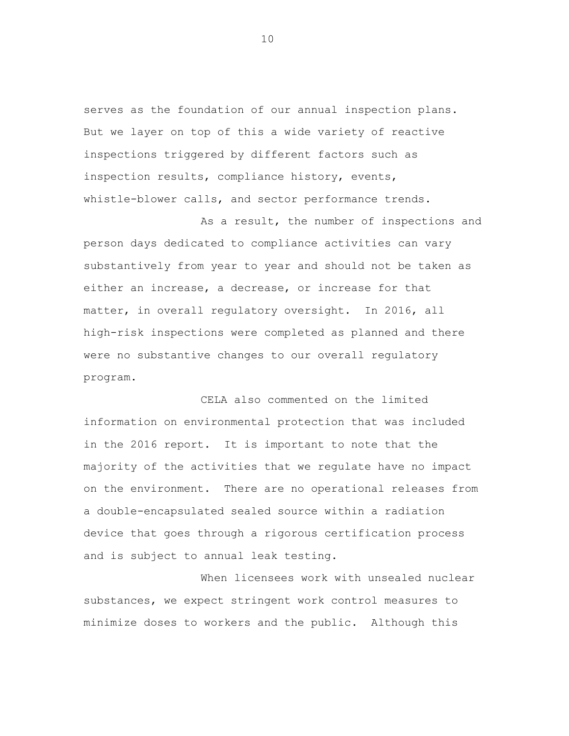serves as the foundation of our annual inspection plans. But we layer on top of this a wide variety of reactive inspections triggered by different factors such as inspection results, compliance history, events, whistle-blower calls, and sector performance trends.

As a result, the number of inspections and person days dedicated to compliance activities can vary substantively from year to year and should not be taken as either an increase, a decrease, or increase for that matter, in overall regulatory oversight. In 2016, all high-risk inspections were completed as planned and there were no substantive changes to our overall regulatory program.

CELA also commented on the limited information on environmental protection that was included in the 2016 report. It is important to note that the majority of the activities that we regulate have no impact on the environment. There are no operational releases from a double-encapsulated sealed source within a radiation device that goes through a rigorous certification process and is subject to annual leak testing.

When licensees work with unsealed nuclear substances, we expect stringent work control measures to minimize doses to workers and the public. Although this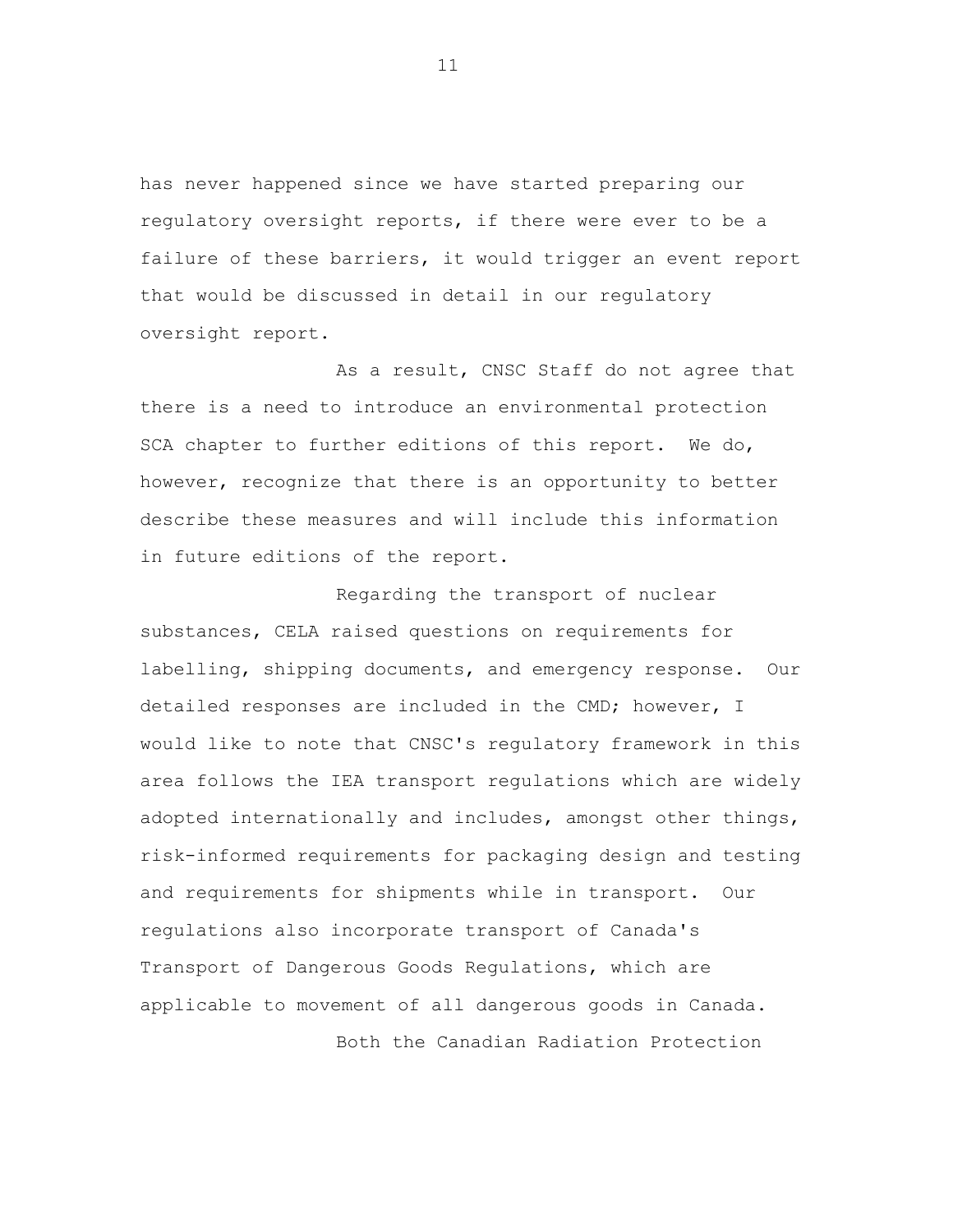has never happened since we have started preparing our regulatory oversight reports, if there were ever to be a failure of these barriers, it would trigger an event report that would be discussed in detail in our regulatory oversight report.

As a result, CNSC Staff do not agree that there is a need to introduce an environmental protection SCA chapter to further editions of this report. We do, however, recognize that there is an opportunity to better describe these measures and will include this information in future editions of the report.

Regarding the transport of nuclear substances, CELA raised questions on requirements for labelling, shipping documents, and emergency response. Our detailed responses are included in the CMD; however, I would like to note that CNSC's regulatory framework in this area follows the IEA transport regulations which are widely adopted internationally and includes, amongst other things, risk-informed requirements for packaging design and testing and requirements for shipments while in transport. Our regulations also incorporate transport of Canada's Transport of Dangerous Goods Regulations, which are applicable to movement of all dangerous goods in Canada.

Both the Canadian Radiation Protection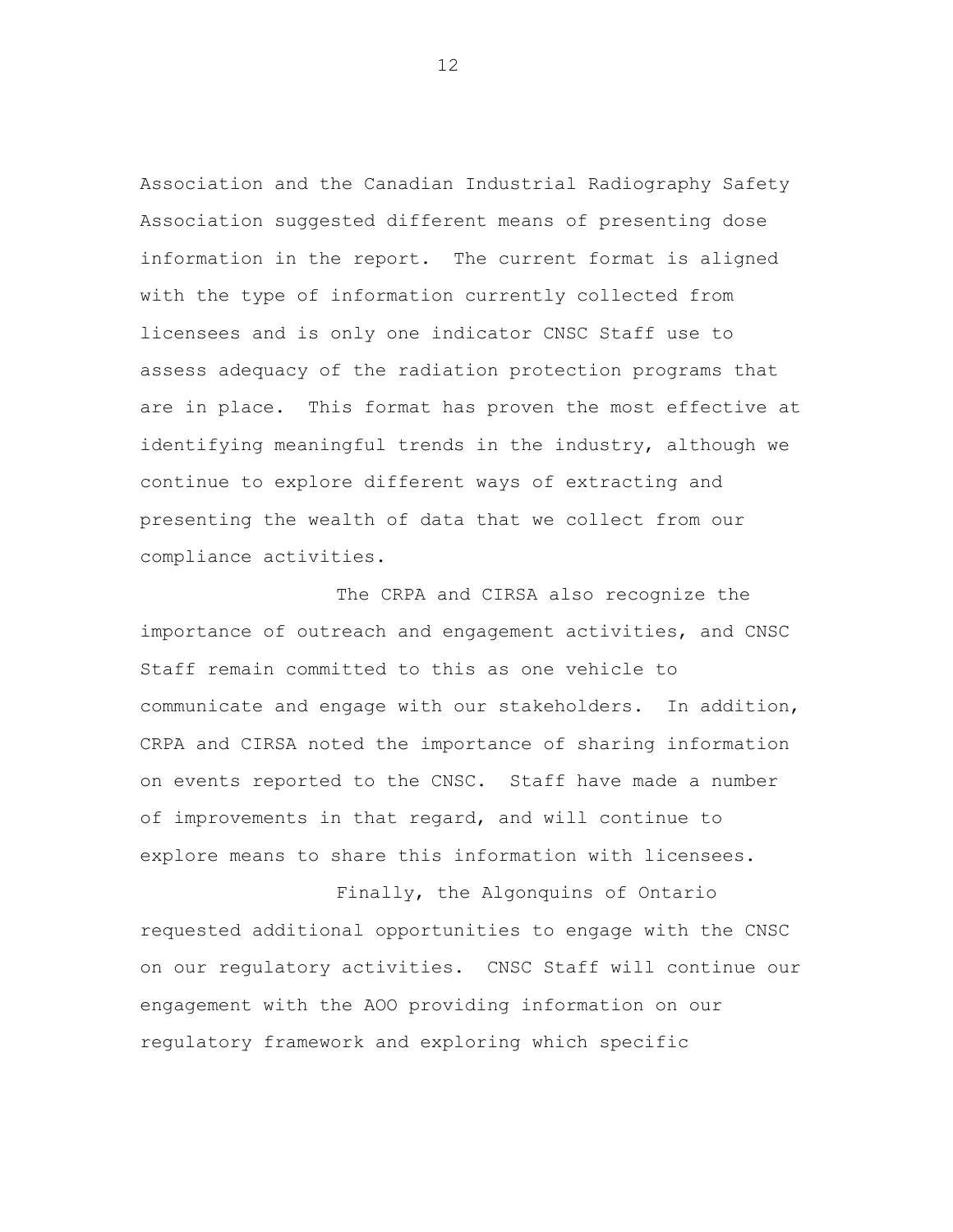Association and the Canadian Industrial Radiography Safety Association suggested different means of presenting dose information in the report. The current format is aligned with the type of information currently collected from licensees and is only one indicator CNSC Staff use to assess adequacy of the radiation protection programs that are in place. This format has proven the most effective at identifying meaningful trends in the industry, although we continue to explore different ways of extracting and presenting the wealth of data that we collect from our compliance activities.

The CRPA and CIRSA also recognize the importance of outreach and engagement activities, and CNSC Staff remain committed to this as one vehicle to communicate and engage with our stakeholders. In addition, CRPA and CIRSA noted the importance of sharing information on events reported to the CNSC. Staff have made a number of improvements in that regard, and will continue to explore means to share this information with licensees.

Finally, the Algonquins of Ontario requested additional opportunities to engage with the CNSC on our regulatory activities. CNSC Staff will continue our engagement with the AOO providing information on our regulatory framework and exploring which specific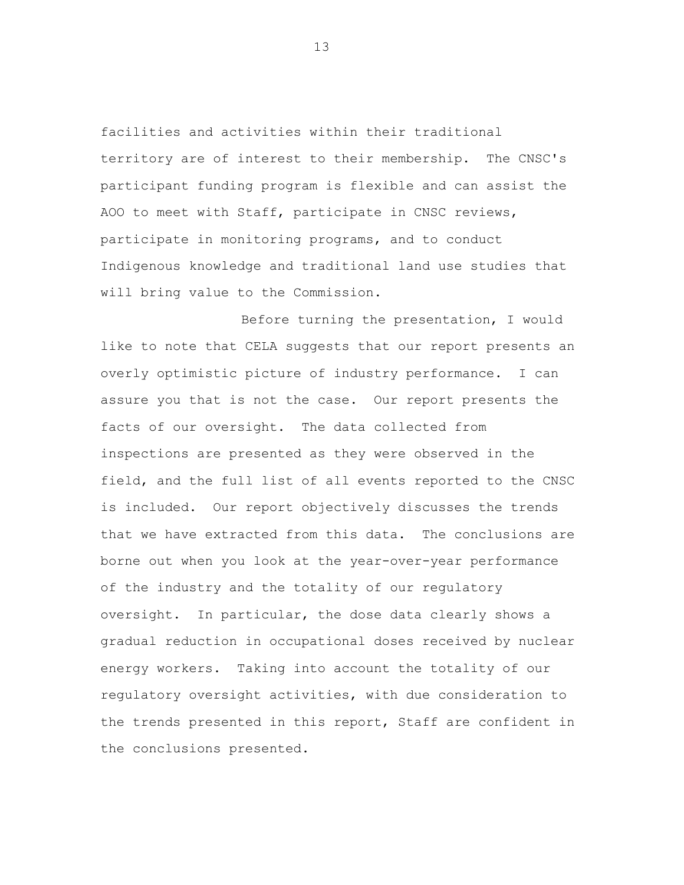facilities and activities within their traditional territory are of interest to their membership. The CNSC's participant funding program is flexible and can assist the AOO to meet with Staff, participate in CNSC reviews, participate in monitoring programs, and to conduct Indigenous knowledge and traditional land use studies that will bring value to the Commission.

Before turning the presentation, I would like to note that CELA suggests that our report presents an overly optimistic picture of industry performance. I can assure you that is not the case. Our report presents the facts of our oversight. The data collected from inspections are presented as they were observed in the field, and the full list of all events reported to the CNSC is included. Our report objectively discusses the trends that we have extracted from this data. The conclusions are borne out when you look at the year-over-year performance of the industry and the totality of our regulatory oversight. In particular, the dose data clearly shows a gradual reduction in occupational doses received by nuclear energy workers. Taking into account the totality of our regulatory oversight activities, with due consideration to the trends presented in this report, Staff are confident in the conclusions presented.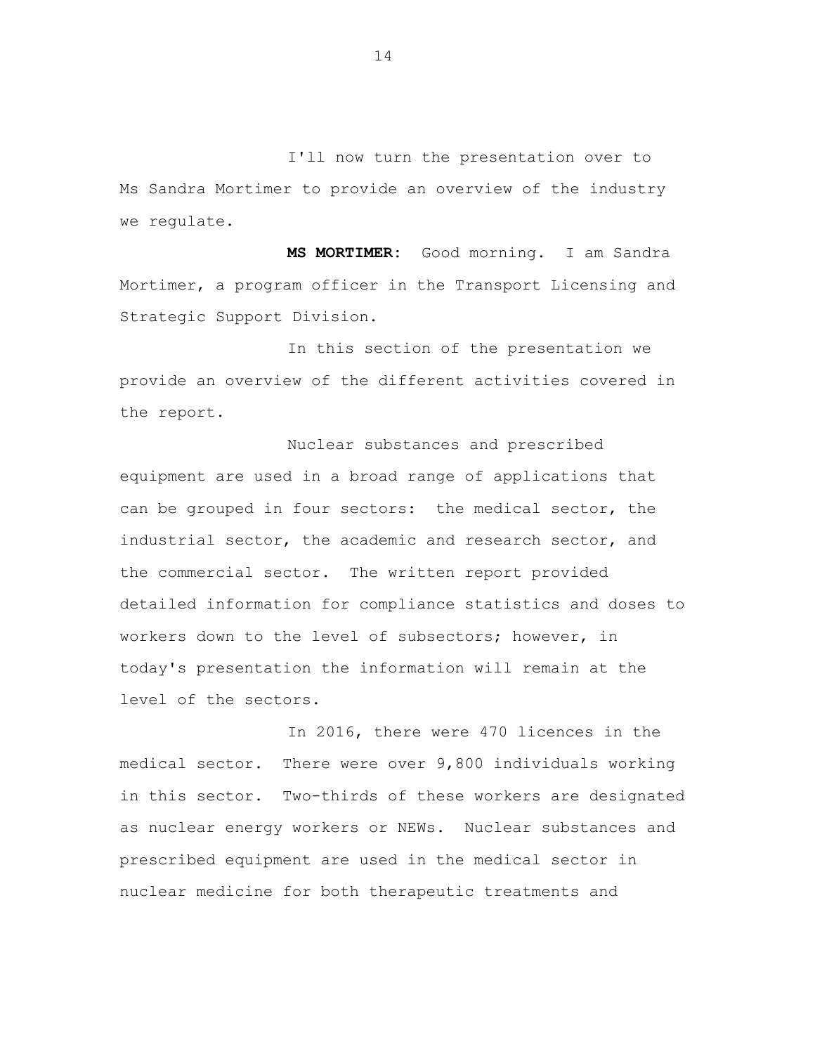I'll now turn the presentation over to Ms Sandra Mortimer to provide an overview of the industry we regulate.

**MS MORTIMER:** Good morning. I am Sandra Mortimer, a program officer in the Transport Licensing and Strategic Support Division.

In this section of the presentation we provide an overview of the different activities covered in the report.

Nuclear substances and prescribed equipment are used in a broad range of applications that can be grouped in four sectors: the medical sector, the industrial sector, the academic and research sector, and the commercial sector. The written report provided detailed information for compliance statistics and doses to workers down to the level of subsectors; however, in today's presentation the information will remain at the level of the sectors.

In 2016, there were 470 licences in the medical sector. There were over 9,800 individuals working in this sector. Two-thirds of these workers are designated as nuclear energy workers or NEWs. Nuclear substances and prescribed equipment are used in the medical sector in nuclear medicine for both therapeutic treatments and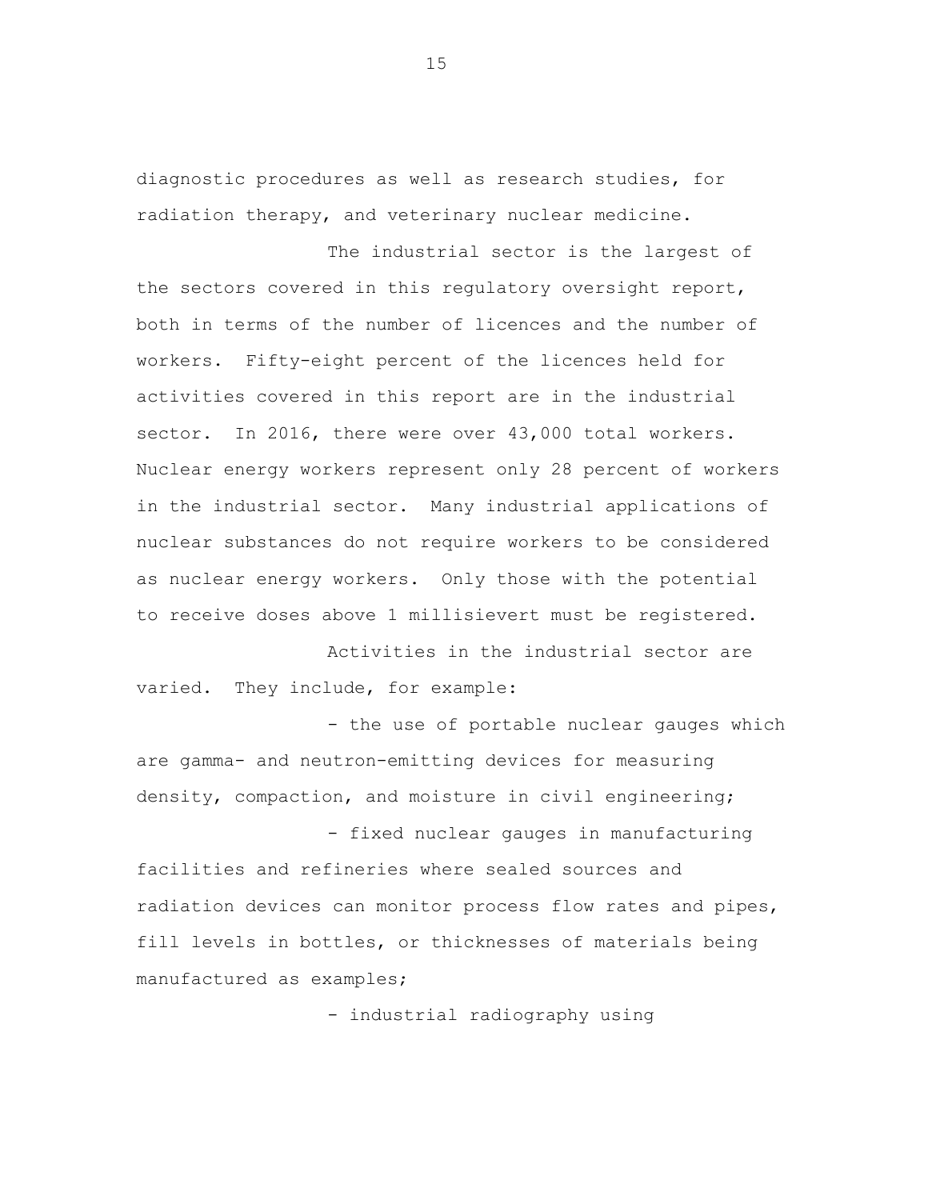diagnostic procedures as well as research studies, for radiation therapy, and veterinary nuclear medicine.

The industrial sector is the largest of the sectors covered in this regulatory oversight report, both in terms of the number of licences and the number of workers. Fifty-eight percent of the licences held for activities covered in this report are in the industrial sector. In 2016, there were over 43,000 total workers. Nuclear energy workers represent only 28 percent of workers in the industrial sector. Many industrial applications of nuclear substances do not require workers to be considered as nuclear energy workers. Only those with the potential to receive doses above 1 millisievert must be registered.

Activities in the industrial sector are varied. They include, for example:

- the use of portable nuclear gauges which are gamma- and neutron-emitting devices for measuring density, compaction, and moisture in civil engineering;

- fixed nuclear gauges in manufacturing facilities and refineries where sealed sources and radiation devices can monitor process flow rates and pipes, fill levels in bottles, or thicknesses of materials being manufactured as examples;

- industrial radiography using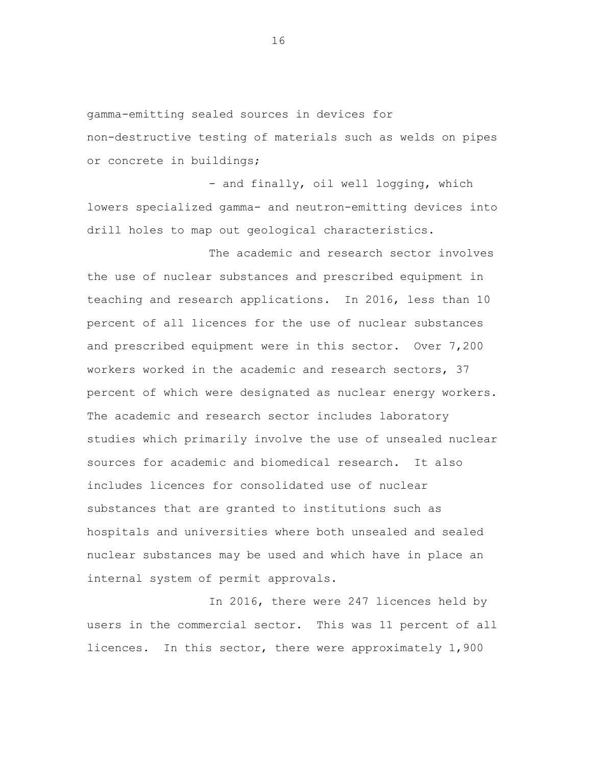gamma-emitting sealed sources in devices for non-destructive testing of materials such as welds on pipes or concrete in buildings;

- and finally, oil well logging, which lowers specialized gamma- and neutron-emitting devices into drill holes to map out geological characteristics.

The academic and research sector involves the use of nuclear substances and prescribed equipment in teaching and research applications. In 2016, less than 10 percent of all licences for the use of nuclear substances and prescribed equipment were in this sector. Over 7,200 workers worked in the academic and research sectors, 37 percent of which were designated as nuclear energy workers. The academic and research sector includes laboratory studies which primarily involve the use of unsealed nuclear sources for academic and biomedical research. It also includes licences for consolidated use of nuclear substances that are granted to institutions such as hospitals and universities where both unsealed and sealed nuclear substances may be used and which have in place an internal system of permit approvals.

In 2016, there were 247 licences held by users in the commercial sector. This was 11 percent of all licences. In this sector, there were approximately 1,900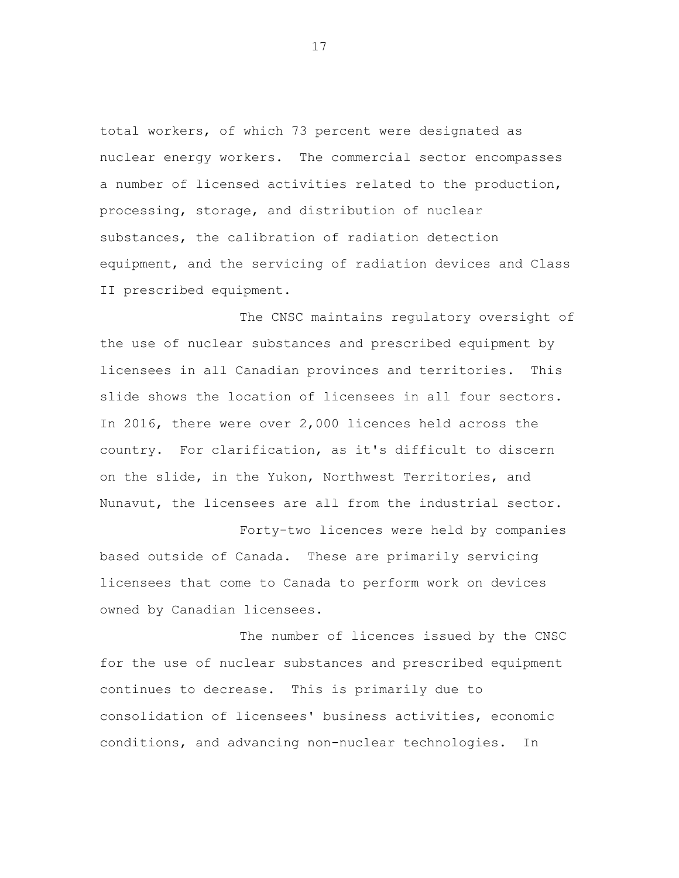total workers, of which 73 percent were designated as nuclear energy workers. The commercial sector encompasses a number of licensed activities related to the production, processing, storage, and distribution of nuclear substances, the calibration of radiation detection equipment, and the servicing of radiation devices and Class II prescribed equipment.

The CNSC maintains regulatory oversight of the use of nuclear substances and prescribed equipment by licensees in all Canadian provinces and territories. This slide shows the location of licensees in all four sectors. In 2016, there were over 2,000 licences held across the country. For clarification, as it's difficult to discern on the slide, in the Yukon, Northwest Territories, and Nunavut, the licensees are all from the industrial sector.

Forty-two licences were held by companies based outside of Canada. These are primarily servicing licensees that come to Canada to perform work on devices owned by Canadian licensees.

The number of licences issued by the CNSC for the use of nuclear substances and prescribed equipment continues to decrease. This is primarily due to consolidation of licensees' business activities, economic conditions, and advancing non-nuclear technologies. In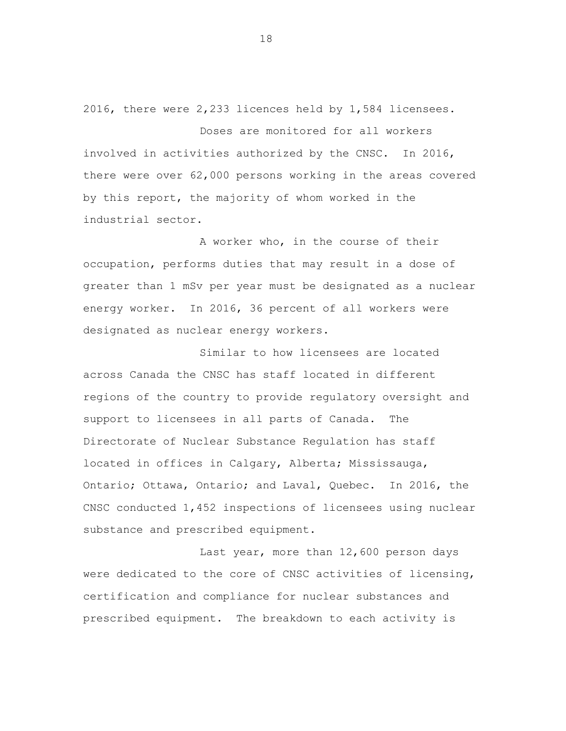2016, there were 2,233 licences held by 1,584 licensees.

Doses are monitored for all workers involved in activities authorized by the CNSC. In 2016, there were over 62,000 persons working in the areas covered by this report, the majority of whom worked in the industrial sector.

A worker who, in the course of their occupation, performs duties that may result in a dose of greater than 1 mSv per year must be designated as a nuclear energy worker. In 2016, 36 percent of all workers were designated as nuclear energy workers.

Similar to how licensees are located across Canada the CNSC has staff located in different regions of the country to provide regulatory oversight and support to licensees in all parts of Canada. The Directorate of Nuclear Substance Regulation has staff located in offices in Calgary, Alberta; Mississauga, Ontario; Ottawa, Ontario; and Laval, Quebec. In 2016, the CNSC conducted 1,452 inspections of licensees using nuclear substance and prescribed equipment.

Last year, more than 12,600 person days were dedicated to the core of CNSC activities of licensing, certification and compliance for nuclear substances and prescribed equipment. The breakdown to each activity is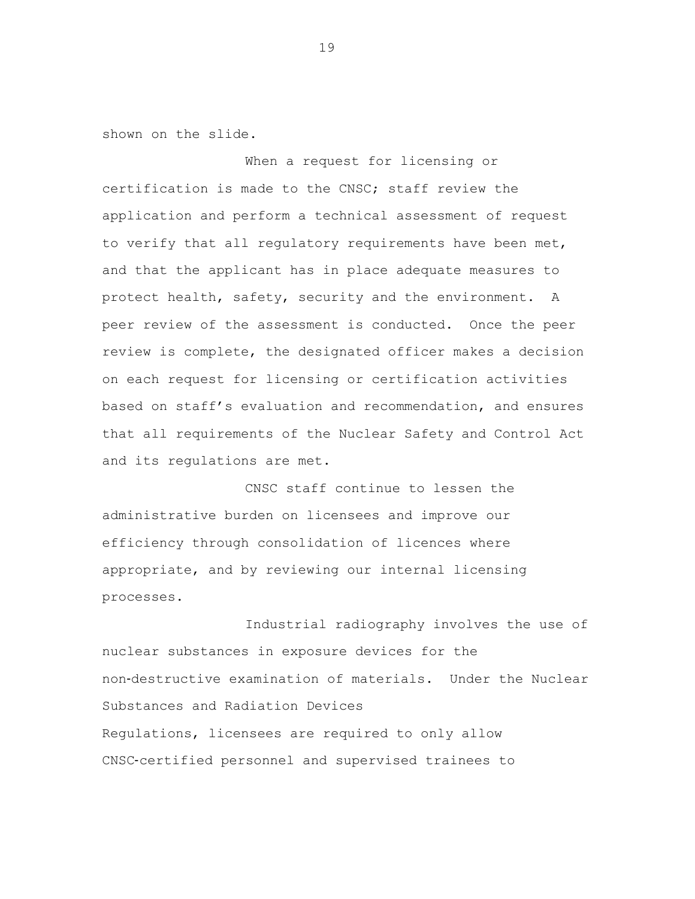shown on the slide.

When a request for licensing or certification is made to the CNSC; staff review the application and perform a technical assessment of request to verify that all regulatory requirements have been met, and that the applicant has in place adequate measures to protect health, safety, security and the environment. A peer review of the assessment is conducted. Once the peer review is complete, the designated officer makes a decision on each request for licensing or certification activities based on staff's evaluation and recommendation, and ensures that all requirements of the Nuclear Safety and Control Act and its regulations are met.

CNSC staff continue to lessen the administrative burden on licensees and improve our efficiency through consolidation of licences where appropriate, and by reviewing our internal licensing processes.

Industrial radiography involves the use of nuclear substances in exposure devices for the non-destructive examination of materials. Under the Nuclear Substances and Radiation Devices Regulations, licensees are required to only allow CNSC-certified personnel and supervised trainees to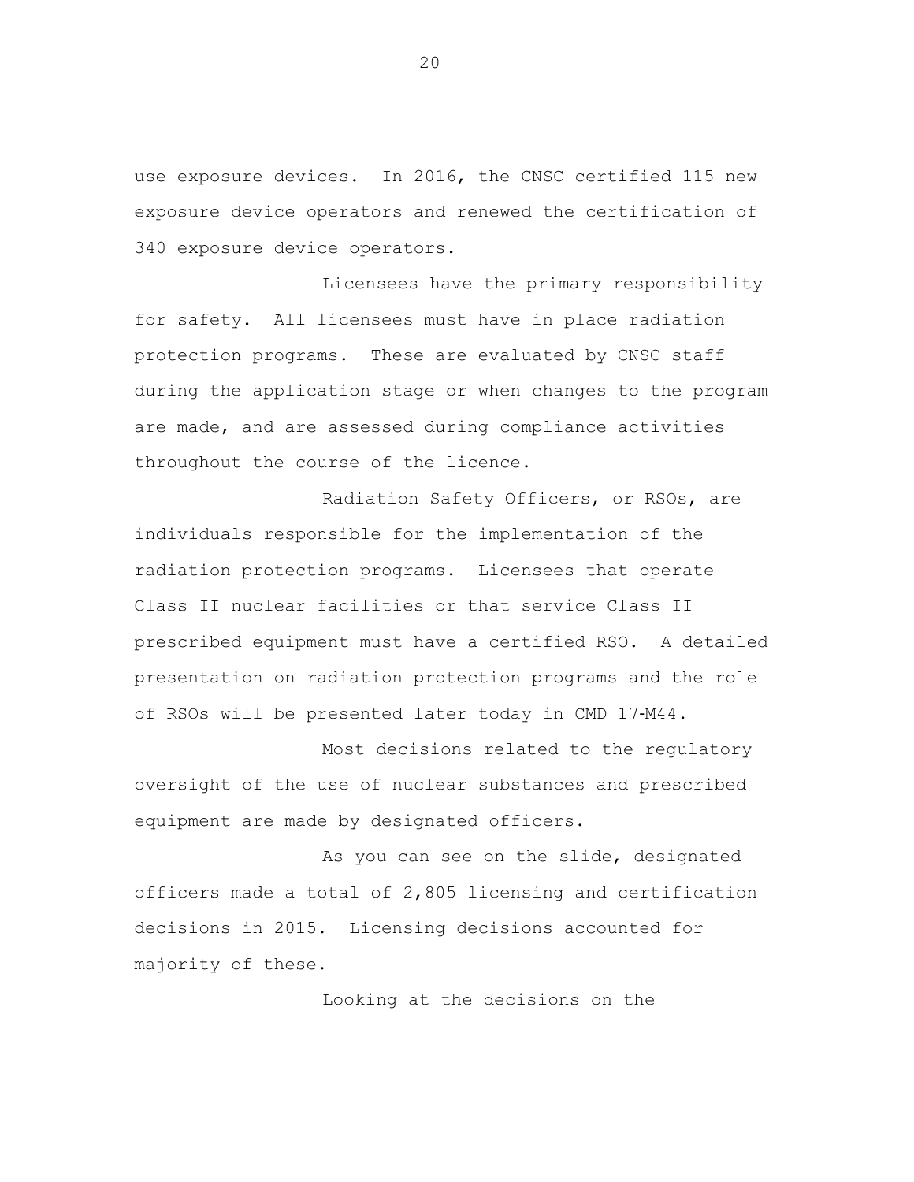use exposure devices. In 2016, the CNSC certified 115 new exposure device operators and renewed the certification of 340 exposure device operators.

Licensees have the primary responsibility for safety. All licensees must have in place radiation protection programs. These are evaluated by CNSC staff during the application stage or when changes to the program are made, and are assessed during compliance activities throughout the course of the licence.

Radiation Safety Officers, or RSOs, are individuals responsible for the implementation of the radiation protection programs. Licensees that operate Class II nuclear facilities or that service Class II prescribed equipment must have a certified RSO. A detailed presentation on radiation protection programs and the role of RSOs will be presented later today in CMD 17-M44.

Most decisions related to the regulatory oversight of the use of nuclear substances and prescribed equipment are made by designated officers.

As you can see on the slide, designated officers made a total of 2,805 licensing and certification decisions in 2015. Licensing decisions accounted for majority of these.

Looking at the decisions on the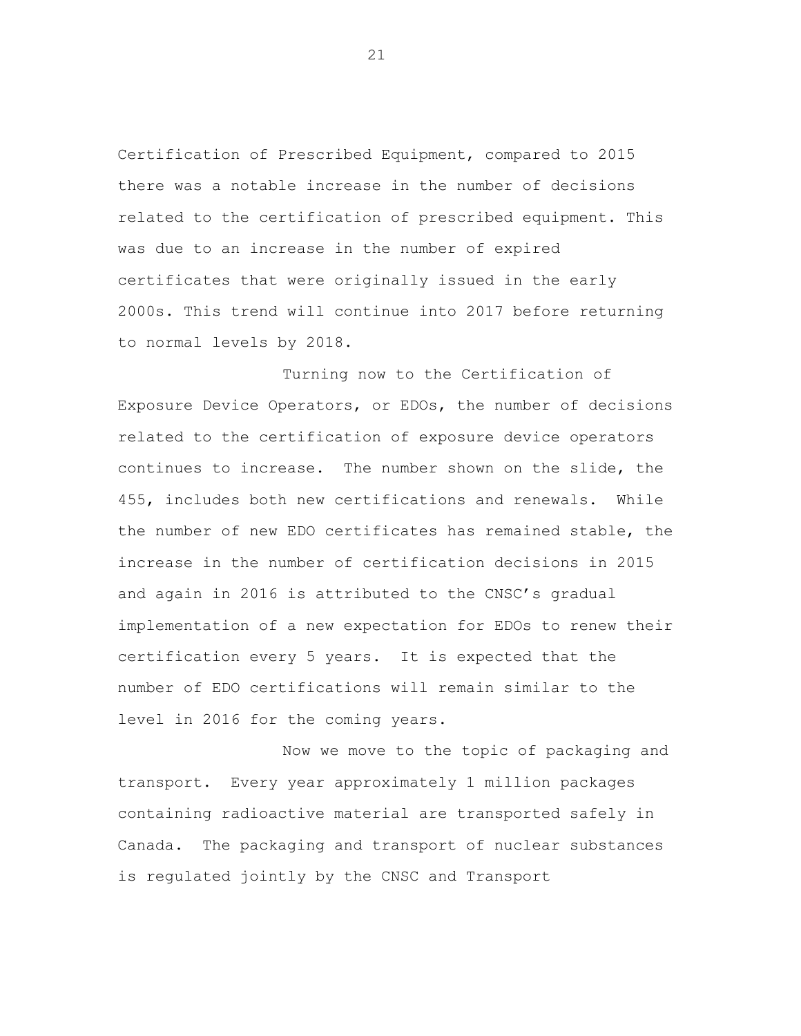Certification of Prescribed Equipment, compared to 2015 there was a notable increase in the number of decisions related to the certification of prescribed equipment. This was due to an increase in the number of expired certificates that were originally issued in the early 2000s. This trend will continue into 2017 before returning to normal levels by 2018.

Turning now to the Certification of Exposure Device Operators, or EDOs, the number of decisions related to the certification of exposure device operators continues to increase. The number shown on the slide, the 455, includes both new certifications and renewals. While the number of new EDO certificates has remained stable, the increase in the number of certification decisions in 2015 and again in 2016 is attributed to the CNSC's gradual implementation of a new expectation for EDOs to renew their certification every 5 years. It is expected that the number of EDO certifications will remain similar to the level in 2016 for the coming years.

Now we move to the topic of packaging and transport. Every year approximately 1 million packages containing radioactive material are transported safely in Canada. The packaging and transport of nuclear substances is regulated jointly by the CNSC and Transport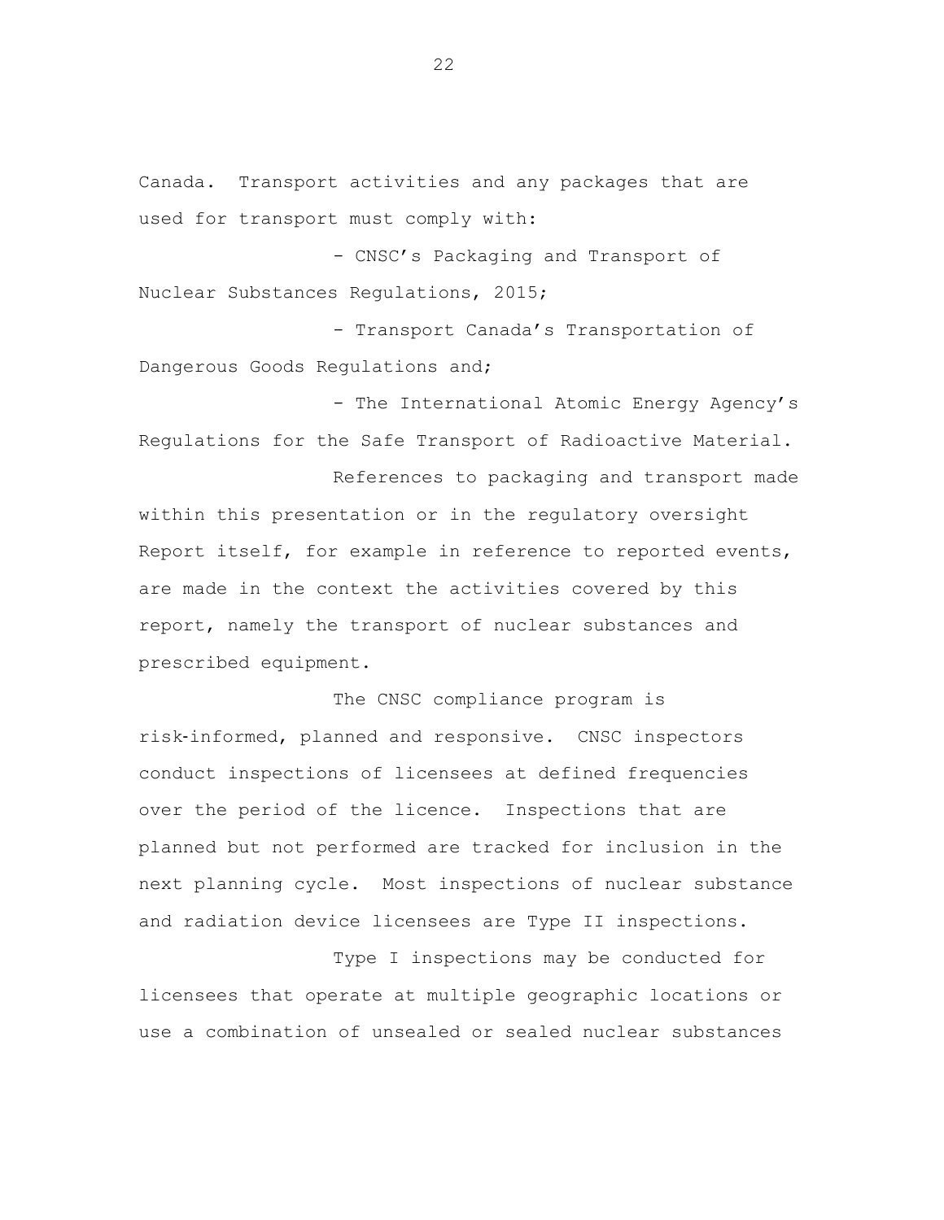Canada. Transport activities and any packages that are used for transport must comply with:

- CNSC's Packaging and Transport of Nuclear Substances Regulations, 2015;
- Transport Canada's Transportation of Dangerous Goods Regulations and;
- The International Atomic Energy Agency's Regulations for the Safe Transport of Radioactive Material.

References to packaging and transport made within this presentation or in the regulatory oversight Report itself, for example in reference to reported events, are made in the context the activities covered by this report, namely the transport of nuclear substances and prescribed equipment.

The CNSC compliance program is risk-informed, planned and responsive. CNSC inspectors conduct inspections of licensees at defined frequencies over the period of the licence. Inspections that are planned but not performed are tracked for inclusion in the next planning cycle. Most inspections of nuclear substance and radiation device licensees are Type II inspections.

Type I inspections may be conducted for licensees that operate at multiple geographic locations or use a combination of unsealed or sealed nuclear substances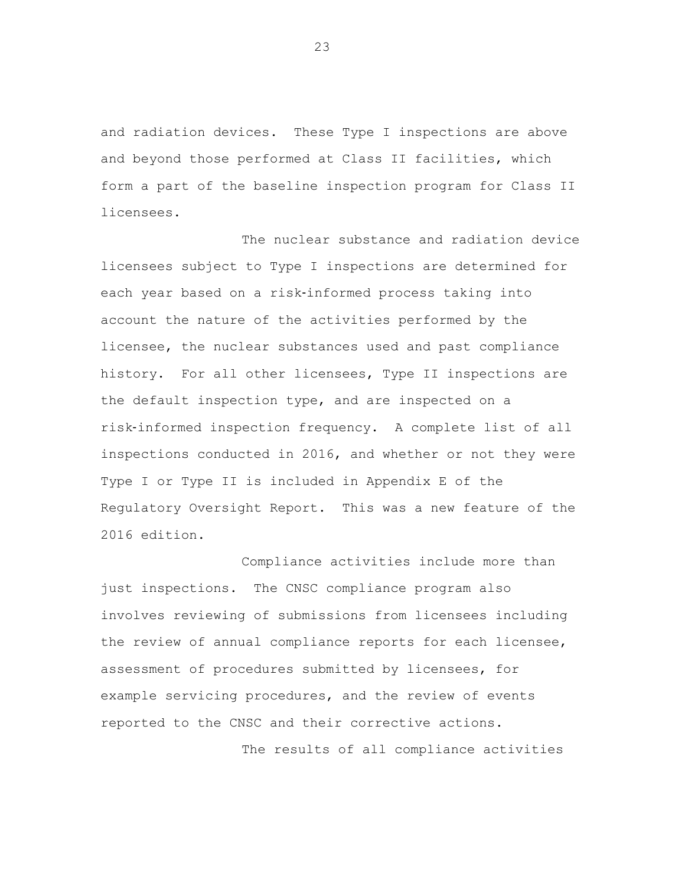and radiation devices. These Type I inspections are above and beyond those performed at Class II facilities, which form a part of the baseline inspection program for Class II licensees.

The nuclear substance and radiation device licensees subject to Type I inspections are determined for each year based on a risk-informed process taking into account the nature of the activities performed by the licensee, the nuclear substances used and past compliance history. For all other licensees, Type II inspections are the default inspection type, and are inspected on a risk-informed inspection frequency. A complete list of all inspections conducted in 2016, and whether or not they were Type I or Type II is included in Appendix E of the Regulatory Oversight Report. This was a new feature of the 2016 edition.

Compliance activities include more than just inspections. The CNSC compliance program also involves reviewing of submissions from licensees including the review of annual compliance reports for each licensee, assessment of procedures submitted by licensees, for example servicing procedures, and the review of events reported to the CNSC and their corrective actions.

The results of all compliance activities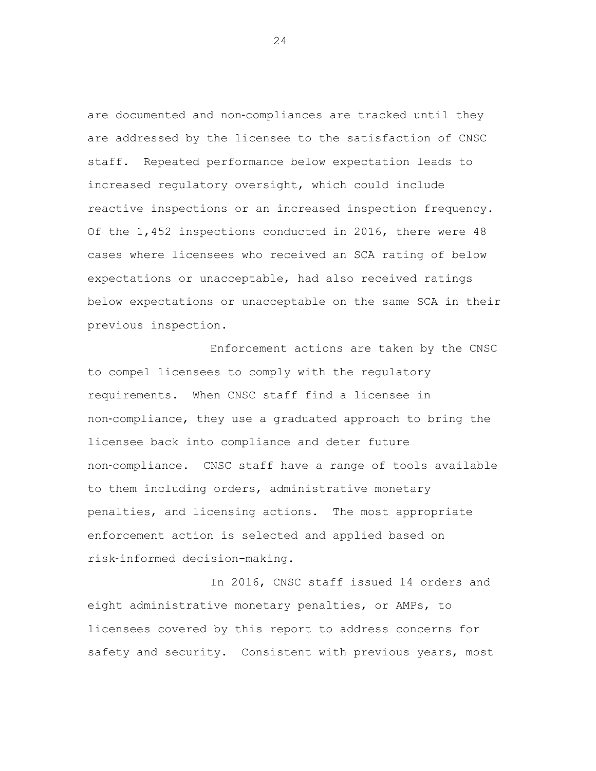are documented and non-compliances are tracked until they are addressed by the licensee to the satisfaction of CNSC staff. Repeated performance below expectation leads to increased regulatory oversight, which could include reactive inspections or an increased inspection frequency. Of the 1,452 inspections conducted in 2016, there were 48 cases where licensees who received an SCA rating of below expectations or unacceptable, had also received ratings below expectations or unacceptable on the same SCA in their previous inspection.

Enforcement actions are taken by the CNSC to compel licensees to comply with the regulatory requirements. When CNSC staff find a licensee in non-compliance, they use a graduated approach to bring the licensee back into compliance and deter future non-compliance. CNSC staff have a range of tools available to them including orders, administrative monetary penalties, and licensing actions. The most appropriate enforcement action is selected and applied based on risk-informed decision-making.

In 2016, CNSC staff issued 14 orders and eight administrative monetary penalties, or AMPs, to licensees covered by this report to address concerns for safety and security. Consistent with previous years, most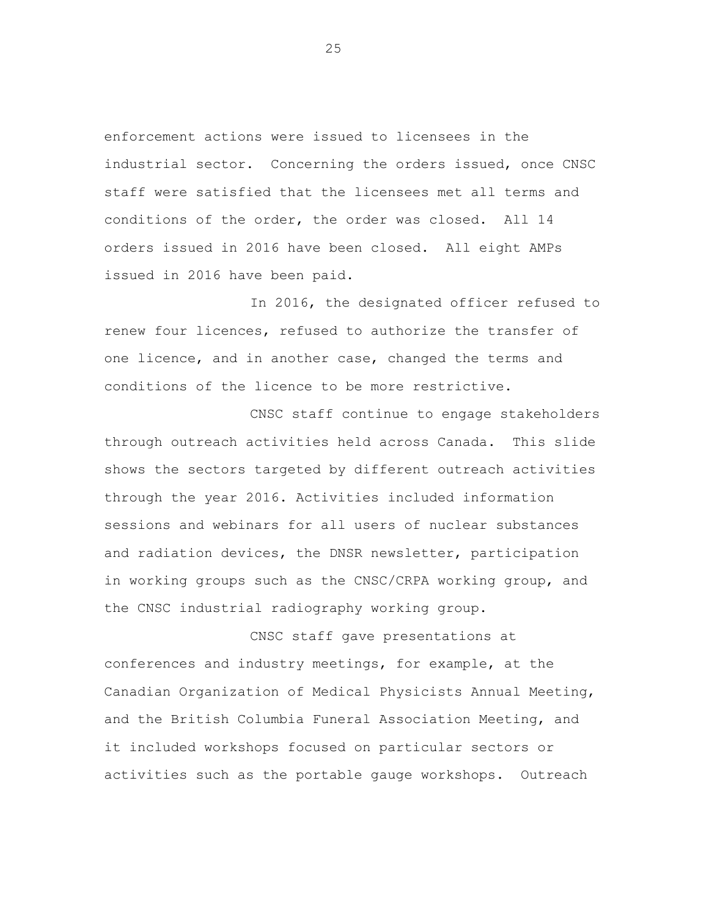enforcement actions were issued to licensees in the industrial sector. Concerning the orders issued, once CNSC staff were satisfied that the licensees met all terms and conditions of the order, the order was closed. All 14 orders issued in 2016 have been closed. All eight AMPs issued in 2016 have been paid.

In 2016, the designated officer refused to renew four licences, refused to authorize the transfer of one licence, and in another case, changed the terms and conditions of the licence to be more restrictive.

CNSC staff continue to engage stakeholders through outreach activities held across Canada. This slide shows the sectors targeted by different outreach activities through the year 2016. Activities included information sessions and webinars for all users of nuclear substances and radiation devices, the DNSR newsletter, participation in working groups such as the CNSC/CRPA working group, and the CNSC industrial radiography working group.

CNSC staff gave presentations at conferences and industry meetings, for example, at the Canadian Organization of Medical Physicists Annual Meeting, and the British Columbia Funeral Association Meeting, and it included workshops focused on particular sectors or activities such as the portable gauge workshops. Outreach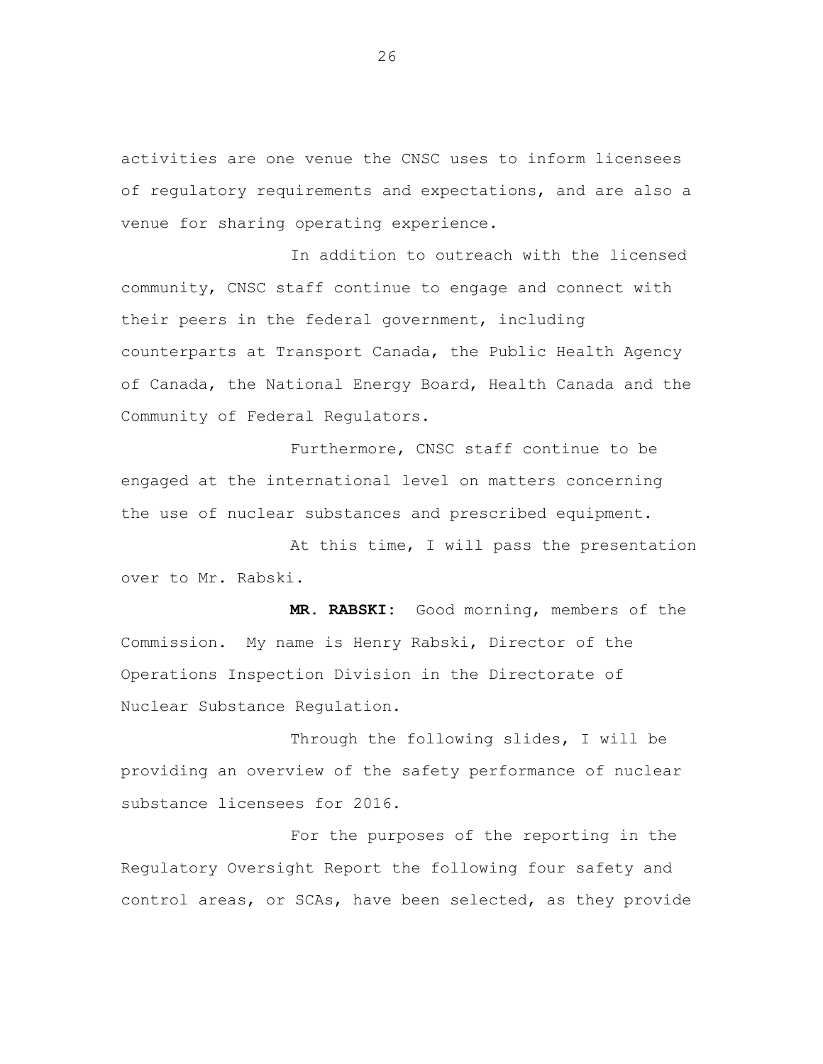activities are one venue the CNSC uses to inform licensees of regulatory requirements and expectations, and are also a venue for sharing operating experience.

In addition to outreach with the licensed community, CNSC staff continue to engage and connect with their peers in the federal government, including counterparts at Transport Canada, the Public Health Agency of Canada, the National Energy Board, Health Canada and the Community of Federal Regulators.

Furthermore, CNSC staff continue to be engaged at the international level on matters concerning the use of nuclear substances and prescribed equipment.

At this time, I will pass the presentation over to Mr. Rabski.

**MR. RABSKI:** Good morning, members of the Commission. My name is Henry Rabski, Director of the Operations Inspection Division in the Directorate of Nuclear Substance Regulation.

Through the following slides, I will be providing an overview of the safety performance of nuclear substance licensees for 2016.

For the purposes of the reporting in the Regulatory Oversight Report the following four safety and control areas, or SCAs, have been selected, as they provide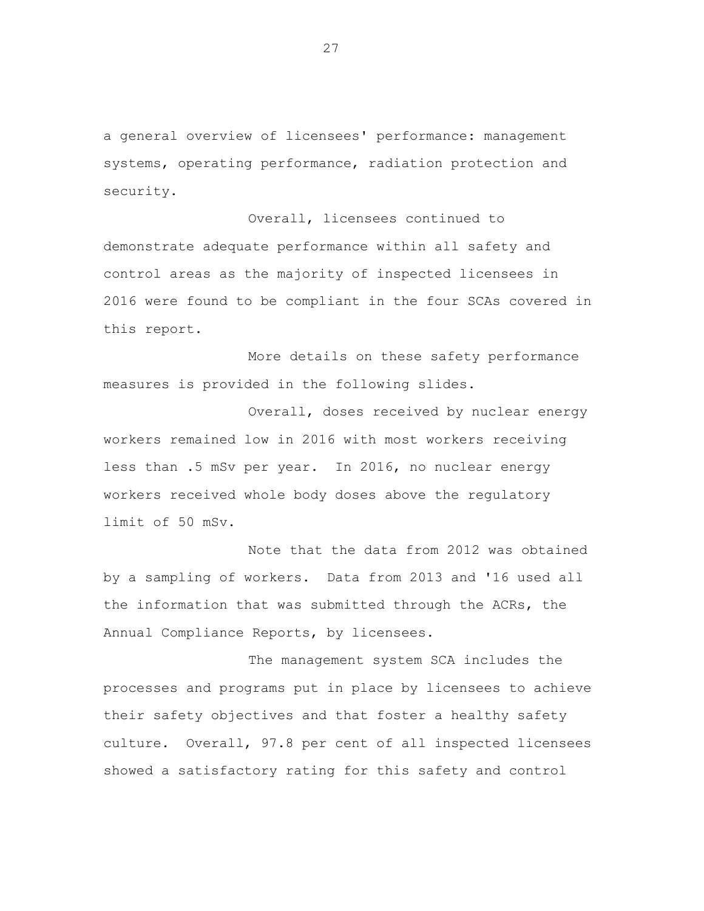a general overview of licensees' performance: management systems, operating performance, radiation protection and security.

Overall, licensees continued to demonstrate adequate performance within all safety and control areas as the majority of inspected licensees in 2016 were found to be compliant in the four SCAs covered in this report.

More details on these safety performance measures is provided in the following slides.

Overall, doses received by nuclear energy workers remained low in 2016 with most workers receiving less than .5 mSv per year. In 2016, no nuclear energy workers received whole body doses above the regulatory limit of 50 mSv.

Note that the data from 2012 was obtained by a sampling of workers. Data from 2013 and '16 used all the information that was submitted through the ACRs, the Annual Compliance Reports, by licensees.

The management system SCA includes the processes and programs put in place by licensees to achieve their safety objectives and that foster a healthy safety culture. Overall, 97.8 per cent of all inspected licensees showed a satisfactory rating for this safety and control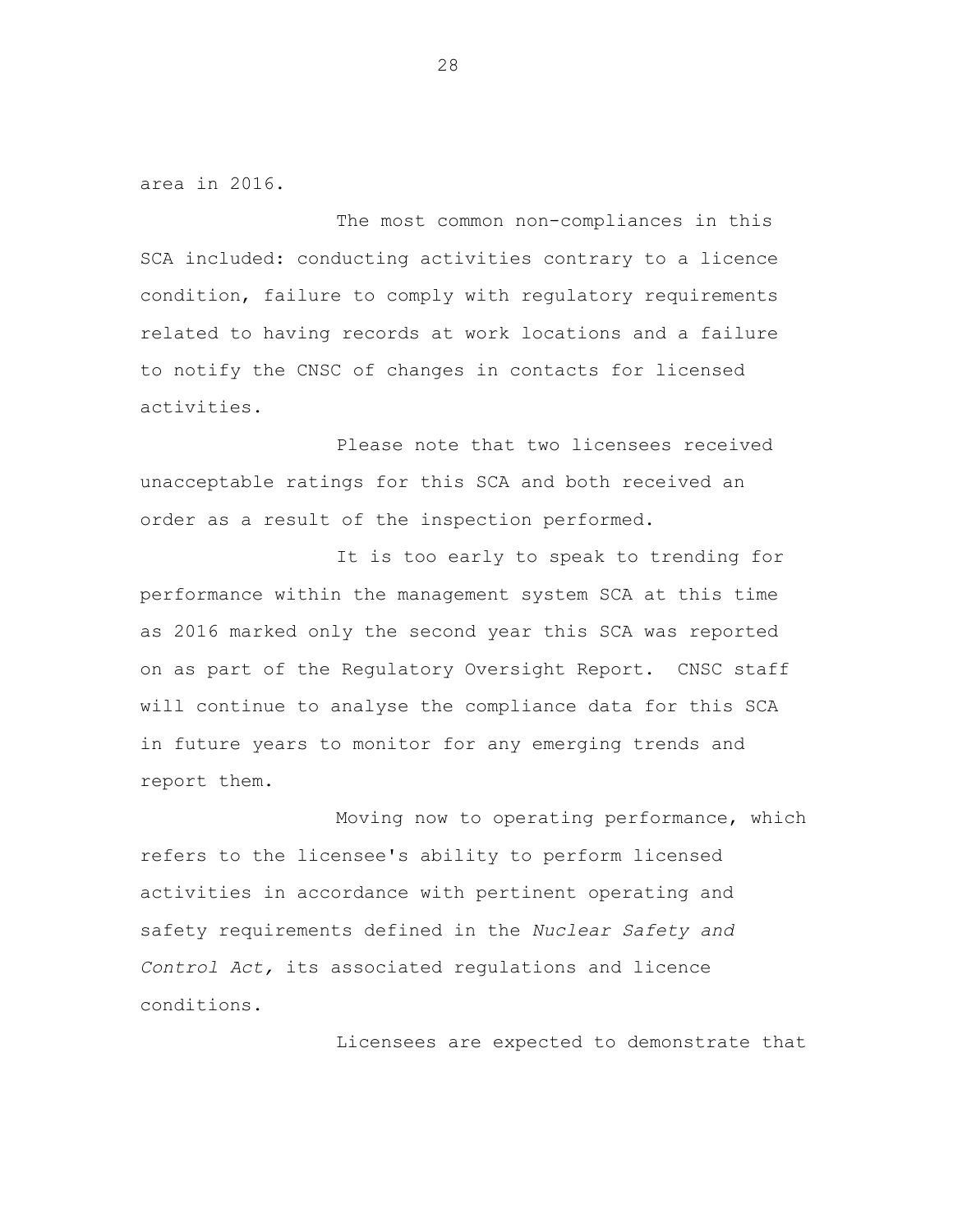area in 2016.

The most common non-compliances in this SCA included: conducting activities contrary to a licence condition, failure to comply with regulatory requirements related to having records at work locations and a failure to notify the CNSC of changes in contacts for licensed activities.

Please note that two licensees received unacceptable ratings for this SCA and both received an order as a result of the inspection performed.

It is too early to speak to trending for performance within the management system SCA at this time as 2016 marked only the second year this SCA was reported on as part of the Regulatory Oversight Report. CNSC staff will continue to analyse the compliance data for this SCA in future years to monitor for any emerging trends and report them.

Moving now to operating performance, which refers to the licensee's ability to perform licensed activities in accordance with pertinent operating and safety requirements defined in the *Nuclear Safety and Control Act,* its associated regulations and licence conditions.

Licensees are expected to demonstrate that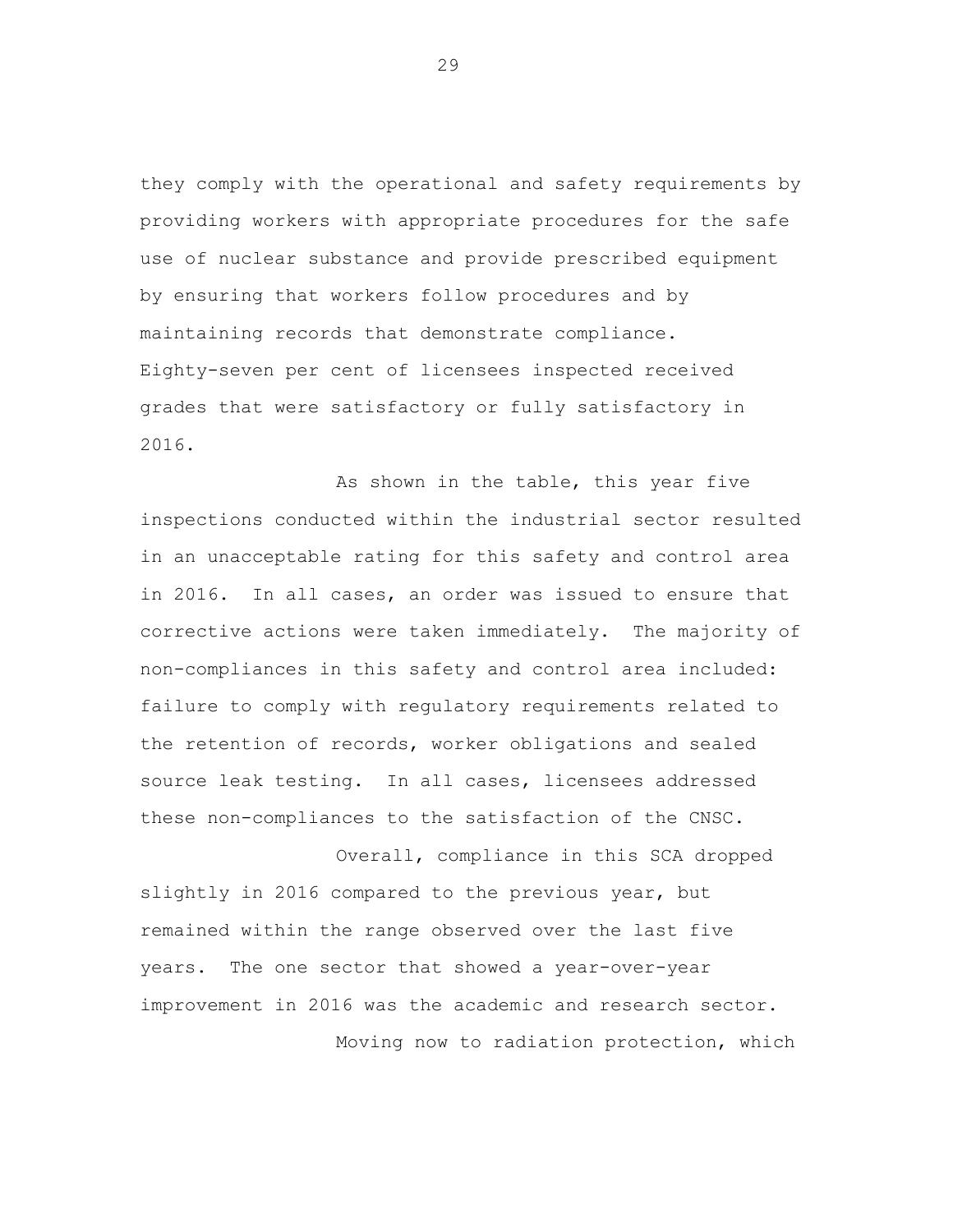they comply with the operational and safety requirements by providing workers with appropriate procedures for the safe use of nuclear substance and provide prescribed equipment by ensuring that workers follow procedures and by maintaining records that demonstrate compliance. Eighty-seven per cent of licensees inspected received grades that were satisfactory or fully satisfactory in 2016.

As shown in the table, this year five inspections conducted within the industrial sector resulted in an unacceptable rating for this safety and control area in 2016. In all cases, an order was issued to ensure that corrective actions were taken immediately. The majority of non-compliances in this safety and control area included: failure to comply with regulatory requirements related to the retention of records, worker obligations and sealed source leak testing. In all cases, licensees addressed these non-compliances to the satisfaction of the CNSC.

Overall, compliance in this SCA dropped slightly in 2016 compared to the previous year, but remained within the range observed over the last five years. The one sector that showed a year-over-year improvement in 2016 was the academic and research sector.

Moving now to radiation protection, which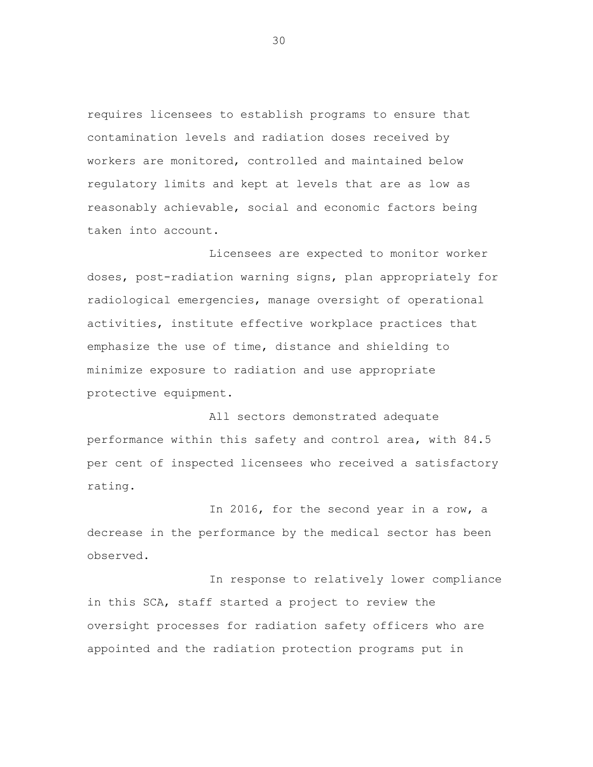requires licensees to establish programs to ensure that contamination levels and radiation doses received by workers are monitored, controlled and maintained below regulatory limits and kept at levels that are as low as reasonably achievable, social and economic factors being taken into account.

Licensees are expected to monitor worker doses, post-radiation warning signs, plan appropriately for radiological emergencies, manage oversight of operational activities, institute effective workplace practices that emphasize the use of time, distance and shielding to minimize exposure to radiation and use appropriate protective equipment.

All sectors demonstrated adequate performance within this safety and control area, with 84.5 per cent of inspected licensees who received a satisfactory rating.

In 2016, for the second year in a row, a decrease in the performance by the medical sector has been observed.

In response to relatively lower compliance in this SCA, staff started a project to review the oversight processes for radiation safety officers who are appointed and the radiation protection programs put in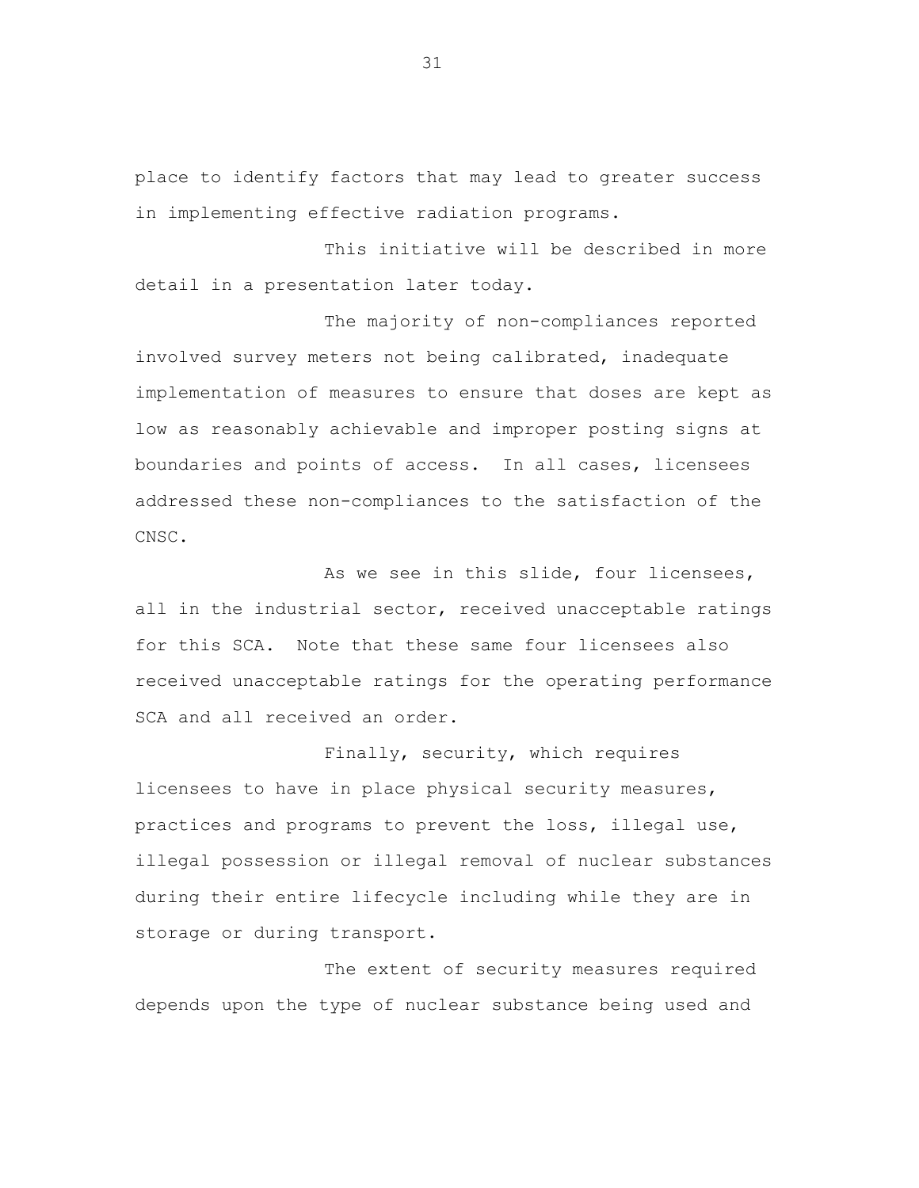place to identify factors that may lead to greater success in implementing effective radiation programs.

This initiative will be described in more detail in a presentation later today.

The majority of non-compliances reported involved survey meters not being calibrated, inadequate implementation of measures to ensure that doses are kept as low as reasonably achievable and improper posting signs at boundaries and points of access. In all cases, licensees addressed these non-compliances to the satisfaction of the CNSC.

As we see in this slide, four licensees, all in the industrial sector, received unacceptable ratings for this SCA. Note that these same four licensees also received unacceptable ratings for the operating performance SCA and all received an order.

Finally, security, which requires licensees to have in place physical security measures, practices and programs to prevent the loss, illegal use, illegal possession or illegal removal of nuclear substances during their entire lifecycle including while they are in storage or during transport.

The extent of security measures required depends upon the type of nuclear substance being used and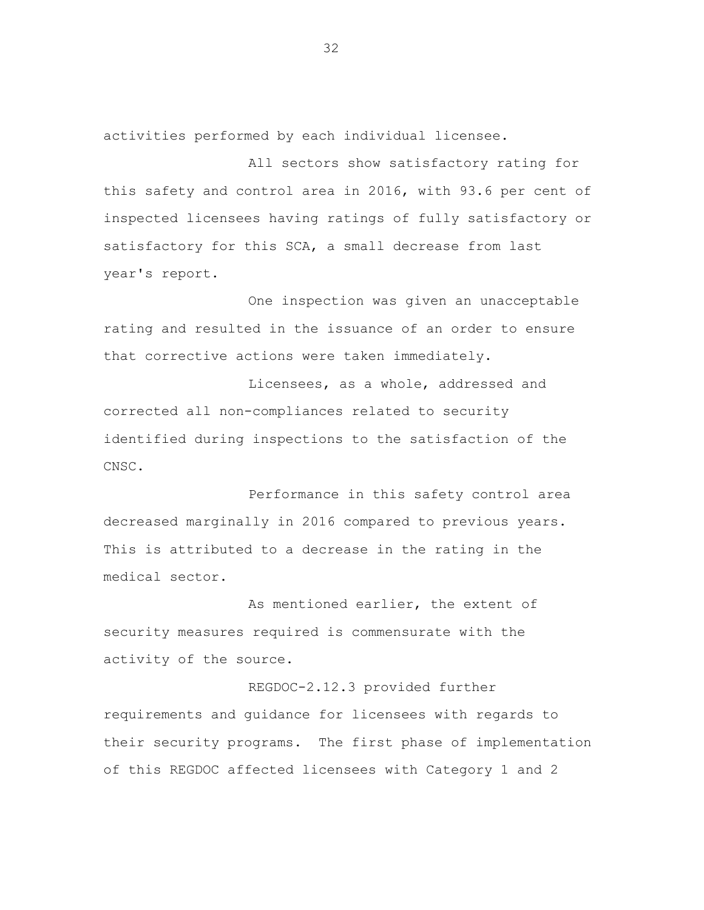activities performed by each individual licensee.

All sectors show satisfactory rating for this safety and control area in 2016, with 93.6 per cent of inspected licensees having ratings of fully satisfactory or satisfactory for this SCA, a small decrease from last year's report.

One inspection was given an unacceptable rating and resulted in the issuance of an order to ensure that corrective actions were taken immediately.

Licensees, as a whole, addressed and corrected all non-compliances related to security identified during inspections to the satisfaction of the CNSC.

Performance in this safety control area decreased marginally in 2016 compared to previous years. This is attributed to a decrease in the rating in the medical sector.

As mentioned earlier, the extent of security measures required is commensurate with the activity of the source.

REGDOC-2.12.3 provided further requirements and guidance for licensees with regards to their security programs. The first phase of implementation of this REGDOC affected licensees with Category 1 and 2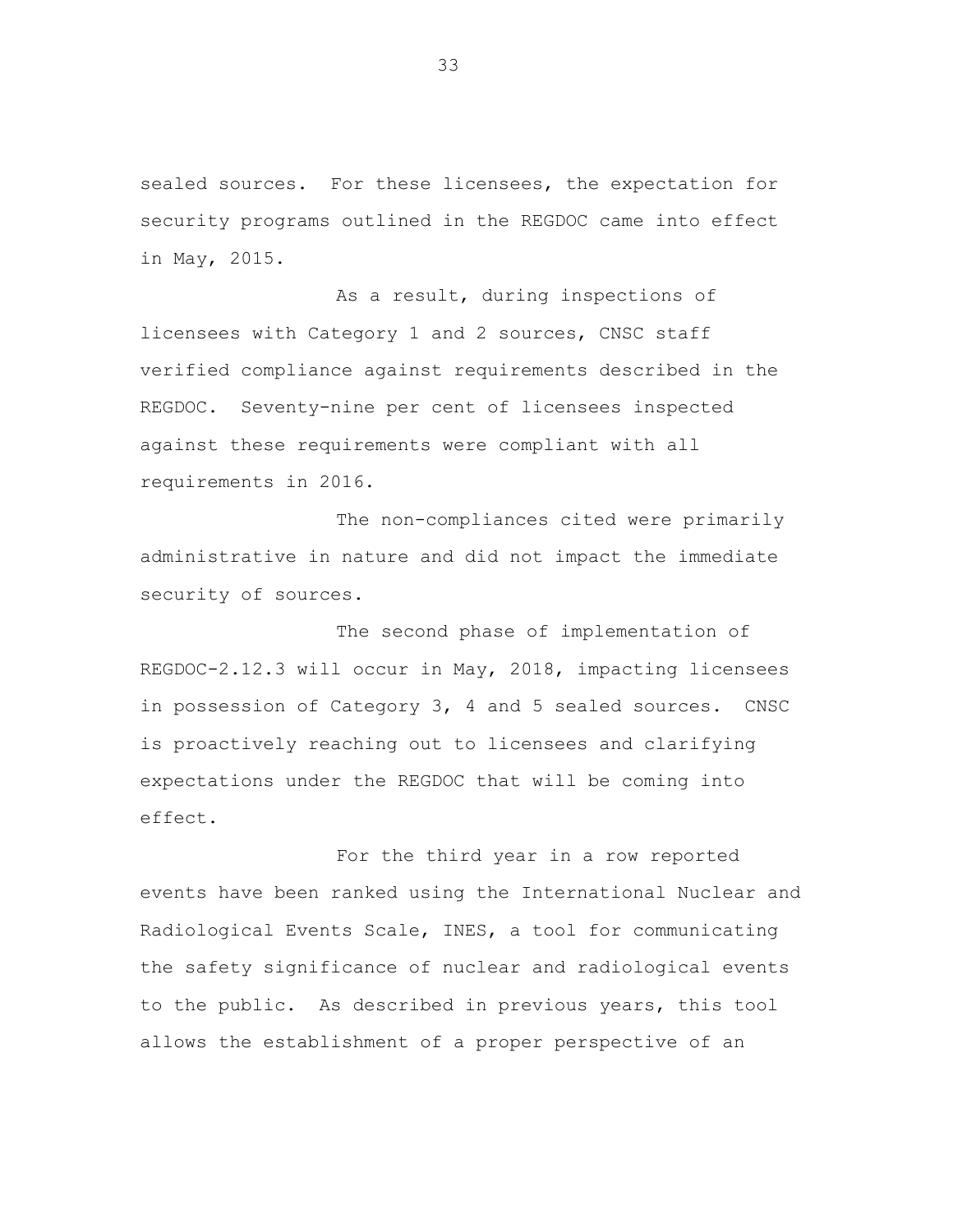sealed sources. For these licensees, the expectation for security programs outlined in the REGDOC came into effect in May, 2015.

As a result, during inspections of licensees with Category 1 and 2 sources, CNSC staff verified compliance against requirements described in the REGDOC. Seventy-nine per cent of licensees inspected against these requirements were compliant with all requirements in 2016.

The non-compliances cited were primarily administrative in nature and did not impact the immediate security of sources.

The second phase of implementation of REGDOC-2.12.3 will occur in May, 2018, impacting licensees in possession of Category 3, 4 and 5 sealed sources. CNSC is proactively reaching out to licensees and clarifying expectations under the REGDOC that will be coming into effect.

For the third year in a row reported events have been ranked using the International Nuclear and Radiological Events Scale, INES, a tool for communicating the safety significance of nuclear and radiological events to the public. As described in previous years, this tool allows the establishment of a proper perspective of an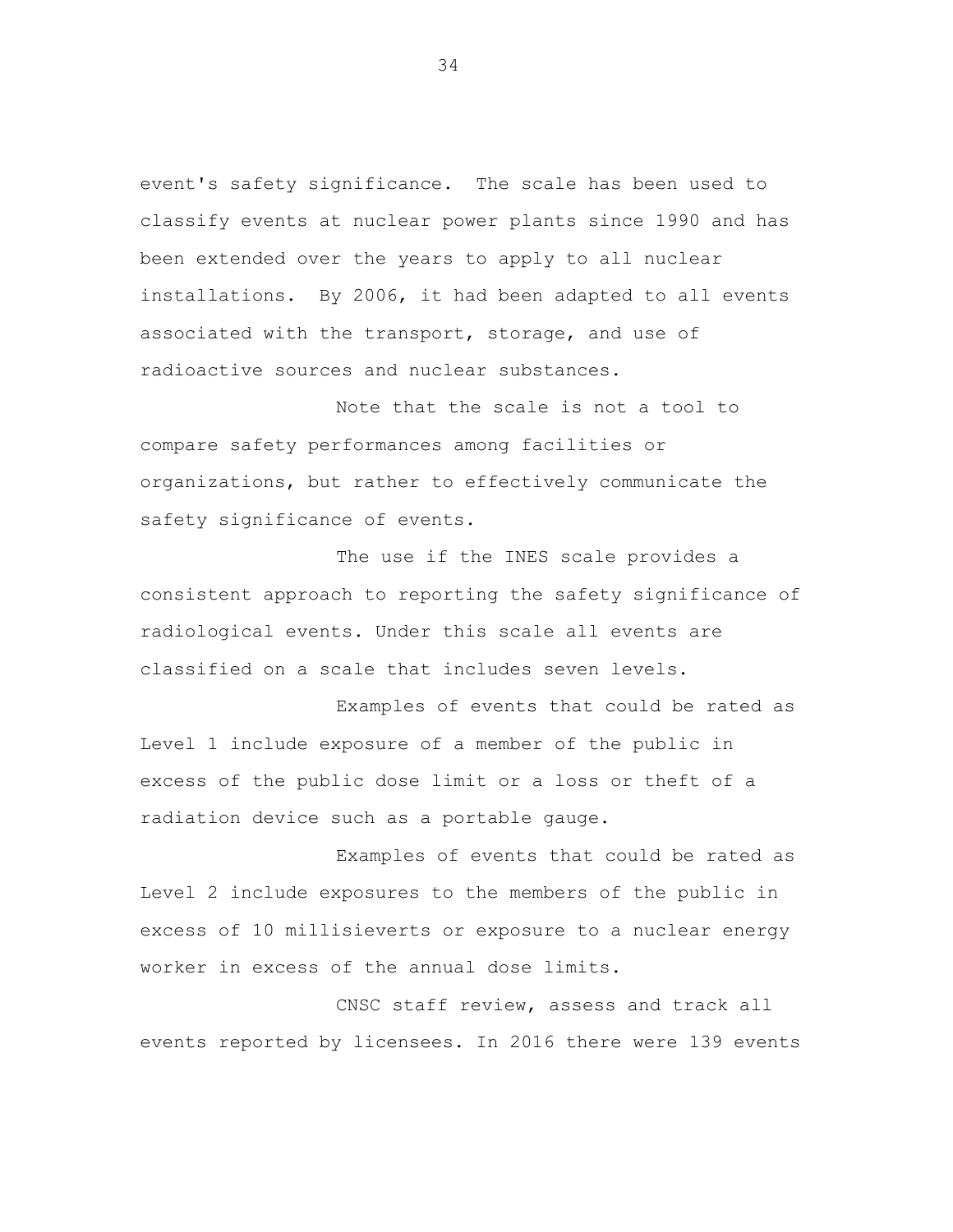event's safety significance. The scale has been used to classify events at nuclear power plants since 1990 and has been extended over the years to apply to all nuclear installations. By 2006, it had been adapted to all events associated with the transport, storage, and use of radioactive sources and nuclear substances.

Note that the scale is not a tool to compare safety performances among facilities or organizations, but rather to effectively communicate the safety significance of events.

The use if the INES scale provides a consistent approach to reporting the safety significance of radiological events. Under this scale all events are classified on a scale that includes seven levels.

Examples of events that could be rated as Level 1 include exposure of a member of the public in excess of the public dose limit or a loss or theft of a radiation device such as a portable gauge.

Examples of events that could be rated as Level 2 include exposures to the members of the public in excess of 10 millisieverts or exposure to a nuclear energy worker in excess of the annual dose limits.

CNSC staff review, assess and track all events reported by licensees. In 2016 there were 139 events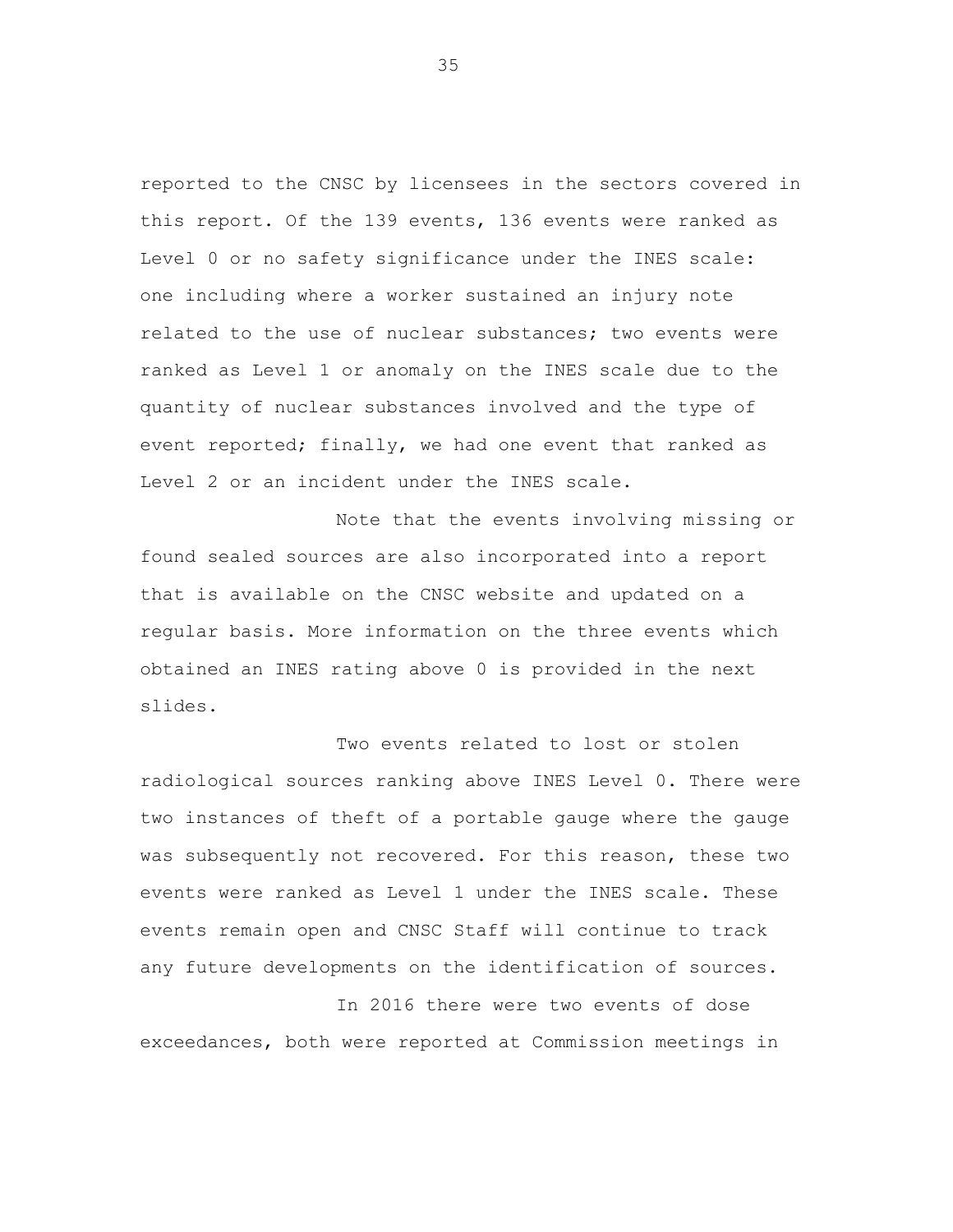reported to the CNSC by licensees in the sectors covered in this report. Of the 139 events, 136 events were ranked as Level 0 or no safety significance under the INES scale: one including where a worker sustained an injury note related to the use of nuclear substances; two events were ranked as Level 1 or anomaly on the INES scale due to the quantity of nuclear substances involved and the type of event reported; finally, we had one event that ranked as Level 2 or an incident under the INES scale.

Note that the events involving missing or found sealed sources are also incorporated into a report that is available on the CNSC website and updated on a regular basis. More information on the three events which obtained an INES rating above 0 is provided in the next slides.

Two events related to lost or stolen radiological sources ranking above INES Level 0. There were two instances of theft of a portable gauge where the gauge was subsequently not recovered. For this reason, these two events were ranked as Level 1 under the INES scale. These events remain open and CNSC Staff will continue to track any future developments on the identification of sources.

In 2016 there were two events of dose exceedances, both were reported at Commission meetings in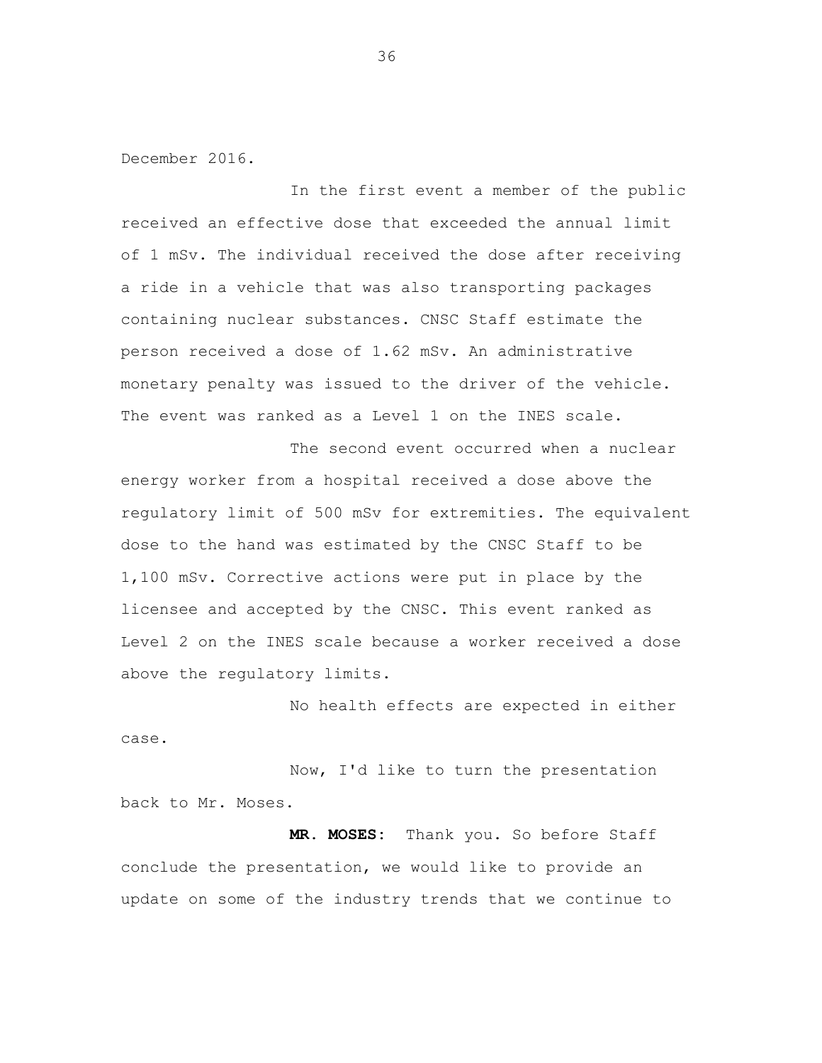December 2016.

In the first event a member of the public received an effective dose that exceeded the annual limit of 1 mSv. The individual received the dose after receiving a ride in a vehicle that was also transporting packages containing nuclear substances. CNSC Staff estimate the person received a dose of 1.62 mSv. An administrative monetary penalty was issued to the driver of the vehicle. The event was ranked as a Level 1 on the INES scale.

The second event occurred when a nuclear energy worker from a hospital received a dose above the regulatory limit of 500 mSv for extremities. The equivalent dose to the hand was estimated by the CNSC Staff to be 1,100 mSv. Corrective actions were put in place by the licensee and accepted by the CNSC. This event ranked as Level 2 on the INES scale because a worker received a dose above the regulatory limits.

No health effects are expected in either case.

Now, I'd like to turn the presentation back to Mr. Moses.

**MR. MOSES:** Thank you. So before Staff conclude the presentation, we would like to provide an update on some of the industry trends that we continue to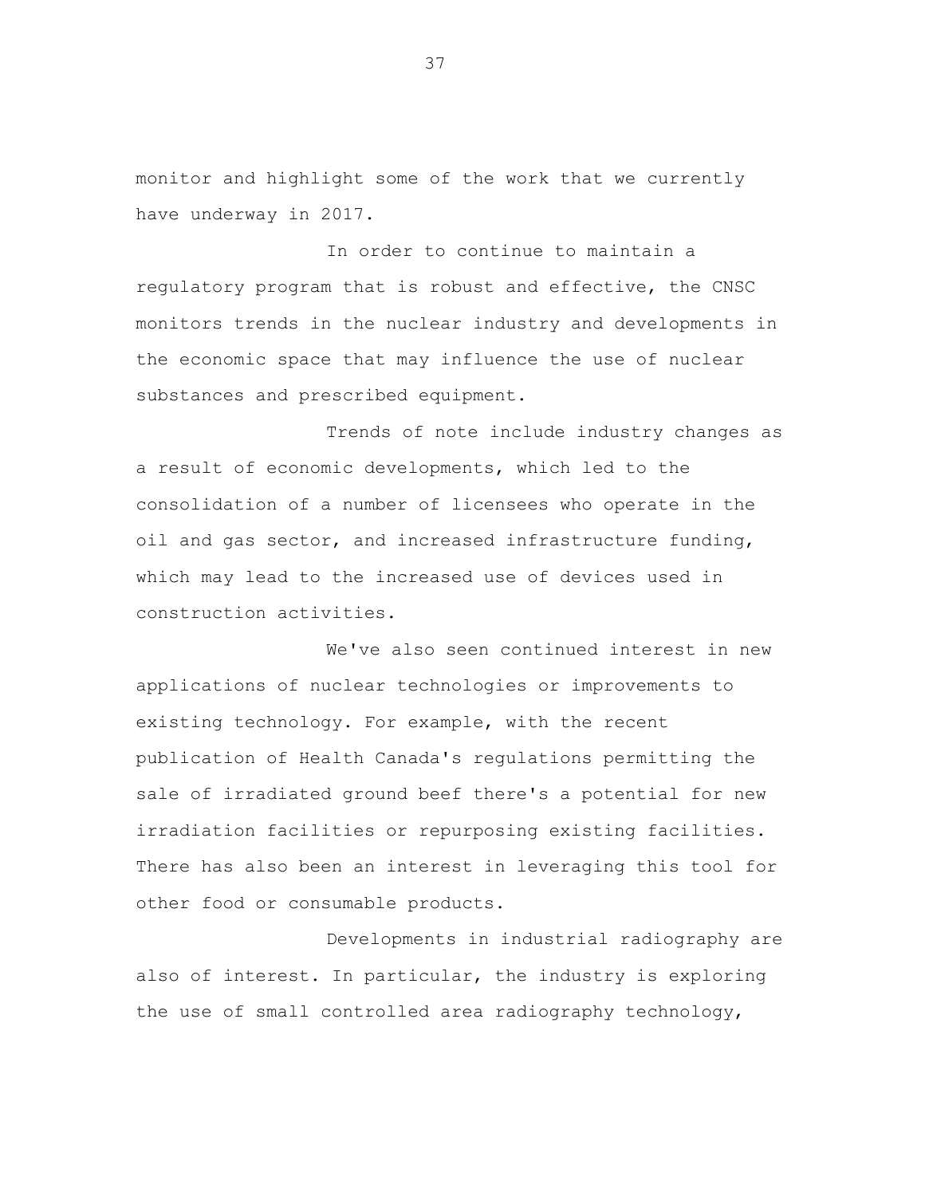monitor and highlight some of the work that we currently have underway in 2017.

In order to continue to maintain a regulatory program that is robust and effective, the CNSC monitors trends in the nuclear industry and developments in the economic space that may influence the use of nuclear substances and prescribed equipment.

Trends of note include industry changes as a result of economic developments, which led to the consolidation of a number of licensees who operate in the oil and gas sector, and increased infrastructure funding, which may lead to the increased use of devices used in construction activities.

We've also seen continued interest in new applications of nuclear technologies or improvements to existing technology. For example, with the recent publication of Health Canada's regulations permitting the sale of irradiated ground beef there's a potential for new irradiation facilities or repurposing existing facilities. There has also been an interest in leveraging this tool for other food or consumable products.

Developments in industrial radiography are also of interest. In particular, the industry is exploring the use of small controlled area radiography technology,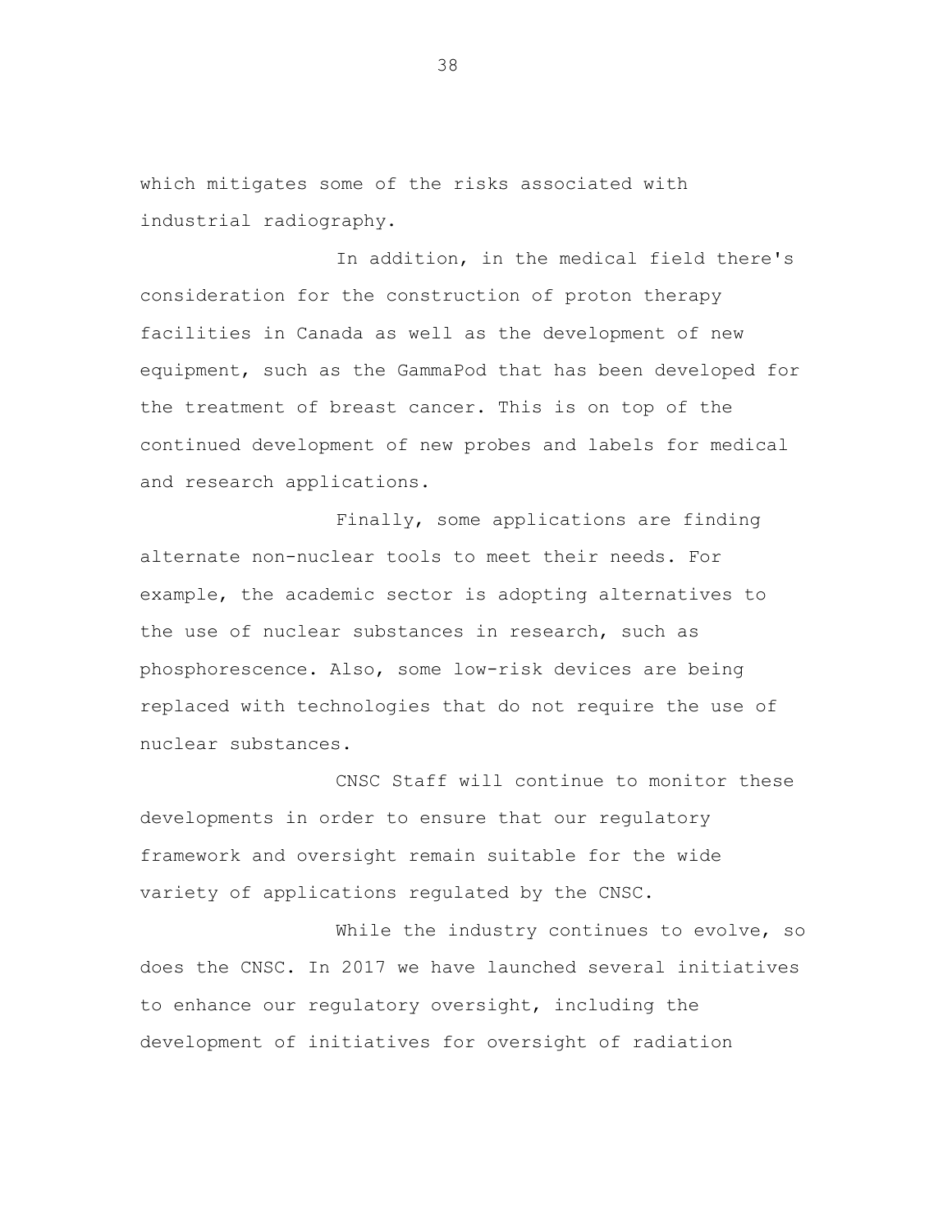which mitigates some of the risks associated with industrial radiography.

In addition, in the medical field there's consideration for the construction of proton therapy facilities in Canada as well as the development of new equipment, such as the GammaPod that has been developed for the treatment of breast cancer. This is on top of the continued development of new probes and labels for medical and research applications.

Finally, some applications are finding alternate non-nuclear tools to meet their needs. For example, the academic sector is adopting alternatives to the use of nuclear substances in research, such as phosphorescence. Also, some low-risk devices are being replaced with technologies that do not require the use of nuclear substances.

CNSC Staff will continue to monitor these developments in order to ensure that our regulatory framework and oversight remain suitable for the wide variety of applications regulated by the CNSC.

While the industry continues to evolve, so does the CNSC. In 2017 we have launched several initiatives to enhance our regulatory oversight, including the development of initiatives for oversight of radiation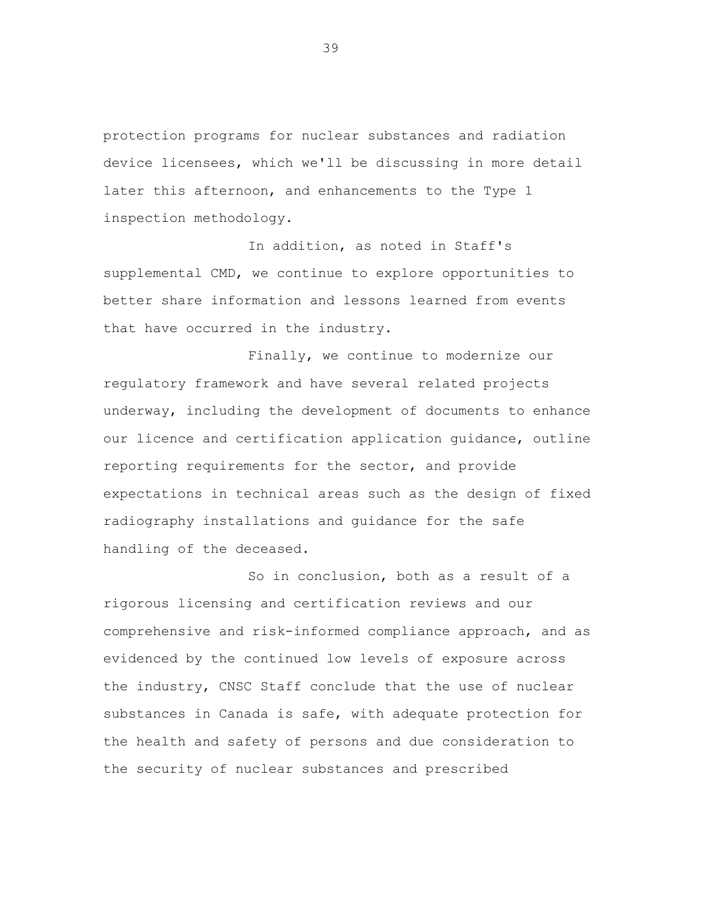protection programs for nuclear substances and radiation device licensees, which we'll be discussing in more detail later this afternoon, and enhancements to the Type 1 inspection methodology.

In addition, as noted in Staff's supplemental CMD, we continue to explore opportunities to better share information and lessons learned from events that have occurred in the industry.

Finally, we continue to modernize our regulatory framework and have several related projects underway, including the development of documents to enhance our licence and certification application guidance, outline reporting requirements for the sector, and provide expectations in technical areas such as the design of fixed radiography installations and guidance for the safe handling of the deceased.

So in conclusion, both as a result of a rigorous licensing and certification reviews and our comprehensive and risk-informed compliance approach, and as evidenced by the continued low levels of exposure across the industry, CNSC Staff conclude that the use of nuclear substances in Canada is safe, with adequate protection for the health and safety of persons and due consideration to the security of nuclear substances and prescribed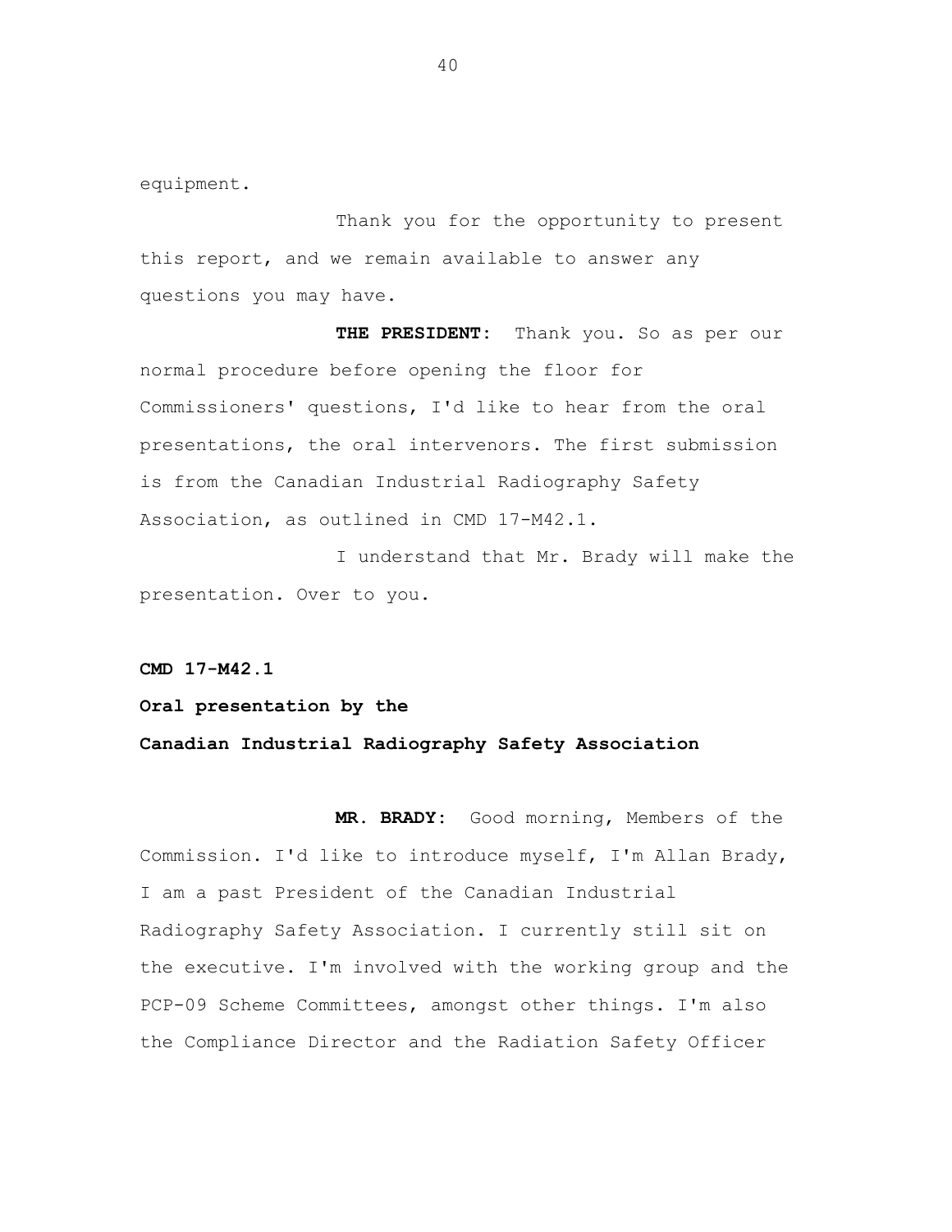equipment.

Thank you for the opportunity to present this report, and we remain available to answer any questions you may have.

**THE PRESIDENT:** Thank you. So as per our normal procedure before opening the floor for Commissioners' questions, I'd like to hear from the oral presentations, the oral intervenors. The first submission is from the Canadian Industrial Radiography Safety Association, as outlined in CMD 17-M42.1.

I understand that Mr. Brady will make the presentation. Over to you.

**CMD 17-M42.1**

**Oral presentation by the**

**Canadian Industrial Radiography Safety Association**

**MR. BRADY:** Good morning, Members of the Commission. I'd like to introduce myself, I'm Allan Brady, I am a past President of the Canadian Industrial Radiography Safety Association. I currently still sit on the executive. I'm involved with the working group and the PCP-09 Scheme Committees, amongst other things. I'm also the Compliance Director and the Radiation Safety Officer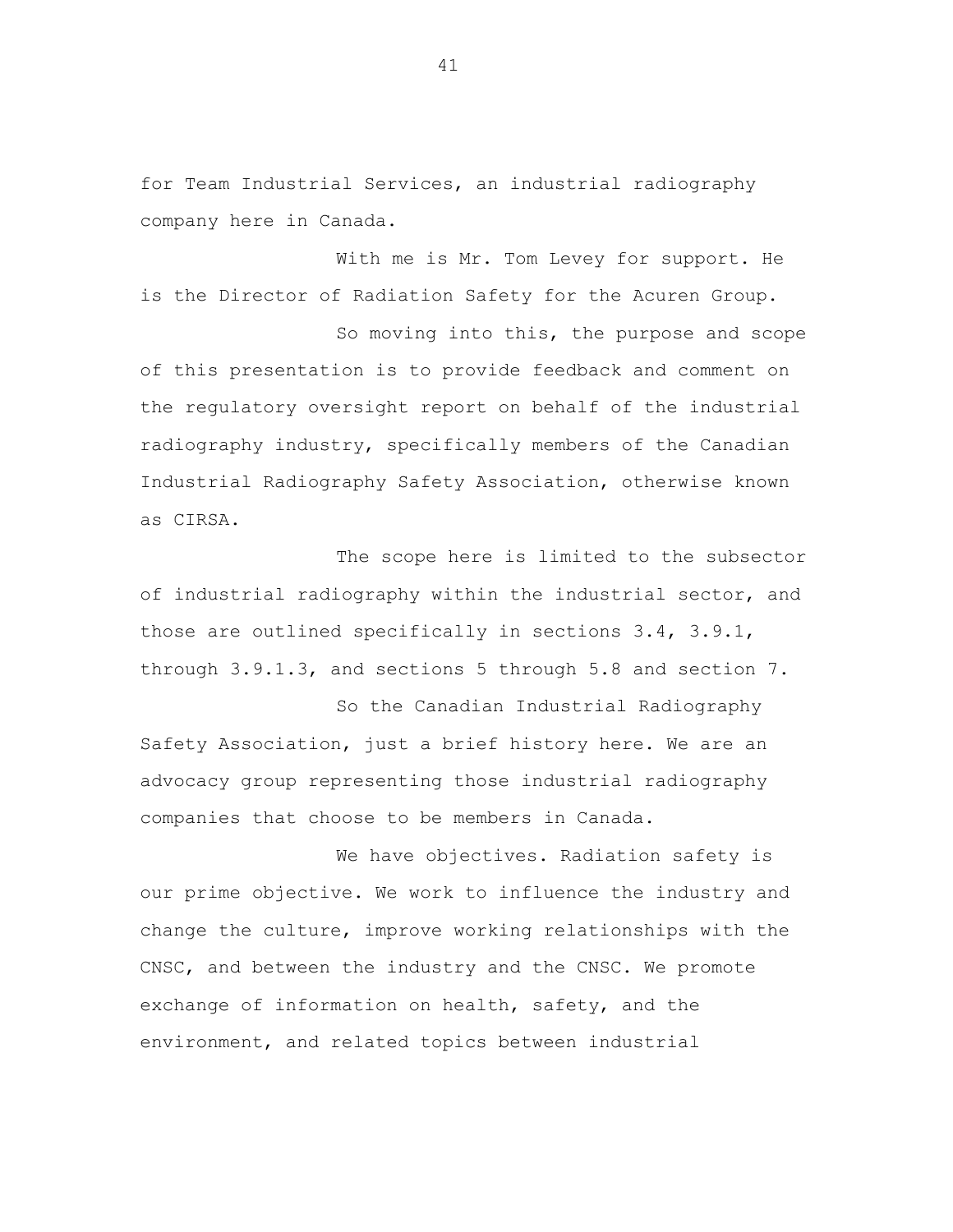for Team Industrial Services, an industrial radiography company here in Canada.

With me is Mr. Tom Levey for support. He is the Director of Radiation Safety for the Acuren Group.

So moving into this, the purpose and scope of this presentation is to provide feedback and comment on the regulatory oversight report on behalf of the industrial radiography industry, specifically members of the Canadian Industrial Radiography Safety Association, otherwise known as CIRSA.

The scope here is limited to the subsector of industrial radiography within the industrial sector, and those are outlined specifically in sections 3.4, 3.9.1, through 3.9.1.3, and sections 5 through 5.8 and section 7.

So the Canadian Industrial Radiography Safety Association, just a brief history here. We are an advocacy group representing those industrial radiography companies that choose to be members in Canada.

We have objectives. Radiation safety is our prime objective. We work to influence the industry and change the culture, improve working relationships with the CNSC, and between the industry and the CNSC. We promote exchange of information on health, safety, and the environment, and related topics between industrial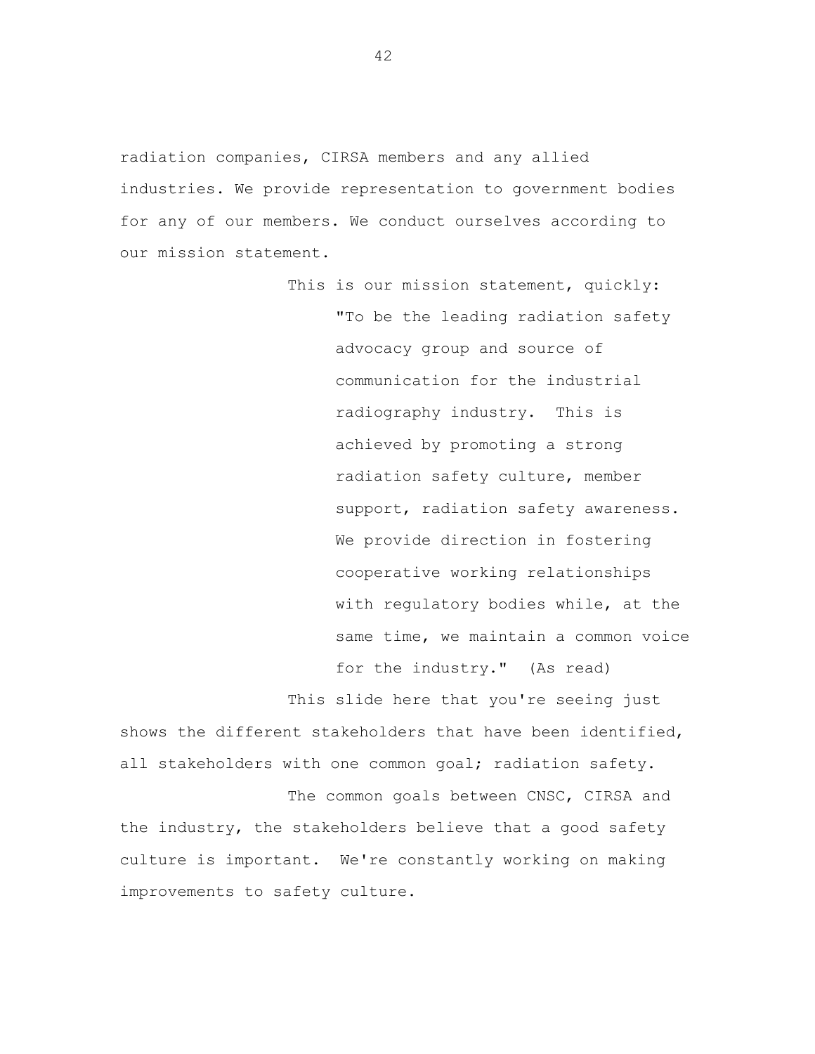radiation companies, CIRSA members and any allied industries. We provide representation to government bodies for any of our members. We conduct ourselves according to our mission statement.

This is our mission statement, quickly:

> "To be the leading radiation safety advocacy group and source of communication for the industrial radiography industry. This is achieved by promoting a strong radiation safety culture, member support, radiation safety awareness. We provide direction in fostering cooperative working relationships with regulatory bodies while, at the same time, we maintain a common voice for the industry." (As read)

This slide here that you're seeing just shows the different stakeholders that have been identified, all stakeholders with one common goal; radiation safety.

The common goals between CNSC, CIRSA and the industry, the stakeholders believe that a good safety culture is important. We're constantly working on making improvements to safety culture.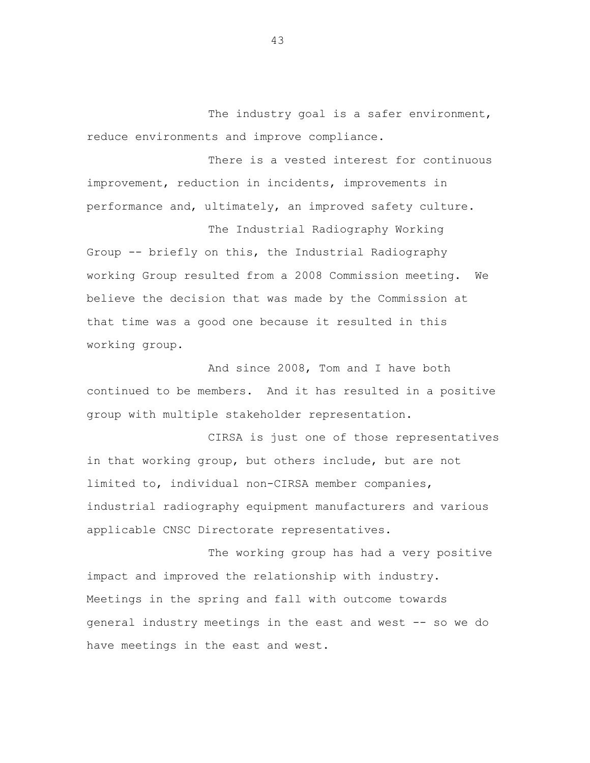The industry goal is a safer environment, reduce environments and improve compliance.

There is a vested interest for continuous improvement, reduction in incidents, improvements in performance and, ultimately, an improved safety culture.

The Industrial Radiography Working Group -- briefly on this, the Industrial Radiography working Group resulted from a 2008 Commission meeting. We believe the decision that was made by the Commission at that time was a good one because it resulted in this working group.

And since 2008, Tom and I have both continued to be members. And it has resulted in a positive group with multiple stakeholder representation.

CIRSA is just one of those representatives in that working group, but others include, but are not limited to, individual non-CIRSA member companies, industrial radiography equipment manufacturers and various applicable CNSC Directorate representatives.

The working group has had a very positive impact and improved the relationship with industry. Meetings in the spring and fall with outcome towards general industry meetings in the east and west -- so we do have meetings in the east and west.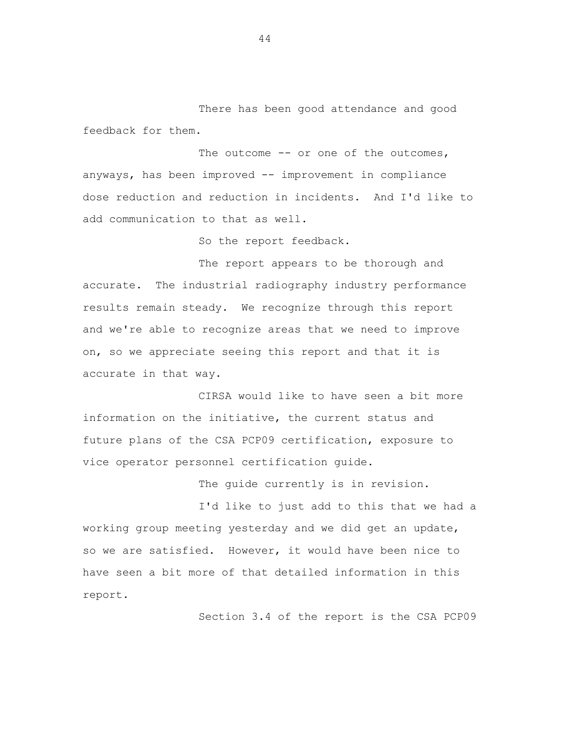There has been good attendance and good feedback for them.

The outcome -- or one of the outcomes, anyways, has been improved -- improvement in compliance dose reduction and reduction in incidents. And I'd like to add communication to that as well.

So the report feedback.

The report appears to be thorough and accurate. The industrial radiography industry performance results remain steady. We recognize through this report and we're able to recognize areas that we need to improve on, so we appreciate seeing this report and that it is accurate in that way.

CIRSA would like to have seen a bit more information on the initiative, the current status and future plans of the CSA PCP09 certification, exposure to vice operator personnel certification guide.

The guide currently is in revision.

I'd like to just add to this that we had a working group meeting yesterday and we did get an update, so we are satisfied. However, it would have been nice to have seen a bit more of that detailed information in this report.

Section 3.4 of the report is the CSA PCP09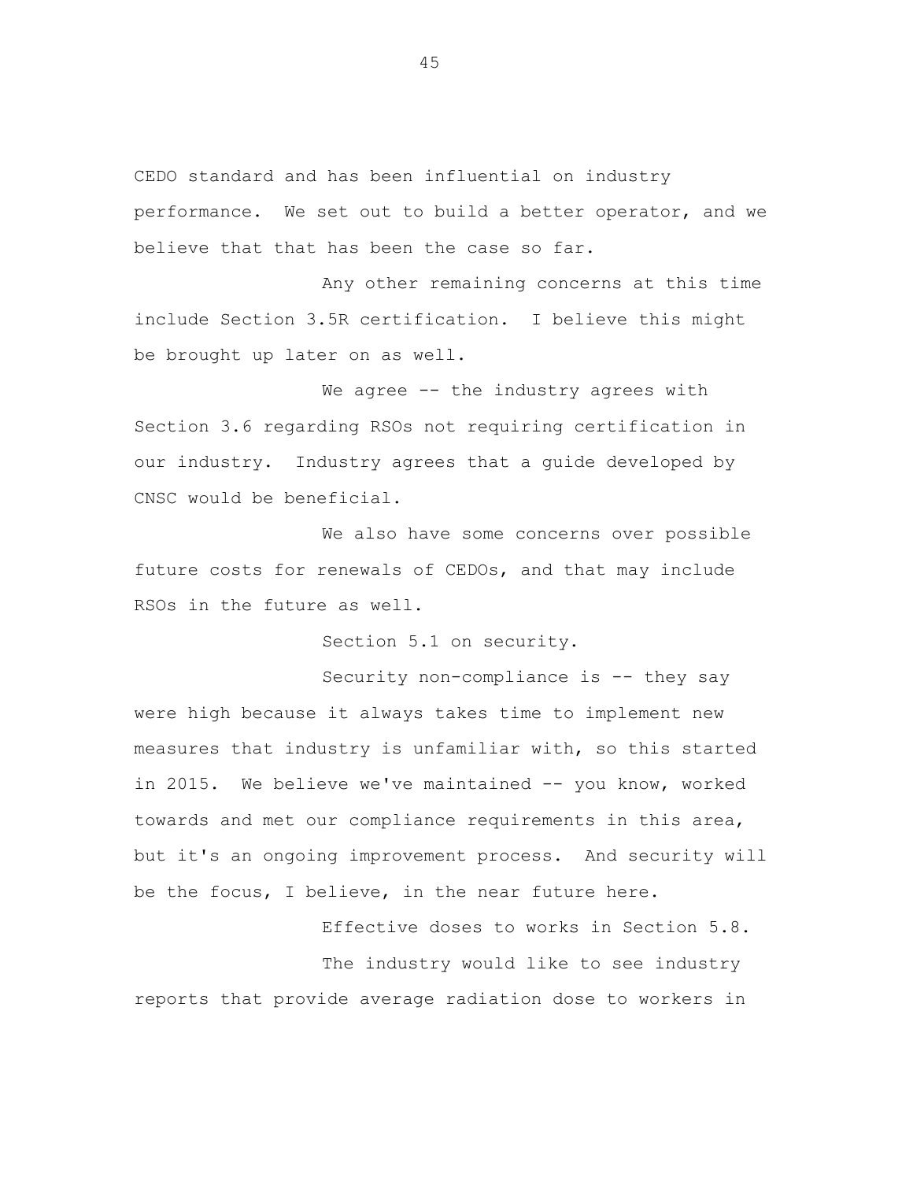CEDO standard and has been influential on industry performance. We set out to build a better operator, and we believe that that has been the case so far.

Any other remaining concerns at this time include Section 3.5R certification. I believe this might be brought up later on as well.

We agree -- the industry agrees with Section 3.6 regarding RSOs not requiring certification in our industry. Industry agrees that a guide developed by CNSC would be beneficial.

We also have some concerns over possible future costs for renewals of CEDOs, and that may include RSOs in the future as well.

Section 5.1 on security.

Security non-compliance is -- they say were high because it always takes time to implement new measures that industry is unfamiliar with, so this started in 2015. We believe we've maintained -- you know, worked towards and met our compliance requirements in this area, but it's an ongoing improvement process. And security will be the focus, I believe, in the near future here.

Effective doses to works in Section 5.8.

The industry would like to see industry reports that provide average radiation dose to workers in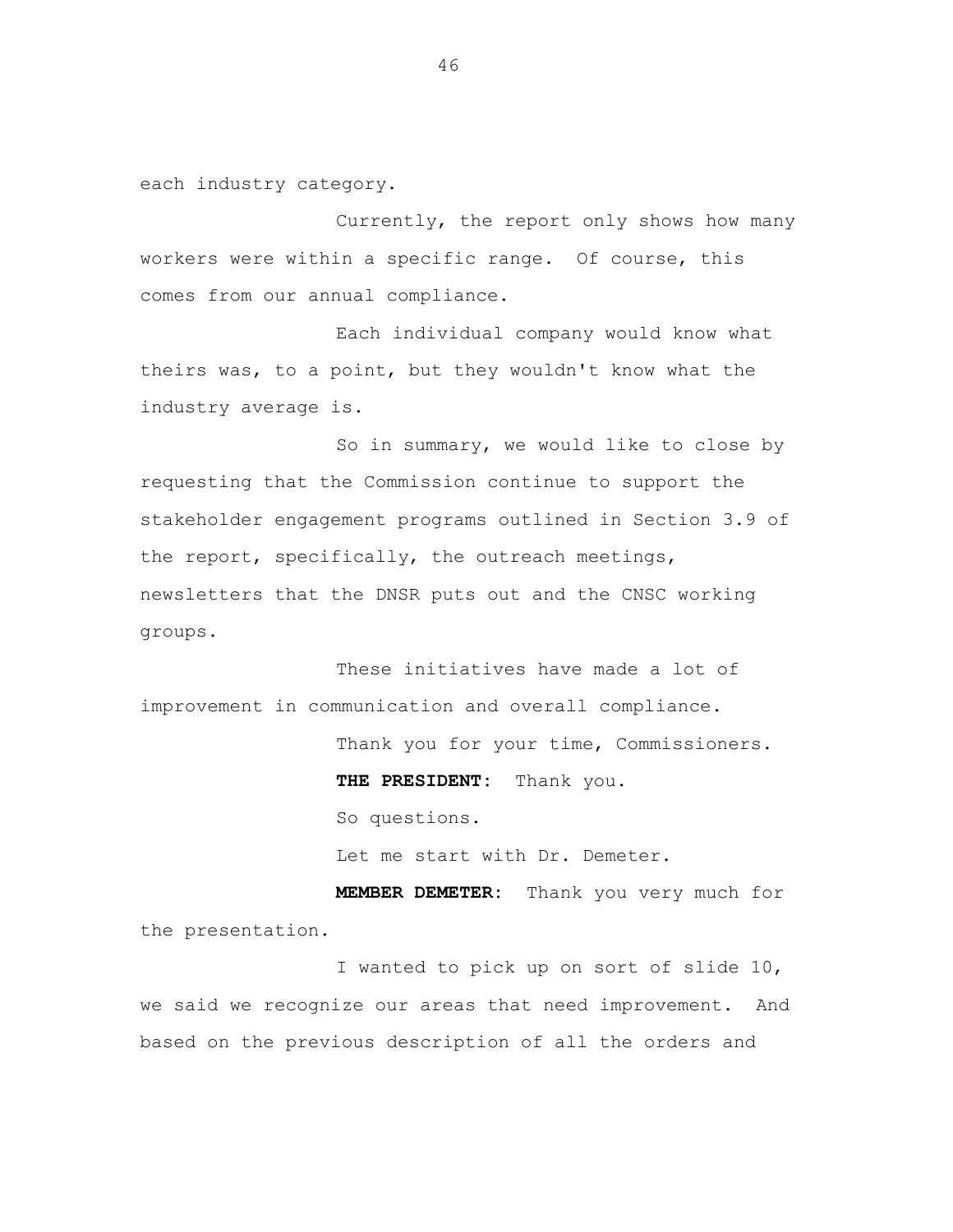each industry category.

Currently, the report only shows how many workers were within a specific range. Of course, this comes from our annual compliance.

Each individual company would know what theirs was, to a point, but they wouldn't know what the industry average is.

So in summary, we would like to close by requesting that the Commission continue to support the stakeholder engagement programs outlined in Section 3.9 of the report, specifically, the outreach meetings, newsletters that the DNSR puts out and the CNSC working groups.

These initiatives have made a lot of improvement in communication and overall compliance.

Thank you for your time, Commissioners.

**THE PRESIDENT:** Thank you.

So questions.

Let me start with Dr. Demeter.

**MEMBER DEMETER:** Thank you very much for the presentation.

I wanted to pick up on sort of slide 10, we said we recognize our areas that need improvement. And based on the previous description of all the orders and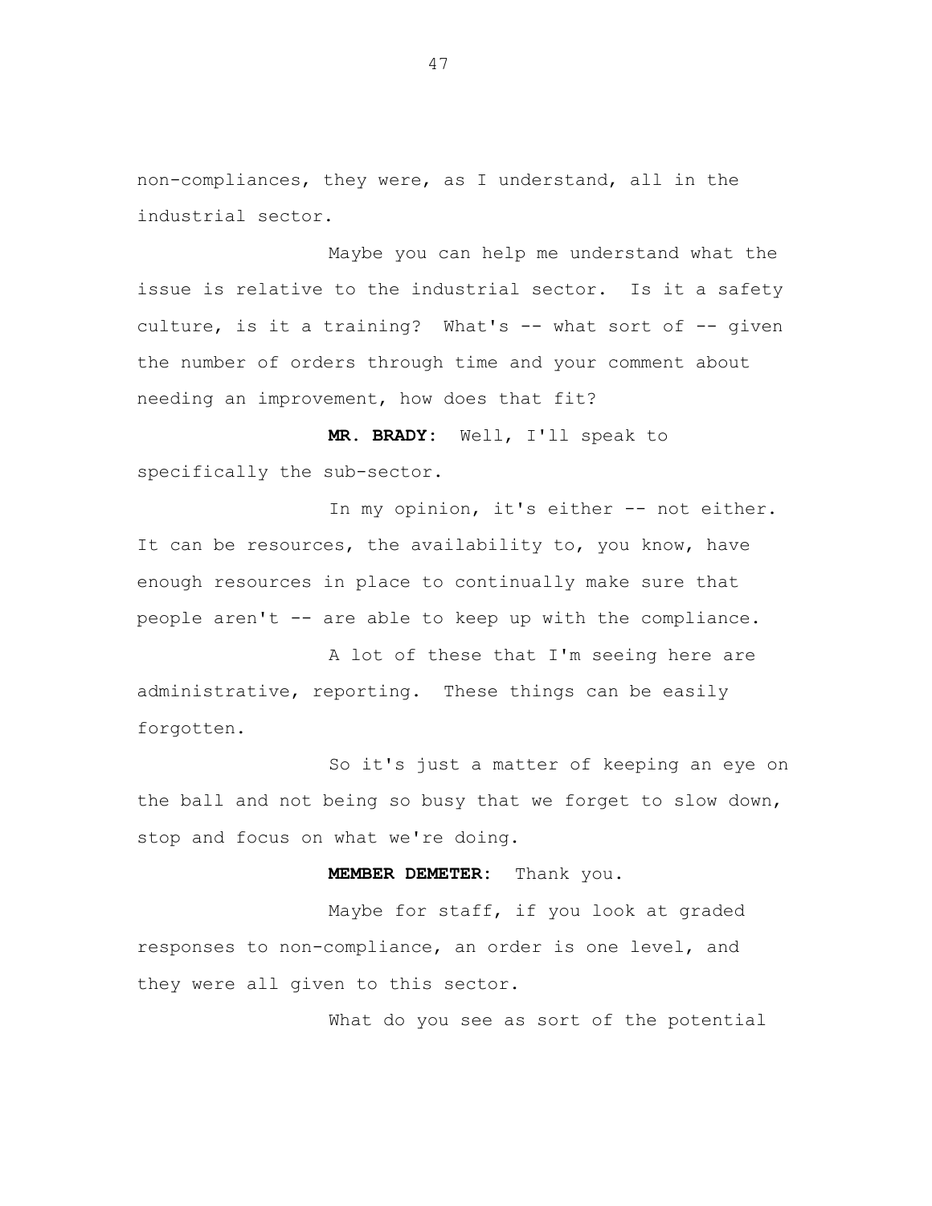non-compliances, they were, as I understand, all in the industrial sector.

Maybe you can help me understand what the issue is relative to the industrial sector. Is it a safety culture, is it a training? What's -- what sort of -- given the number of orders through time and your comment about needing an improvement, how does that fit?

**MR. BRADY:** Well, I'll speak to specifically the sub-sector.

In my opinion, it's either -- not either. It can be resources, the availability to, you know, have enough resources in place to continually make sure that people aren't -- are able to keep up with the compliance.

A lot of these that I'm seeing here are administrative, reporting. These things can be easily forgotten.

So it's just a matter of keeping an eye on the ball and not being so busy that we forget to slow down, stop and focus on what we're doing.

**MEMBER DEMETER:** Thank you.

Maybe for staff, if you look at graded responses to non-compliance, an order is one level, and they were all given to this sector.

What do you see as sort of the potential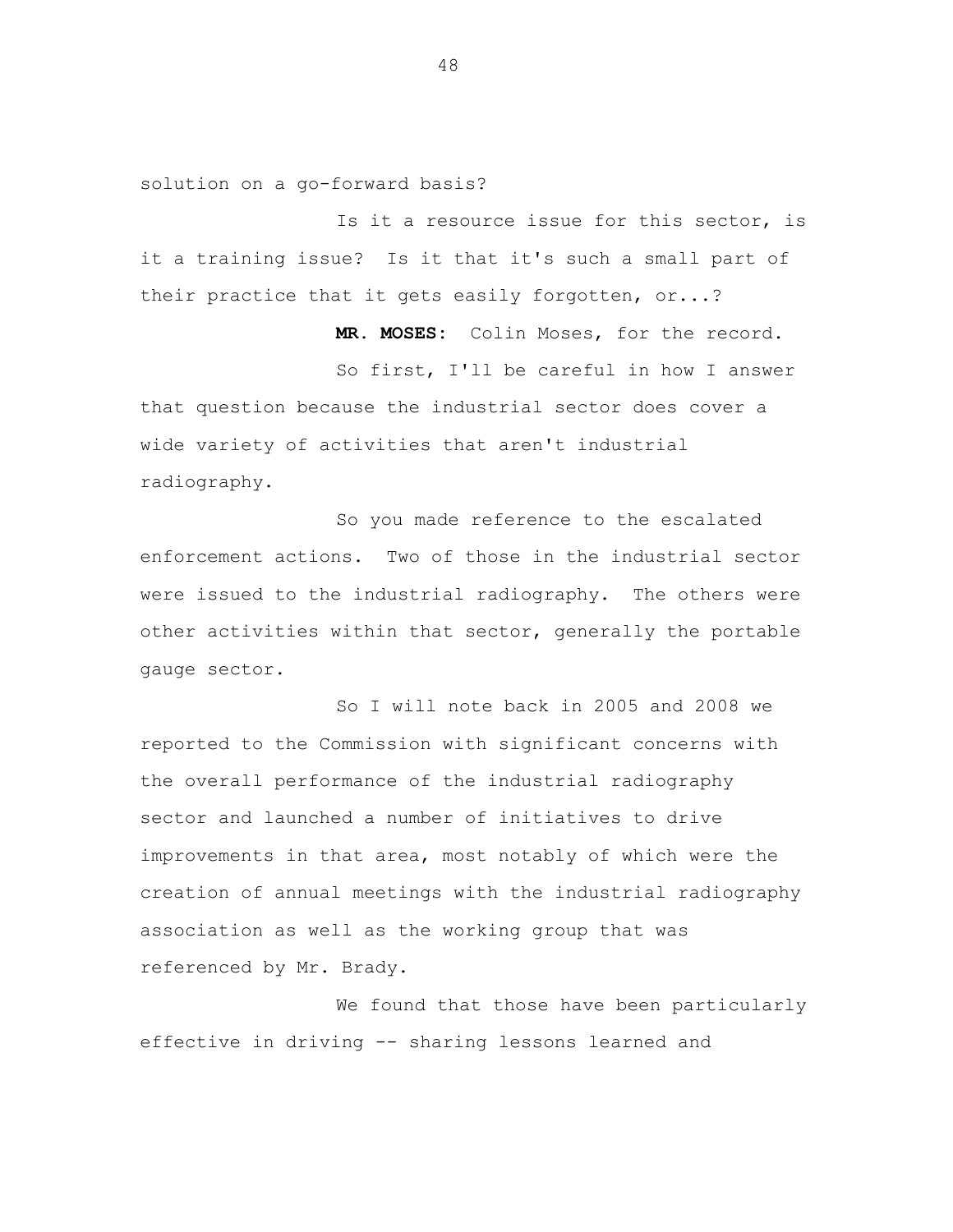solution on a go-forward basis?

Is it a resource issue for this sector, is it a training issue? Is it that it's such a small part of their practice that it gets easily forgotten, or...?

**MR. MOSES:** Colin Moses, for the record.

So first, I'll be careful in how I answer that question because the industrial sector does cover a wide variety of activities that aren't industrial radiography.

So you made reference to the escalated enforcement actions. Two of those in the industrial sector were issued to the industrial radiography. The others were other activities within that sector, generally the portable gauge sector.

So I will note back in 2005 and 2008 we reported to the Commission with significant concerns with the overall performance of the industrial radiography sector and launched a number of initiatives to drive improvements in that area, most notably of which were the creation of annual meetings with the industrial radiography association as well as the working group that was referenced by Mr. Brady.

We found that those have been particularly effective in driving -- sharing lessons learned and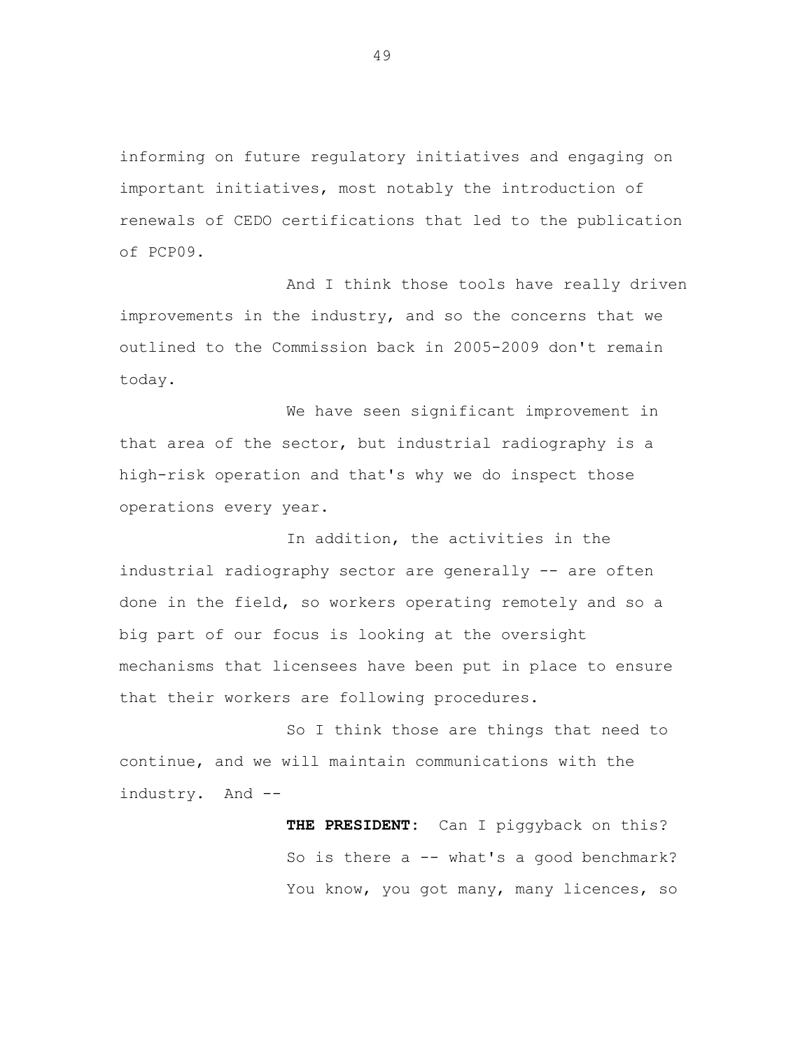informing on future regulatory initiatives and engaging on important initiatives, most notably the introduction of renewals of CEDO certifications that led to the publication of PCP09.

And I think those tools have really driven improvements in the industry, and so the concerns that we outlined to the Commission back in 2005-2009 don't remain today.

We have seen significant improvement in that area of the sector, but industrial radiography is a high-risk operation and that's why we do inspect those operations every year.

In addition, the activities in the industrial radiography sector are generally -- are often done in the field, so workers operating remotely and so a big part of our focus is looking at the oversight mechanisms that licensees have been put in place to ensure that their workers are following procedures.

So I think those are things that need to continue, and we will maintain communications with the industry. And --

**THE PRESIDENT:** Can I piggyback on this? So is there a -- what's a good benchmark? You know, you got many, many licences, so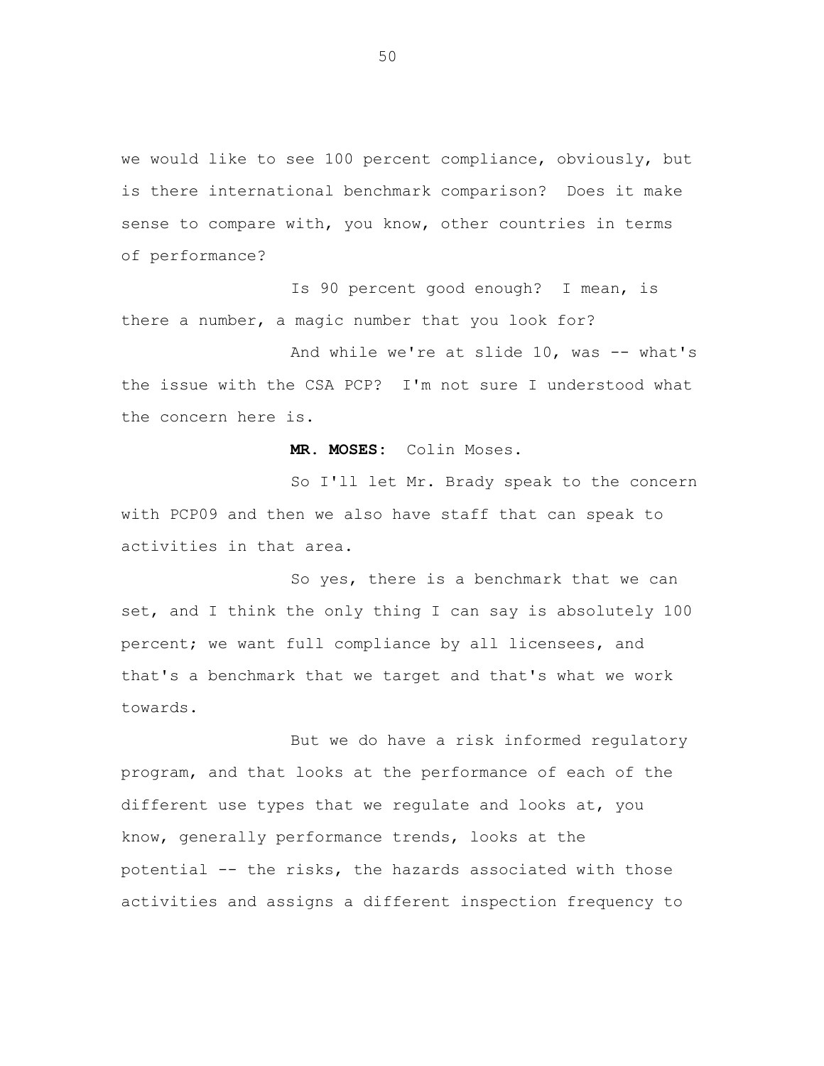we would like to see 100 percent compliance, obviously, but is there international benchmark comparison? Does it make sense to compare with, you know, other countries in terms of performance?

Is 90 percent good enough? I mean, is there a number, a magic number that you look for?

And while we're at slide 10, was -- what's the issue with the CSA PCP? I'm not sure I understood what the concern here is.

**MR. MOSES:** Colin Moses.

So I'll let Mr. Brady speak to the concern with PCP09 and then we also have staff that can speak to activities in that area.

So yes, there is a benchmark that we can set, and I think the only thing I can say is absolutely 100 percent; we want full compliance by all licensees, and that's a benchmark that we target and that's what we work towards.

But we do have a risk informed regulatory program, and that looks at the performance of each of the different use types that we regulate and looks at, you know, generally performance trends, looks at the potential -- the risks, the hazards associated with those activities and assigns a different inspection frequency to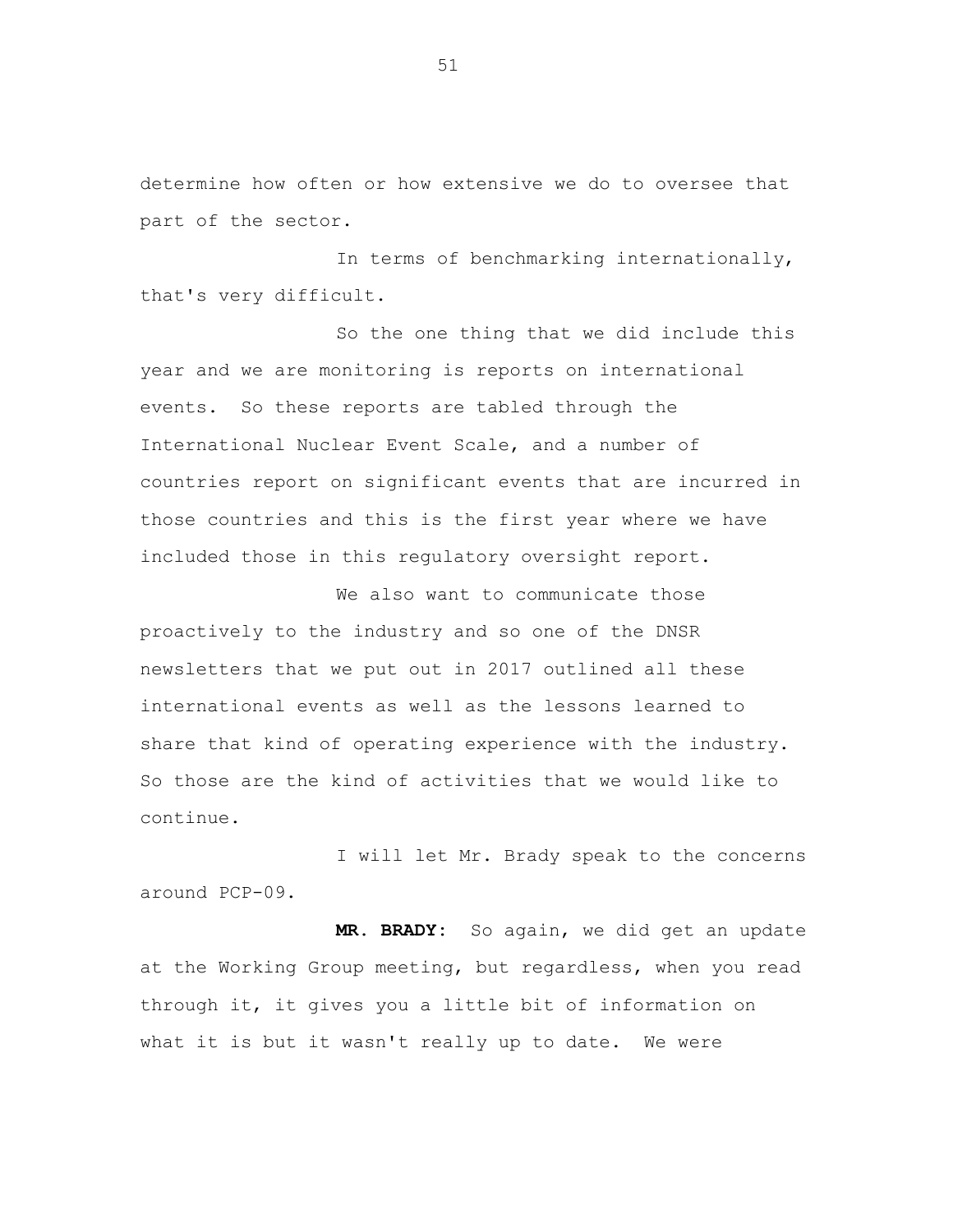determine how often or how extensive we do to oversee that part of the sector.

In terms of benchmarking internationally, that's very difficult.

So the one thing that we did include this year and we are monitoring is reports on international events. So these reports are tabled through the International Nuclear Event Scale, and a number of countries report on significant events that are incurred in those countries and this is the first year where we have included those in this regulatory oversight report.

We also want to communicate those proactively to the industry and so one of the DNSR newsletters that we put out in 2017 outlined all these international events as well as the lessons learned to share that kind of operating experience with the industry. So those are the kind of activities that we would like to continue.

I will let Mr. Brady speak to the concerns around PCP-09.

**MR. BRADY:** So again, we did get an update at the Working Group meeting, but regardless, when you read through it, it gives you a little bit of information on what it is but it wasn't really up to date. We were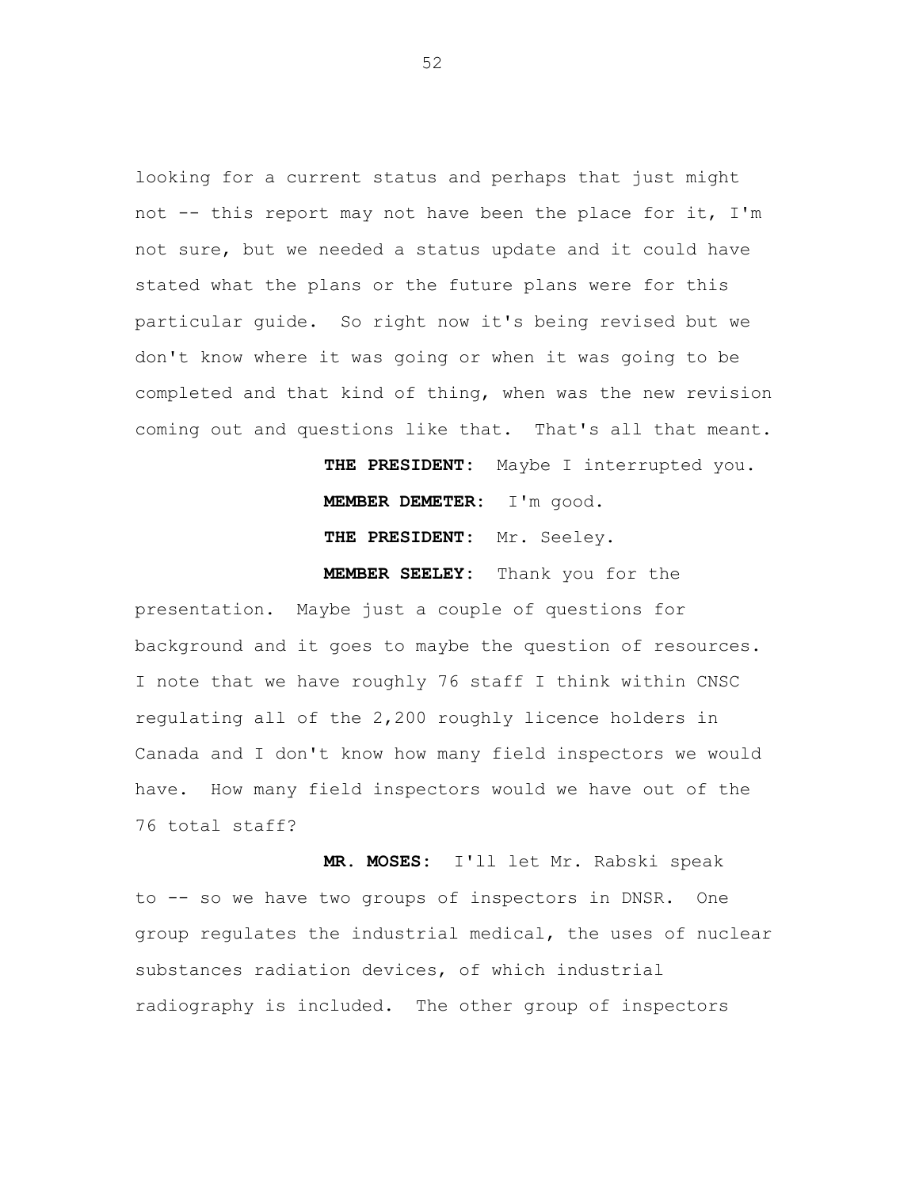looking for a current status and perhaps that just might not -- this report may not have been the place for it, I'm not sure, but we needed a status update and it could have stated what the plans or the future plans were for this particular guide. So right now it's being revised but we don't know where it was going or when it was going to be completed and that kind of thing, when was the new revision coming out and questions like that. That's all that meant.

**THE PRESIDENT:** Maybe I interrupted you.

**MEMBER DEMETER:** I'm good.

**THE PRESIDENT:** Mr. Seeley.

**MEMBER SEELEY:** Thank you for the presentation. Maybe just a couple of questions for background and it goes to maybe the question of resources. I note that we have roughly 76 staff I think within CNSC regulating all of the 2,200 roughly licence holders in Canada and I don't know how many field inspectors we would have. How many field inspectors would we have out of the 76 total staff?

**MR. MOSES:** I'll let Mr. Rabski speak to -- so we have two groups of inspectors in DNSR. One group regulates the industrial medical, the uses of nuclear substances radiation devices, of which industrial radiography is included. The other group of inspectors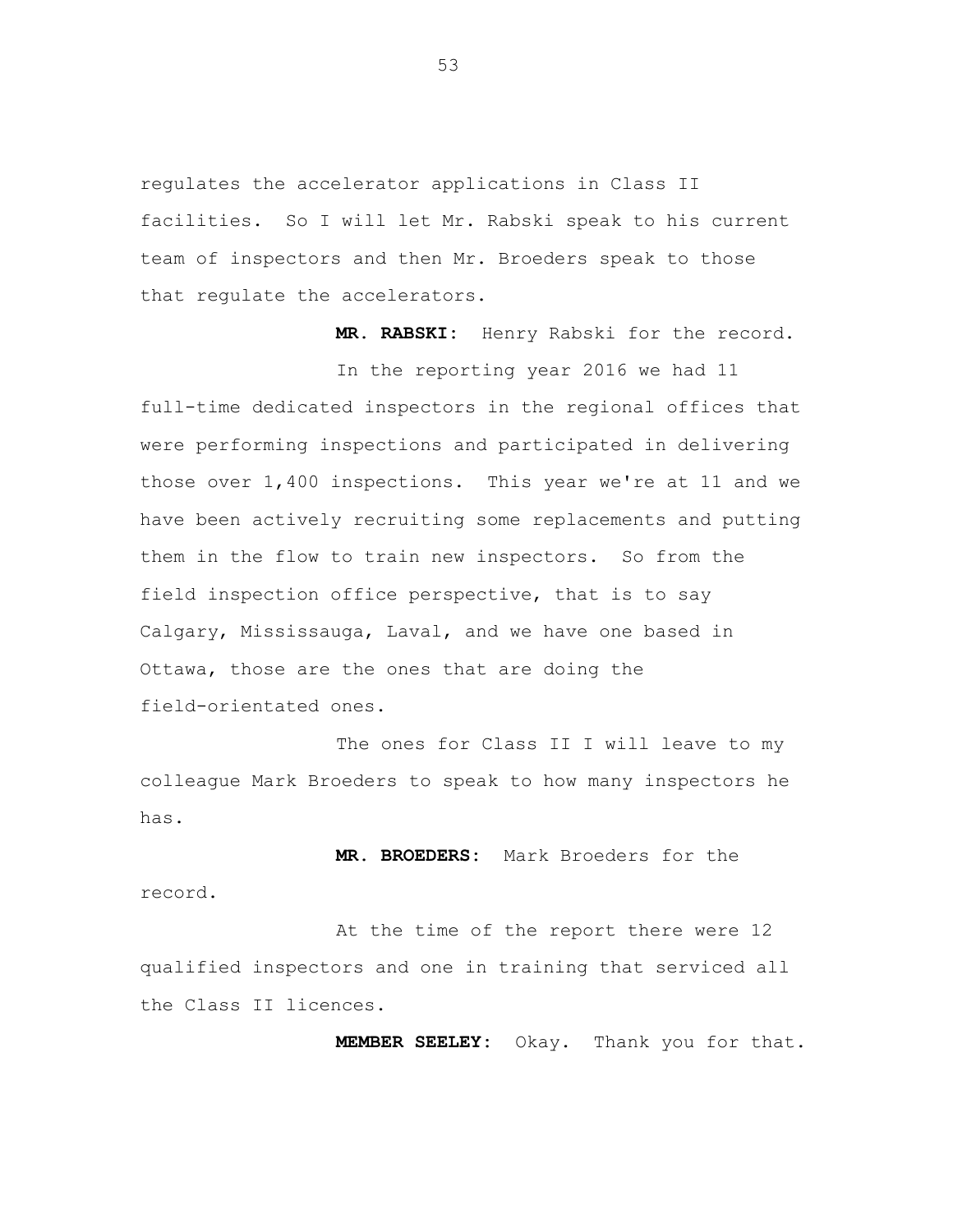regulates the accelerator applications in Class II facilities. So I will let Mr. Rabski speak to his current team of inspectors and then Mr. Broeders speak to those that regulate the accelerators.

**MR. RABSKI:** Henry Rabski for the record.

In the reporting year 2016 we had 11 full-time dedicated inspectors in the regional offices that were performing inspections and participated in delivering those over 1,400 inspections. This year we're at 11 and we have been actively recruiting some replacements and putting them in the flow to train new inspectors. So from the field inspection office perspective, that is to say Calgary, Mississauga, Laval, and we have one based in Ottawa, those are the ones that are doing the field-orientated ones.

The ones for Class II I will leave to my colleague Mark Broeders to speak to how many inspectors he has.

**MR. BROEDERS:** Mark Broeders for the record.

At the time of the report there were 12 qualified inspectors and one in training that serviced all the Class II licences.

**MEMBER SEELEY:** Okay. Thank you for that.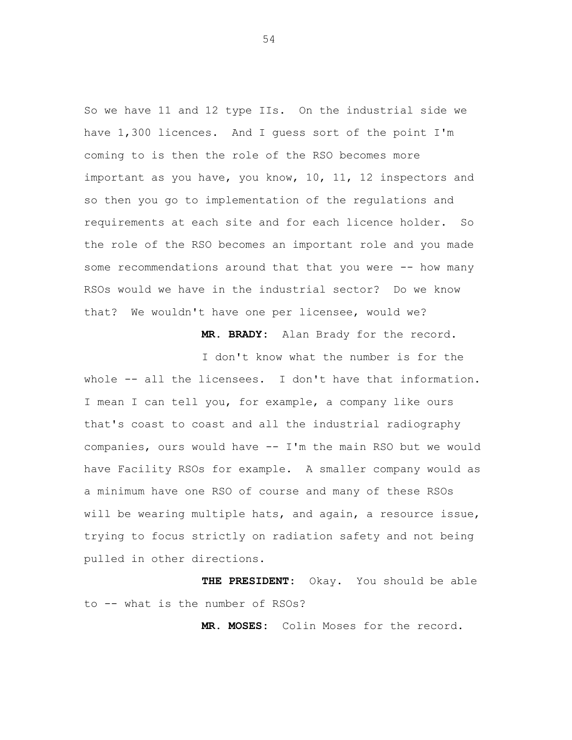So we have 11 and 12 type IIs. On the industrial side we have 1,300 licences. And I guess sort of the point I'm coming to is then the role of the RSO becomes more important as you have, you know, 10, 11, 12 inspectors and so then you go to implementation of the regulations and requirements at each site and for each licence holder. So the role of the RSO becomes an important role and you made some recommendations around that that you were -- how many RSOs would we have in the industrial sector? Do we know that? We wouldn't have one per licensee, would we?

**MR. BRADY:** Alan Brady for the record.

I don't know what the number is for the whole -- all the licensees. I don't have that information. I mean I can tell you, for example, a company like ours that's coast to coast and all the industrial radiography companies, ours would have -- I'm the main RSO but we would have Facility RSOs for example. A smaller company would as a minimum have one RSO of course and many of these RSOs will be wearing multiple hats, and again, a resource issue, trying to focus strictly on radiation safety and not being pulled in other directions.

**THE PRESIDENT:** Okay. You should be able to -- what is the number of RSOs?

**MR. MOSES:** Colin Moses for the record.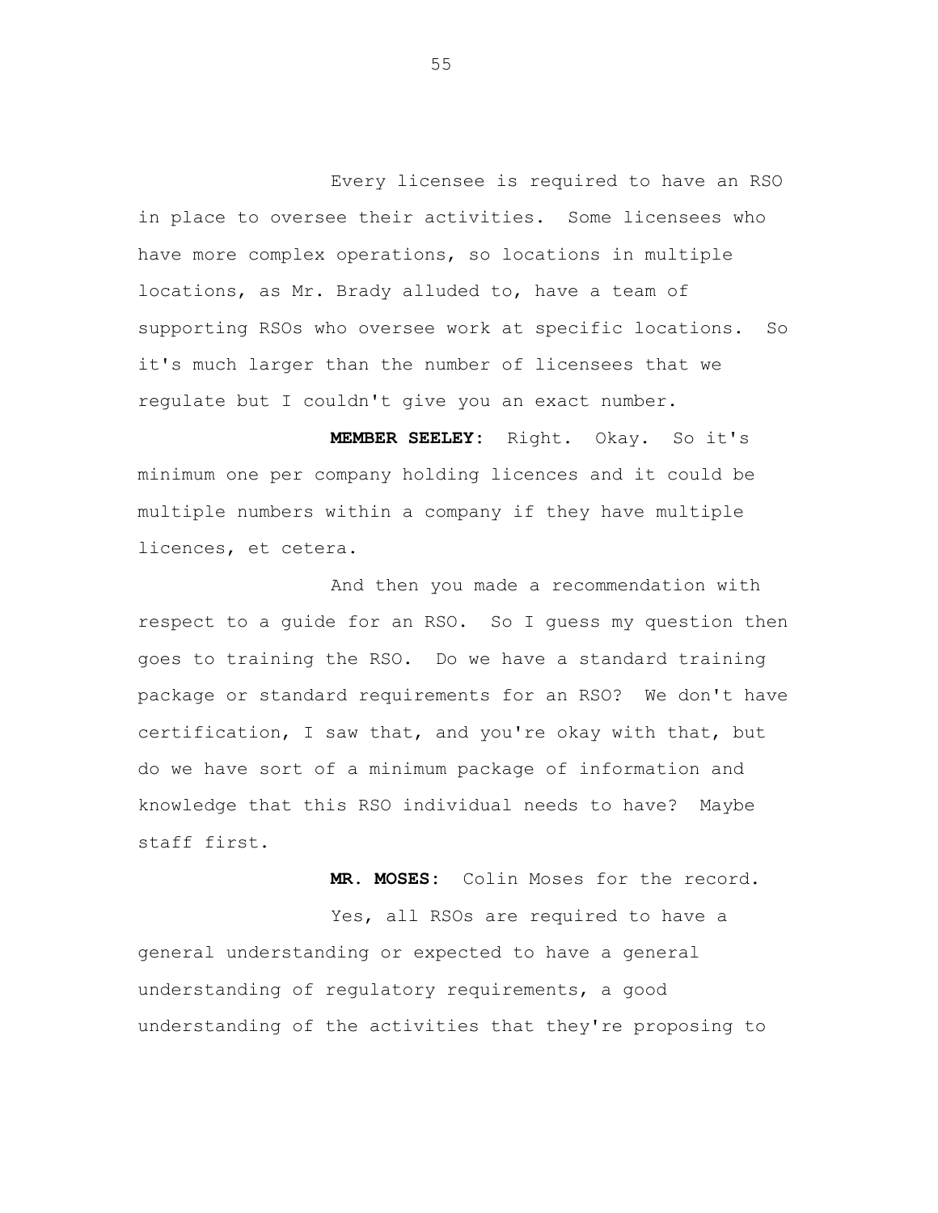Every licensee is required to have an RSO in place to oversee their activities. Some licensees who have more complex operations, so locations in multiple locations, as Mr. Brady alluded to, have a team of supporting RSOs who oversee work at specific locations. So it's much larger than the number of licensees that we regulate but I couldn't give you an exact number.

**MEMBER SEELEY:** Right. Okay. So it's minimum one per company holding licences and it could be multiple numbers within a company if they have multiple licences, et cetera.

And then you made a recommendation with respect to a guide for an RSO. So I guess my question then goes to training the RSO. Do we have a standard training package or standard requirements for an RSO? We don't have certification, I saw that, and you're okay with that, but do we have sort of a minimum package of information and knowledge that this RSO individual needs to have? Maybe staff first.

**MR. MOSES:** Colin Moses for the record.

Yes, all RSOs are required to have a general understanding or expected to have a general understanding of regulatory requirements, a good understanding of the activities that they're proposing to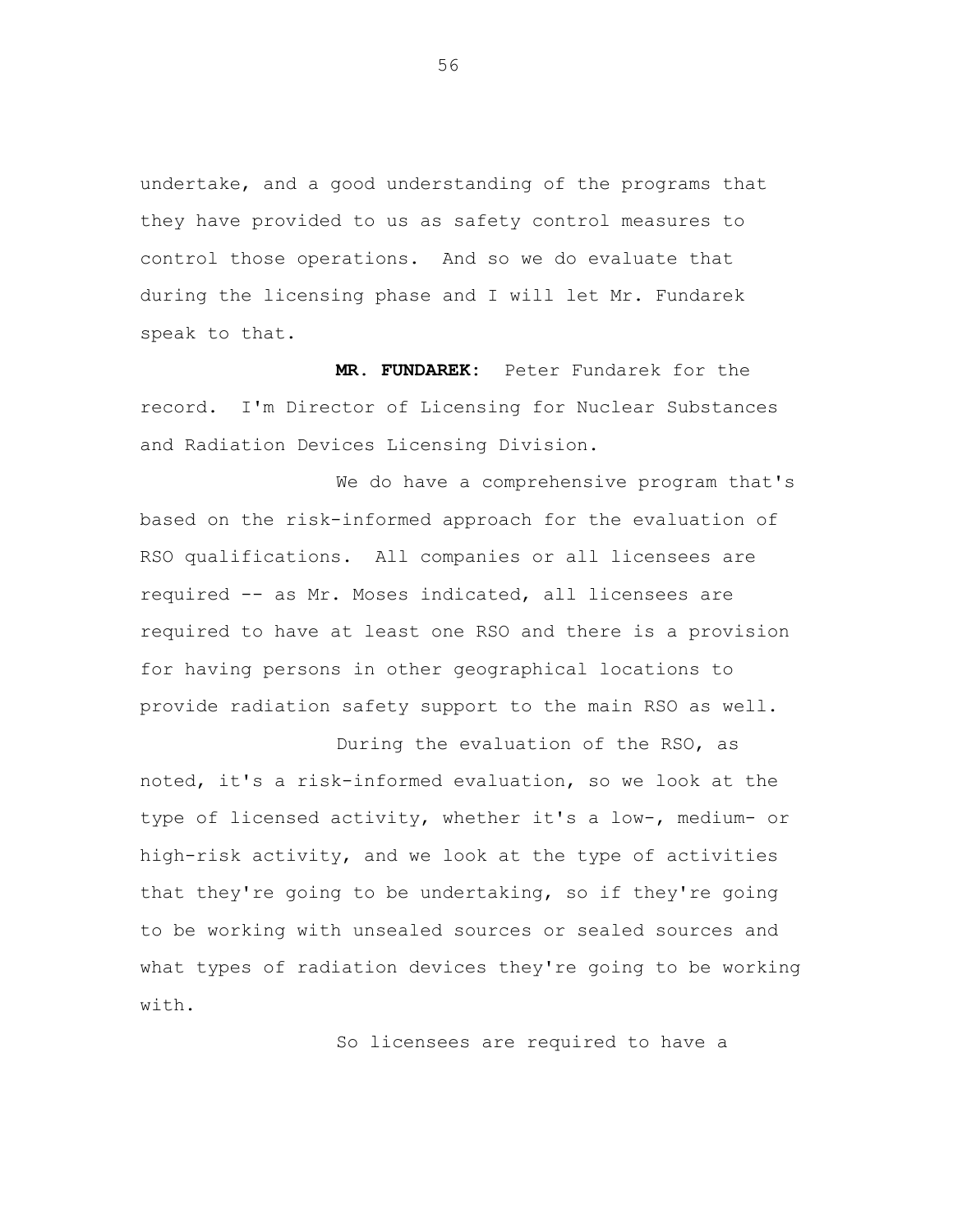undertake, and a good understanding of the programs that they have provided to us as safety control measures to control those operations. And so we do evaluate that during the licensing phase and I will let Mr. Fundarek speak to that.

**MR. FUNDAREK:** Peter Fundarek for the record. I'm Director of Licensing for Nuclear Substances and Radiation Devices Licensing Division.

We do have a comprehensive program that's based on the risk-informed approach for the evaluation of RSO qualifications. All companies or all licensees are required -- as Mr. Moses indicated, all licensees are required to have at least one RSO and there is a provision for having persons in other geographical locations to provide radiation safety support to the main RSO as well.

During the evaluation of the RSO, as noted, it's a risk-informed evaluation, so we look at the type of licensed activity, whether it's a low-, medium- or high-risk activity, and we look at the type of activities that they're going to be undertaking, so if they're going to be working with unsealed sources or sealed sources and what types of radiation devices they're going to be working with.

So licensees are required to have a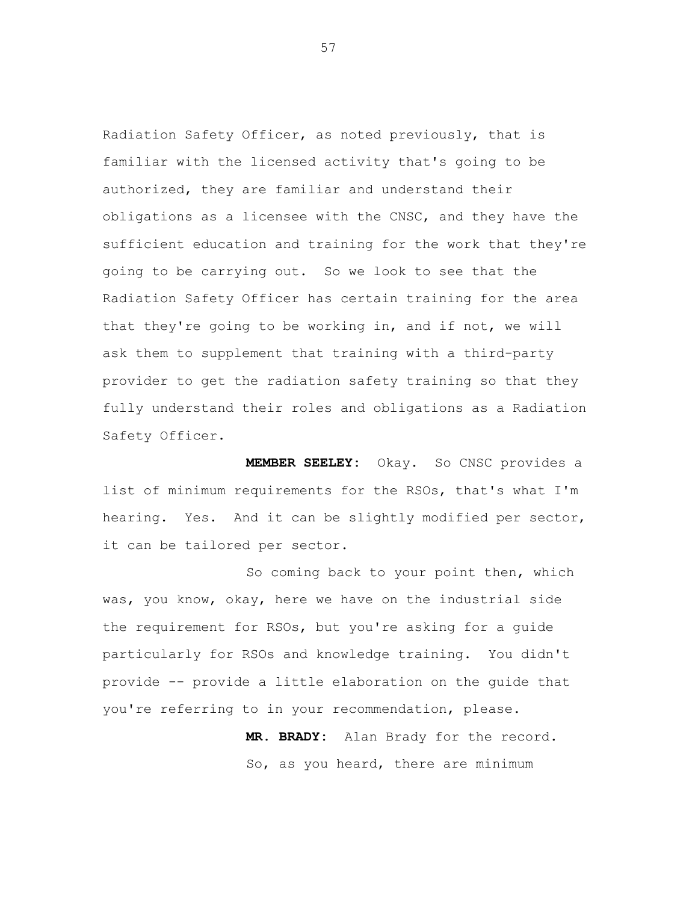Radiation Safety Officer, as noted previously, that is familiar with the licensed activity that's going to be authorized, they are familiar and understand their obligations as a licensee with the CNSC, and they have the sufficient education and training for the work that they're going to be carrying out. So we look to see that the Radiation Safety Officer has certain training for the area that they're going to be working in, and if not, we will ask them to supplement that training with a third-party provider to get the radiation safety training so that they fully understand their roles and obligations as a Radiation Safety Officer.

**MEMBER SEELEY:** Okay. So CNSC provides a list of minimum requirements for the RSOs, that's what I'm hearing. Yes. And it can be slightly modified per sector, it can be tailored per sector.

So coming back to your point then, which was, you know, okay, here we have on the industrial side the requirement for RSOs, but you're asking for a guide particularly for RSOs and knowledge training. You didn't provide -- provide a little elaboration on the guide that you're referring to in your recommendation, please.

**MR. BRADY:** Alan Brady for the record.

So, as you heard, there are minimum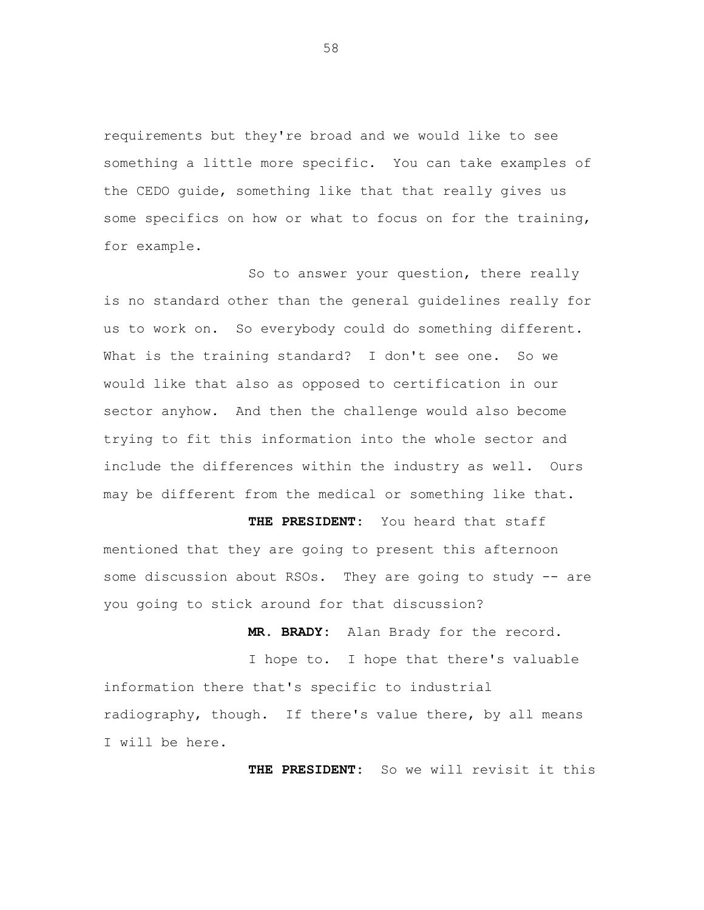requirements but they're broad and we would like to see something a little more specific. You can take examples of the CEDO guide, something like that that really gives us some specifics on how or what to focus on for the training, for example.

So to answer your question, there really is no standard other than the general guidelines really for us to work on. So everybody could do something different. What is the training standard? I don't see one. So we would like that also as opposed to certification in our sector anyhow. And then the challenge would also become trying to fit this information into the whole sector and include the differences within the industry as well. Ours may be different from the medical or something like that.

**THE PRESIDENT:** You heard that staff mentioned that they are going to present this afternoon some discussion about RSOs. They are going to study -- are you going to stick around for that discussion?

**MR. BRADY:** Alan Brady for the record.

I hope to. I hope that there's valuable information there that's specific to industrial radiography, though. If there's value there, by all means I will be here.

**THE PRESIDENT:** So we will revisit it this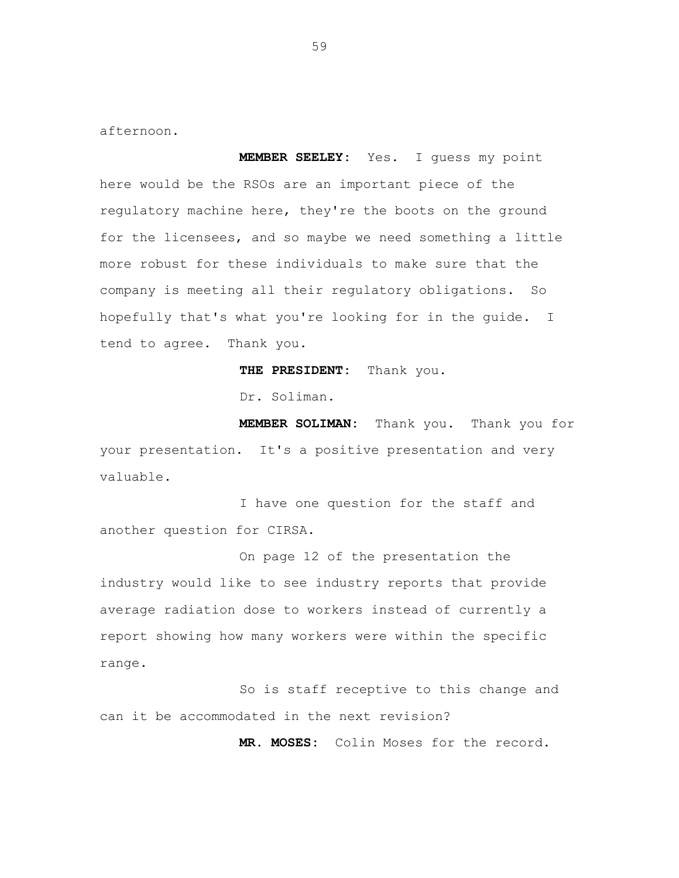afternoon.

**MEMBER SEELEY:** Yes. I guess my point here would be the RSOs are an important piece of the regulatory machine here, they're the boots on the ground for the licensees, and so maybe we need something a little more robust for these individuals to make sure that the company is meeting all their regulatory obligations. So hopefully that's what you're looking for in the guide. I tend to agree. Thank you.

**THE PRESIDENT:** Thank you.

Dr. Soliman.

**MEMBER SOLIMAN:** Thank you. Thank you for your presentation. It's a positive presentation and very valuable.

I have one question for the staff and another question for CIRSA.

On page 12 of the presentation the industry would like to see industry reports that provide average radiation dose to workers instead of currently a report showing how many workers were within the specific range.

So is staff receptive to this change and can it be accommodated in the next revision?

**MR. MOSES:** Colin Moses for the record.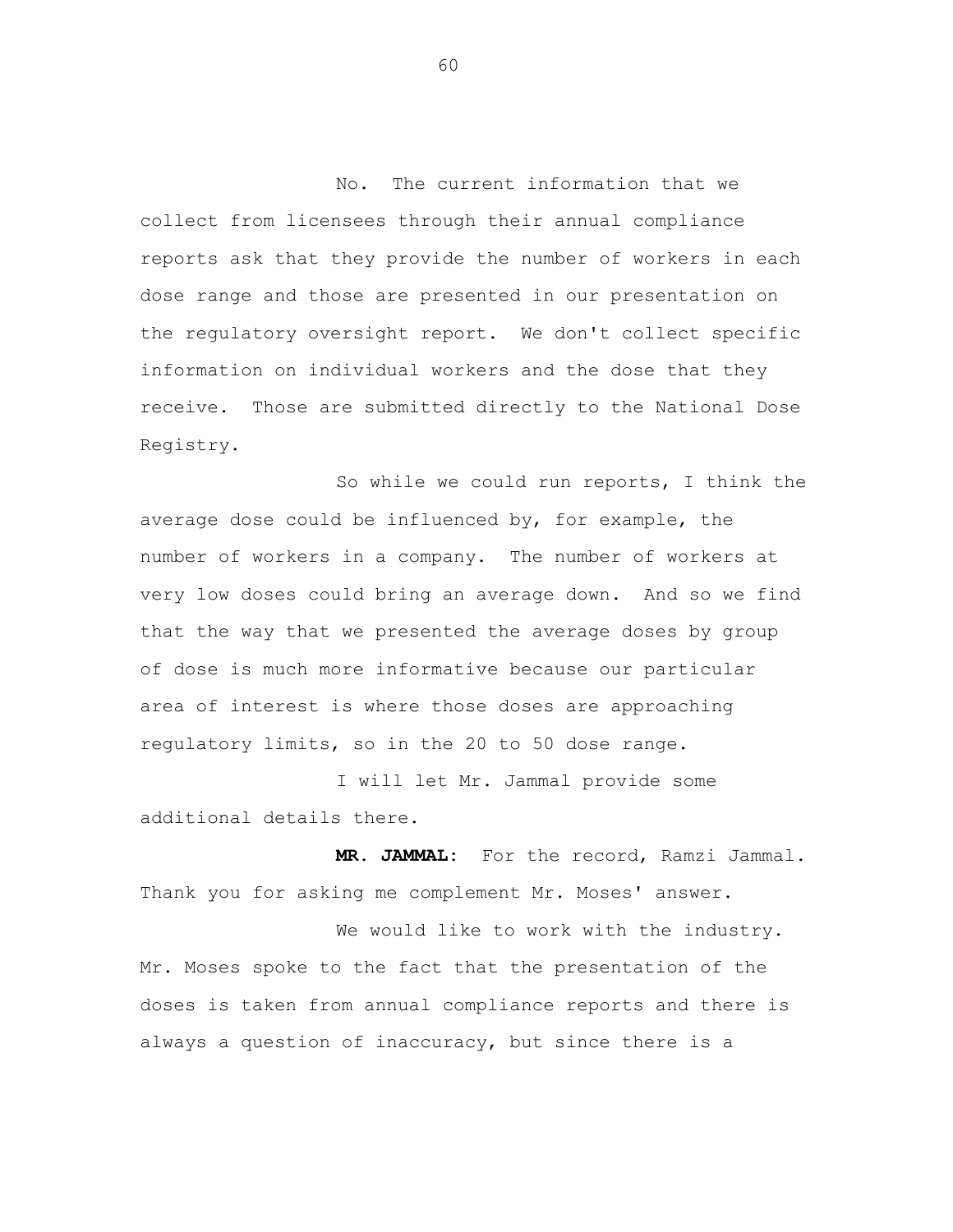No. The current information that we collect from licensees through their annual compliance reports ask that they provide the number of workers in each dose range and those are presented in our presentation on the regulatory oversight report. We don't collect specific information on individual workers and the dose that they receive. Those are submitted directly to the National Dose Registry.

So while we could run reports, I think the average dose could be influenced by, for example, the number of workers in a company. The number of workers at very low doses could bring an average down. And so we find that the way that we presented the average doses by group of dose is much more informative because our particular area of interest is where those doses are approaching regulatory limits, so in the 20 to 50 dose range.

I will let Mr. Jammal provide some additional details there.

**MR. JAMMAL:** For the record, Ramzi Jammal. Thank you for asking me complement Mr. Moses' answer.

We would like to work with the industry. Mr. Moses spoke to the fact that the presentation of the doses is taken from annual compliance reports and there is always a question of inaccuracy, but since there is a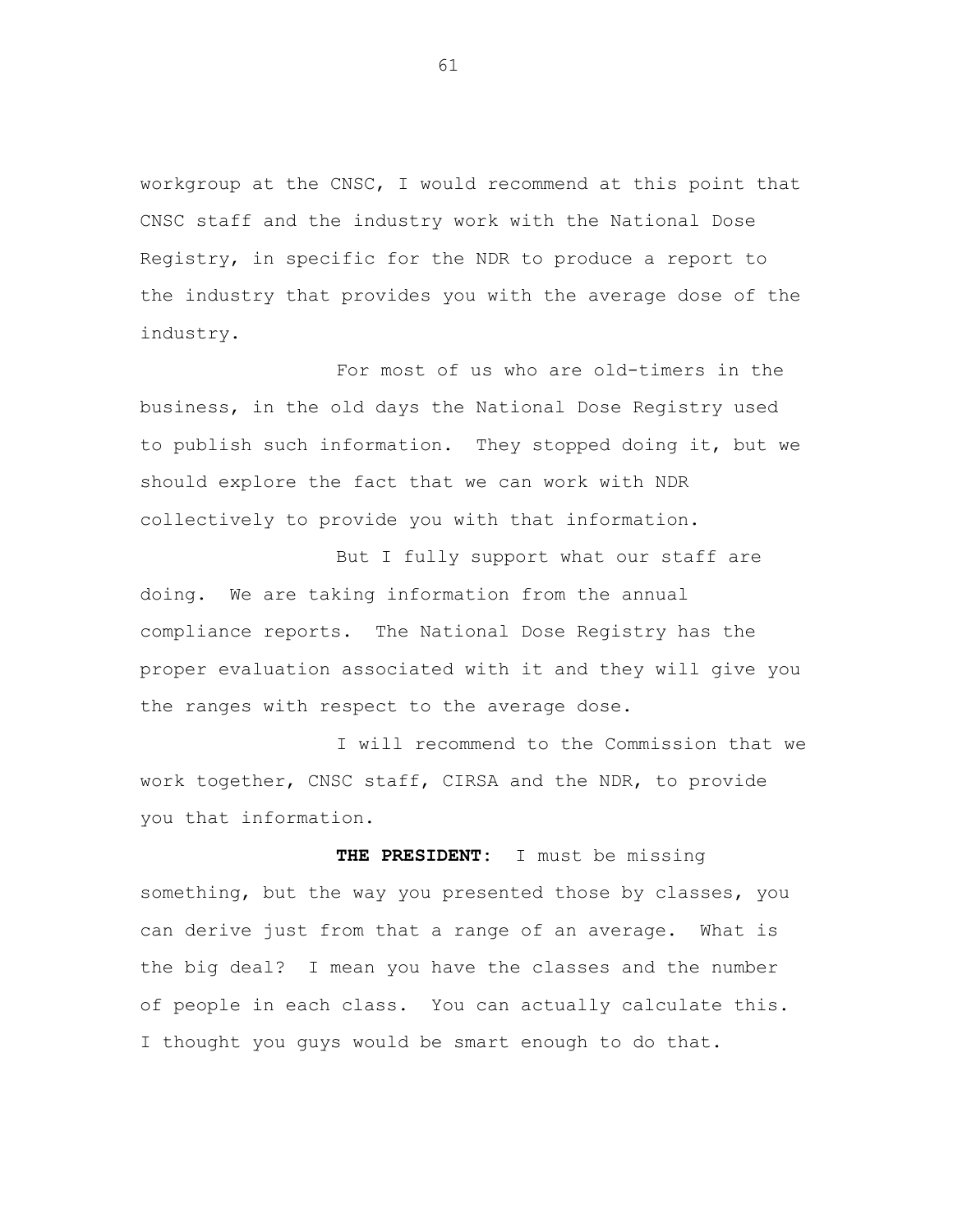workgroup at the CNSC, I would recommend at this point that CNSC staff and the industry work with the National Dose Registry, in specific for the NDR to produce a report to the industry that provides you with the average dose of the industry.

For most of us who are old-timers in the business, in the old days the National Dose Registry used to publish such information. They stopped doing it, but we should explore the fact that we can work with NDR collectively to provide you with that information.

But I fully support what our staff are doing. We are taking information from the annual compliance reports. The National Dose Registry has the proper evaluation associated with it and they will give you the ranges with respect to the average dose.

I will recommend to the Commission that we work together, CNSC staff, CIRSA and the NDR, to provide you that information.

**THE PRESIDENT:** I must be missing something, but the way you presented those by classes, you can derive just from that a range of an average. What is the big deal? I mean you have the classes and the number of people in each class. You can actually calculate this. I thought you guys would be smart enough to do that.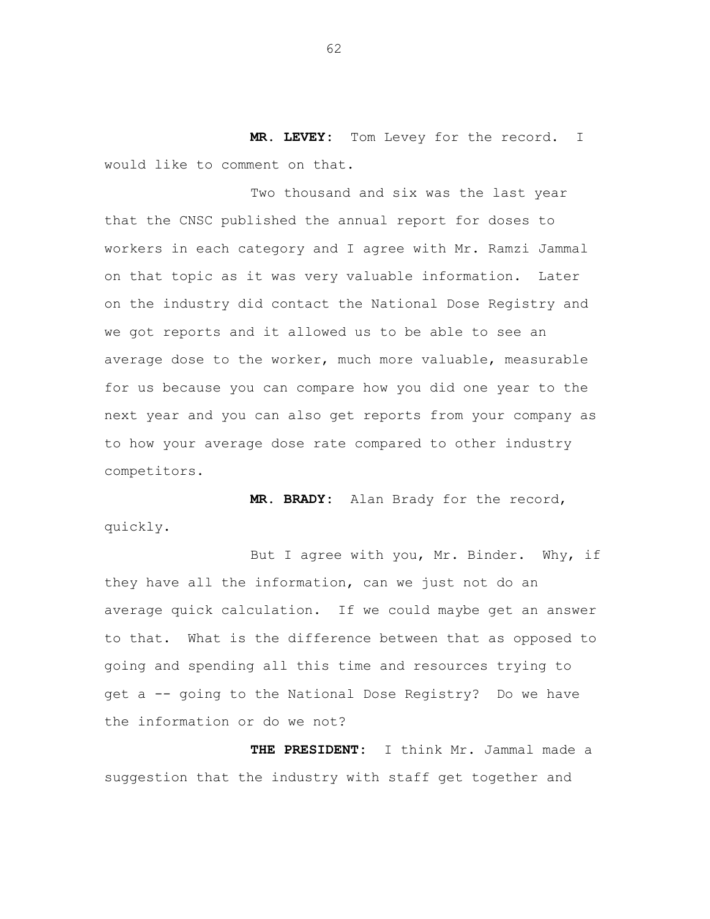**MR. LEVEY:** Tom Levey for the record. I would like to comment on that.

Two thousand and six was the last year that the CNSC published the annual report for doses to workers in each category and I agree with Mr. Ramzi Jammal on that topic as it was very valuable information. Later on the industry did contact the National Dose Registry and we got reports and it allowed us to be able to see an average dose to the worker, much more valuable, measurable for us because you can compare how you did one year to the next year and you can also get reports from your company as to how your average dose rate compared to other industry competitors.

**MR. BRADY:** Alan Brady for the record, quickly.

But I agree with you, Mr. Binder. Why, if they have all the information, can we just not do an average quick calculation. If we could maybe get an answer to that. What is the difference between that as opposed to going and spending all this time and resources trying to get a -- going to the National Dose Registry? Do we have the information or do we not?

**THE PRESIDENT:** I think Mr. Jammal made a suggestion that the industry with staff get together and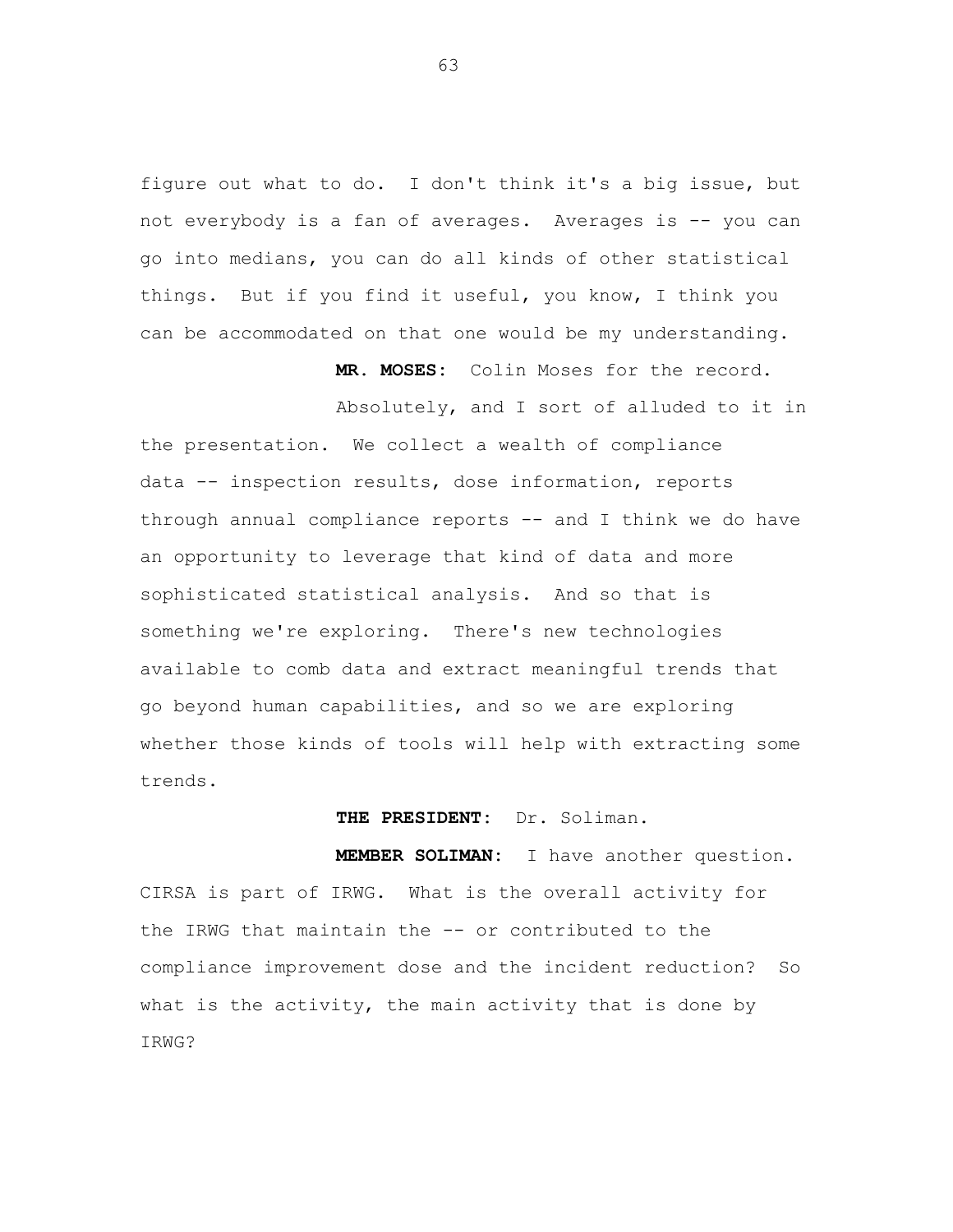figure out what to do. I don't think it's a big issue, but not everybody is a fan of averages. Averages is -- you can go into medians, you can do all kinds of other statistical things. But if you find it useful, you know, I think you can be accommodated on that one would be my understanding.

**MR. MOSES:** Colin Moses for the record.

Absolutely, and I sort of alluded to it in the presentation. We collect a wealth of compliance data -- inspection results, dose information, reports through annual compliance reports -- and I think we do have an opportunity to leverage that kind of data and more sophisticated statistical analysis. And so that is something we're exploring. There's new technologies available to comb data and extract meaningful trends that go beyond human capabilities, and so we are exploring whether those kinds of tools will help with extracting some trends.

**THE PRESIDENT:** Dr. Soliman.

**MEMBER SOLIMAN:** I have another question. CIRSA is part of IRWG. What is the overall activity for the IRWG that maintain the -- or contributed to the compliance improvement dose and the incident reduction? So what is the activity, the main activity that is done by IRWG?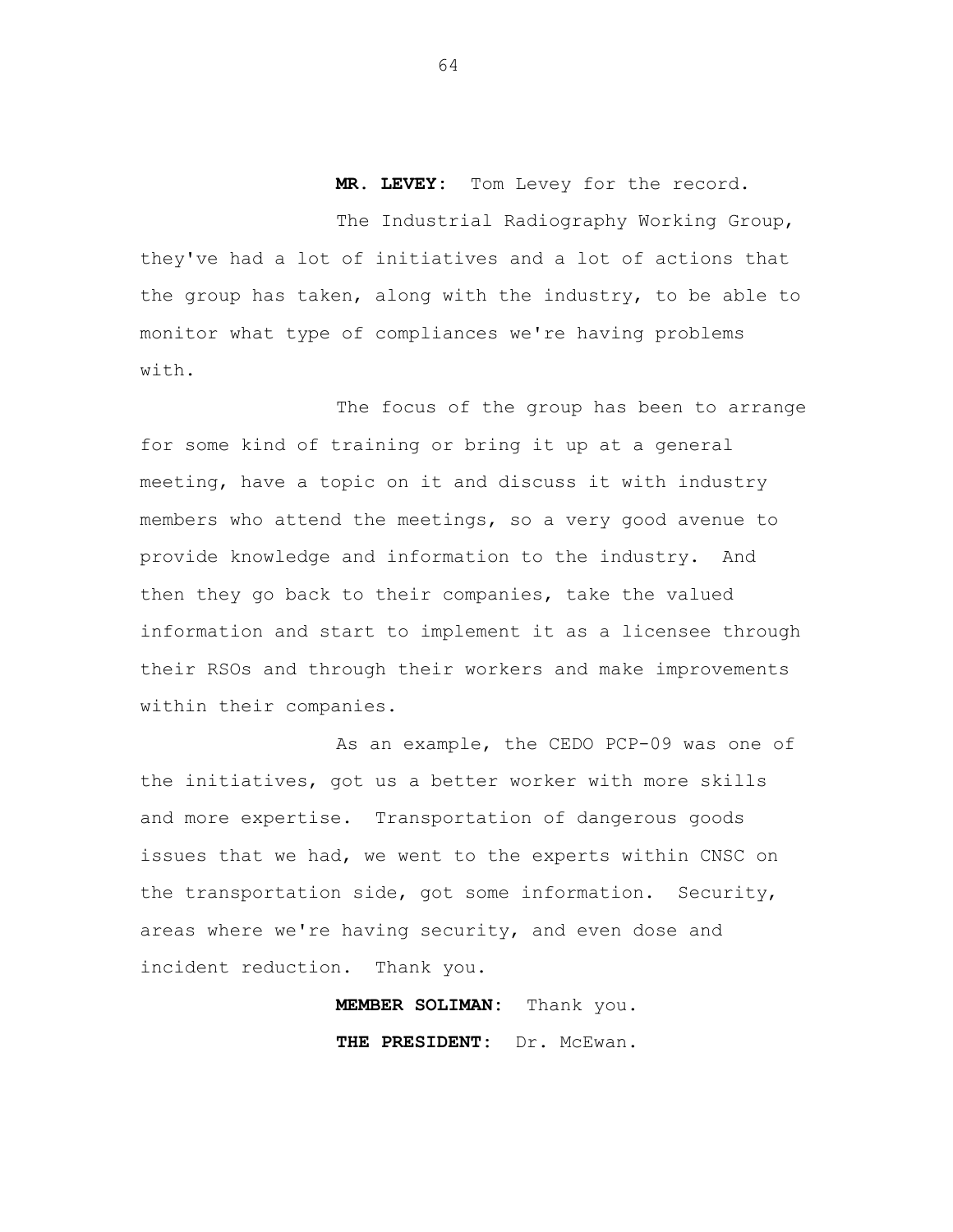**MR. LEVEY:** Tom Levey for the record.

The Industrial Radiography Working Group, they've had a lot of initiatives and a lot of actions that the group has taken, along with the industry, to be able to monitor what type of compliances we're having problems with.

The focus of the group has been to arrange for some kind of training or bring it up at a general meeting, have a topic on it and discuss it with industry members who attend the meetings, so a very good avenue to provide knowledge and information to the industry. And then they go back to their companies, take the valued information and start to implement it as a licensee through their RSOs and through their workers and make improvements within their companies.

As an example, the CEDO PCP-09 was one of the initiatives, got us a better worker with more skills and more expertise. Transportation of dangerous goods issues that we had, we went to the experts within CNSC on the transportation side, got some information. Security, areas where we're having security, and even dose and incident reduction. Thank you.

**MEMBER SOLIMAN:** Thank you.

**THE PRESIDENT:** Dr. McEwan.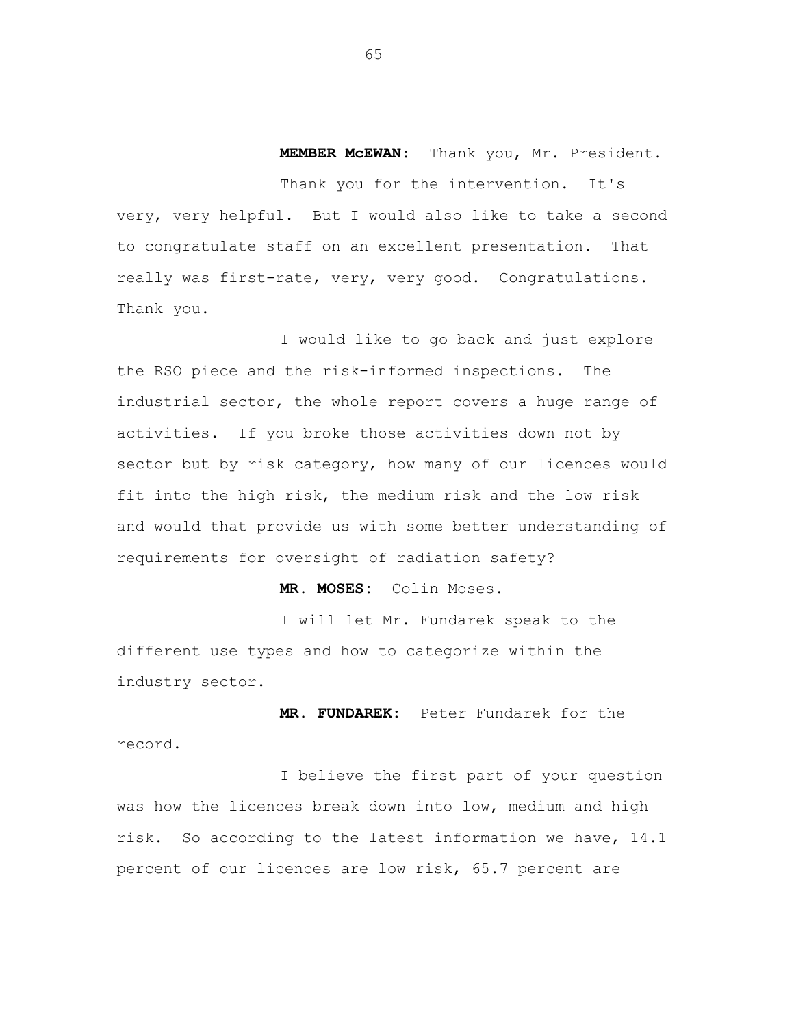**MEMBER McEWAN:** Thank you, Mr. President.

Thank you for the intervention. It's very, very helpful. But I would also like to take a second to congratulate staff on an excellent presentation. That really was first-rate, very, very good. Congratulations. Thank you.

I would like to go back and just explore the RSO piece and the risk-informed inspections. The industrial sector, the whole report covers a huge range of activities. If you broke those activities down not by sector but by risk category, how many of our licences would fit into the high risk, the medium risk and the low risk and would that provide us with some better understanding of requirements for oversight of radiation safety?

**MR. MOSES:** Colin Moses.

I will let Mr. Fundarek speak to the different use types and how to categorize within the industry sector.

**MR. FUNDAREK:** Peter Fundarek for the record.

I believe the first part of your question was how the licences break down into low, medium and high risk. So according to the latest information we have, 14.1 percent of our licences are low risk, 65.7 percent are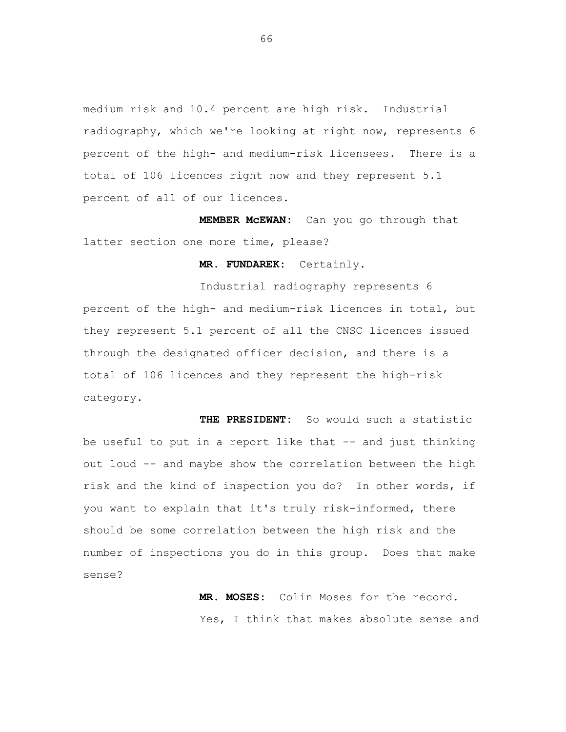medium risk and 10.4 percent are high risk. Industrial radiography, which we're looking at right now, represents 6 percent of the high- and medium-risk licensees. There is a total of 106 licences right now and they represent 5.1 percent of all of our licences.

**MEMBER McEWAN:** Can you go through that latter section one more time, please?

**MR. FUNDAREK:** Certainly.

Industrial radiography represents 6 percent of the high- and medium-risk licences in total, but they represent 5.1 percent of all the CNSC licences issued through the designated officer decision, and there is a total of 106 licences and they represent the high-risk category.

**THE PRESIDENT:** So would such a statistic be useful to put in a report like that -- and just thinking out loud -- and maybe show the correlation between the high risk and the kind of inspection you do? In other words, if you want to explain that it's truly risk-informed, there should be some correlation between the high risk and the number of inspections you do in this group. Does that make sense?

**MR. MOSES:** Colin Moses for the record.

Yes, I think that makes absolute sense and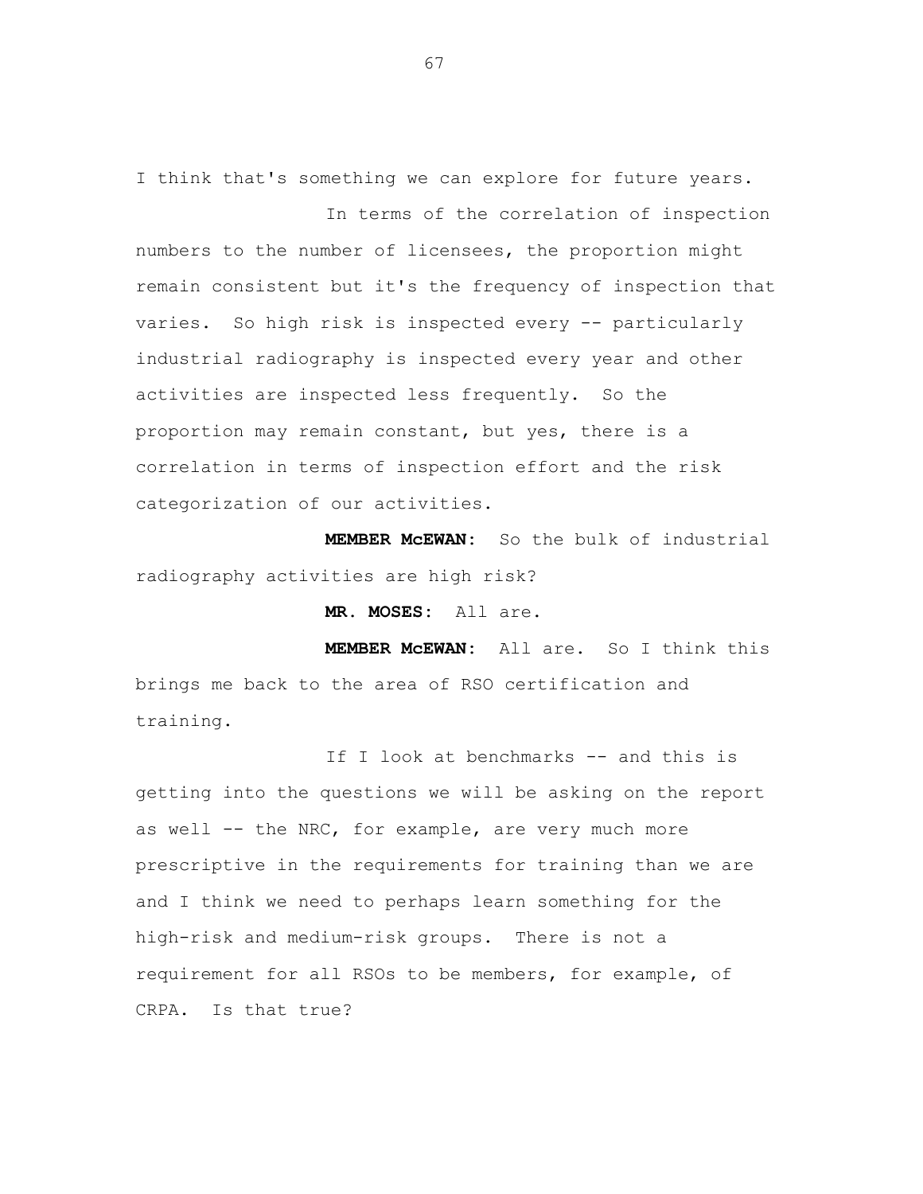I think that's something we can explore for future years.

In terms of the correlation of inspection numbers to the number of licensees, the proportion might remain consistent but it's the frequency of inspection that varies. So high risk is inspected every -- particularly industrial radiography is inspected every year and other activities are inspected less frequently. So the proportion may remain constant, but yes, there is a correlation in terms of inspection effort and the risk categorization of our activities.

**MEMBER McEWAN:** So the bulk of industrial radiography activities are high risk?

**MR. MOSES:** All are.

**MEMBER McEWAN:** All are. So I think this brings me back to the area of RSO certification and training.

If I look at benchmarks -- and this is getting into the questions we will be asking on the report as well -- the NRC, for example, are very much more prescriptive in the requirements for training than we are and I think we need to perhaps learn something for the high-risk and medium-risk groups. There is not a requirement for all RSOs to be members, for example, of CRPA. Is that true?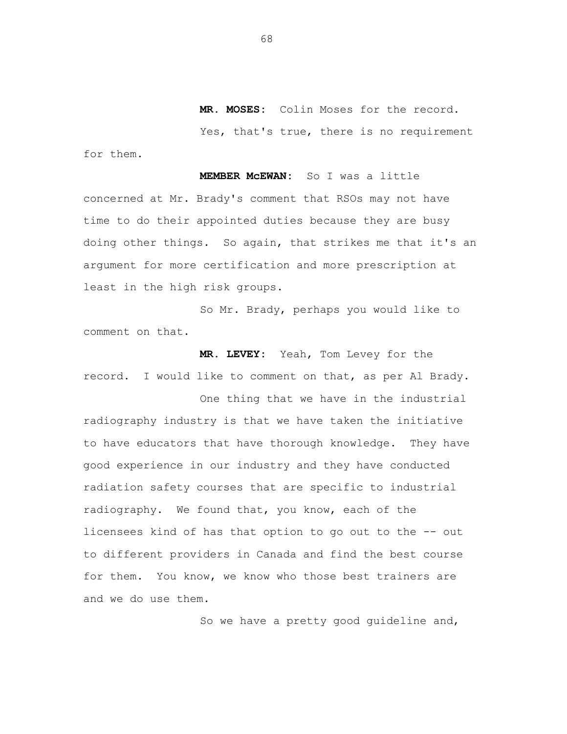**MR. MOSES:** Colin Moses for the record.

Yes, that's true, there is no requirement for them.

**MEMBER McEWAN:** So I was a little concerned at Mr. Brady's comment that RSOs may not have time to do their appointed duties because they are busy doing other things. So again, that strikes me that it's an argument for more certification and more prescription at least in the high risk groups.

So Mr. Brady, perhaps you would like to comment on that.

**MR. LEVEY:** Yeah, Tom Levey for the record. I would like to comment on that, as per Al Brady.

One thing that we have in the industrial radiography industry is that we have taken the initiative to have educators that have thorough knowledge. They have good experience in our industry and they have conducted radiation safety courses that are specific to industrial radiography. We found that, you know, each of the licensees kind of has that option to go out to the -- out to different providers in Canada and find the best course for them. You know, we know who those best trainers are and we do use them.

So we have a pretty good guideline and,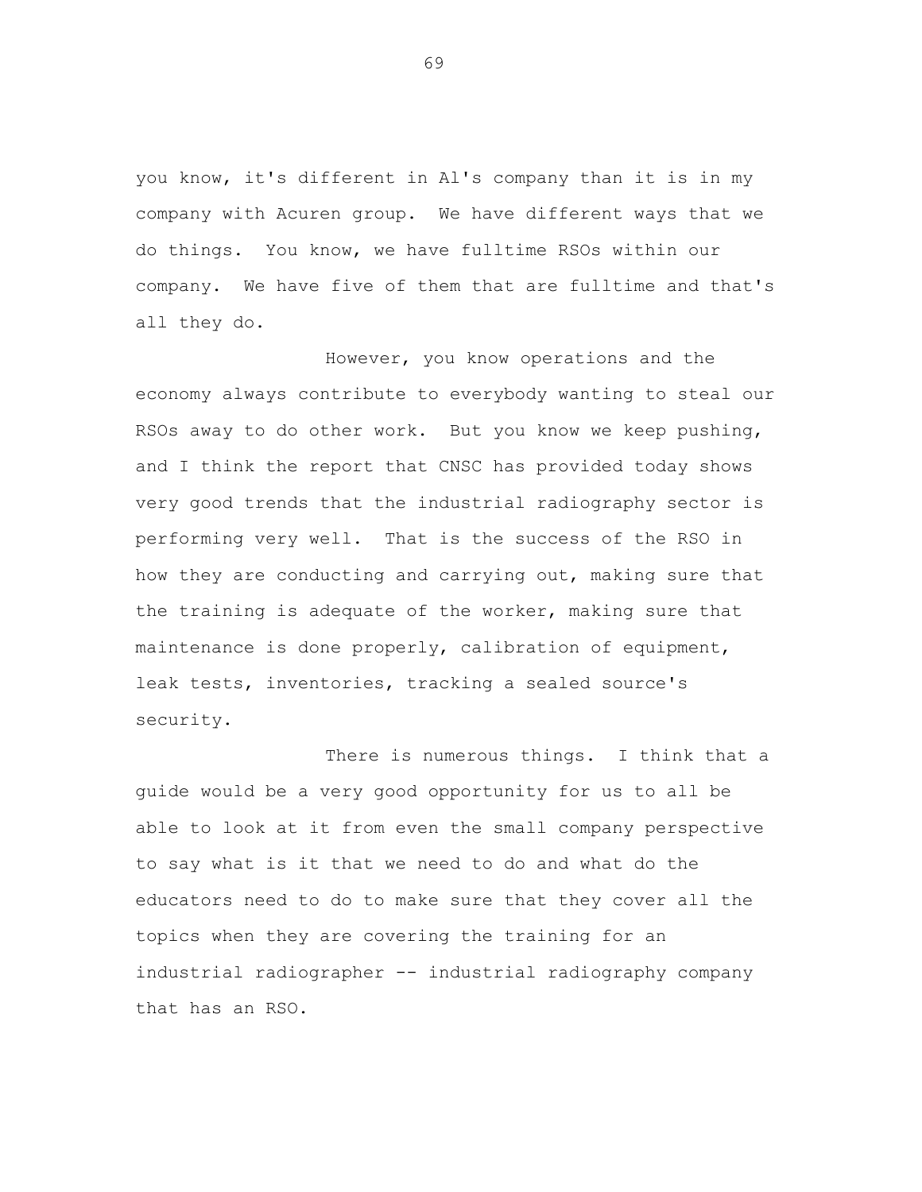you know, it's different in Al's company than it is in my company with Acuren group. We have different ways that we do things. You know, we have fulltime RSOs within our company. We have five of them that are fulltime and that's all they do.

However, you know operations and the economy always contribute to everybody wanting to steal our RSOs away to do other work. But you know we keep pushing, and I think the report that CNSC has provided today shows very good trends that the industrial radiography sector is performing very well. That is the success of the RSO in how they are conducting and carrying out, making sure that the training is adequate of the worker, making sure that maintenance is done properly, calibration of equipment, leak tests, inventories, tracking a sealed source's security.

There is numerous things. I think that a guide would be a very good opportunity for us to all be able to look at it from even the small company perspective to say what is it that we need to do and what do the educators need to do to make sure that they cover all the topics when they are covering the training for an industrial radiographer -- industrial radiography company that has an RSO.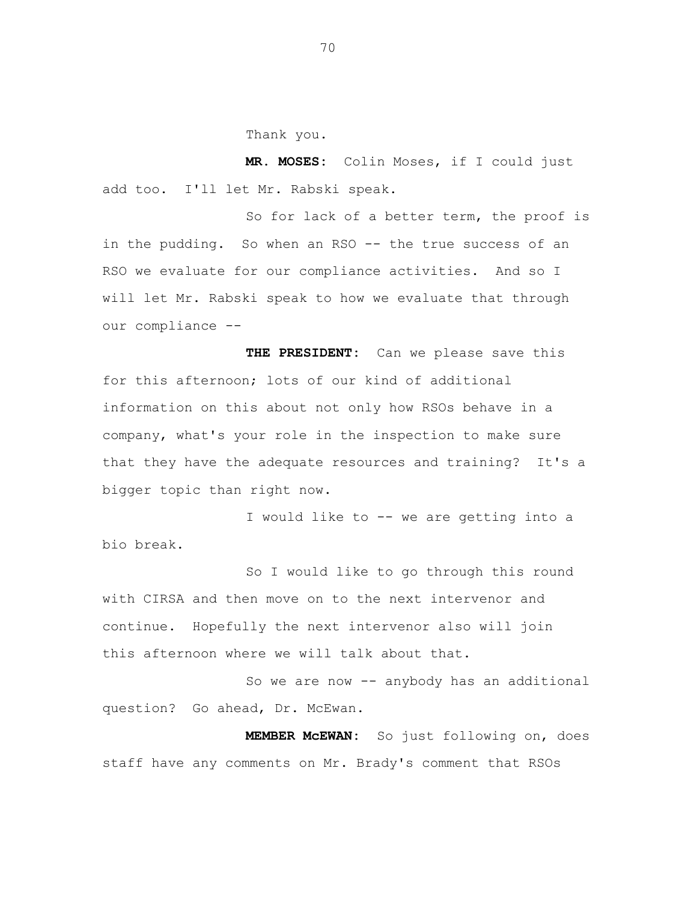Thank you.

**MR. MOSES:** Colin Moses, if I could just add too. I'll let Mr. Rabski speak.

So for lack of a better term, the proof is in the pudding. So when an RSO -- the true success of an RSO we evaluate for our compliance activities. And so I will let Mr. Rabski speak to how we evaluate that through our compliance --

**THE PRESIDENT:** Can we please save this for this afternoon; lots of our kind of additional information on this about not only how RSOs behave in a company, what's your role in the inspection to make sure that they have the adequate resources and training? It's a bigger topic than right now.

I would like to -- we are getting into a bio break.

So I would like to go through this round with CIRSA and then move on to the next intervenor and continue. Hopefully the next intervenor also will join this afternoon where we will talk about that.

So we are now -- anybody has an additional question? Go ahead, Dr. McEwan.

**MEMBER McEWAN:** So just following on, does staff have any comments on Mr. Brady's comment that RSOs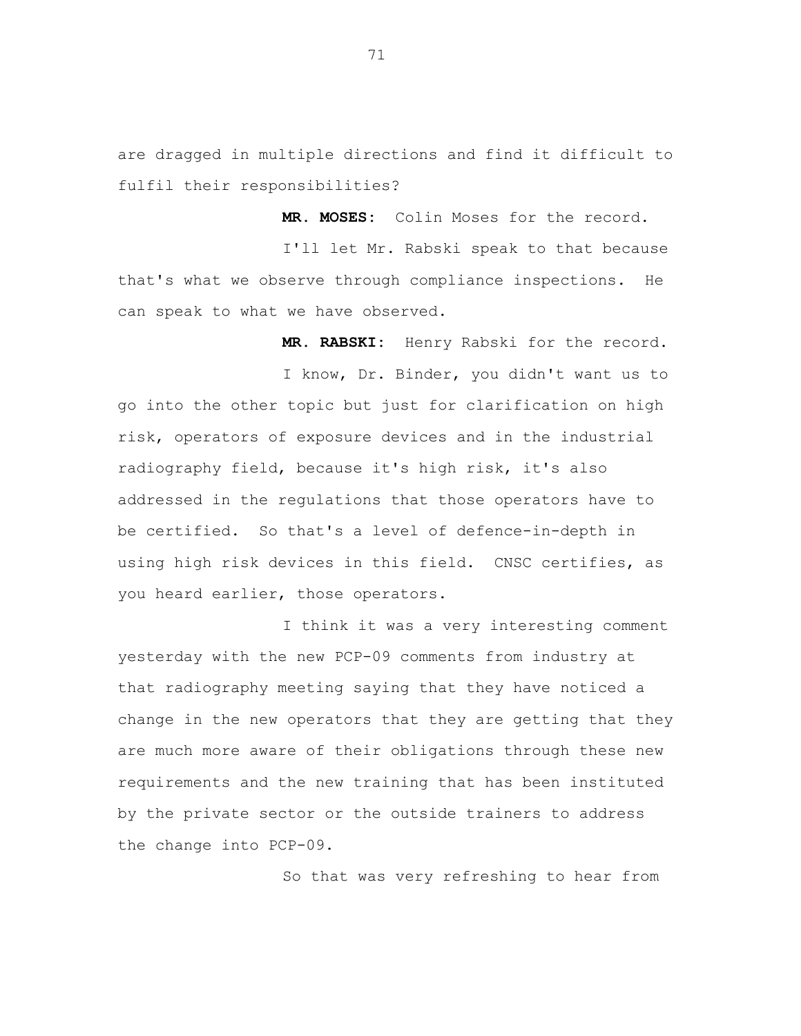are dragged in multiple directions and find it difficult to fulfil their responsibilities?

**MR. MOSES:** Colin Moses for the record.

I'll let Mr. Rabski speak to that because that's what we observe through compliance inspections. He can speak to what we have observed.

**MR. RABSKI:** Henry Rabski for the record.

I know, Dr. Binder, you didn't want us to go into the other topic but just for clarification on high risk, operators of exposure devices and in the industrial radiography field, because it's high risk, it's also addressed in the regulations that those operators have to be certified. So that's a level of defence-in-depth in using high risk devices in this field. CNSC certifies, as you heard earlier, those operators.

I think it was a very interesting comment yesterday with the new PCP-09 comments from industry at that radiography meeting saying that they have noticed a change in the new operators that they are getting that they are much more aware of their obligations through these new requirements and the new training that has been instituted by the private sector or the outside trainers to address the change into PCP-09.

So that was very refreshing to hear from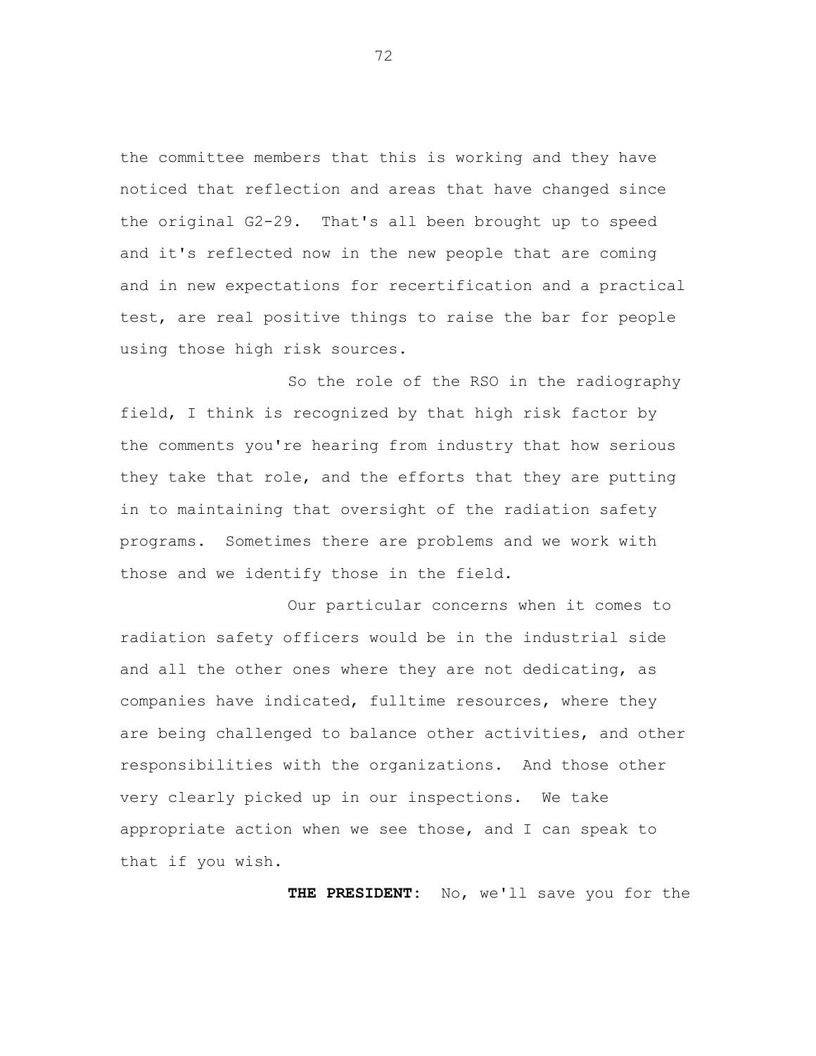the committee members that this is working and they have noticed that reflection and areas that have changed since the original G2-29. That's all been brought up to speed and it's reflected now in the new people that are coming and in new expectations for recertification and a practical test, are real positive things to raise the bar for people using those high risk sources.

So the role of the RSO in the radiography field, I think is recognized by that high risk factor by the comments you're hearing from industry that how serious they take that role, and the efforts that they are putting in to maintaining that oversight of the radiation safety programs. Sometimes there are problems and we work with those and we identify those in the field.

Our particular concerns when it comes to radiation safety officers would be in the industrial side and all the other ones where they are not dedicating, as companies have indicated, fulltime resources, where they are being challenged to balance other activities, and other responsibilities with the organizations. And those other very clearly picked up in our inspections. We take appropriate action when we see those, and I can speak to that if you wish.

**THE PRESIDENT:** No, we'll save you for the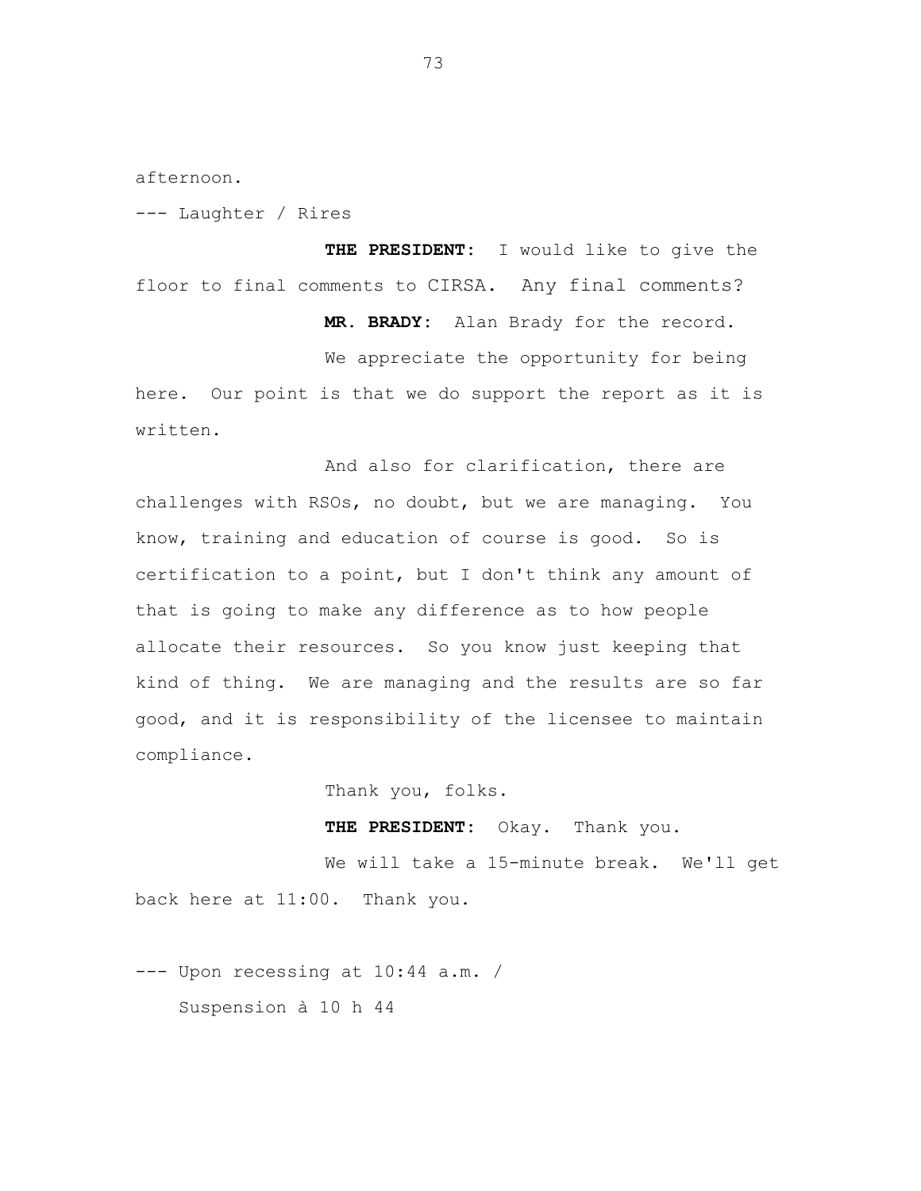afternoon.

--- Laughter / Rires

**THE PRESIDENT:** I would like to give the floor to final comments to CIRSA. Any final comments?

**MR. BRADY:** Alan Brady for the record.

We appreciate the opportunity for being here. Our point is that we do support the report as it is written.

And also for clarification, there are challenges with RSOs, no doubt, but we are managing. You know, training and education of course is good. So is certification to a point, but I don't think any amount of that is going to make any difference as to how people allocate their resources. So you know just keeping that kind of thing. We are managing and the results are so far good, and it is responsibility of the licensee to maintain compliance.

Thank you, folks.

**THE PRESIDENT:** Okay. Thank you.

We will take a 15-minute break. We'll get back here at 11:00. Thank you.

--- Upon recessing at 10:44 a.m. /
Suspension à 10 h 44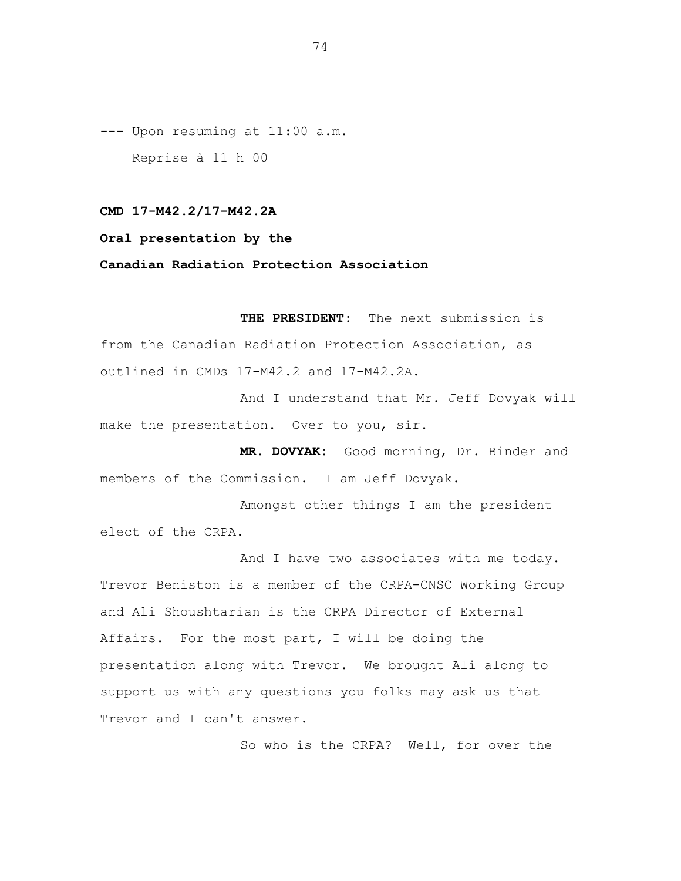--- Upon resuming at 11:00 a.m.

Reprise à 11 h 00

**CMD 17-M42.2/17-M42.2A**

**Oral presentation by the**

**Canadian Radiation Protection Association**

**THE PRESIDENT:** The next submission is from the Canadian Radiation Protection Association, as outlined in CMDs 17-M42.2 and 17-M42.2A.

And I understand that Mr. Jeff Dovyak will make the presentation. Over to you, sir.

**MR. DOVYAK:** Good morning, Dr. Binder and members of the Commission. I am Jeff Dovyak.

Amongst other things I am the president elect of the CRPA.

And I have two associates with me today. Trevor Beniston is a member of the CRPA-CNSC Working Group and Ali Shoushtarian is the CRPA Director of External Affairs. For the most part, I will be doing the presentation along with Trevor. We brought Ali along to support us with any questions you folks may ask us that Trevor and I can't answer.

So who is the CRPA? Well, for over the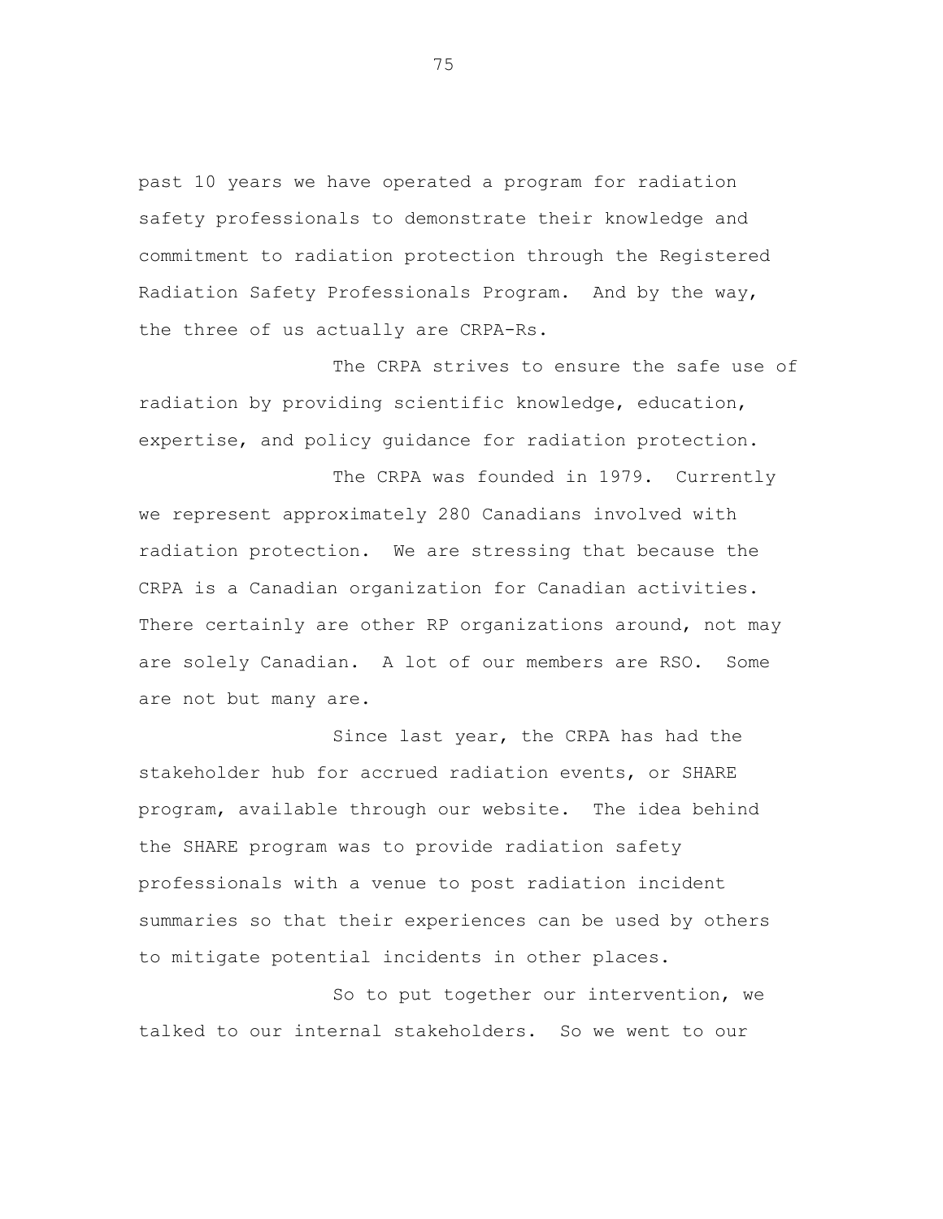past 10 years we have operated a program for radiation safety professionals to demonstrate their knowledge and commitment to radiation protection through the Registered Radiation Safety Professionals Program. And by the way, the three of us actually are CRPA-Rs.

The CRPA strives to ensure the safe use of radiation by providing scientific knowledge, education, expertise, and policy guidance for radiation protection.

The CRPA was founded in 1979. Currently we represent approximately 280 Canadians involved with radiation protection. We are stressing that because the CRPA is a Canadian organization for Canadian activities. There certainly are other RP organizations around, not may are solely Canadian. A lot of our members are RSO. Some are not but many are.

Since last year, the CRPA has had the stakeholder hub for accrued radiation events, or SHARE program, available through our website. The idea behind the SHARE program was to provide radiation safety professionals with a venue to post radiation incident summaries so that their experiences can be used by others to mitigate potential incidents in other places.

So to put together our intervention, we talked to our internal stakeholders. So we went to our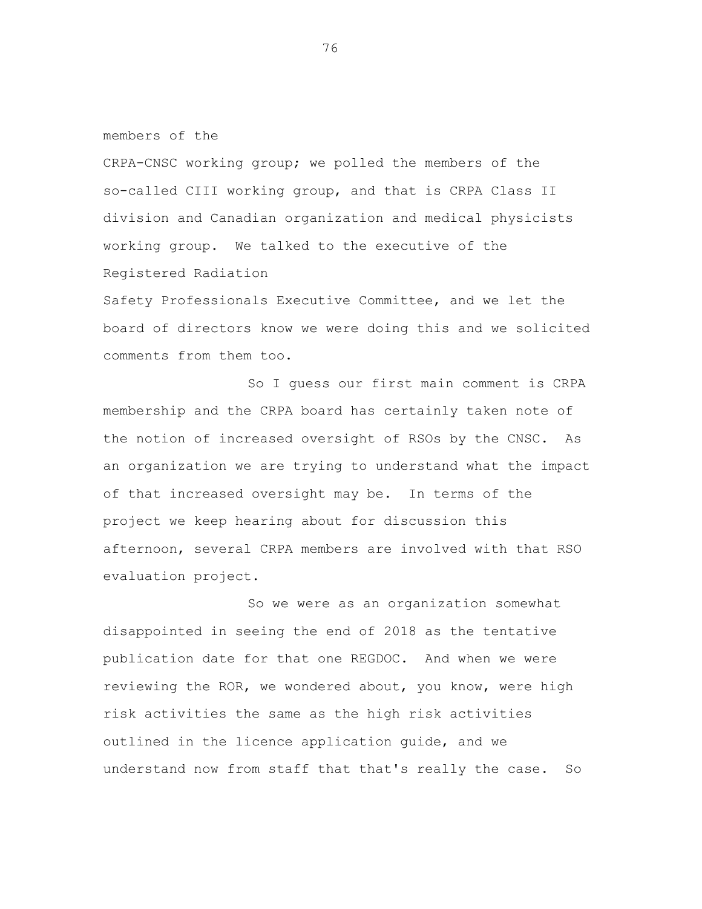members of the
CRPA-CNSC working group; we polled the members of the so-called CIII working group, and that is CRPA Class II division and Canadian organization and medical physicists working group. We talked to the executive of the Registered Radiation
Safety Professionals Executive Committee, and we let the board of directors know we were doing this and we solicited comments from them too.

So I guess our first main comment is CRPA membership and the CRPA board has certainly taken note of the notion of increased oversight of RSOs by the CNSC. As an organization we are trying to understand what the impact of that increased oversight may be. In terms of the project we keep hearing about for discussion this afternoon, several CRPA members are involved with that RSO evaluation project.

So we were as an organization somewhat disappointed in seeing the end of 2018 as the tentative publication date for that one REGDOC. And when we were reviewing the ROR, we wondered about, you know, were high risk activities the same as the high risk activities outlined in the licence application guide, and we understand now from staff that that's really the case. So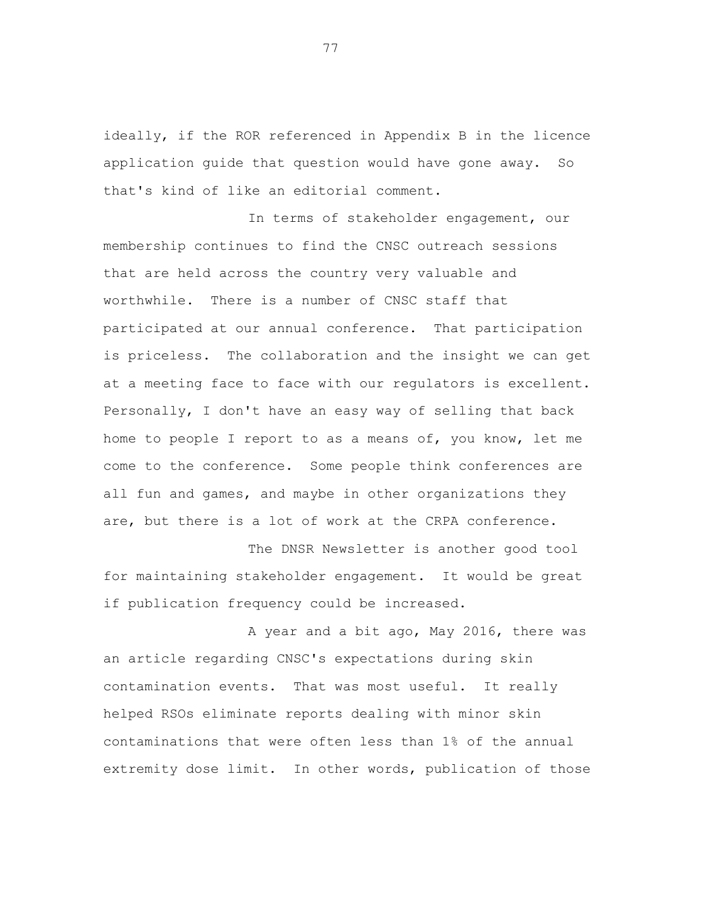ideally, if the ROR referenced in Appendix B in the licence application guide that question would have gone away. So that's kind of like an editorial comment.

In terms of stakeholder engagement, our membership continues to find the CNSC outreach sessions that are held across the country very valuable and worthwhile. There is a number of CNSC staff that participated at our annual conference. That participation is priceless. The collaboration and the insight we can get at a meeting face to face with our regulators is excellent. Personally, I don't have an easy way of selling that back home to people I report to as a means of, you know, let me come to the conference. Some people think conferences are all fun and games, and maybe in other organizations they are, but there is a lot of work at the CRPA conference.

The DNSR Newsletter is another good tool for maintaining stakeholder engagement. It would be great if publication frequency could be increased.

A year and a bit ago, May 2016, there was an article regarding CNSC's expectations during skin contamination events. That was most useful. It really helped RSOs eliminate reports dealing with minor skin contaminations that were often less than 1% of the annual extremity dose limit. In other words, publication of those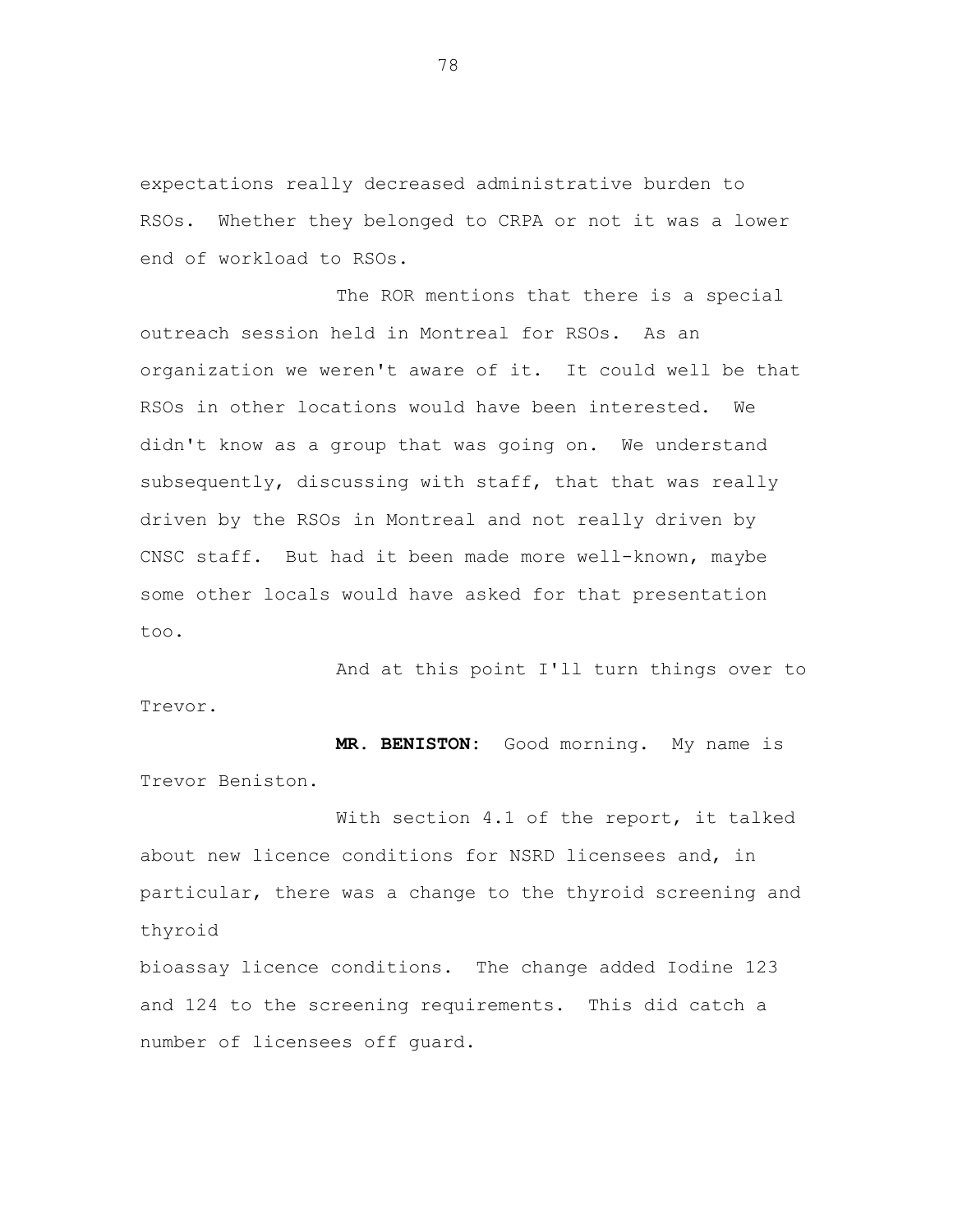expectations really decreased administrative burden to RSOs. Whether they belonged to CRPA or not it was a lower end of workload to RSOs.

The ROR mentions that there is a special outreach session held in Montreal for RSOs. As an organization we weren't aware of it. It could well be that RSOs in other locations would have been interested. We didn't know as a group that was going on. We understand subsequently, discussing with staff, that that was really driven by the RSOs in Montreal and not really driven by CNSC staff. But had it been made more well-known, maybe some other locals would have asked for that presentation too.

And at this point I'll turn things over to Trevor.

**MR. BENISTON:** Good morning. My name is Trevor Beniston.

With section 4.1 of the report, it talked about new licence conditions for NSRD licensees and, in particular, there was a change to the thyroid screening and thyroid bioassay licence conditions. The change added Iodine 123 and 124 to the screening requirements. This did catch a number of licensees off guard.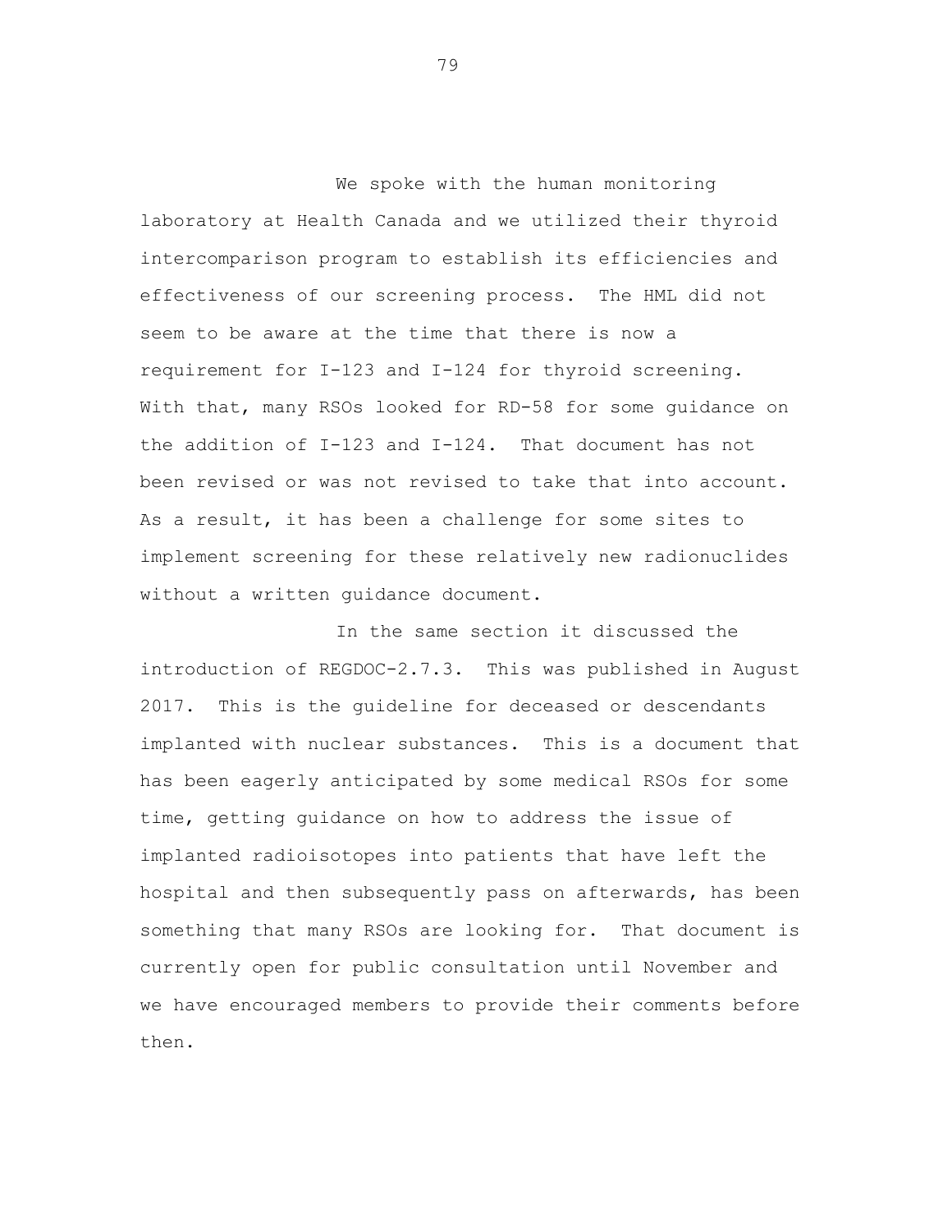We spoke with the human monitoring laboratory at Health Canada and we utilized their thyroid intercomparison program to establish its efficiencies and effectiveness of our screening process. The HML did not seem to be aware at the time that there is now a requirement for I-123 and I-124 for thyroid screening. With that, many RSOs looked for RD-58 for some guidance on the addition of I-123 and I-124. That document has not been revised or was not revised to take that into account. As a result, it has been a challenge for some sites to implement screening for these relatively new radionuclides without a written guidance document.

In the same section it discussed the introduction of REGDOC-2.7.3. This was published in August 2017. This is the guideline for deceased or descendants implanted with nuclear substances. This is a document that has been eagerly anticipated by some medical RSOs for some time, getting guidance on how to address the issue of implanted radioisotopes into patients that have left the hospital and then subsequently pass on afterwards, has been something that many RSOs are looking for. That document is currently open for public consultation until November and we have encouraged members to provide their comments before then.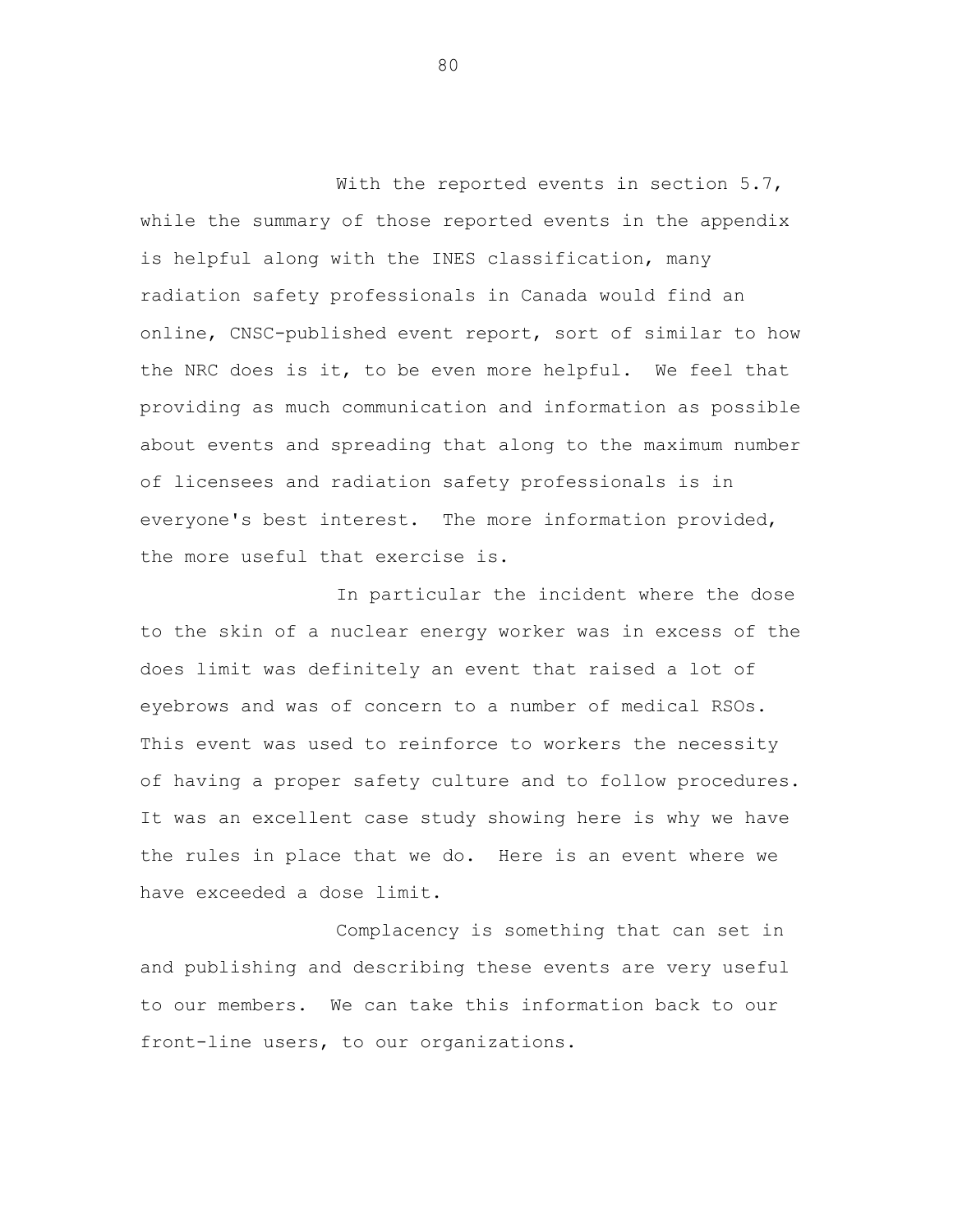With the reported events in section 5.7, while the summary of those reported events in the appendix is helpful along with the INES classification, many radiation safety professionals in Canada would find an online, CNSC-published event report, sort of similar to how the NRC does is it, to be even more helpful. We feel that providing as much communication and information as possible about events and spreading that along to the maximum number of licensees and radiation safety professionals is in everyone's best interest. The more information provided, the more useful that exercise is.

In particular the incident where the dose to the skin of a nuclear energy worker was in excess of the does limit was definitely an event that raised a lot of eyebrows and was of concern to a number of medical RSOs. This event was used to reinforce to workers the necessity of having a proper safety culture and to follow procedures. It was an excellent case study showing here is why we have the rules in place that we do. Here is an event where we have exceeded a dose limit.

Complacency is something that can set in and publishing and describing these events are very useful to our members. We can take this information back to our front-line users, to our organizations.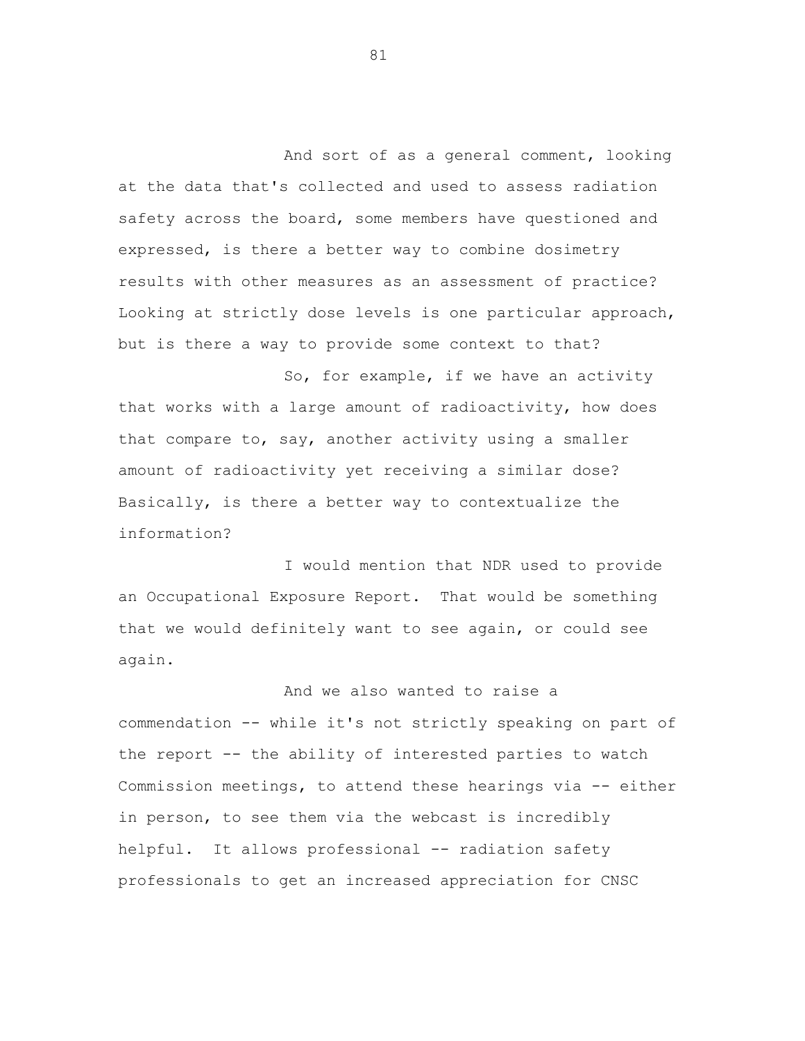And sort of as a general comment, looking at the data that's collected and used to assess radiation safety across the board, some members have questioned and expressed, is there a better way to combine dosimetry results with other measures as an assessment of practice? Looking at strictly dose levels is one particular approach, but is there a way to provide some context to that?

So, for example, if we have an activity that works with a large amount of radioactivity, how does that compare to, say, another activity using a smaller amount of radioactivity yet receiving a similar dose? Basically, is there a better way to contextualize the information?

I would mention that NDR used to provide an Occupational Exposure Report. That would be something that we would definitely want to see again, or could see again.

And we also wanted to raise a commendation -- while it's not strictly speaking on part of the report -- the ability of interested parties to watch Commission meetings, to attend these hearings via -- either in person, to see them via the webcast is incredibly helpful. It allows professional -- radiation safety professionals to get an increased appreciation for CNSC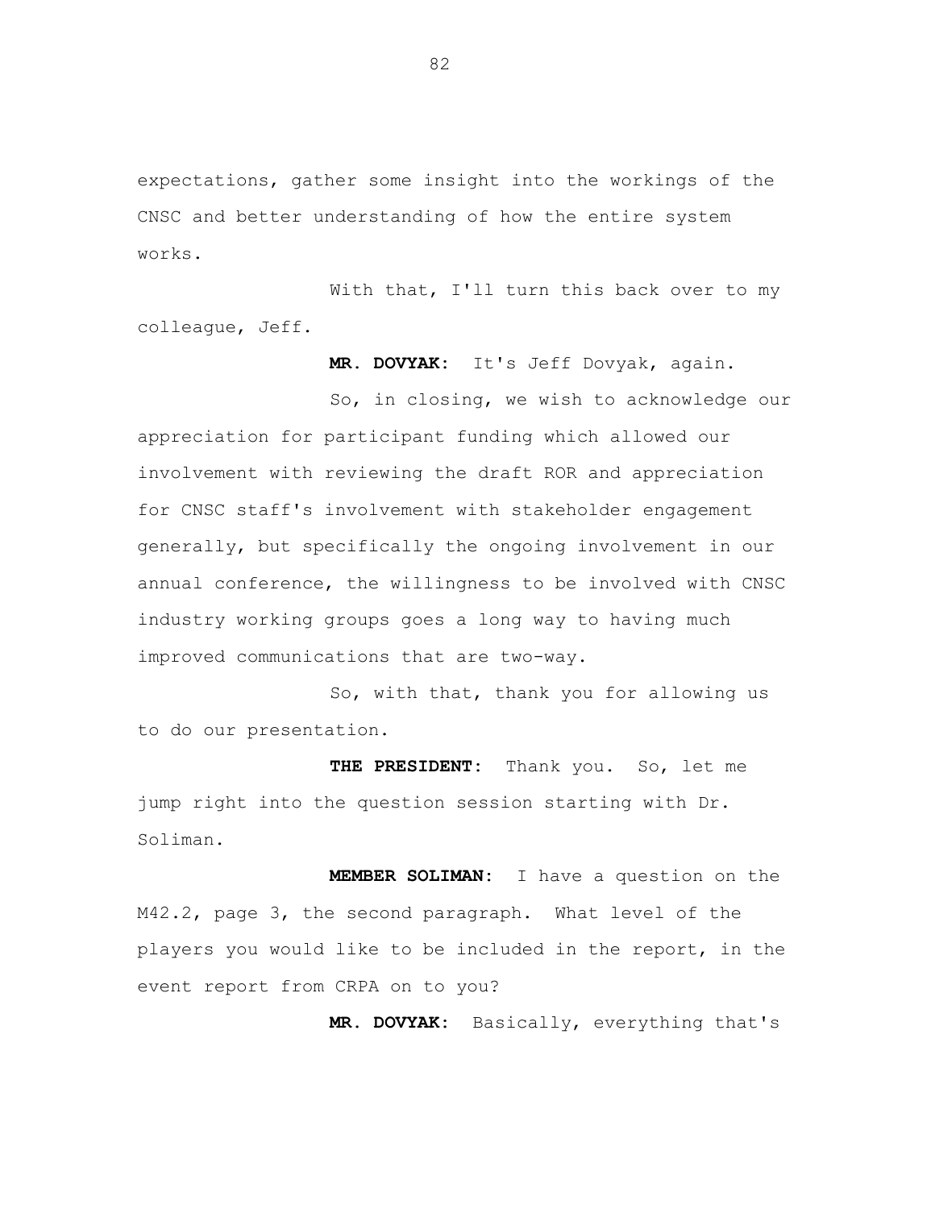expectations, gather some insight into the workings of the CNSC and better understanding of how the entire system works.

With that, I'll turn this back over to my colleague, Jeff.

**MR. DOVYAK:** It's Jeff Dovyak, again.

So, in closing, we wish to acknowledge our appreciation for participant funding which allowed our involvement with reviewing the draft ROR and appreciation for CNSC staff's involvement with stakeholder engagement generally, but specifically the ongoing involvement in our annual conference, the willingness to be involved with CNSC industry working groups goes a long way to having much improved communications that are two-way.

So, with that, thank you for allowing us to do our presentation.

**THE PRESIDENT:** Thank you. So, let me jump right into the question session starting with Dr. Soliman.

**MEMBER SOLIMAN:** I have a question on the M42.2, page 3, the second paragraph. What level of the players you would like to be included in the report, in the event report from CRPA on to you?

**MR. DOVYAK:** Basically, everything that's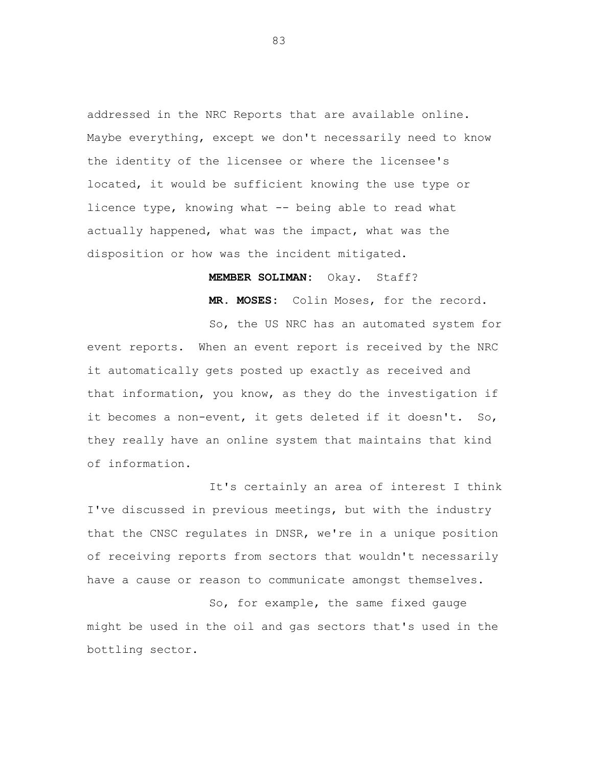addressed in the NRC Reports that are available online. Maybe everything, except we don't necessarily need to know the identity of the licensee or where the licensee's located, it would be sufficient knowing the use type or licence type, knowing what -- being able to read what actually happened, what was the impact, what was the disposition or how was the incident mitigated.

**MEMBER SOLIMAN:** Okay. Staff?

**MR. MOSES:** Colin Moses, for the record.

So, the US NRC has an automated system for event reports. When an event report is received by the NRC it automatically gets posted up exactly as received and that information, you know, as they do the investigation if it becomes a non-event, it gets deleted if it doesn't. So, they really have an online system that maintains that kind of information.

It's certainly an area of interest I think I've discussed in previous meetings, but with the industry that the CNSC regulates in DNSR, we're in a unique position of receiving reports from sectors that wouldn't necessarily have a cause or reason to communicate amongst themselves.

So, for example, the same fixed gauge might be used in the oil and gas sectors that's used in the bottling sector.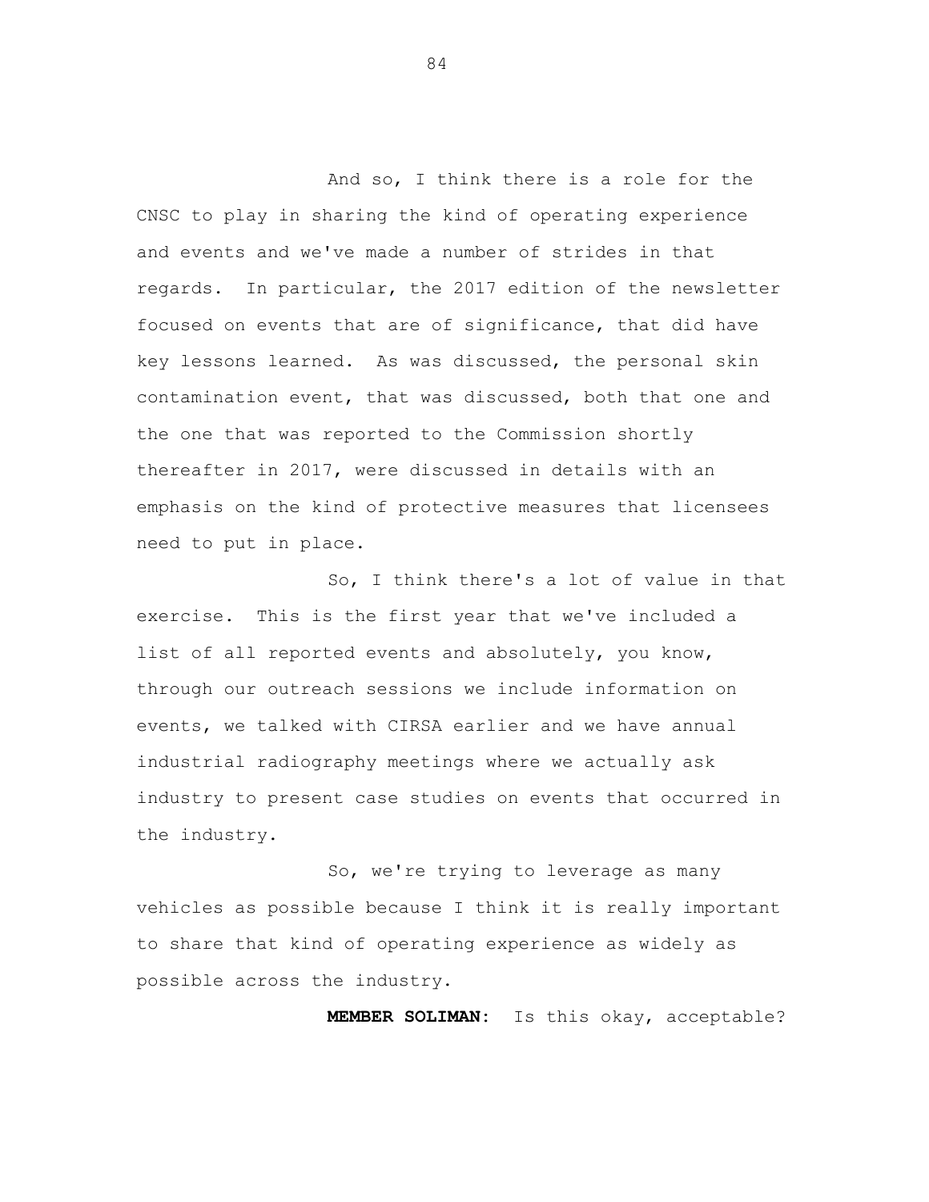And so, I think there is a role for the CNSC to play in sharing the kind of operating experience and events and we've made a number of strides in that regards. In particular, the 2017 edition of the newsletter focused on events that are of significance, that did have key lessons learned. As was discussed, the personal skin contamination event, that was discussed, both that one and the one that was reported to the Commission shortly thereafter in 2017, were discussed in details with an emphasis on the kind of protective measures that licensees need to put in place.

So, I think there's a lot of value in that exercise. This is the first year that we've included a list of all reported events and absolutely, you know, through our outreach sessions we include information on events, we talked with CIRSA earlier and we have annual industrial radiography meetings where we actually ask industry to present case studies on events that occurred in the industry.

So, we're trying to leverage as many vehicles as possible because I think it is really important to share that kind of operating experience as widely as possible across the industry.

**MEMBER SOLIMAN:** Is this okay, acceptable?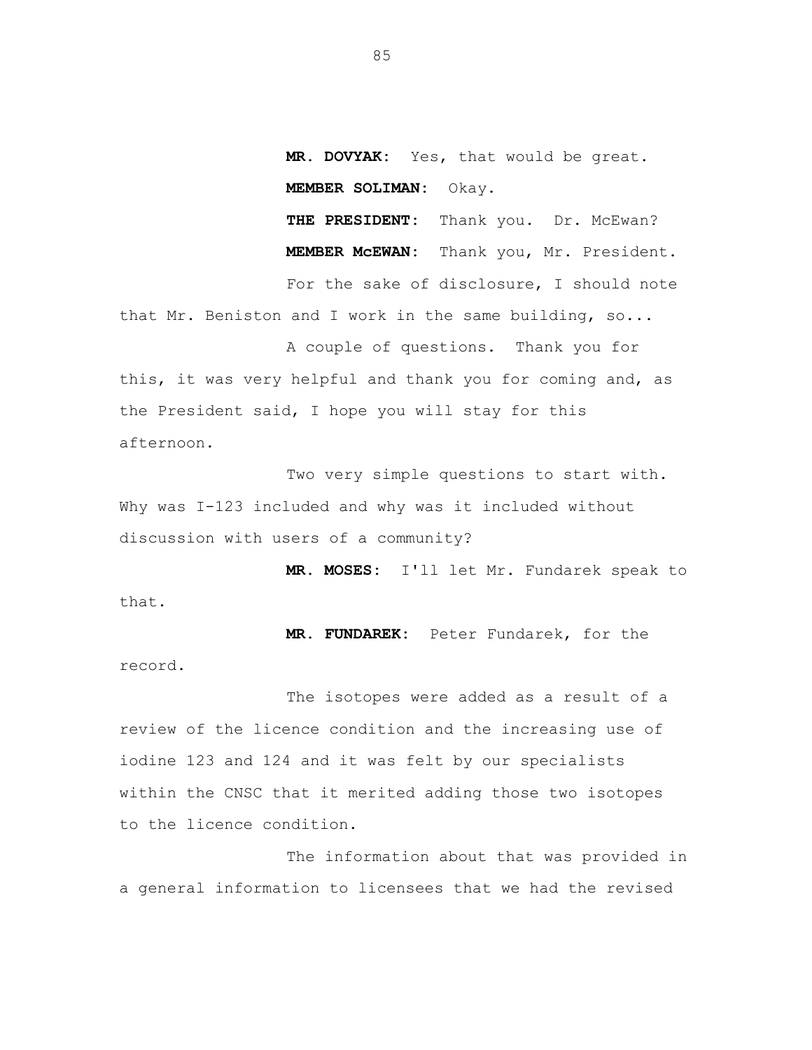**MR. DOVYAK:** Yes, that would be great.

**MEMBER SOLIMAN:** Okay.

**THE PRESIDENT:** Thank you. Dr. McEwan?

**MEMBER McEWAN:** Thank you, Mr. President.

For the sake of disclosure, I should note that Mr. Beniston and I work in the same building, so...

A couple of questions. Thank you for this, it was very helpful and thank you for coming and, as the President said, I hope you will stay for this afternoon.

Two very simple questions to start with. Why was I-123 included and why was it included without discussion with users of a community?

**MR. MOSES:** I'll let Mr. Fundarek speak to that.

**MR. FUNDAREK:** Peter Fundarek, for the record.

The isotopes were added as a result of a review of the licence condition and the increasing use of iodine 123 and 124 and it was felt by our specialists within the CNSC that it merited adding those two isotopes to the licence condition.

The information about that was provided in a general information to licensees that we had the revised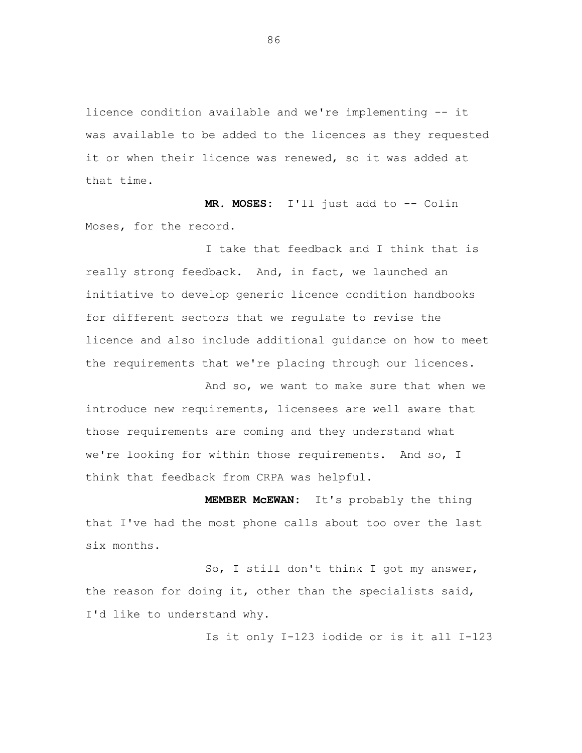licence condition available and we're implementing -- it was available to be added to the licences as they requested it or when their licence was renewed, so it was added at that time.

**MR. MOSES:** I'll just add to -- Colin Moses, for the record.

I take that feedback and I think that is really strong feedback. And, in fact, we launched an initiative to develop generic licence condition handbooks for different sectors that we regulate to revise the licence and also include additional guidance on how to meet the requirements that we're placing through our licences.

And so, we want to make sure that when we introduce new requirements, licensees are well aware that those requirements are coming and they understand what we're looking for within those requirements. And so, I think that feedback from CRPA was helpful.

**MEMBER McEWAN:** It's probably the thing that I've had the most phone calls about too over the last six months.

So, I still don't think I got my answer, the reason for doing it, other than the specialists said, I'd like to understand why.

Is it only I-123 iodide or is it all I-123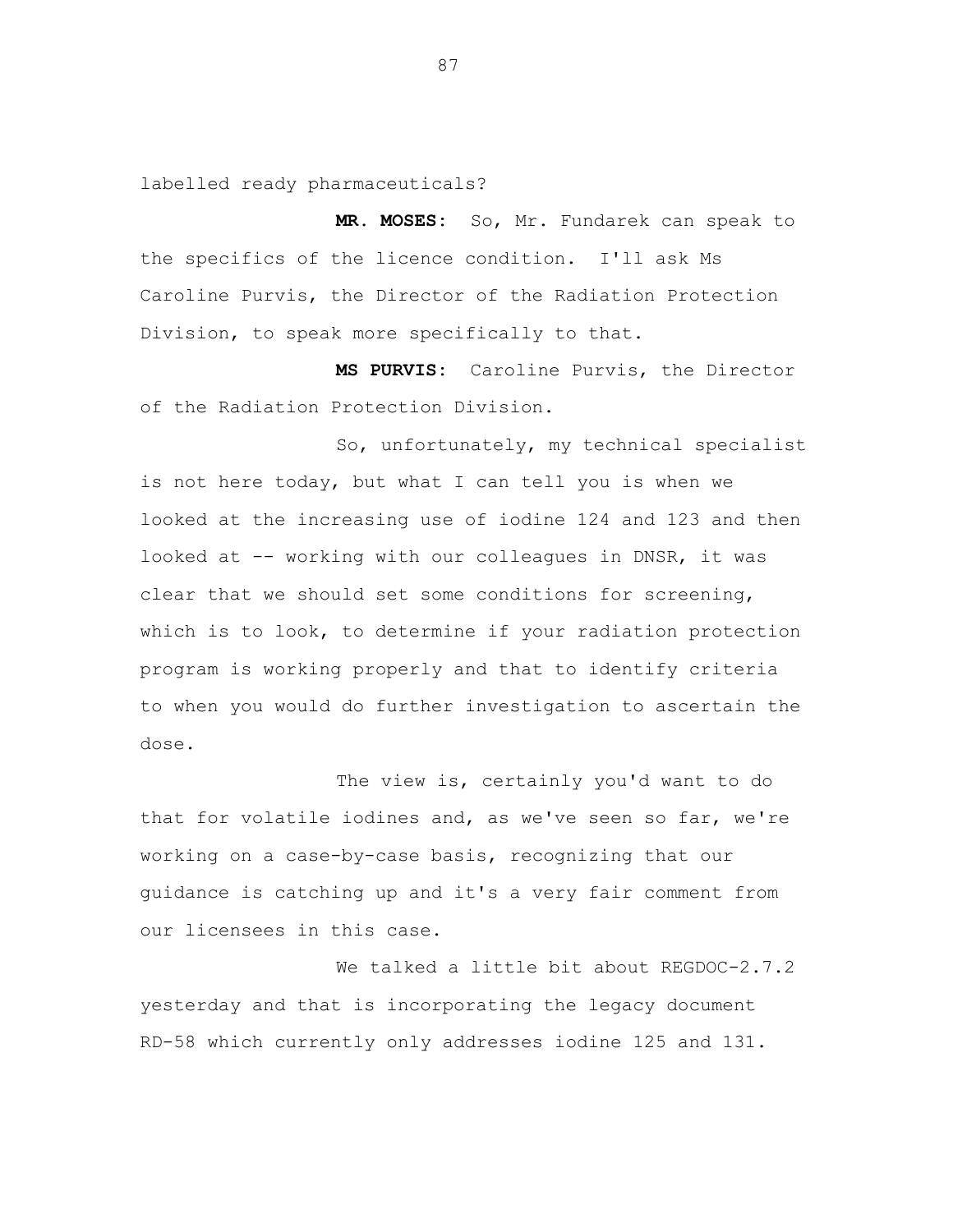labelled ready pharmaceuticals?

**MR. MOSES:** So, Mr. Fundarek can speak to the specifics of the licence condition. I'll ask Ms Caroline Purvis, the Director of the Radiation Protection Division, to speak more specifically to that.

**MS PURVIS:** Caroline Purvis, the Director of the Radiation Protection Division.

So, unfortunately, my technical specialist is not here today, but what I can tell you is when we looked at the increasing use of iodine 124 and 123 and then looked at -- working with our colleagues in DNSR, it was clear that we should set some conditions for screening, which is to look, to determine if your radiation protection program is working properly and that to identify criteria to when you would do further investigation to ascertain the dose.

The view is, certainly you'd want to do that for volatile iodines and, as we've seen so far, we're working on a case-by-case basis, recognizing that our guidance is catching up and it's a very fair comment from our licensees in this case.

We talked a little bit about REGDOC-2.7.2 yesterday and that is incorporating the legacy document RD-58 which currently only addresses iodine 125 and 131.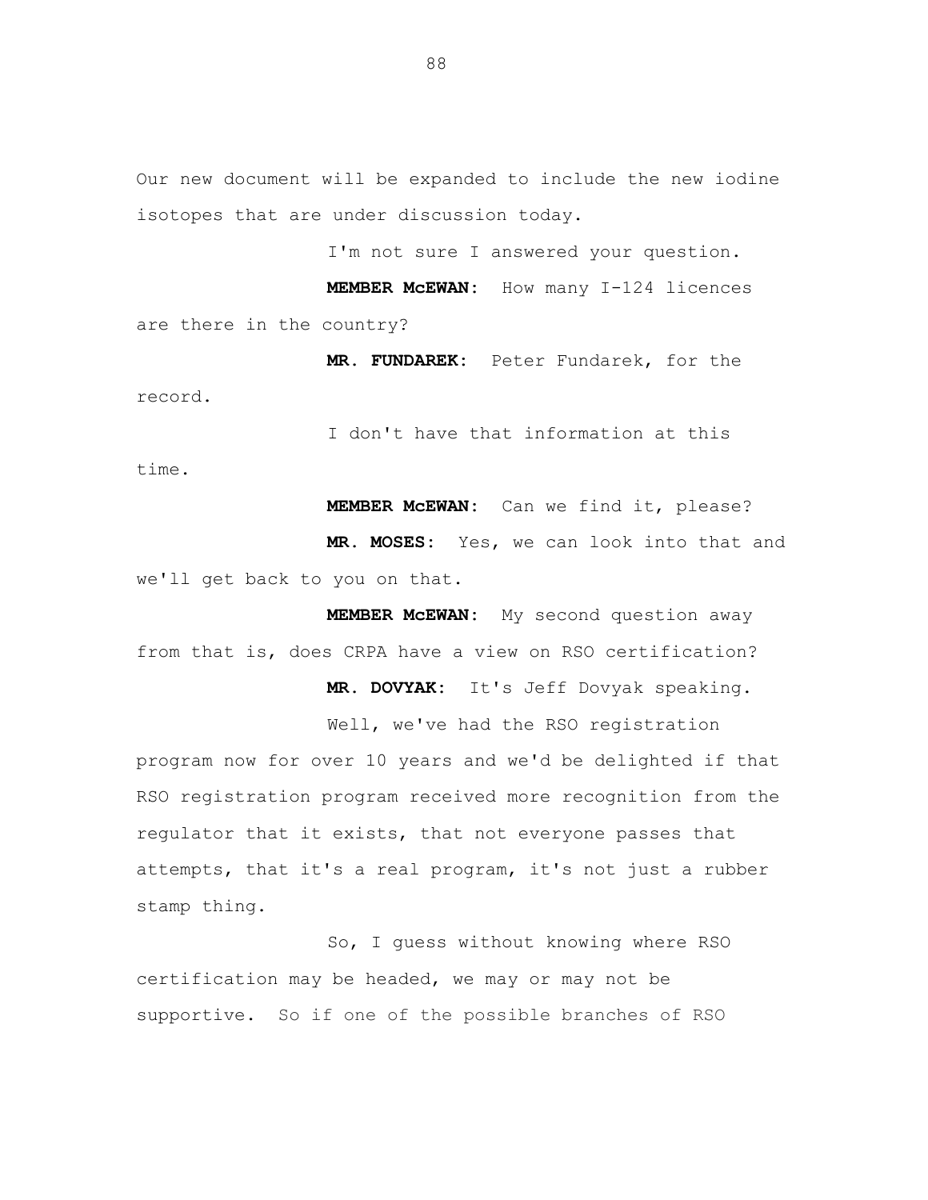Our new document will be expanded to include the new iodine isotopes that are under discussion today.

I'm not sure I answered your question.

**MEMBER McEWAN:** How many I-124 licences are there in the country?

**MR. FUNDAREK:** Peter Fundarek, for the record.

I don't have that information at this time.

**MEMBER McEWAN:** Can we find it, please?

**MR. MOSES:** Yes, we can look into that and we'll get back to you on that.

**MEMBER McEWAN:** My second question away from that is, does CRPA have a view on RSO certification?

**MR. DOVYAK:** It's Jeff Dovyak speaking.

Well, we've had the RSO registration program now for over 10 years and we'd be delighted if that RSO registration program received more recognition from the regulator that it exists, that not everyone passes that attempts, that it's a real program, it's not just a rubber stamp thing.

So, I guess without knowing where RSO certification may be headed, we may or may not be supportive. So if one of the possible branches of RSO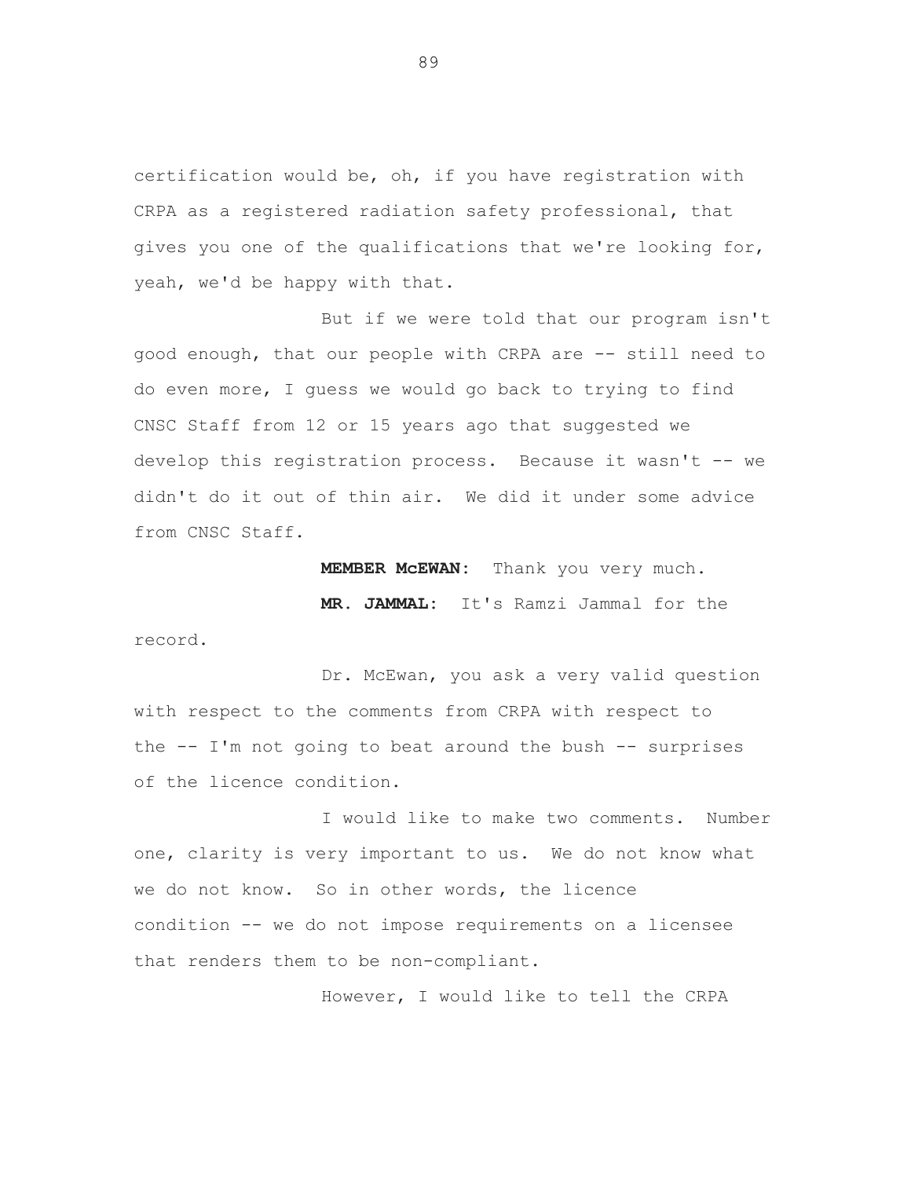certification would be, oh, if you have registration with CRPA as a registered radiation safety professional, that gives you one of the qualifications that we're looking for, yeah, we'd be happy with that.

But if we were told that our program isn't good enough, that our people with CRPA are -- still need to do even more, I guess we would go back to trying to find CNSC Staff from 12 or 15 years ago that suggested we develop this registration process. Because it wasn't -- we didn't do it out of thin air. We did it under some advice from CNSC Staff.

**MEMBER McEWAN:** Thank you very much.

**MR. JAMMAL:** It's Ramzi Jammal for the record.

Dr. McEwan, you ask a very valid question with respect to the comments from CRPA with respect to the -- I'm not going to beat around the bush -- surprises of the licence condition.

I would like to make two comments. Number one, clarity is very important to us. We do not know what we do not know. So in other words, the licence condition -- we do not impose requirements on a licensee that renders them to be non-compliant.

However, I would like to tell the CRPA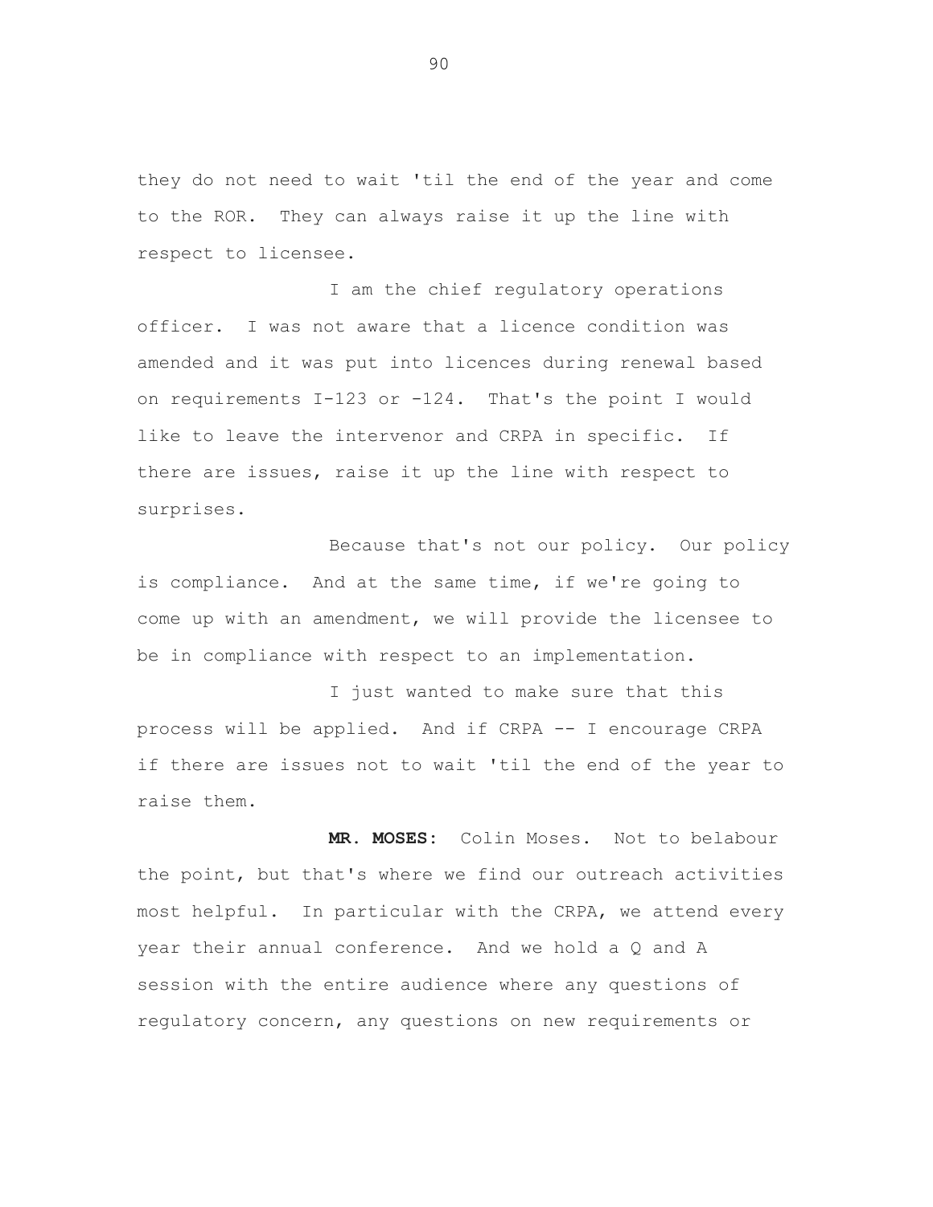they do not need to wait 'til the end of the year and come to the ROR. They can always raise it up the line with respect to licensee.

I am the chief regulatory operations officer. I was not aware that a licence condition was amended and it was put into licences during renewal based on requirements I-123 or -124. That's the point I would like to leave the intervenor and CRPA in specific. If there are issues, raise it up the line with respect to surprises.

Because that's not our policy. Our policy is compliance. And at the same time, if we're going to come up with an amendment, we will provide the licensee to be in compliance with respect to an implementation.

I just wanted to make sure that this process will be applied. And if CRPA -- I encourage CRPA if there are issues not to wait 'til the end of the year to raise them.

**MR. MOSES:** Colin Moses. Not to belabour the point, but that's where we find our outreach activities most helpful. In particular with the CRPA, we attend every year their annual conference. And we hold a Q and A session with the entire audience where any questions of regulatory concern, any questions on new requirements or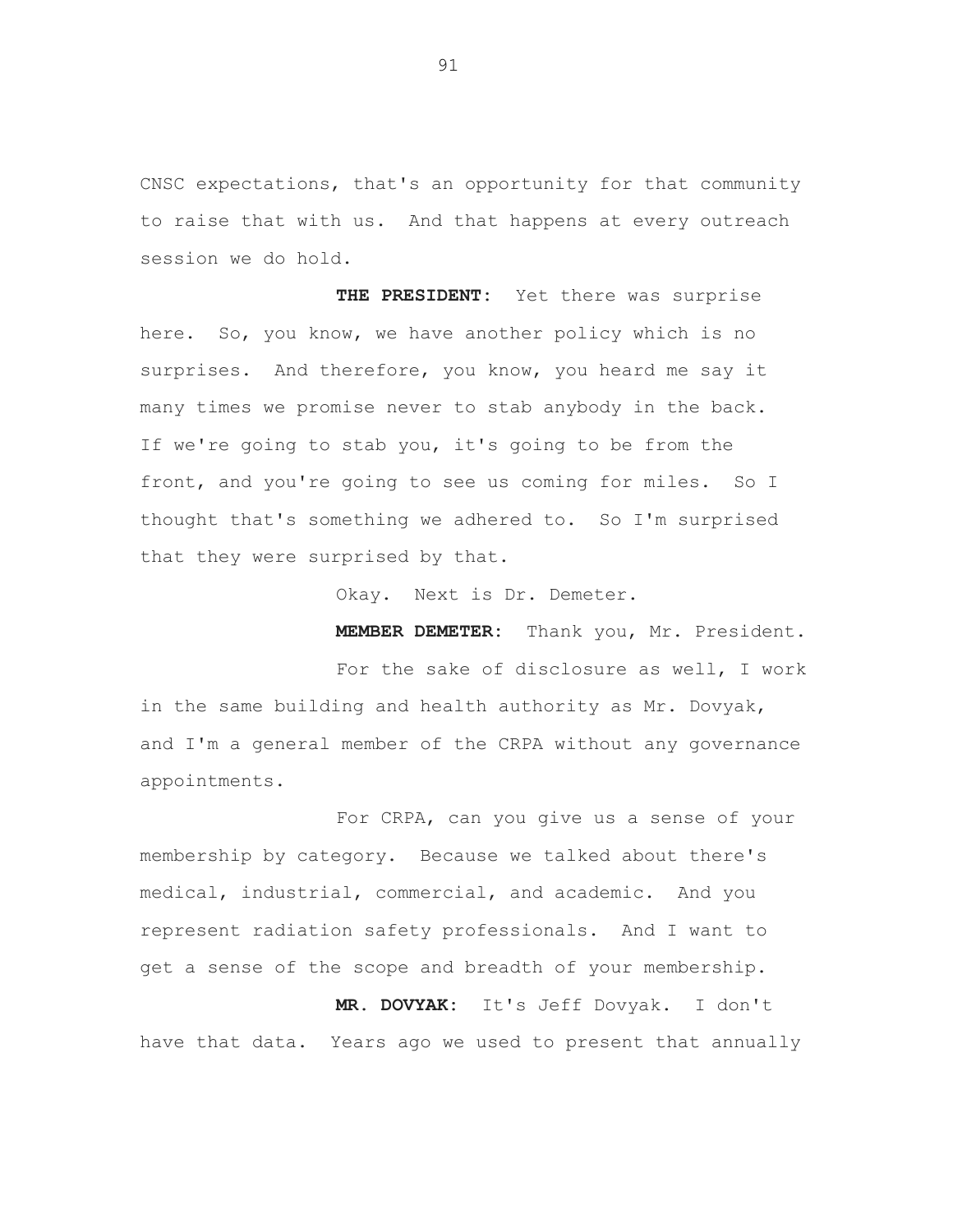CNSC expectations, that's an opportunity for that community to raise that with us. And that happens at every outreach session we do hold.

**THE PRESIDENT:** Yet there was surprise here. So, you know, we have another policy which is no surprises. And therefore, you know, you heard me say it many times we promise never to stab anybody in the back. If we're going to stab you, it's going to be from the front, and you're going to see us coming for miles. So I thought that's something we adhered to. So I'm surprised that they were surprised by that.

Okay. Next is Dr. Demeter.

**MEMBER DEMETER:** Thank you, Mr. President.

For the sake of disclosure as well, I work in the same building and health authority as Mr. Dovyak, and I'm a general member of the CRPA without any governance appointments.

For CRPA, can you give us a sense of your membership by category. Because we talked about there's medical, industrial, commercial, and academic. And you represent radiation safety professionals. And I want to get a sense of the scope and breadth of your membership.

**MR. DOVYAK:** It's Jeff Dovyak. I don't have that data. Years ago we used to present that annually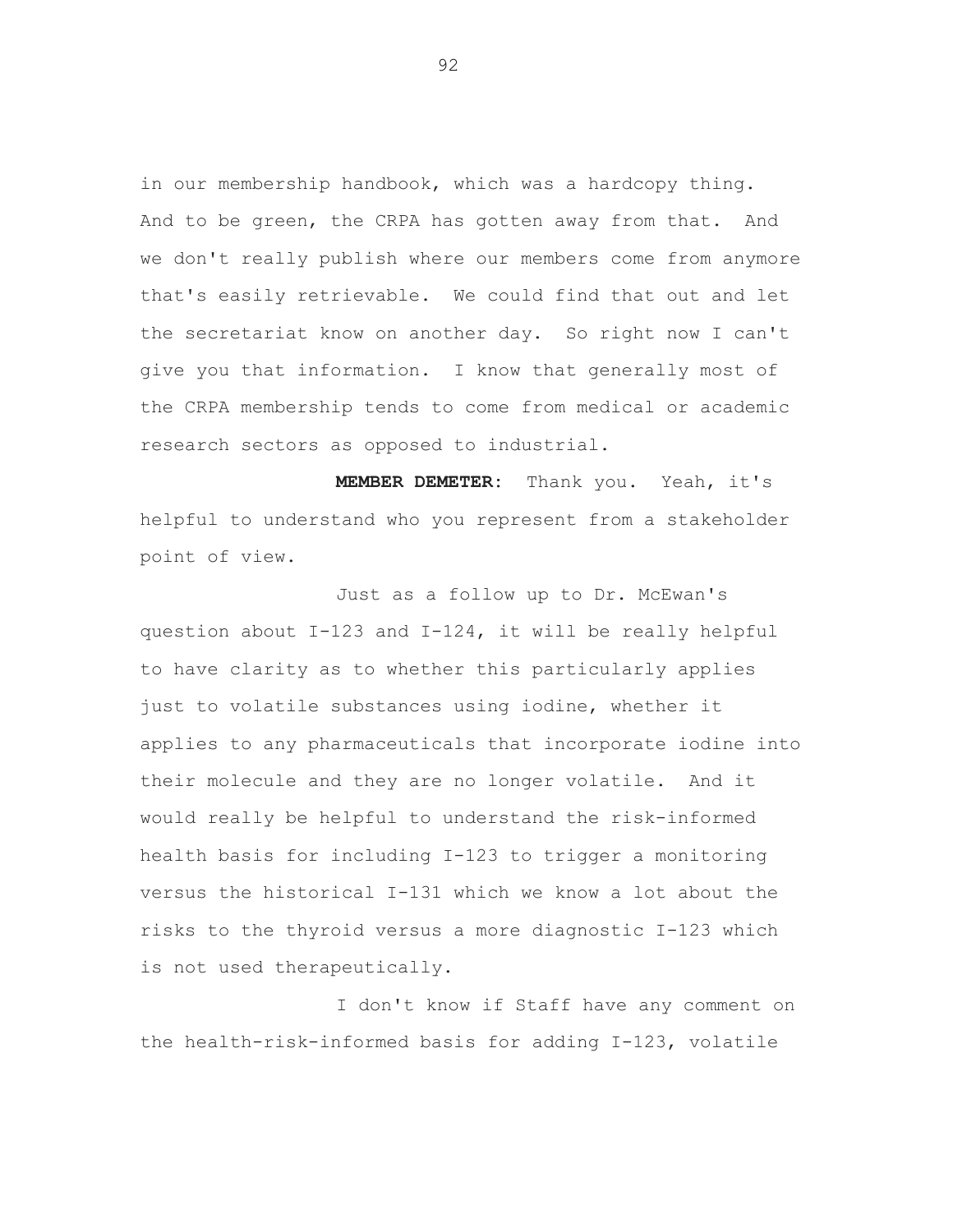in our membership handbook, which was a hardcopy thing. And to be green, the CRPA has gotten away from that. And we don't really publish where our members come from anymore that's easily retrievable. We could find that out and let the secretariat know on another day. So right now I can't give you that information. I know that generally most of the CRPA membership tends to come from medical or academic research sectors as opposed to industrial.

**MEMBER DEMETER:** Thank you. Yeah, it's helpful to understand who you represent from a stakeholder point of view.

Just as a follow up to Dr. McEwan's question about I-123 and I-124, it will be really helpful to have clarity as to whether this particularly applies just to volatile substances using iodine, whether it applies to any pharmaceuticals that incorporate iodine into their molecule and they are no longer volatile. And it would really be helpful to understand the risk-informed health basis for including I-123 to trigger a monitoring versus the historical I-131 which we know a lot about the risks to the thyroid versus a more diagnostic I-123 which is not used therapeutically.

I don't know if Staff have any comment on the health-risk-informed basis for adding I-123, volatile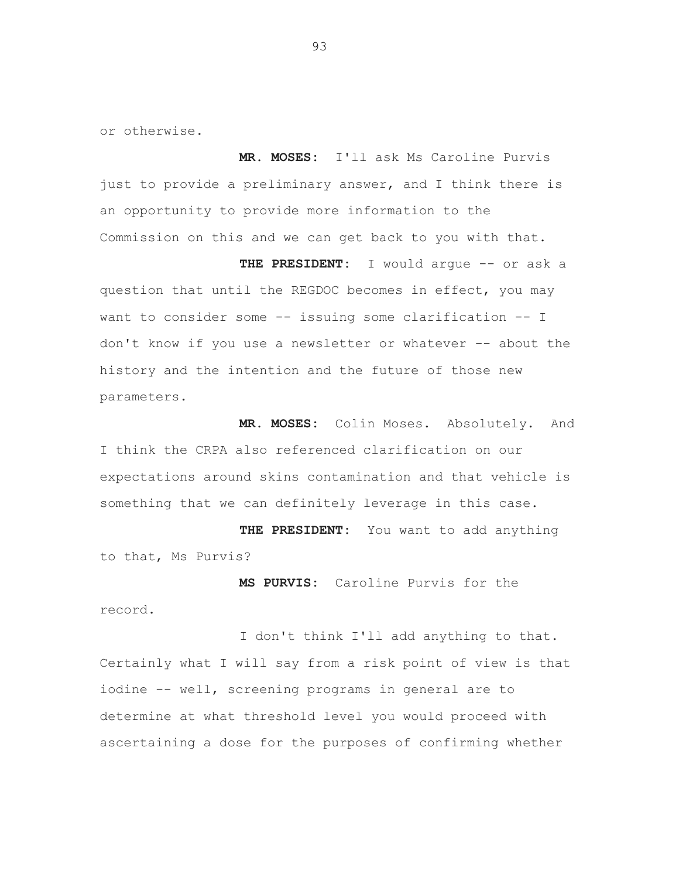or otherwise.

**MR. MOSES:** I'll ask Ms Caroline Purvis just to provide a preliminary answer, and I think there is an opportunity to provide more information to the Commission on this and we can get back to you with that.

**THE PRESIDENT:** I would argue -- or ask a question that until the REGDOC becomes in effect, you may want to consider some -- issuing some clarification -- I don't know if you use a newsletter or whatever -- about the history and the intention and the future of those new parameters.

**MR. MOSES:** Colin Moses. Absolutely. And I think the CRPA also referenced clarification on our expectations around skins contamination and that vehicle is something that we can definitely leverage in this case.

**THE PRESIDENT:** You want to add anything to that, Ms Purvis?

**MS PURVIS:** Caroline Purvis for the record.

I don't think I'll add anything to that. Certainly what I will say from a risk point of view is that iodine -- well, screening programs in general are to determine at what threshold level you would proceed with ascertaining a dose for the purposes of confirming whether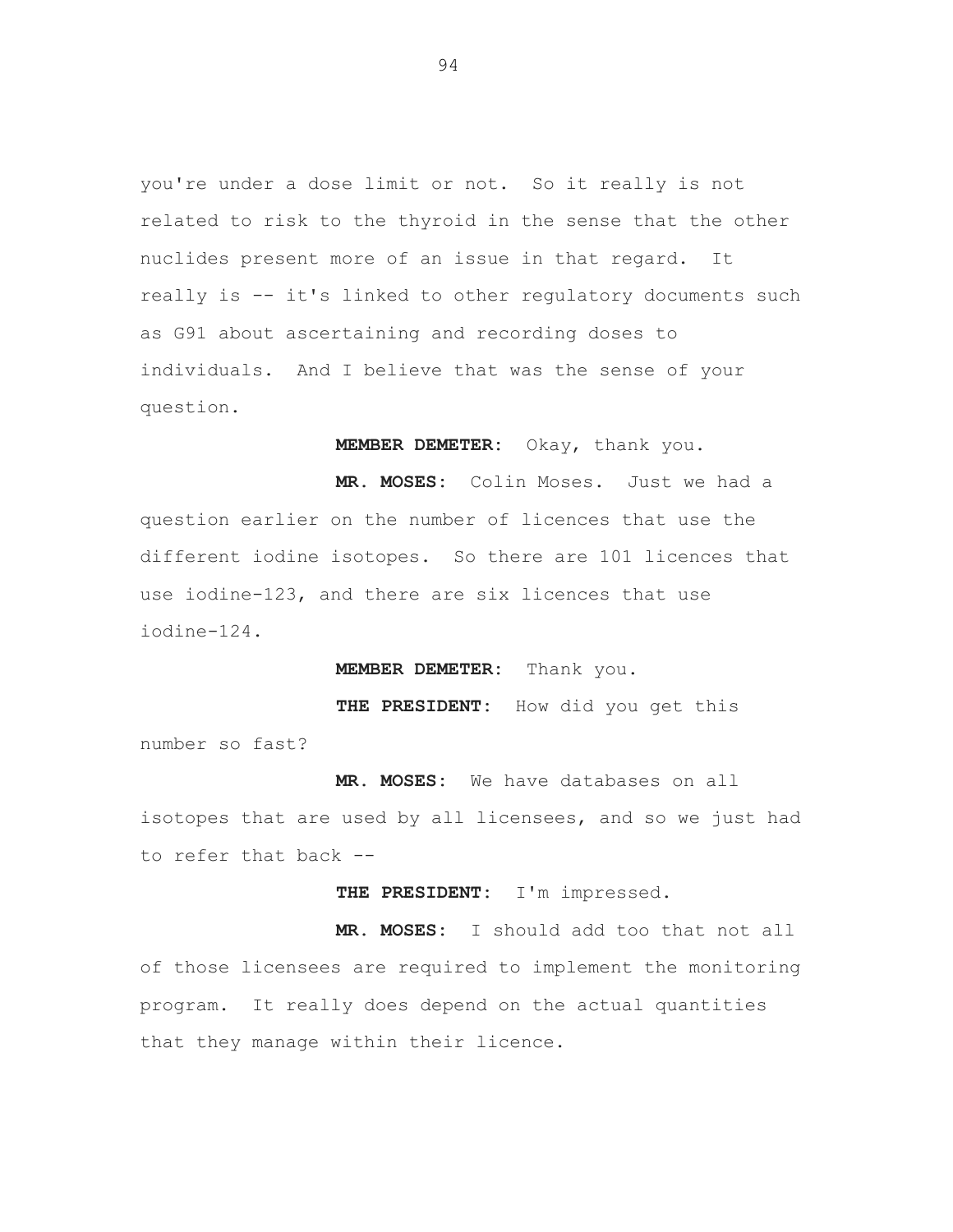you're under a dose limit or not. So it really is not related to risk to the thyroid in the sense that the other nuclides present more of an issue in that regard. It really is -- it's linked to other regulatory documents such as G91 about ascertaining and recording doses to individuals. And I believe that was the sense of your question.

**MEMBER DEMETER:** Okay, thank you.

**MR. MOSES:** Colin Moses. Just we had a question earlier on the number of licences that use the different iodine isotopes. So there are 101 licences that use iodine-123, and there are six licences that use iodine-124.

**MEMBER DEMETER:** Thank you.

**THE PRESIDENT:** How did you get this number so fast?

**MR. MOSES:** We have databases on all isotopes that are used by all licensees, and so we just had to refer that back --

**THE PRESIDENT:** I'm impressed.

**MR. MOSES:** I should add too that not all of those licensees are required to implement the monitoring program. It really does depend on the actual quantities that they manage within their licence.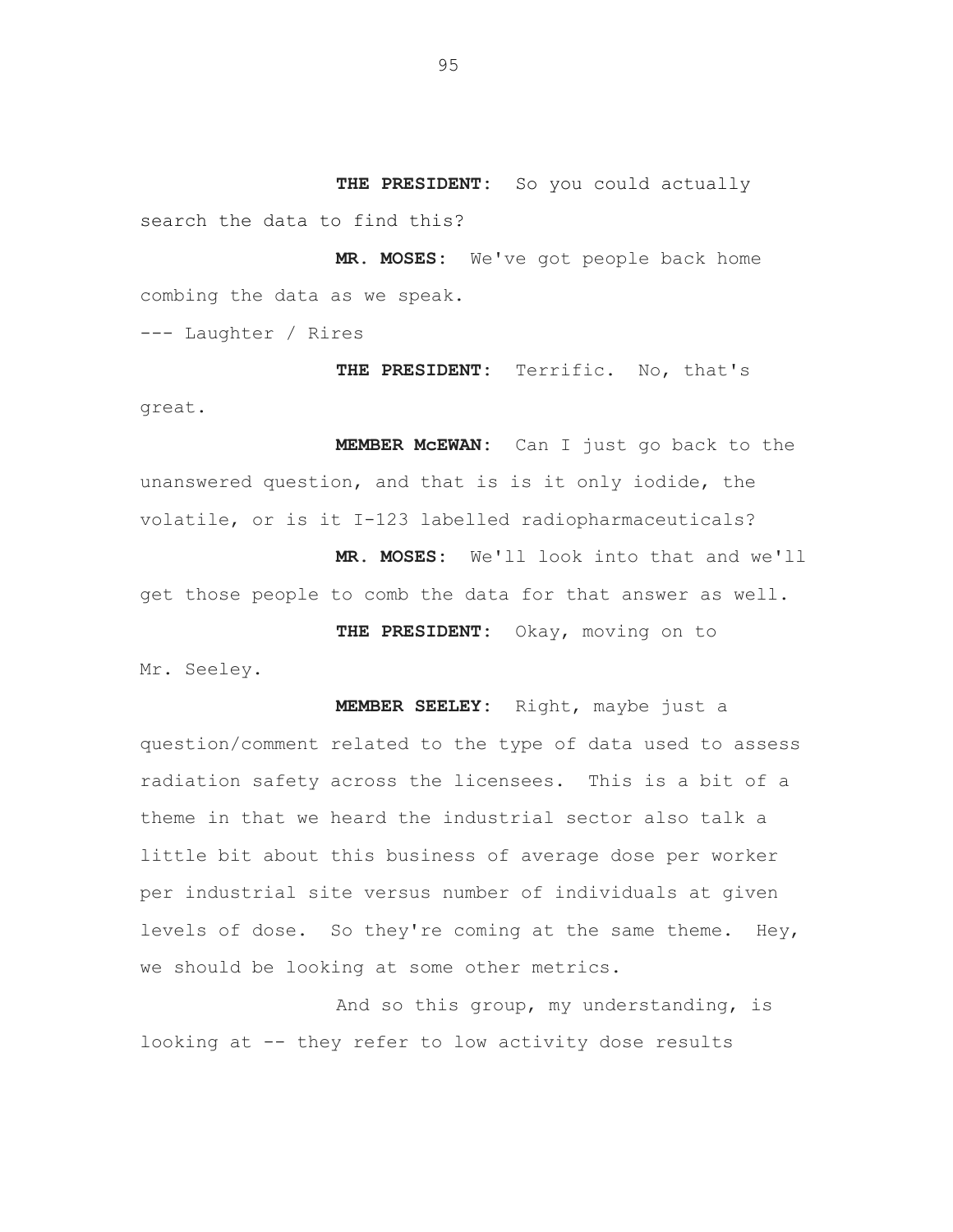**THE PRESIDENT:** So you could actually search the data to find this?

**MR. MOSES:** We've got people back home combing the data as we speak.

--- Laughter / Rires

**THE PRESIDENT:** Terrific. No, that's great.

**MEMBER McEWAN:** Can I just go back to the unanswered question, and that is is it only iodide, the volatile, or is it I-123 labelled radiopharmaceuticals?

**MR. MOSES:** We'll look into that and we'll get those people to comb the data for that answer as well.

**THE PRESIDENT:** Okay, moving on to Mr. Seeley.

**MEMBER SEELEY:** Right, maybe just a question/comment related to the type of data used to assess radiation safety across the licensees. This is a bit of a theme in that we heard the industrial sector also talk a little bit about this business of average dose per worker per industrial site versus number of individuals at given levels of dose. So they're coming at the same theme. Hey, we should be looking at some other metrics.

And so this group, my understanding, is looking at -- they refer to low activity dose results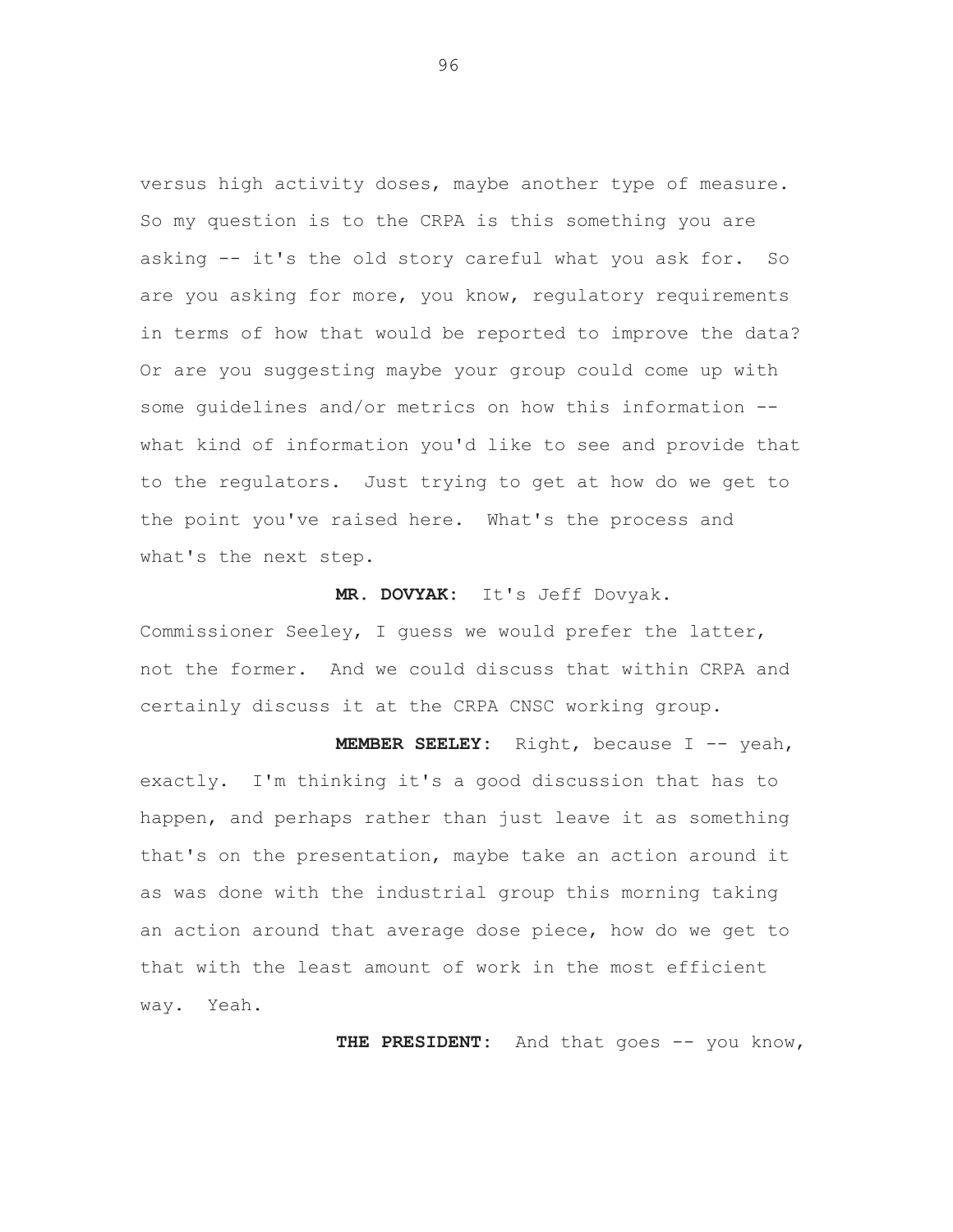versus high activity doses, maybe another type of measure. So my question is to the CRPA is this something you are asking -- it's the old story careful what you ask for. So are you asking for more, you know, regulatory requirements in terms of how that would be reported to improve the data? Or are you suggesting maybe your group could come up with some guidelines and/or metrics on how this information -- what kind of information you'd like to see and provide that to the regulators. Just trying to get at how do we get to the point you've raised here. What's the process and what's the next step.

**MR. DOVYAK:** It's Jeff Dovyak. Commissioner Seeley, I guess we would prefer the latter, not the former. And we could discuss that within CRPA and certainly discuss it at the CRPA CNSC working group.

**MEMBER SEELEY:** Right, because I -- yeah, exactly. I'm thinking it's a good discussion that has to happen, and perhaps rather than just leave it as something that's on the presentation, maybe take an action around it as was done with the industrial group this morning taking an action around that average dose piece, how do we get to that with the least amount of work in the most efficient way. Yeah.

**THE PRESIDENT:** And that goes -- you know,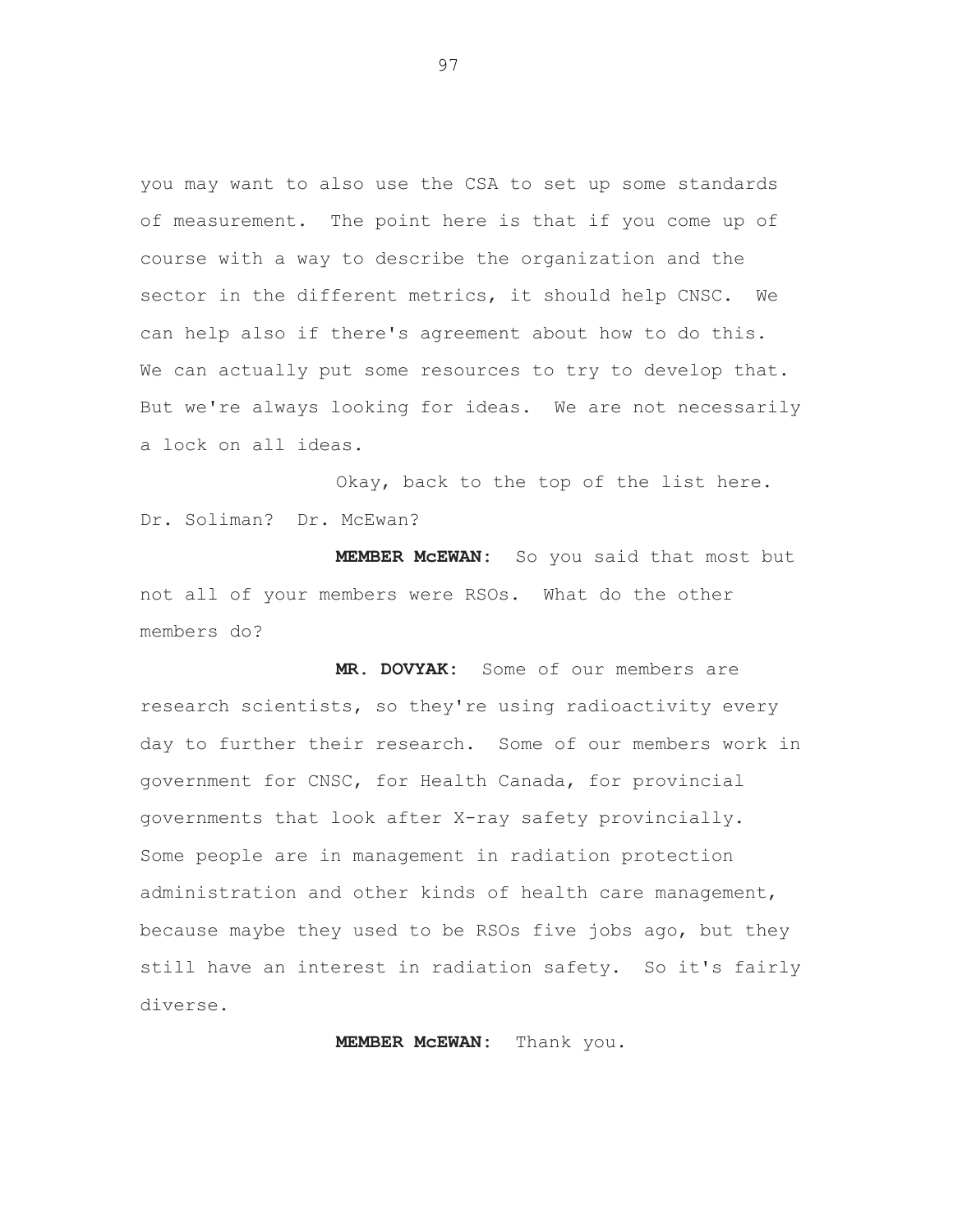you may want to also use the CSA to set up some standards of measurement. The point here is that if you come up of course with a way to describe the organization and the sector in the different metrics, it should help CNSC. We can help also if there's agreement about how to do this. We can actually put some resources to try to develop that. But we're always looking for ideas. We are not necessarily a lock on all ideas.

Okay, back to the top of the list here. Dr. Soliman? Dr. McEwan?

**MEMBER McEWAN:** So you said that most but not all of your members were RSOs. What do the other members do?

**MR. DOVYAK:** Some of our members are research scientists, so they're using radioactivity every day to further their research. Some of our members work in government for CNSC, for Health Canada, for provincial governments that look after X-ray safety provincially. Some people are in management in radiation protection administration and other kinds of health care management, because maybe they used to be RSOs five jobs ago, but they still have an interest in radiation safety. So it's fairly diverse.

**MEMBER McEWAN:** Thank you.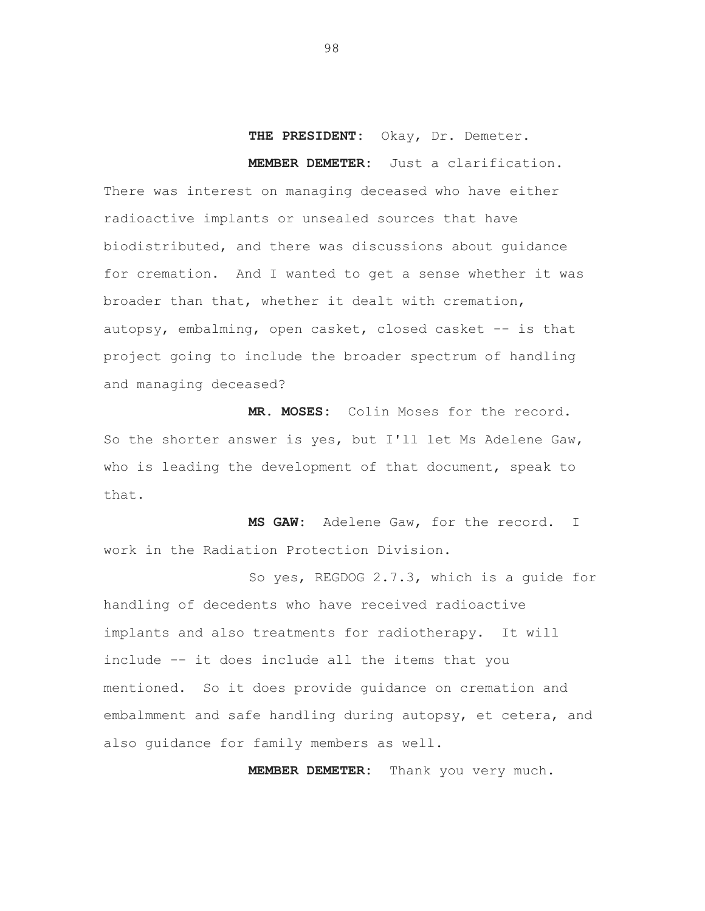**THE PRESIDENT:** Okay, Dr. Demeter.

**MEMBER DEMETER:** Just a clarification. There was interest on managing deceased who have either radioactive implants or unsealed sources that have biodistributed, and there was discussions about guidance for cremation. And I wanted to get a sense whether it was broader than that, whether it dealt with cremation, autopsy, embalming, open casket, closed casket -- is that project going to include the broader spectrum of handling and managing deceased?

**MR. MOSES:** Colin Moses for the record. So the shorter answer is yes, but I'll let Ms Adelene Gaw, who is leading the development of that document, speak to that.

**MS GAW:** Adelene Gaw, for the record. I work in the Radiation Protection Division.

So yes, REGDOG 2.7.3, which is a guide for handling of decedents who have received radioactive implants and also treatments for radiotherapy. It will include -- it does include all the items that you mentioned. So it does provide guidance on cremation and embalmment and safe handling during autopsy, et cetera, and also guidance for family members as well.

**MEMBER DEMETER:** Thank you very much.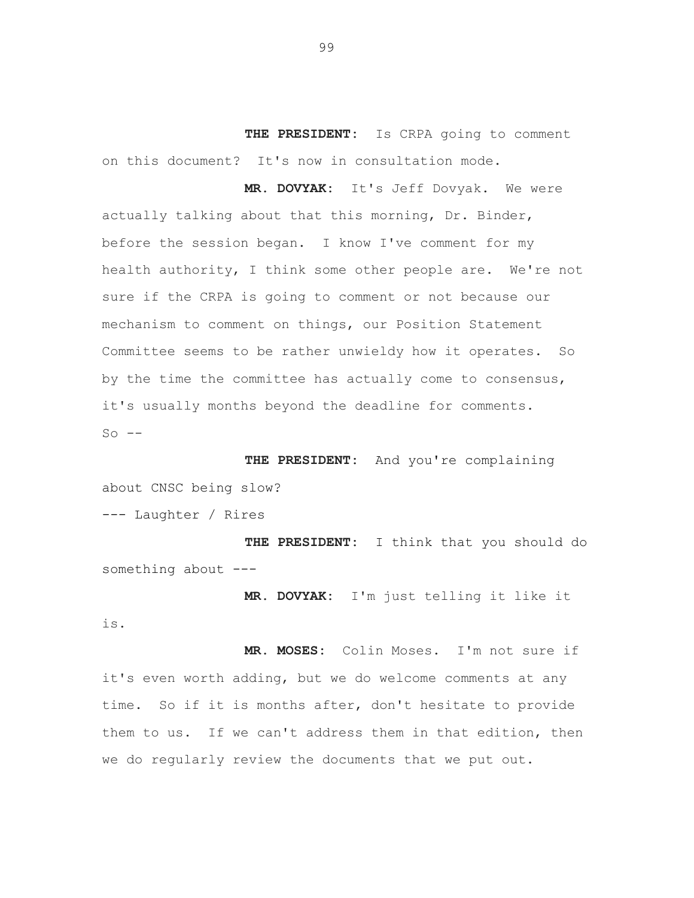**THE PRESIDENT:** Is CRPA going to comment on this document? It's now in consultation mode.

**MR. DOVYAK:** It's Jeff Dovyak. We were actually talking about that this morning, Dr. Binder, before the session began. I know I've comment for my health authority, I think some other people are. We're not sure if the CRPA is going to comment or not because our mechanism to comment on things, our Position Statement Committee seems to be rather unwieldy how it operates. So by the time the committee has actually come to consensus, it's usually months beyond the deadline for comments. So --

**THE PRESIDENT:** And you're complaining about CNSC being slow?

--- Laughter / Rires

**THE PRESIDENT:** I think that you should do something about ---

**MR. DOVYAK:** I'm just telling it like it is.

**MR. MOSES:** Colin Moses. I'm not sure if it's even worth adding, but we do welcome comments at any time. So if it is months after, don't hesitate to provide them to us. If we can't address them in that edition, then we do regularly review the documents that we put out.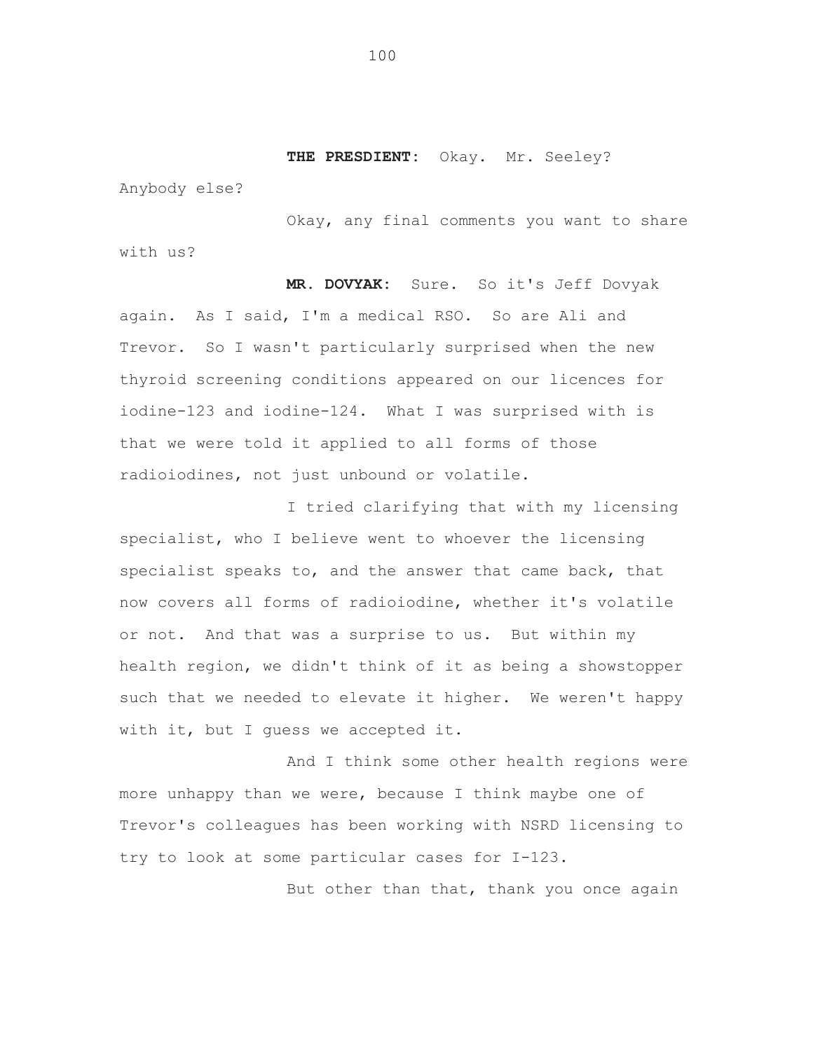**THE PRESDIENT:** Okay. Mr. Seeley? Anybody else?

Okay, any final comments you want to share with us?

**MR. DOVYAK:** Sure. So it's Jeff Dovyak again. As I said, I'm a medical RSO. So are Ali and Trevor. So I wasn't particularly surprised when the new thyroid screening conditions appeared on our licences for iodine-123 and iodine-124. What I was surprised with is that we were told it applied to all forms of those radioiodines, not just unbound or volatile.

I tried clarifying that with my licensing specialist, who I believe went to whoever the licensing specialist speaks to, and the answer that came back, that now covers all forms of radioiodine, whether it's volatile or not. And that was a surprise to us. But within my health region, we didn't think of it as being a showstopper such that we needed to elevate it higher. We weren't happy with it, but I guess we accepted it.

And I think some other health regions were more unhappy than we were, because I think maybe one of Trevor's colleagues has been working with NSRD licensing to try to look at some particular cases for I-123.

But other than that, thank you once again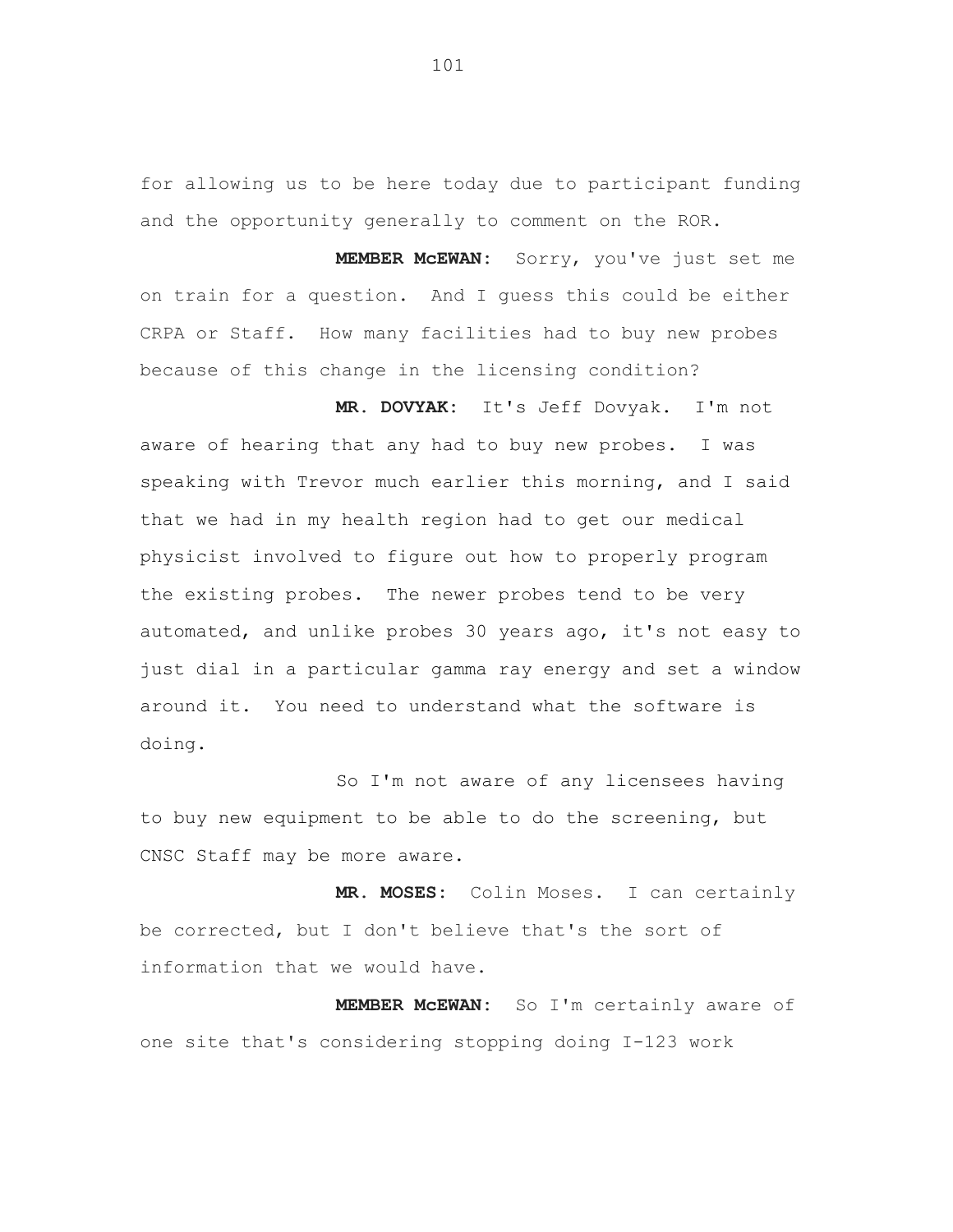for allowing us to be here today due to participant funding and the opportunity generally to comment on the ROR.

**MEMBER McEWAN:** Sorry, you've just set me on train for a question. And I guess this could be either CRPA or Staff. How many facilities had to buy new probes because of this change in the licensing condition?

**MR. DOVYAK:** It's Jeff Dovyak. I'm not aware of hearing that any had to buy new probes. I was speaking with Trevor much earlier this morning, and I said that we had in my health region had to get our medical physicist involved to figure out how to properly program the existing probes. The newer probes tend to be very automated, and unlike probes 30 years ago, it's not easy to just dial in a particular gamma ray energy and set a window around it. You need to understand what the software is doing.

So I'm not aware of any licensees having to buy new equipment to be able to do the screening, but CNSC Staff may be more aware.

**MR. MOSES:** Colin Moses. I can certainly be corrected, but I don't believe that's the sort of information that we would have.

**MEMBER McEWAN:** So I'm certainly aware of one site that's considering stopping doing I-123 work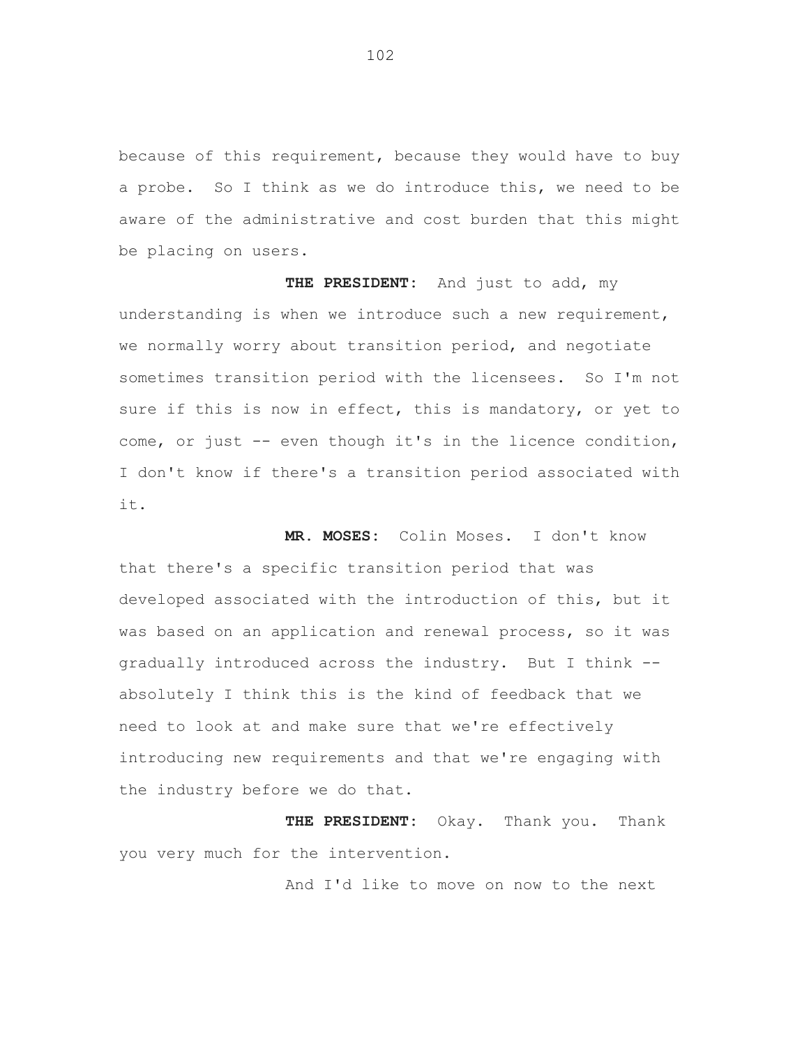because of this requirement, because they would have to buy a probe. So I think as we do introduce this, we need to be aware of the administrative and cost burden that this might be placing on users.

**THE PRESIDENT:** And just to add, my understanding is when we introduce such a new requirement, we normally worry about transition period, and negotiate sometimes transition period with the licensees. So I'm not sure if this is now in effect, this is mandatory, or yet to come, or just -- even though it's in the licence condition, I don't know if there's a transition period associated with it.

**MR. MOSES:** Colin Moses. I don't know that there's a specific transition period that was developed associated with the introduction of this, but it was based on an application and renewal process, so it was gradually introduced across the industry. But I think -- absolutely I think this is the kind of feedback that we need to look at and make sure that we're effectively introducing new requirements and that we're engaging with the industry before we do that.

**THE PRESIDENT:** Okay. Thank you. Thank you very much for the intervention.

And I'd like to move on now to the next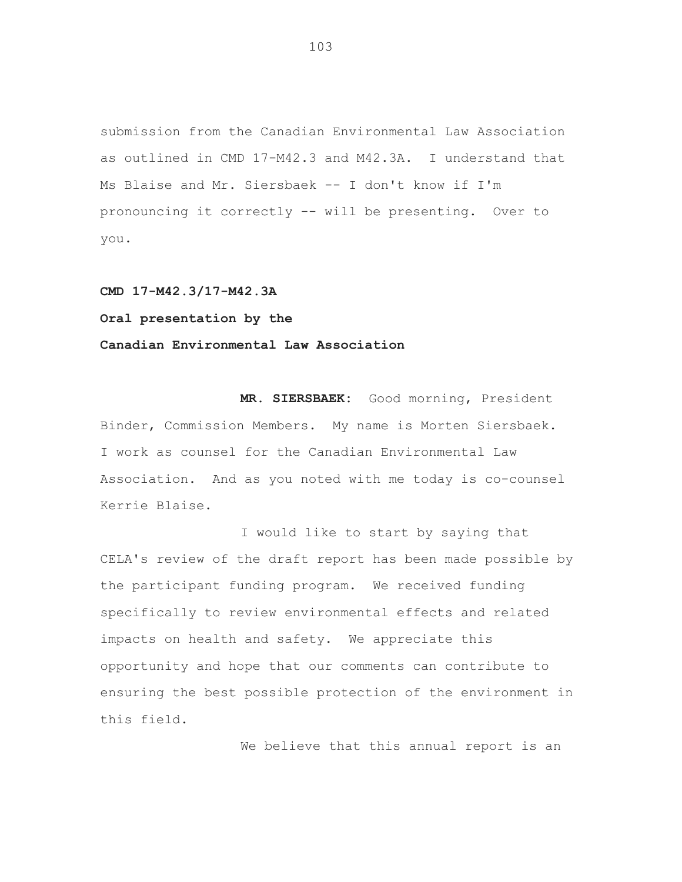submission from the Canadian Environmental Law Association as outlined in CMD 17-M42.3 and M42.3A. I understand that Ms Blaise and Mr. Siersbaek -- I don't know if I'm pronouncing it correctly -- will be presenting. Over to you.

**CMD 17-M42.3/17-M42.3A**

**Oral presentation by the**

**Canadian Environmental Law Association**

**MR. SIERSBAEK:** Good morning, President Binder, Commission Members. My name is Morten Siersbaek. I work as counsel for the Canadian Environmental Law Association. And as you noted with me today is co-counsel Kerrie Blaise.

I would like to start by saying that CELA's review of the draft report has been made possible by the participant funding program. We received funding specifically to review environmental effects and related impacts on health and safety. We appreciate this opportunity and hope that our comments can contribute to ensuring the best possible protection of the environment in this field.

We believe that this annual report is an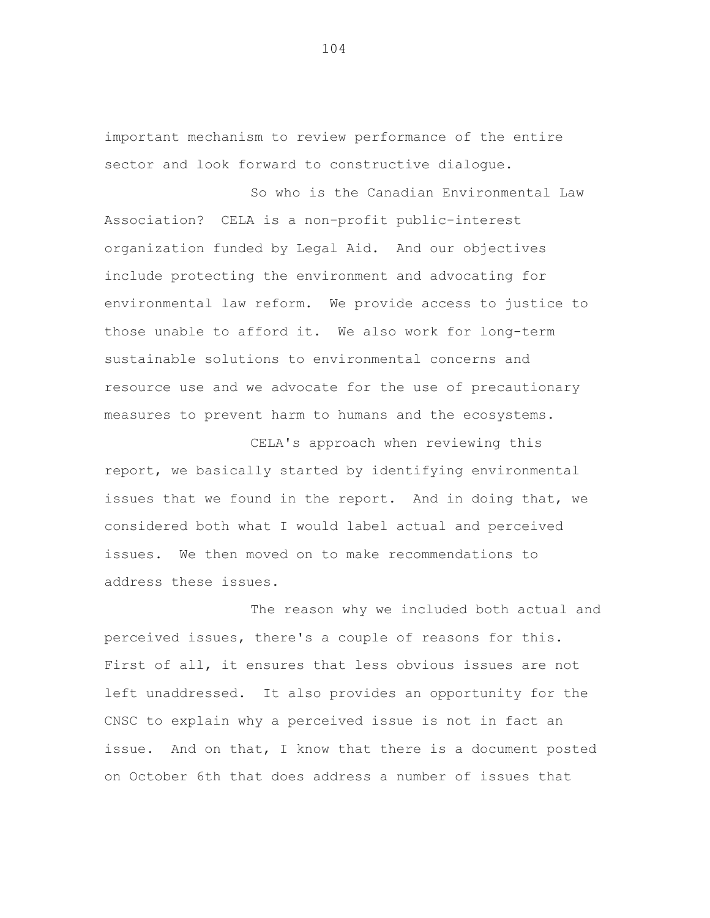important mechanism to review performance of the entire sector and look forward to constructive dialogue.

So who is the Canadian Environmental Law Association? CELA is a non-profit public-interest organization funded by Legal Aid. And our objectives include protecting the environment and advocating for environmental law reform. We provide access to justice to those unable to afford it. We also work for long-term sustainable solutions to environmental concerns and resource use and we advocate for the use of precautionary measures to prevent harm to humans and the ecosystems.

CELA's approach when reviewing this report, we basically started by identifying environmental issues that we found in the report. And in doing that, we considered both what I would label actual and perceived issues. We then moved on to make recommendations to address these issues.

The reason why we included both actual and perceived issues, there's a couple of reasons for this. First of all, it ensures that less obvious issues are not left unaddressed. It also provides an opportunity for the CNSC to explain why a perceived issue is not in fact an issue. And on that, I know that there is a document posted on October 6th that does address a number of issues that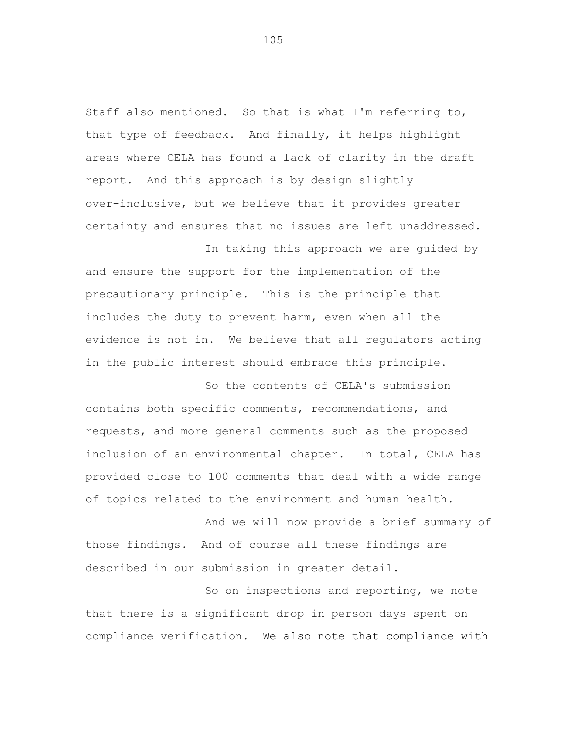Staff also mentioned. So that is what I'm referring to, that type of feedback. And finally, it helps highlight areas where CELA has found a lack of clarity in the draft report. And this approach is by design slightly over-inclusive, but we believe that it provides greater certainty and ensures that no issues are left unaddressed.

In taking this approach we are guided by and ensure the support for the implementation of the precautionary principle. This is the principle that includes the duty to prevent harm, even when all the evidence is not in. We believe that all regulators acting in the public interest should embrace this principle.

So the contents of CELA's submission contains both specific comments, recommendations, and requests, and more general comments such as the proposed inclusion of an environmental chapter. In total, CELA has provided close to 100 comments that deal with a wide range of topics related to the environment and human health.

And we will now provide a brief summary of those findings. And of course all these findings are described in our submission in greater detail.

So on inspections and reporting, we note that there is a significant drop in person days spent on compliance verification. We also note that compliance with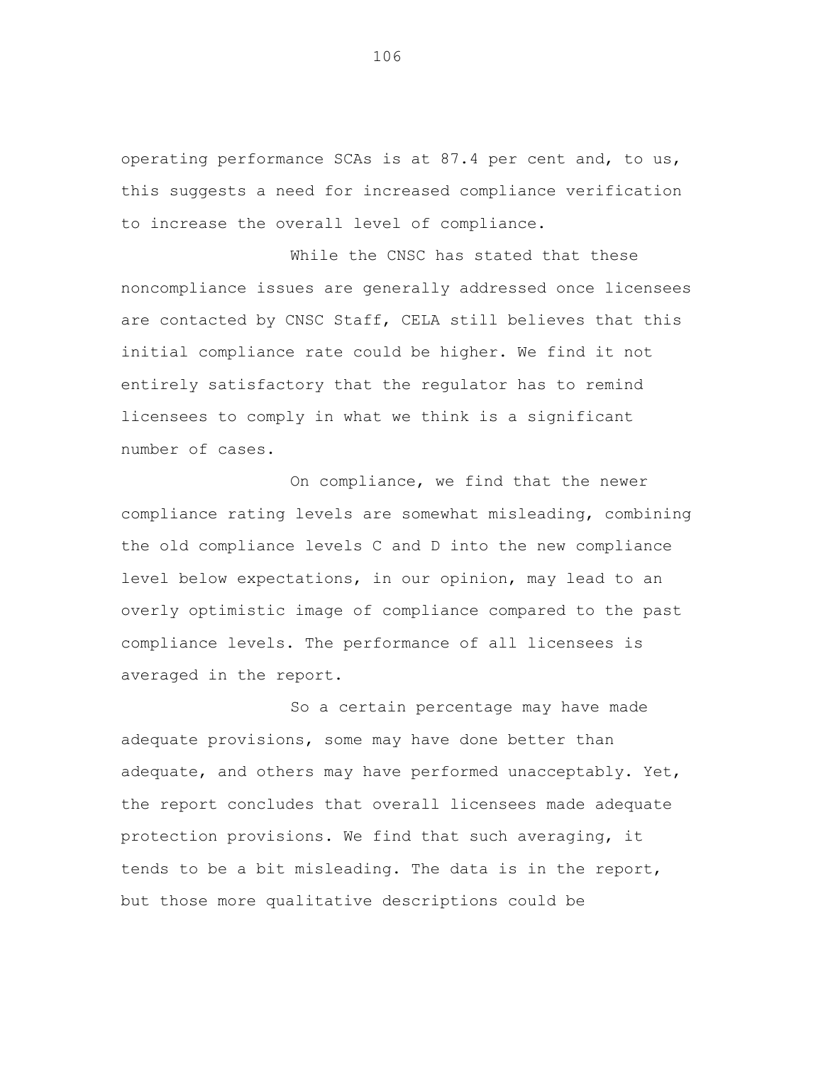operating performance SCAs is at 87.4 per cent and, to us, this suggests a need for increased compliance verification to increase the overall level of compliance.

While the CNSC has stated that these noncompliance issues are generally addressed once licensees are contacted by CNSC Staff, CELA still believes that this initial compliance rate could be higher. We find it not entirely satisfactory that the regulator has to remind licensees to comply in what we think is a significant number of cases.

On compliance, we find that the newer compliance rating levels are somewhat misleading, combining the old compliance levels C and D into the new compliance level below expectations, in our opinion, may lead to an overly optimistic image of compliance compared to the past compliance levels. The performance of all licensees is averaged in the report.

So a certain percentage may have made adequate provisions, some may have done better than adequate, and others may have performed unacceptably. Yet, the report concludes that overall licensees made adequate protection provisions. We find that such averaging, it tends to be a bit misleading. The data is in the report, but those more qualitative descriptions could be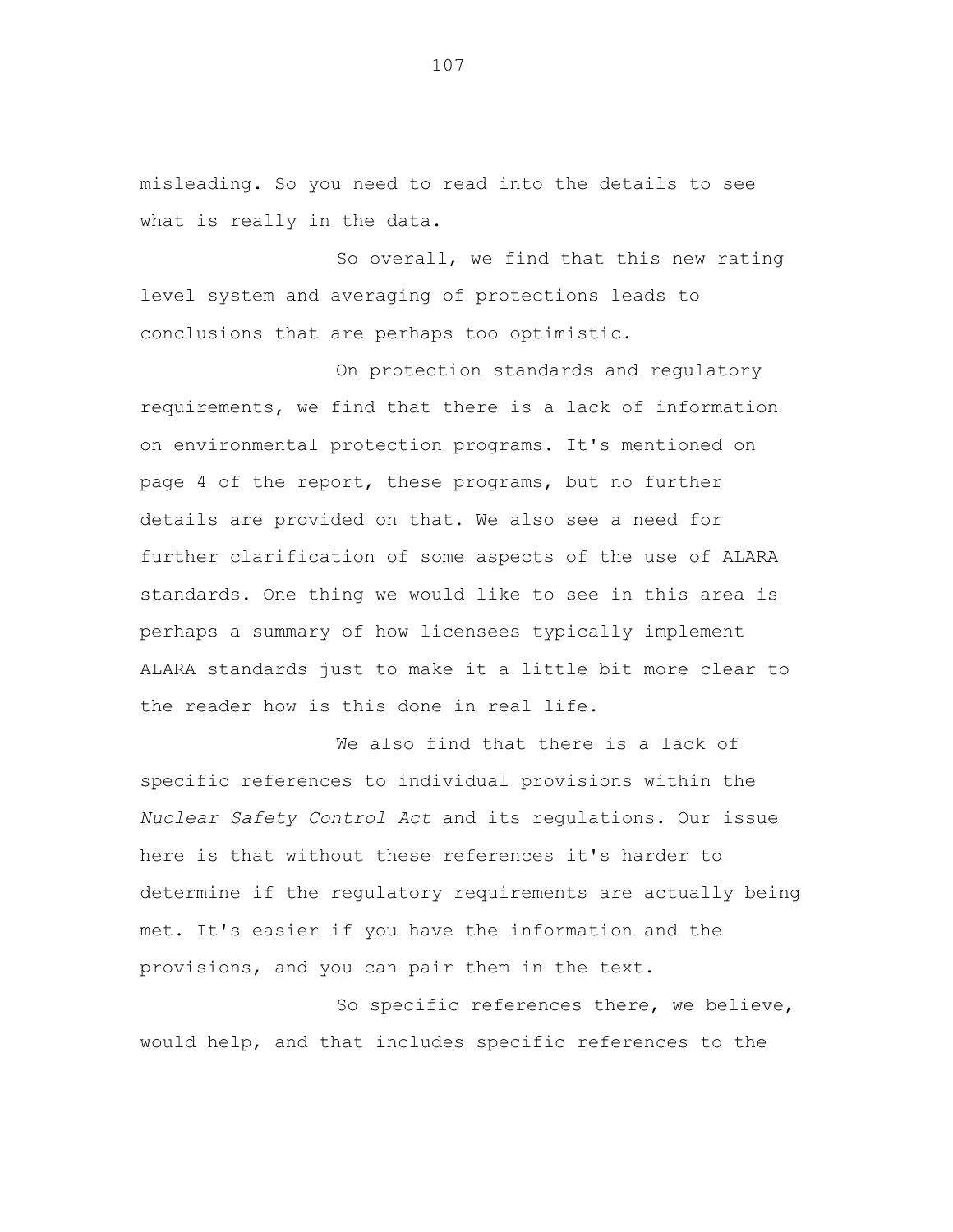misleading. So you need to read into the details to see what is really in the data.

So overall, we find that this new rating level system and averaging of protections leads to conclusions that are perhaps too optimistic.

On protection standards and regulatory requirements, we find that there is a lack of information on environmental protection programs. It's mentioned on page 4 of the report, these programs, but no further details are provided on that. We also see a need for further clarification of some aspects of the use of ALARA standards. One thing we would like to see in this area is perhaps a summary of how licensees typically implement ALARA standards just to make it a little bit more clear to the reader how is this done in real life.

We also find that there is a lack of specific references to individual provisions within the *Nuclear Safety Control Act* and its regulations. Our issue here is that without these references it's harder to determine if the regulatory requirements are actually being met. It's easier if you have the information and the provisions, and you can pair them in the text.

So specific references there, we believe, would help, and that includes specific references to the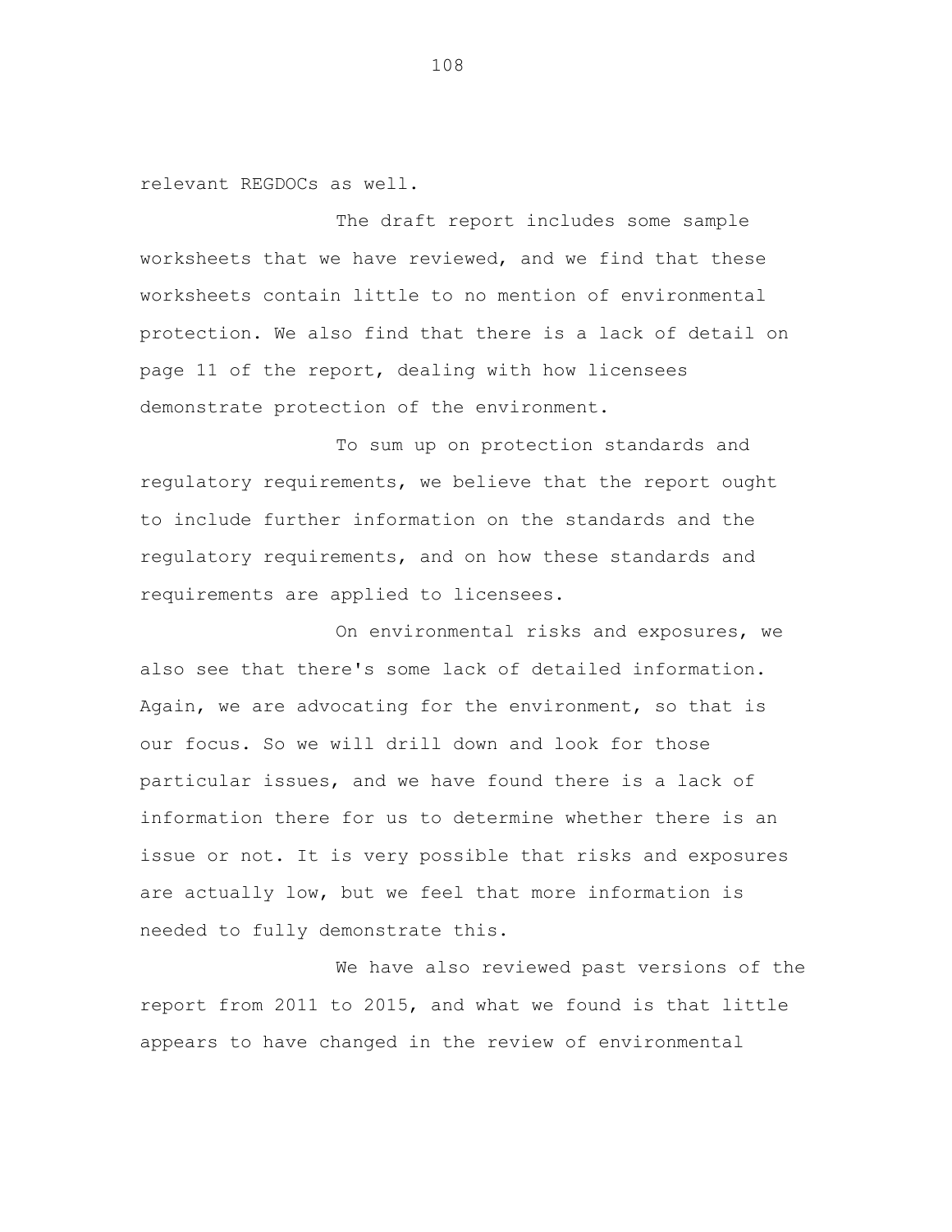relevant REGDOCs as well.

The draft report includes some sample worksheets that we have reviewed, and we find that these worksheets contain little to no mention of environmental protection. We also find that there is a lack of detail on page 11 of the report, dealing with how licensees demonstrate protection of the environment.

To sum up on protection standards and regulatory requirements, we believe that the report ought to include further information on the standards and the regulatory requirements, and on how these standards and requirements are applied to licensees.

On environmental risks and exposures, we also see that there's some lack of detailed information. Again, we are advocating for the environment, so that is our focus. So we will drill down and look for those particular issues, and we have found there is a lack of information there for us to determine whether there is an issue or not. It is very possible that risks and exposures are actually low, but we feel that more information is needed to fully demonstrate this.

We have also reviewed past versions of the report from 2011 to 2015, and what we found is that little appears to have changed in the review of environmental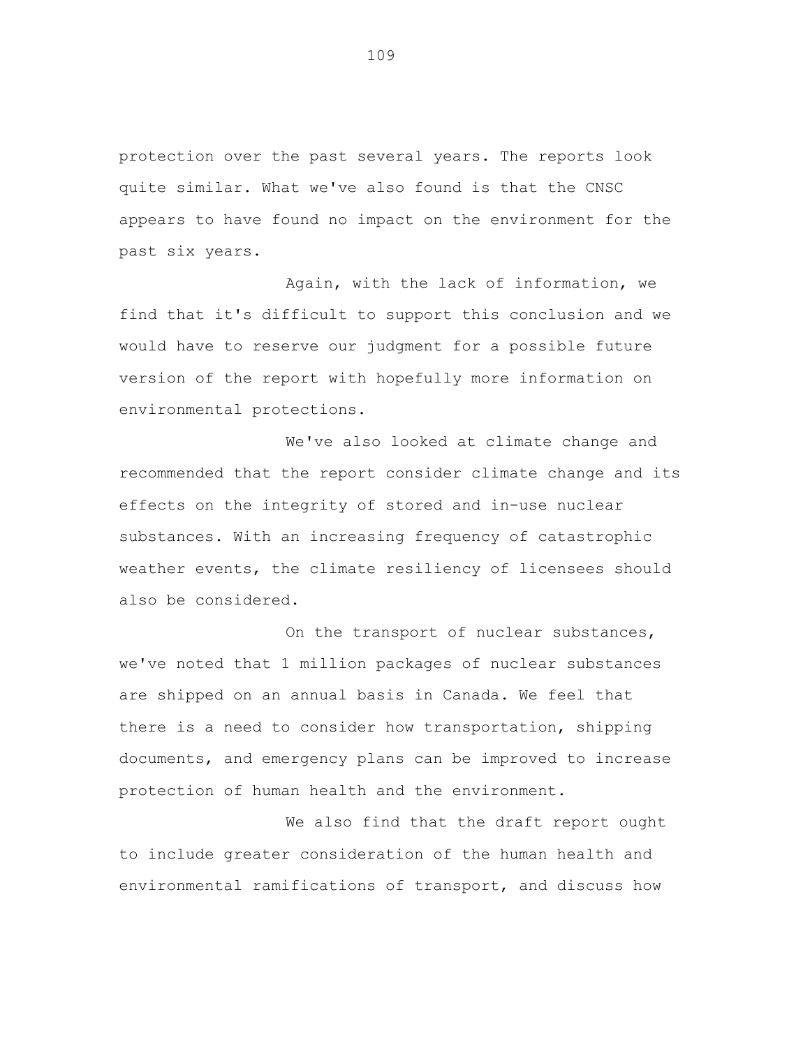protection over the past several years. The reports look quite similar. What we've also found is that the CNSC appears to have found no impact on the environment for the past six years.

Again, with the lack of information, we find that it's difficult to support this conclusion and we would have to reserve our judgment for a possible future version of the report with hopefully more information on environmental protections.

We've also looked at climate change and recommended that the report consider climate change and its effects on the integrity of stored and in-use nuclear substances. With an increasing frequency of catastrophic weather events, the climate resiliency of licensees should also be considered.

On the transport of nuclear substances, we've noted that 1 million packages of nuclear substances are shipped on an annual basis in Canada. We feel that there is a need to consider how transportation, shipping documents, and emergency plans can be improved to increase protection of human health and the environment.

We also find that the draft report ought to include greater consideration of the human health and environmental ramifications of transport, and discuss how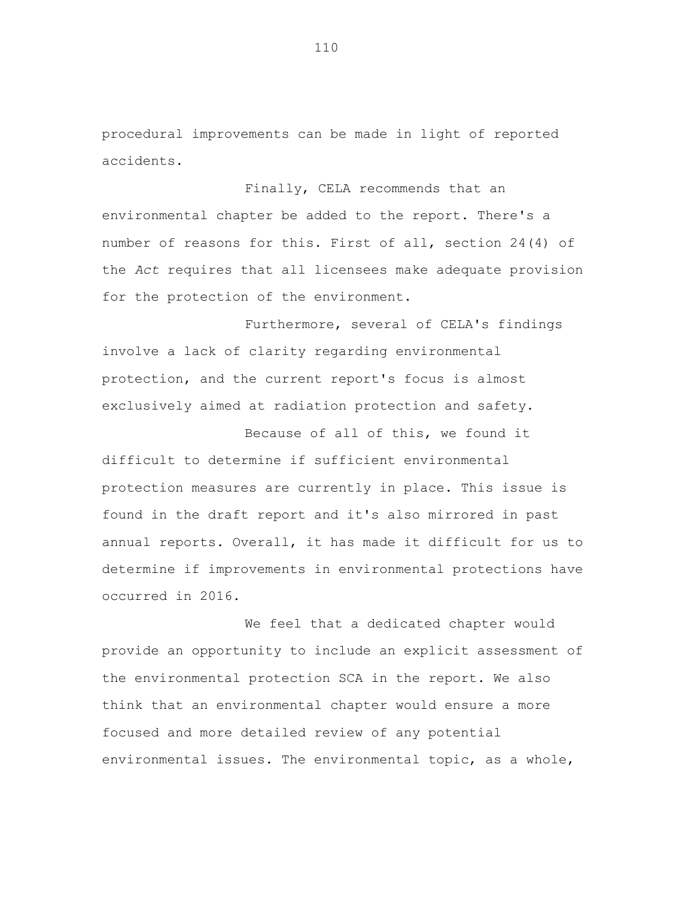procedural improvements can be made in light of reported accidents.

Finally, CELA recommends that an environmental chapter be added to the report. There's a number of reasons for this. First of all, section 24(4) of the *Act* requires that all licensees make adequate provision for the protection of the environment.

Furthermore, several of CELA's findings involve a lack of clarity regarding environmental protection, and the current report's focus is almost exclusively aimed at radiation protection and safety.

Because of all of this, we found it difficult to determine if sufficient environmental protection measures are currently in place. This issue is found in the draft report and it's also mirrored in past annual reports. Overall, it has made it difficult for us to determine if improvements in environmental protections have occurred in 2016.

We feel that a dedicated chapter would provide an opportunity to include an explicit assessment of the environmental protection SCA in the report. We also think that an environmental chapter would ensure a more focused and more detailed review of any potential environmental issues. The environmental topic, as a whole,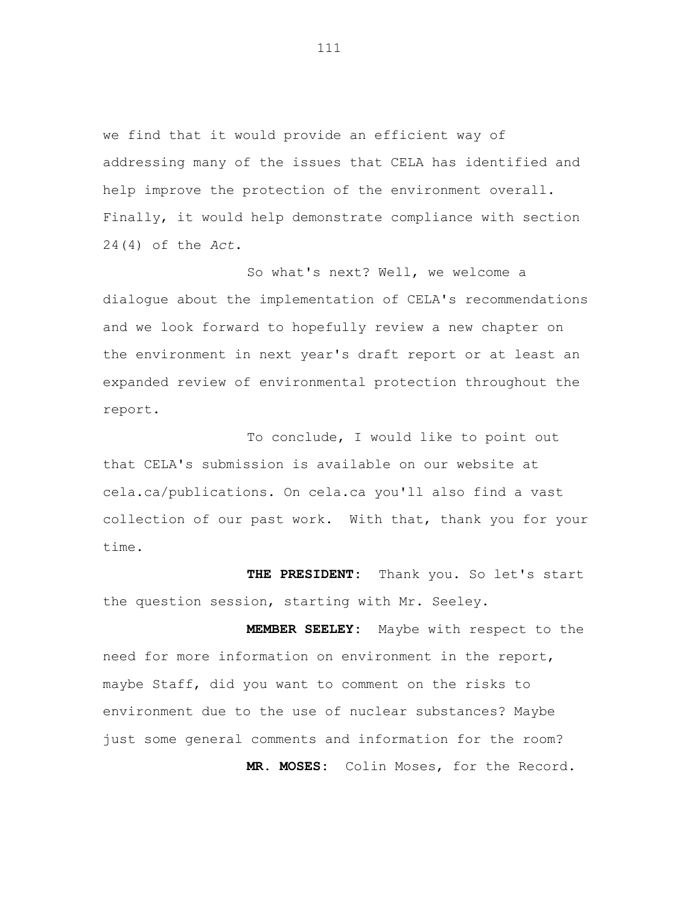we find that it would provide an efficient way of addressing many of the issues that CELA has identified and help improve the protection of the environment overall. Finally, it would help demonstrate compliance with section 24(4) of the *Act*.

So what's next? Well, we welcome a dialogue about the implementation of CELA's recommendations and we look forward to hopefully review a new chapter on the environment in next year's draft report or at least an expanded review of environmental protection throughout the report.

To conclude, I would like to point out that CELA's submission is available on our website at cela.ca/publications. On cela.ca you'll also find a vast collection of our past work. With that, thank you for your time.

**THE PRESIDENT:** Thank you. So let's start the question session, starting with Mr. Seeley.

**MEMBER SEELEY:** Maybe with respect to the need for more information on environment in the report, maybe Staff, did you want to comment on the risks to environment due to the use of nuclear substances? Maybe just some general comments and information for the room?

**MR. MOSES:** Colin Moses, for the Record.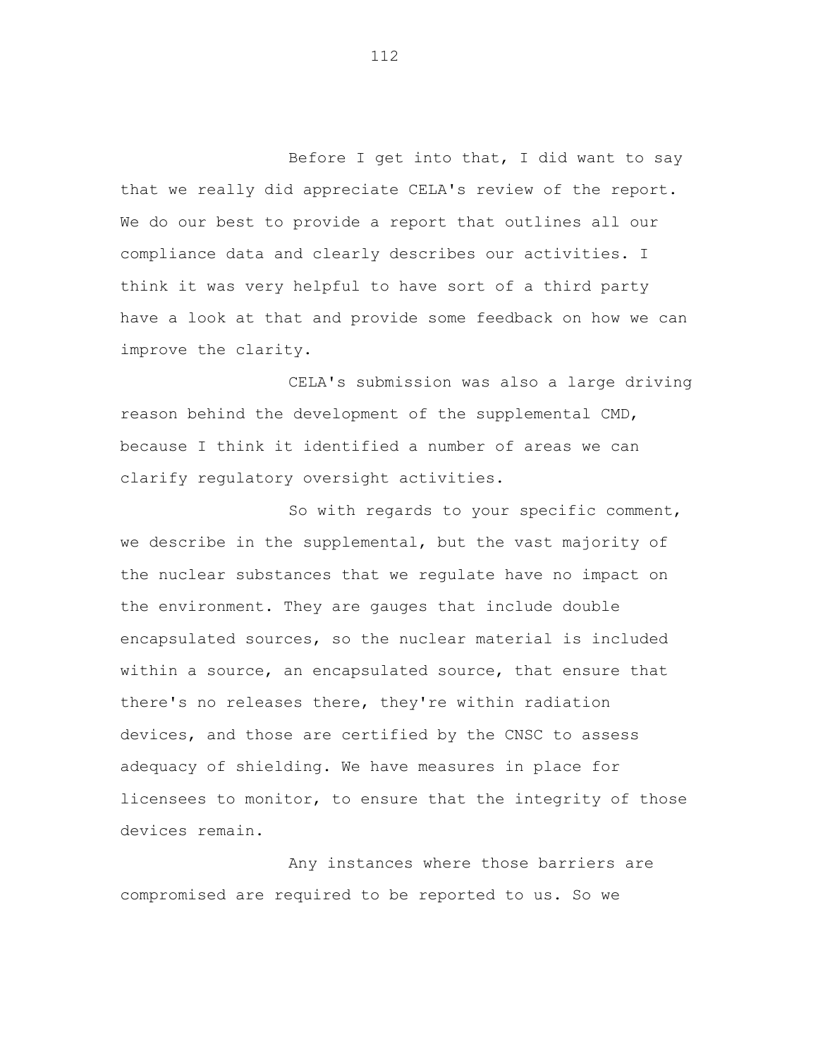Before I get into that, I did want to say that we really did appreciate CELA's review of the report. We do our best to provide a report that outlines all our compliance data and clearly describes our activities. I think it was very helpful to have sort of a third party have a look at that and provide some feedback on how we can improve the clarity.

CELA's submission was also a large driving reason behind the development of the supplemental CMD, because I think it identified a number of areas we can clarify regulatory oversight activities.

So with regards to your specific comment, we describe in the supplemental, but the vast majority of the nuclear substances that we regulate have no impact on the environment. They are gauges that include double encapsulated sources, so the nuclear material is included within a source, an encapsulated source, that ensure that there's no releases there, they're within radiation devices, and those are certified by the CNSC to assess adequacy of shielding. We have measures in place for licensees to monitor, to ensure that the integrity of those devices remain.

Any instances where those barriers are compromised are required to be reported to us. So we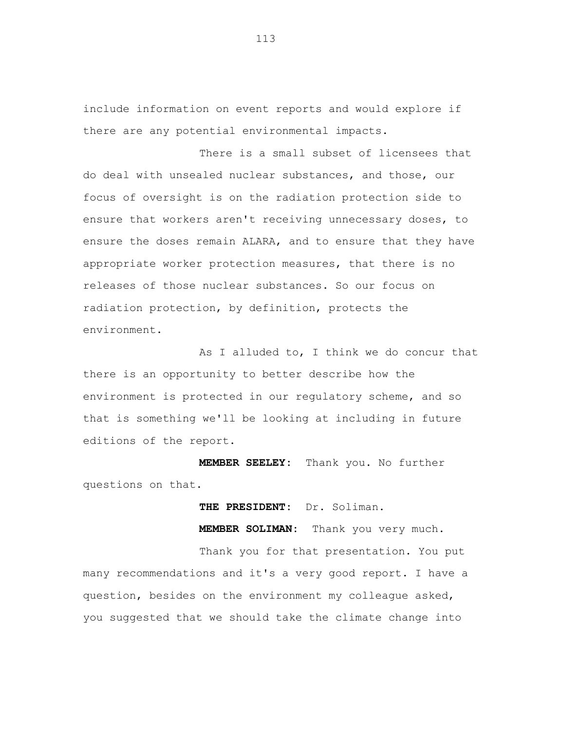include information on event reports and would explore if there are any potential environmental impacts.

There is a small subset of licensees that do deal with unsealed nuclear substances, and those, our focus of oversight is on the radiation protection side to ensure that workers aren't receiving unnecessary doses, to ensure the doses remain ALARA, and to ensure that they have appropriate worker protection measures, that there is no releases of those nuclear substances. So our focus on radiation protection, by definition, protects the environment.

As I alluded to, I think we do concur that there is an opportunity to better describe how the environment is protected in our regulatory scheme, and so that is something we'll be looking at including in future editions of the report.

**MEMBER SEELEY:** Thank you. No further questions on that.

**THE PRESIDENT:** Dr. Soliman.

**MEMBER SOLIMAN:** Thank you very much.

Thank you for that presentation. You put many recommendations and it's a very good report. I have a question, besides on the environment my colleague asked, you suggested that we should take the climate change into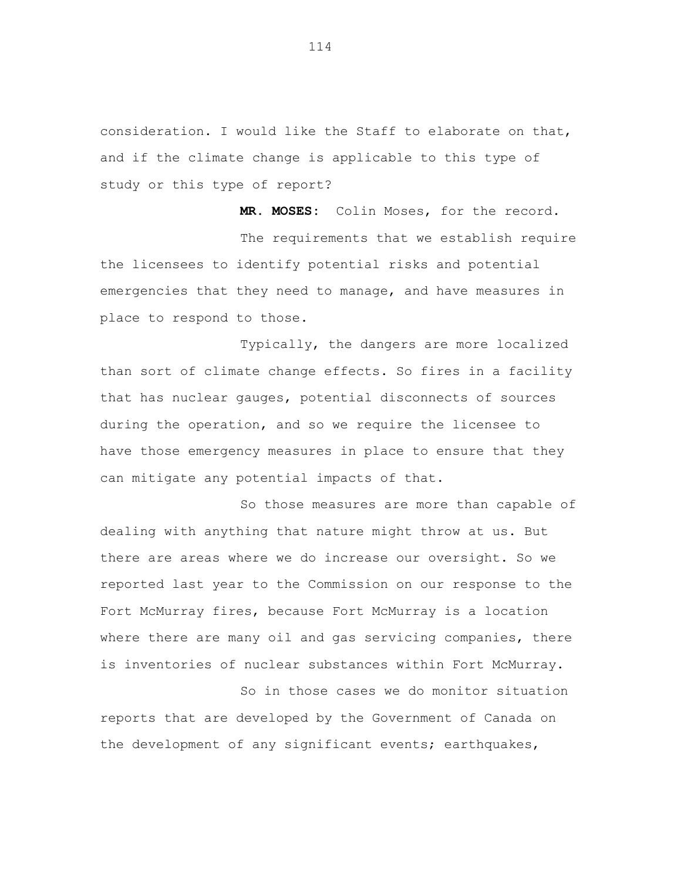consideration. I would like the Staff to elaborate on that, and if the climate change is applicable to this type of study or this type of report?

**MR. MOSES:** Colin Moses, for the record.

The requirements that we establish require the licensees to identify potential risks and potential emergencies that they need to manage, and have measures in place to respond to those.

Typically, the dangers are more localized than sort of climate change effects. So fires in a facility that has nuclear gauges, potential disconnects of sources during the operation, and so we require the licensee to have those emergency measures in place to ensure that they can mitigate any potential impacts of that.

So those measures are more than capable of dealing with anything that nature might throw at us. But there are areas where we do increase our oversight. So we reported last year to the Commission on our response to the Fort McMurray fires, because Fort McMurray is a location where there are many oil and gas servicing companies, there is inventories of nuclear substances within Fort McMurray.

So in those cases we do monitor situation reports that are developed by the Government of Canada on the development of any significant events; earthquakes,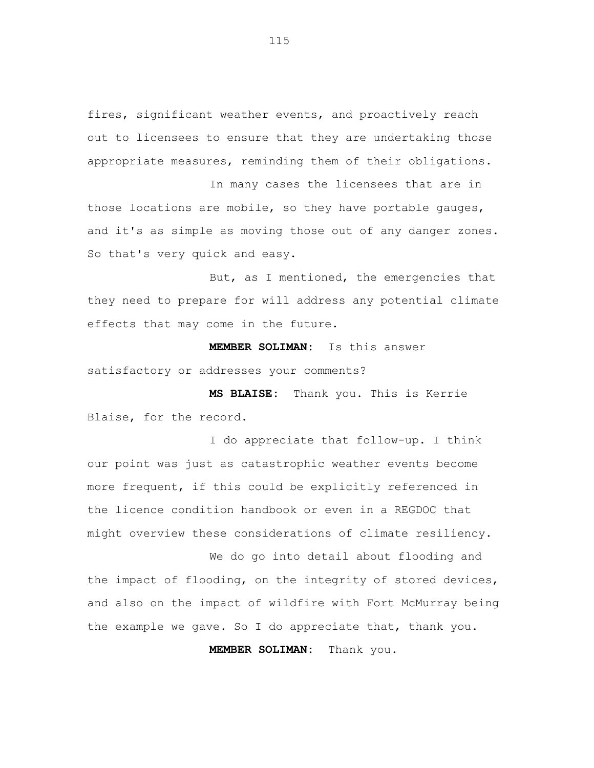fires, significant weather events, and proactively reach out to licensees to ensure that they are undertaking those appropriate measures, reminding them of their obligations.

In many cases the licensees that are in those locations are mobile, so they have portable gauges, and it's as simple as moving those out of any danger zones. So that's very quick and easy.

But, as I mentioned, the emergencies that they need to prepare for will address any potential climate effects that may come in the future.

**MEMBER SOLIMAN:** Is this answer satisfactory or addresses your comments?

**MS BLAISE:** Thank you. This is Kerrie Blaise, for the record.

I do appreciate that follow-up. I think our point was just as catastrophic weather events become more frequent, if this could be explicitly referenced in the licence condition handbook or even in a REGDOC that might overview these considerations of climate resiliency.

We do go into detail about flooding and the impact of flooding, on the integrity of stored devices, and also on the impact of wildfire with Fort McMurray being the example we gave. So I do appreciate that, thank you.

**MEMBER SOLIMAN:** Thank you.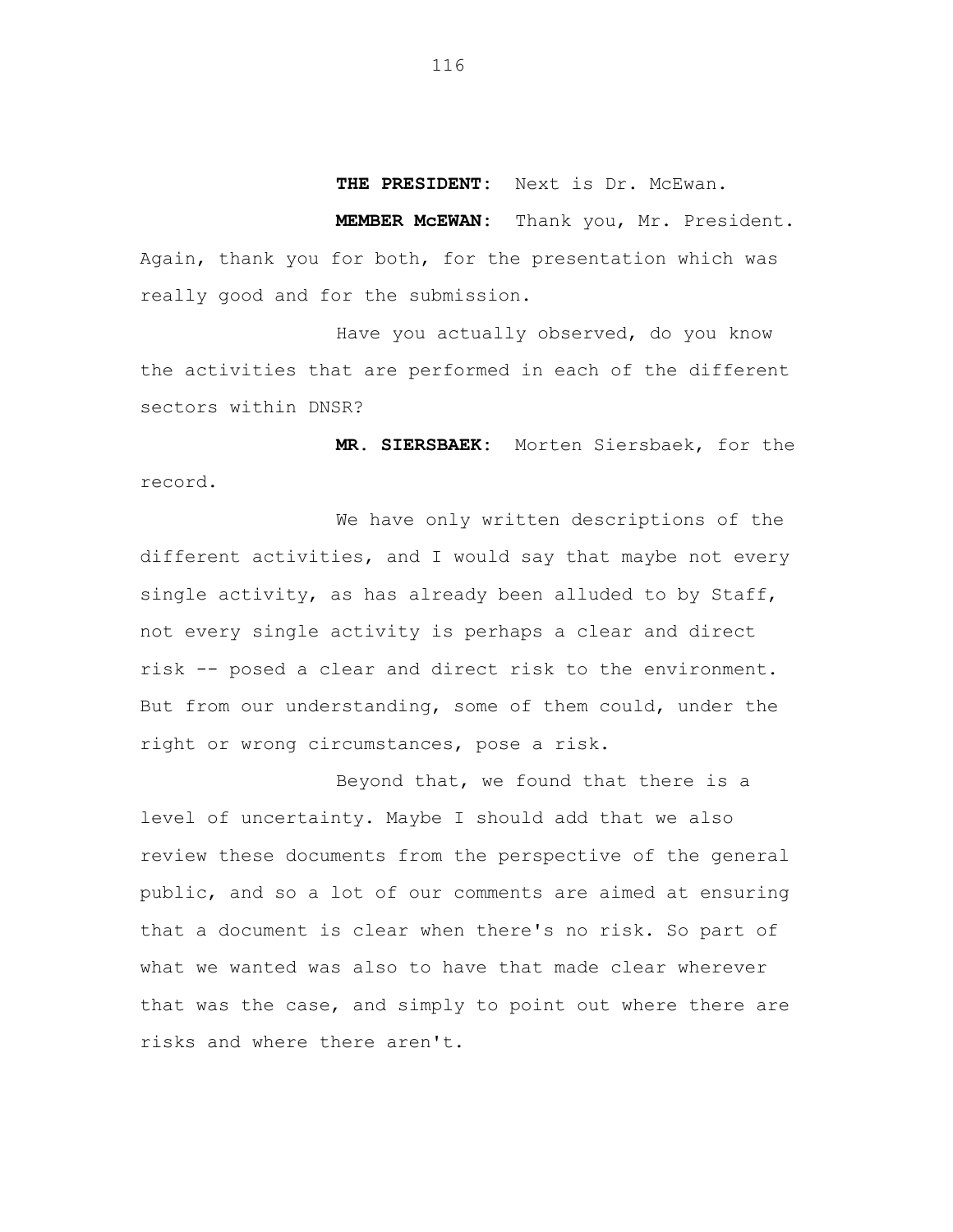**THE PRESIDENT:** Next is Dr. McEwan.

**MEMBER McEWAN:** Thank you, Mr. President. Again, thank you for both, for the presentation which was really good and for the submission.

Have you actually observed, do you know the activities that are performed in each of the different sectors within DNSR?

**MR. SIERSBAEK:** Morten Siersbaek, for the record.

We have only written descriptions of the different activities, and I would say that maybe not every single activity, as has already been alluded to by Staff, not every single activity is perhaps a clear and direct risk -- posed a clear and direct risk to the environment. But from our understanding, some of them could, under the right or wrong circumstances, pose a risk.

Beyond that, we found that there is a level of uncertainty. Maybe I should add that we also review these documents from the perspective of the general public, and so a lot of our comments are aimed at ensuring that a document is clear when there's no risk. So part of what we wanted was also to have that made clear wherever that was the case, and simply to point out where there are risks and where there aren't.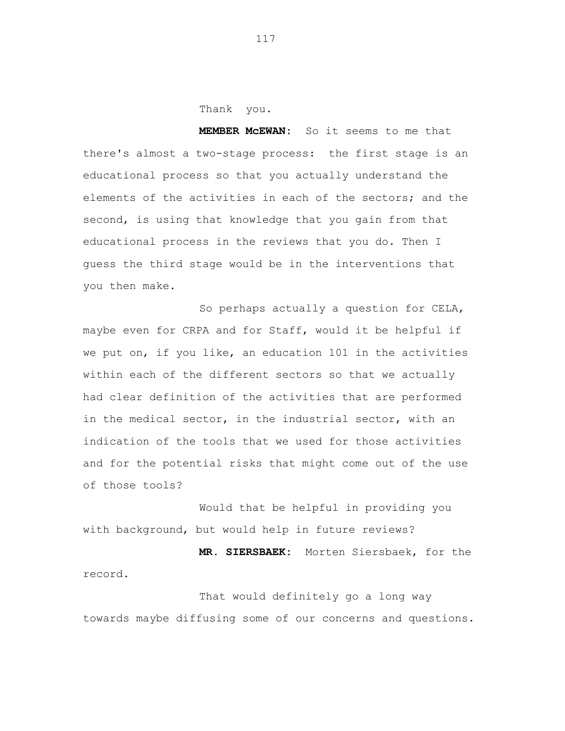Thank you.

**MEMBER McEWAN:** So it seems to me that there's almost a two-stage process: the first stage is an educational process so that you actually understand the elements of the activities in each of the sectors; and the second, is using that knowledge that you gain from that educational process in the reviews that you do. Then I guess the third stage would be in the interventions that you then make.

So perhaps actually a question for CELA, maybe even for CRPA and for Staff, would it be helpful if we put on, if you like, an education 101 in the activities within each of the different sectors so that we actually had clear definition of the activities that are performed in the medical sector, in the industrial sector, with an indication of the tools that we used for those activities and for the potential risks that might come out of the use of those tools?

Would that be helpful in providing you with background, but would help in future reviews?

**MR. SIERSBAEK:** Morten Siersbaek, for the record.

That would definitely go a long way towards maybe diffusing some of our concerns and questions.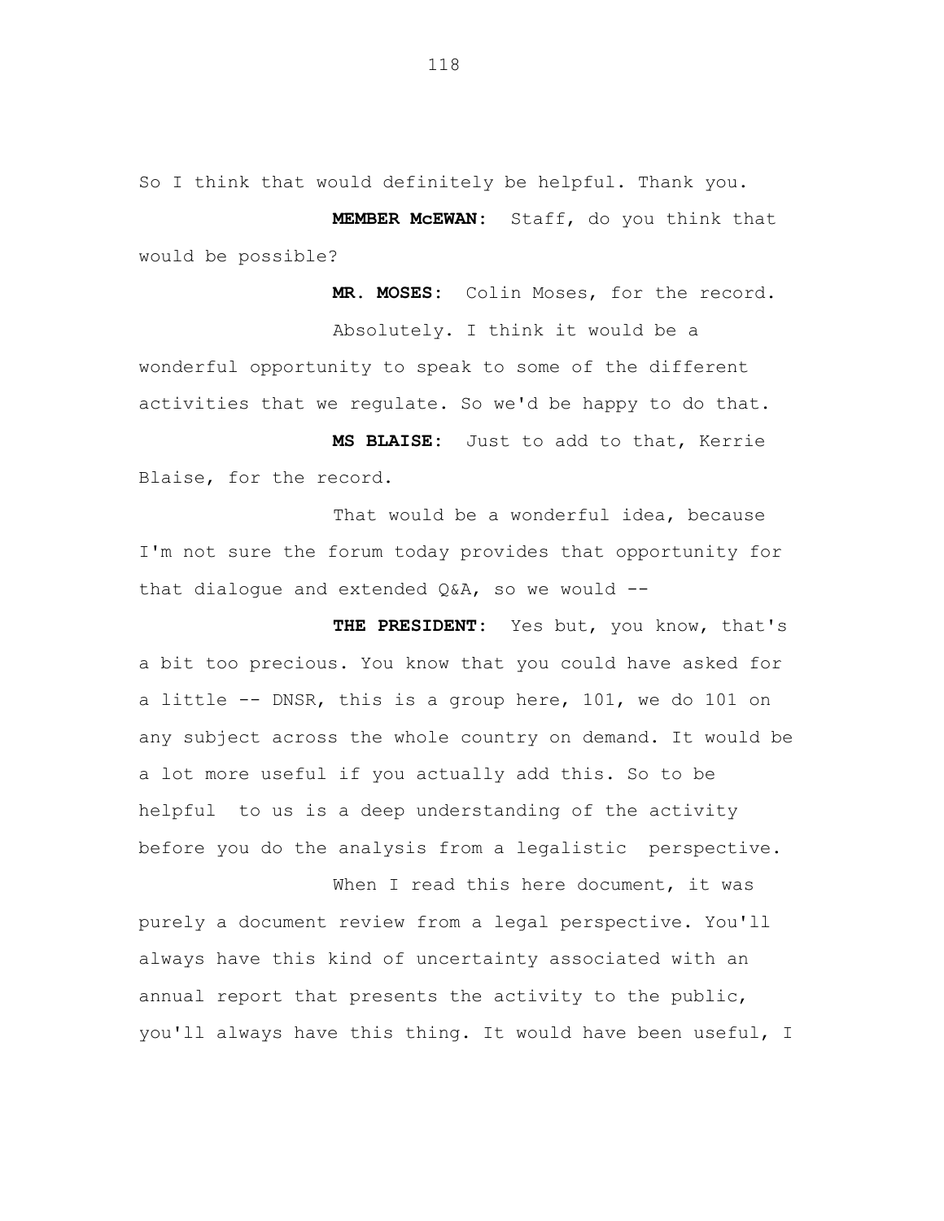So I think that would definitely be helpful. Thank you.

**MEMBER McEWAN:** Staff, do you think that would be possible?

**MR. MOSES:** Colin Moses, for the record.

Absolutely. I think it would be a wonderful opportunity to speak to some of the different activities that we regulate. So we'd be happy to do that.

**MS BLAISE:** Just to add to that, Kerrie Blaise, for the record.

That would be a wonderful idea, because I'm not sure the forum today provides that opportunity for that dialogue and extended Q&A, so we would --

**THE PRESIDENT:** Yes but, you know, that's a bit too precious. You know that you could have asked for a little -- DNSR, this is a group here, 101, we do 101 on any subject across the whole country on demand. It would be a lot more useful if you actually add this. So to be helpful to us is a deep understanding of the activity before you do the analysis from a legalistic perspective.

When I read this here document, it was purely a document review from a legal perspective. You'll always have this kind of uncertainty associated with an annual report that presents the activity to the public, you'll always have this thing. It would have been useful, I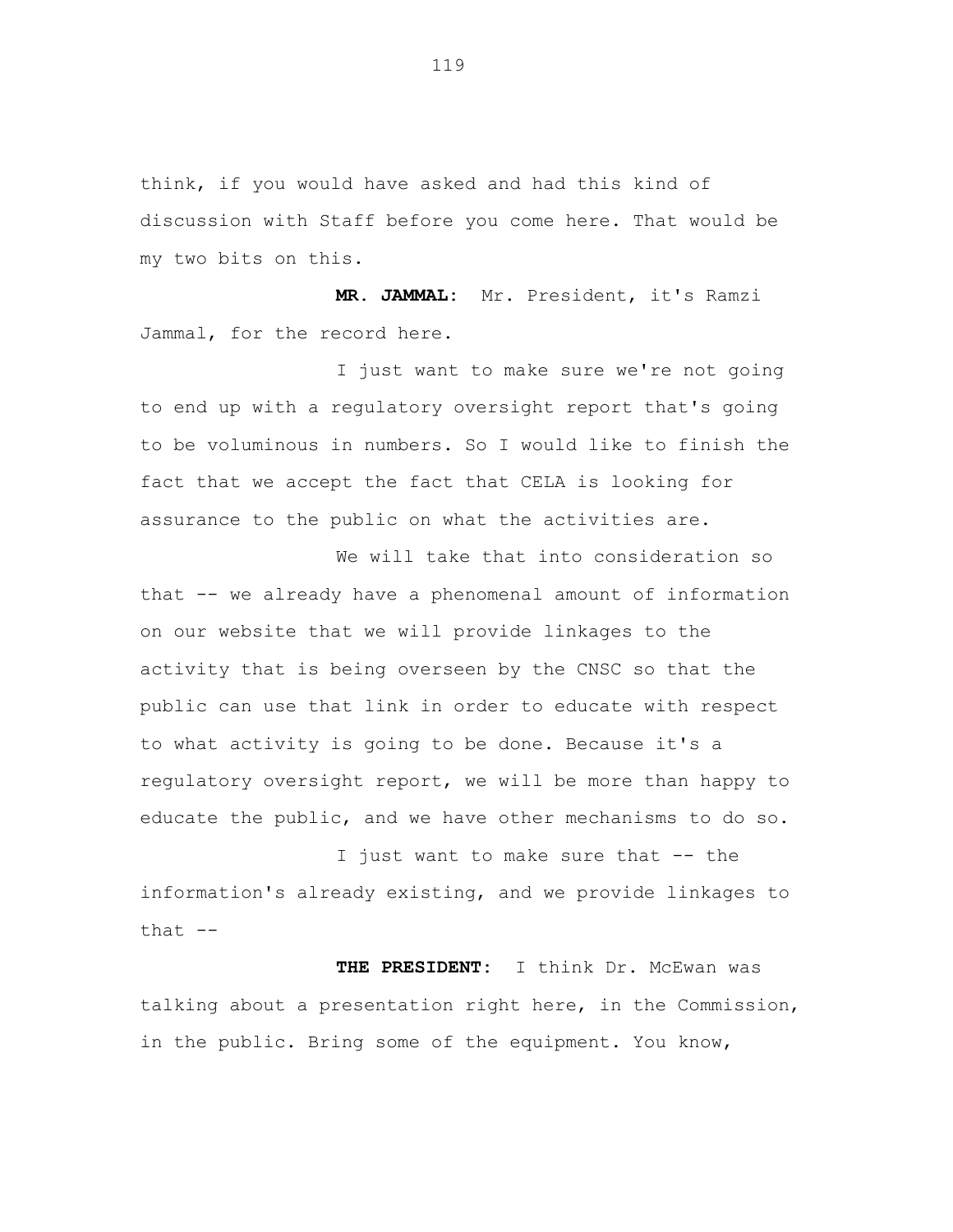think, if you would have asked and had this kind of discussion with Staff before you come here. That would be my two bits on this.

**MR. JAMMAL:** Mr. President, it's Ramzi Jammal, for the record here.

I just want to make sure we're not going to end up with a regulatory oversight report that's going to be voluminous in numbers. So I would like to finish the fact that we accept the fact that CELA is looking for assurance to the public on what the activities are.

We will take that into consideration so that -- we already have a phenomenal amount of information on our website that we will provide linkages to the activity that is being overseen by the CNSC so that the public can use that link in order to educate with respect to what activity is going to be done. Because it's a regulatory oversight report, we will be more than happy to educate the public, and we have other mechanisms to do so.

I just want to make sure that -- the information's already existing, and we provide linkages to that --

**THE PRESIDENT:** I think Dr. McEwan was talking about a presentation right here, in the Commission, in the public. Bring some of the equipment. You know,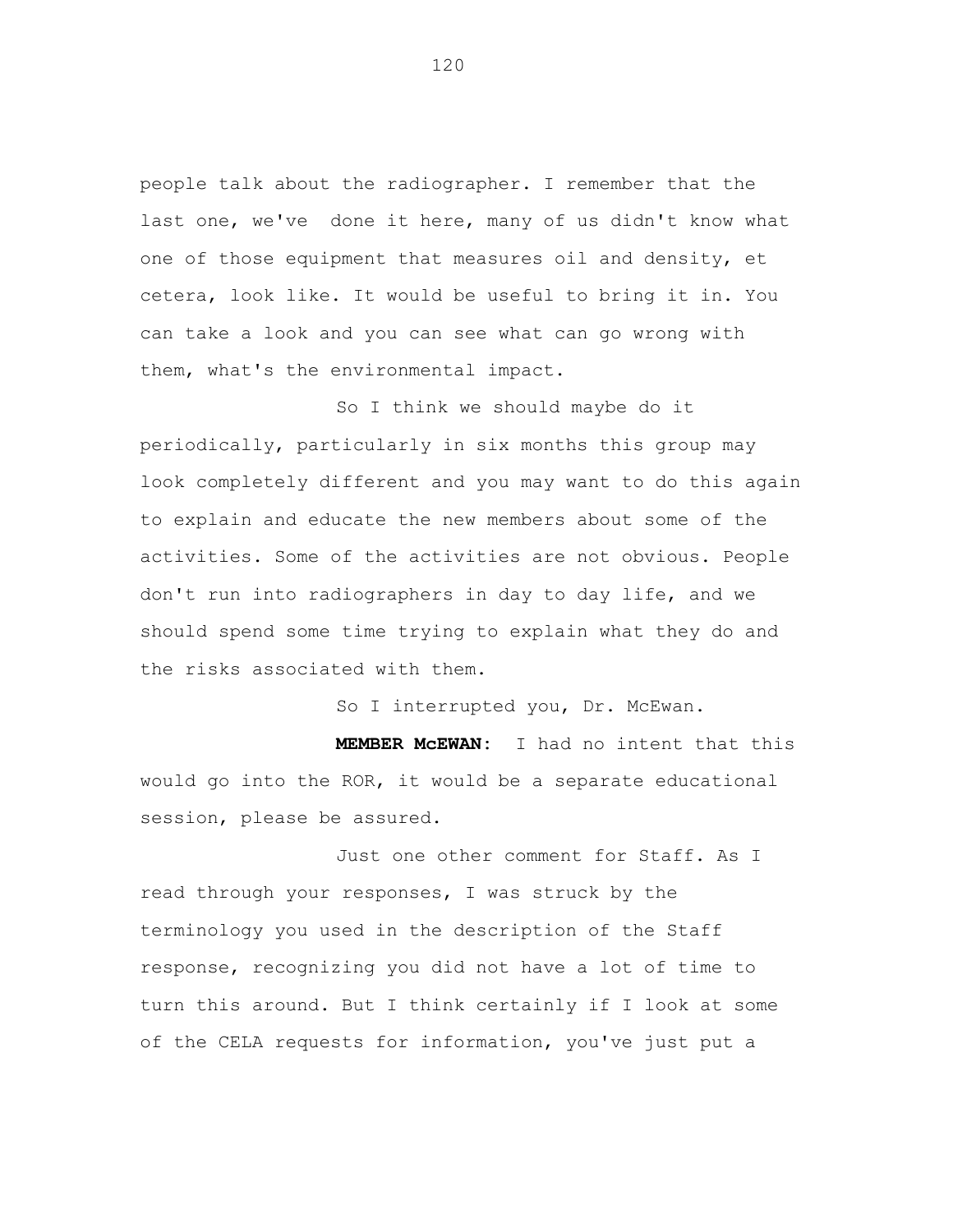people talk about the radiographer. I remember that the last one, we've done it here, many of us didn't know what one of those equipment that measures oil and density, et cetera, look like. It would be useful to bring it in. You can take a look and you can see what can go wrong with them, what's the environmental impact.

So I think we should maybe do it periodically, particularly in six months this group may look completely different and you may want to do this again to explain and educate the new members about some of the activities. Some of the activities are not obvious. People don't run into radiographers in day to day life, and we should spend some time trying to explain what they do and the risks associated with them.

So I interrupted you, Dr. McEwan.

**MEMBER McEWAN:** I had no intent that this would go into the ROR, it would be a separate educational session, please be assured.

Just one other comment for Staff. As I read through your responses, I was struck by the terminology you used in the description of the Staff response, recognizing you did not have a lot of time to turn this around. But I think certainly if I look at some of the CELA requests for information, you've just put a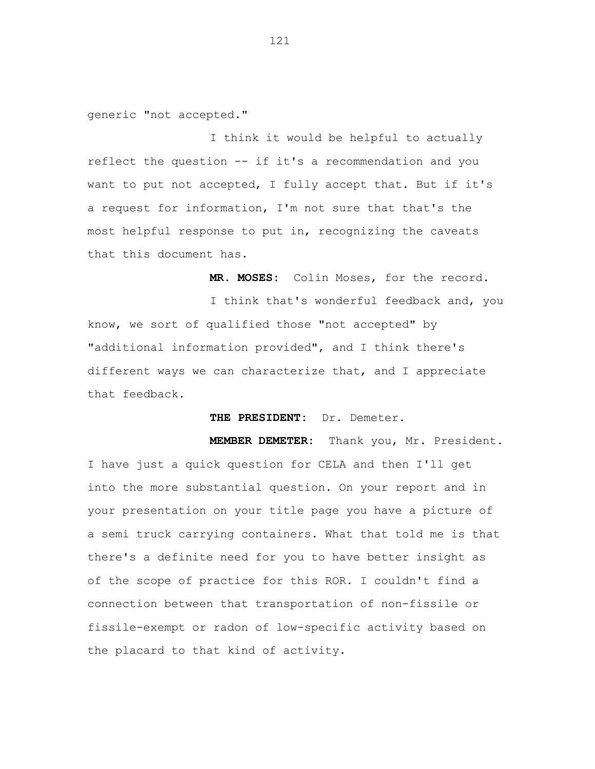generic "not accepted."

I think it would be helpful to actually reflect the question -- if it's a recommendation and you want to put not accepted, I fully accept that. But if it's a request for information, I'm not sure that that's the most helpful response to put in, recognizing the caveats that this document has.

**MR. MOSES:** Colin Moses, for the record.

I think that's wonderful feedback and, you know, we sort of qualified those "not accepted" by "additional information provided", and I think there's different ways we can characterize that, and I appreciate that feedback.

**THE PRESIDENT:** Dr. Demeter.

**MEMBER DEMETER:** Thank you, Mr. President. I have just a quick question for CELA and then I'll get into the more substantial question. On your report and in your presentation on your title page you have a picture of a semi truck carrying containers. What that told me is that there's a definite need for you to have better insight as of the scope of practice for this ROR. I couldn't find a connection between that transportation of non-fissile or fissile-exempt or radon of low-specific activity based on the placard to that kind of activity.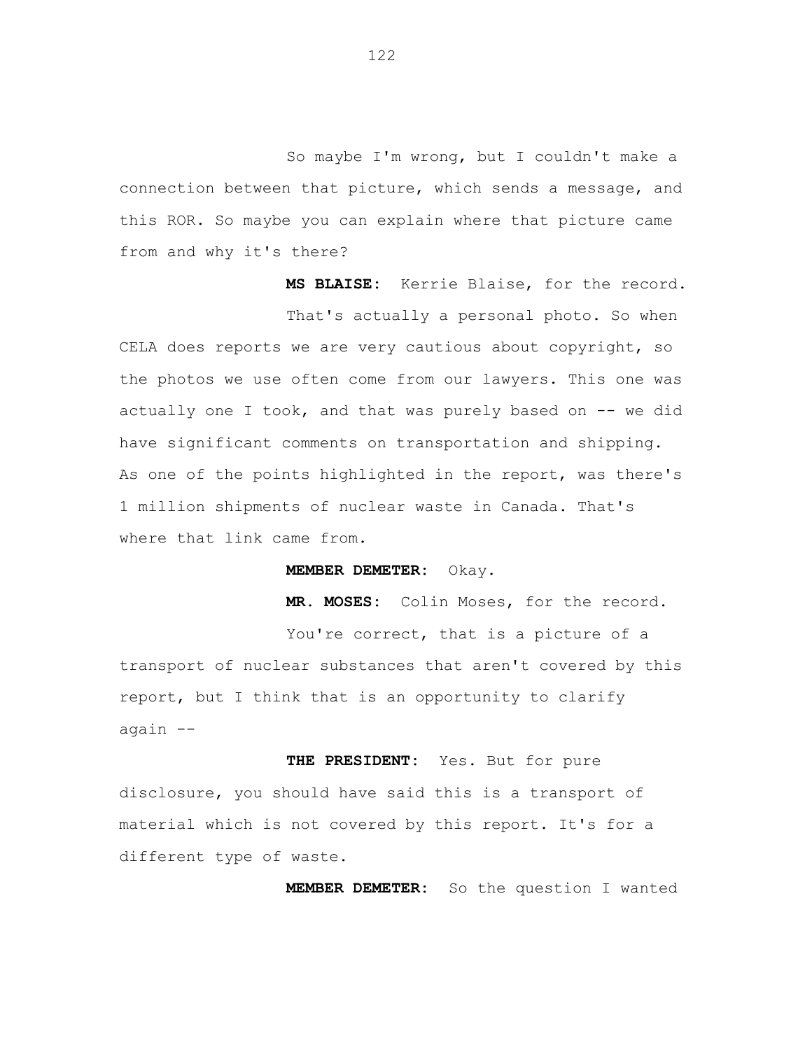So maybe I'm wrong, but I couldn't make a connection between that picture, which sends a message, and this ROR. So maybe you can explain where that picture came from and why it's there?

**MS BLAISE:** Kerrie Blaise, for the record.

That's actually a personal photo. So when CELA does reports we are very cautious about copyright, so the photos we use often come from our lawyers. This one was actually one I took, and that was purely based on -- we did have significant comments on transportation and shipping. As one of the points highlighted in the report, was there's 1 million shipments of nuclear waste in Canada. That's where that link came from.

**MEMBER DEMETER:** Okay.

**MR. MOSES:** Colin Moses, for the record.

You're correct, that is a picture of a transport of nuclear substances that aren't covered by this report, but I think that is an opportunity to clarify again --

**THE PRESIDENT:** Yes. But for pure disclosure, you should have said this is a transport of material which is not covered by this report. It's for a different type of waste.

**MEMBER DEMETER:** So the question I wanted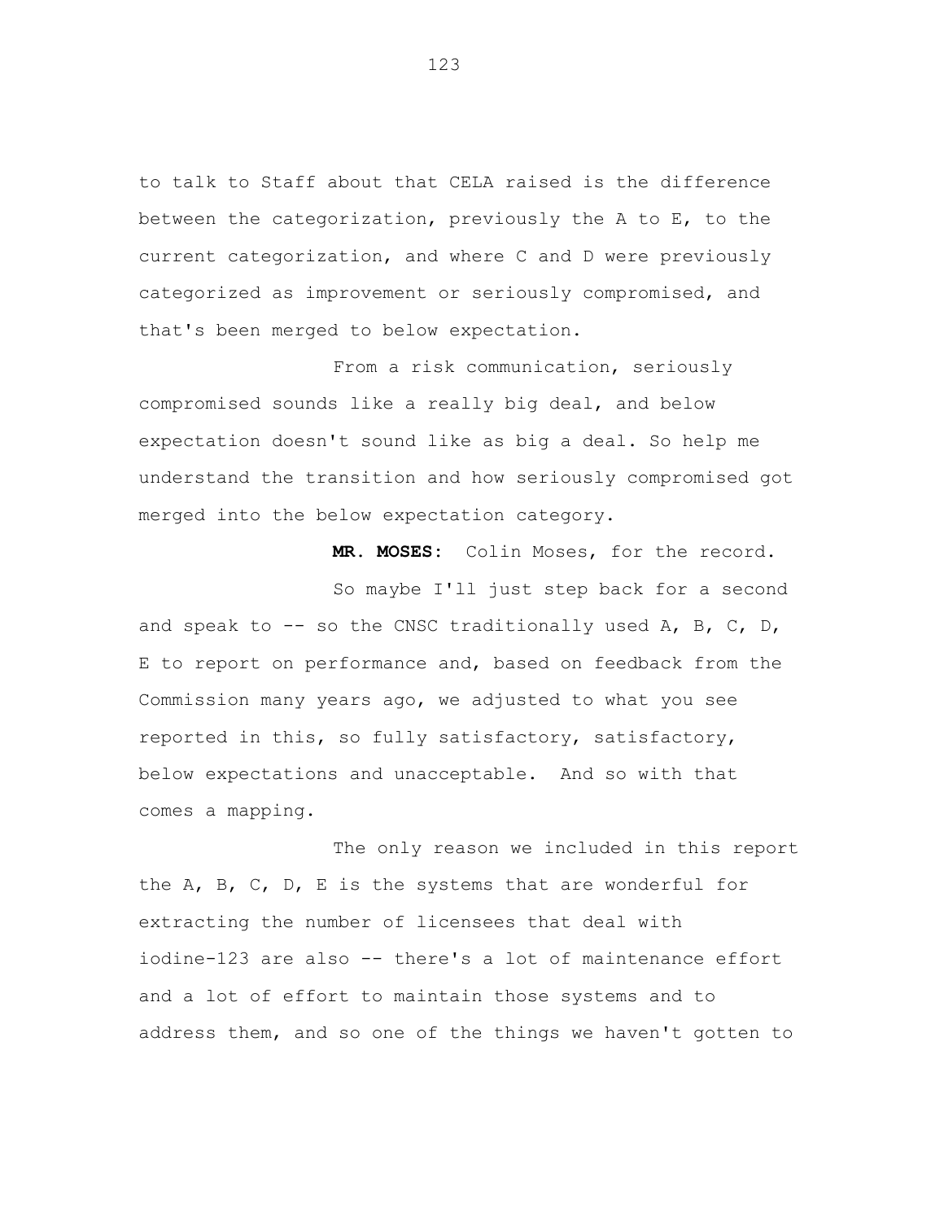to talk to Staff about that CELA raised is the difference between the categorization, previously the A to E, to the current categorization, and where C and D were previously categorized as improvement or seriously compromised, and that's been merged to below expectation.

From a risk communication, seriously compromised sounds like a really big deal, and below expectation doesn't sound like as big a deal. So help me understand the transition and how seriously compromised got merged into the below expectation category.

**MR. MOSES:** Colin Moses, for the record.

So maybe I'll just step back for a second and speak to -- so the CNSC traditionally used A, B, C, D, E to report on performance and, based on feedback from the Commission many years ago, we adjusted to what you see reported in this, so fully satisfactory, satisfactory, below expectations and unacceptable. And so with that comes a mapping.

The only reason we included in this report the A, B, C, D, E is the systems that are wonderful for extracting the number of licensees that deal with iodine-123 are also -- there's a lot of maintenance effort and a lot of effort to maintain those systems and to address them, and so one of the things we haven't gotten to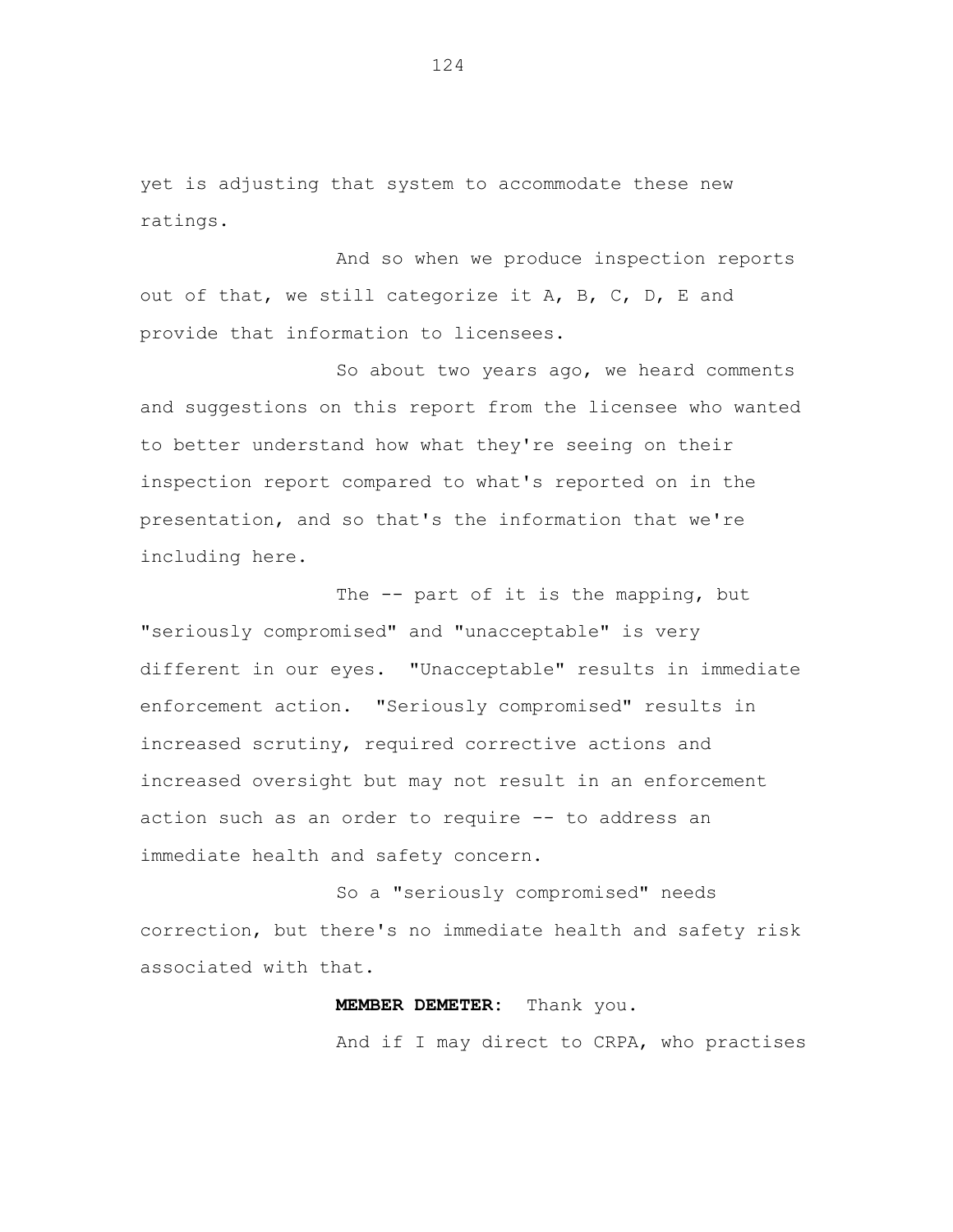yet is adjusting that system to accommodate these new ratings.

And so when we produce inspection reports out of that, we still categorize it A, B, C, D, E and provide that information to licensees.

So about two years ago, we heard comments and suggestions on this report from the licensee who wanted to better understand how what they're seeing on their inspection report compared to what's reported on in the presentation, and so that's the information that we're including here.

The -- part of it is the mapping, but "seriously compromised" and "unacceptable" is very different in our eyes. "Unacceptable" results in immediate enforcement action. "Seriously compromised" results in increased scrutiny, required corrective actions and increased oversight but may not result in an enforcement action such as an order to require -- to address an immediate health and safety concern.

So a "seriously compromised" needs correction, but there's no immediate health and safety risk associated with that.

**MEMBER DEMETER:** Thank you.

And if I may direct to CRPA, who practises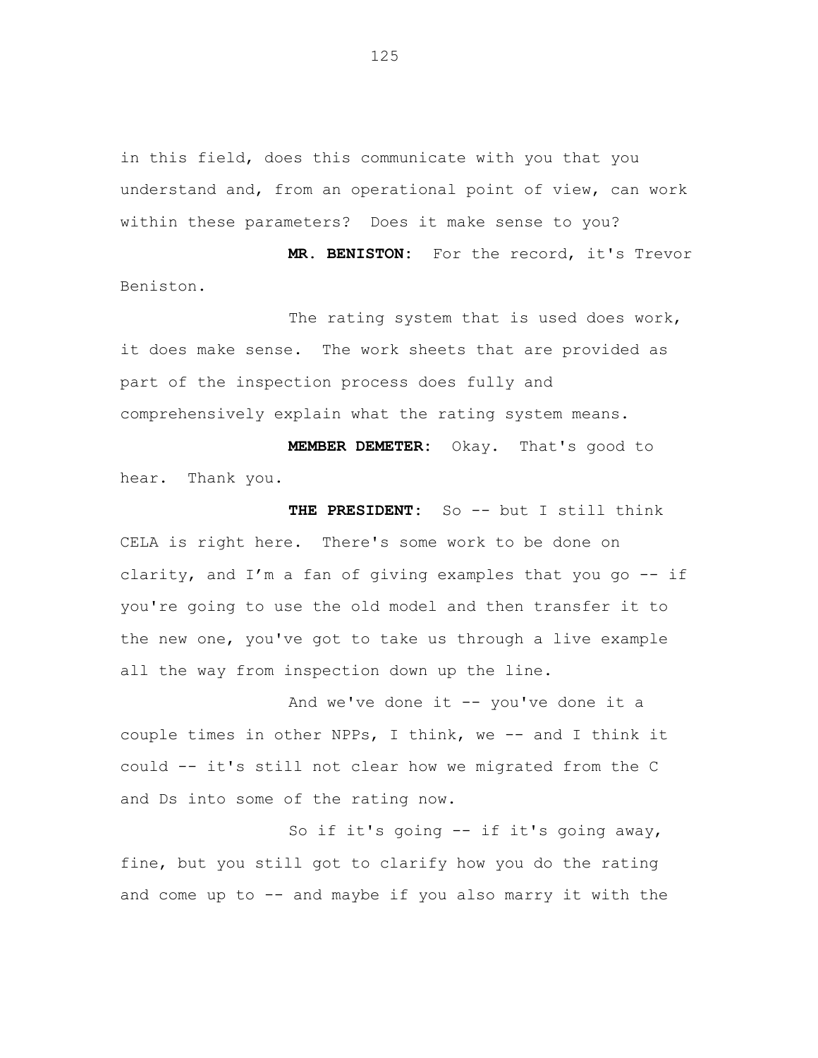in this field, does this communicate with you that you understand and, from an operational point of view, can work within these parameters? Does it make sense to you?

**MR. BENISTON:** For the record, it's Trevor Beniston.

The rating system that is used does work, it does make sense. The work sheets that are provided as part of the inspection process does fully and comprehensively explain what the rating system means.

**MEMBER DEMETER:** Okay. That's good to hear. Thank you.

**THE PRESIDENT:** So -- but I still think CELA is right here. There's some work to be done on clarity, and I'm a fan of giving examples that you go -- if you're going to use the old model and then transfer it to the new one, you've got to take us through a live example all the way from inspection down up the line.

And we've done it -- you've done it a couple times in other NPPs, I think, we -- and I think it could -- it's still not clear how we migrated from the C and Ds into some of the rating now.

So if it's going -- if it's going away, fine, but you still got to clarify how you do the rating and come up to -- and maybe if you also marry it with the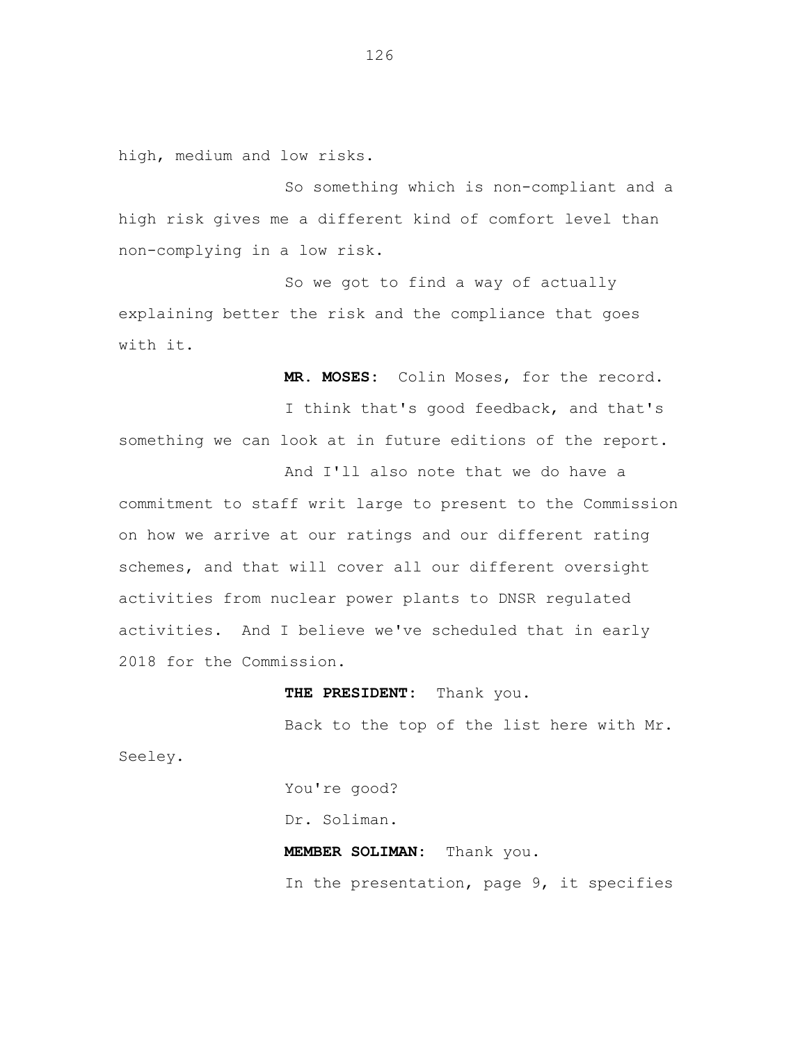high, medium and low risks.

So something which is non-compliant and a high risk gives me a different kind of comfort level than non-complying in a low risk.

So we got to find a way of actually explaining better the risk and the compliance that goes with it.

**MR. MOSES:** Colin Moses, for the record.

I think that's good feedback, and that's something we can look at in future editions of the report.

And I'll also note that we do have a commitment to staff writ large to present to the Commission on how we arrive at our ratings and our different rating schemes, and that will cover all our different oversight activities from nuclear power plants to DNSR regulated activities. And I believe we've scheduled that in early 2018 for the Commission.

**THE PRESIDENT:** Thank you.

Back to the top of the list here with Mr. Seeley.

You're good?

Dr. Soliman.

**MEMBER SOLIMAN:** Thank you.

In the presentation, page 9, it specifies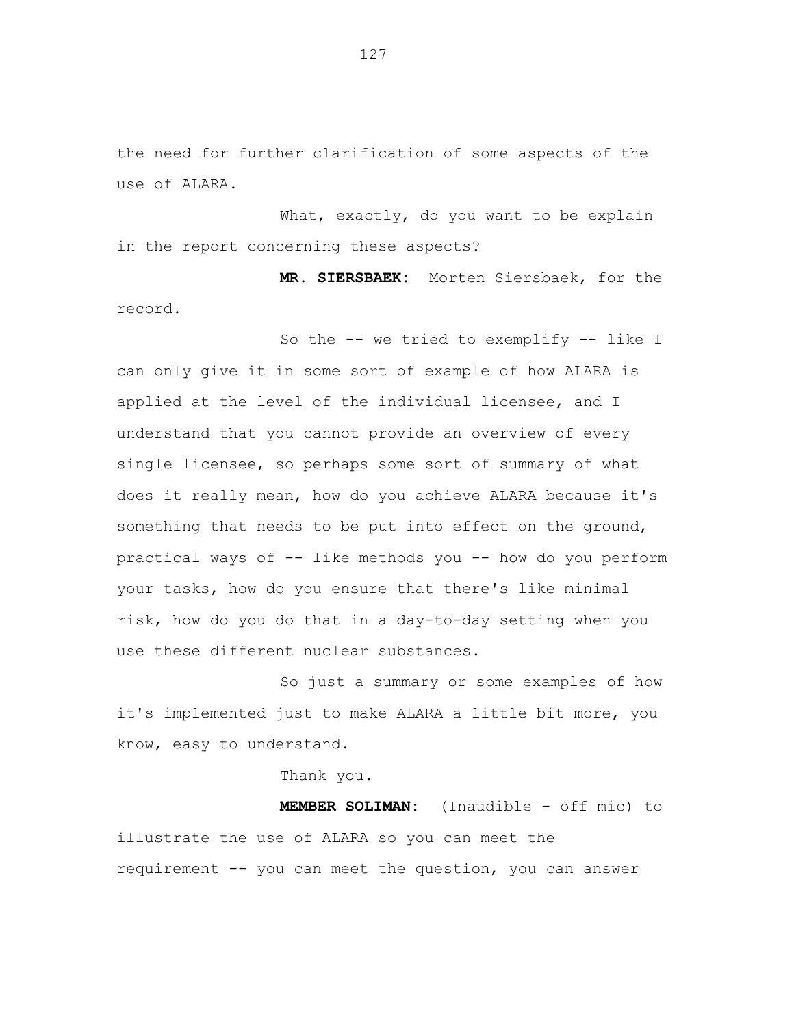the need for further clarification of some aspects of the use of ALARA.

What, exactly, do you want to be explain in the report concerning these aspects?

**MR. SIERSBAEK:** Morten Siersbaek, for the record.

So the -- we tried to exemplify -- like I can only give it in some sort of example of how ALARA is applied at the level of the individual licensee, and I understand that you cannot provide an overview of every single licensee, so perhaps some sort of summary of what does it really mean, how do you achieve ALARA because it's something that needs to be put into effect on the ground, practical ways of -- like methods you -- how do you perform your tasks, how do you ensure that there's like minimal risk, how do you do that in a day-to-day setting when you use these different nuclear substances.

So just a summary or some examples of how it's implemented just to make ALARA a little bit more, you know, easy to understand.

Thank you.

**MEMBER SOLIMAN:** (Inaudible - off mic) to illustrate the use of ALARA so you can meet the requirement -- you can meet the question, you can answer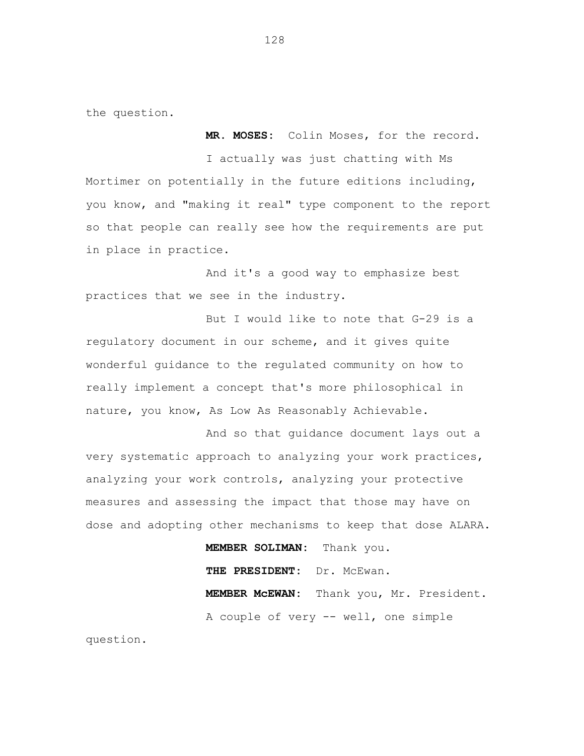the question.

**MR. MOSES:** Colin Moses, for the record.

I actually was just chatting with Ms Mortimer on potentially in the future editions including, you know, and "making it real" type component to the report so that people can really see how the requirements are put in place in practice.

And it's a good way to emphasize best practices that we see in the industry.

But I would like to note that G-29 is a regulatory document in our scheme, and it gives quite wonderful guidance to the regulated community on how to really implement a concept that's more philosophical in nature, you know, As Low As Reasonably Achievable.

And so that guidance document lays out a very systematic approach to analyzing your work practices, analyzing your work controls, analyzing your protective measures and assessing the impact that those may have on dose and adopting other mechanisms to keep that dose ALARA.

**MEMBER SOLIMAN:** Thank you.

**THE PRESIDENT:** Dr. McEwan.

**MEMBER McEWAN:** Thank you, Mr. President.

A couple of very -- well, one simple question.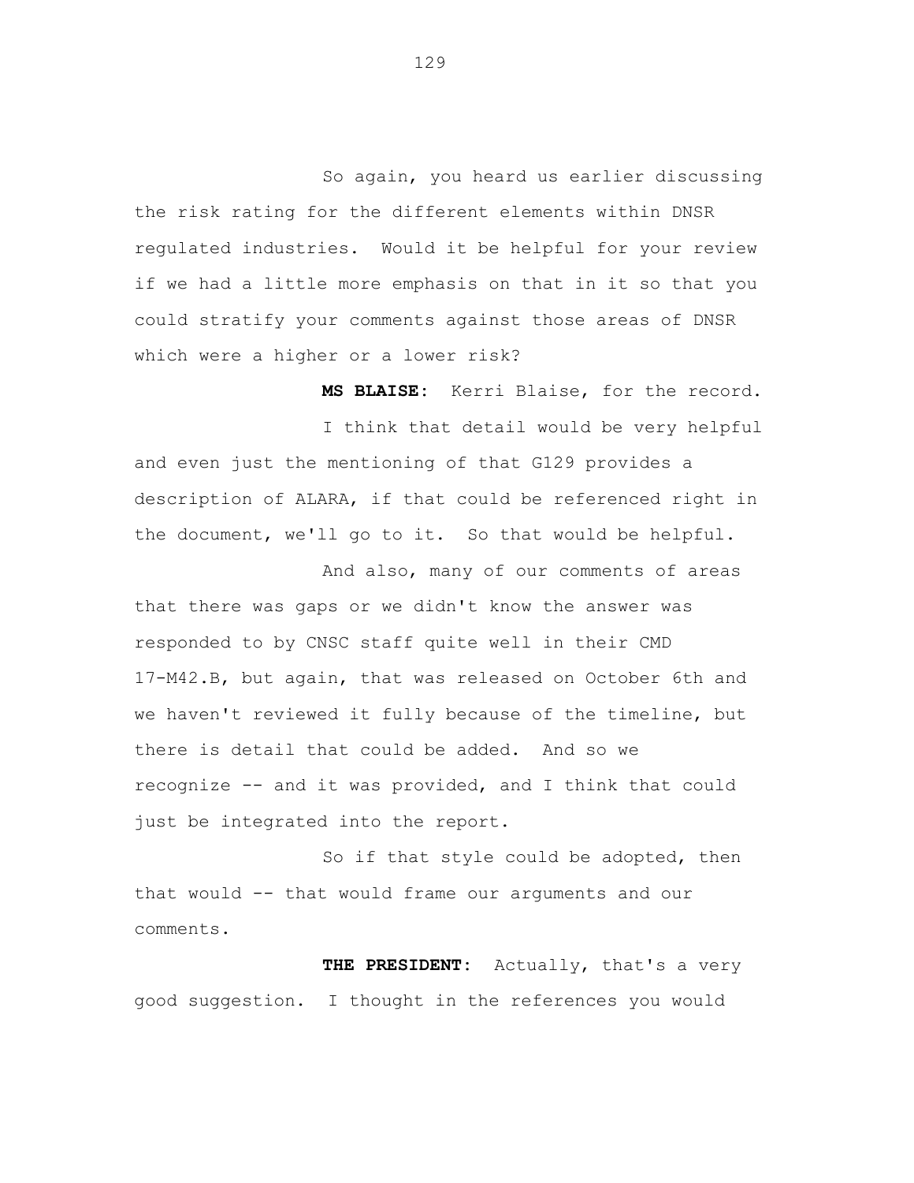So again, you heard us earlier discussing the risk rating for the different elements within DNSR regulated industries. Would it be helpful for your review if we had a little more emphasis on that in it so that you could stratify your comments against those areas of DNSR which were a higher or a lower risk?

**MS BLAISE:** Kerri Blaise, for the record.

I think that detail would be very helpful and even just the mentioning of that G129 provides a description of ALARA, if that could be referenced right in the document, we'll go to it. So that would be helpful.

And also, many of our comments of areas that there was gaps or we didn't know the answer was responded to by CNSC staff quite well in their CMD 17-M42.B, but again, that was released on October 6th and we haven't reviewed it fully because of the timeline, but there is detail that could be added. And so we recognize -- and it was provided, and I think that could just be integrated into the report.

So if that style could be adopted, then that would -- that would frame our arguments and our comments.

**THE PRESIDENT:** Actually, that's a very good suggestion. I thought in the references you would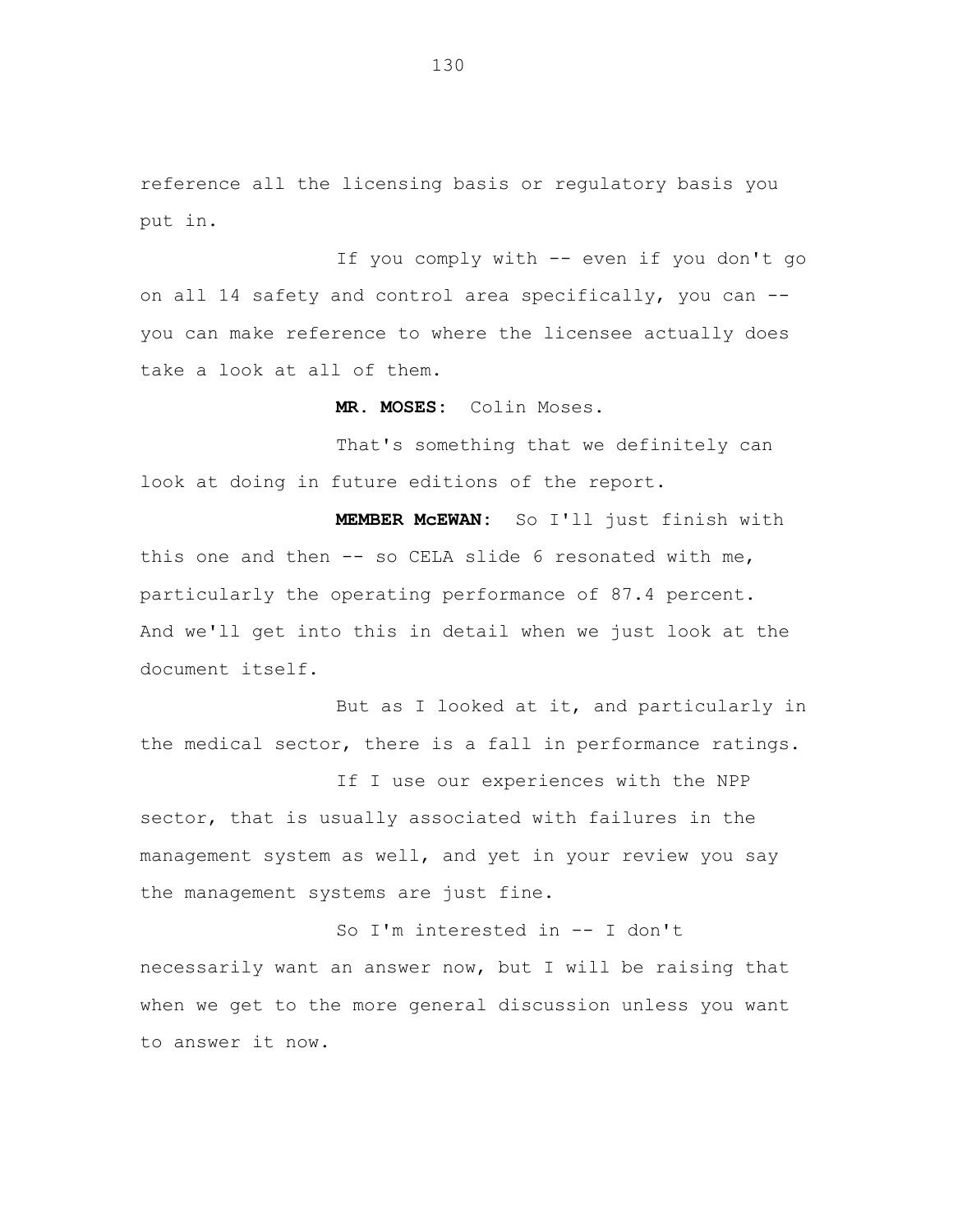reference all the licensing basis or regulatory basis you put in.

If you comply with -- even if you don't go on all 14 safety and control area specifically, you can -- you can make reference to where the licensee actually does take a look at all of them.

**MR. MOSES:** Colin Moses.

That's something that we definitely can look at doing in future editions of the report.

**MEMBER McEWAN:** So I'll just finish with this one and then -- so CELA slide 6 resonated with me, particularly the operating performance of 87.4 percent. And we'll get into this in detail when we just look at the document itself.

But as I looked at it, and particularly in the medical sector, there is a fall in performance ratings.

If I use our experiences with the NPP sector, that is usually associated with failures in the management system as well, and yet in your review you say the management systems are just fine.

So I'm interested in -- I don't necessarily want an answer now, but I will be raising that when we get to the more general discussion unless you want to answer it now.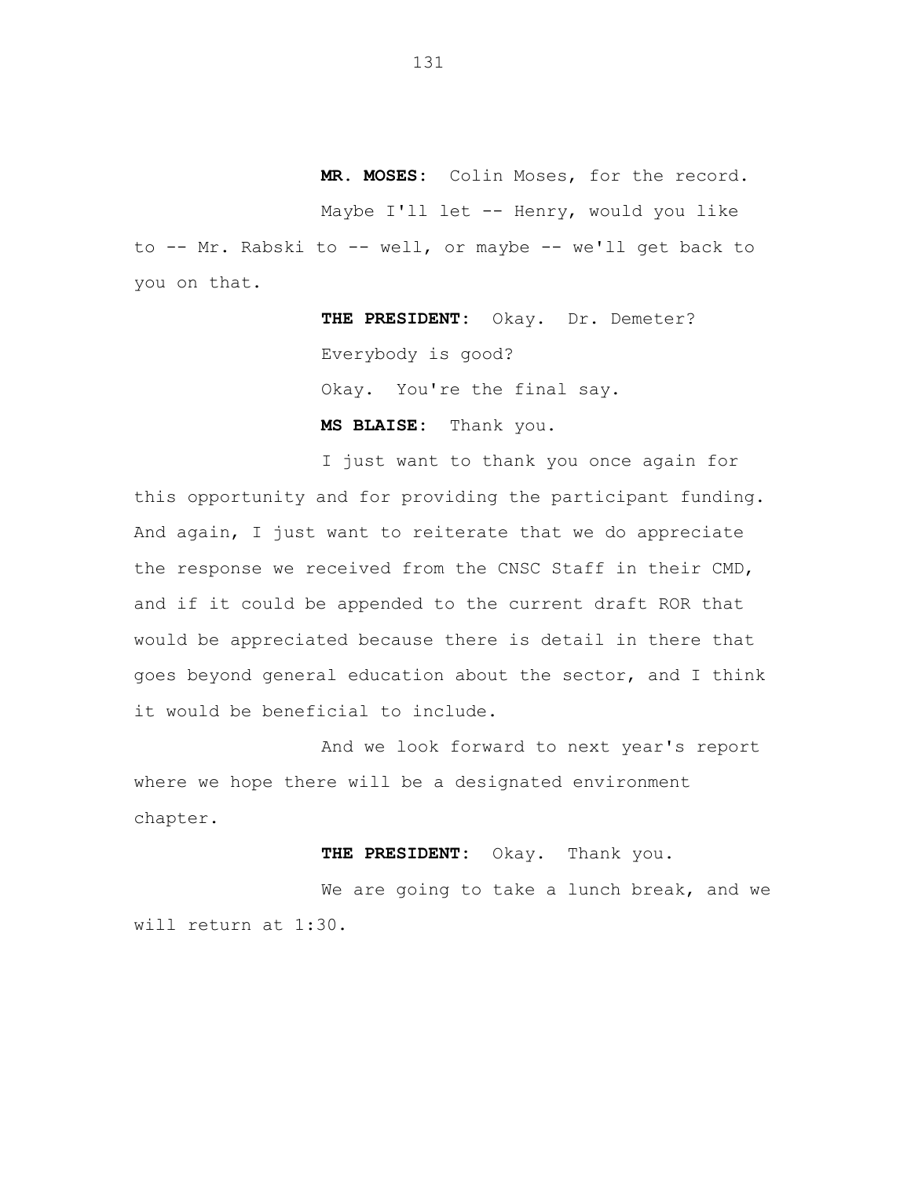**MR. MOSES:** Colin Moses, for the record.

Maybe I'll let -- Henry, would you like to -- Mr. Rabski to -- well, or maybe -- we'll get back to you on that.

**THE PRESIDENT:** Okay. Dr. Demeter?

Everybody is good?

Okay. You're the final say.

**MS BLAISE:** Thank you.

I just want to thank you once again for this opportunity and for providing the participant funding. And again, I just want to reiterate that we do appreciate the response we received from the CNSC Staff in their CMD, and if it could be appended to the current draft ROR that would be appreciated because there is detail in there that goes beyond general education about the sector, and I think it would be beneficial to include.

And we look forward to next year's report where we hope there will be a designated environment chapter.

**THE PRESIDENT:** Okay. Thank you.

We are going to take a lunch break, and we will return at 1:30.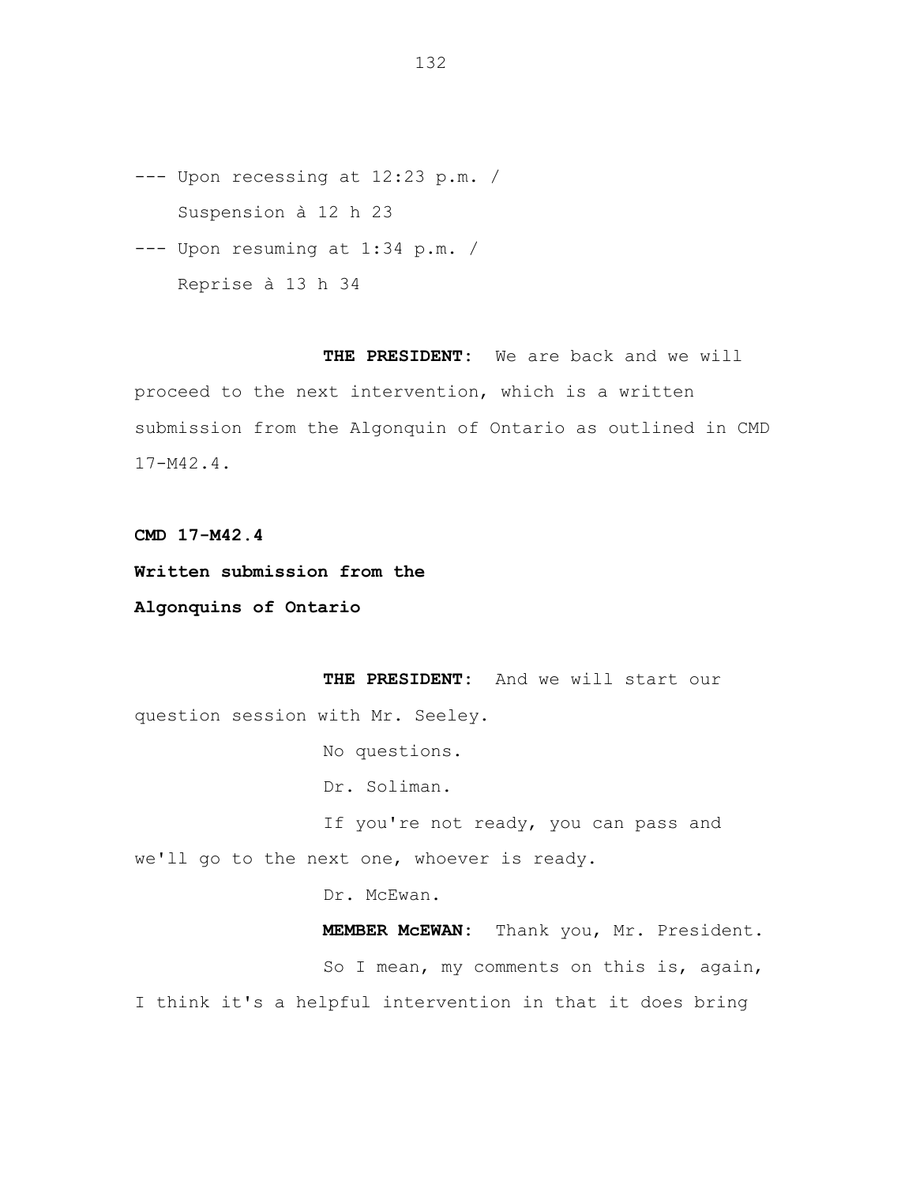--- Upon recessing at 12:23 p.m. /

Suspension à 12 h 23

--- Upon resuming at 1:34 p.m. /

Reprise à 13 h 34

**THE PRESIDENT:** We are back and we will proceed to the next intervention, which is a written submission from the Algonquin of Ontario as outlined in CMD 17-M42.4.

**CMD 17-M42.4**

**Written submission from the**

**Algonquins of Ontario**

**THE PRESIDENT:** And we will start our question session with Mr. Seeley.

No questions.

Dr. Soliman.

If you're not ready, you can pass and we'll go to the next one, whoever is ready.

Dr. McEwan.

**MEMBER McEWAN:** Thank you, Mr. President.

So I mean, my comments on this is, again, I think it's a helpful intervention in that it does bring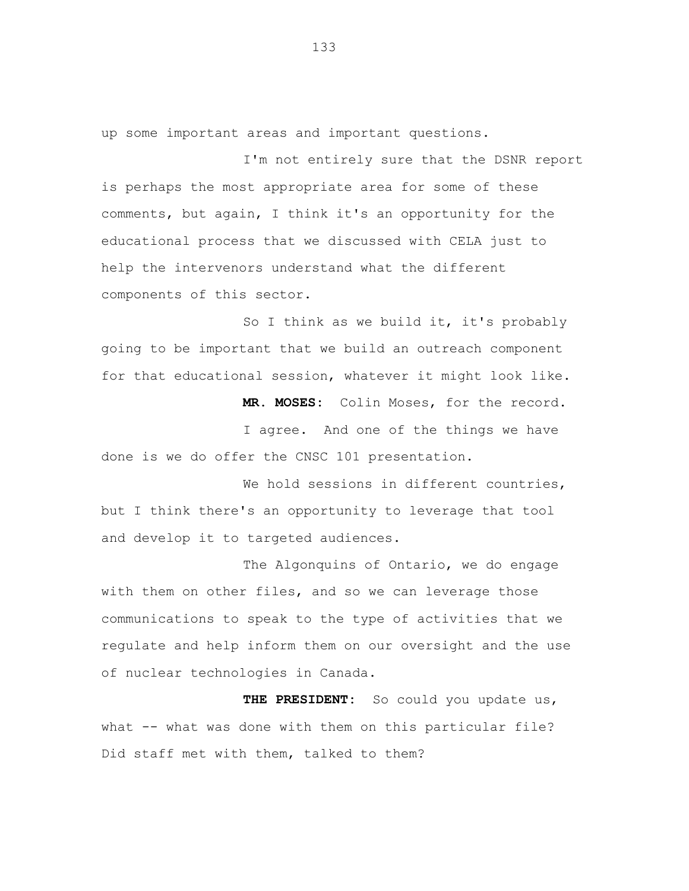up some important areas and important questions.

I'm not entirely sure that the DSNR report is perhaps the most appropriate area for some of these comments, but again, I think it's an opportunity for the educational process that we discussed with CELA just to help the intervenors understand what the different components of this sector.

So I think as we build it, it's probably going to be important that we build an outreach component for that educational session, whatever it might look like.

**MR. MOSES:** Colin Moses, for the record.

I agree. And one of the things we have done is we do offer the CNSC 101 presentation.

We hold sessions in different countries, but I think there's an opportunity to leverage that tool and develop it to targeted audiences.

The Algonquins of Ontario, we do engage with them on other files, and so we can leverage those communications to speak to the type of activities that we regulate and help inform them on our oversight and the use of nuclear technologies in Canada.

**THE PRESIDENT:** So could you update us, what -- what was done with them on this particular file? Did staff met with them, talked to them?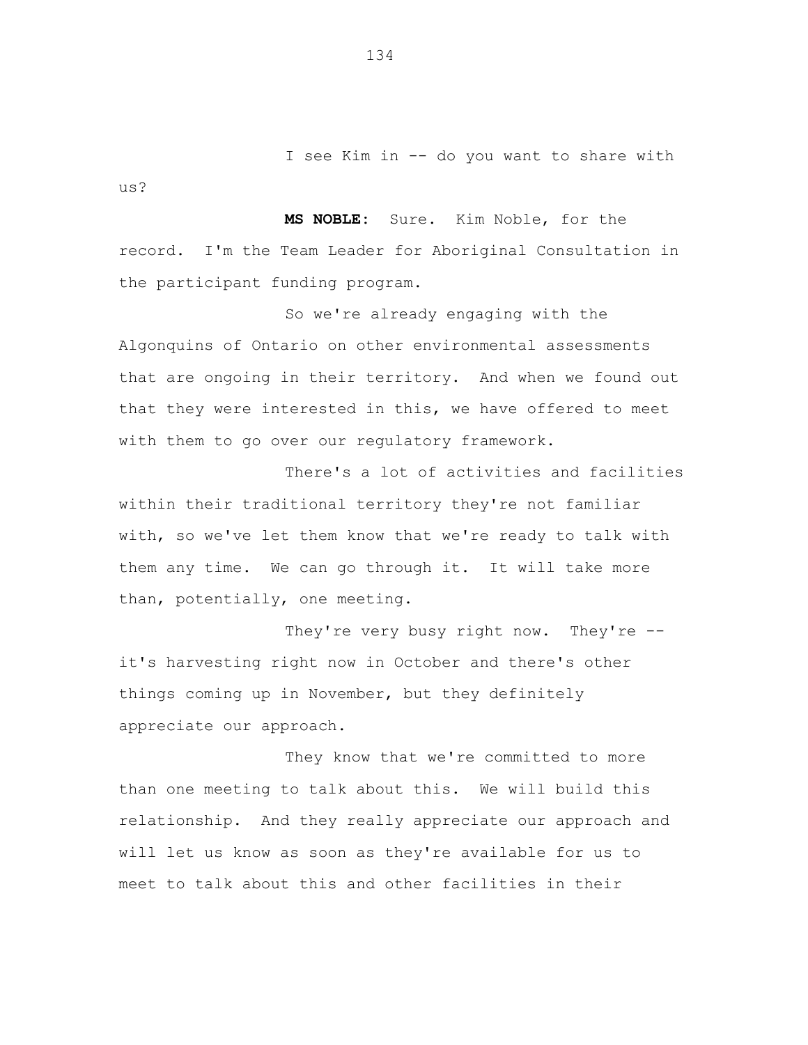I see Kim in -- do you want to share with us?

**MS NOBLE:** Sure. Kim Noble, for the record. I'm the Team Leader for Aboriginal Consultation in the participant funding program.

So we're already engaging with the Algonquins of Ontario on other environmental assessments that are ongoing in their territory. And when we found out that they were interested in this, we have offered to meet with them to go over our regulatory framework.

There's a lot of activities and facilities within their traditional territory they're not familiar with, so we've let them know that we're ready to talk with them any time. We can go through it. It will take more than, potentially, one meeting.

They're very busy right now. They're -- it's harvesting right now in October and there's other things coming up in November, but they definitely appreciate our approach.

They know that we're committed to more than one meeting to talk about this. We will build this relationship. And they really appreciate our approach and will let us know as soon as they're available for us to meet to talk about this and other facilities in their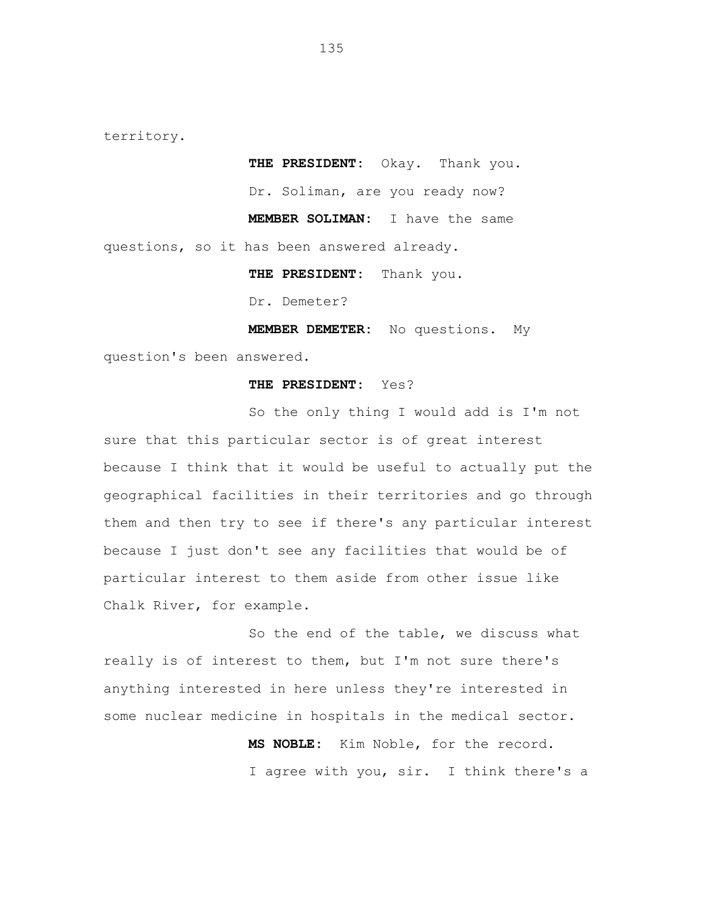territory.

**THE PRESIDENT:** Okay. Thank you.

Dr. Soliman, are you ready now?

**MEMBER SOLIMAN:** I have the same questions, so it has been answered already.

**THE PRESIDENT:** Thank you.

Dr. Demeter?

**MEMBER DEMETER:** No questions. My question's been answered.

**THE PRESIDENT:** Yes?

So the only thing I would add is I'm not sure that this particular sector is of great interest because I think that it would be useful to actually put the geographical facilities in their territories and go through them and then try to see if there's any particular interest because I just don't see any facilities that would be of particular interest to them aside from other issue like Chalk River, for example.

So the end of the table, we discuss what really is of interest to them, but I'm not sure there's anything interested in here unless they're interested in some nuclear medicine in hospitals in the medical sector.

**MS NOBLE:** Kim Noble, for the record.

I agree with you, sir. I think there's a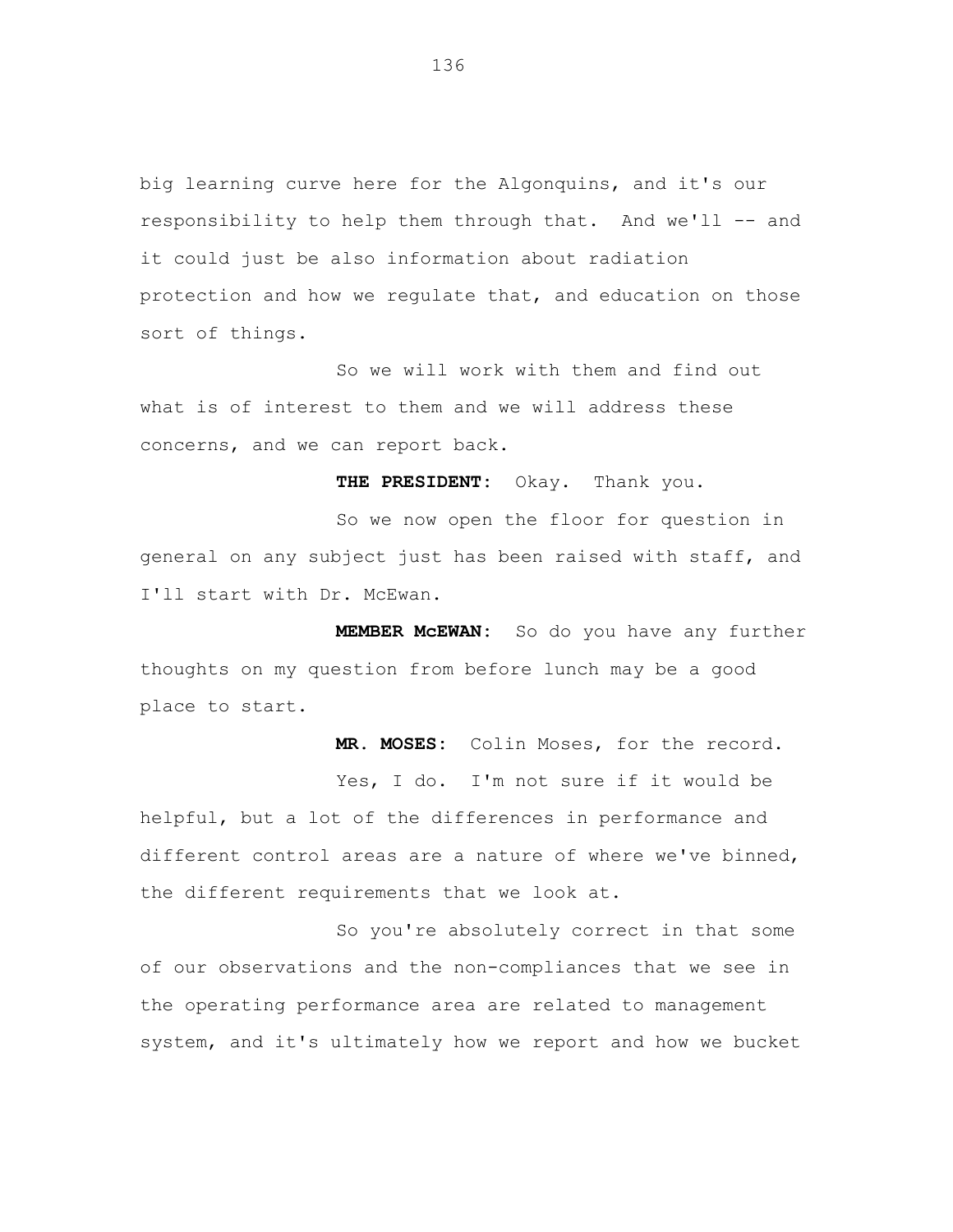big learning curve here for the Algonquins, and it's our responsibility to help them through that. And we'll -- and it could just be also information about radiation protection and how we regulate that, and education on those sort of things.

So we will work with them and find out what is of interest to them and we will address these concerns, and we can report back.

**THE PRESIDENT:** Okay. Thank you.

So we now open the floor for question in general on any subject just has been raised with staff, and I'll start with Dr. McEwan.

**MEMBER McEWAN:** So do you have any further thoughts on my question from before lunch may be a good place to start.

**MR. MOSES:** Colin Moses, for the record.

Yes, I do. I'm not sure if it would be helpful, but a lot of the differences in performance and different control areas are a nature of where we've binned, the different requirements that we look at.

So you're absolutely correct in that some of our observations and the non-compliances that we see in the operating performance area are related to management system, and it's ultimately how we report and how we bucket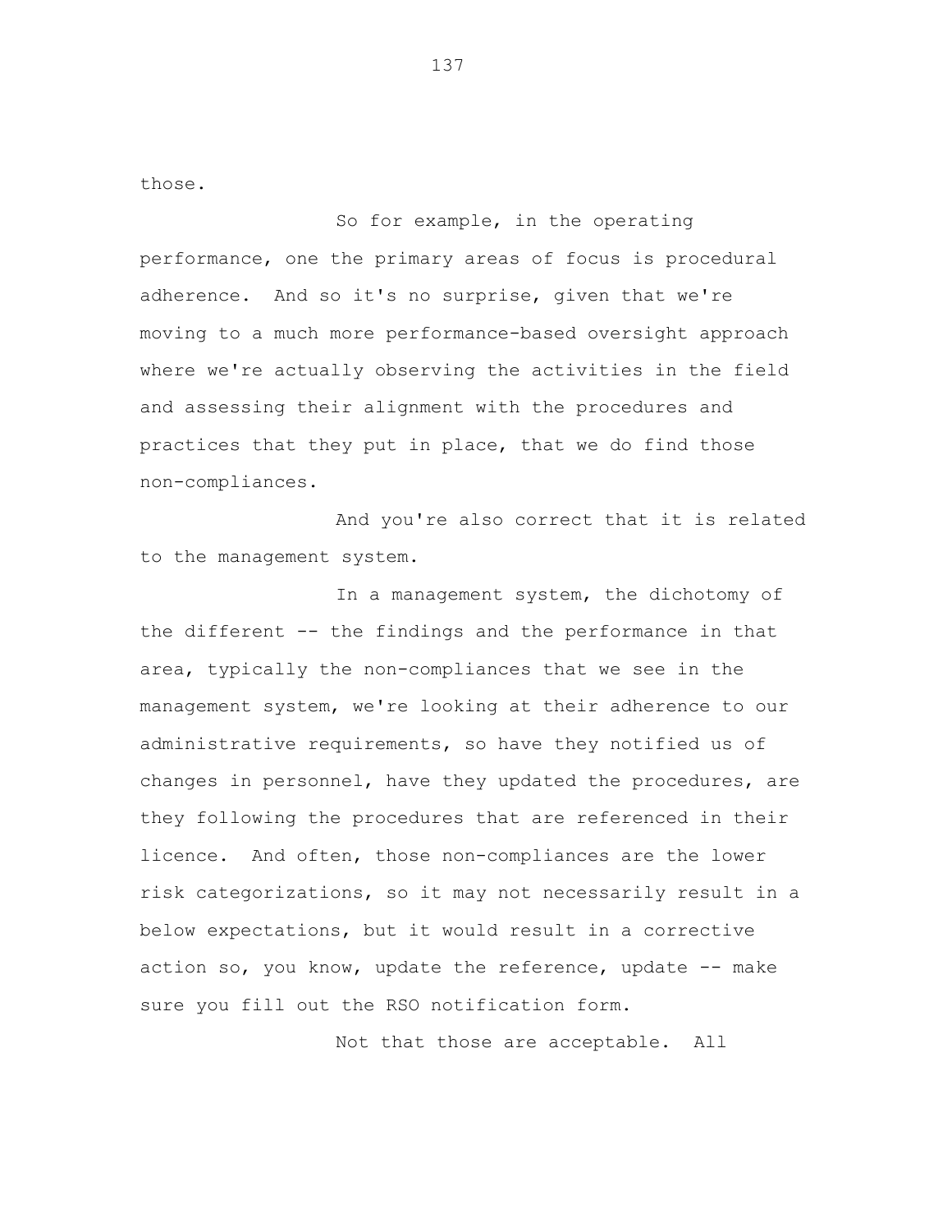those.

So for example, in the operating performance, one the primary areas of focus is procedural adherence. And so it's no surprise, given that we're moving to a much more performance-based oversight approach where we're actually observing the activities in the field and assessing their alignment with the procedures and practices that they put in place, that we do find those non-compliances.

And you're also correct that it is related to the management system.

In a management system, the dichotomy of the different -- the findings and the performance in that area, typically the non-compliances that we see in the management system, we're looking at their adherence to our administrative requirements, so have they notified us of changes in personnel, have they updated the procedures, are they following the procedures that are referenced in their licence. And often, those non-compliances are the lower risk categorizations, so it may not necessarily result in a below expectations, but it would result in a corrective action so, you know, update the reference, update -- make sure you fill out the RSO notification form.

Not that those are acceptable. All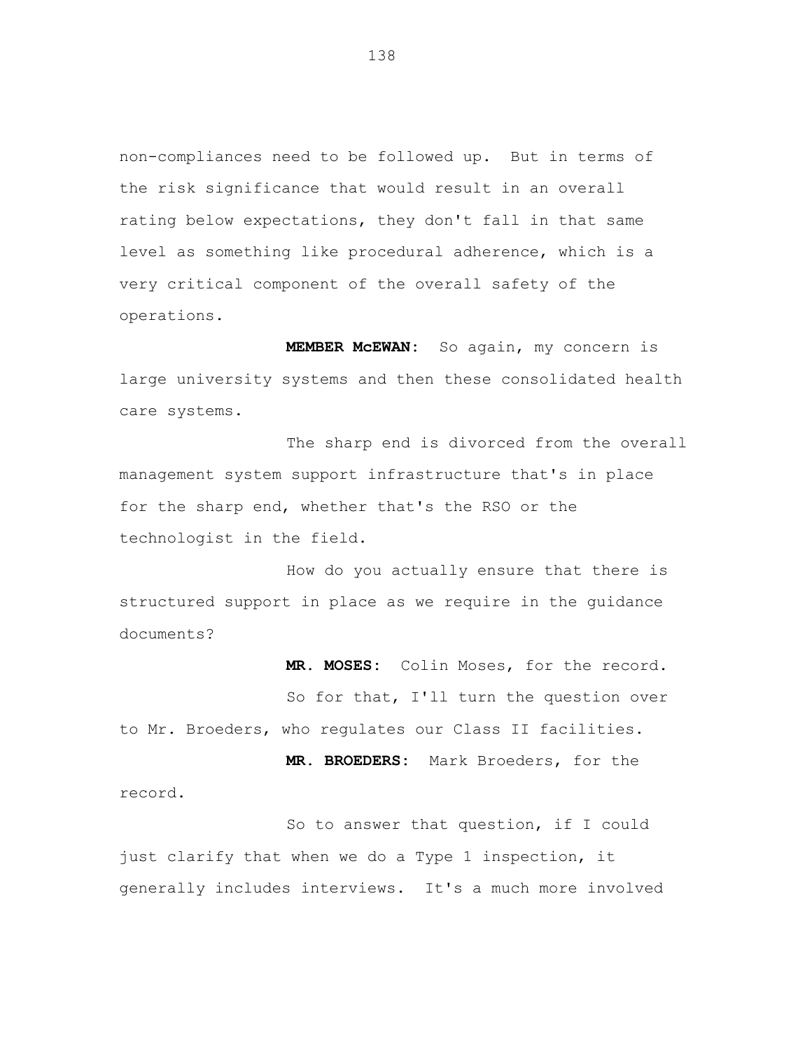non-compliances need to be followed up. But in terms of the risk significance that would result in an overall rating below expectations, they don't fall in that same level as something like procedural adherence, which is a very critical component of the overall safety of the operations.

**MEMBER McEWAN:** So again, my concern is large university systems and then these consolidated health care systems.

The sharp end is divorced from the overall management system support infrastructure that's in place for the sharp end, whether that's the RSO or the technologist in the field.

How do you actually ensure that there is structured support in place as we require in the guidance documents?

**MR. MOSES:** Colin Moses, for the record.

So for that, I'll turn the question over to Mr. Broeders, who regulates our Class II facilities.

**MR. BROEDERS:** Mark Broeders, for the record.

So to answer that question, if I could just clarify that when we do a Type 1 inspection, it generally includes interviews. It's a much more involved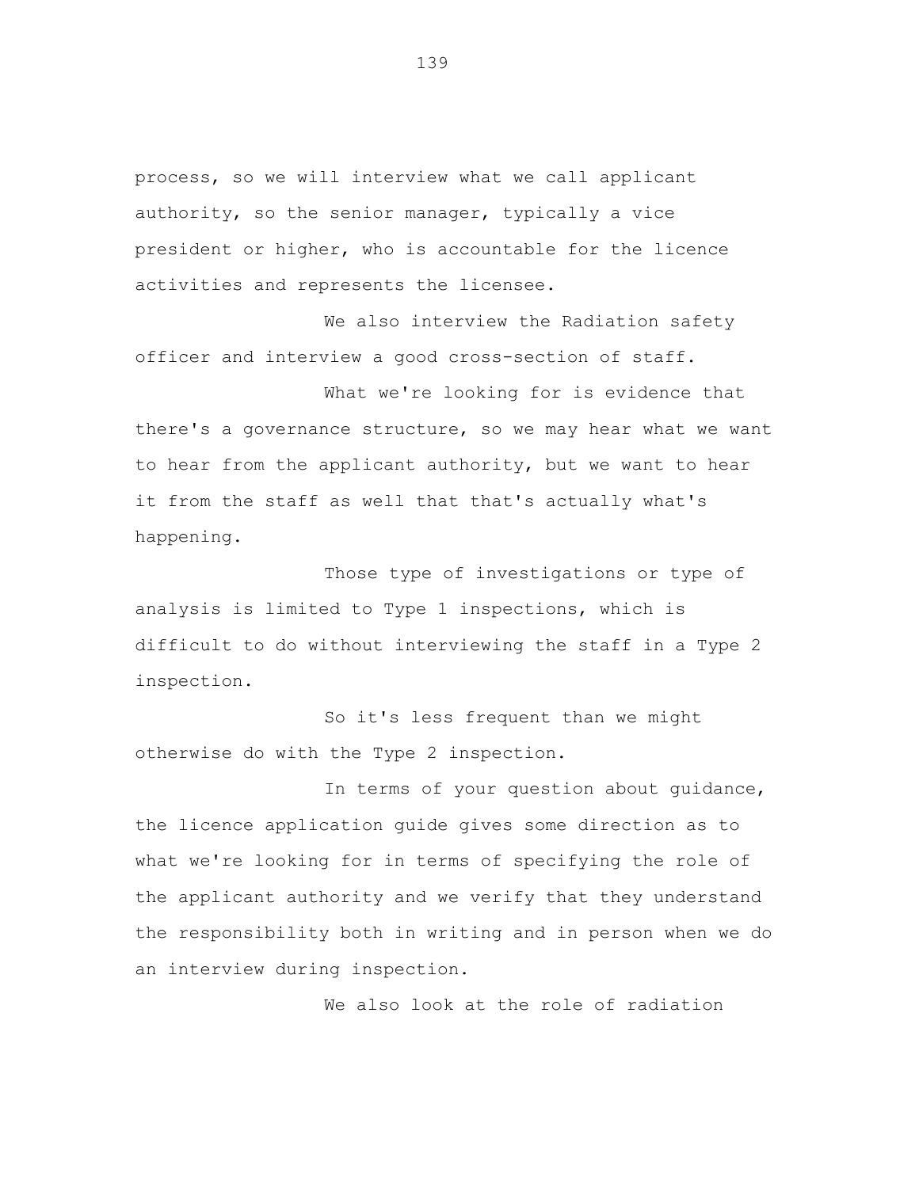process, so we will interview what we call applicant authority, so the senior manager, typically a vice president or higher, who is accountable for the licence activities and represents the licensee.

We also interview the Radiation safety officer and interview a good cross-section of staff.

What we're looking for is evidence that there's a governance structure, so we may hear what we want to hear from the applicant authority, but we want to hear it from the staff as well that that's actually what's happening.

Those type of investigations or type of analysis is limited to Type 1 inspections, which is difficult to do without interviewing the staff in a Type 2 inspection.

So it's less frequent than we might otherwise do with the Type 2 inspection.

In terms of your question about guidance, the licence application guide gives some direction as to what we're looking for in terms of specifying the role of the applicant authority and we verify that they understand the responsibility both in writing and in person when we do an interview during inspection.

We also look at the role of radiation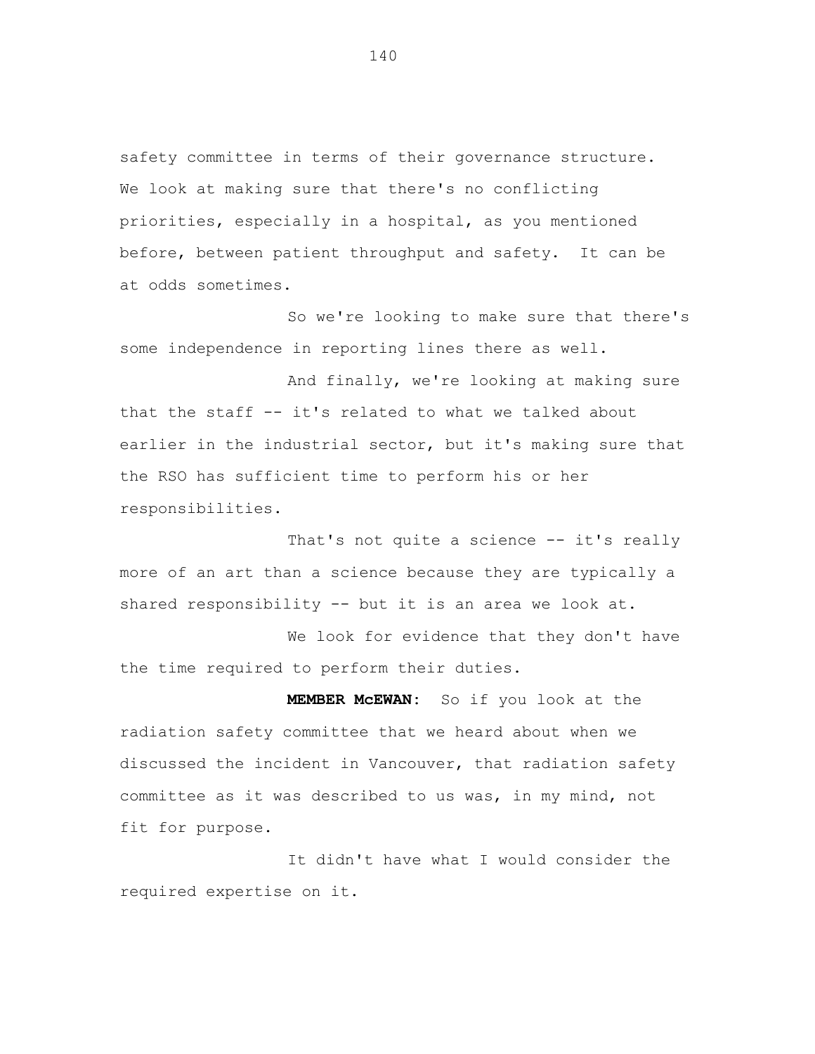safety committee in terms of their governance structure. We look at making sure that there's no conflicting priorities, especially in a hospital, as you mentioned before, between patient throughput and safety. It can be at odds sometimes.

So we're looking to make sure that there's some independence in reporting lines there as well.

And finally, we're looking at making sure that the staff -- it's related to what we talked about earlier in the industrial sector, but it's making sure that the RSO has sufficient time to perform his or her responsibilities.

That's not quite a science -- it's really more of an art than a science because they are typically a shared responsibility -- but it is an area we look at.

We look for evidence that they don't have the time required to perform their duties.

**MEMBER McEWAN:** So if you look at the radiation safety committee that we heard about when we discussed the incident in Vancouver, that radiation safety committee as it was described to us was, in my mind, not fit for purpose.

It didn't have what I would consider the required expertise on it.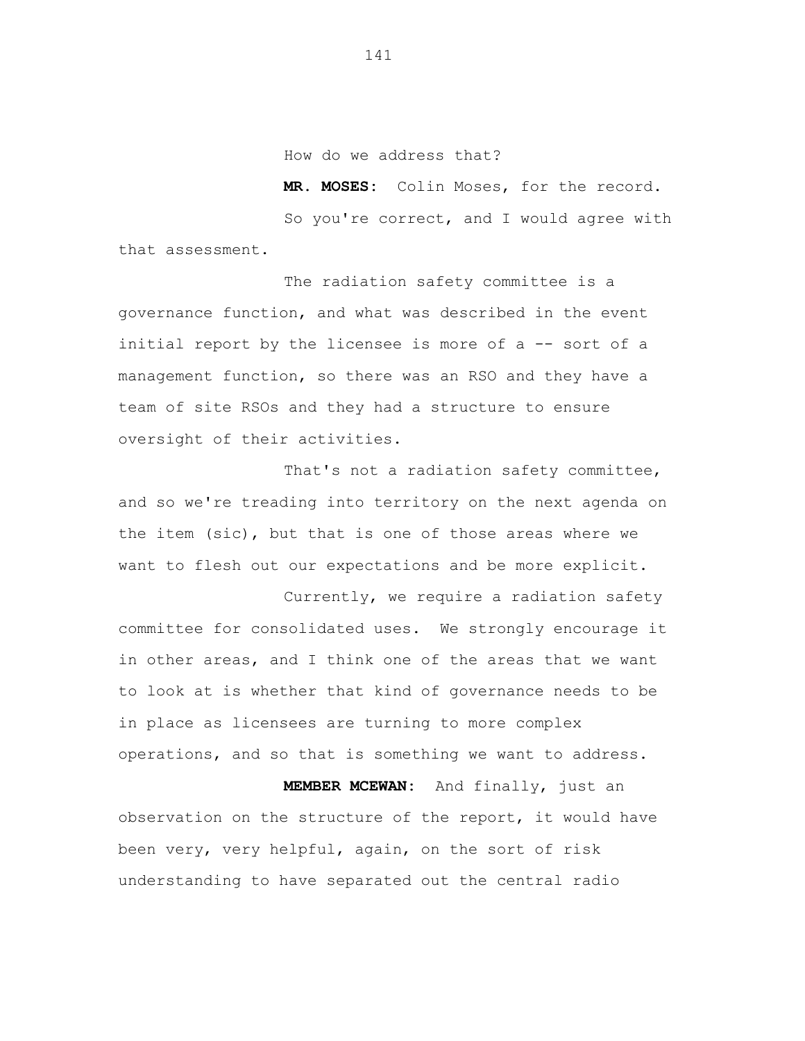How do we address that?

**MR. MOSES:** Colin Moses, for the record.

So you're correct, and I would agree with that assessment.

The radiation safety committee is a governance function, and what was described in the event initial report by the licensee is more of a -- sort of a management function, so there was an RSO and they have a team of site RSOs and they had a structure to ensure oversight of their activities.

That's not a radiation safety committee, and so we're treading into territory on the next agenda on the item (sic), but that is one of those areas where we want to flesh out our expectations and be more explicit.

Currently, we require a radiation safety committee for consolidated uses. We strongly encourage it in other areas, and I think one of the areas that we want to look at is whether that kind of governance needs to be in place as licensees are turning to more complex operations, and so that is something we want to address.

**MEMBER MCEWAN:** And finally, just an observation on the structure of the report, it would have been very, very helpful, again, on the sort of risk understanding to have separated out the central radio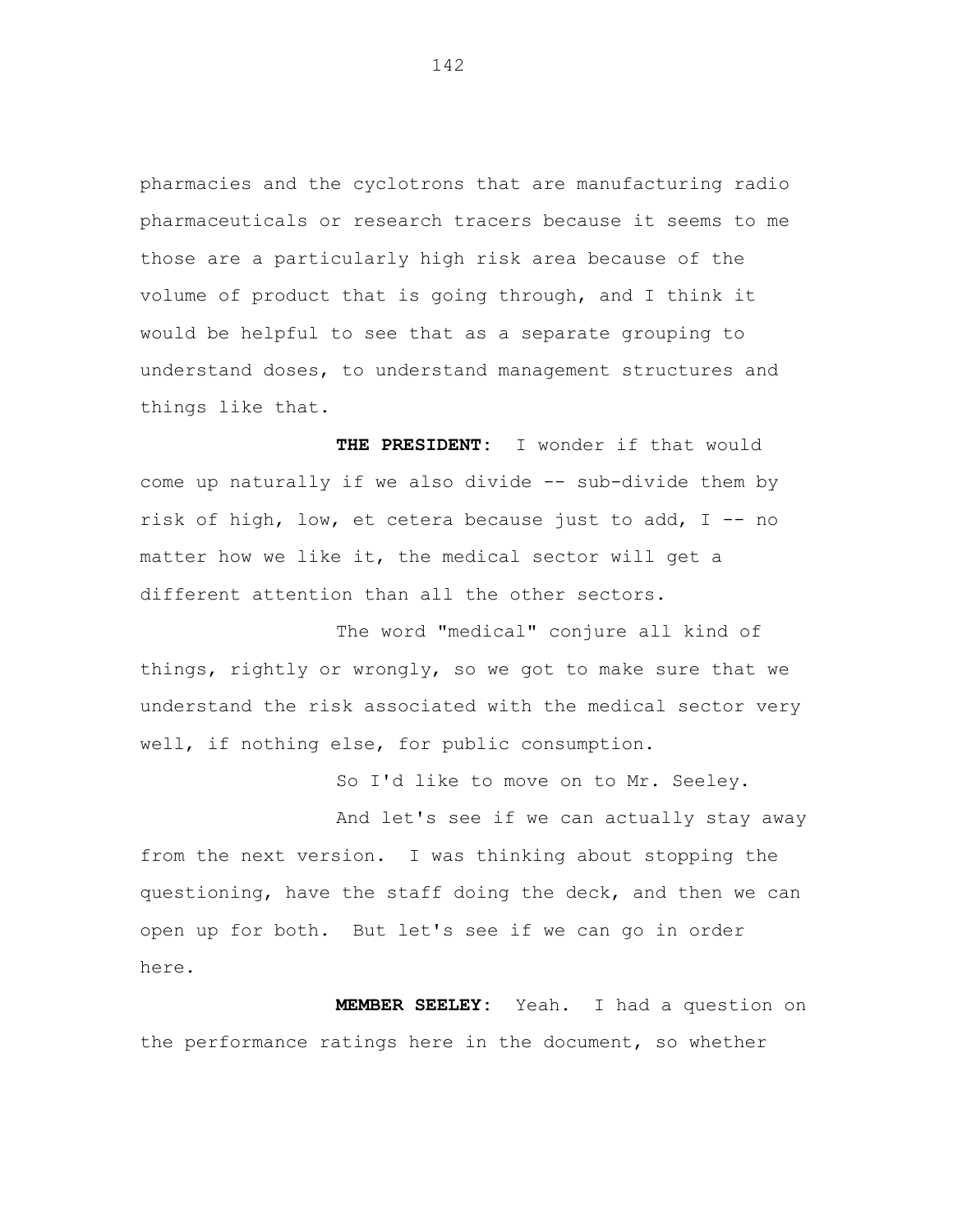pharmacies and the cyclotrons that are manufacturing radio pharmaceuticals or research tracers because it seems to me those are a particularly high risk area because of the volume of product that is going through, and I think it would be helpful to see that as a separate grouping to understand doses, to understand management structures and things like that.

**THE PRESIDENT:** I wonder if that would come up naturally if we also divide -- sub-divide them by risk of high, low, et cetera because just to add, I -- no matter how we like it, the medical sector will get a different attention than all the other sectors.

The word "medical" conjure all kind of things, rightly or wrongly, so we got to make sure that we understand the risk associated with the medical sector very well, if nothing else, for public consumption.

So I'd like to move on to Mr. Seeley.

And let's see if we can actually stay away from the next version. I was thinking about stopping the questioning, have the staff doing the deck, and then we can open up for both. But let's see if we can go in order here.

**MEMBER SEELEY:** Yeah. I had a question on the performance ratings here in the document, so whether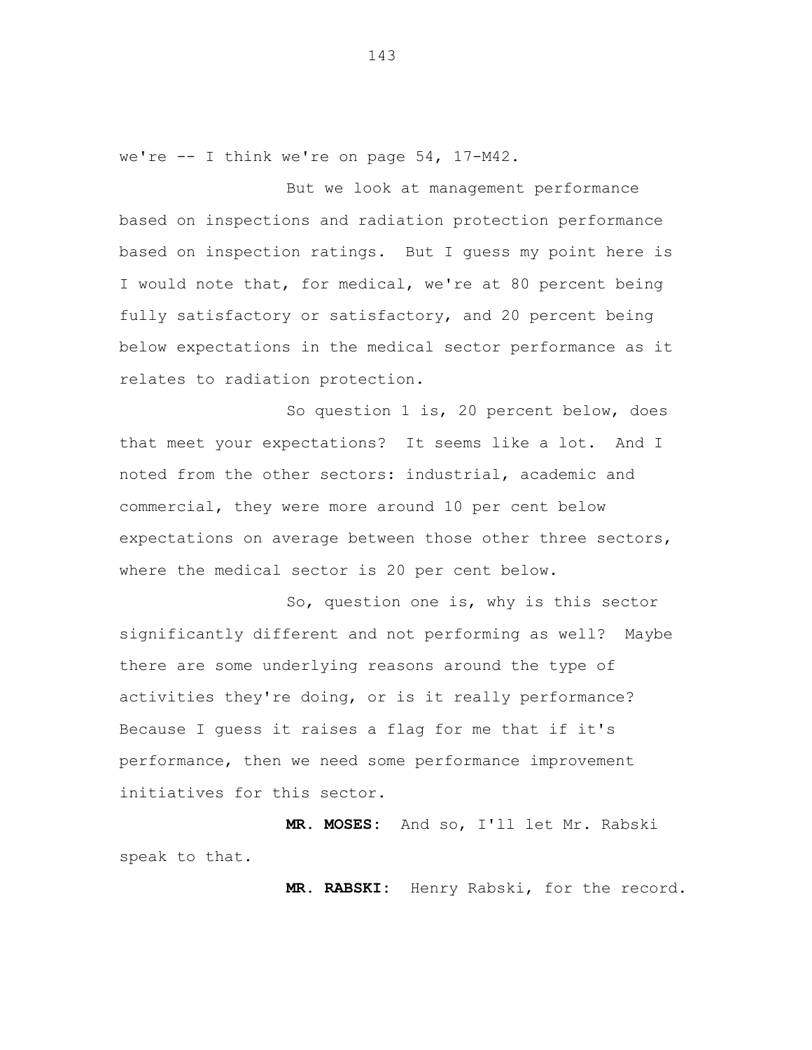we're -- I think we're on page 54, 17-M42.

But we look at management performance based on inspections and radiation protection performance based on inspection ratings. But I guess my point here is I would note that, for medical, we're at 80 percent being fully satisfactory or satisfactory, and 20 percent being below expectations in the medical sector performance as it relates to radiation protection.

So question 1 is, 20 percent below, does that meet your expectations? It seems like a lot. And I noted from the other sectors: industrial, academic and commercial, they were more around 10 per cent below expectations on average between those other three sectors, where the medical sector is 20 per cent below.

So, question one is, why is this sector significantly different and not performing as well? Maybe there are some underlying reasons around the type of activities they're doing, or is it really performance? Because I guess it raises a flag for me that if it's performance, then we need some performance improvement initiatives for this sector.

**MR. MOSES:** And so, I'll let Mr. Rabski speak to that.

**MR. RABSKI:** Henry Rabski, for the record.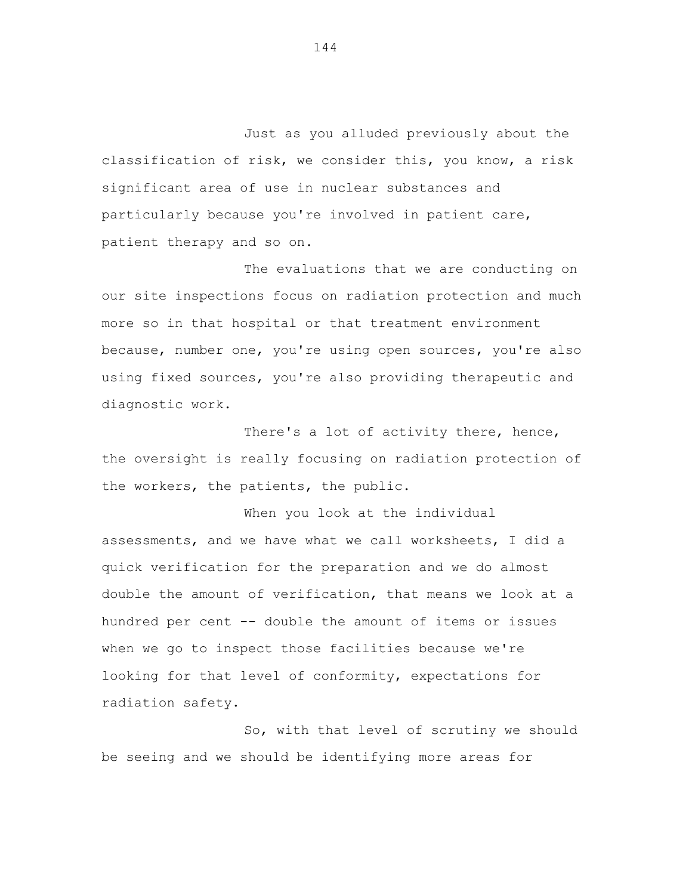Just as you alluded previously about the classification of risk, we consider this, you know, a risk significant area of use in nuclear substances and particularly because you're involved in patient care, patient therapy and so on.

The evaluations that we are conducting on our site inspections focus on radiation protection and much more so in that hospital or that treatment environment because, number one, you're using open sources, you're also using fixed sources, you're also providing therapeutic and diagnostic work.

There's a lot of activity there, hence, the oversight is really focusing on radiation protection of the workers, the patients, the public.

When you look at the individual assessments, and we have what we call worksheets, I did a quick verification for the preparation and we do almost double the amount of verification, that means we look at a hundred per cent -- double the amount of items or issues when we go to inspect those facilities because we're looking for that level of conformity, expectations for radiation safety.

So, with that level of scrutiny we should be seeing and we should be identifying more areas for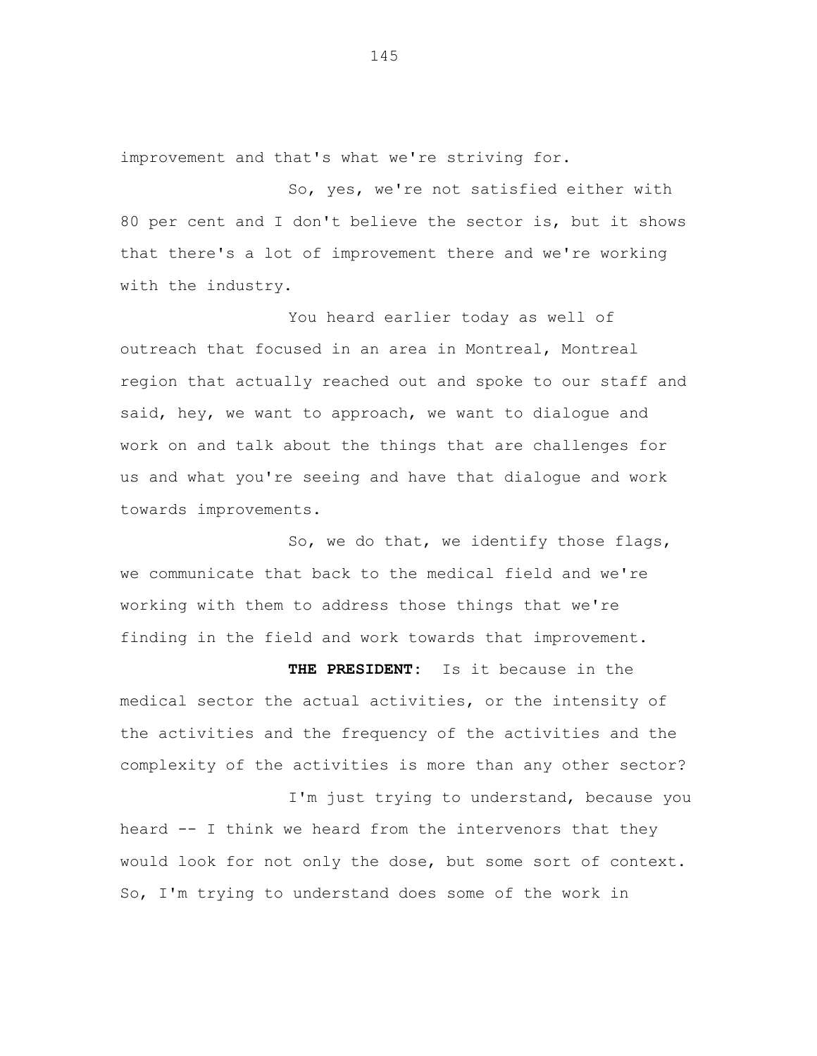improvement and that's what we're striving for.

So, yes, we're not satisfied either with 80 per cent and I don't believe the sector is, but it shows that there's a lot of improvement there and we're working with the industry.

You heard earlier today as well of outreach that focused in an area in Montreal, Montreal region that actually reached out and spoke to our staff and said, hey, we want to approach, we want to dialogue and work on and talk about the things that are challenges for us and what you're seeing and have that dialogue and work towards improvements.

So, we do that, we identify those flags, we communicate that back to the medical field and we're working with them to address those things that we're finding in the field and work towards that improvement.

**THE PRESIDENT:** Is it because in the medical sector the actual activities, or the intensity of the activities and the frequency of the activities and the complexity of the activities is more than any other sector?

I'm just trying to understand, because you heard -- I think we heard from the intervenors that they would look for not only the dose, but some sort of context. So, I'm trying to understand does some of the work in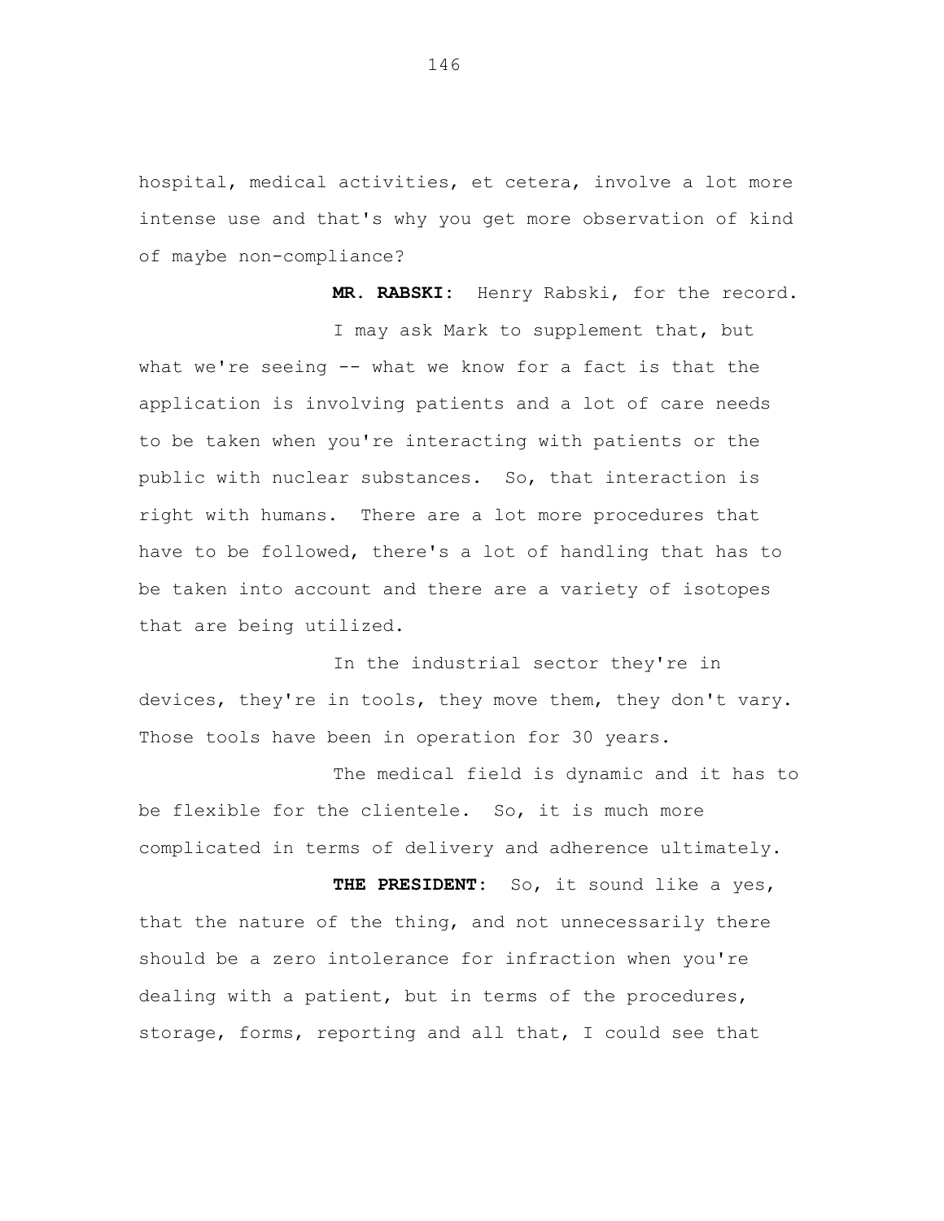hospital, medical activities, et cetera, involve a lot more intense use and that's why you get more observation of kind of maybe non-compliance?

**MR. RABSKI:** Henry Rabski, for the record.

I may ask Mark to supplement that, but what we're seeing -- what we know for a fact is that the application is involving patients and a lot of care needs to be taken when you're interacting with patients or the public with nuclear substances. So, that interaction is right with humans. There are a lot more procedures that have to be followed, there's a lot of handling that has to be taken into account and there are a variety of isotopes that are being utilized.

In the industrial sector they're in devices, they're in tools, they move them, they don't vary. Those tools have been in operation for 30 years.

The medical field is dynamic and it has to be flexible for the clientele. So, it is much more complicated in terms of delivery and adherence ultimately.

**THE PRESIDENT:** So, it sound like a yes, that the nature of the thing, and not unnecessarily there should be a zero intolerance for infraction when you're dealing with a patient, but in terms of the procedures, storage, forms, reporting and all that, I could see that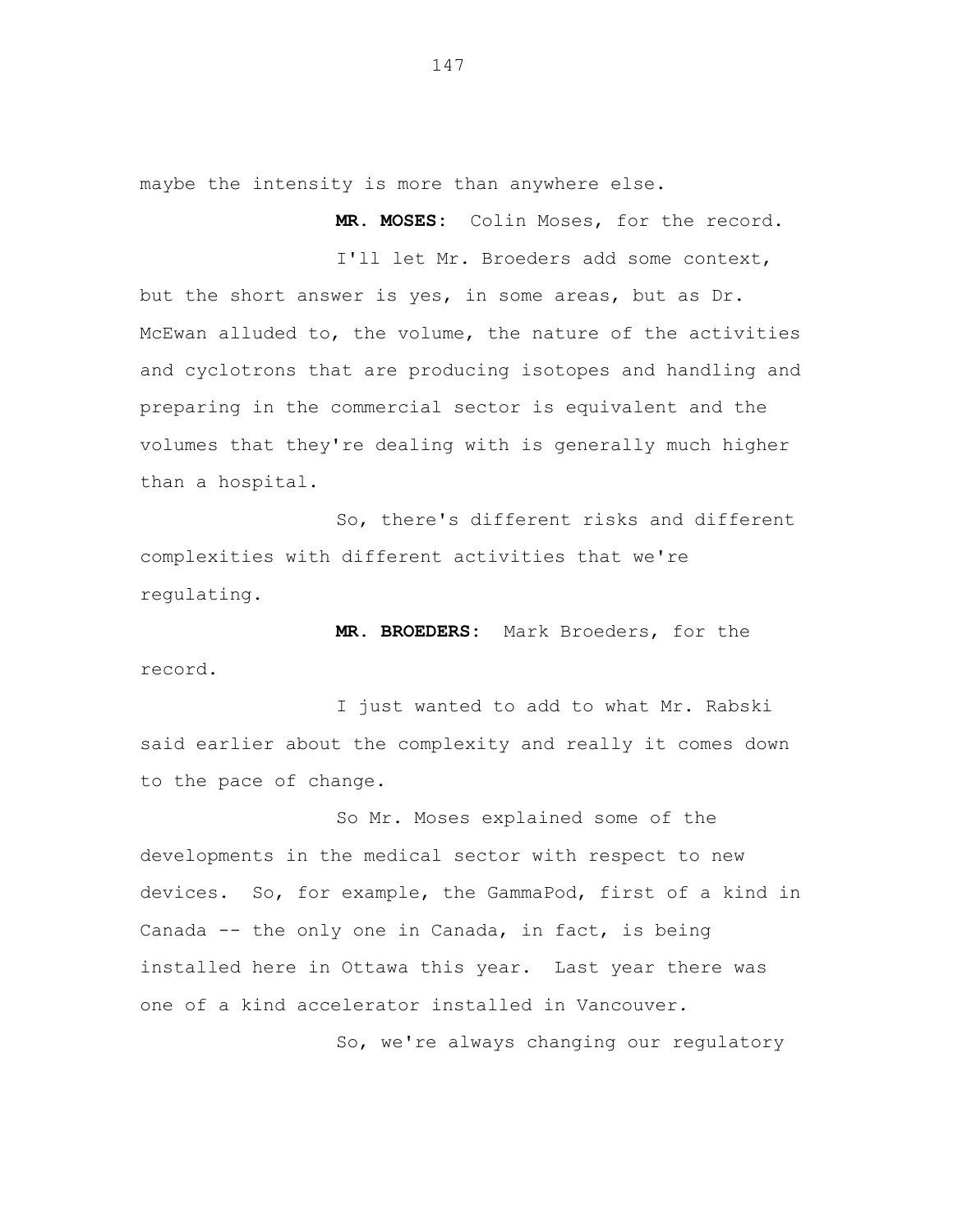maybe the intensity is more than anywhere else.

**MR. MOSES:** Colin Moses, for the record.

I'll let Mr. Broeders add some context, but the short answer is yes, in some areas, but as Dr. McEwan alluded to, the volume, the nature of the activities and cyclotrons that are producing isotopes and handling and preparing in the commercial sector is equivalent and the volumes that they're dealing with is generally much higher than a hospital.

So, there's different risks and different complexities with different activities that we're regulating.

**MR. BROEDERS:** Mark Broeders, for the record.

I just wanted to add to what Mr. Rabski said earlier about the complexity and really it comes down to the pace of change.

So Mr. Moses explained some of the developments in the medical sector with respect to new devices. So, for example, the GammaPod, first of a kind in Canada -- the only one in Canada, in fact, is being installed here in Ottawa this year. Last year there was one of a kind accelerator installed in Vancouver.

So, we're always changing our regulatory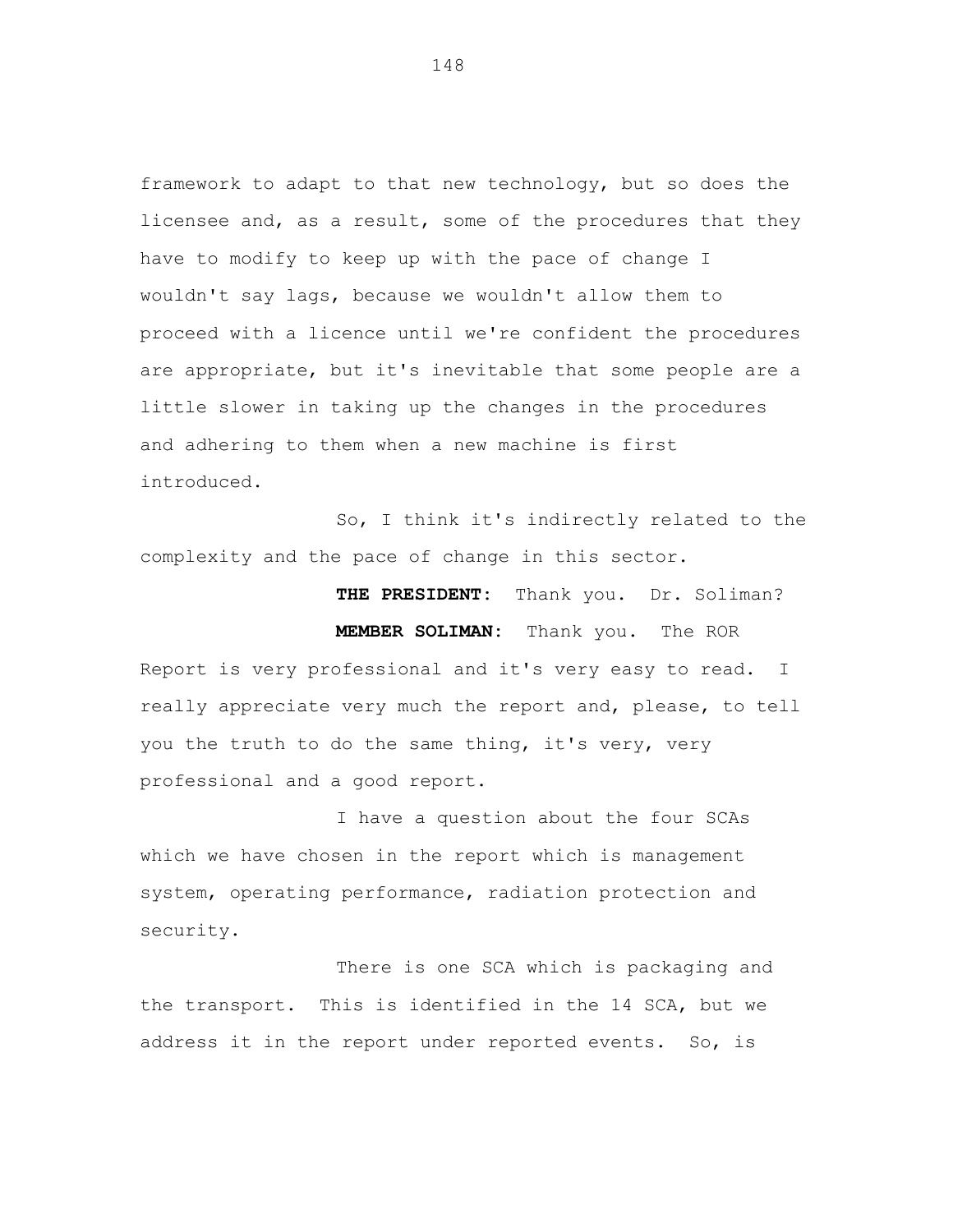framework to adapt to that new technology, but so does the licensee and, as a result, some of the procedures that they have to modify to keep up with the pace of change I wouldn't say lags, because we wouldn't allow them to proceed with a licence until we're confident the procedures are appropriate, but it's inevitable that some people are a little slower in taking up the changes in the procedures and adhering to them when a new machine is first introduced.

So, I think it's indirectly related to the complexity and the pace of change in this sector.

**THE PRESIDENT:** Thank you. Dr. Soliman?

**MEMBER SOLIMAN:** Thank you. The ROR Report is very professional and it's very easy to read. I really appreciate very much the report and, please, to tell you the truth to do the same thing, it's very, very professional and a good report.

I have a question about the four SCAs which we have chosen in the report which is management system, operating performance, radiation protection and security.

There is one SCA which is packaging and the transport. This is identified in the 14 SCA, but we address it in the report under reported events. So, is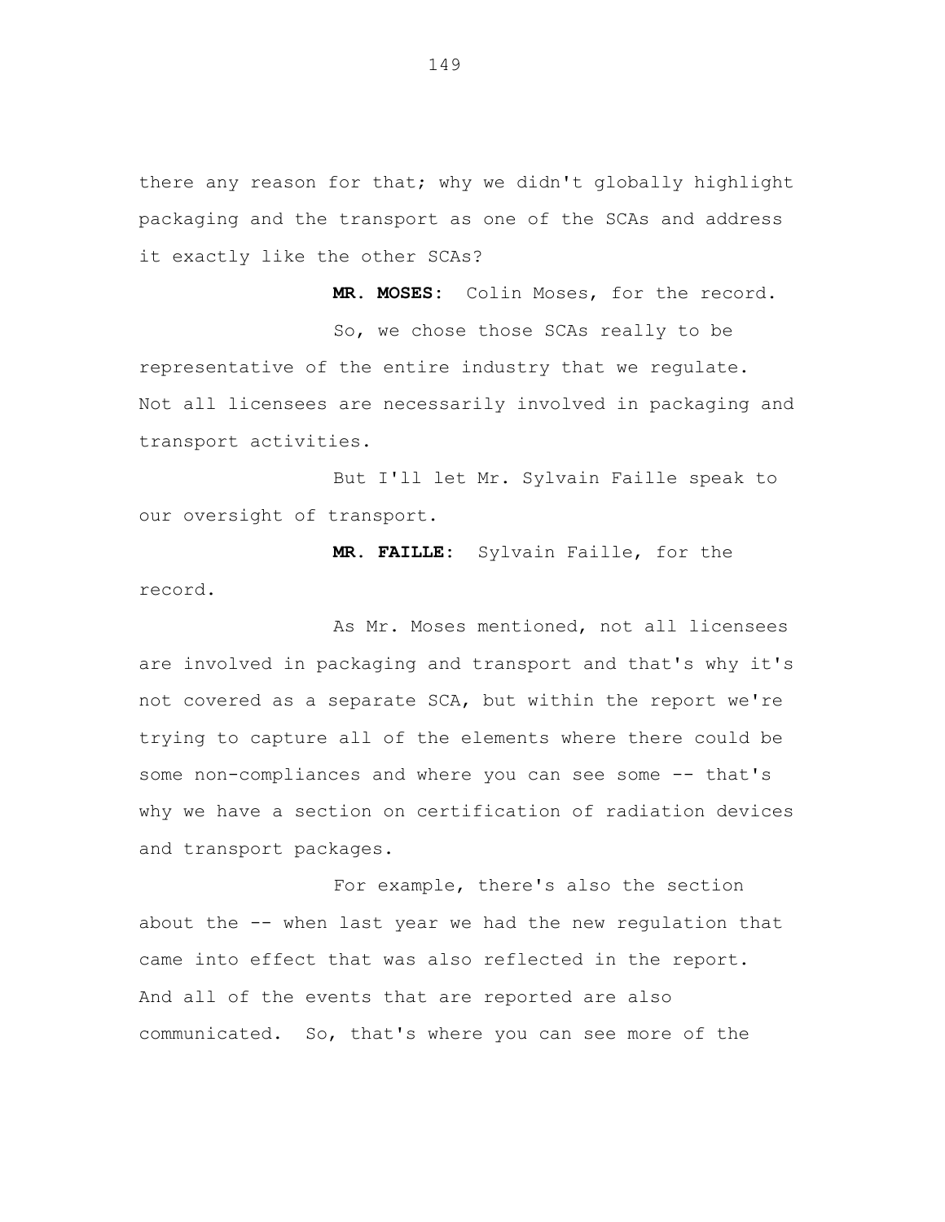there any reason for that; why we didn't globally highlight packaging and the transport as one of the SCAs and address it exactly like the other SCAs?

**MR. MOSES:** Colin Moses, for the record.

So, we chose those SCAs really to be representative of the entire industry that we regulate. Not all licensees are necessarily involved in packaging and transport activities.

But I'll let Mr. Sylvain Faille speak to our oversight of transport.

**MR. FAILLE:** Sylvain Faille, for the record.

As Mr. Moses mentioned, not all licensees are involved in packaging and transport and that's why it's not covered as a separate SCA, but within the report we're trying to capture all of the elements where there could be some non-compliances and where you can see some -- that's why we have a section on certification of radiation devices and transport packages.

For example, there's also the section about the -- when last year we had the new regulation that came into effect that was also reflected in the report. And all of the events that are reported are also communicated. So, that's where you can see more of the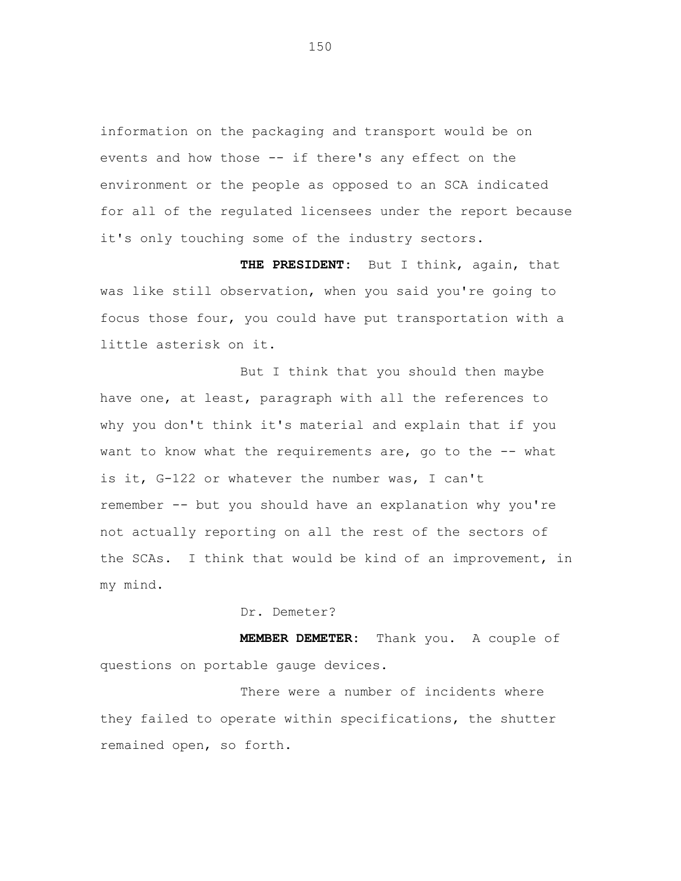information on the packaging and transport would be on events and how those -- if there's any effect on the environment or the people as opposed to an SCA indicated for all of the regulated licensees under the report because it's only touching some of the industry sectors.

**THE PRESIDENT:** But I think, again, that was like still observation, when you said you're going to focus those four, you could have put transportation with a little asterisk on it.

But I think that you should then maybe have one, at least, paragraph with all the references to why you don't think it's material and explain that if you want to know what the requirements are, go to the -- what is it, G-122 or whatever the number was, I can't remember -- but you should have an explanation why you're not actually reporting on all the rest of the sectors of the SCAs. I think that would be kind of an improvement, in my mind.

Dr. Demeter?

**MEMBER DEMETER:** Thank you. A couple of questions on portable gauge devices.

There were a number of incidents where they failed to operate within specifications, the shutter remained open, so forth.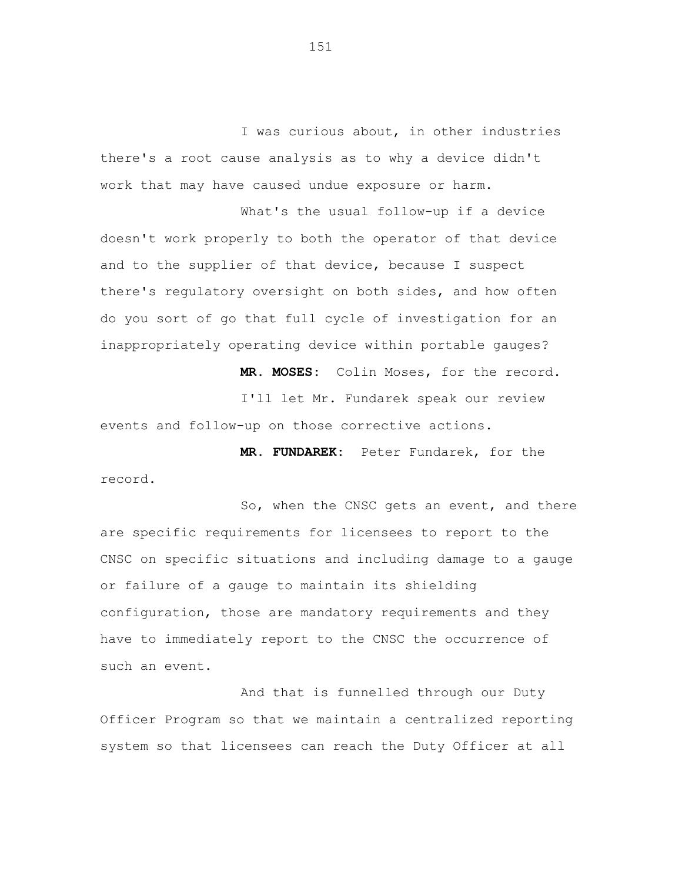I was curious about, in other industries there's a root cause analysis as to why a device didn't work that may have caused undue exposure or harm.

What's the usual follow-up if a device doesn't work properly to both the operator of that device and to the supplier of that device, because I suspect there's regulatory oversight on both sides, and how often do you sort of go that full cycle of investigation for an inappropriately operating device within portable gauges?

**MR. MOSES:** Colin Moses, for the record.

I'll let Mr. Fundarek speak our review events and follow-up on those corrective actions.

**MR. FUNDAREK:** Peter Fundarek, for the record.

So, when the CNSC gets an event, and there are specific requirements for licensees to report to the CNSC on specific situations and including damage to a gauge or failure of a gauge to maintain its shielding configuration, those are mandatory requirements and they have to immediately report to the CNSC the occurrence of such an event.

And that is funnelled through our Duty Officer Program so that we maintain a centralized reporting system so that licensees can reach the Duty Officer at all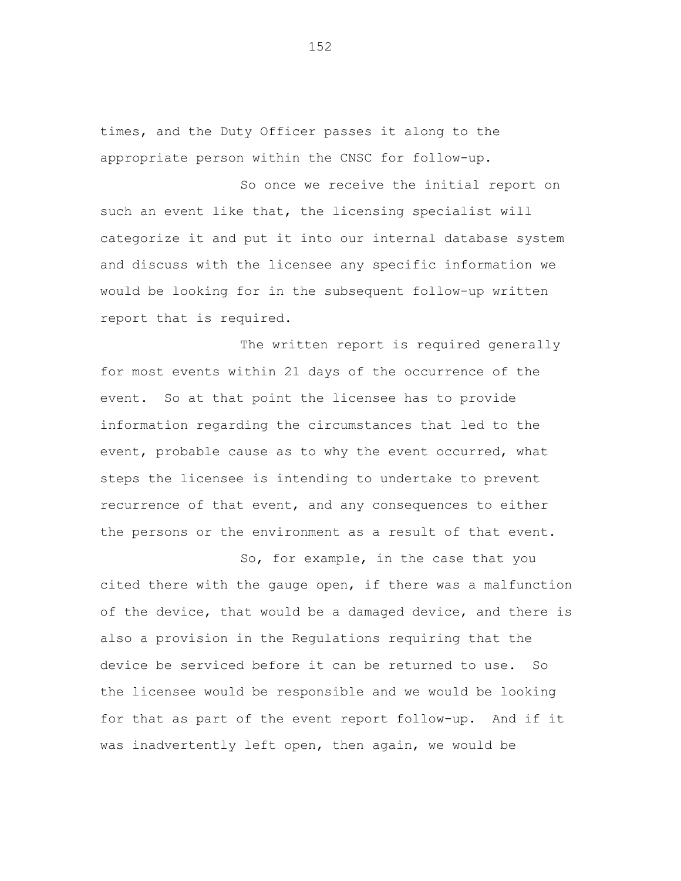times, and the Duty Officer passes it along to the appropriate person within the CNSC for follow-up.

So once we receive the initial report on such an event like that, the licensing specialist will categorize it and put it into our internal database system and discuss with the licensee any specific information we would be looking for in the subsequent follow-up written report that is required.

The written report is required generally for most events within 21 days of the occurrence of the event. So at that point the licensee has to provide information regarding the circumstances that led to the event, probable cause as to why the event occurred, what steps the licensee is intending to undertake to prevent recurrence of that event, and any consequences to either the persons or the environment as a result of that event.

So, for example, in the case that you cited there with the gauge open, if there was a malfunction of the device, that would be a damaged device, and there is also a provision in the Regulations requiring that the device be serviced before it can be returned to use. So the licensee would be responsible and we would be looking for that as part of the event report follow-up. And if it was inadvertently left open, then again, we would be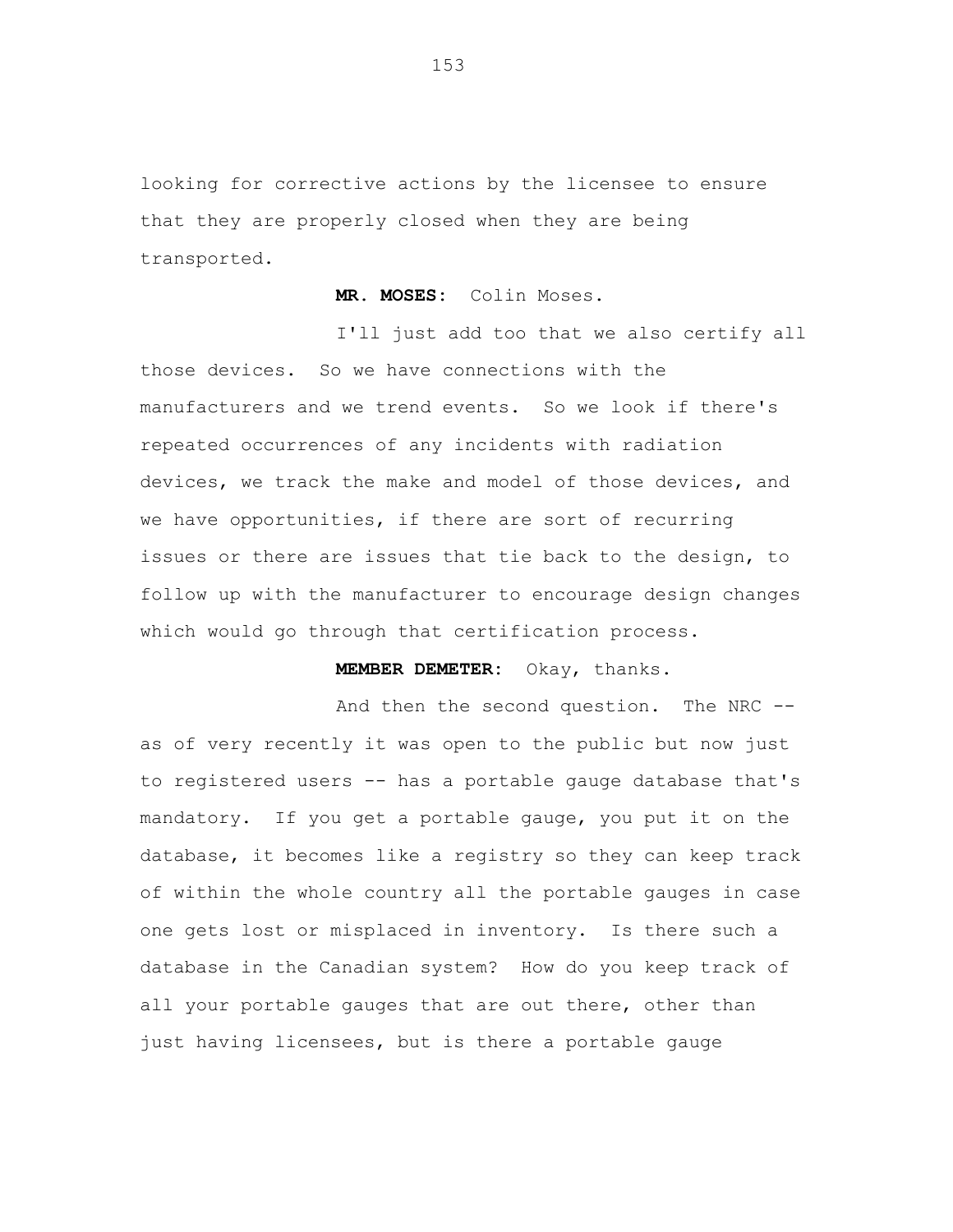looking for corrective actions by the licensee to ensure that they are properly closed when they are being transported.

**MR. MOSES:** Colin Moses.

I'll just add too that we also certify all those devices. So we have connections with the manufacturers and we trend events. So we look if there's repeated occurrences of any incidents with radiation devices, we track the make and model of those devices, and we have opportunities, if there are sort of recurring issues or there are issues that tie back to the design, to follow up with the manufacturer to encourage design changes which would go through that certification process.

**MEMBER DEMETER:** Okay, thanks.

And then the second question. The NRC -- as of very recently it was open to the public but now just to registered users -- has a portable gauge database that's mandatory. If you get a portable gauge, you put it on the database, it becomes like a registry so they can keep track of within the whole country all the portable gauges in case one gets lost or misplaced in inventory. Is there such a database in the Canadian system? How do you keep track of all your portable gauges that are out there, other than just having licensees, but is there a portable gauge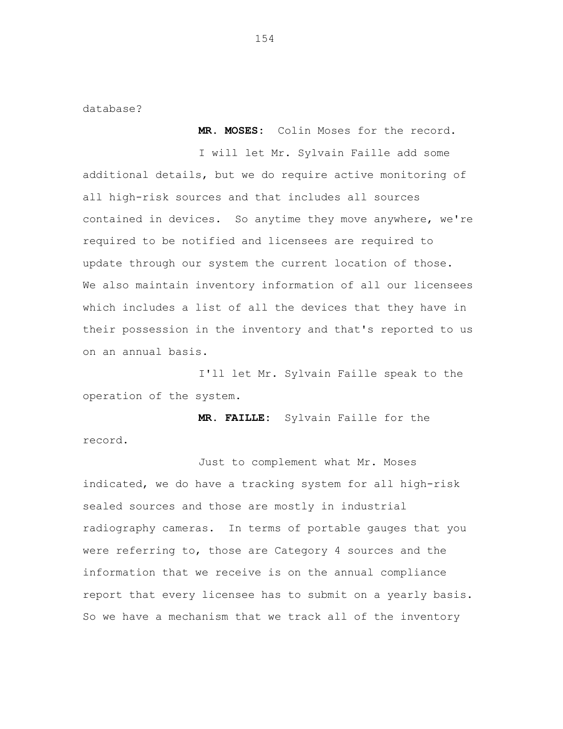database?

**MR. MOSES:** Colin Moses for the record.

I will let Mr. Sylvain Faille add some additional details, but we do require active monitoring of all high-risk sources and that includes all sources contained in devices. So anytime they move anywhere, we're required to be notified and licensees are required to update through our system the current location of those. We also maintain inventory information of all our licensees which includes a list of all the devices that they have in their possession in the inventory and that's reported to us on an annual basis.

I'll let Mr. Sylvain Faille speak to the operation of the system.

**MR. FAILLE:** Sylvain Faille for the record.

Just to complement what Mr. Moses indicated, we do have a tracking system for all high-risk sealed sources and those are mostly in industrial radiography cameras. In terms of portable gauges that you were referring to, those are Category 4 sources and the information that we receive is on the annual compliance report that every licensee has to submit on a yearly basis. So we have a mechanism that we track all of the inventory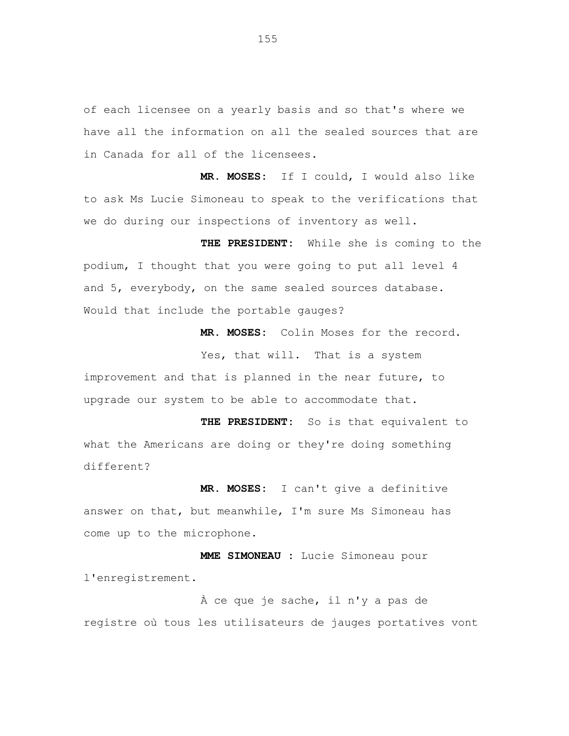of each licensee on a yearly basis and so that's where we have all the information on all the sealed sources that are in Canada for all of the licensees.

**MR. MOSES:** If I could, I would also like to ask Ms Lucie Simoneau to speak to the verifications that we do during our inspections of inventory as well.

**THE PRESIDENT:** While she is coming to the podium, I thought that you were going to put all level 4 and 5, everybody, on the same sealed sources database. Would that include the portable gauges?

**MR. MOSES:** Colin Moses for the record.

Yes, that will. That is a system improvement and that is planned in the near future, to upgrade our system to be able to accommodate that.

**THE PRESIDENT:** So is that equivalent to what the Americans are doing or they're doing something different?

**MR. MOSES:** I can't give a definitive answer on that, but meanwhile, I'm sure Ms Simoneau has come up to the microphone.

**MME SIMONEAU :** Lucie Simoneau pour l'enregistrement.

À ce que je sache, il n'y a pas de registre où tous les utilisateurs de jauges portatives vont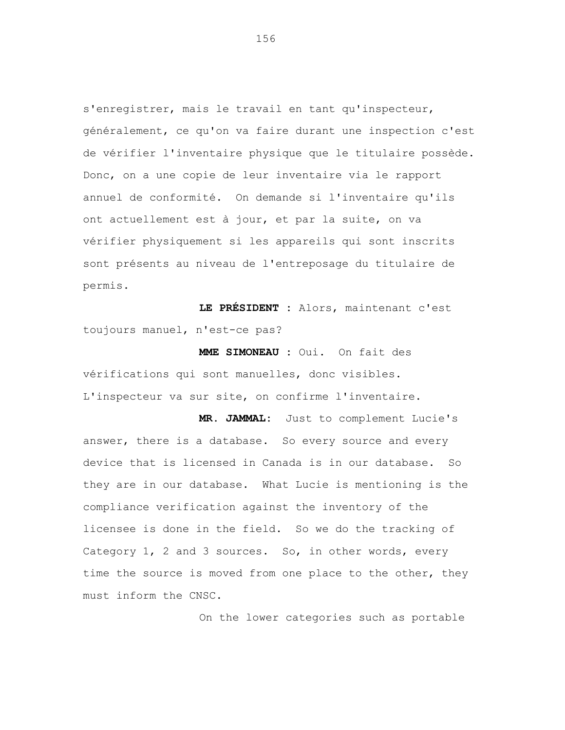s'enregistrer, mais le travail en tant qu'inspecteur, généralement, ce qu'on va faire durant une inspection c'est de vérifier l'inventaire physique que le titulaire possède. Donc, on a une copie de leur inventaire via le rapport annuel de conformité. On demande si l'inventaire qu'ils ont actuellement est à jour, et par la suite, on va vérifier physiquement si les appareils qui sont inscrits sont présents au niveau de l'entreposage du titulaire de permis.

**LE PRÉSIDENT :** Alors, maintenant c'est toujours manuel, n'est-ce pas?

**MME SIMONEAU :** Oui. On fait des vérifications qui sont manuelles, donc visibles. L'inspecteur va sur site, on confirme l'inventaire.

**MR. JAMMAL:** Just to complement Lucie's answer, there is a database. So every source and every device that is licensed in Canada is in our database. So they are in our database. What Lucie is mentioning is the compliance verification against the inventory of the licensee is done in the field. So we do the tracking of Category 1, 2 and 3 sources. So, in other words, every time the source is moved from one place to the other, they must inform the CNSC.

On the lower categories such as portable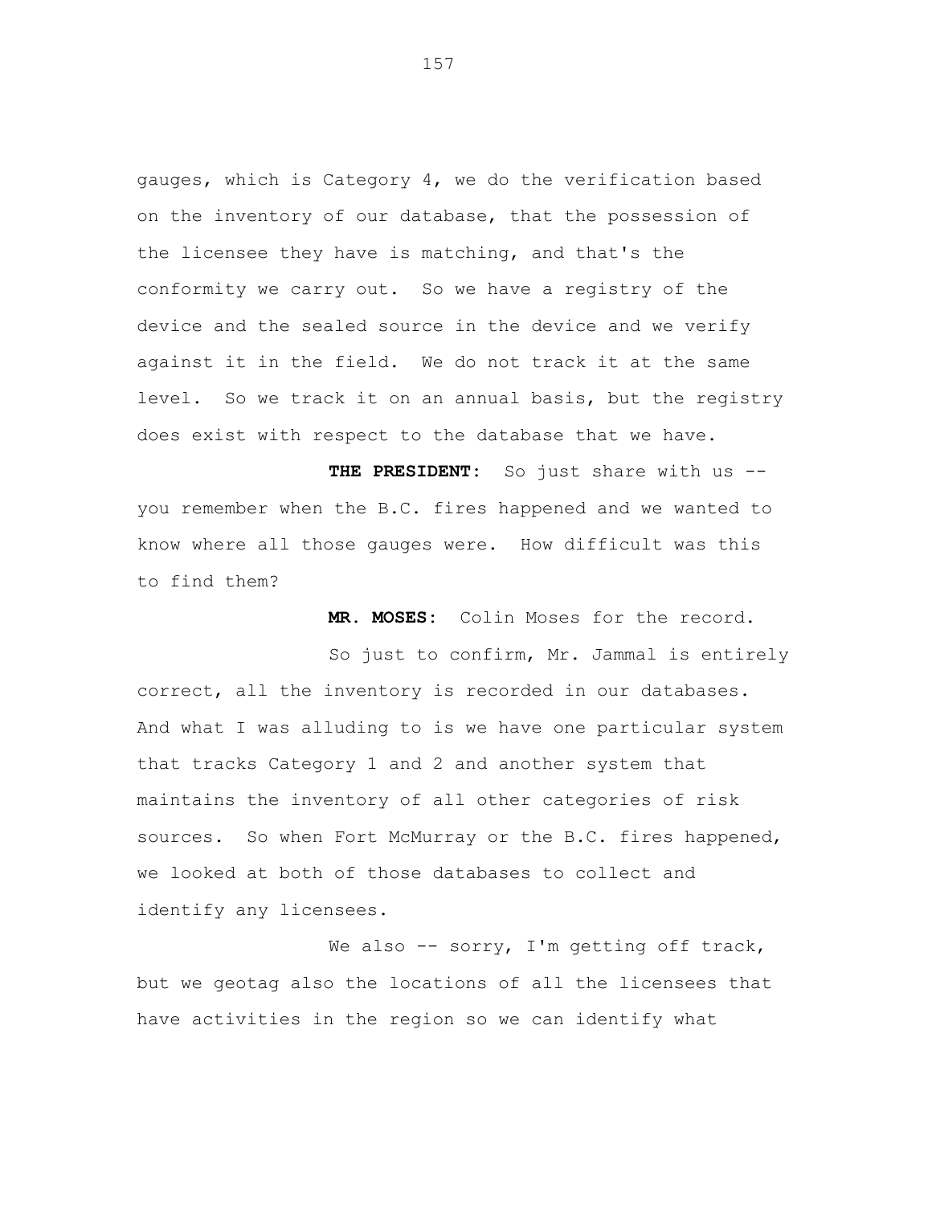gauges, which is Category 4, we do the verification based on the inventory of our database, that the possession of the licensee they have is matching, and that's the conformity we carry out. So we have a registry of the device and the sealed source in the device and we verify against it in the field. We do not track it at the same level. So we track it on an annual basis, but the registry does exist with respect to the database that we have.

**THE PRESIDENT:** So just share with us -- you remember when the B.C. fires happened and we wanted to know where all those gauges were. How difficult was this to find them?

**MR. MOSES:** Colin Moses for the record.

So just to confirm, Mr. Jammal is entirely correct, all the inventory is recorded in our databases. And what I was alluding to is we have one particular system that tracks Category 1 and 2 and another system that maintains the inventory of all other categories of risk sources. So when Fort McMurray or the B.C. fires happened, we looked at both of those databases to collect and identify any licensees.

We also -- sorry, I'm getting off track, but we geotag also the locations of all the licensees that have activities in the region so we can identify what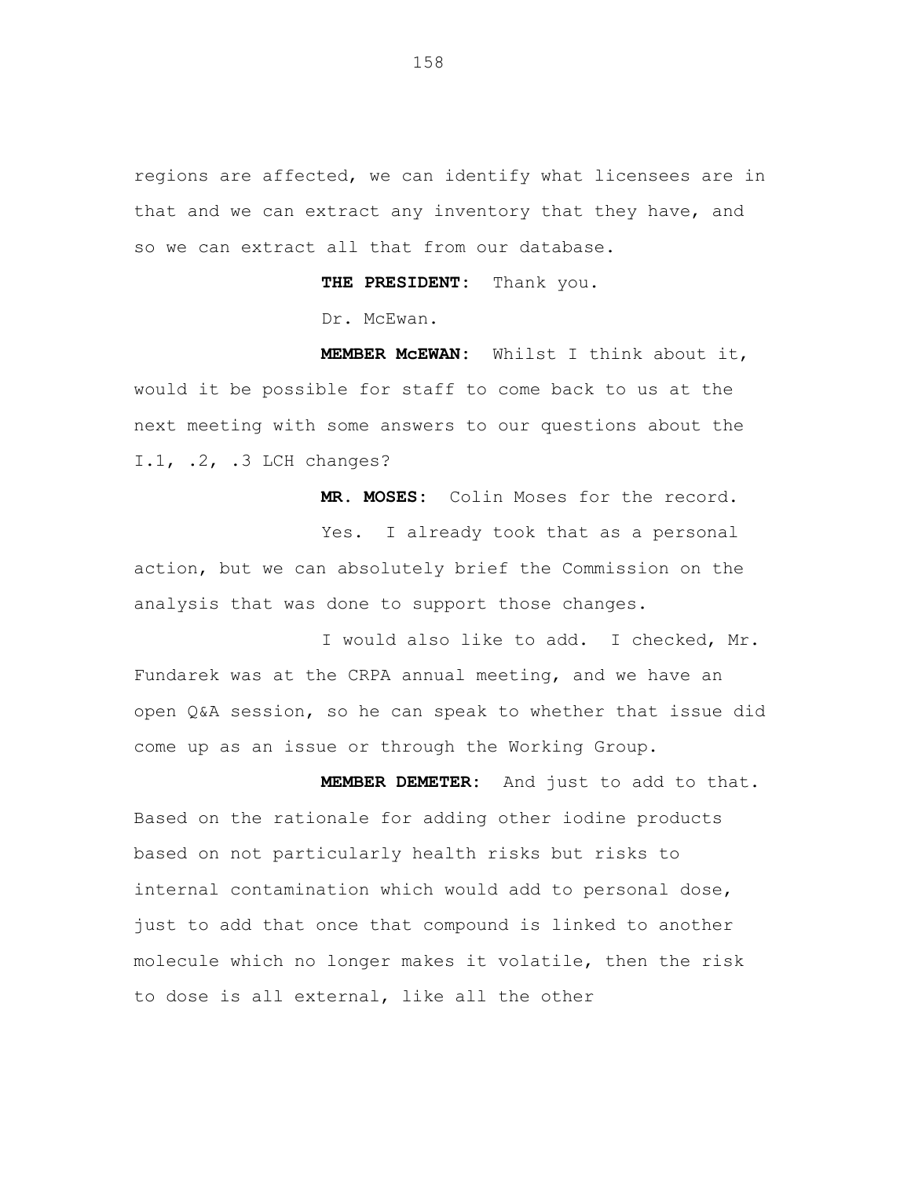regions are affected, we can identify what licensees are in that and we can extract any inventory that they have, and so we can extract all that from our database.

**THE PRESIDENT:** Thank you.

Dr. McEwan.

**MEMBER McEWAN:** Whilst I think about it, would it be possible for staff to come back to us at the next meeting with some answers to our questions about the I.1, .2, .3 LCH changes?

**MR. MOSES:** Colin Moses for the record.

Yes. I already took that as a personal action, but we can absolutely brief the Commission on the analysis that was done to support those changes.

I would also like to add. I checked, Mr. Fundarek was at the CRPA annual meeting, and we have an open Q&A session, so he can speak to whether that issue did come up as an issue or through the Working Group.

**MEMBER DEMETER:** And just to add to that. Based on the rationale for adding other iodine products based on not particularly health risks but risks to internal contamination which would add to personal dose, just to add that once that compound is linked to another molecule which no longer makes it volatile, then the risk to dose is all external, like all the other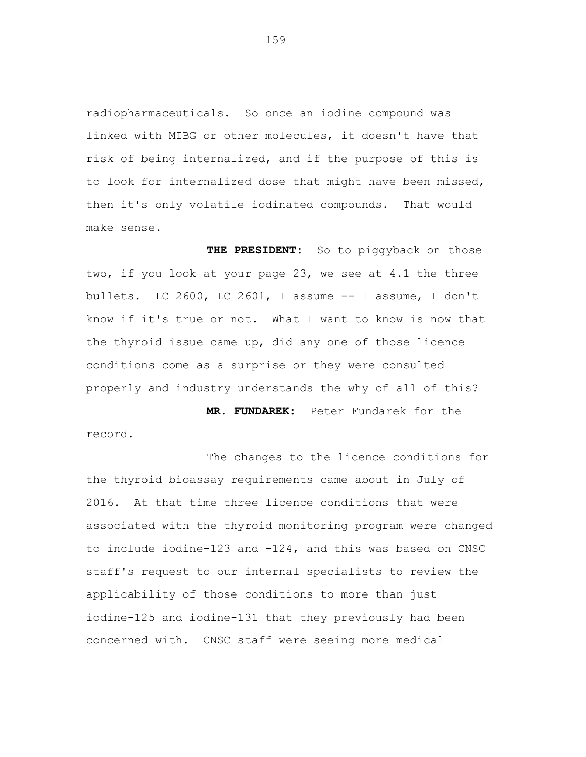radiopharmaceuticals. So once an iodine compound was linked with MIBG or other molecules, it doesn't have that risk of being internalized, and if the purpose of this is to look for internalized dose that might have been missed, then it's only volatile iodinated compounds. That would make sense.

**THE PRESIDENT:** So to piggyback on those two, if you look at your page 23, we see at 4.1 the three bullets. LC 2600, LC 2601, I assume -- I assume, I don't know if it's true or not. What I want to know is now that the thyroid issue came up, did any one of those licence conditions come as a surprise or they were consulted properly and industry understands the why of all of this?

**MR. FUNDAREK:** Peter Fundarek for the record.

The changes to the licence conditions for the thyroid bioassay requirements came about in July of 2016. At that time three licence conditions that were associated with the thyroid monitoring program were changed to include iodine-123 and -124, and this was based on CNSC staff's request to our internal specialists to review the applicability of those conditions to more than just iodine-125 and iodine-131 that they previously had been concerned with. CNSC staff were seeing more medical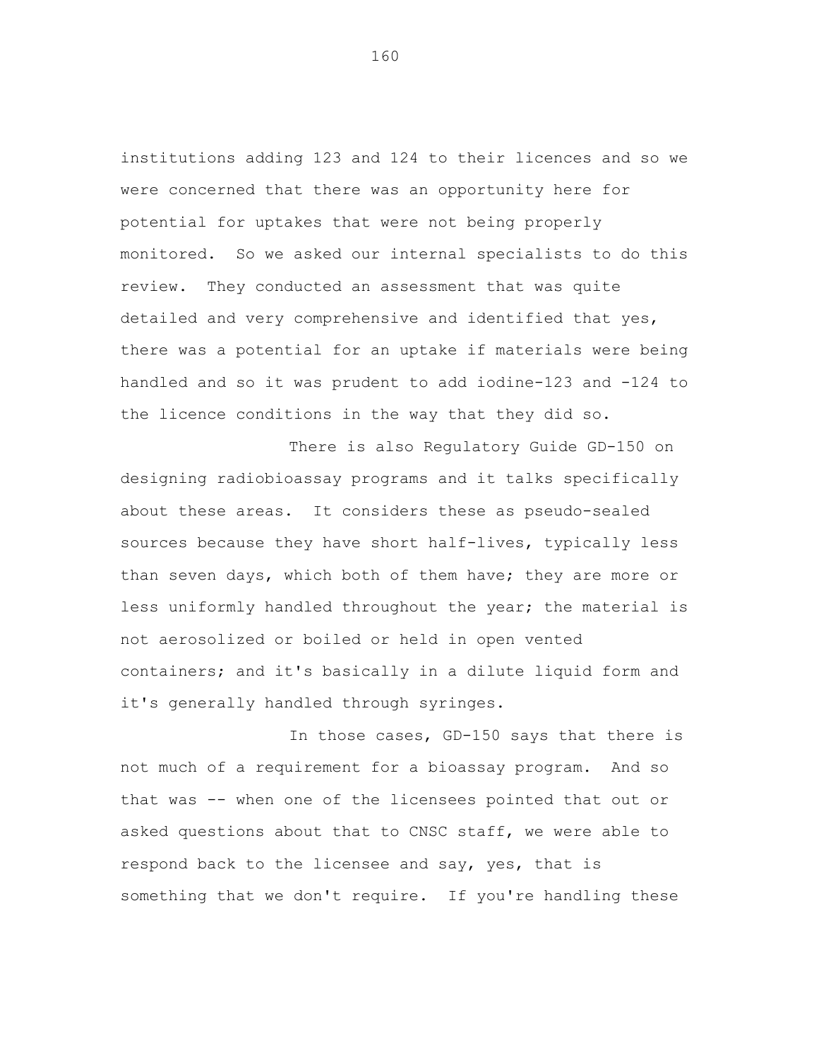institutions adding 123 and 124 to their licences and so we were concerned that there was an opportunity here for potential for uptakes that were not being properly monitored. So we asked our internal specialists to do this review. They conducted an assessment that was quite detailed and very comprehensive and identified that yes, there was a potential for an uptake if materials were being handled and so it was prudent to add iodine-123 and -124 to the licence conditions in the way that they did so.

There is also Regulatory Guide GD-150 on designing radiobioassay programs and it talks specifically about these areas. It considers these as pseudo-sealed sources because they have short half-lives, typically less than seven days, which both of them have; they are more or less uniformly handled throughout the year; the material is not aerosolized or boiled or held in open vented containers; and it's basically in a dilute liquid form and it's generally handled through syringes.

In those cases, GD-150 says that there is not much of a requirement for a bioassay program. And so that was -- when one of the licensees pointed that out or asked questions about that to CNSC staff, we were able to respond back to the licensee and say, yes, that is something that we don't require. If you're handling these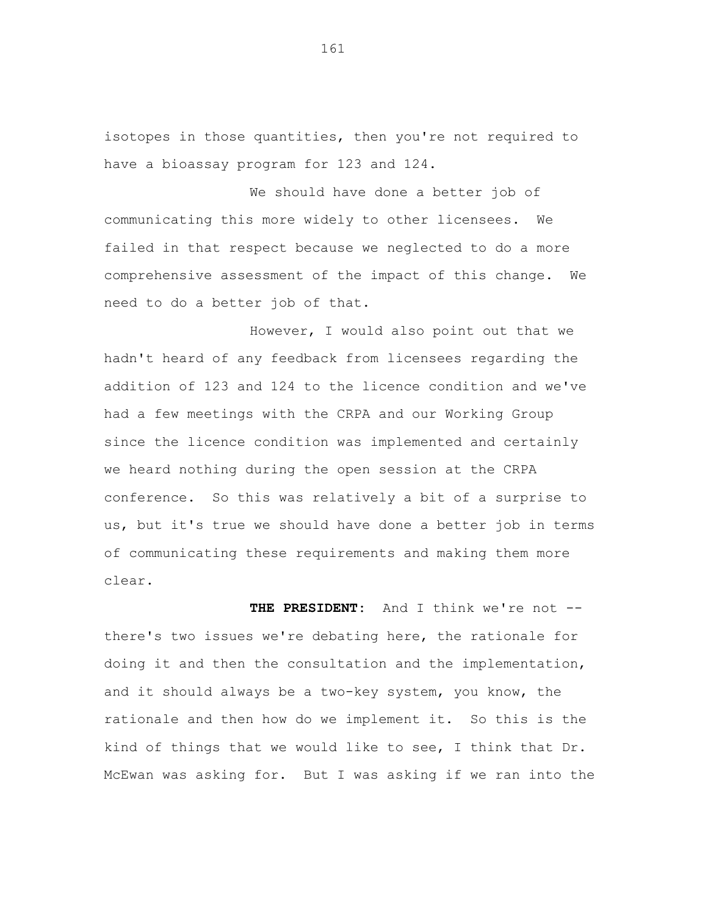isotopes in those quantities, then you're not required to have a bioassay program for 123 and 124.

We should have done a better job of communicating this more widely to other licensees. We failed in that respect because we neglected to do a more comprehensive assessment of the impact of this change. We need to do a better job of that.

However, I would also point out that we hadn't heard of any feedback from licensees regarding the addition of 123 and 124 to the licence condition and we've had a few meetings with the CRPA and our Working Group since the licence condition was implemented and certainly we heard nothing during the open session at the CRPA conference. So this was relatively a bit of a surprise to us, but it's true we should have done a better job in terms of communicating these requirements and making them more clear.

**THE PRESIDENT:** And I think we're not -- there's two issues we're debating here, the rationale for doing it and then the consultation and the implementation, and it should always be a two-key system, you know, the rationale and then how do we implement it. So this is the kind of things that we would like to see, I think that Dr. McEwan was asking for. But I was asking if we ran into the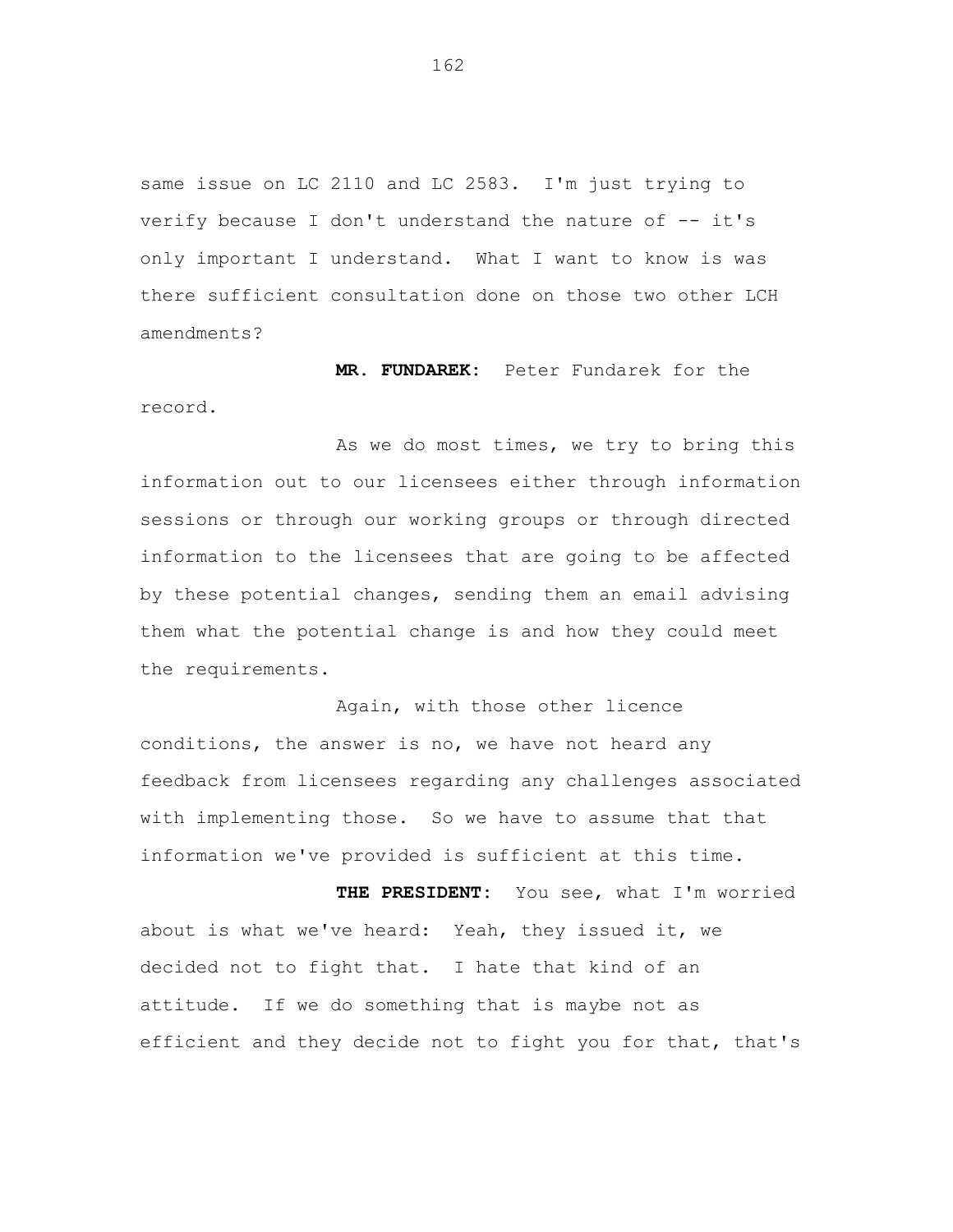same issue on LC 2110 and LC 2583. I'm just trying to verify because I don't understand the nature of -- it's only important I understand. What I want to know is was there sufficient consultation done on those two other LCH amendments?

**MR. FUNDAREK:** Peter Fundarek for the record.

As we do most times, we try to bring this information out to our licensees either through information sessions or through our working groups or through directed information to the licensees that are going to be affected by these potential changes, sending them an email advising them what the potential change is and how they could meet the requirements.

Again, with those other licence conditions, the answer is no, we have not heard any feedback from licensees regarding any challenges associated with implementing those. So we have to assume that that information we've provided is sufficient at this time.

**THE PRESIDENT:** You see, what I'm worried about is what we've heard: Yeah, they issued it, we decided not to fight that. I hate that kind of an attitude. If we do something that is maybe not as efficient and they decide not to fight you for that, that's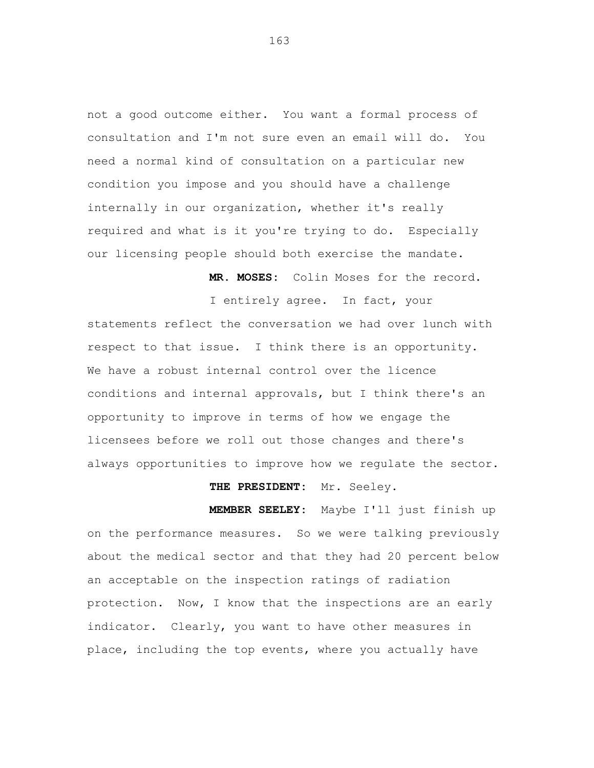not a good outcome either. You want a formal process of consultation and I'm not sure even an email will do. You need a normal kind of consultation on a particular new condition you impose and you should have a challenge internally in our organization, whether it's really required and what is it you're trying to do. Especially our licensing people should both exercise the mandate.

**MR. MOSES:** Colin Moses for the record.

I entirely agree. In fact, your statements reflect the conversation we had over lunch with respect to that issue. I think there is an opportunity. We have a robust internal control over the licence conditions and internal approvals, but I think there's an opportunity to improve in terms of how we engage the licensees before we roll out those changes and there's always opportunities to improve how we regulate the sector.

**THE PRESIDENT:** Mr. Seeley.

**MEMBER SEELEY:** Maybe I'll just finish up on the performance measures. So we were talking previously about the medical sector and that they had 20 percent below an acceptable on the inspection ratings of radiation protection. Now, I know that the inspections are an early indicator. Clearly, you want to have other measures in place, including the top events, where you actually have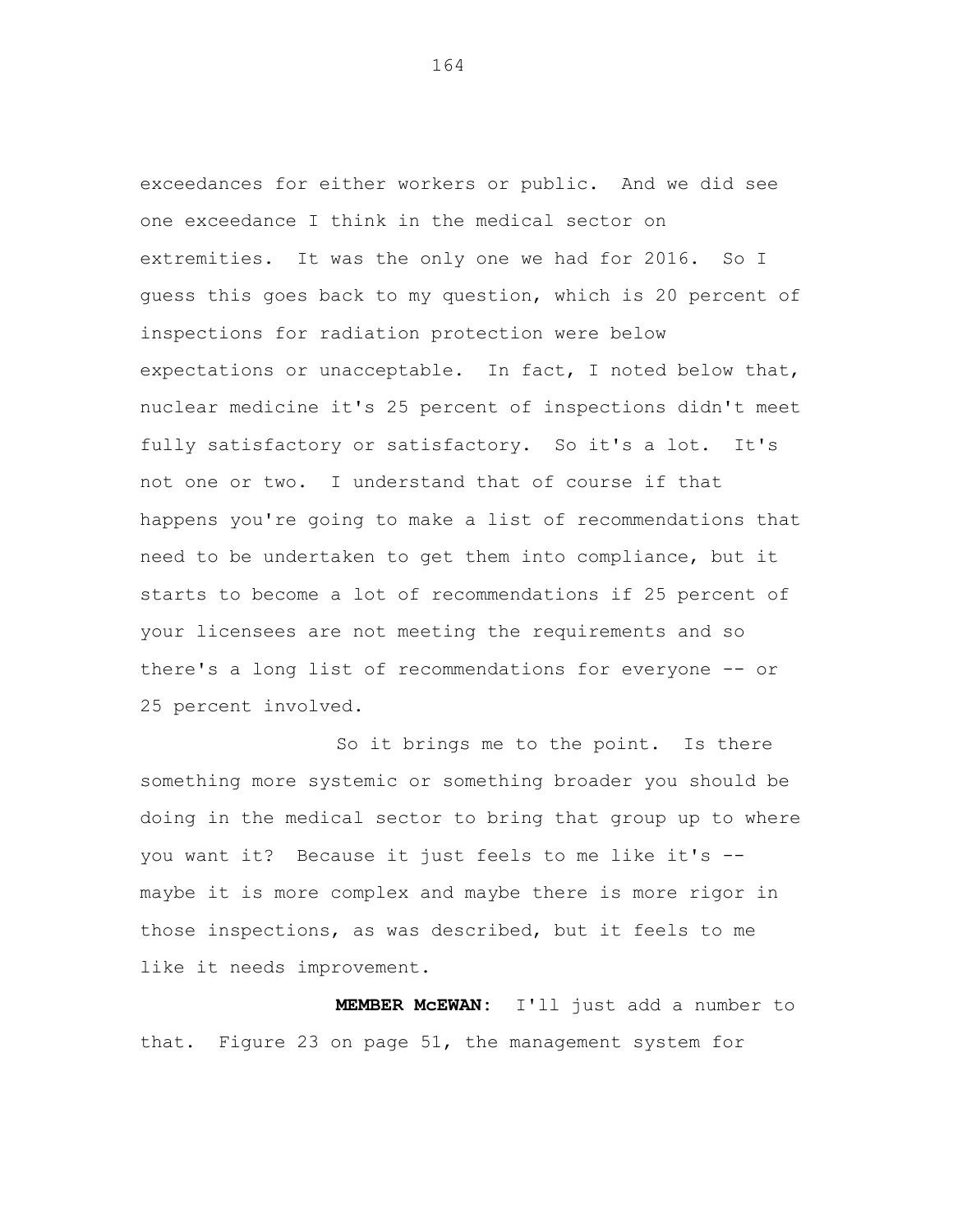exceedances for either workers or public. And we did see one exceedance I think in the medical sector on extremities. It was the only one we had for 2016. So I guess this goes back to my question, which is 20 percent of inspections for radiation protection were below expectations or unacceptable. In fact, I noted below that, nuclear medicine it's 25 percent of inspections didn't meet fully satisfactory or satisfactory. So it's a lot. It's not one or two. I understand that of course if that happens you're going to make a list of recommendations that need to be undertaken to get them into compliance, but it starts to become a lot of recommendations if 25 percent of your licensees are not meeting the requirements and so there's a long list of recommendations for everyone -- or 25 percent involved.

So it brings me to the point. Is there something more systemic or something broader you should be doing in the medical sector to bring that group up to where you want it? Because it just feels to me like it's -- maybe it is more complex and maybe there is more rigor in those inspections, as was described, but it feels to me like it needs improvement.

**MEMBER McEWAN:** I'll just add a number to that. Figure 23 on page 51, the management system for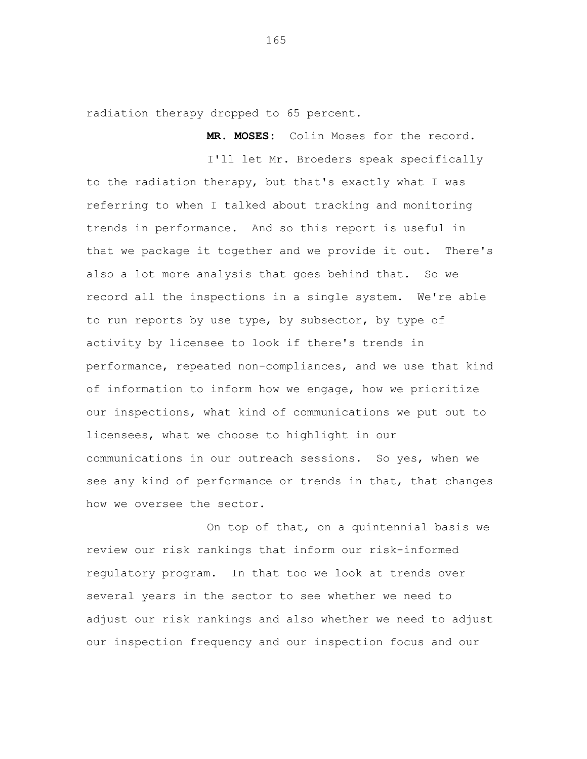radiation therapy dropped to 65 percent.

**MR. MOSES:** Colin Moses for the record.

I'll let Mr. Broeders speak specifically to the radiation therapy, but that's exactly what I was referring to when I talked about tracking and monitoring trends in performance. And so this report is useful in that we package it together and we provide it out. There's also a lot more analysis that goes behind that. So we record all the inspections in a single system. We're able to run reports by use type, by subsector, by type of activity by licensee to look if there's trends in performance, repeated non-compliances, and we use that kind of information to inform how we engage, how we prioritize our inspections, what kind of communications we put out to licensees, what we choose to highlight in our communications in our outreach sessions. So yes, when we see any kind of performance or trends in that, that changes how we oversee the sector.

On top of that, on a quintennial basis we review our risk rankings that inform our risk-informed regulatory program. In that too we look at trends over several years in the sector to see whether we need to adjust our risk rankings and also whether we need to adjust our inspection frequency and our inspection focus and our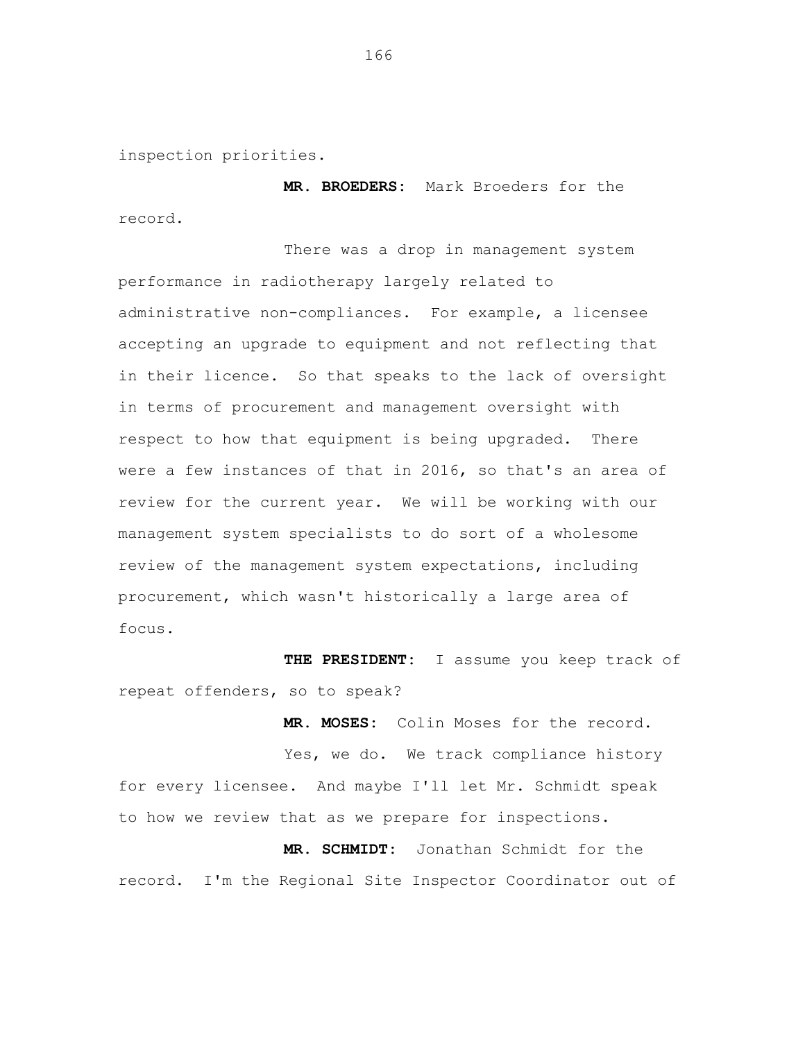inspection priorities.

**MR. BROEDERS:** Mark Broeders for the record.

There was a drop in management system performance in radiotherapy largely related to administrative non-compliances. For example, a licensee accepting an upgrade to equipment and not reflecting that in their licence. So that speaks to the lack of oversight in terms of procurement and management oversight with respect to how that equipment is being upgraded. There were a few instances of that in 2016, so that's an area of review for the current year. We will be working with our management system specialists to do sort of a wholesome review of the management system expectations, including procurement, which wasn't historically a large area of focus.

**THE PRESIDENT:** I assume you keep track of repeat offenders, so to speak?

**MR. MOSES:** Colin Moses for the record.

Yes, we do. We track compliance history for every licensee. And maybe I'll let Mr. Schmidt speak to how we review that as we prepare for inspections.

**MR. SCHMIDT:** Jonathan Schmidt for the record. I'm the Regional Site Inspector Coordinator out of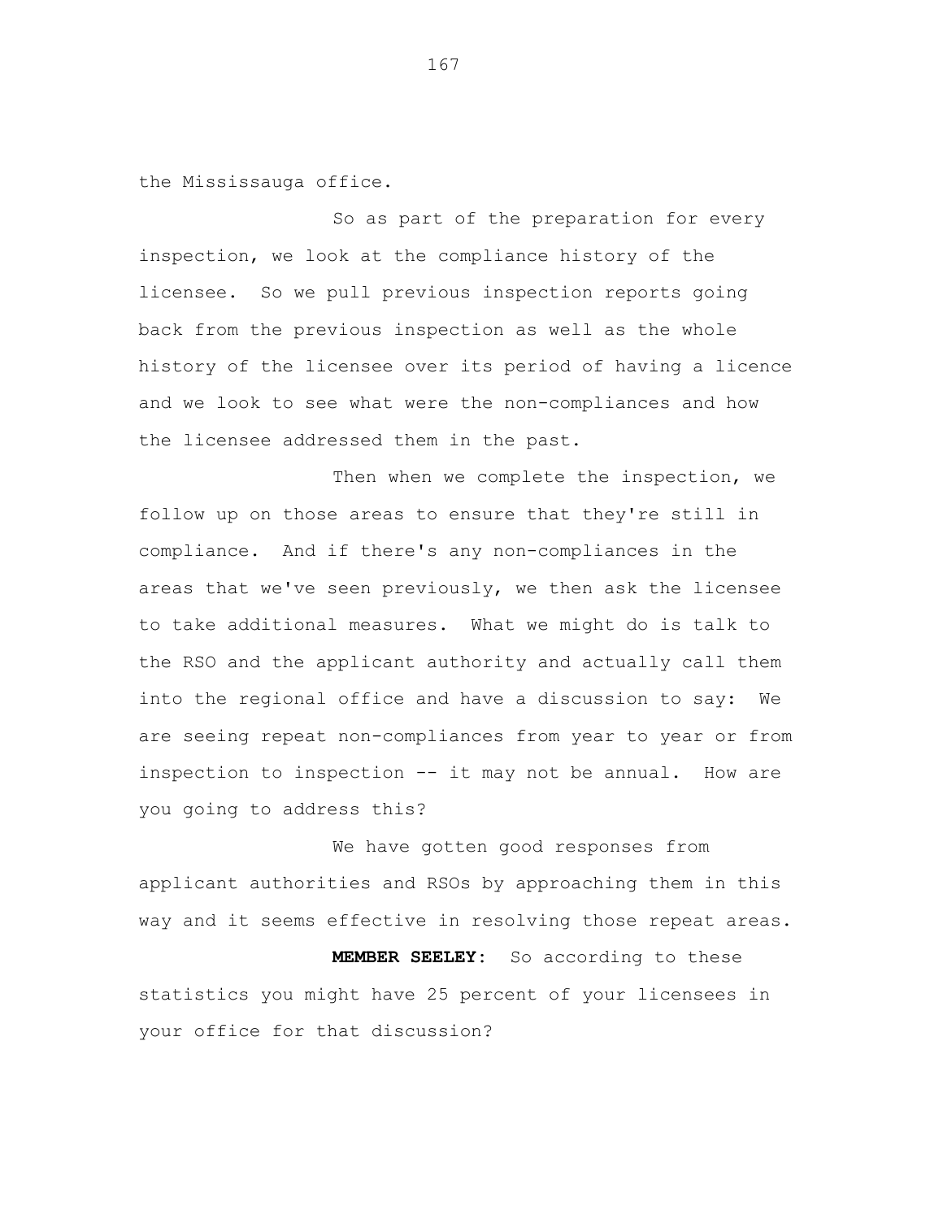the Mississauga office.

So as part of the preparation for every inspection, we look at the compliance history of the licensee. So we pull previous inspection reports going back from the previous inspection as well as the whole history of the licensee over its period of having a licence and we look to see what were the non-compliances and how the licensee addressed them in the past.

Then when we complete the inspection, we follow up on those areas to ensure that they're still in compliance. And if there's any non-compliances in the areas that we've seen previously, we then ask the licensee to take additional measures. What we might do is talk to the RSO and the applicant authority and actually call them into the regional office and have a discussion to say: We are seeing repeat non-compliances from year to year or from inspection to inspection -- it may not be annual. How are you going to address this?

We have gotten good responses from applicant authorities and RSOs by approaching them in this way and it seems effective in resolving those repeat areas.

**MEMBER SEELEY:** So according to these statistics you might have 25 percent of your licensees in your office for that discussion?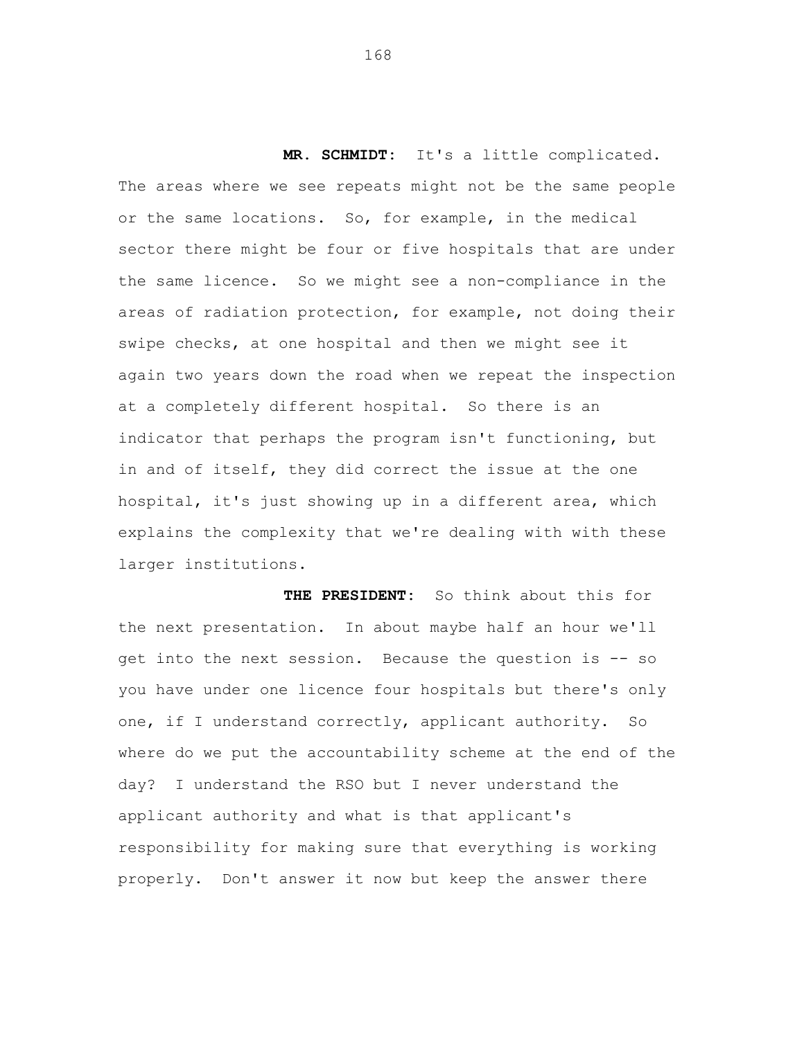**MR. SCHMIDT:** It's a little complicated. The areas where we see repeats might not be the same people or the same locations. So, for example, in the medical sector there might be four or five hospitals that are under the same licence. So we might see a non-compliance in the areas of radiation protection, for example, not doing their swipe checks, at one hospital and then we might see it again two years down the road when we repeat the inspection at a completely different hospital. So there is an indicator that perhaps the program isn't functioning, but in and of itself, they did correct the issue at the one hospital, it's just showing up in a different area, which explains the complexity that we're dealing with with these larger institutions.

**THE PRESIDENT:** So think about this for the next presentation. In about maybe half an hour we'll get into the next session. Because the question is -- so you have under one licence four hospitals but there's only one, if I understand correctly, applicant authority. So where do we put the accountability scheme at the end of the day? I understand the RSO but I never understand the applicant authority and what is that applicant's responsibility for making sure that everything is working properly. Don't answer it now but keep the answer there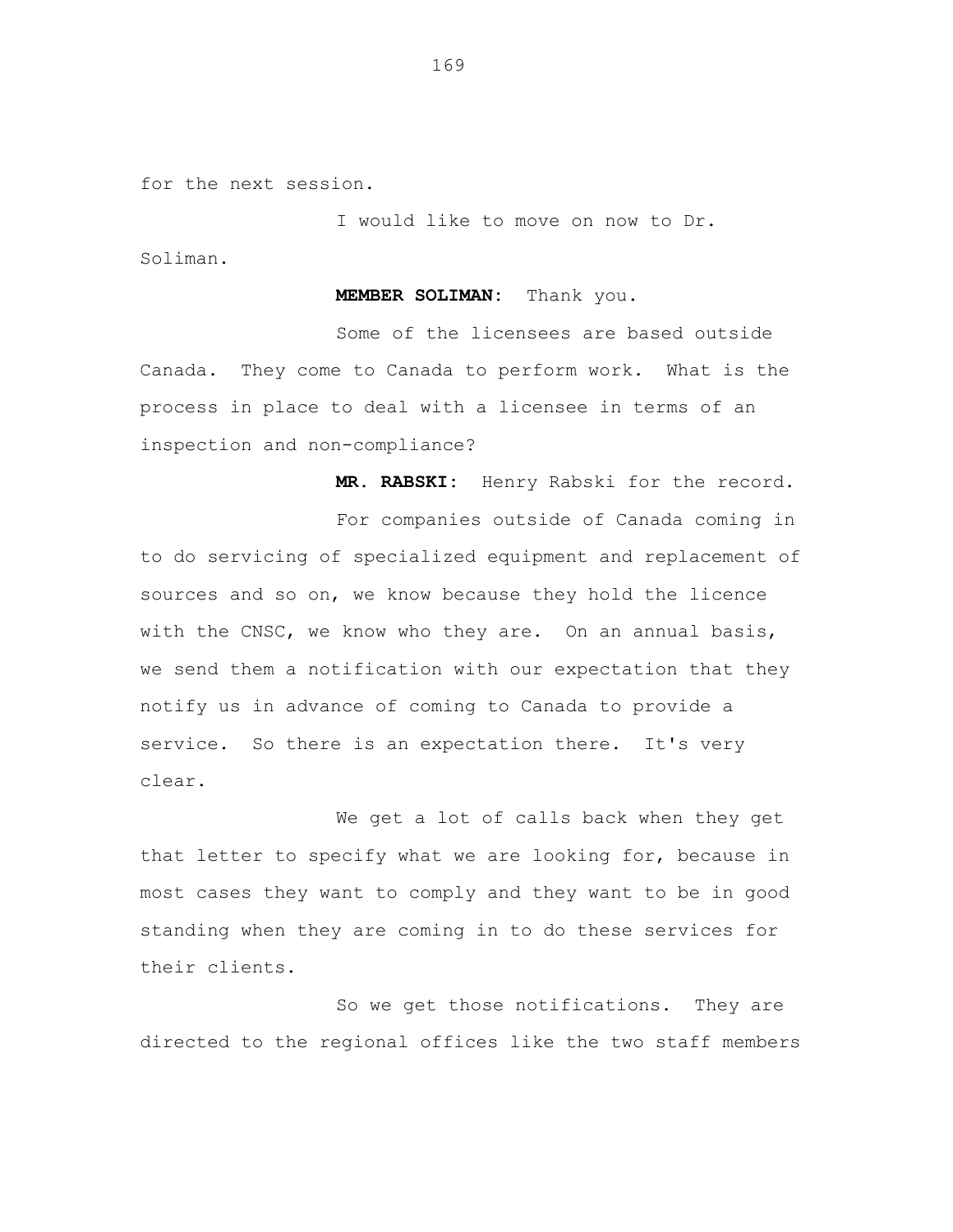for the next session.

I would like to move on now to Dr. Soliman.

**MEMBER SOLIMAN:** Thank you.

Some of the licensees are based outside Canada. They come to Canada to perform work. What is the process in place to deal with a licensee in terms of an inspection and non-compliance?

**MR. RABSKI:** Henry Rabski for the record.

For companies outside of Canada coming in to do servicing of specialized equipment and replacement of sources and so on, we know because they hold the licence with the CNSC, we know who they are. On an annual basis, we send them a notification with our expectation that they notify us in advance of coming to Canada to provide a service. So there is an expectation there. It's very clear.

We get a lot of calls back when they get that letter to specify what we are looking for, because in most cases they want to comply and they want to be in good standing when they are coming in to do these services for their clients.

So we get those notifications. They are directed to the regional offices like the two staff members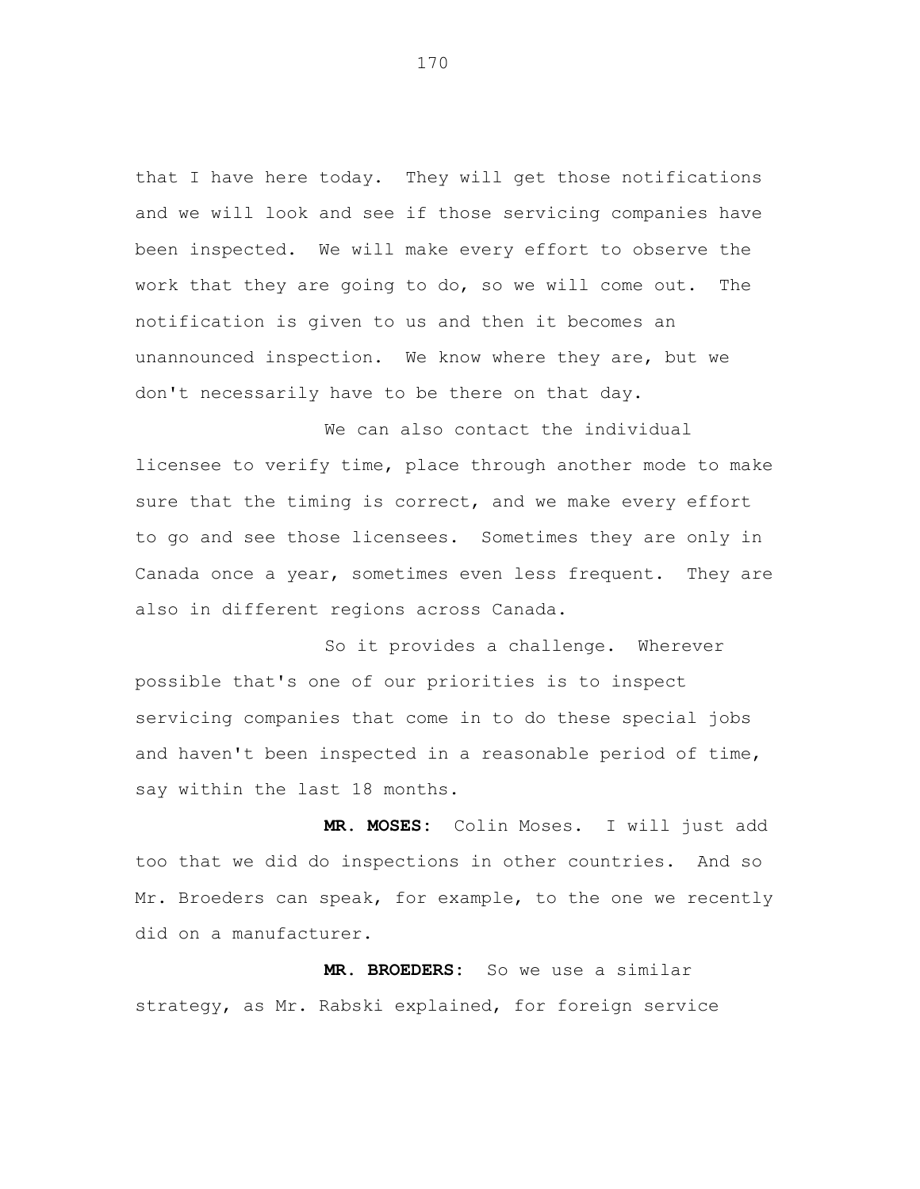that I have here today. They will get those notifications and we will look and see if those servicing companies have been inspected. We will make every effort to observe the work that they are going to do, so we will come out. The notification is given to us and then it becomes an unannounced inspection. We know where they are, but we don't necessarily have to be there on that day.

We can also contact the individual licensee to verify time, place through another mode to make sure that the timing is correct, and we make every effort to go and see those licensees. Sometimes they are only in Canada once a year, sometimes even less frequent. They are also in different regions across Canada.

So it provides a challenge. Wherever possible that's one of our priorities is to inspect servicing companies that come in to do these special jobs and haven't been inspected in a reasonable period of time, say within the last 18 months.

**MR. MOSES:** Colin Moses. I will just add too that we did do inspections in other countries. And so Mr. Broeders can speak, for example, to the one we recently did on a manufacturer.

**MR. BROEDERS:** So we use a similar strategy, as Mr. Rabski explained, for foreign service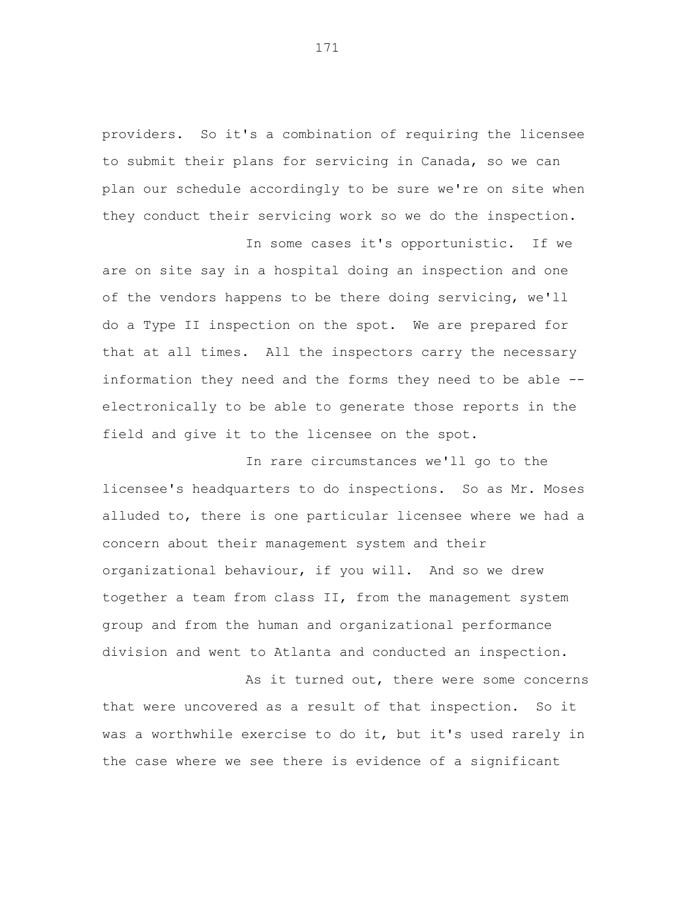providers. So it's a combination of requiring the licensee to submit their plans for servicing in Canada, so we can plan our schedule accordingly to be sure we're on site when they conduct their servicing work so we do the inspection.

In some cases it's opportunistic. If we are on site say in a hospital doing an inspection and one of the vendors happens to be there doing servicing, we'll do a Type II inspection on the spot. We are prepared for that at all times. All the inspectors carry the necessary information they need and the forms they need to be able -- electronically to be able to generate those reports in the field and give it to the licensee on the spot.

In rare circumstances we'll go to the licensee's headquarters to do inspections. So as Mr. Moses alluded to, there is one particular licensee where we had a concern about their management system and their organizational behaviour, if you will. And so we drew together a team from class II, from the management system group and from the human and organizational performance division and went to Atlanta and conducted an inspection.

As it turned out, there were some concerns that were uncovered as a result of that inspection. So it was a worthwhile exercise to do it, but it's used rarely in the case where we see there is evidence of a significant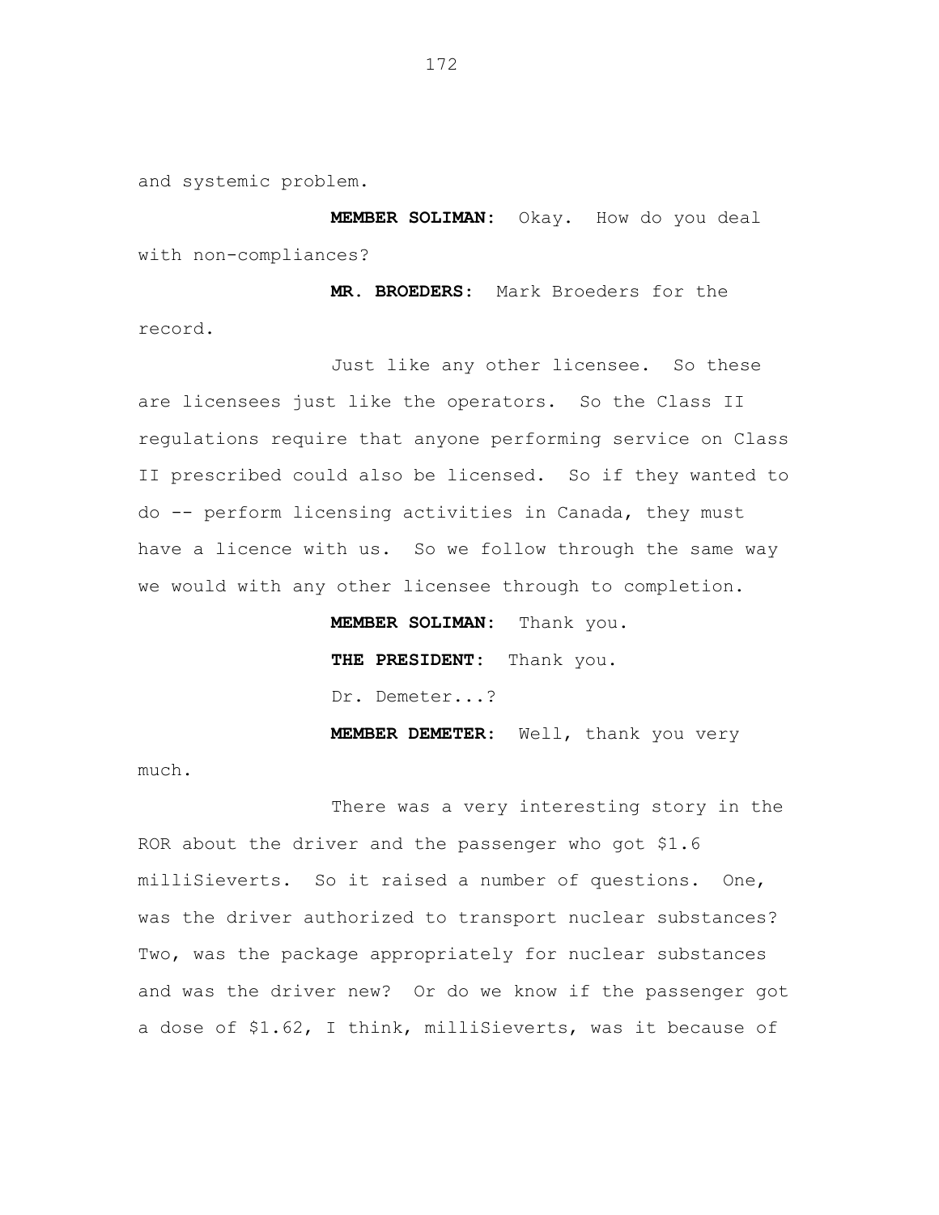and systemic problem.

**MEMBER SOLIMAN:** Okay. How do you deal with non-compliances?

**MR. BROEDERS:** Mark Broeders for the record.

Just like any other licensee. So these are licensees just like the operators. So the Class II regulations require that anyone performing service on Class II prescribed could also be licensed. So if they wanted to do -- perform licensing activities in Canada, they must have a licence with us. So we follow through the same way we would with any other licensee through to completion.

**MEMBER SOLIMAN:** Thank you.

**THE PRESIDENT:** Thank you.

Dr. Demeter...?

**MEMBER DEMETER:** Well, thank you very much.

There was a very interesting story in the ROR about the driver and the passenger who got $1.6 milliSieverts. So it raised a number of questions. One, was the driver authorized to transport nuclear substances? Two, was the package appropriately for nuclear substances and was the driver new? Or do we know if the passenger got a dose of $1.62, I think, milliSieverts, was it because of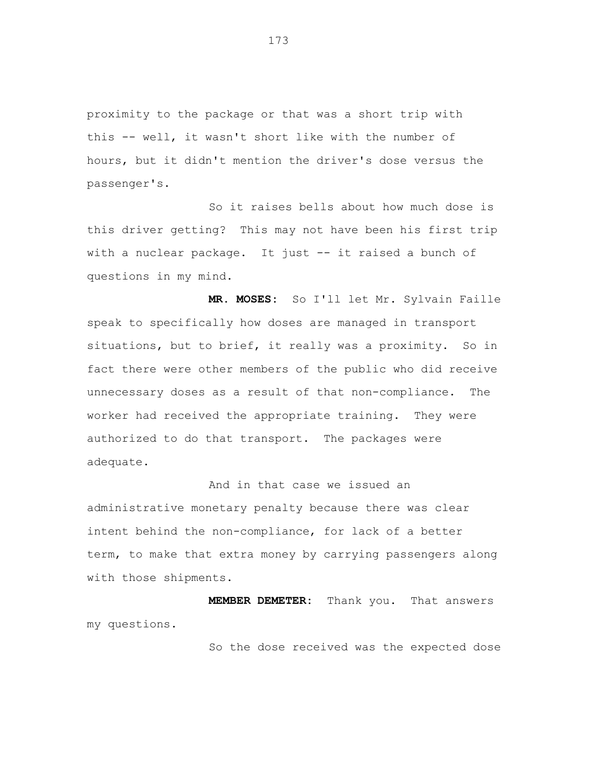proximity to the package or that was a short trip with this -- well, it wasn't short like with the number of hours, but it didn't mention the driver's dose versus the passenger's.

So it raises bells about how much dose is this driver getting? This may not have been his first trip with a nuclear package. It just -- it raised a bunch of questions in my mind.

**MR. MOSES:** So I'll let Mr. Sylvain Faille speak to specifically how doses are managed in transport situations, but to brief, it really was a proximity. So in fact there were other members of the public who did receive unnecessary doses as a result of that non-compliance. The worker had received the appropriate training. They were authorized to do that transport. The packages were adequate.

And in that case we issued an administrative monetary penalty because there was clear intent behind the non-compliance, for lack of a better term, to make that extra money by carrying passengers along with those shipments.

**MEMBER DEMETER:** Thank you. That answers my questions.

So the dose received was the expected dose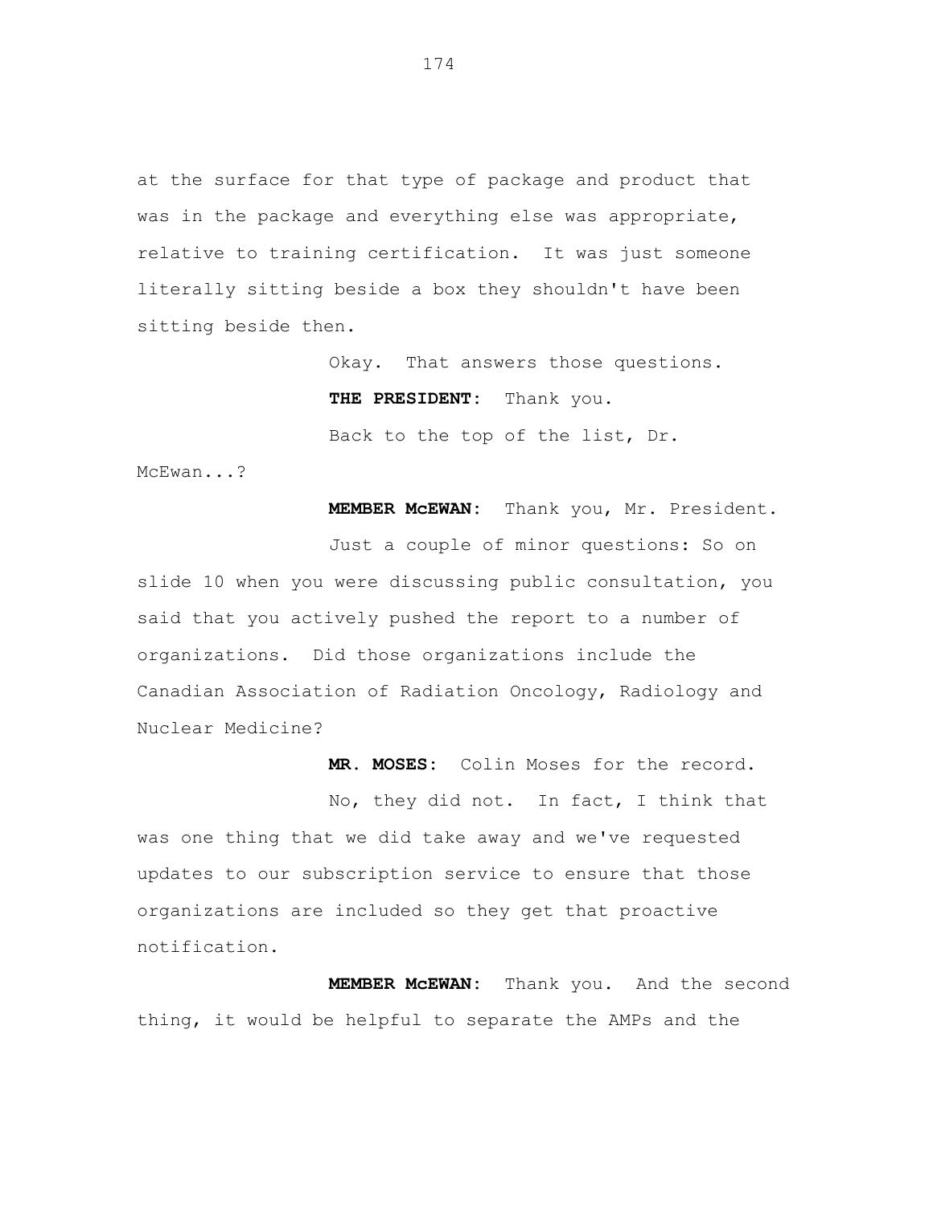at the surface for that type of package and product that was in the package and everything else was appropriate, relative to training certification. It was just someone literally sitting beside a box they shouldn't have been sitting beside then.

Okay. That answers those questions.

**THE PRESIDENT:** Thank you.

Back to the top of the list, Dr. McEwan...?

**MEMBER McEWAN:** Thank you, Mr. President.

Just a couple of minor questions: So on slide 10 when you were discussing public consultation, you said that you actively pushed the report to a number of organizations. Did those organizations include the Canadian Association of Radiation Oncology, Radiology and Nuclear Medicine?

**MR. MOSES:** Colin Moses for the record.

No, they did not. In fact, I think that was one thing that we did take away and we've requested updates to our subscription service to ensure that those organizations are included so they get that proactive notification.

**MEMBER McEWAN:** Thank you. And the second thing, it would be helpful to separate the AMPs and the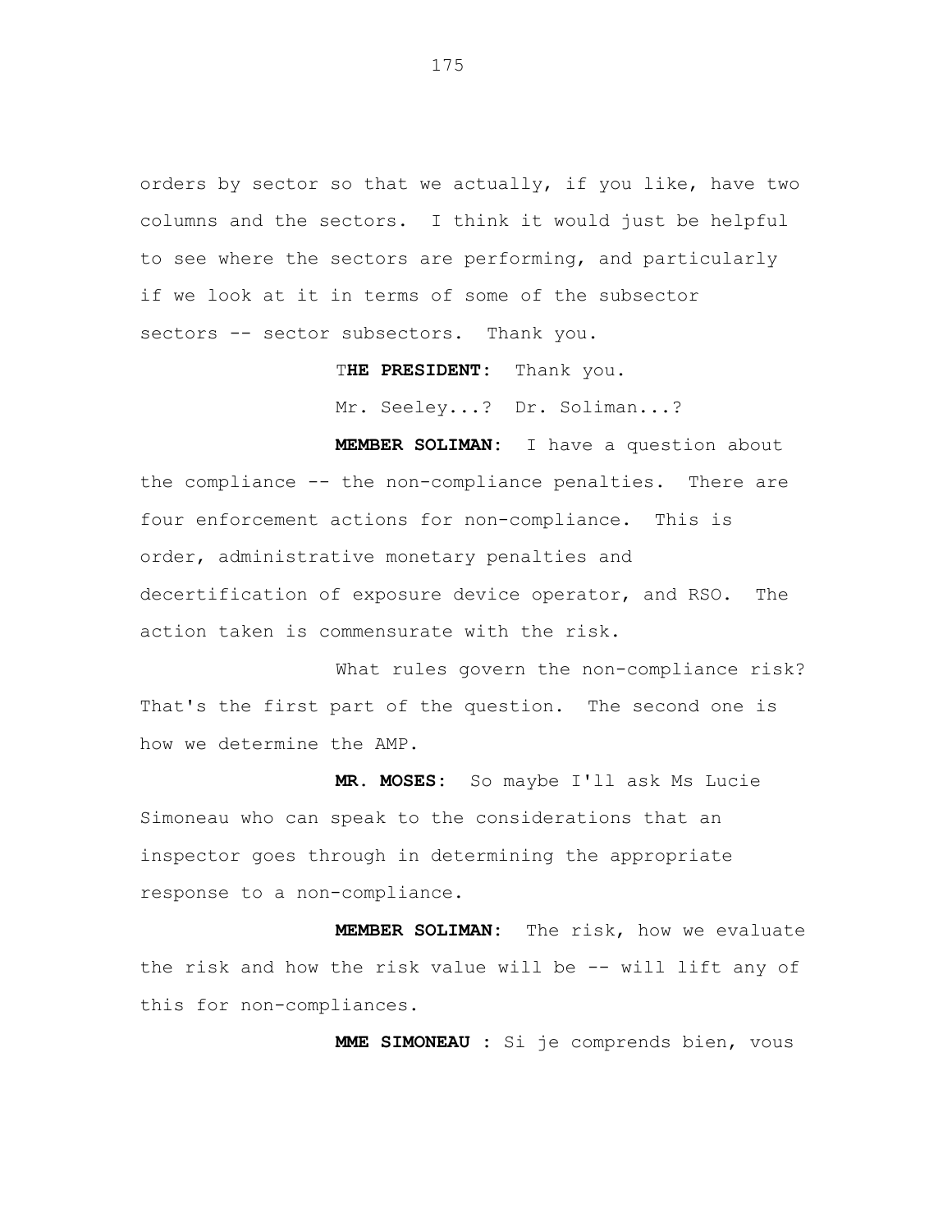orders by sector so that we actually, if you like, have two columns and the sectors. I think it would just be helpful to see where the sectors are performing, and particularly if we look at it in terms of some of the subsector sectors -- sector subsectors. Thank you.

**THE PRESIDENT:** Thank you.

Mr. Seeley...? Dr. Soliman...?

**MEMBER SOLIMAN:** I have a question about the compliance -- the non-compliance penalties. There are four enforcement actions for non-compliance. This is order, administrative monetary penalties and decertification of exposure device operator, and RSO. The action taken is commensurate with the risk.

What rules govern the non-compliance risk? That's the first part of the question. The second one is how we determine the AMP.

**MR. MOSES:** So maybe I'll ask Ms Lucie Simoneau who can speak to the considerations that an inspector goes through in determining the appropriate response to a non-compliance.

**MEMBER SOLIMAN:** The risk, how we evaluate the risk and how the risk value will be -- will lift any of this for non-compliances.

**MME SIMONEAU :** Si je comprends bien, vous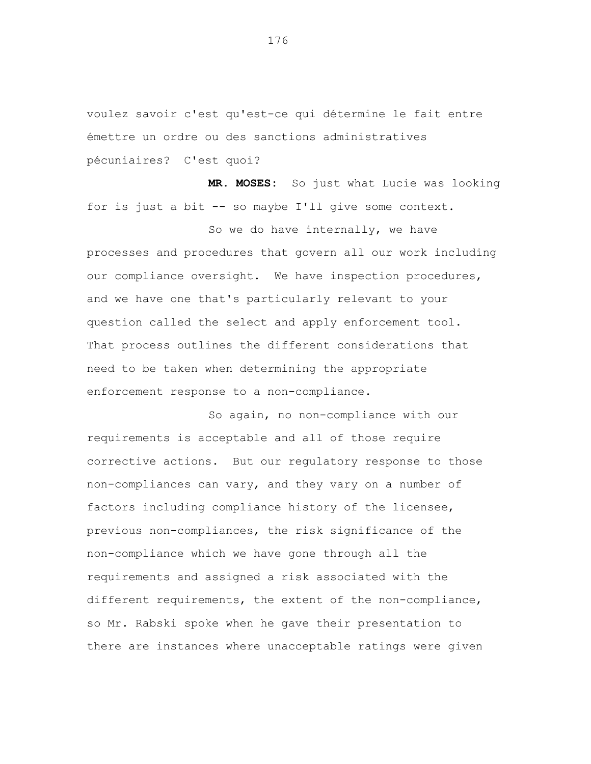voulez savoir c'est qu'est-ce qui détermine le fait entre émettre un ordre ou des sanctions administratives pécuniaires? C'est quoi?

**MR. MOSES:** So just what Lucie was looking for is just a bit -- so maybe I'll give some context.

So we do have internally, we have processes and procedures that govern all our work including our compliance oversight. We have inspection procedures, and we have one that's particularly relevant to your question called the select and apply enforcement tool. That process outlines the different considerations that need to be taken when determining the appropriate enforcement response to a non-compliance.

So again, no non-compliance with our requirements is acceptable and all of those require corrective actions. But our regulatory response to those non-compliances can vary, and they vary on a number of factors including compliance history of the licensee, previous non-compliances, the risk significance of the non-compliance which we have gone through all the requirements and assigned a risk associated with the different requirements, the extent of the non-compliance, so Mr. Rabski spoke when he gave their presentation to there are instances where unacceptable ratings were given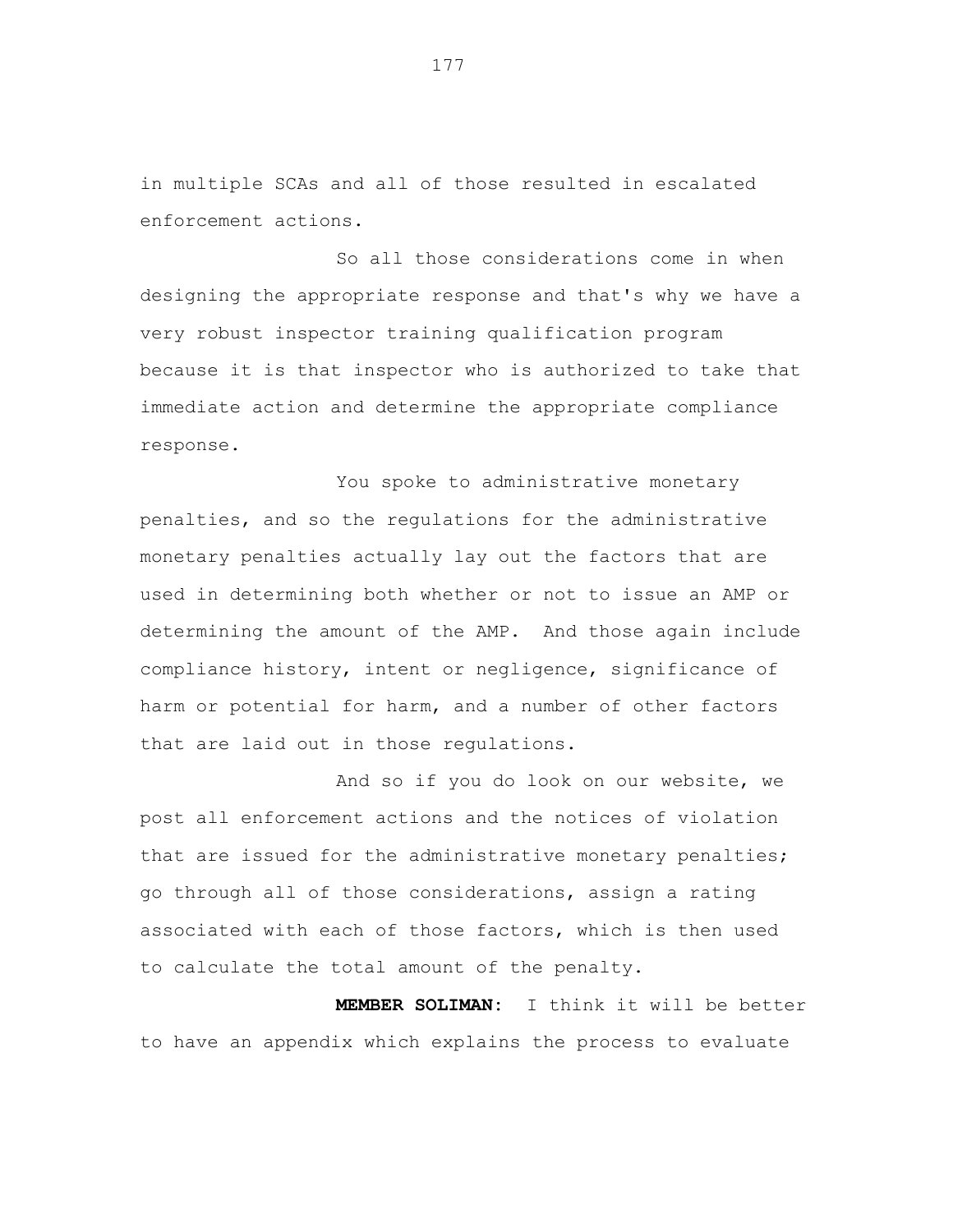in multiple SCAs and all of those resulted in escalated enforcement actions.

So all those considerations come in when designing the appropriate response and that's why we have a very robust inspector training qualification program because it is that inspector who is authorized to take that immediate action and determine the appropriate compliance response.

You spoke to administrative monetary penalties, and so the regulations for the administrative monetary penalties actually lay out the factors that are used in determining both whether or not to issue an AMP or determining the amount of the AMP. And those again include compliance history, intent or negligence, significance of harm or potential for harm, and a number of other factors that are laid out in those regulations.

And so if you do look on our website, we post all enforcement actions and the notices of violation that are issued for the administrative monetary penalties; go through all of those considerations, assign a rating associated with each of those factors, which is then used to calculate the total amount of the penalty.

**MEMBER SOLIMAN:** I think it will be better to have an appendix which explains the process to evaluate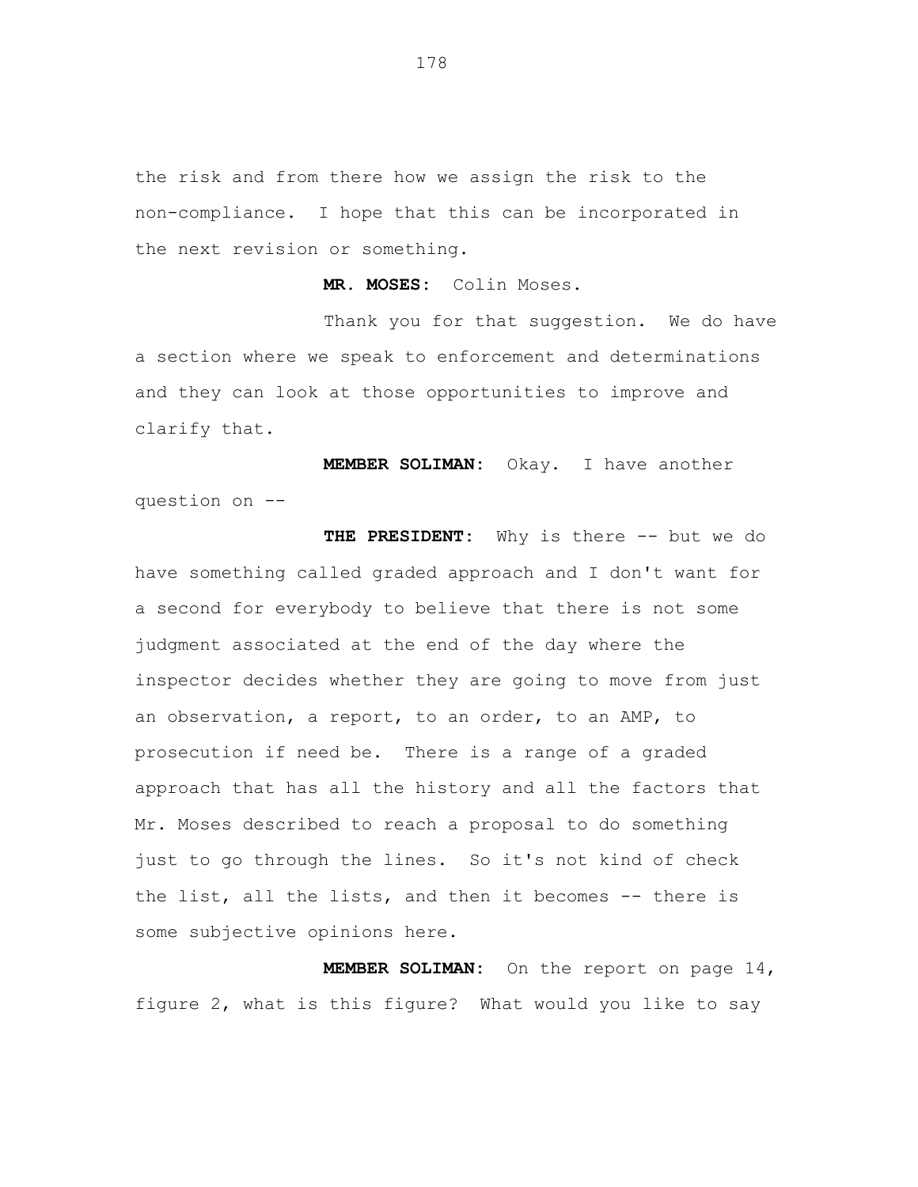the risk and from there how we assign the risk to the non-compliance. I hope that this can be incorporated in the next revision or something.

**MR. MOSES:** Colin Moses.

Thank you for that suggestion. We do have a section where we speak to enforcement and determinations and they can look at those opportunities to improve and clarify that.

**MEMBER SOLIMAN:** Okay. I have another question on --

**THE PRESIDENT:** Why is there -- but we do have something called graded approach and I don't want for a second for everybody to believe that there is not some judgment associated at the end of the day where the inspector decides whether they are going to move from just an observation, a report, to an order, to an AMP, to prosecution if need be. There is a range of a graded approach that has all the history and all the factors that Mr. Moses described to reach a proposal to do something just to go through the lines. So it's not kind of check the list, all the lists, and then it becomes -- there is some subjective opinions here.

**MEMBER SOLIMAN:** On the report on page 14, figure 2, what is this figure? What would you like to say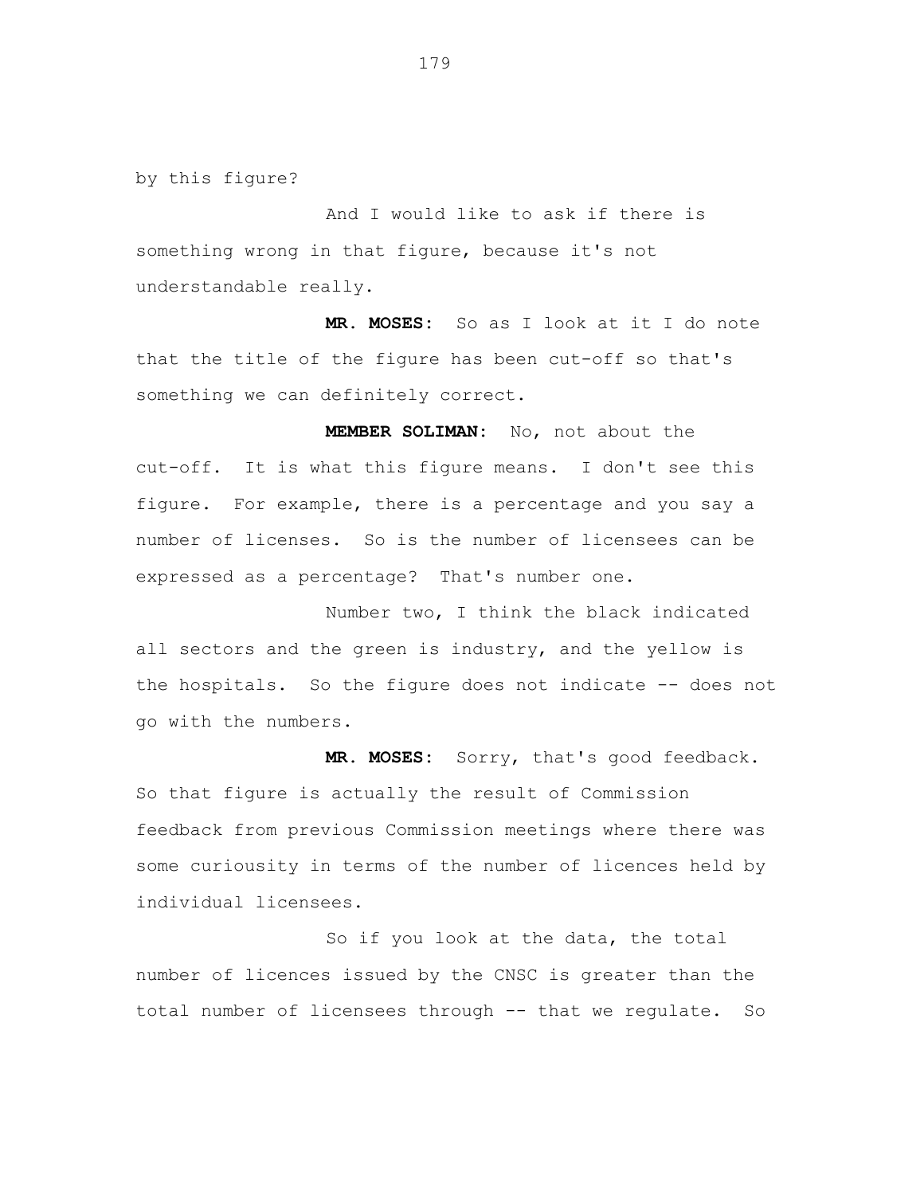by this figure?

And I would like to ask if there is something wrong in that figure, because it's not understandable really.

**MR. MOSES:** So as I look at it I do note that the title of the figure has been cut-off so that's something we can definitely correct.

**MEMBER SOLIMAN:** No, not about the cut-off. It is what this figure means. I don't see this figure. For example, there is a percentage and you say a number of licenses. So is the number of licensees can be expressed as a percentage? That's number one.

Number two, I think the black indicated all sectors and the green is industry, and the yellow is the hospitals. So the figure does not indicate -- does not go with the numbers.

**MR. MOSES:** Sorry, that's good feedback. So that figure is actually the result of Commission feedback from previous Commission meetings where there was some curiousity in terms of the number of licences held by individual licensees.

So if you look at the data, the total number of licences issued by the CNSC is greater than the total number of licensees through -- that we regulate. So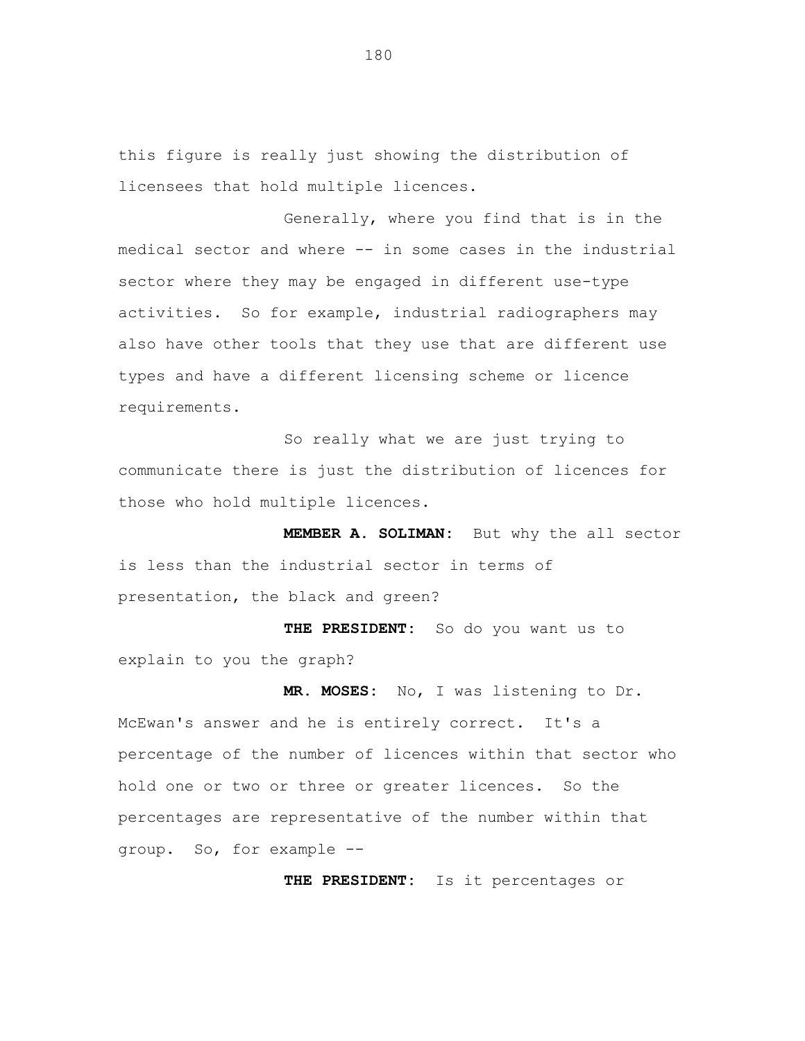this figure is really just showing the distribution of licensees that hold multiple licences.

Generally, where you find that is in the medical sector and where -- in some cases in the industrial sector where they may be engaged in different use-type activities. So for example, industrial radiographers may also have other tools that they use that are different use types and have a different licensing scheme or licence requirements.

So really what we are just trying to communicate there is just the distribution of licences for those who hold multiple licences.

**MEMBER A. SOLIMAN:** But why the all sector is less than the industrial sector in terms of presentation, the black and green?

**THE PRESIDENT:** So do you want us to explain to you the graph?

**MR. MOSES:** No, I was listening to Dr. McEwan's answer and he is entirely correct. It's a percentage of the number of licences within that sector who hold one or two or three or greater licences. So the percentages are representative of the number within that group. So, for example --

**THE PRESIDENT:** Is it percentages or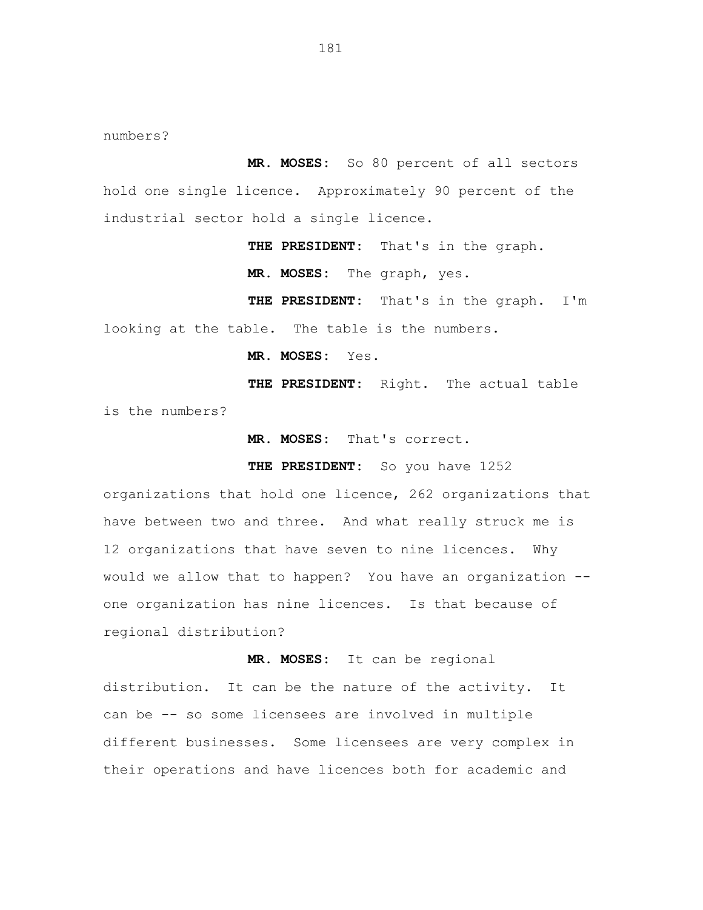numbers?

**MR. MOSES:** So 80 percent of all sectors hold one single licence. Approximately 90 percent of the industrial sector hold a single licence.

**THE PRESIDENT:** That's in the graph.

**MR. MOSES:** The graph, yes.

**THE PRESIDENT:** That's in the graph. I'm looking at the table. The table is the numbers.

**MR. MOSES:** Yes.

**THE PRESIDENT:** Right. The actual table is the numbers?

**MR. MOSES:** That's correct.

**THE PRESIDENT:** So you have 1252 organizations that hold one licence, 262 organizations that have between two and three. And what really struck me is 12 organizations that have seven to nine licences. Why would we allow that to happen? You have an organization -- one organization has nine licences. Is that because of regional distribution?

**MR. MOSES:** It can be regional distribution. It can be the nature of the activity. It can be -- so some licensees are involved in multiple different businesses. Some licensees are very complex in their operations and have licences both for academic and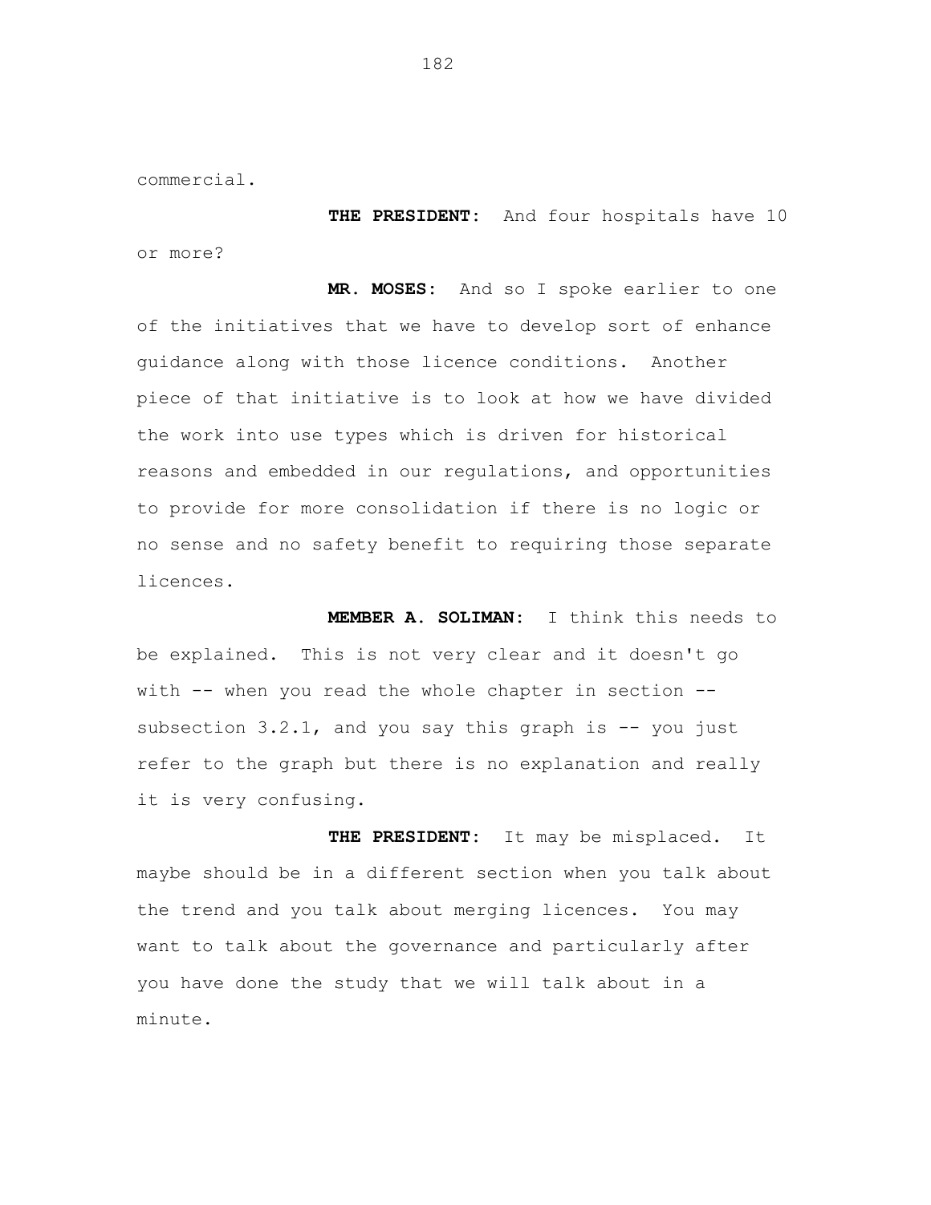commercial.

**THE PRESIDENT:** And four hospitals have 10 or more?

**MR. MOSES:** And so I spoke earlier to one of the initiatives that we have to develop sort of enhance guidance along with those licence conditions. Another piece of that initiative is to look at how we have divided the work into use types which is driven for historical reasons and embedded in our regulations, and opportunities to provide for more consolidation if there is no logic or no sense and no safety benefit to requiring those separate licences.

**MEMBER A. SOLIMAN:** I think this needs to be explained. This is not very clear and it doesn't go with -- when you read the whole chapter in section -- subsection 3.2.1, and you say this graph is -- you just refer to the graph but there is no explanation and really it is very confusing.

**THE PRESIDENT:** It may be misplaced. It maybe should be in a different section when you talk about the trend and you talk about merging licences. You may want to talk about the governance and particularly after you have done the study that we will talk about in a minute.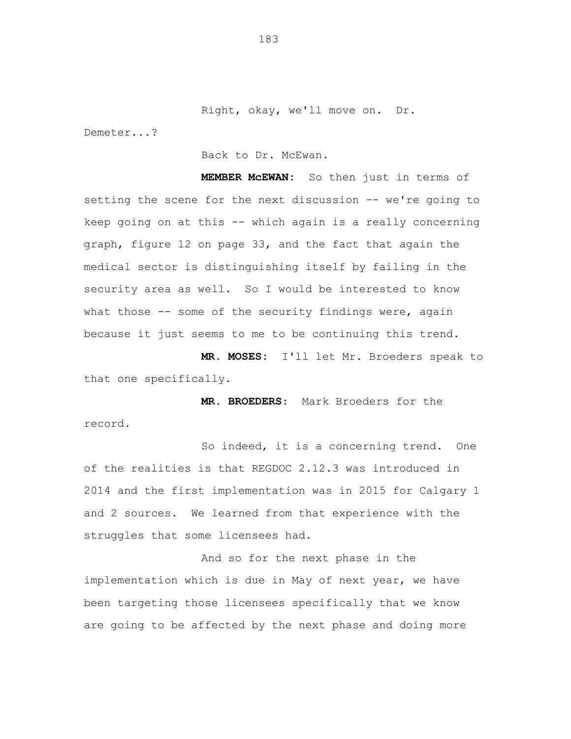Right, okay, we'll move on. Dr. Demeter...?

Back to Dr. McEwan.

**MEMBER McEWAN:** So then just in terms of setting the scene for the next discussion -- we're going to keep going on at this -- which again is a really concerning graph, figure 12 on page 33, and the fact that again the medical sector is distinguishing itself by failing in the security area as well. So I would be interested to know what those -- some of the security findings were, again because it just seems to me to be continuing this trend.

**MR. MOSES:** I'll let Mr. Broeders speak to that one specifically.

**MR. BROEDERS:** Mark Broeders for the record.

So indeed, it is a concerning trend. One of the realities is that REGDOC 2.12.3 was introduced in 2014 and the first implementation was in 2015 for Calgary 1 and 2 sources. We learned from that experience with the struggles that some licensees had.

And so for the next phase in the implementation which is due in May of next year, we have been targeting those licensees specifically that we know are going to be affected by the next phase and doing more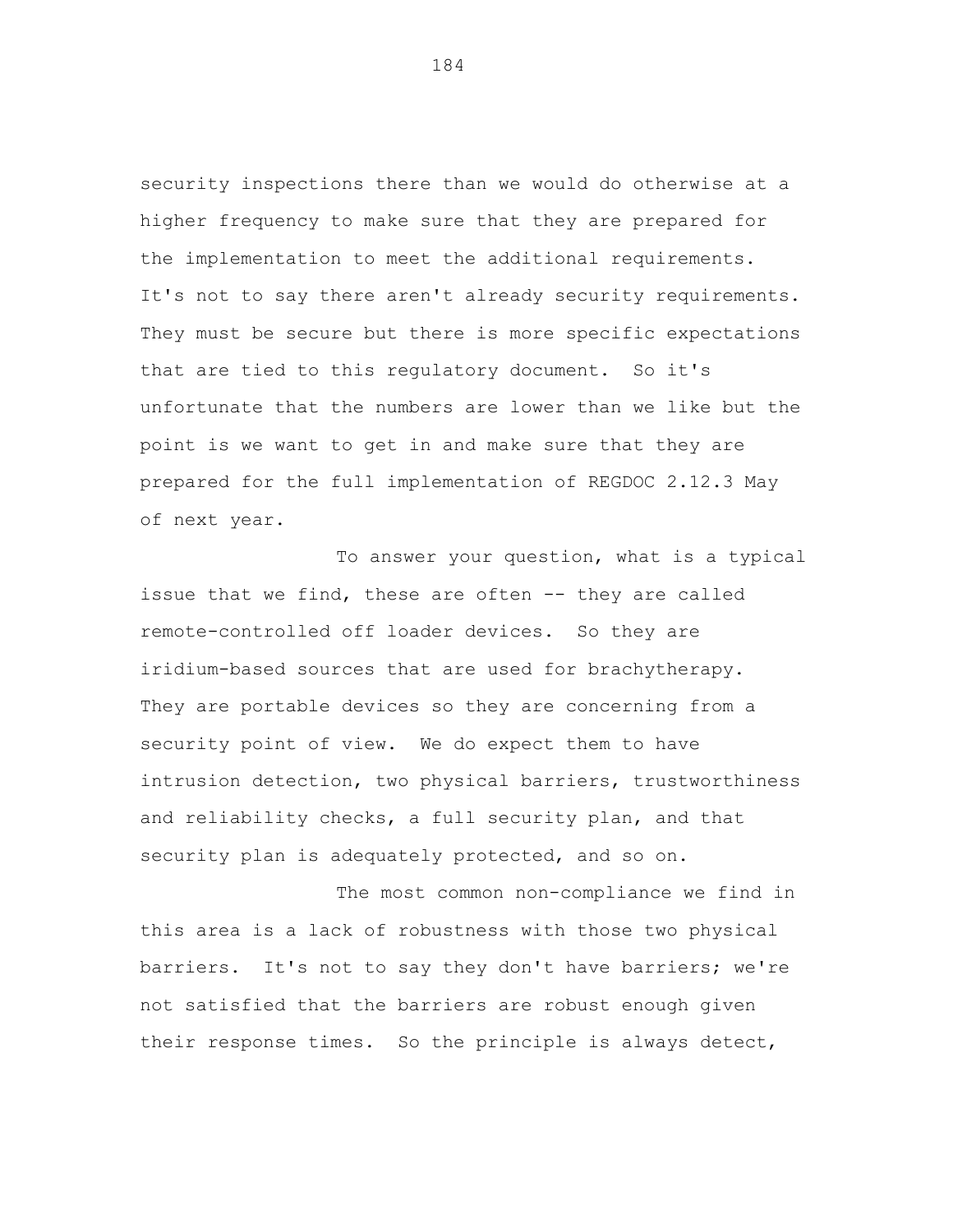security inspections there than we would do otherwise at a higher frequency to make sure that they are prepared for the implementation to meet the additional requirements. It's not to say there aren't already security requirements. They must be secure but there is more specific expectations that are tied to this regulatory document. So it's unfortunate that the numbers are lower than we like but the point is we want to get in and make sure that they are prepared for the full implementation of REGDOC 2.12.3 May of next year.

To answer your question, what is a typical issue that we find, these are often -- they are called remote-controlled off loader devices. So they are iridium-based sources that are used for brachytherapy. They are portable devices so they are concerning from a security point of view. We do expect them to have intrusion detection, two physical barriers, trustworthiness and reliability checks, a full security plan, and that security plan is adequately protected, and so on.

The most common non-compliance we find in this area is a lack of robustness with those two physical barriers. It's not to say they don't have barriers; we're not satisfied that the barriers are robust enough given their response times. So the principle is always detect,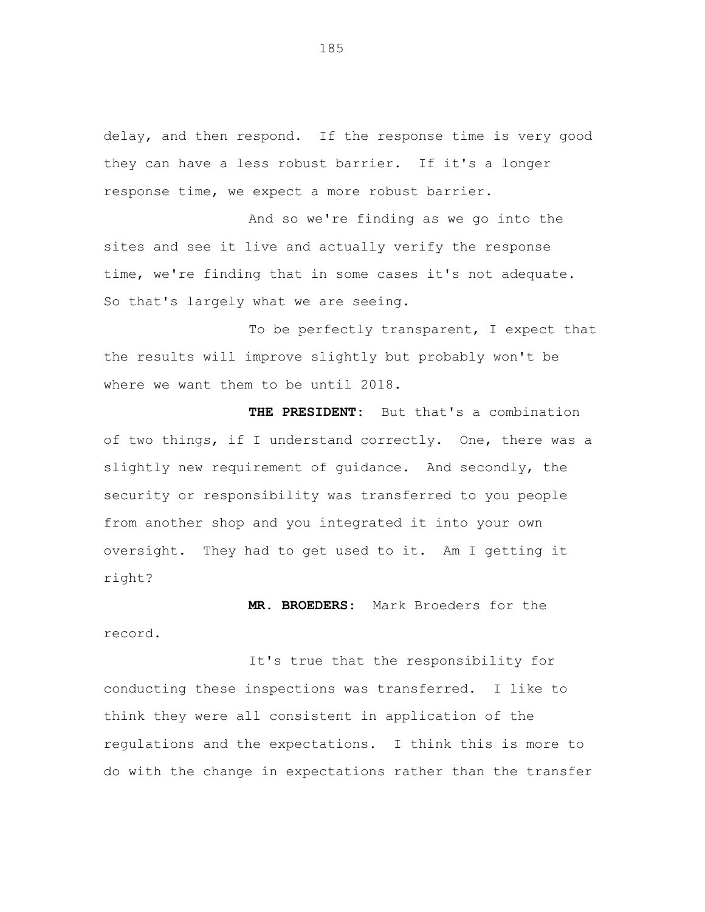delay, and then respond. If the response time is very good they can have a less robust barrier. If it's a longer response time, we expect a more robust barrier.

And so we're finding as we go into the sites and see it live and actually verify the response time, we're finding that in some cases it's not adequate. So that's largely what we are seeing.

To be perfectly transparent, I expect that the results will improve slightly but probably won't be where we want them to be until 2018.

**THE PRESIDENT:** But that's a combination of two things, if I understand correctly. One, there was a slightly new requirement of guidance. And secondly, the security or responsibility was transferred to you people from another shop and you integrated it into your own oversight. They had to get used to it. Am I getting it right?

**MR. BROEDERS:** Mark Broeders for the record.

It's true that the responsibility for conducting these inspections was transferred. I like to think they were all consistent in application of the regulations and the expectations. I think this is more to do with the change in expectations rather than the transfer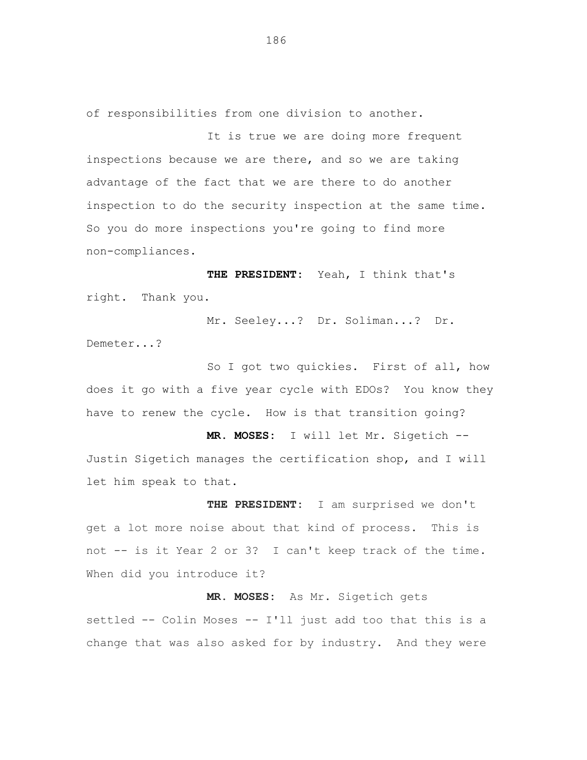of responsibilities from one division to another.

It is true we are doing more frequent inspections because we are there, and so we are taking advantage of the fact that we are there to do another inspection to do the security inspection at the same time. So you do more inspections you're going to find more non-compliances.

**THE PRESIDENT:** Yeah, I think that's right. Thank you.

Mr. Seeley...? Dr. Soliman...? Dr. Demeter...?

So I got two quickies. First of all, how does it go with a five year cycle with EDOs? You know they have to renew the cycle. How is that transition going?

**MR. MOSES:** I will let Mr. Sigetich -- Justin Sigetich manages the certification shop, and I will let him speak to that.

**THE PRESIDENT:** I am surprised we don't get a lot more noise about that kind of process. This is not -- is it Year 2 or 3? I can't keep track of the time. When did you introduce it?

**MR. MOSES:** As Mr. Sigetich gets settled -- Colin Moses -- I'll just add too that this is a change that was also asked for by industry. And they were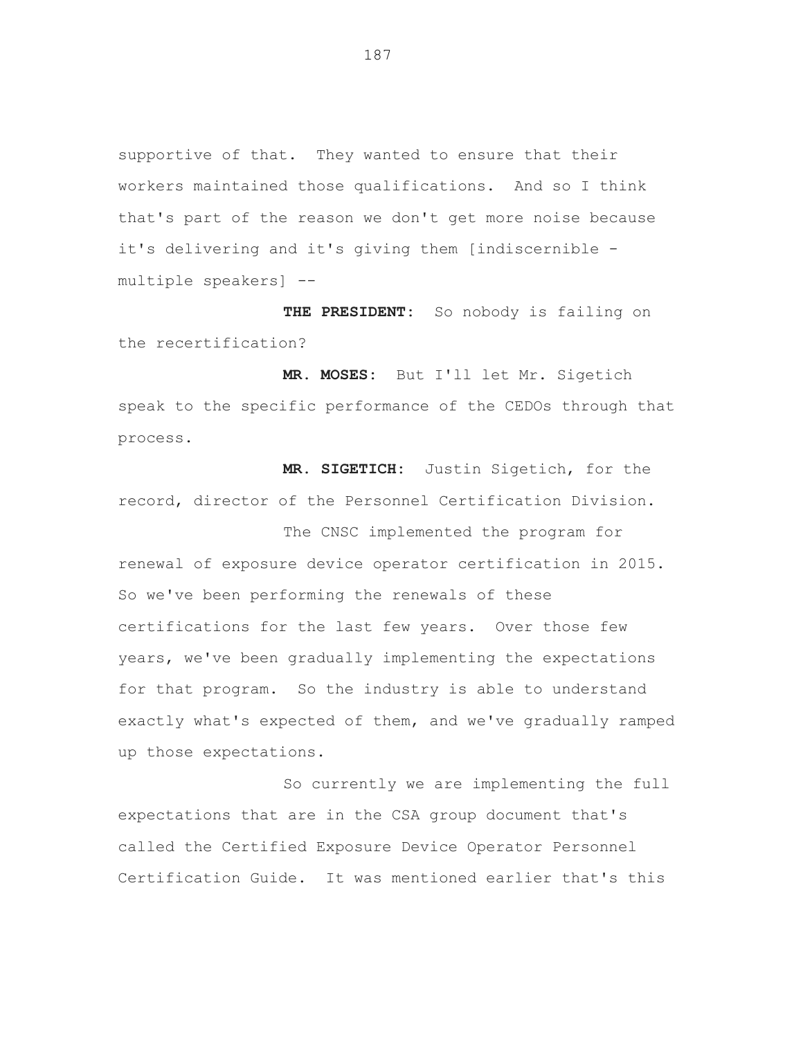supportive of that. They wanted to ensure that their workers maintained those qualifications. And so I think that's part of the reason we don't get more noise because it's delivering and it's giving them [indiscernible - multiple speakers] --

**THE PRESIDENT:** So nobody is failing on the recertification?

**MR. MOSES:** But I'll let Mr. Sigetich speak to the specific performance of the CEDOs through that process.

**MR. SIGETICH:** Justin Sigetich, for the record, director of the Personnel Certification Division.

The CNSC implemented the program for renewal of exposure device operator certification in 2015. So we've been performing the renewals of these certifications for the last few years. Over those few years, we've been gradually implementing the expectations for that program. So the industry is able to understand exactly what's expected of them, and we've gradually ramped up those expectations.

So currently we are implementing the full expectations that are in the CSA group document that's called the Certified Exposure Device Operator Personnel Certification Guide. It was mentioned earlier that's this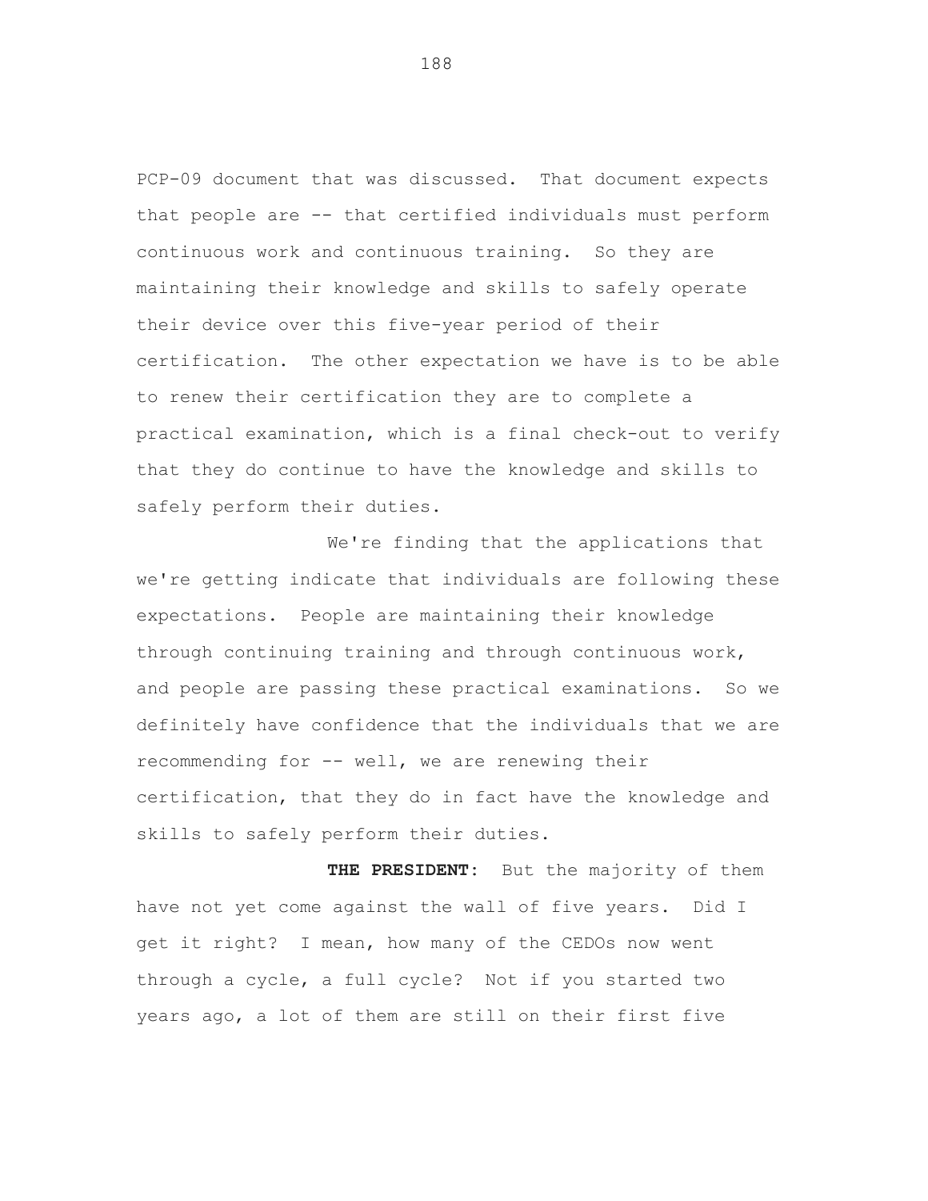PCP-09 document that was discussed. That document expects that people are -- that certified individuals must perform continuous work and continuous training. So they are maintaining their knowledge and skills to safely operate their device over this five-year period of their certification. The other expectation we have is to be able to renew their certification they are to complete a practical examination, which is a final check-out to verify that they do continue to have the knowledge and skills to safely perform their duties.

We're finding that the applications that we're getting indicate that individuals are following these expectations. People are maintaining their knowledge through continuing training and through continuous work, and people are passing these practical examinations. So we definitely have confidence that the individuals that we are recommending for -- well, we are renewing their certification, that they do in fact have the knowledge and skills to safely perform their duties.

**THE PRESIDENT:** But the majority of them have not yet come against the wall of five years. Did I get it right? I mean, how many of the CEDOs now went through a cycle, a full cycle? Not if you started two years ago, a lot of them are still on their first five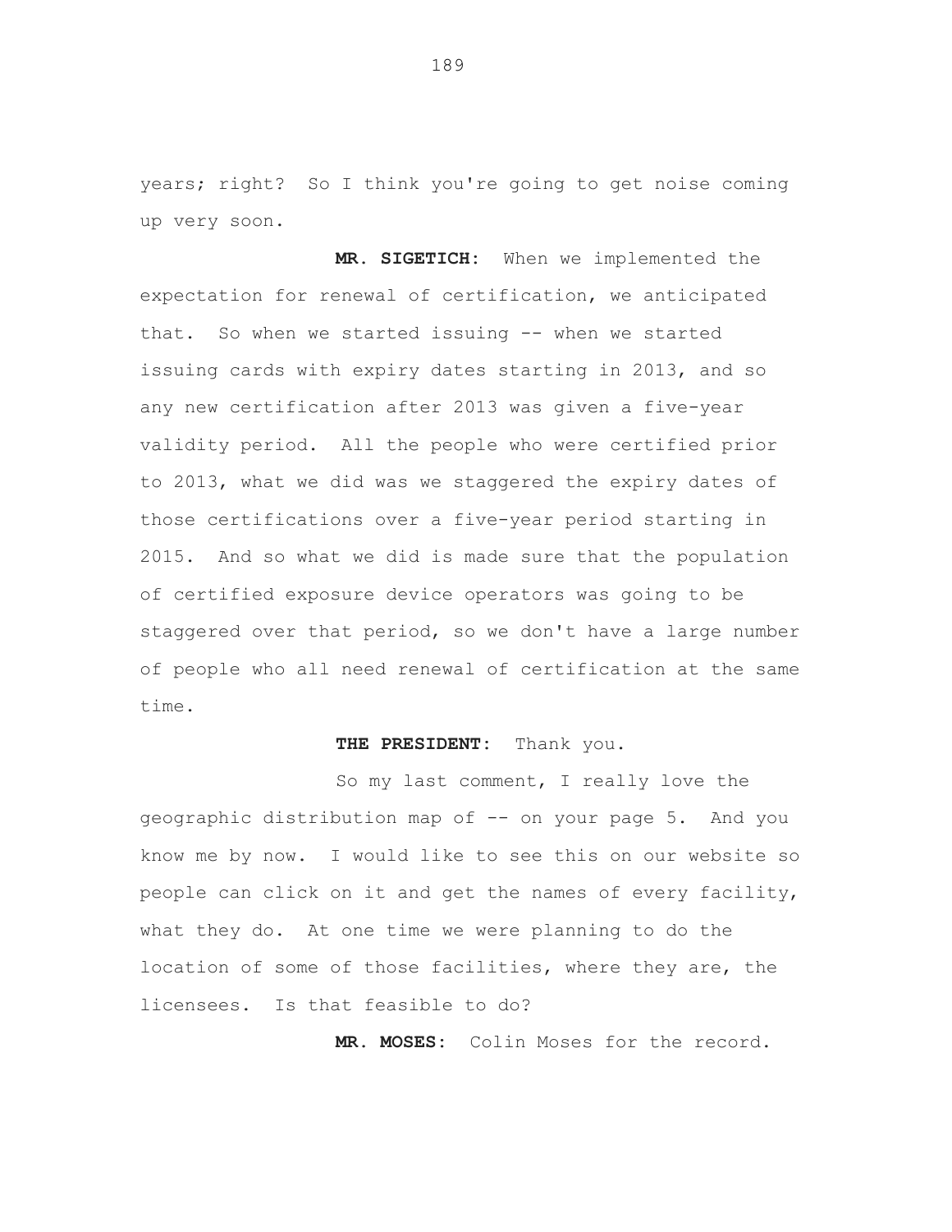years; right? So I think you're going to get noise coming up very soon.

**MR. SIGETICH:** When we implemented the expectation for renewal of certification, we anticipated that. So when we started issuing -- when we started issuing cards with expiry dates starting in 2013, and so any new certification after 2013 was given a five-year validity period. All the people who were certified prior to 2013, what we did was we staggered the expiry dates of those certifications over a five-year period starting in 2015. And so what we did is made sure that the population of certified exposure device operators was going to be staggered over that period, so we don't have a large number of people who all need renewal of certification at the same time.

**THE PRESIDENT:** Thank you.

So my last comment, I really love the geographic distribution map of -- on your page 5. And you know me by now. I would like to see this on our website so people can click on it and get the names of every facility, what they do. At one time we were planning to do the location of some of those facilities, where they are, the licensees. Is that feasible to do?

**MR. MOSES:** Colin Moses for the record.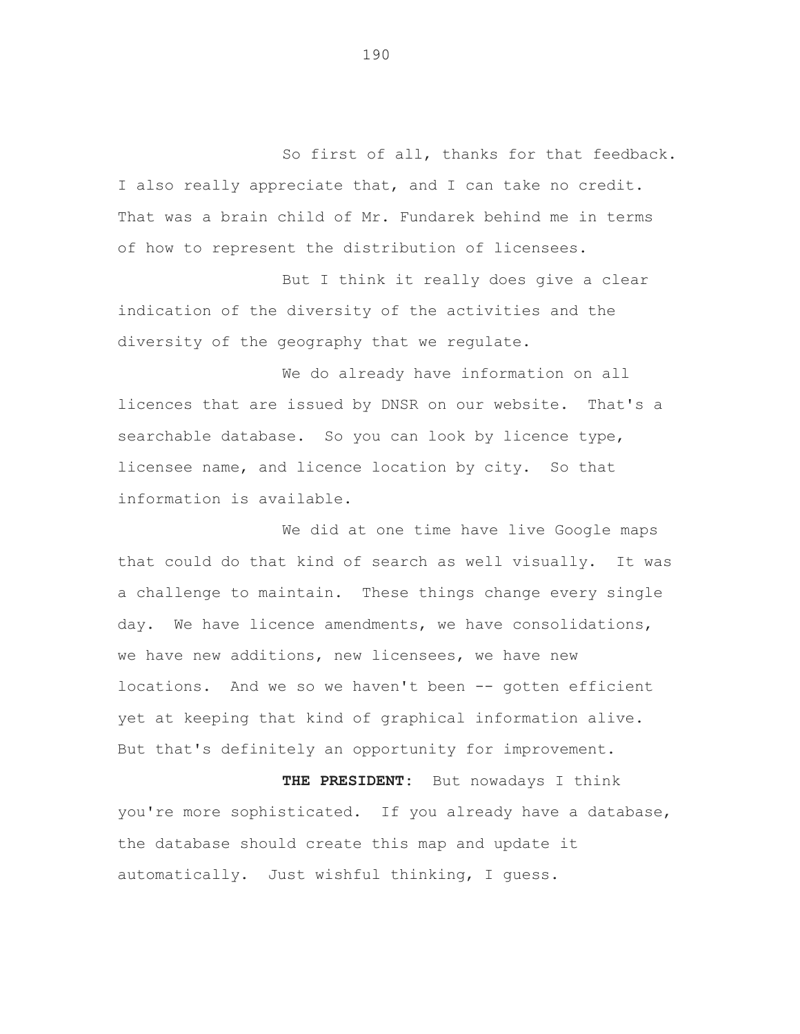So first of all, thanks for that feedback. I also really appreciate that, and I can take no credit. That was a brain child of Mr. Fundarek behind me in terms of how to represent the distribution of licensees.

But I think it really does give a clear indication of the diversity of the activities and the diversity of the geography that we regulate.

We do already have information on all licences that are issued by DNSR on our website. That's a searchable database. So you can look by licence type, licensee name, and licence location by city. So that information is available.

We did at one time have live Google maps that could do that kind of search as well visually. It was a challenge to maintain. These things change every single day. We have licence amendments, we have consolidations, we have new additions, new licensees, we have new locations. And we so we haven't been -- gotten efficient yet at keeping that kind of graphical information alive. But that's definitely an opportunity for improvement.

**THE PRESIDENT:** But nowadays I think you're more sophisticated. If you already have a database, the database should create this map and update it automatically. Just wishful thinking, I guess.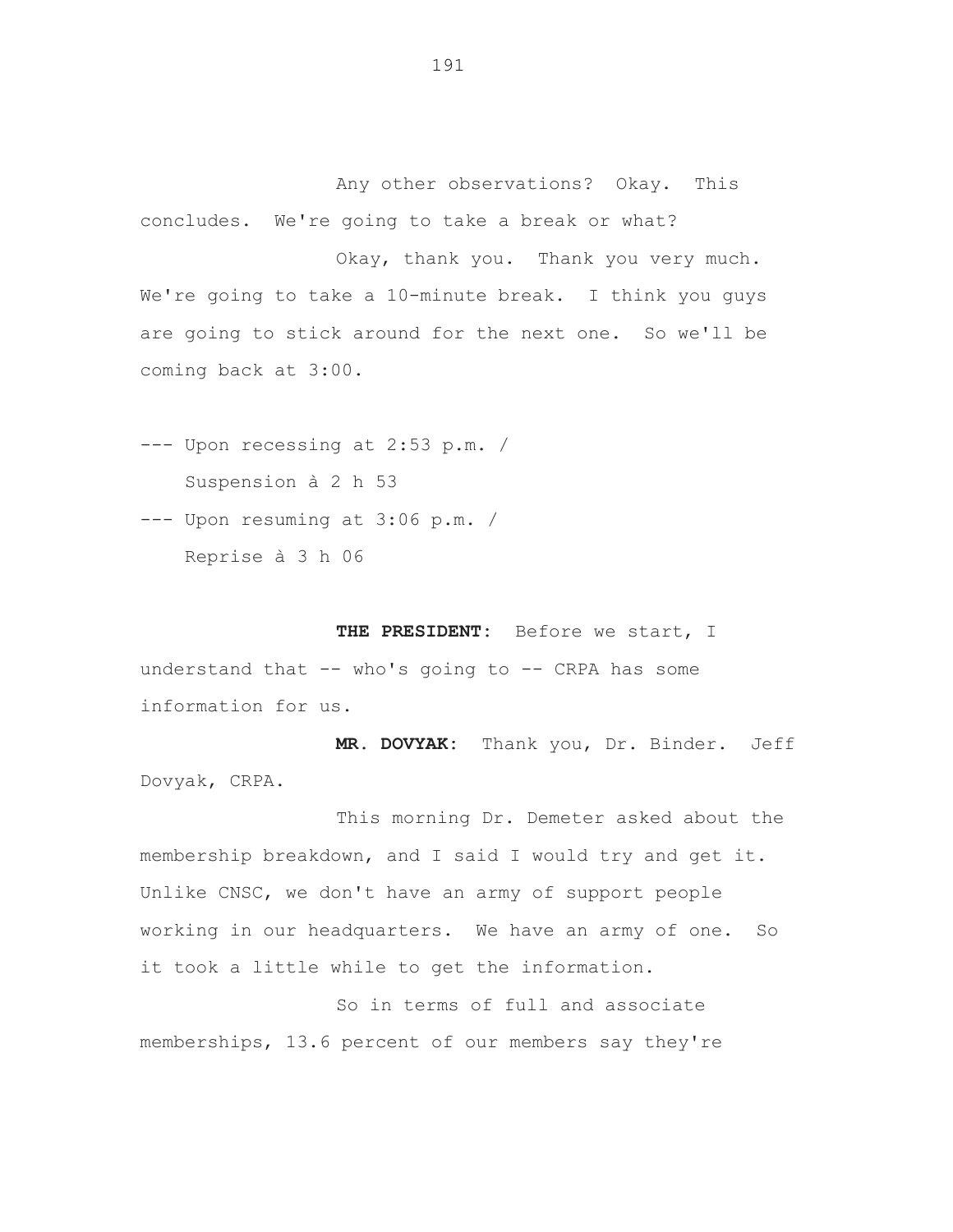Any other observations? Okay. This concludes. We're going to take a break or what?

Okay, thank you. Thank you very much. We're going to take a 10-minute break. I think you guys are going to stick around for the next one. So we'll be coming back at 3:00.

--- Upon recessing at 2:53 p.m. /
Suspension à 2 h 53

--- Upon resuming at 3:06 p.m. /
Reprise à 3 h 06

**THE PRESIDENT:** Before we start, I understand that -- who's going to -- CRPA has some information for us.

**MR. DOVYAK:** Thank you, Dr. Binder. Jeff Dovyak, CRPA.

This morning Dr. Demeter asked about the membership breakdown, and I said I would try and get it. Unlike CNSC, we don't have an army of support people working in our headquarters. We have an army of one. So it took a little while to get the information.

So in terms of full and associate memberships, 13.6 percent of our members say they're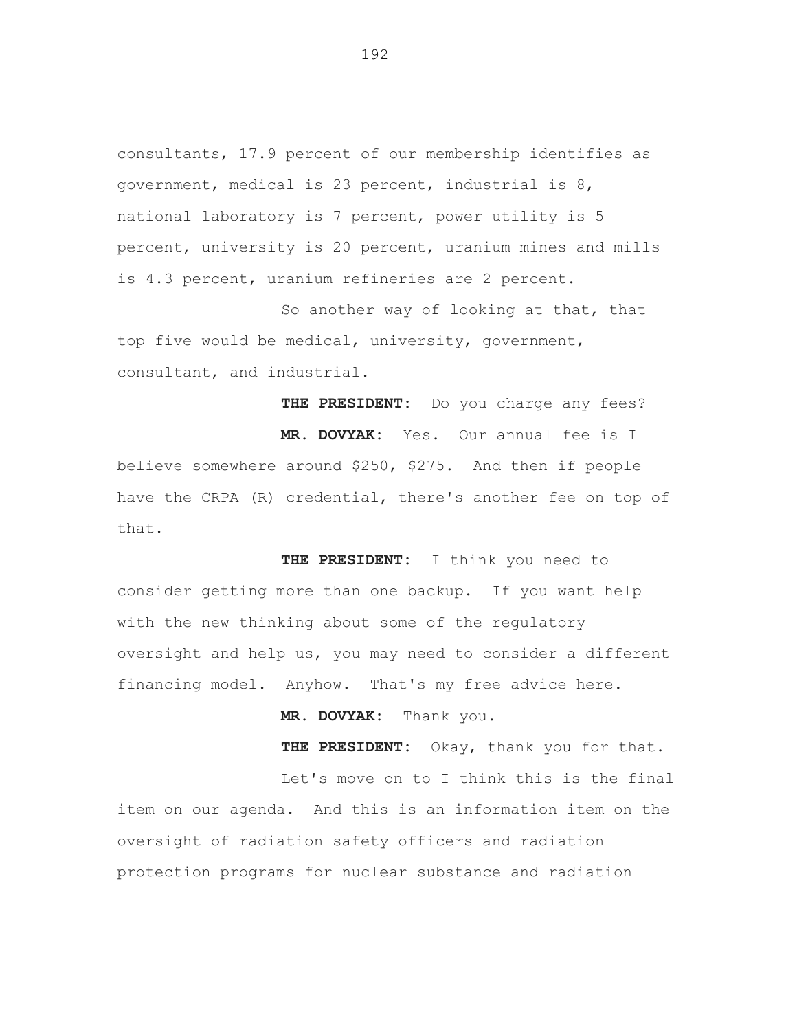consultants, 17.9 percent of our membership identifies as government, medical is 23 percent, industrial is 8, national laboratory is 7 percent, power utility is 5 percent, university is 20 percent, uranium mines and mills is 4.3 percent, uranium refineries are 2 percent.

So another way of looking at that, that top five would be medical, university, government, consultant, and industrial.

**THE PRESIDENT:** Do you charge any fees?

**MR. DOVYAK:** Yes. Our annual fee is I believe somewhere around $250, $275. And then if people have the CRPA (R) credential, there's another fee on top of that.

**THE PRESIDENT:** I think you need to consider getting more than one backup. If you want help with the new thinking about some of the regulatory oversight and help us, you may need to consider a different financing model. Anyhow. That's my free advice here.

**MR. DOVYAK:** Thank you.

**THE PRESIDENT:** Okay, thank you for that.

Let's move on to I think this is the final item on our agenda. And this is an information item on the oversight of radiation safety officers and radiation protection programs for nuclear substance and radiation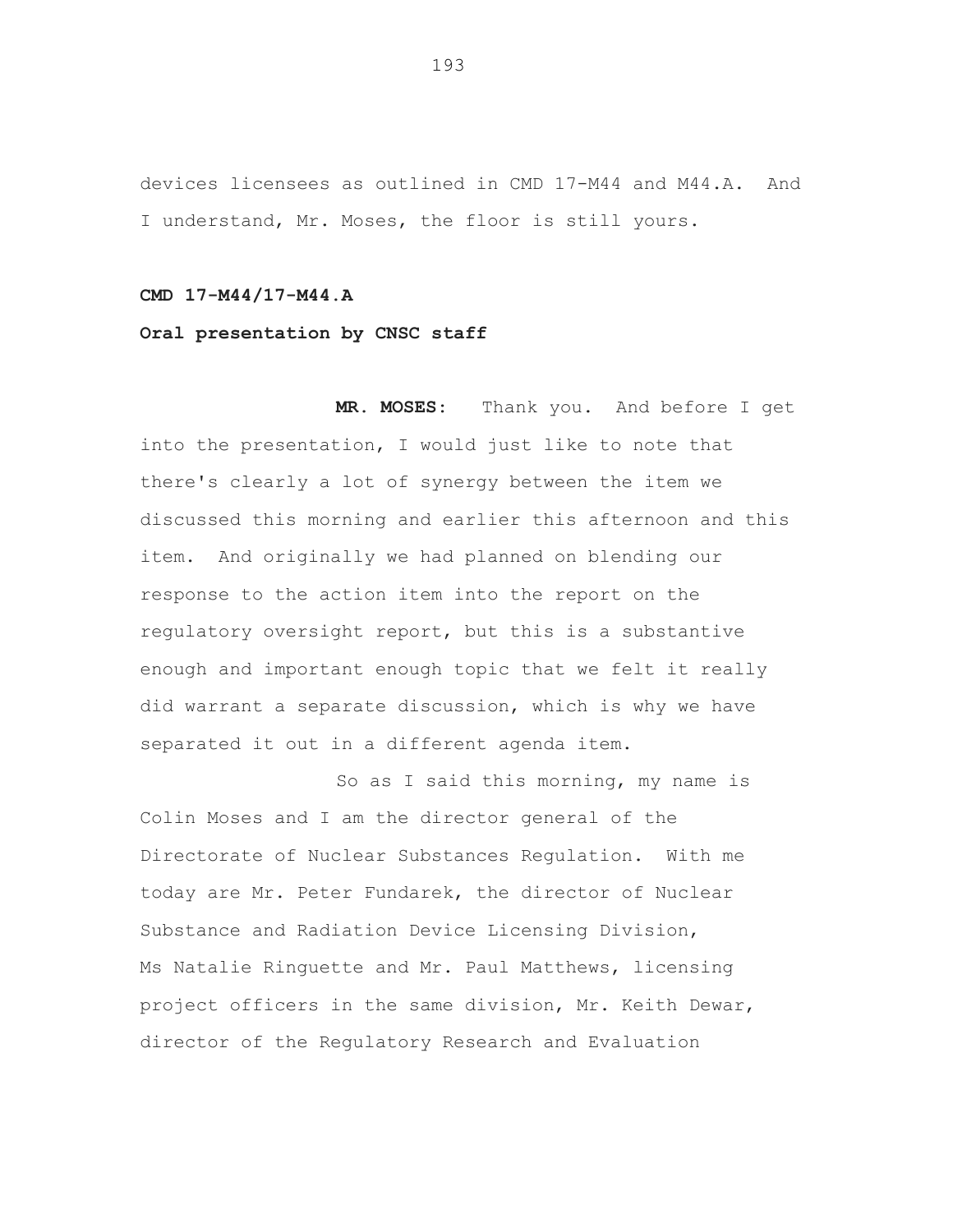devices licensees as outlined in CMD 17-M44 and M44.A. And I understand, Mr. Moses, the floor is still yours.

**CMD 17-M44/17-M44.A**

**Oral presentation by CNSC staff**

**MR. MOSES:** Thank you. And before I get into the presentation, I would just like to note that there's clearly a lot of synergy between the item we discussed this morning and earlier this afternoon and this item. And originally we had planned on blending our response to the action item into the report on the regulatory oversight report, but this is a substantive enough and important enough topic that we felt it really did warrant a separate discussion, which is why we have separated it out in a different agenda item.

So as I said this morning, my name is Colin Moses and I am the director general of the Directorate of Nuclear Substances Regulation. With me today are Mr. Peter Fundarek, the director of Nuclear Substance and Radiation Device Licensing Division, Ms Natalie Ringuette and Mr. Paul Matthews, licensing project officers in the same division, Mr. Keith Dewar, director of the Regulatory Research and Evaluation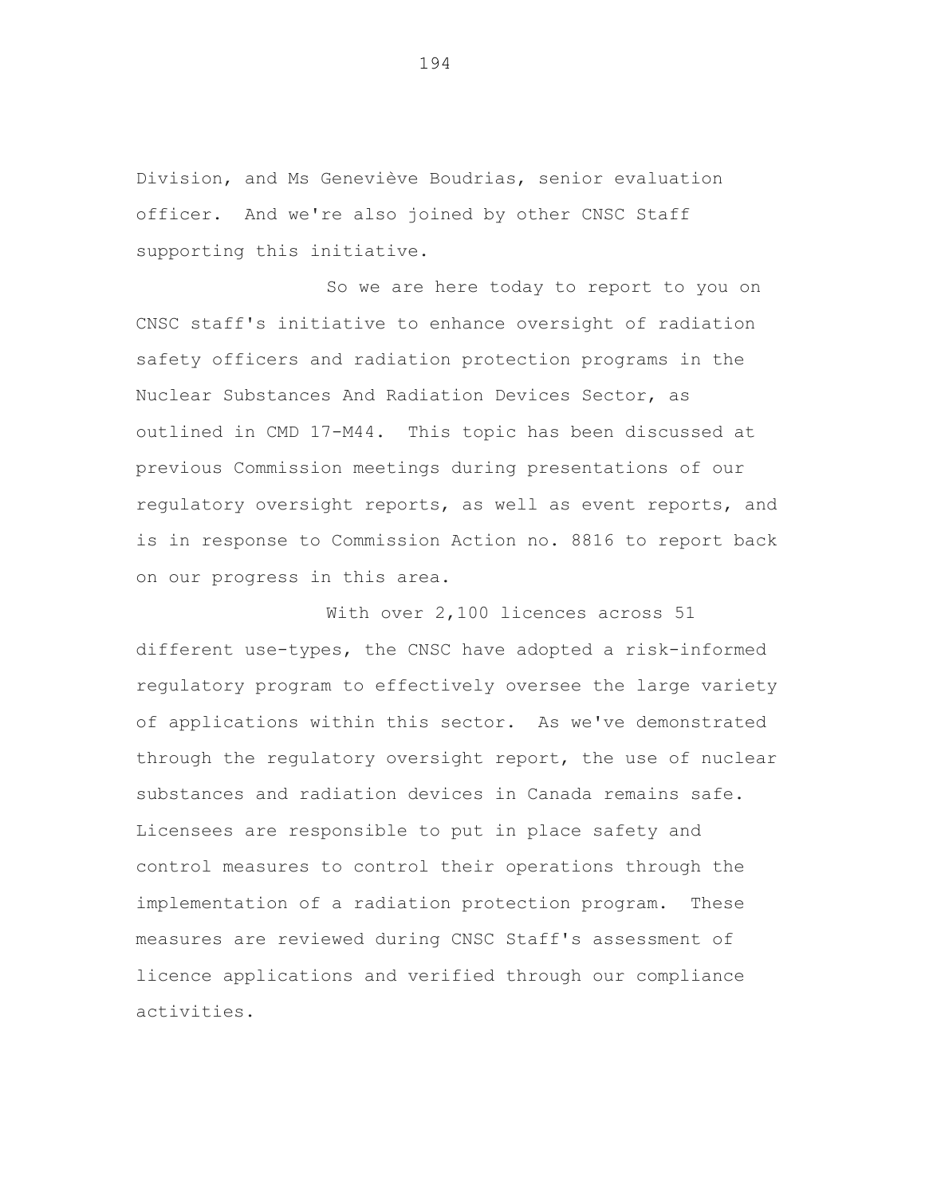Division, and Ms Geneviève Boudrias, senior evaluation officer. And we're also joined by other CNSC Staff supporting this initiative.

So we are here today to report to you on CNSC staff's initiative to enhance oversight of radiation safety officers and radiation protection programs in the Nuclear Substances And Radiation Devices Sector, as outlined in CMD 17-M44. This topic has been discussed at previous Commission meetings during presentations of our regulatory oversight reports, as well as event reports, and is in response to Commission Action no. 8816 to report back on our progress in this area.

With over 2,100 licences across 51 different use-types, the CNSC have adopted a risk-informed regulatory program to effectively oversee the large variety of applications within this sector. As we've demonstrated through the regulatory oversight report, the use of nuclear substances and radiation devices in Canada remains safe. Licensees are responsible to put in place safety and control measures to control their operations through the implementation of a radiation protection program. These measures are reviewed during CNSC Staff's assessment of licence applications and verified through our compliance activities.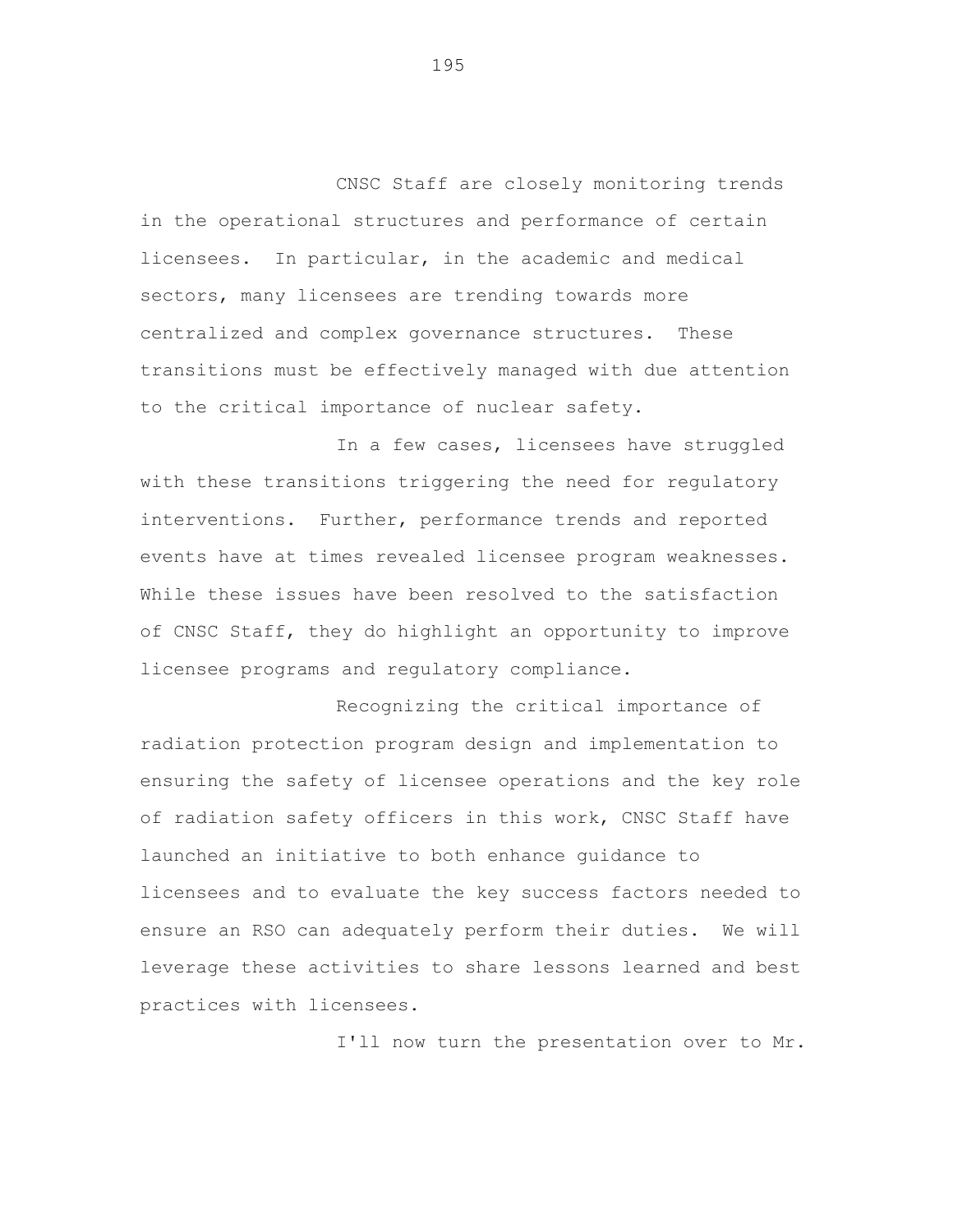CNSC Staff are closely monitoring trends in the operational structures and performance of certain licensees. In particular, in the academic and medical sectors, many licensees are trending towards more centralized and complex governance structures. These transitions must be effectively managed with due attention to the critical importance of nuclear safety.

In a few cases, licensees have struggled with these transitions triggering the need for regulatory interventions. Further, performance trends and reported events have at times revealed licensee program weaknesses. While these issues have been resolved to the satisfaction of CNSC Staff, they do highlight an opportunity to improve licensee programs and regulatory compliance.

Recognizing the critical importance of radiation protection program design and implementation to ensuring the safety of licensee operations and the key role of radiation safety officers in this work, CNSC Staff have launched an initiative to both enhance guidance to licensees and to evaluate the key success factors needed to ensure an RSO can adequately perform their duties. We will leverage these activities to share lessons learned and best practices with licensees.

I'll now turn the presentation over to Mr.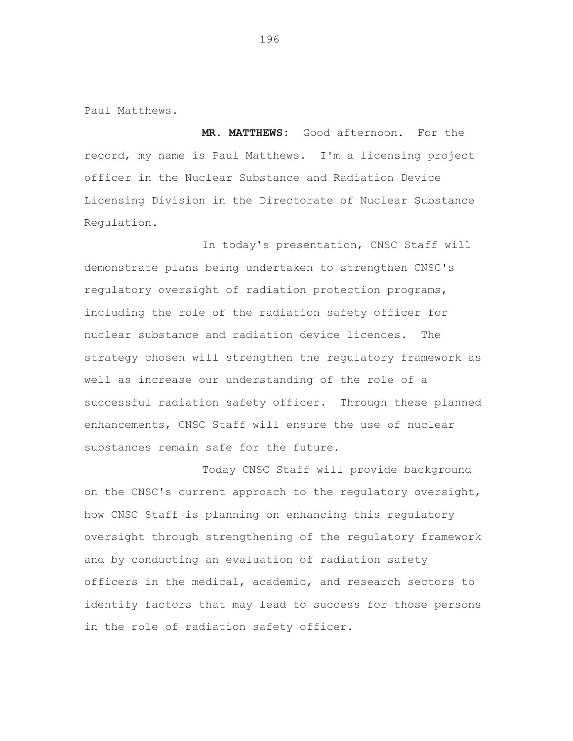Paul Matthews.

**MR. MATTHEWS:** Good afternoon. For the record, my name is Paul Matthews. I'm a licensing project officer in the Nuclear Substance and Radiation Device Licensing Division in the Directorate of Nuclear Substance Regulation.

In today's presentation, CNSC Staff will demonstrate plans being undertaken to strengthen CNSC's regulatory oversight of radiation protection programs, including the role of the radiation safety officer for nuclear substance and radiation device licences. The strategy chosen will strengthen the regulatory framework as well as increase our understanding of the role of a successful radiation safety officer. Through these planned enhancements, CNSC Staff will ensure the use of nuclear substances remain safe for the future.

Today CNSC Staff will provide background on the CNSC's current approach to the regulatory oversight, how CNSC Staff is planning on enhancing this regulatory oversight through strengthening of the regulatory framework and by conducting an evaluation of radiation safety officers in the medical, academic, and research sectors to identify factors that may lead to success for those persons in the role of radiation safety officer.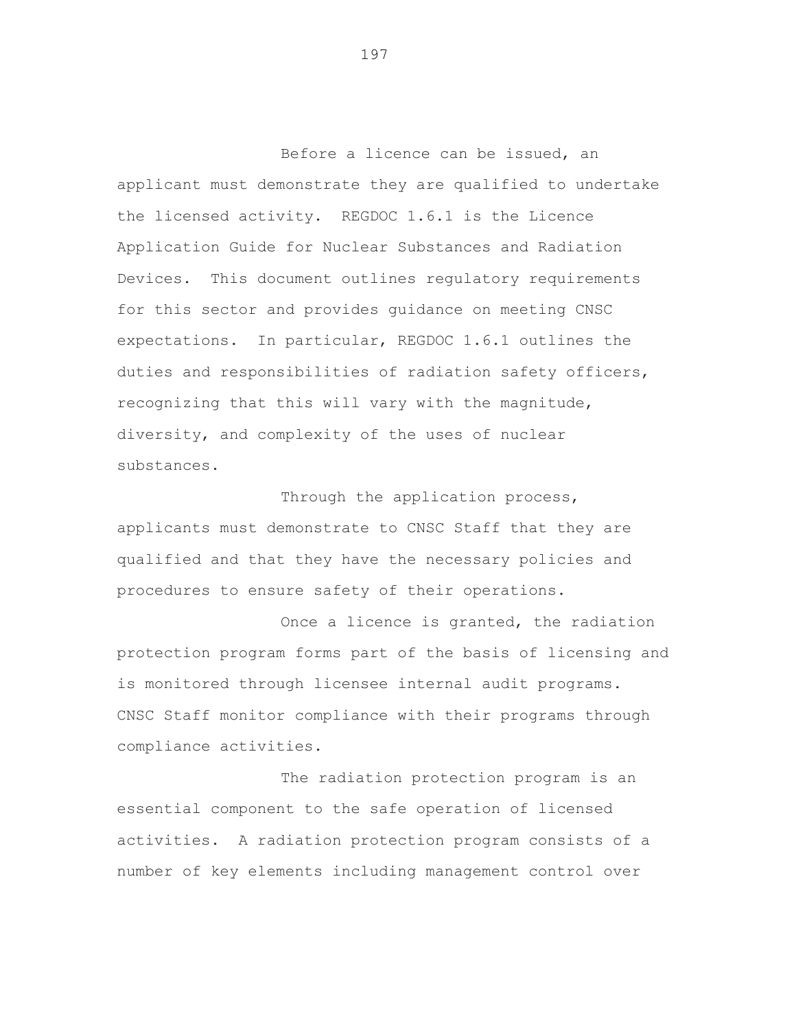Before a licence can be issued, an applicant must demonstrate they are qualified to undertake the licensed activity. REGDOC 1.6.1 is the Licence Application Guide for Nuclear Substances and Radiation Devices. This document outlines regulatory requirements for this sector and provides guidance on meeting CNSC expectations. In particular, REGDOC 1.6.1 outlines the duties and responsibilities of radiation safety officers, recognizing that this will vary with the magnitude, diversity, and complexity of the uses of nuclear substances.

Through the application process, applicants must demonstrate to CNSC Staff that they are qualified and that they have the necessary policies and procedures to ensure safety of their operations.

Once a licence is granted, the radiation protection program forms part of the basis of licensing and is monitored through licensee internal audit programs. CNSC Staff monitor compliance with their programs through compliance activities.

The radiation protection program is an essential component to the safe operation of licensed activities. A radiation protection program consists of a number of key elements including management control over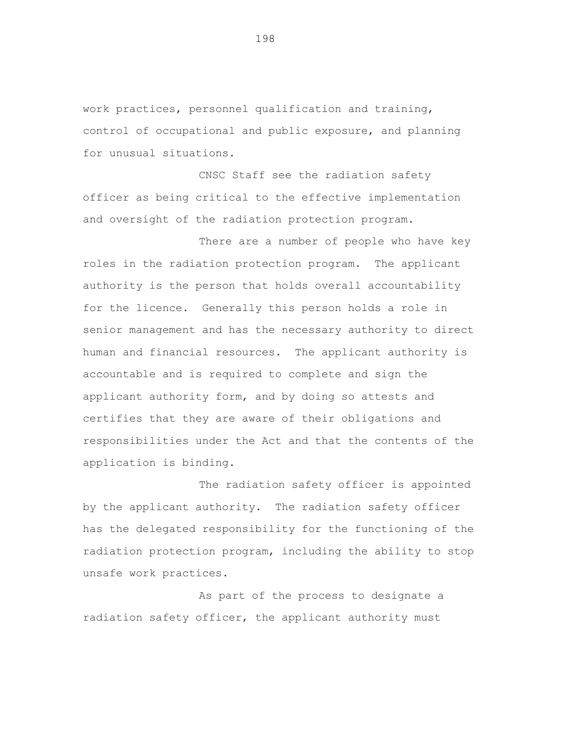work practices, personnel qualification and training, control of occupational and public exposure, and planning for unusual situations.

CNSC Staff see the radiation safety officer as being critical to the effective implementation and oversight of the radiation protection program.

There are a number of people who have key roles in the radiation protection program. The applicant authority is the person that holds overall accountability for the licence. Generally this person holds a role in senior management and has the necessary authority to direct human and financial resources. The applicant authority is accountable and is required to complete and sign the applicant authority form, and by doing so attests and certifies that they are aware of their obligations and responsibilities under the Act and that the contents of the application is binding.

The radiation safety officer is appointed by the applicant authority. The radiation safety officer has the delegated responsibility for the functioning of the radiation protection program, including the ability to stop unsafe work practices.

As part of the process to designate a radiation safety officer, the applicant authority must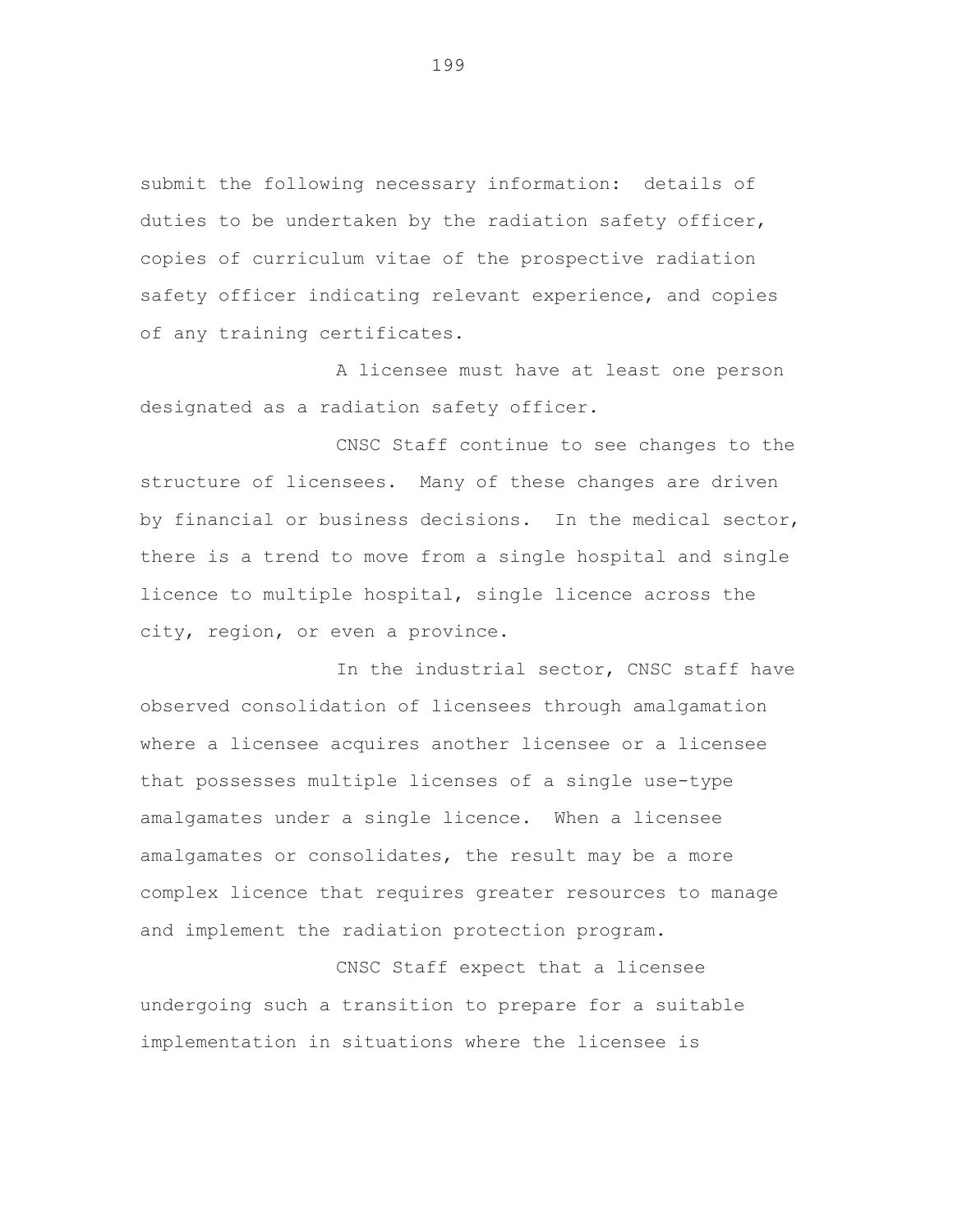submit the following necessary information: details of duties to be undertaken by the radiation safety officer, copies of curriculum vitae of the prospective radiation safety officer indicating relevant experience, and copies of any training certificates.

A licensee must have at least one person designated as a radiation safety officer.

CNSC Staff continue to see changes to the structure of licensees. Many of these changes are driven by financial or business decisions. In the medical sector, there is a trend to move from a single hospital and single licence to multiple hospital, single licence across the city, region, or even a province.

In the industrial sector, CNSC staff have observed consolidation of licensees through amalgamation where a licensee acquires another licensee or a licensee that possesses multiple licenses of a single use-type amalgamates under a single licence. When a licensee amalgamates or consolidates, the result may be a more complex licence that requires greater resources to manage and implement the radiation protection program.

CNSC Staff expect that a licensee undergoing such a transition to prepare for a suitable implementation in situations where the licensee is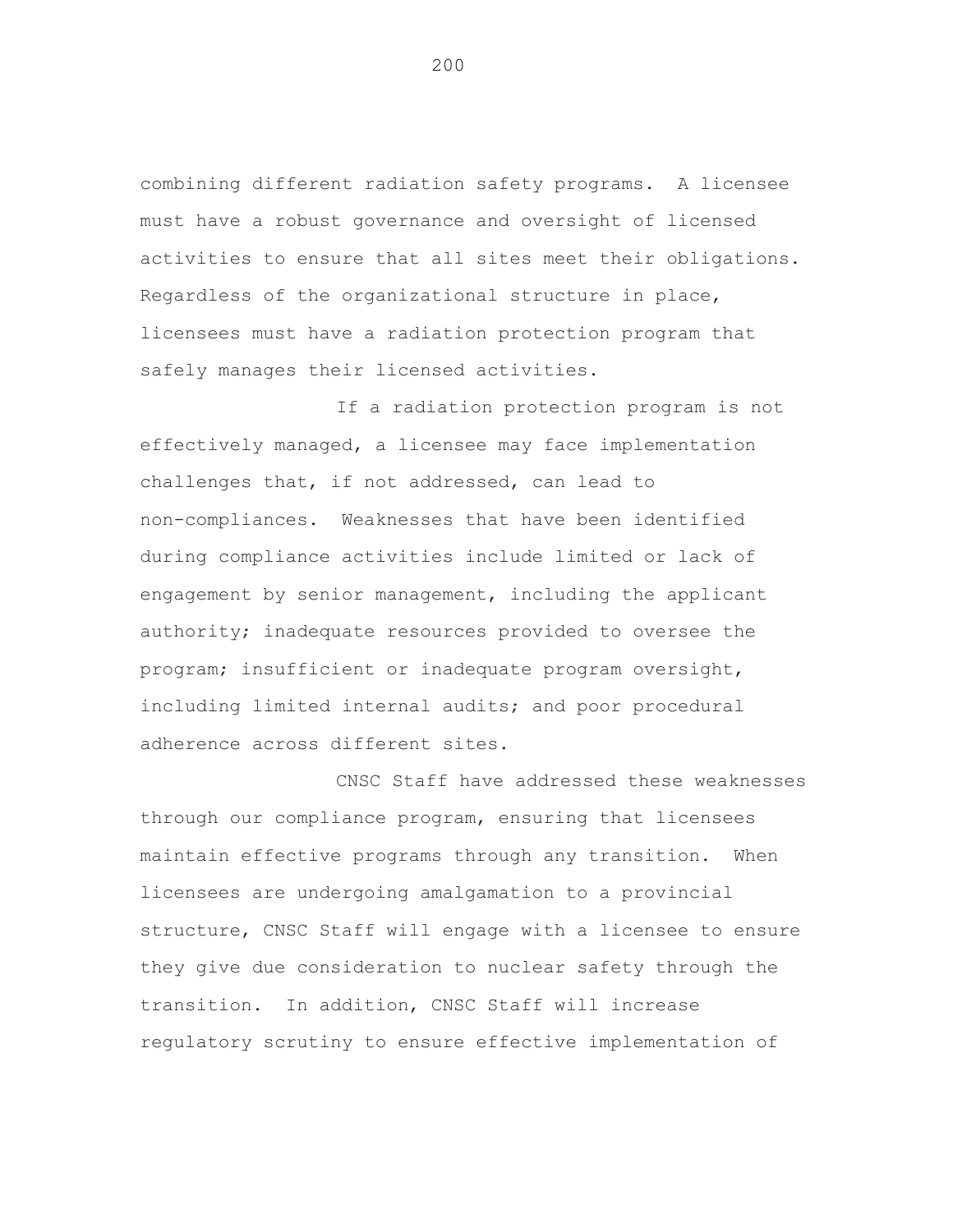combining different radiation safety programs. A licensee must have a robust governance and oversight of licensed activities to ensure that all sites meet their obligations. Regardless of the organizational structure in place, licensees must have a radiation protection program that safely manages their licensed activities.

If a radiation protection program is not effectively managed, a licensee may face implementation challenges that, if not addressed, can lead to non-compliances. Weaknesses that have been identified during compliance activities include limited or lack of engagement by senior management, including the applicant authority; inadequate resources provided to oversee the program; insufficient or inadequate program oversight, including limited internal audits; and poor procedural adherence across different sites.

CNSC Staff have addressed these weaknesses through our compliance program, ensuring that licensees maintain effective programs through any transition. When licensees are undergoing amalgamation to a provincial structure, CNSC Staff will engage with a licensee to ensure they give due consideration to nuclear safety through the transition. In addition, CNSC Staff will increase regulatory scrutiny to ensure effective implementation of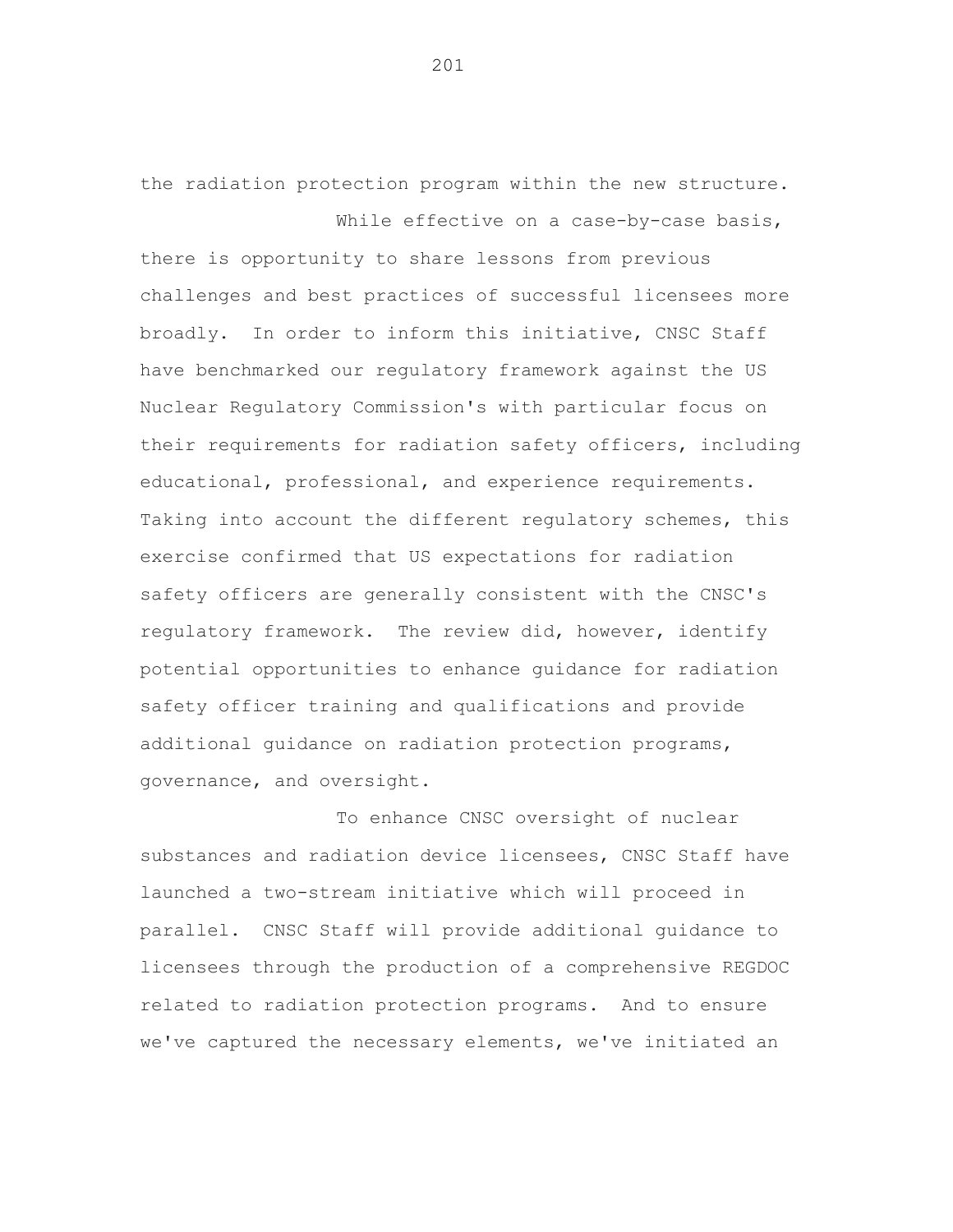the radiation protection program within the new structure.

While effective on a case-by-case basis, there is opportunity to share lessons from previous challenges and best practices of successful licensees more broadly. In order to inform this initiative, CNSC Staff have benchmarked our regulatory framework against the US Nuclear Regulatory Commission's with particular focus on their requirements for radiation safety officers, including educational, professional, and experience requirements. Taking into account the different regulatory schemes, this exercise confirmed that US expectations for radiation safety officers are generally consistent with the CNSC's regulatory framework. The review did, however, identify potential opportunities to enhance guidance for radiation safety officer training and qualifications and provide additional guidance on radiation protection programs, governance, and oversight.

To enhance CNSC oversight of nuclear substances and radiation device licensees, CNSC Staff have launched a two-stream initiative which will proceed in parallel. CNSC Staff will provide additional guidance to licensees through the production of a comprehensive REGDOC related to radiation protection programs. And to ensure we've captured the necessary elements, we've initiated an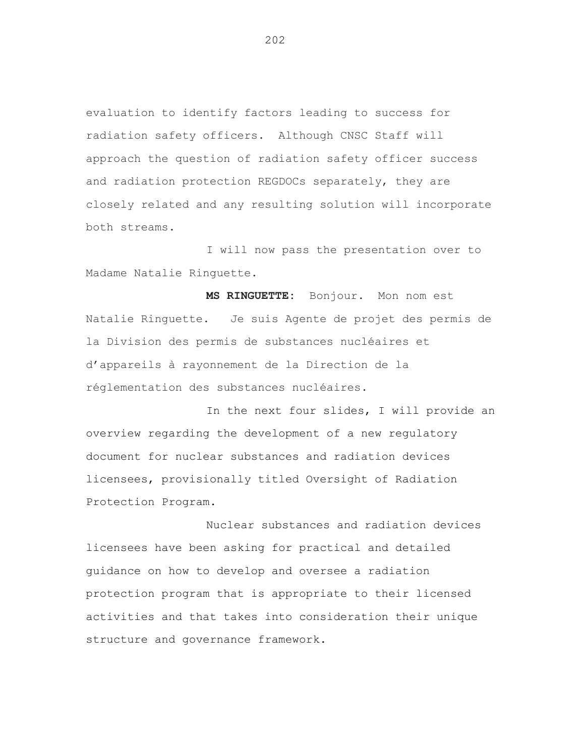evaluation to identify factors leading to success for radiation safety officers. Although CNSC Staff will approach the question of radiation safety officer success and radiation protection REGDOCs separately, they are closely related and any resulting solution will incorporate both streams.

I will now pass the presentation over to Madame Natalie Ringuette.

**MS RINGUETTE:** Bonjour. Mon nom est Natalie Ringuette. Je suis Agente de projet des permis de la Division des permis de substances nucléaires et d'appareils à rayonnement de la Direction de la réglementation des substances nucléaires.

In the next four slides, I will provide an overview regarding the development of a new regulatory document for nuclear substances and radiation devices licensees, provisionally titled Oversight of Radiation Protection Program.

Nuclear substances and radiation devices licensees have been asking for practical and detailed guidance on how to develop and oversee a radiation protection program that is appropriate to their licensed activities and that takes into consideration their unique structure and governance framework.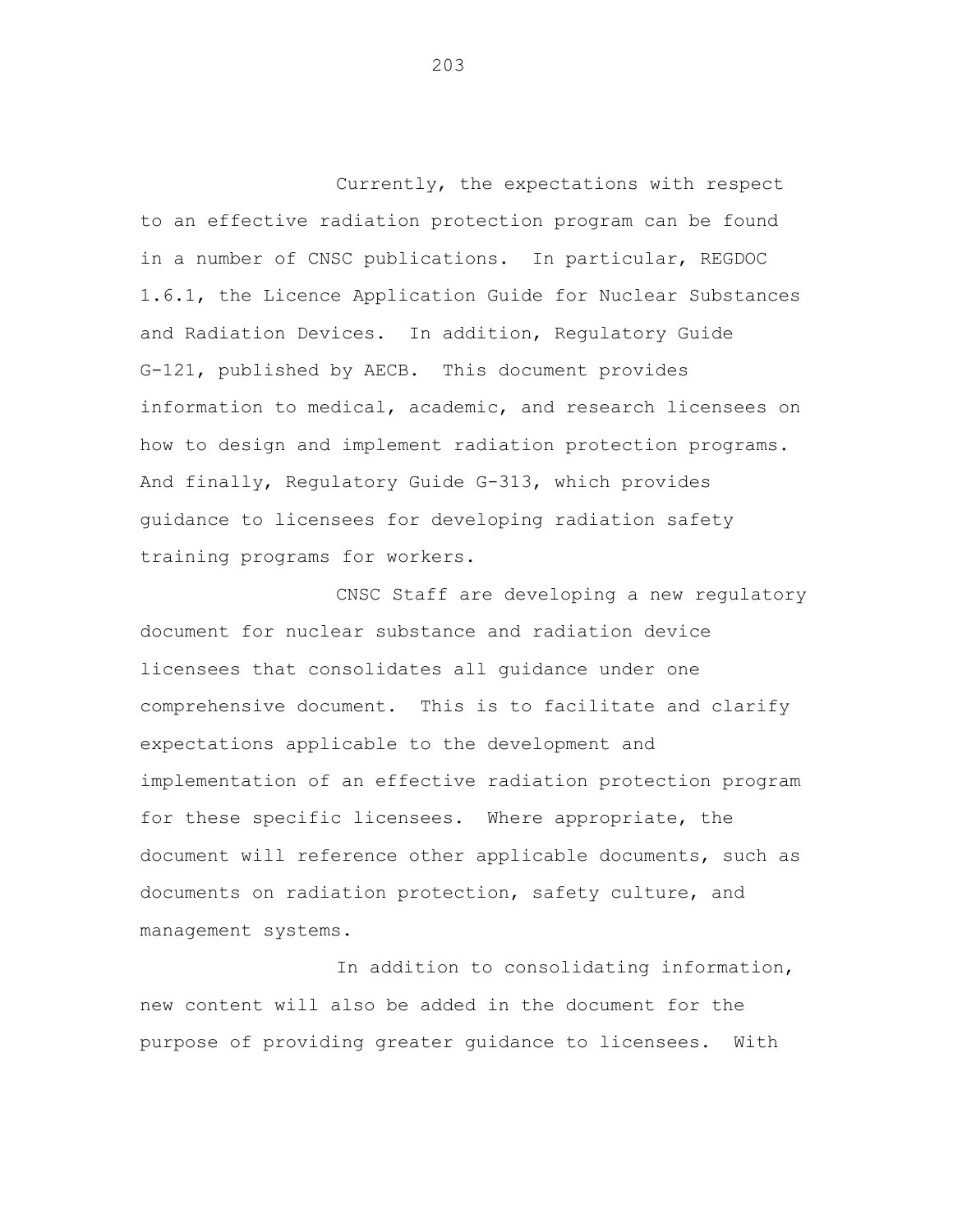Currently, the expectations with respect to an effective radiation protection program can be found in a number of CNSC publications. In particular, REGDOC 1.6.1, the Licence Application Guide for Nuclear Substances and Radiation Devices. In addition, Regulatory Guide G-121, published by AECB. This document provides information to medical, academic, and research licensees on how to design and implement radiation protection programs. And finally, Regulatory Guide G-313, which provides guidance to licensees for developing radiation safety training programs for workers.

CNSC Staff are developing a new regulatory document for nuclear substance and radiation device licensees that consolidates all guidance under one comprehensive document. This is to facilitate and clarify expectations applicable to the development and implementation of an effective radiation protection program for these specific licensees. Where appropriate, the document will reference other applicable documents, such as documents on radiation protection, safety culture, and management systems.

In addition to consolidating information, new content will also be added in the document for the purpose of providing greater guidance to licensees. With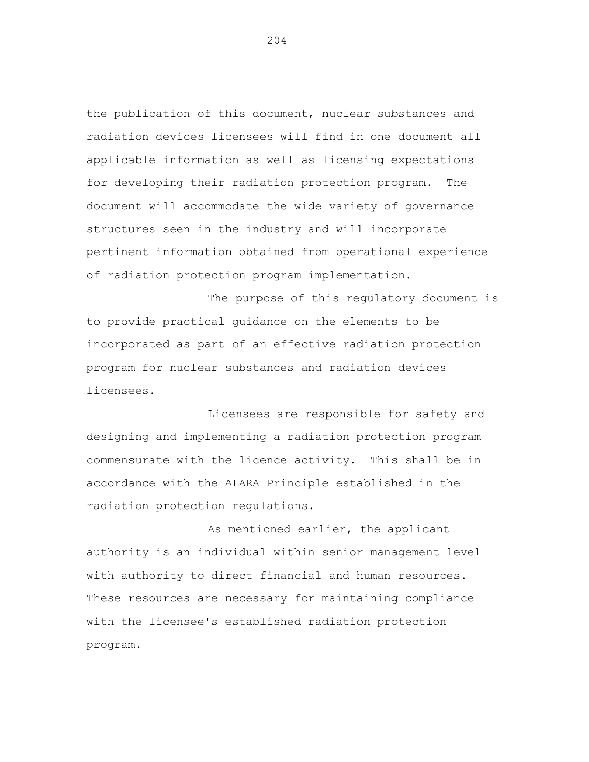the publication of this document, nuclear substances and radiation devices licensees will find in one document all applicable information as well as licensing expectations for developing their radiation protection program. The document will accommodate the wide variety of governance structures seen in the industry and will incorporate pertinent information obtained from operational experience of radiation protection program implementation.

The purpose of this regulatory document is to provide practical guidance on the elements to be incorporated as part of an effective radiation protection program for nuclear substances and radiation devices licensees.

Licensees are responsible for safety and designing and implementing a radiation protection program commensurate with the licence activity. This shall be in accordance with the ALARA Principle established in the radiation protection regulations.

As mentioned earlier, the applicant authority is an individual within senior management level with authority to direct financial and human resources. These resources are necessary for maintaining compliance with the licensee's established radiation protection program.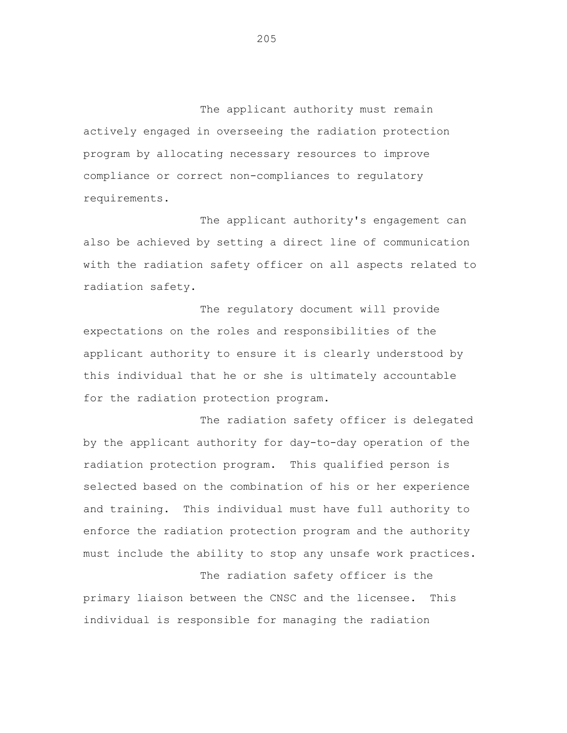The applicant authority must remain actively engaged in overseeing the radiation protection program by allocating necessary resources to improve compliance or correct non-compliances to regulatory requirements.

The applicant authority's engagement can also be achieved by setting a direct line of communication with the radiation safety officer on all aspects related to radiation safety.

The regulatory document will provide expectations on the roles and responsibilities of the applicant authority to ensure it is clearly understood by this individual that he or she is ultimately accountable for the radiation protection program.

The radiation safety officer is delegated by the applicant authority for day-to-day operation of the radiation protection program. This qualified person is selected based on the combination of his or her experience and training. This individual must have full authority to enforce the radiation protection program and the authority must include the ability to stop any unsafe work practices.

The radiation safety officer is the primary liaison between the CNSC and the licensee. This individual is responsible for managing the radiation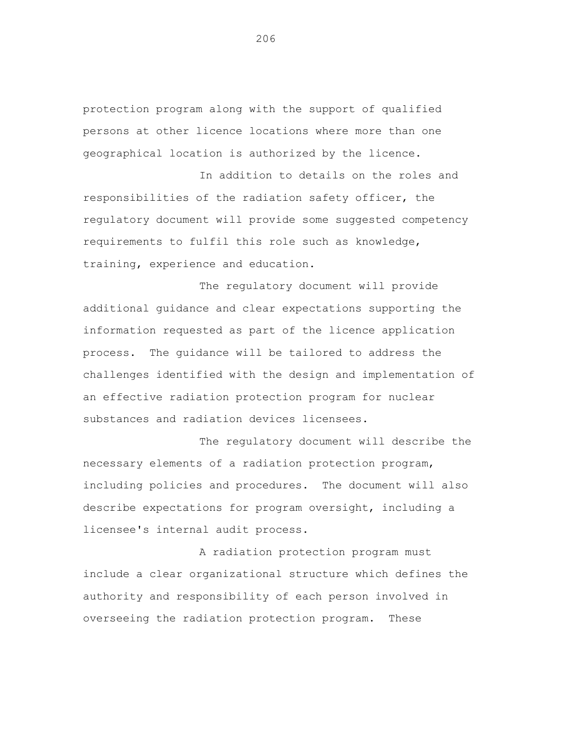protection program along with the support of qualified persons at other licence locations where more than one geographical location is authorized by the licence.

In addition to details on the roles and responsibilities of the radiation safety officer, the regulatory document will provide some suggested competency requirements to fulfil this role such as knowledge, training, experience and education.

The regulatory document will provide additional guidance and clear expectations supporting the information requested as part of the licence application process. The guidance will be tailored to address the challenges identified with the design and implementation of an effective radiation protection program for nuclear substances and radiation devices licensees.

The regulatory document will describe the necessary elements of a radiation protection program, including policies and procedures. The document will also describe expectations for program oversight, including a licensee's internal audit process.

A radiation protection program must include a clear organizational structure which defines the authority and responsibility of each person involved in overseeing the radiation protection program. These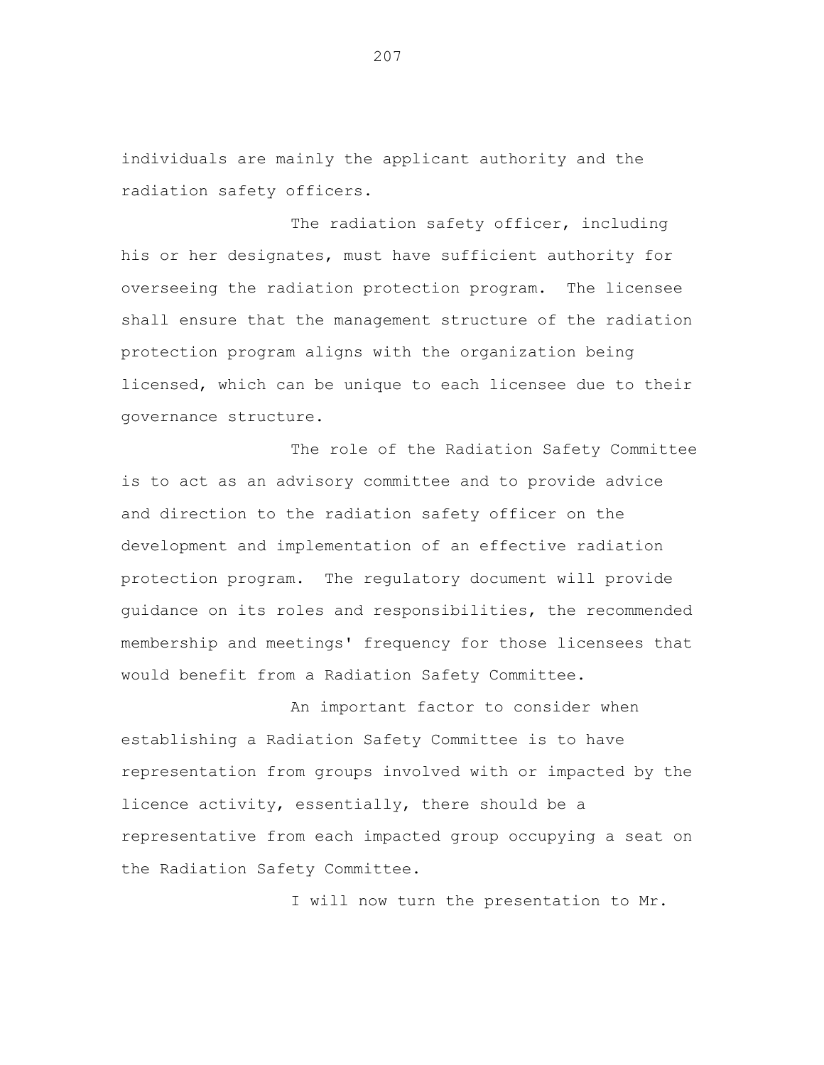individuals are mainly the applicant authority and the radiation safety officers.

The radiation safety officer, including his or her designates, must have sufficient authority for overseeing the radiation protection program. The licensee shall ensure that the management structure of the radiation protection program aligns with the organization being licensed, which can be unique to each licensee due to their governance structure.

The role of the Radiation Safety Committee is to act as an advisory committee and to provide advice and direction to the radiation safety officer on the development and implementation of an effective radiation protection program. The regulatory document will provide guidance on its roles and responsibilities, the recommended membership and meetings' frequency for those licensees that would benefit from a Radiation Safety Committee.

An important factor to consider when establishing a Radiation Safety Committee is to have representation from groups involved with or impacted by the licence activity, essentially, there should be a representative from each impacted group occupying a seat on the Radiation Safety Committee.

I will now turn the presentation to Mr.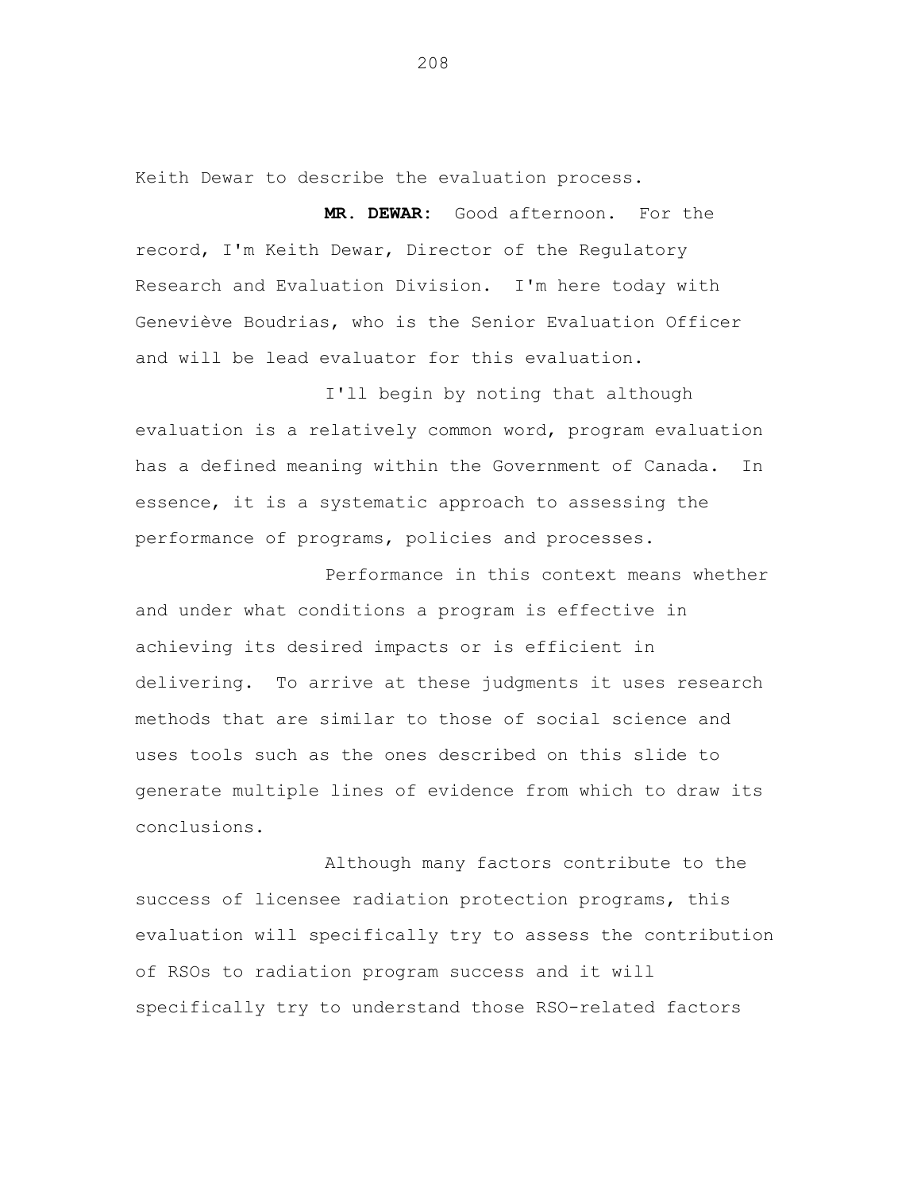Keith Dewar to describe the evaluation process.

**MR. DEWAR:** Good afternoon. For the record, I'm Keith Dewar, Director of the Regulatory Research and Evaluation Division. I'm here today with Geneviève Boudrias, who is the Senior Evaluation Officer and will be lead evaluator for this evaluation.

I'll begin by noting that although evaluation is a relatively common word, program evaluation has a defined meaning within the Government of Canada. In essence, it is a systematic approach to assessing the performance of programs, policies and processes.

Performance in this context means whether and under what conditions a program is effective in achieving its desired impacts or is efficient in delivering. To arrive at these judgments it uses research methods that are similar to those of social science and uses tools such as the ones described on this slide to generate multiple lines of evidence from which to draw its conclusions.

Although many factors contribute to the success of licensee radiation protection programs, this evaluation will specifically try to assess the contribution of RSOs to radiation program success and it will specifically try to understand those RSO-related factors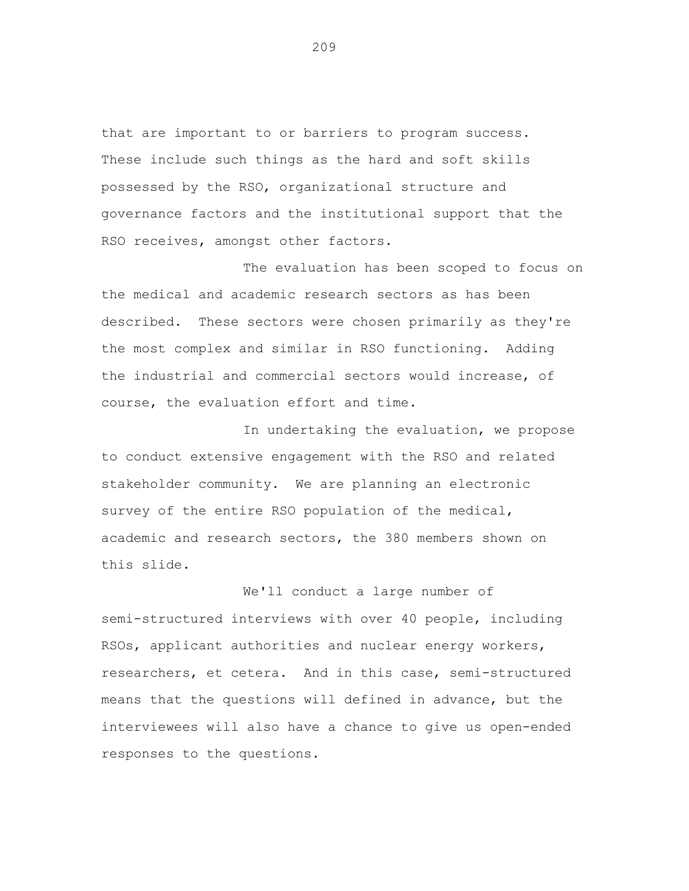that are important to or barriers to program success. These include such things as the hard and soft skills possessed by the RSO, organizational structure and governance factors and the institutional support that the RSO receives, amongst other factors.

The evaluation has been scoped to focus on the medical and academic research sectors as has been described. These sectors were chosen primarily as they're the most complex and similar in RSO functioning. Adding the industrial and commercial sectors would increase, of course, the evaluation effort and time.

In undertaking the evaluation, we propose to conduct extensive engagement with the RSO and related stakeholder community. We are planning an electronic survey of the entire RSO population of the medical, academic and research sectors, the 380 members shown on this slide.

We'll conduct a large number of semi-structured interviews with over 40 people, including RSOs, applicant authorities and nuclear energy workers, researchers, et cetera. And in this case, semi-structured means that the questions will defined in advance, but the interviewees will also have a chance to give us open-ended responses to the questions.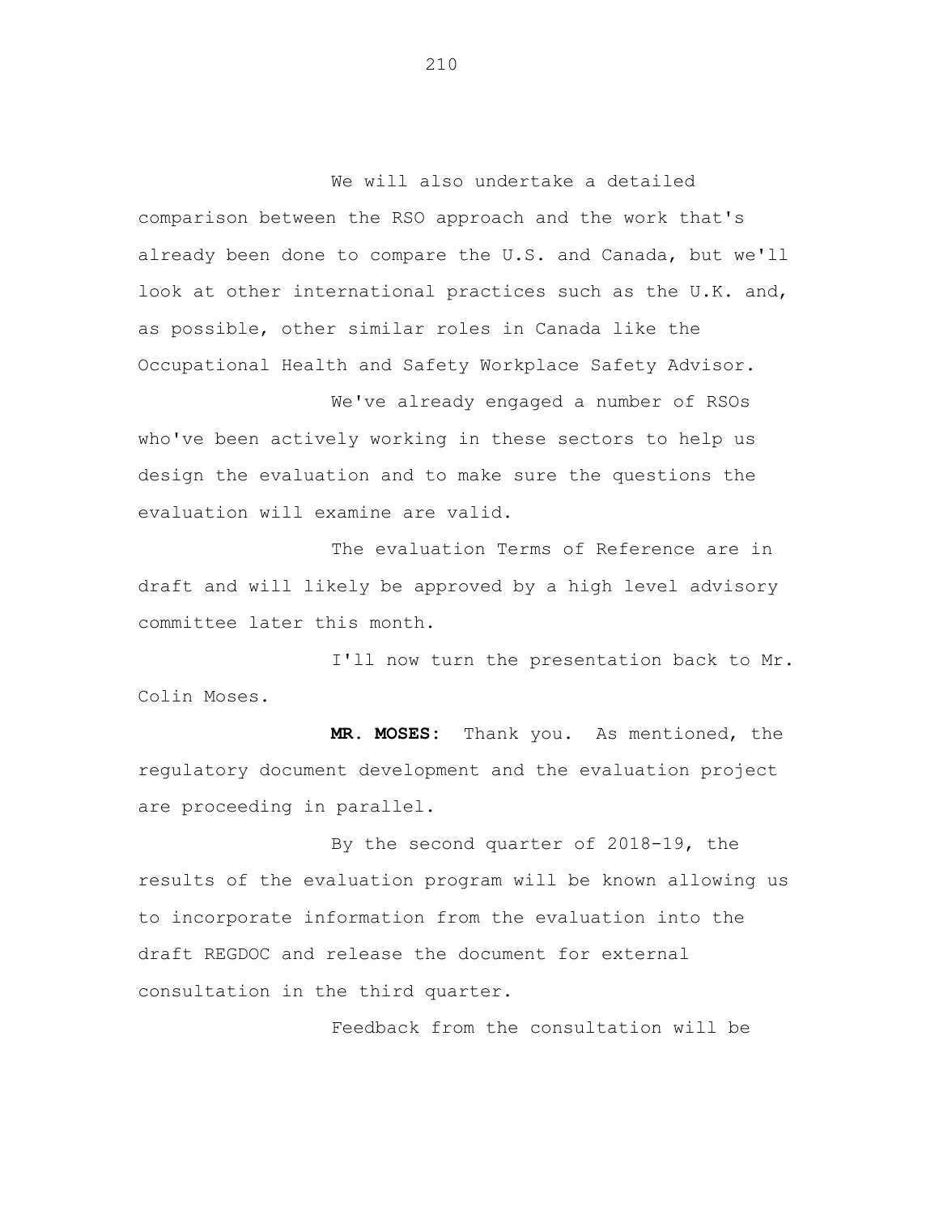We will also undertake a detailed comparison between the RSO approach and the work that's already been done to compare the U.S. and Canada, but we'll look at other international practices such as the U.K. and, as possible, other similar roles in Canada like the Occupational Health and Safety Workplace Safety Advisor.

We've already engaged a number of RSOs who've been actively working in these sectors to help us design the evaluation and to make sure the questions the evaluation will examine are valid.

The evaluation Terms of Reference are in draft and will likely be approved by a high level advisory committee later this month.

I'll now turn the presentation back to Mr. Colin Moses.

**MR. MOSES:** Thank you. As mentioned, the regulatory document development and the evaluation project are proceeding in parallel.

By the second quarter of 2018-19, the results of the evaluation program will be known allowing us to incorporate information from the evaluation into the draft REGDOC and release the document for external consultation in the third quarter.

Feedback from the consultation will be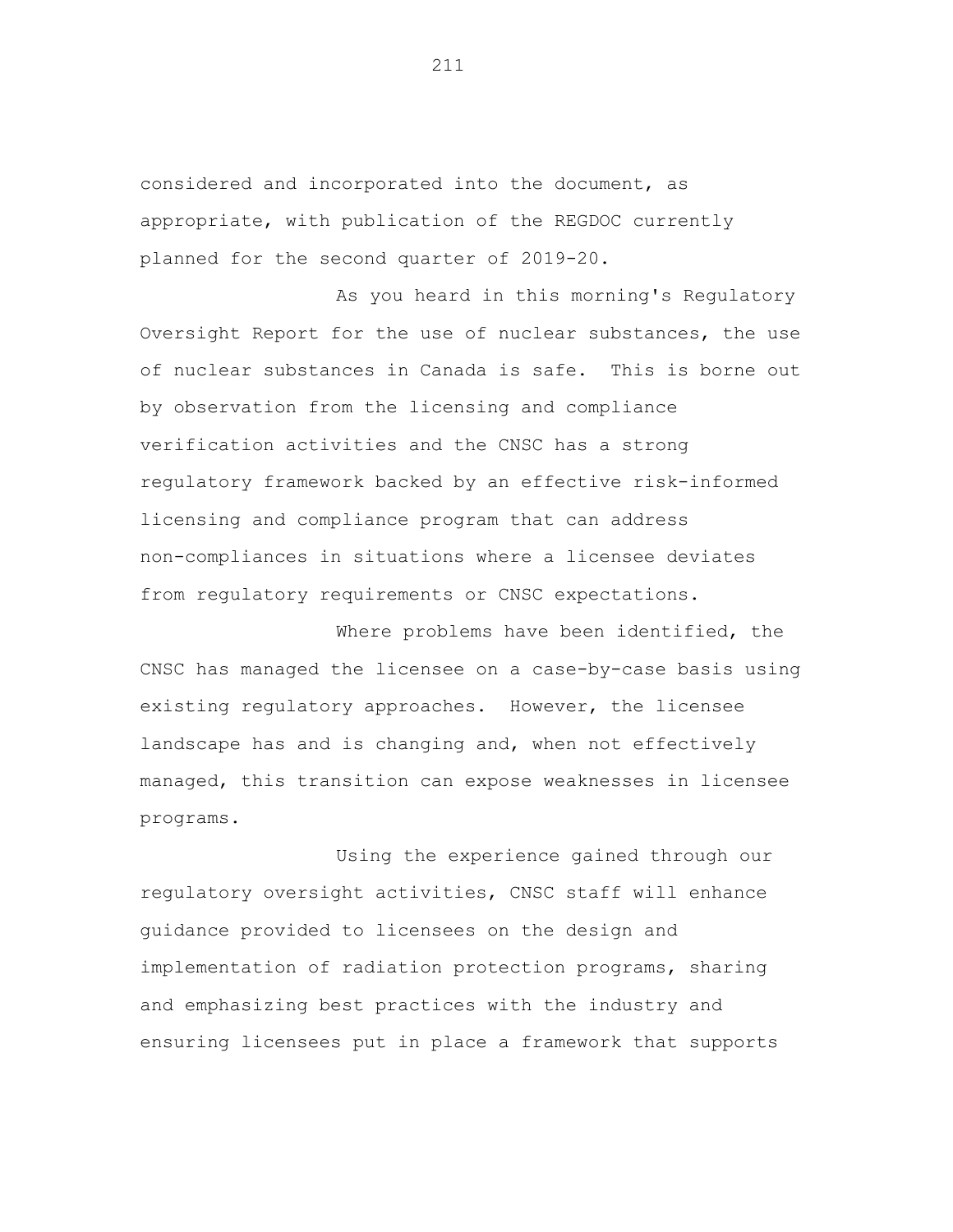considered and incorporated into the document, as appropriate, with publication of the REGDOC currently planned for the second quarter of 2019-20.

As you heard in this morning's Regulatory Oversight Report for the use of nuclear substances, the use of nuclear substances in Canada is safe. This is borne out by observation from the licensing and compliance verification activities and the CNSC has a strong regulatory framework backed by an effective risk-informed licensing and compliance program that can address non-compliances in situations where a licensee deviates from regulatory requirements or CNSC expectations.

Where problems have been identified, the CNSC has managed the licensee on a case-by-case basis using existing regulatory approaches. However, the licensee landscape has and is changing and, when not effectively managed, this transition can expose weaknesses in licensee programs.

Using the experience gained through our regulatory oversight activities, CNSC staff will enhance guidance provided to licensees on the design and implementation of radiation protection programs, sharing and emphasizing best practices with the industry and ensuring licensees put in place a framework that supports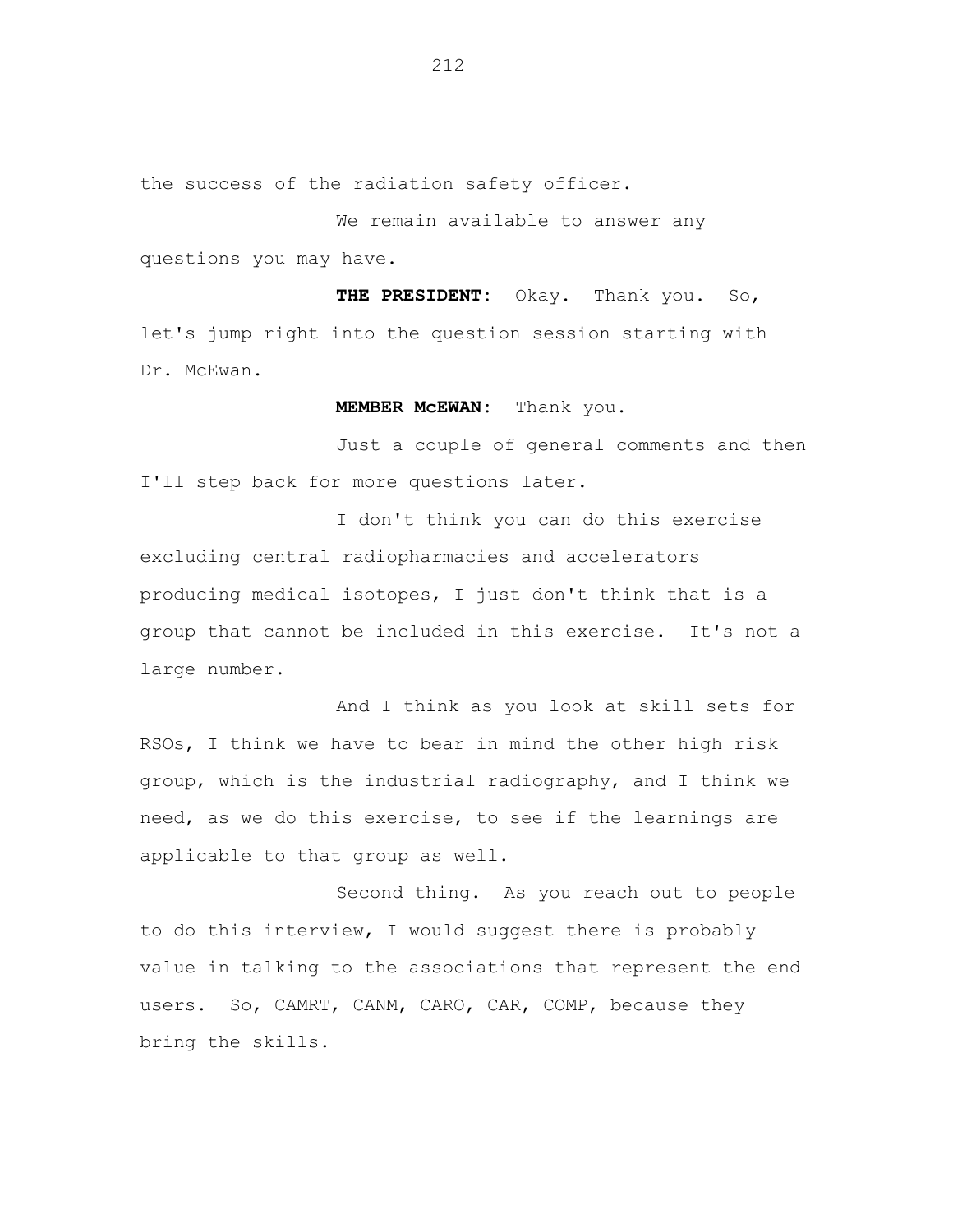the success of the radiation safety officer.

We remain available to answer any questions you may have.

**THE PRESIDENT:** Okay. Thank you. So, let's jump right into the question session starting with Dr. McEwan.

**MEMBER McEWAN:** Thank you.

Just a couple of general comments and then I'll step back for more questions later.

I don't think you can do this exercise excluding central radiopharmacies and accelerators producing medical isotopes, I just don't think that is a group that cannot be included in this exercise. It's not a large number.

And I think as you look at skill sets for RSOs, I think we have to bear in mind the other high risk group, which is the industrial radiography, and I think we need, as we do this exercise, to see if the learnings are applicable to that group as well.

Second thing. As you reach out to people to do this interview, I would suggest there is probably value in talking to the associations that represent the end users. So, CAMRT, CANM, CARO, CAR, COMP, because they bring the skills.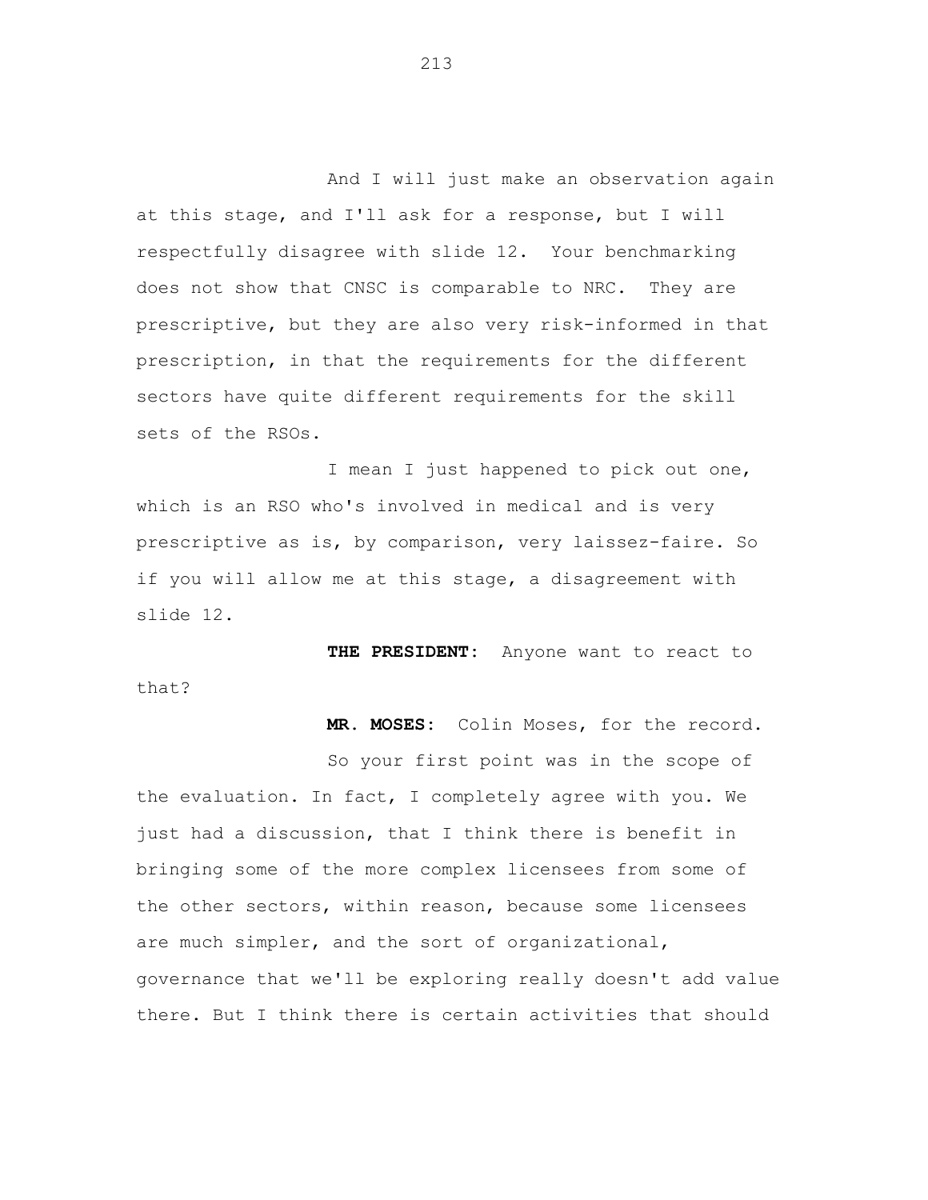And I will just make an observation again at this stage, and I'll ask for a response, but I will respectfully disagree with slide 12. Your benchmarking does not show that CNSC is comparable to NRC. They are prescriptive, but they are also very risk-informed in that prescription, in that the requirements for the different sectors have quite different requirements for the skill sets of the RSOs.

I mean I just happened to pick out one, which is an RSO who's involved in medical and is very prescriptive as is, by comparison, very laissez-faire. So if you will allow me at this stage, a disagreement with slide 12.

**THE PRESIDENT:** Anyone want to react to that?

**MR. MOSES:** Colin Moses, for the record.

So your first point was in the scope of the evaluation. In fact, I completely agree with you. We just had a discussion, that I think there is benefit in bringing some of the more complex licensees from some of the other sectors, within reason, because some licensees are much simpler, and the sort of organizational, governance that we'll be exploring really doesn't add value there. But I think there is certain activities that should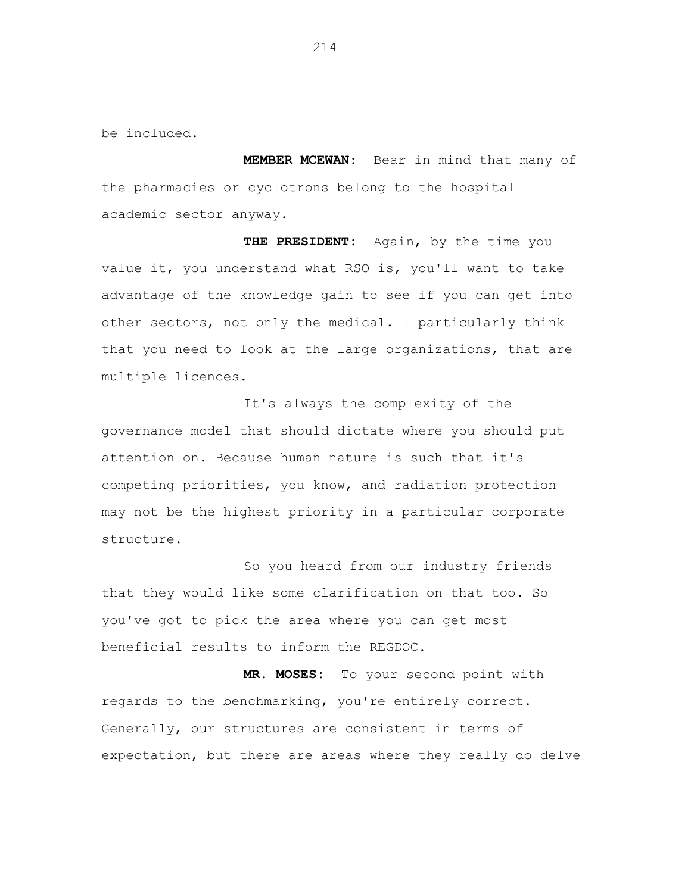be included.

**MEMBER MCEWAN:** Bear in mind that many of the pharmacies or cyclotrons belong to the hospital academic sector anyway.

**THE PRESIDENT:** Again, by the time you value it, you understand what RSO is, you'll want to take advantage of the knowledge gain to see if you can get into other sectors, not only the medical. I particularly think that you need to look at the large organizations, that are multiple licences.

It's always the complexity of the governance model that should dictate where you should put attention on. Because human nature is such that it's competing priorities, you know, and radiation protection may not be the highest priority in a particular corporate structure.

So you heard from our industry friends that they would like some clarification on that too. So you've got to pick the area where you can get most beneficial results to inform the REGDOC.

**MR. MOSES:** To your second point with regards to the benchmarking, you're entirely correct. Generally, our structures are consistent in terms of expectation, but there are areas where they really do delve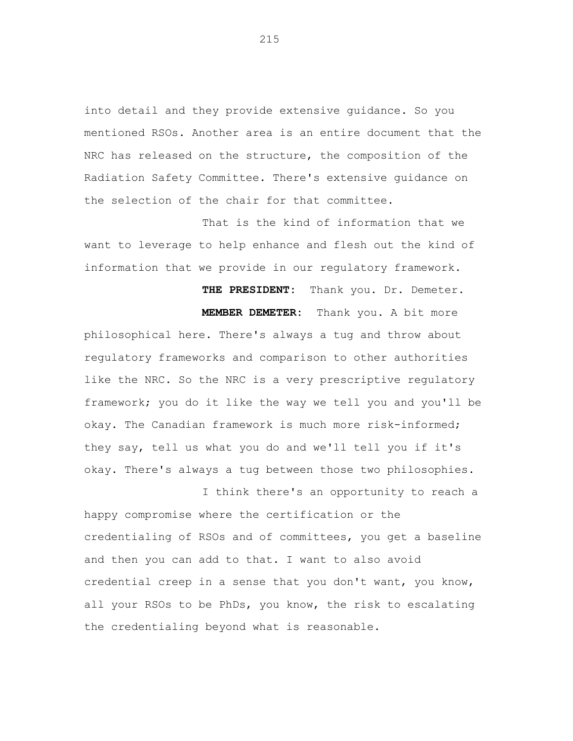into detail and they provide extensive guidance. So you mentioned RSOs. Another area is an entire document that the NRC has released on the structure, the composition of the Radiation Safety Committee. There's extensive guidance on the selection of the chair for that committee.

That is the kind of information that we want to leverage to help enhance and flesh out the kind of information that we provide in our regulatory framework.

**THE PRESIDENT:** Thank you. Dr. Demeter.

**MEMBER DEMETER:** Thank you. A bit more philosophical here. There's always a tug and throw about regulatory frameworks and comparison to other authorities like the NRC. So the NRC is a very prescriptive regulatory framework; you do it like the way we tell you and you'll be okay. The Canadian framework is much more risk-informed; they say, tell us what you do and we'll tell you if it's okay. There's always a tug between those two philosophies.

I think there's an opportunity to reach a happy compromise where the certification or the credentialing of RSOs and of committees, you get a baseline and then you can add to that. I want to also avoid credential creep in a sense that you don't want, you know, all your RSOs to be PhDs, you know, the risk to escalating the credentialing beyond what is reasonable.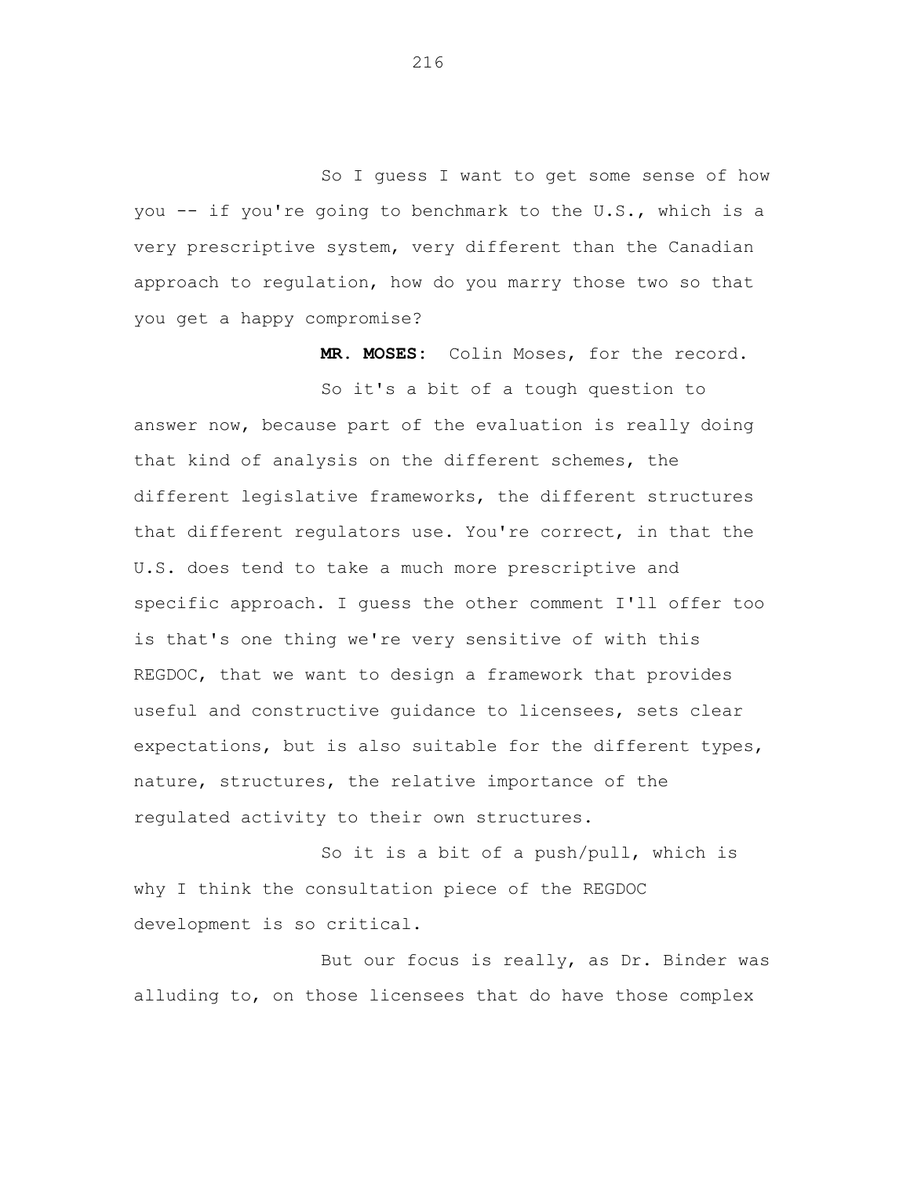So I guess I want to get some sense of how you -- if you're going to benchmark to the U.S., which is a very prescriptive system, very different than the Canadian approach to regulation, how do you marry those two so that you get a happy compromise?

**MR. MOSES:** Colin Moses, for the record.

So it's a bit of a tough question to answer now, because part of the evaluation is really doing that kind of analysis on the different schemes, the different legislative frameworks, the different structures that different regulators use. You're correct, in that the U.S. does tend to take a much more prescriptive and specific approach. I guess the other comment I'll offer too is that's one thing we're very sensitive of with this REGDOC, that we want to design a framework that provides useful and constructive guidance to licensees, sets clear expectations, but is also suitable for the different types, nature, structures, the relative importance of the regulated activity to their own structures.

So it is a bit of a push/pull, which is why I think the consultation piece of the REGDOC development is so critical.

But our focus is really, as Dr. Binder was alluding to, on those licensees that do have those complex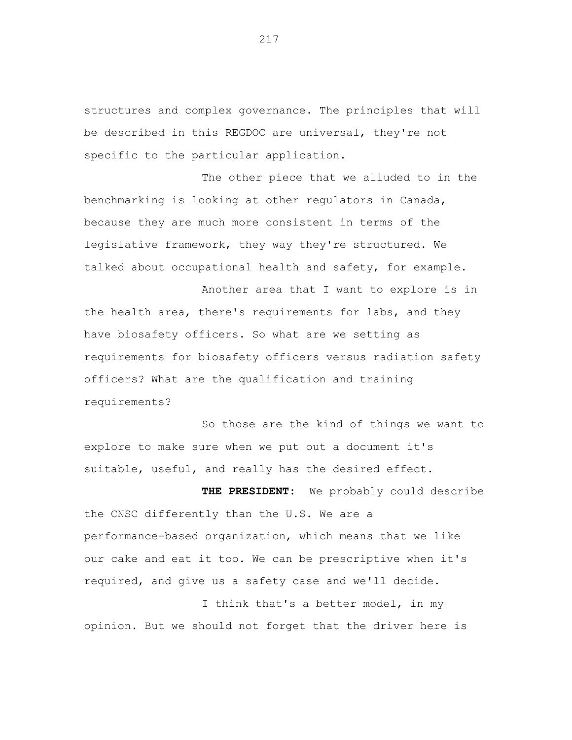structures and complex governance. The principles that will be described in this REGDOC are universal, they're not specific to the particular application.

The other piece that we alluded to in the benchmarking is looking at other regulators in Canada, because they are much more consistent in terms of the legislative framework, they way they're structured. We talked about occupational health and safety, for example.

Another area that I want to explore is in the health area, there's requirements for labs, and they have biosafety officers. So what are we setting as requirements for biosafety officers versus radiation safety officers? What are the qualification and training requirements?

So those are the kind of things we want to explore to make sure when we put out a document it's suitable, useful, and really has the desired effect.

**THE PRESIDENT:** We probably could describe the CNSC differently than the U.S. We are a performance-based organization, which means that we like our cake and eat it too. We can be prescriptive when it's required, and give us a safety case and we'll decide.

I think that's a better model, in my opinion. But we should not forget that the driver here is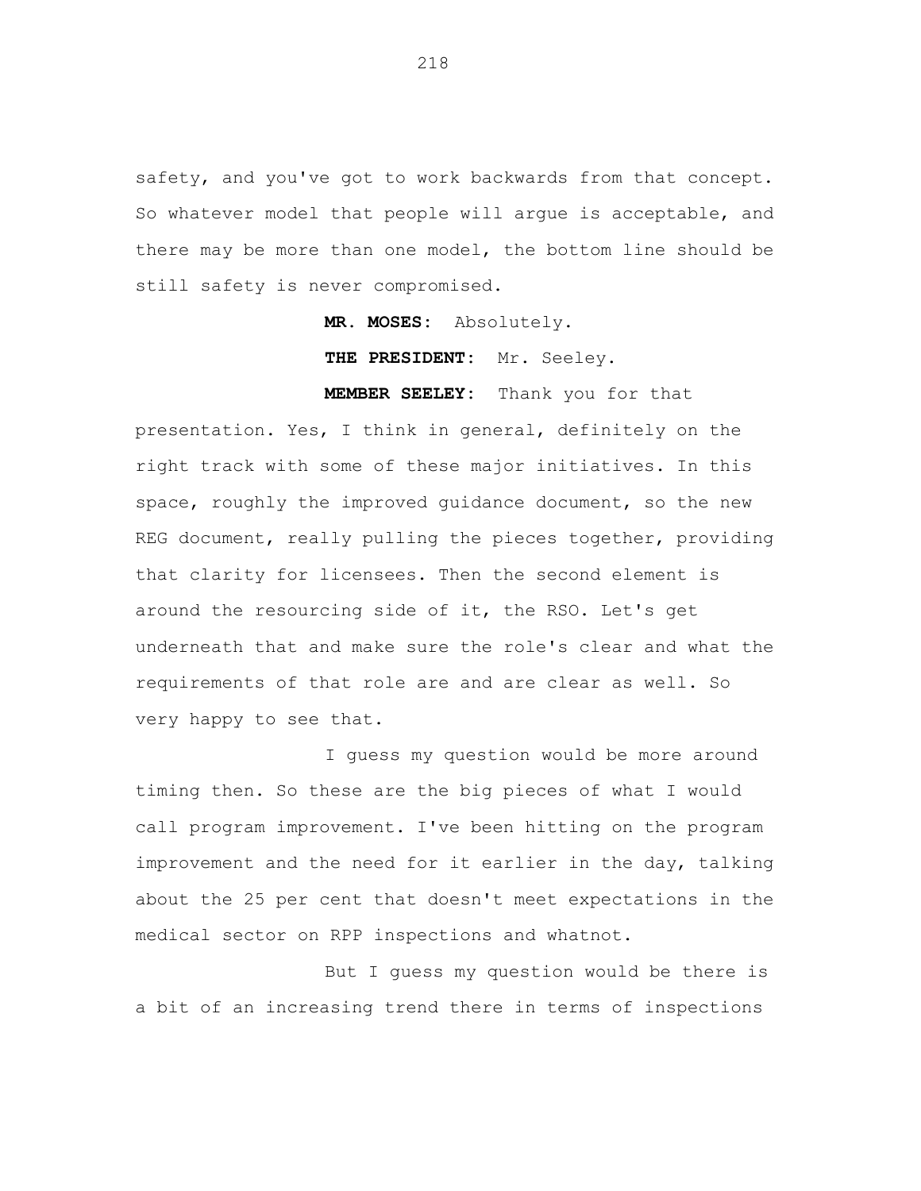safety, and you've got to work backwards from that concept. So whatever model that people will argue is acceptable, and there may be more than one model, the bottom line should be still safety is never compromised.

**MR. MOSES:** Absolutely.

**THE PRESIDENT:** Mr. Seeley.

**MEMBER SEELEY:** Thank you for that presentation. Yes, I think in general, definitely on the right track with some of these major initiatives. In this space, roughly the improved guidance document, so the new REG document, really pulling the pieces together, providing that clarity for licensees. Then the second element is around the resourcing side of it, the RSO. Let's get underneath that and make sure the role's clear and what the requirements of that role are and are clear as well. So very happy to see that.

I guess my question would be more around timing then. So these are the big pieces of what I would call program improvement. I've been hitting on the program improvement and the need for it earlier in the day, talking about the 25 per cent that doesn't meet expectations in the medical sector on RPP inspections and whatnot.

But I guess my question would be there is a bit of an increasing trend there in terms of inspections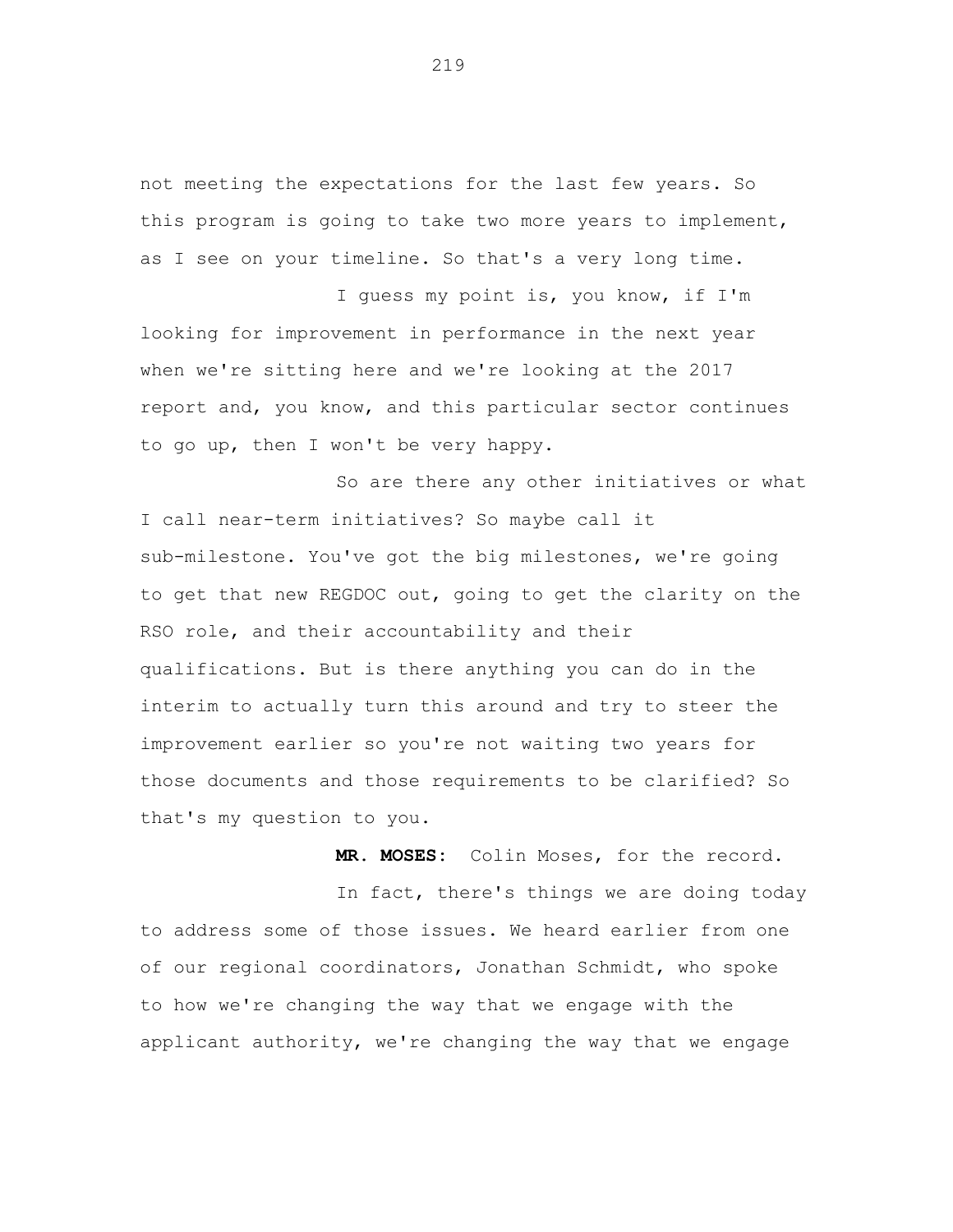not meeting the expectations for the last few years. So this program is going to take two more years to implement, as I see on your timeline. So that's a very long time.

I guess my point is, you know, if I'm looking for improvement in performance in the next year when we're sitting here and we're looking at the 2017 report and, you know, and this particular sector continues to go up, then I won't be very happy.

So are there any other initiatives or what I call near-term initiatives? So maybe call it sub-milestone. You've got the big milestones, we're going to get that new REGDOC out, going to get the clarity on the RSO role, and their accountability and their qualifications. But is there anything you can do in the interim to actually turn this around and try to steer the improvement earlier so you're not waiting two years for those documents and those requirements to be clarified? So that's my question to you.

**MR. MOSES:** Colin Moses, for the record.

In fact, there's things we are doing today to address some of those issues. We heard earlier from one of our regional coordinators, Jonathan Schmidt, who spoke to how we're changing the way that we engage with the applicant authority, we're changing the way that we engage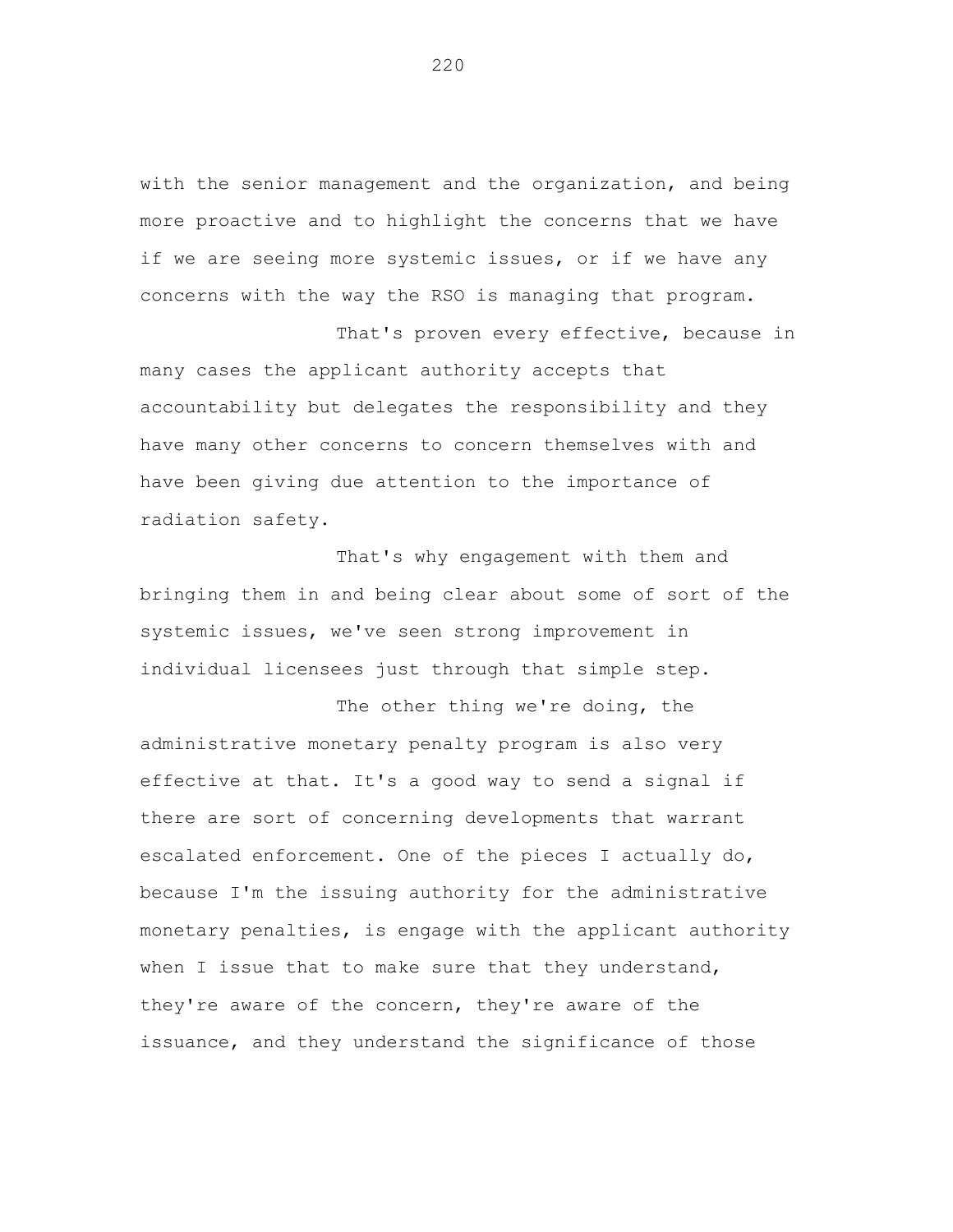with the senior management and the organization, and being more proactive and to highlight the concerns that we have if we are seeing more systemic issues, or if we have any concerns with the way the RSO is managing that program.

That's proven every effective, because in many cases the applicant authority accepts that accountability but delegates the responsibility and they have many other concerns to concern themselves with and have been giving due attention to the importance of radiation safety.

That's why engagement with them and bringing them in and being clear about some of sort of the systemic issues, we've seen strong improvement in individual licensees just through that simple step.

The other thing we're doing, the administrative monetary penalty program is also very effective at that. It's a good way to send a signal if there are sort of concerning developments that warrant escalated enforcement. One of the pieces I actually do, because I'm the issuing authority for the administrative monetary penalties, is engage with the applicant authority when I issue that to make sure that they understand, they're aware of the concern, they're aware of the issuance, and they understand the significance of those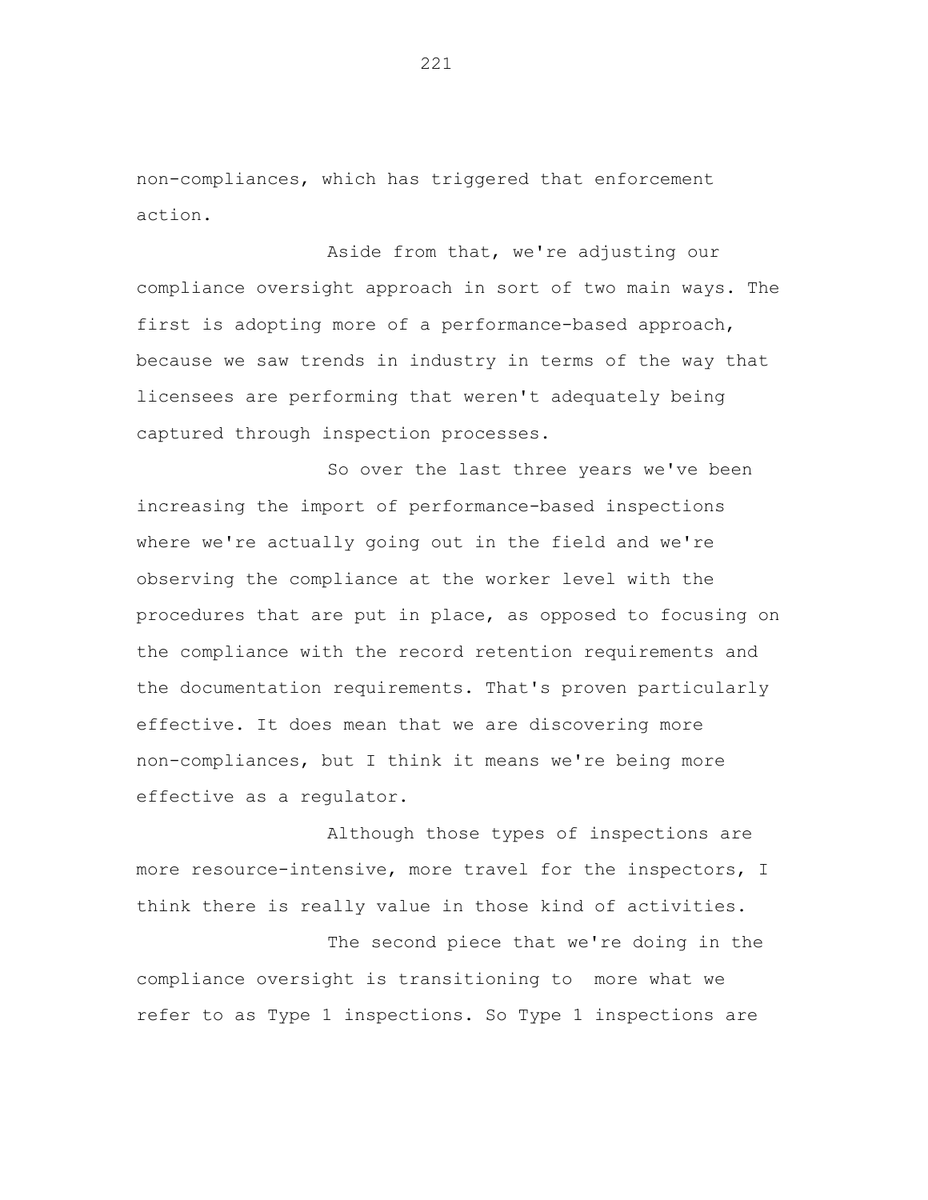non-compliances, which has triggered that enforcement action.

Aside from that, we're adjusting our compliance oversight approach in sort of two main ways. The first is adopting more of a performance-based approach, because we saw trends in industry in terms of the way that licensees are performing that weren't adequately being captured through inspection processes.

So over the last three years we've been increasing the import of performance-based inspections where we're actually going out in the field and we're observing the compliance at the worker level with the procedures that are put in place, as opposed to focusing on the compliance with the record retention requirements and the documentation requirements. That's proven particularly effective. It does mean that we are discovering more non-compliances, but I think it means we're being more effective as a regulator.

Although those types of inspections are more resource-intensive, more travel for the inspectors, I think there is really value in those kind of activities.

The second piece that we're doing in the compliance oversight is transitioning to more what we refer to as Type 1 inspections. So Type 1 inspections are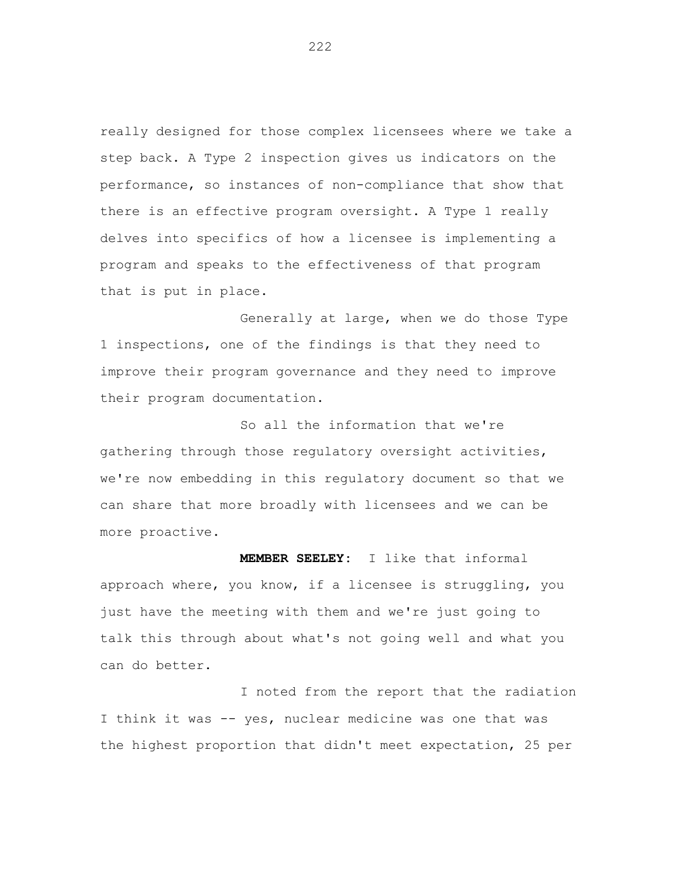really designed for those complex licensees where we take a step back. A Type 2 inspection gives us indicators on the performance, so instances of non-compliance that show that there is an effective program oversight. A Type 1 really delves into specifics of how a licensee is implementing a program and speaks to the effectiveness of that program that is put in place.

Generally at large, when we do those Type 1 inspections, one of the findings is that they need to improve their program governance and they need to improve their program documentation.

So all the information that we're gathering through those regulatory oversight activities, we're now embedding in this regulatory document so that we can share that more broadly with licensees and we can be more proactive.

**MEMBER SEELEY:** I like that informal approach where, you know, if a licensee is struggling, you just have the meeting with them and we're just going to talk this through about what's not going well and what you can do better.

I noted from the report that the radiation I think it was -- yes, nuclear medicine was one that was the highest proportion that didn't meet expectation, 25 per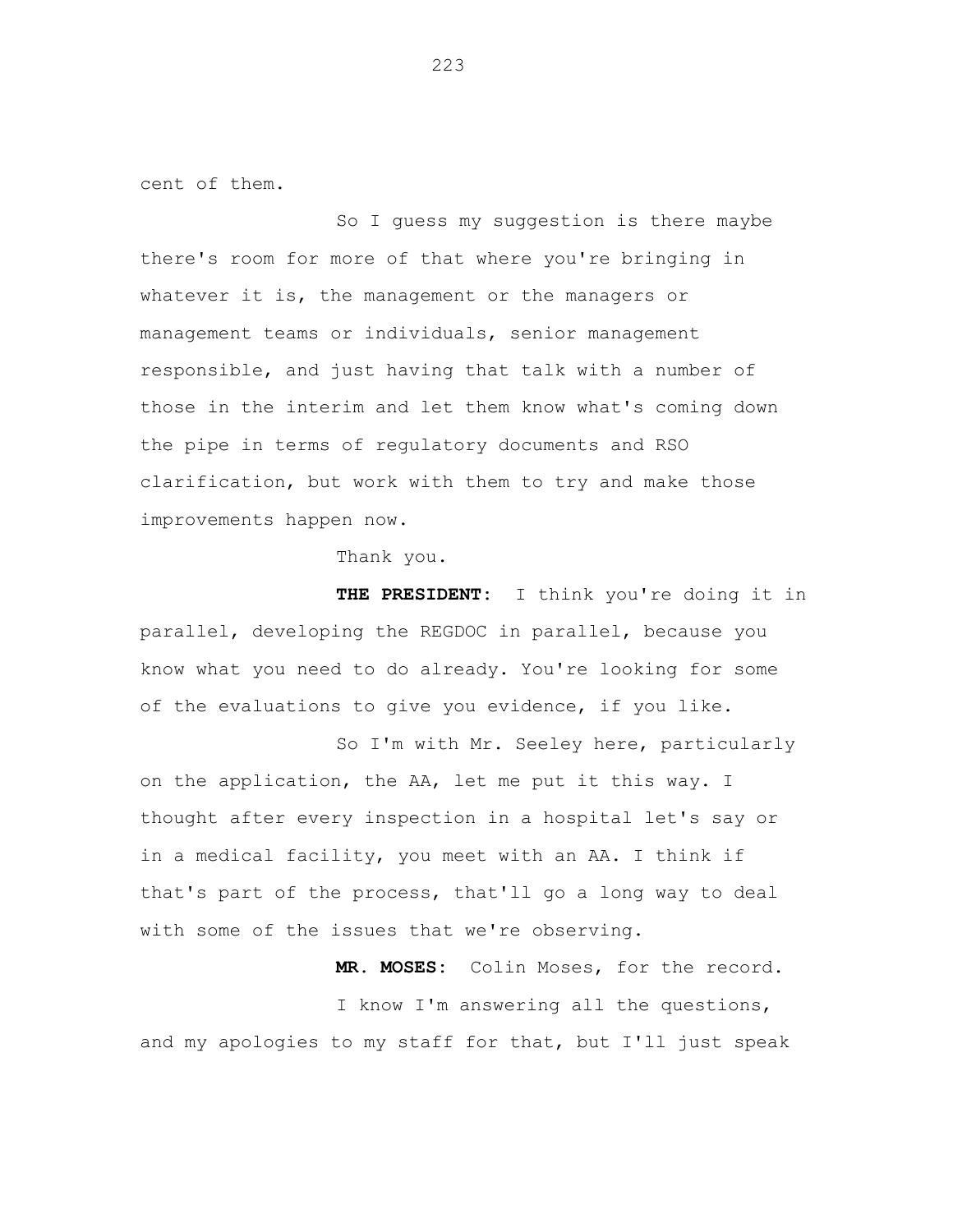cent of them.

So I guess my suggestion is there maybe there's room for more of that where you're bringing in whatever it is, the management or the managers or management teams or individuals, senior management responsible, and just having that talk with a number of those in the interim and let them know what's coming down the pipe in terms of regulatory documents and RSO clarification, but work with them to try and make those improvements happen now.

Thank you.

**THE PRESIDENT:** I think you're doing it in parallel, developing the REGDOC in parallel, because you know what you need to do already. You're looking for some of the evaluations to give you evidence, if you like.

So I'm with Mr. Seeley here, particularly on the application, the AA, let me put it this way. I thought after every inspection in a hospital let's say or in a medical facility, you meet with an AA. I think if that's part of the process, that'll go a long way to deal with some of the issues that we're observing.

**MR. MOSES:** Colin Moses, for the record.

I know I'm answering all the questions, and my apologies to my staff for that, but I'll just speak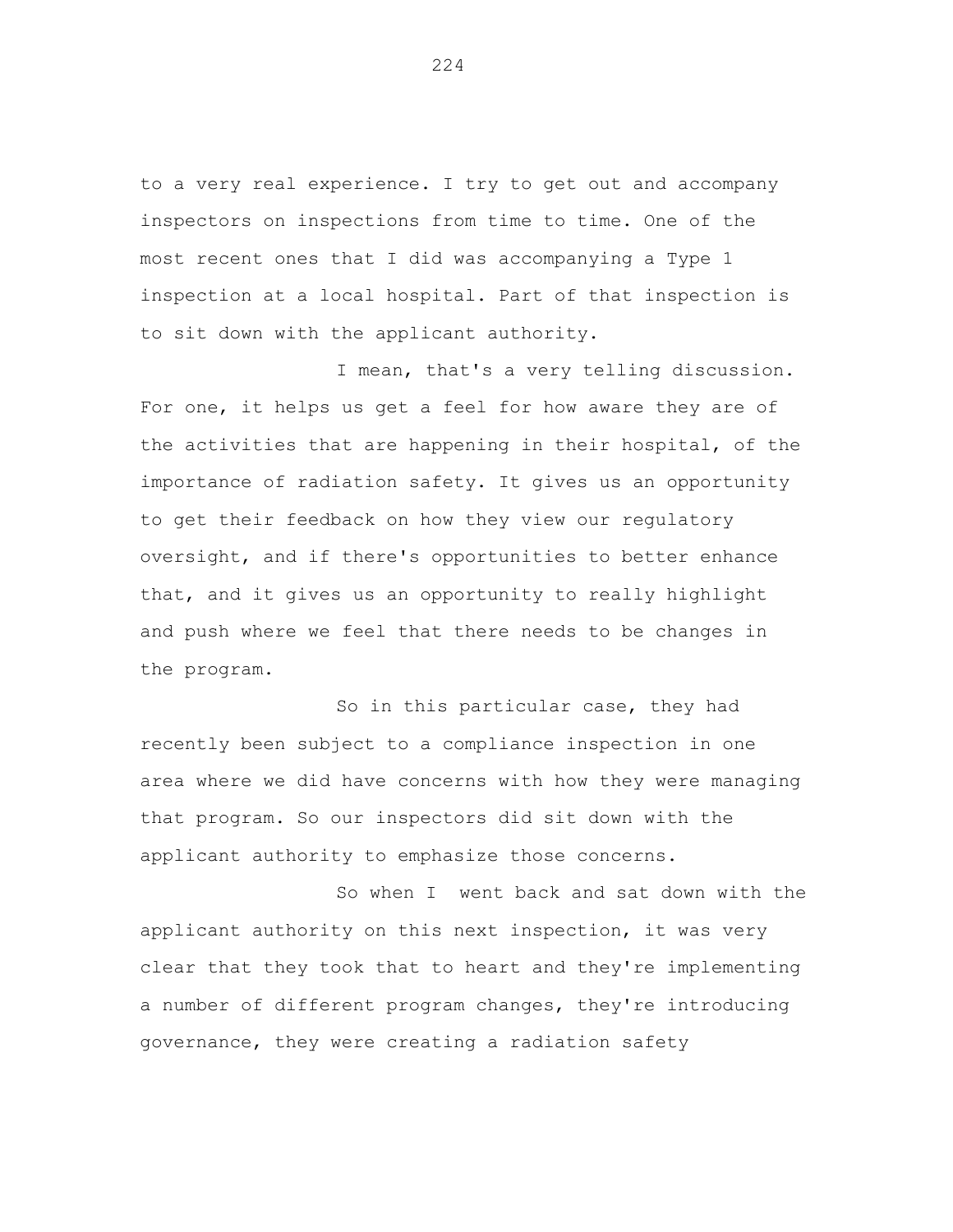to a very real experience. I try to get out and accompany inspectors on inspections from time to time. One of the most recent ones that I did was accompanying a Type 1 inspection at a local hospital. Part of that inspection is to sit down with the applicant authority.

I mean, that's a very telling discussion. For one, it helps us get a feel for how aware they are of the activities that are happening in their hospital, of the importance of radiation safety. It gives us an opportunity to get their feedback on how they view our regulatory oversight, and if there's opportunities to better enhance that, and it gives us an opportunity to really highlight and push where we feel that there needs to be changes in the program.

So in this particular case, they had recently been subject to a compliance inspection in one area where we did have concerns with how they were managing that program. So our inspectors did sit down with the applicant authority to emphasize those concerns.

So when I went back and sat down with the applicant authority on this next inspection, it was very clear that they took that to heart and they're implementing a number of different program changes, they're introducing governance, they were creating a radiation safety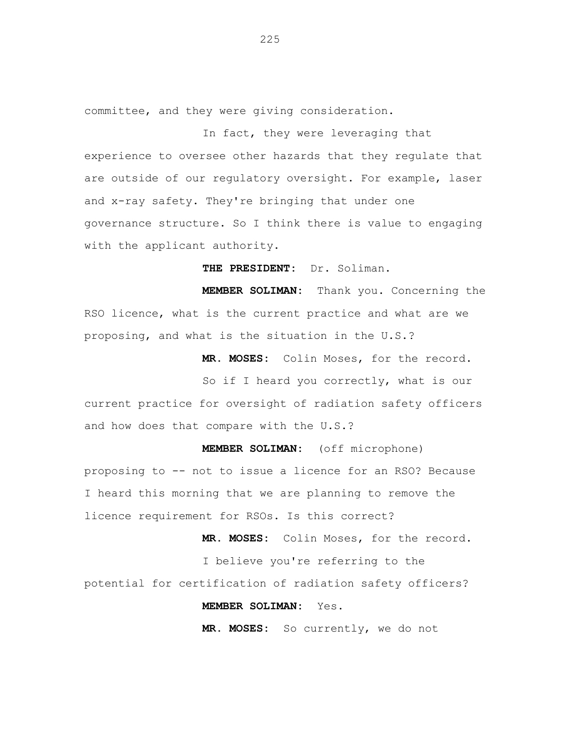committee, and they were giving consideration.

In fact, they were leveraging that experience to oversee other hazards that they regulate that are outside of our regulatory oversight. For example, laser and x-ray safety. They're bringing that under one governance structure. So I think there is value to engaging with the applicant authority.

**THE PRESIDENT:** Dr. Soliman.

**MEMBER SOLIMAN:** Thank you. Concerning the RSO licence, what is the current practice and what are we proposing, and what is the situation in the U.S.?

**MR. MOSES:** Colin Moses, for the record.

So if I heard you correctly, what is our current practice for oversight of radiation safety officers and how does that compare with the U.S.?

**MEMBER SOLIMAN:** (off microphone) proposing to -- not to issue a licence for an RSO? Because I heard this morning that we are planning to remove the licence requirement for RSOs. Is this correct?

**MR. MOSES:** Colin Moses, for the record.

I believe you're referring to the potential for certification of radiation safety officers?

**MEMBER SOLIMAN:** Yes.

**MR. MOSES:** So currently, we do not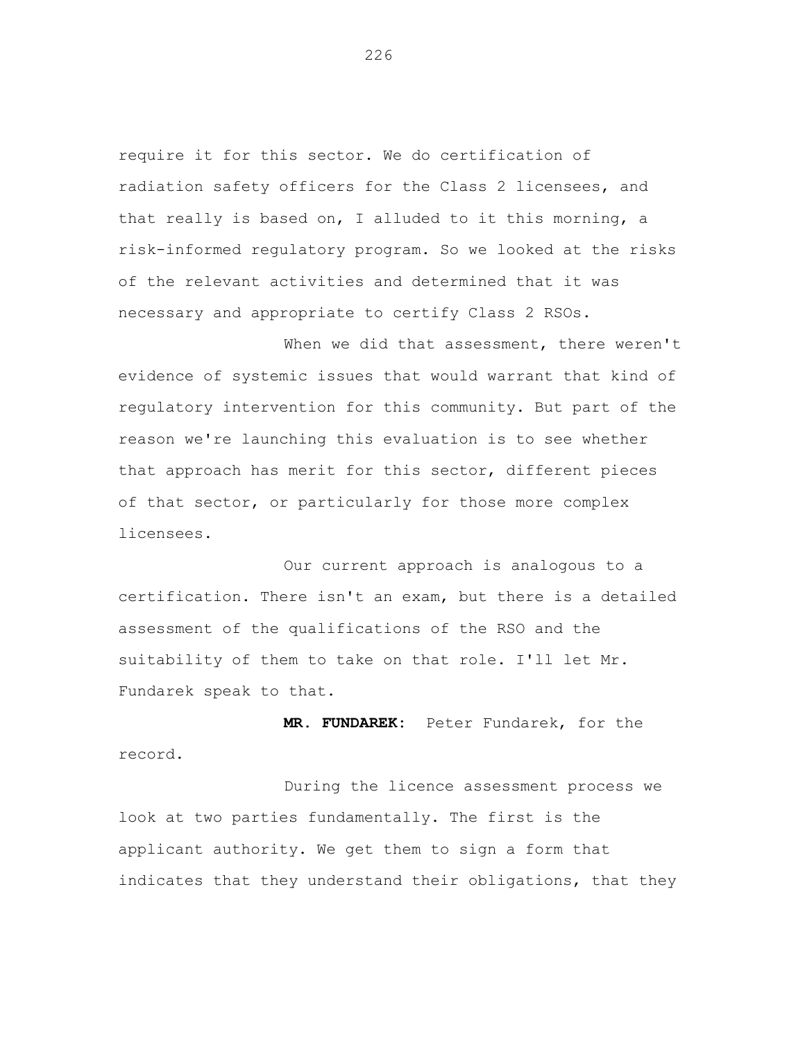require it for this sector. We do certification of radiation safety officers for the Class 2 licensees, and that really is based on, I alluded to it this morning, a risk-informed regulatory program. So we looked at the risks of the relevant activities and determined that it was necessary and appropriate to certify Class 2 RSOs.

When we did that assessment, there weren't evidence of systemic issues that would warrant that kind of regulatory intervention for this community. But part of the reason we're launching this evaluation is to see whether that approach has merit for this sector, different pieces of that sector, or particularly for those more complex licensees.

Our current approach is analogous to a certification. There isn't an exam, but there is a detailed assessment of the qualifications of the RSO and the suitability of them to take on that role. I'll let Mr. Fundarek speak to that.

**MR. FUNDAREK:** Peter Fundarek, for the record.

During the licence assessment process we look at two parties fundamentally. The first is the applicant authority. We get them to sign a form that indicates that they understand their obligations, that they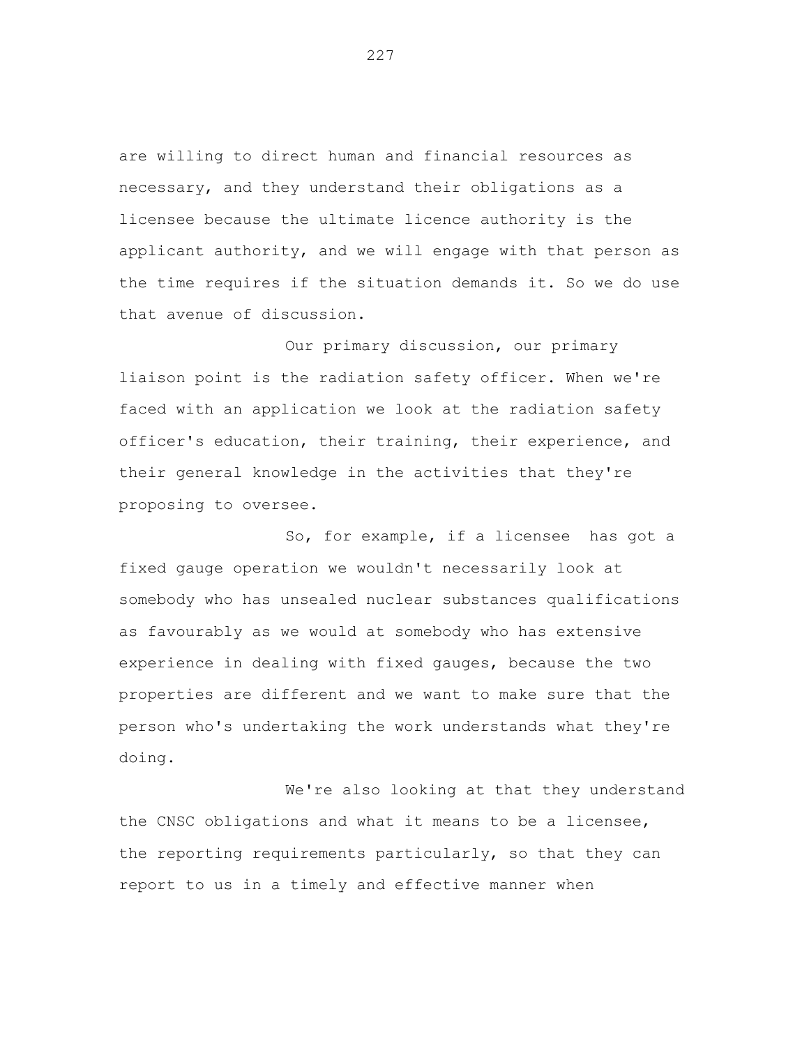are willing to direct human and financial resources as necessary, and they understand their obligations as a licensee because the ultimate licence authority is the applicant authority, and we will engage with that person as the time requires if the situation demands it. So we do use that avenue of discussion.

Our primary discussion, our primary liaison point is the radiation safety officer. When we're faced with an application we look at the radiation safety officer's education, their training, their experience, and their general knowledge in the activities that they're proposing to oversee.

So, for example, if a licensee has got a fixed gauge operation we wouldn't necessarily look at somebody who has unsealed nuclear substances qualifications as favourably as we would at somebody who has extensive experience in dealing with fixed gauges, because the two properties are different and we want to make sure that the person who's undertaking the work understands what they're doing.

We're also looking at that they understand the CNSC obligations and what it means to be a licensee, the reporting requirements particularly, so that they can report to us in a timely and effective manner when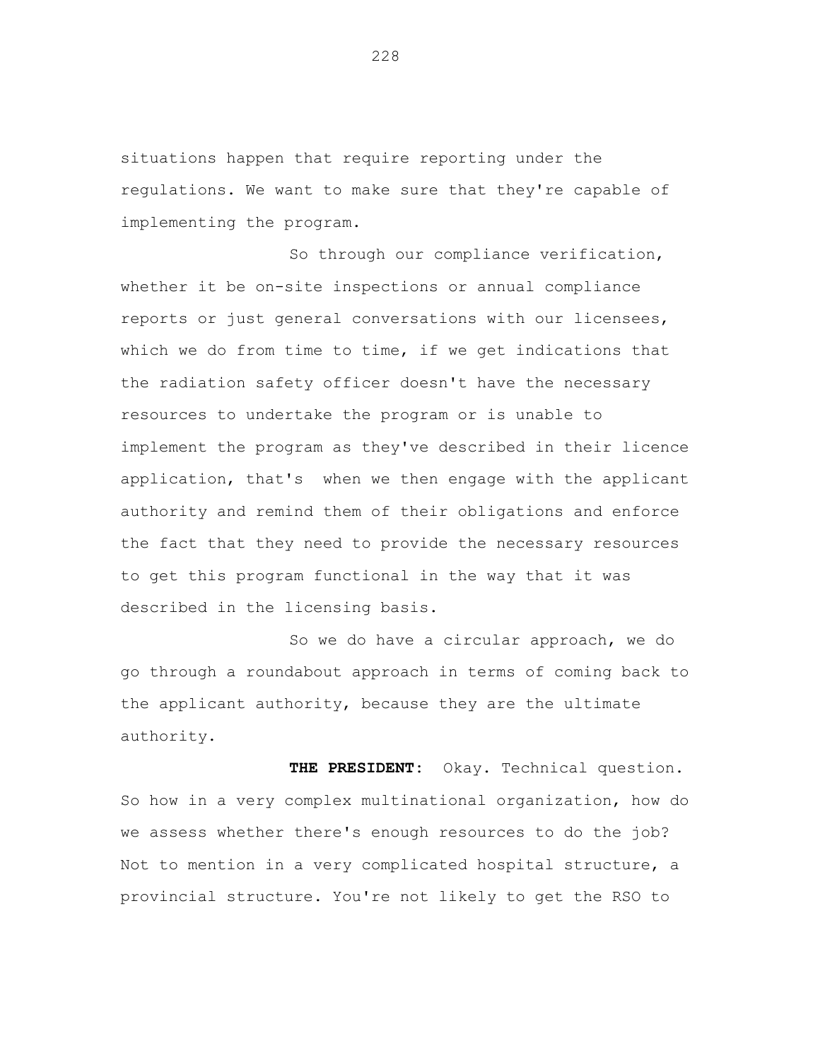situations happen that require reporting under the regulations. We want to make sure that they're capable of implementing the program.

So through our compliance verification, whether it be on-site inspections or annual compliance reports or just general conversations with our licensees, which we do from time to time, if we get indications that the radiation safety officer doesn't have the necessary resources to undertake the program or is unable to implement the program as they've described in their licence application, that's when we then engage with the applicant authority and remind them of their obligations and enforce the fact that they need to provide the necessary resources to get this program functional in the way that it was described in the licensing basis.

So we do have a circular approach, we do go through a roundabout approach in terms of coming back to the applicant authority, because they are the ultimate authority.

**THE PRESIDENT:** Okay. Technical question. So how in a very complex multinational organization, how do we assess whether there's enough resources to do the job? Not to mention in a very complicated hospital structure, a provincial structure. You're not likely to get the RSO to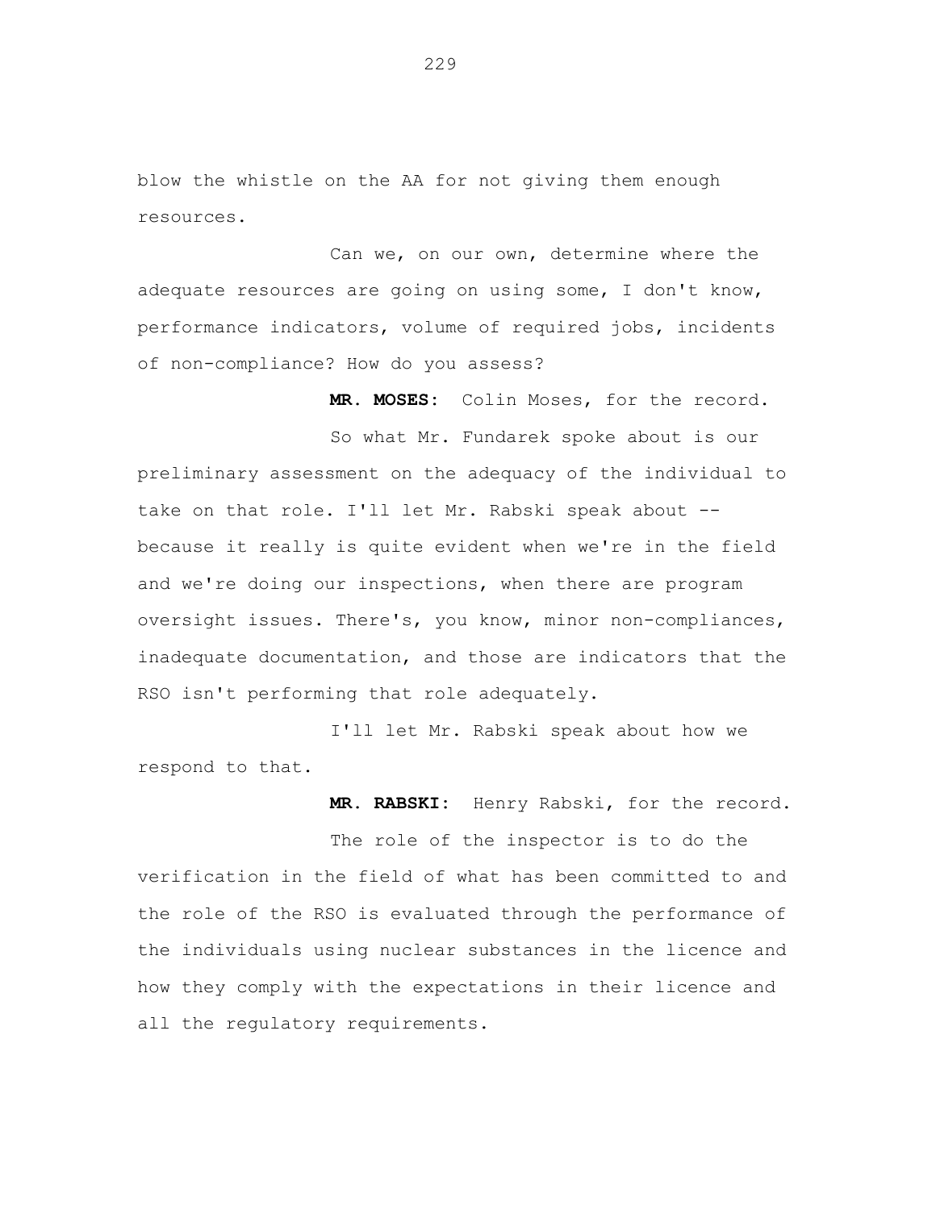blow the whistle on the AA for not giving them enough resources.

Can we, on our own, determine where the adequate resources are going on using some, I don't know, performance indicators, volume of required jobs, incidents of non-compliance? How do you assess?

**MR. MOSES:** Colin Moses, for the record.

So what Mr. Fundarek spoke about is our preliminary assessment on the adequacy of the individual to take on that role. I'll let Mr. Rabski speak about -- because it really is quite evident when we're in the field and we're doing our inspections, when there are program oversight issues. There's, you know, minor non-compliances, inadequate documentation, and those are indicators that the RSO isn't performing that role adequately.

I'll let Mr. Rabski speak about how we respond to that.

**MR. RABSKI:** Henry Rabski, for the record.

The role of the inspector is to do the verification in the field of what has been committed to and the role of the RSO is evaluated through the performance of the individuals using nuclear substances in the licence and how they comply with the expectations in their licence and all the regulatory requirements.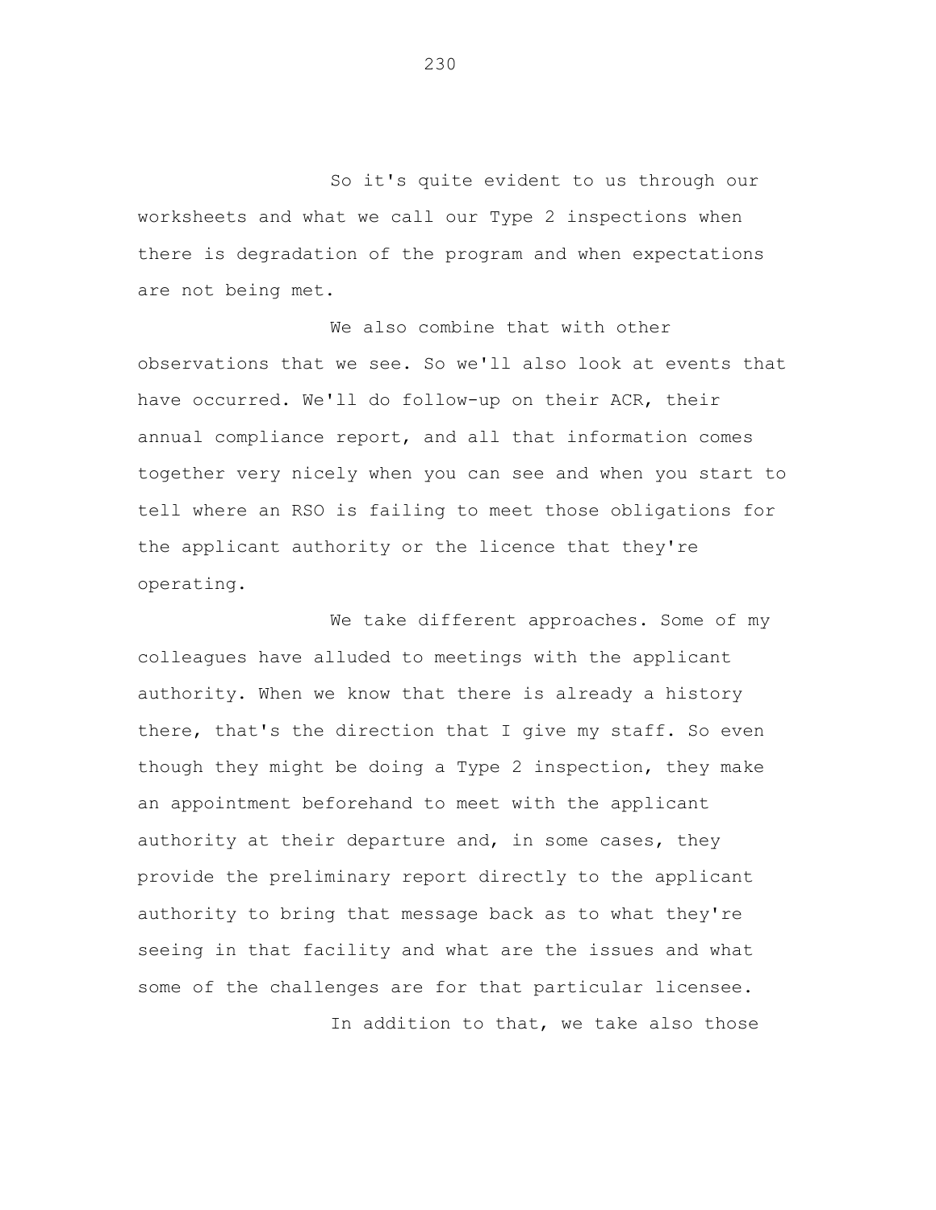So it's quite evident to us through our worksheets and what we call our Type 2 inspections when there is degradation of the program and when expectations are not being met.

We also combine that with other observations that we see. So we'll also look at events that have occurred. We'll do follow-up on their ACR, their annual compliance report, and all that information comes together very nicely when you can see and when you start to tell where an RSO is failing to meet those obligations for the applicant authority or the licence that they're operating.

We take different approaches. Some of my colleagues have alluded to meetings with the applicant authority. When we know that there is already a history there, that's the direction that I give my staff. So even though they might be doing a Type 2 inspection, they make an appointment beforehand to meet with the applicant authority at their departure and, in some cases, they provide the preliminary report directly to the applicant authority to bring that message back as to what they're seeing in that facility and what are the issues and what some of the challenges are for that particular licensee.

In addition to that, we take also those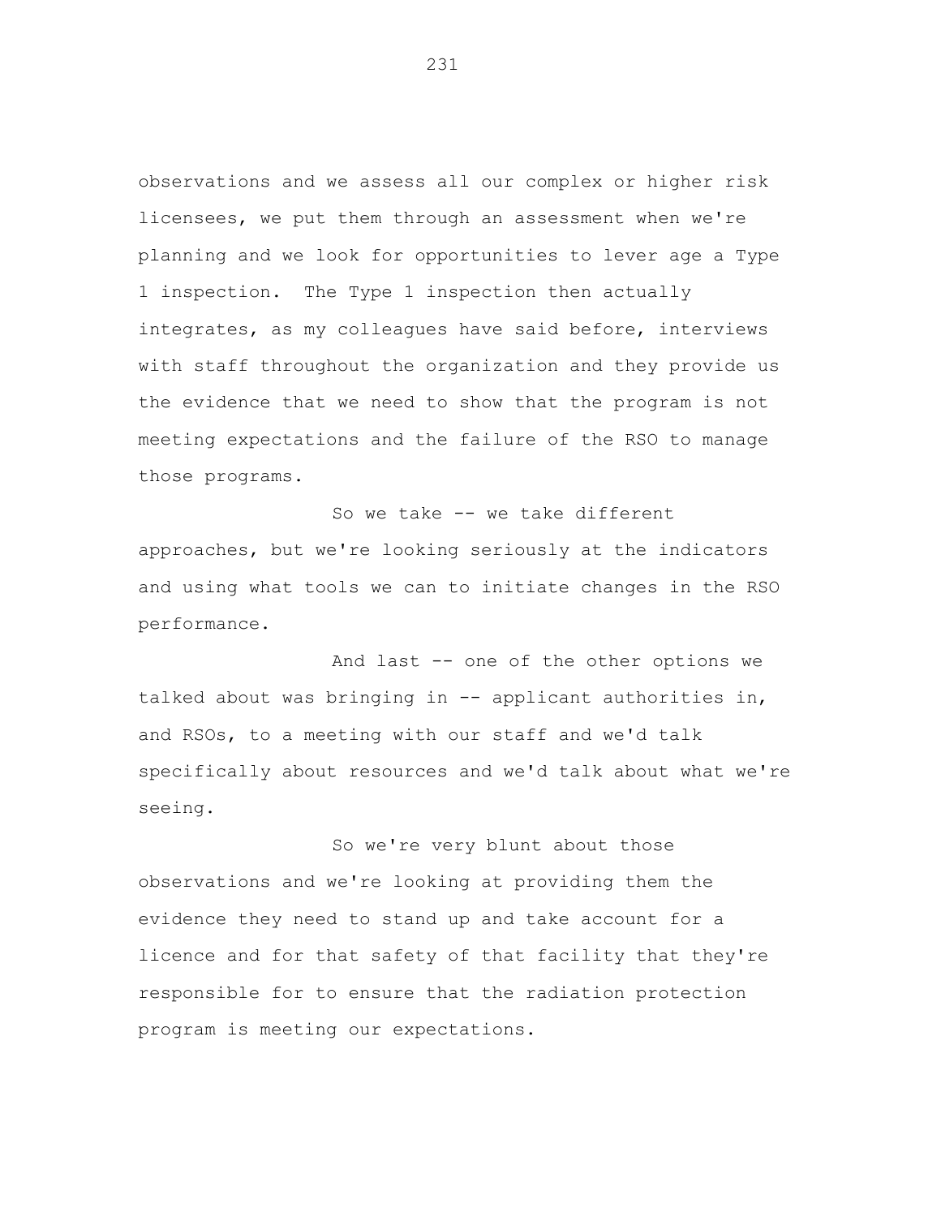observations and we assess all our complex or higher risk licensees, we put them through an assessment when we're planning and we look for opportunities to lever age a Type 1 inspection. The Type 1 inspection then actually integrates, as my colleagues have said before, interviews with staff throughout the organization and they provide us the evidence that we need to show that the program is not meeting expectations and the failure of the RSO to manage those programs.

So we take -- we take different approaches, but we're looking seriously at the indicators and using what tools we can to initiate changes in the RSO performance.

And last -- one of the other options we talked about was bringing in -- applicant authorities in, and RSOs, to a meeting with our staff and we'd talk specifically about resources and we'd talk about what we're seeing.

So we're very blunt about those observations and we're looking at providing them the evidence they need to stand up and take account for a licence and for that safety of that facility that they're responsible for to ensure that the radiation protection program is meeting our expectations.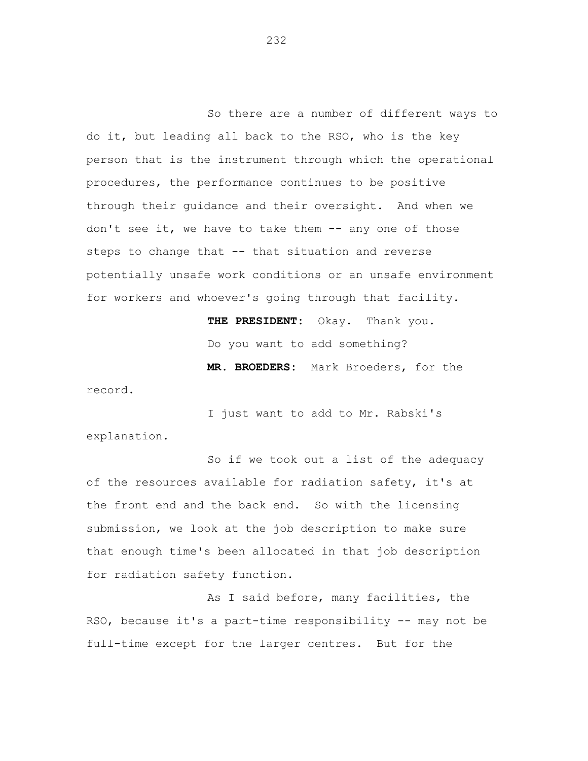So there are a number of different ways to do it, but leading all back to the RSO, who is the key person that is the instrument through which the operational procedures, the performance continues to be positive through their guidance and their oversight. And when we don't see it, we have to take them -- any one of those steps to change that -- that situation and reverse potentially unsafe work conditions or an unsafe environment for workers and whoever's going through that facility.

**THE PRESIDENT:** Okay. Thank you.

Do you want to add something?

**MR. BROEDERS:** Mark Broeders, for the record.

I just want to add to Mr. Rabski's explanation.

So if we took out a list of the adequacy of the resources available for radiation safety, it's at the front end and the back end. So with the licensing submission, we look at the job description to make sure that enough time's been allocated in that job description for radiation safety function.

As I said before, many facilities, the RSO, because it's a part-time responsibility -- may not be full-time except for the larger centres. But for the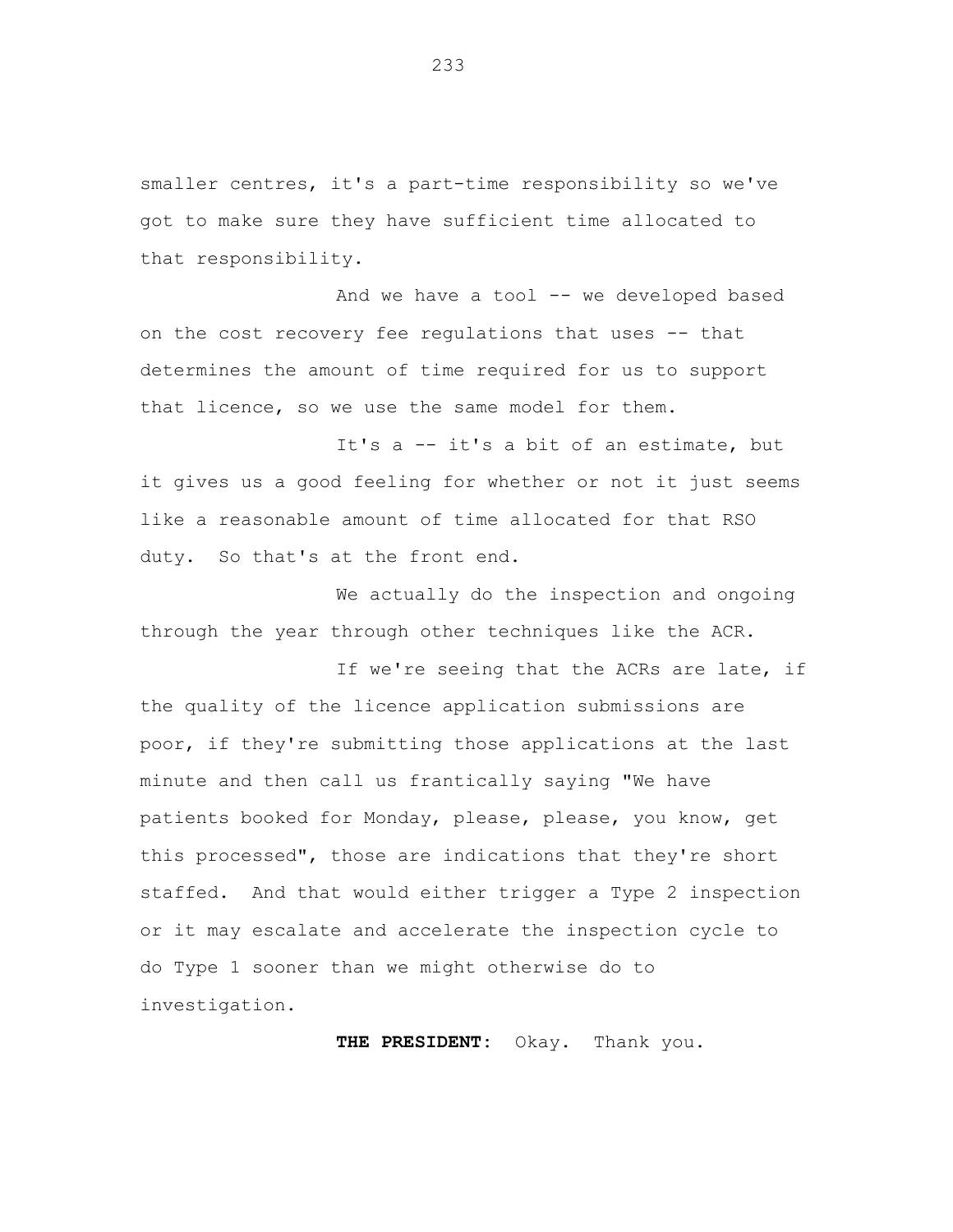smaller centres, it's a part-time responsibility so we've got to make sure they have sufficient time allocated to that responsibility.

And we have a tool -- we developed based on the cost recovery fee regulations that uses -- that determines the amount of time required for us to support that licence, so we use the same model for them.

It's a -- it's a bit of an estimate, but it gives us a good feeling for whether or not it just seems like a reasonable amount of time allocated for that RSO duty. So that's at the front end.

We actually do the inspection and ongoing through the year through other techniques like the ACR.

If we're seeing that the ACRs are late, if the quality of the licence application submissions are poor, if they're submitting those applications at the last minute and then call us frantically saying "We have patients booked for Monday, please, please, you know, get this processed", those are indications that they're short staffed. And that would either trigger a Type 2 inspection or it may escalate and accelerate the inspection cycle to do Type 1 sooner than we might otherwise do to investigation.

**THE PRESIDENT:** Okay. Thank you.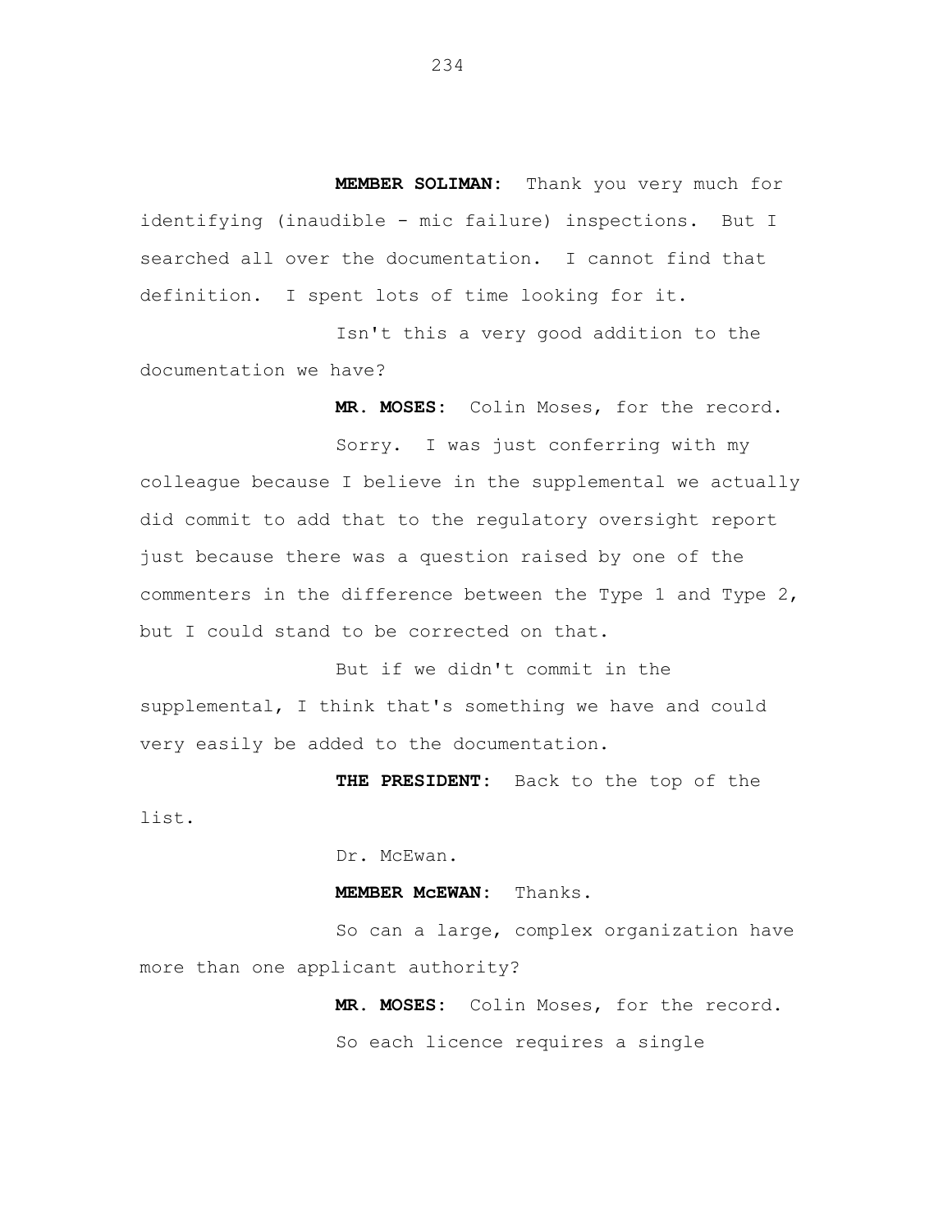**MEMBER SOLIMAN:** Thank you very much for identifying (inaudible - mic failure) inspections. But I searched all over the documentation. I cannot find that definition. I spent lots of time looking for it.

Isn't this a very good addition to the documentation we have?

**MR. MOSES:** Colin Moses, for the record.

Sorry. I was just conferring with my colleague because I believe in the supplemental we actually did commit to add that to the regulatory oversight report just because there was a question raised by one of the commenters in the difference between the Type 1 and Type 2, but I could stand to be corrected on that.

But if we didn't commit in the supplemental, I think that's something we have and could very easily be added to the documentation.

**THE PRESIDENT:** Back to the top of the list.

Dr. McEwan.

**MEMBER McEWAN:** Thanks.

So can a large, complex organization have more than one applicant authority?

**MR. MOSES:** Colin Moses, for the record.

So each licence requires a single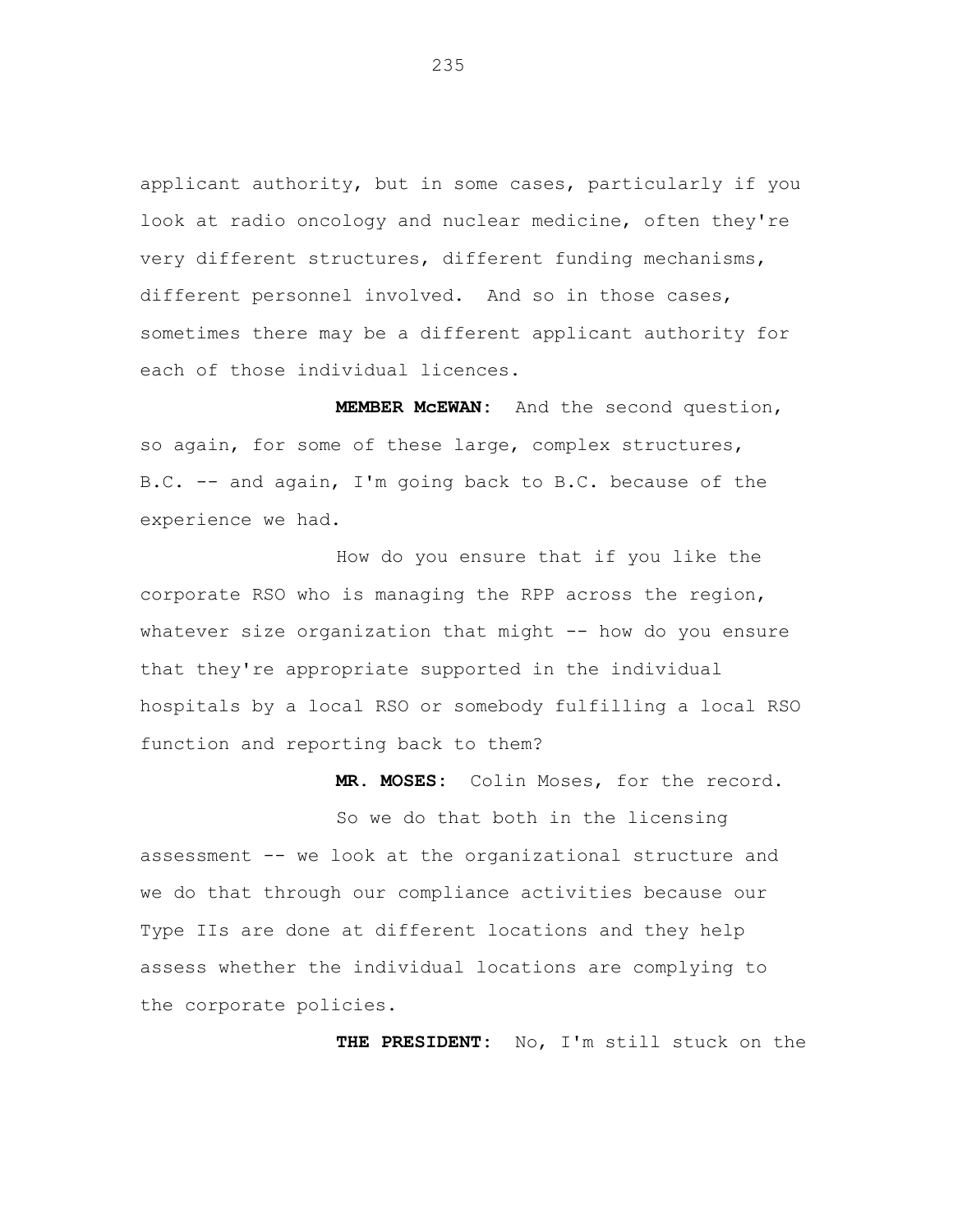applicant authority, but in some cases, particularly if you look at radio oncology and nuclear medicine, often they're very different structures, different funding mechanisms, different personnel involved. And so in those cases, sometimes there may be a different applicant authority for each of those individual licences.

**MEMBER McEWAN:** And the second question, so again, for some of these large, complex structures, B.C. -- and again, I'm going back to B.C. because of the experience we had.

How do you ensure that if you like the corporate RSO who is managing the RPP across the region, whatever size organization that might -- how do you ensure that they're appropriate supported in the individual hospitals by a local RSO or somebody fulfilling a local RSO function and reporting back to them?

**MR. MOSES:** Colin Moses, for the record.

So we do that both in the licensing assessment -- we look at the organizational structure and we do that through our compliance activities because our Type IIs are done at different locations and they help assess whether the individual locations are complying to the corporate policies.

**THE PRESIDENT:** No, I'm still stuck on the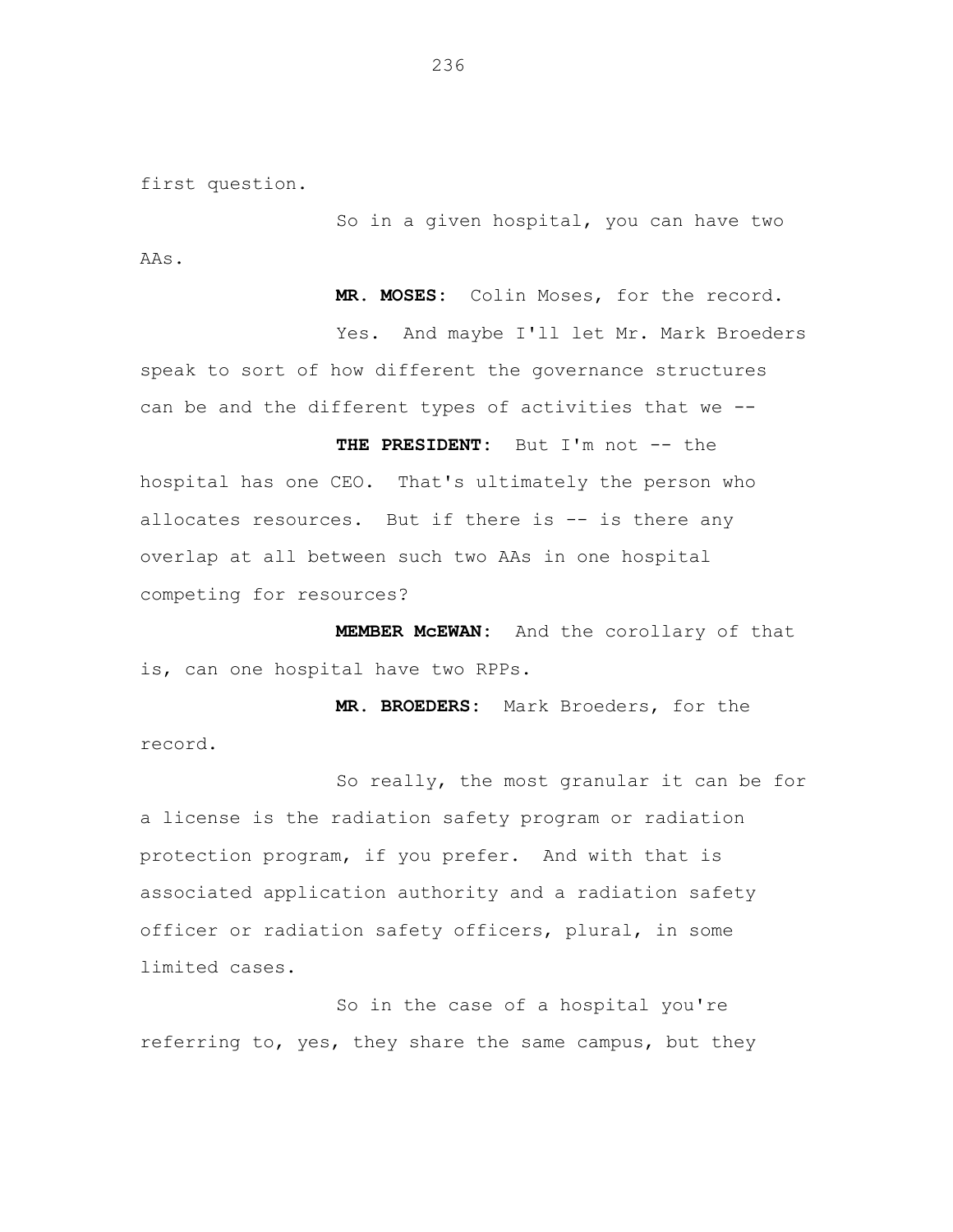first question.

So in a given hospital, you can have two AAs.

**MR. MOSES:** Colin Moses, for the record.

Yes. And maybe I'll let Mr. Mark Broeders speak to sort of how different the governance structures can be and the different types of activities that we --

**THE PRESIDENT:** But I'm not -- the hospital has one CEO. That's ultimately the person who allocates resources. But if there is -- is there any overlap at all between such two AAs in one hospital competing for resources?

**MEMBER McEWAN:** And the corollary of that is, can one hospital have two RPPs.

**MR. BROEDERS:** Mark Broeders, for the record.

So really, the most granular it can be for a license is the radiation safety program or radiation protection program, if you prefer. And with that is associated application authority and a radiation safety officer or radiation safety officers, plural, in some limited cases.

So in the case of a hospital you're referring to, yes, they share the same campus, but they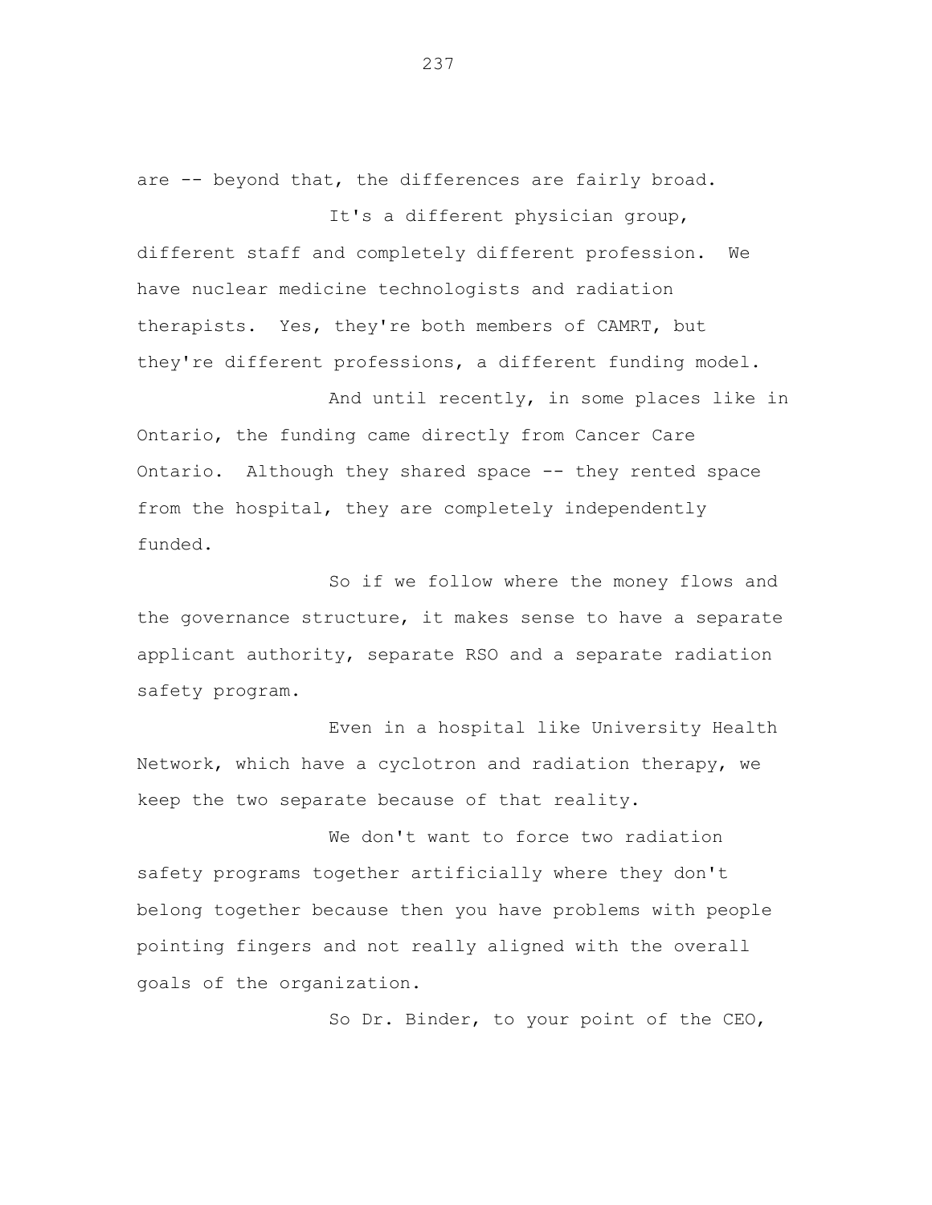are -- beyond that, the differences are fairly broad.

It's a different physician group, different staff and completely different profession. We have nuclear medicine technologists and radiation therapists. Yes, they're both members of CAMRT, but they're different professions, a different funding model.

And until recently, in some places like in Ontario, the funding came directly from Cancer Care Ontario. Although they shared space -- they rented space from the hospital, they are completely independently funded.

So if we follow where the money flows and the governance structure, it makes sense to have a separate applicant authority, separate RSO and a separate radiation safety program.

Even in a hospital like University Health Network, which have a cyclotron and radiation therapy, we keep the two separate because of that reality.

We don't want to force two radiation safety programs together artificially where they don't belong together because then you have problems with people pointing fingers and not really aligned with the overall goals of the organization.

So Dr. Binder, to your point of the CEO,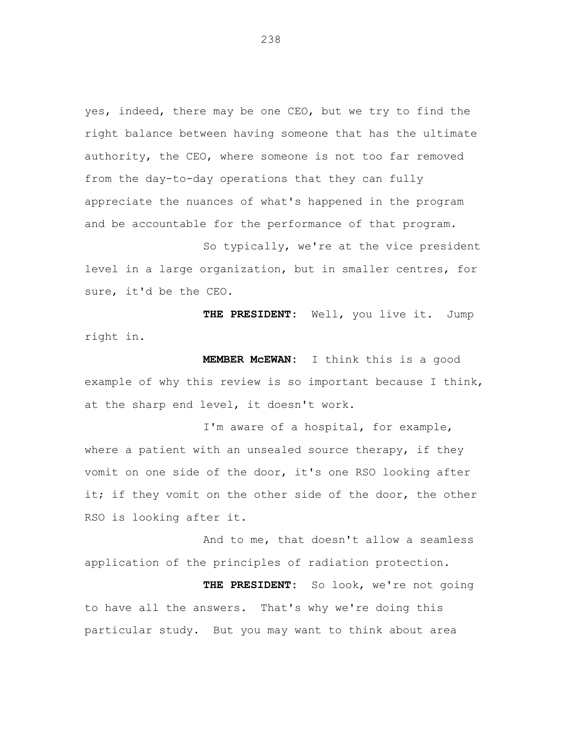yes, indeed, there may be one CEO, but we try to find the right balance between having someone that has the ultimate authority, the CEO, where someone is not too far removed from the day-to-day operations that they can fully appreciate the nuances of what's happened in the program and be accountable for the performance of that program.

So typically, we're at the vice president level in a large organization, but in smaller centres, for sure, it'd be the CEO.

**THE PRESIDENT:** Well, you live it. Jump right in.

**MEMBER McEWAN:** I think this is a good example of why this review is so important because I think, at the sharp end level, it doesn't work.

I'm aware of a hospital, for example, where a patient with an unsealed source therapy, if they vomit on one side of the door, it's one RSO looking after it; if they vomit on the other side of the door, the other RSO is looking after it.

And to me, that doesn't allow a seamless application of the principles of radiation protection.

**THE PRESIDENT:** So look, we're not going to have all the answers. That's why we're doing this particular study. But you may want to think about area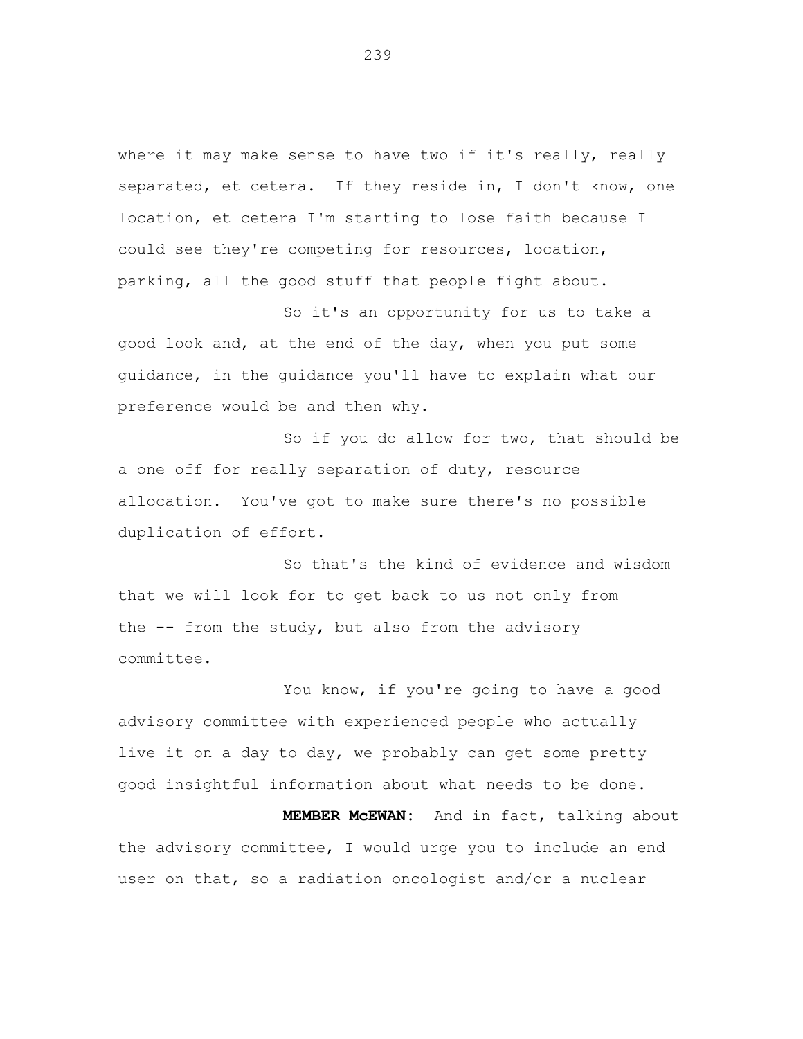where it may make sense to have two if it's really, really separated, et cetera. If they reside in, I don't know, one location, et cetera I'm starting to lose faith because I could see they're competing for resources, location, parking, all the good stuff that people fight about.

So it's an opportunity for us to take a good look and, at the end of the day, when you put some guidance, in the guidance you'll have to explain what our preference would be and then why.

So if you do allow for two, that should be a one off for really separation of duty, resource allocation. You've got to make sure there's no possible duplication of effort.

So that's the kind of evidence and wisdom that we will look for to get back to us not only from the -- from the study, but also from the advisory committee.

You know, if you're going to have a good advisory committee with experienced people who actually live it on a day to day, we probably can get some pretty good insightful information about what needs to be done.

**MEMBER McEWAN:** And in fact, talking about the advisory committee, I would urge you to include an end user on that, so a radiation oncologist and/or a nuclear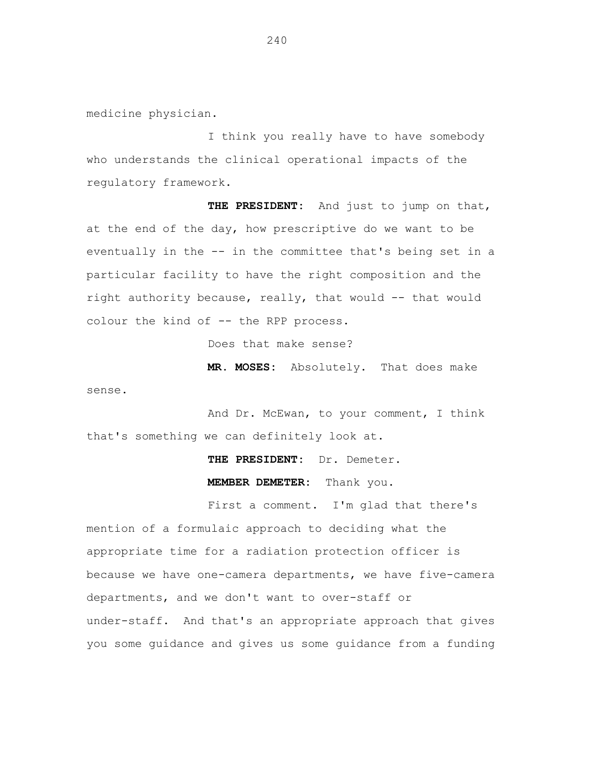medicine physician.

I think you really have to have somebody who understands the clinical operational impacts of the regulatory framework.

**THE PRESIDENT:** And just to jump on that, at the end of the day, how prescriptive do we want to be eventually in the -- in the committee that's being set in a particular facility to have the right composition and the right authority because, really, that would -- that would colour the kind of -- the RPP process.

Does that make sense?

**MR. MOSES:** Absolutely. That does make sense.

And Dr. McEwan, to your comment, I think that's something we can definitely look at.

**THE PRESIDENT:** Dr. Demeter.

**MEMBER DEMETER:** Thank you.

First a comment. I'm glad that there's mention of a formulaic approach to deciding what the appropriate time for a radiation protection officer is because we have one-camera departments, we have five-camera departments, and we don't want to over-staff or under-staff. And that's an appropriate approach that gives you some guidance and gives us some guidance from a funding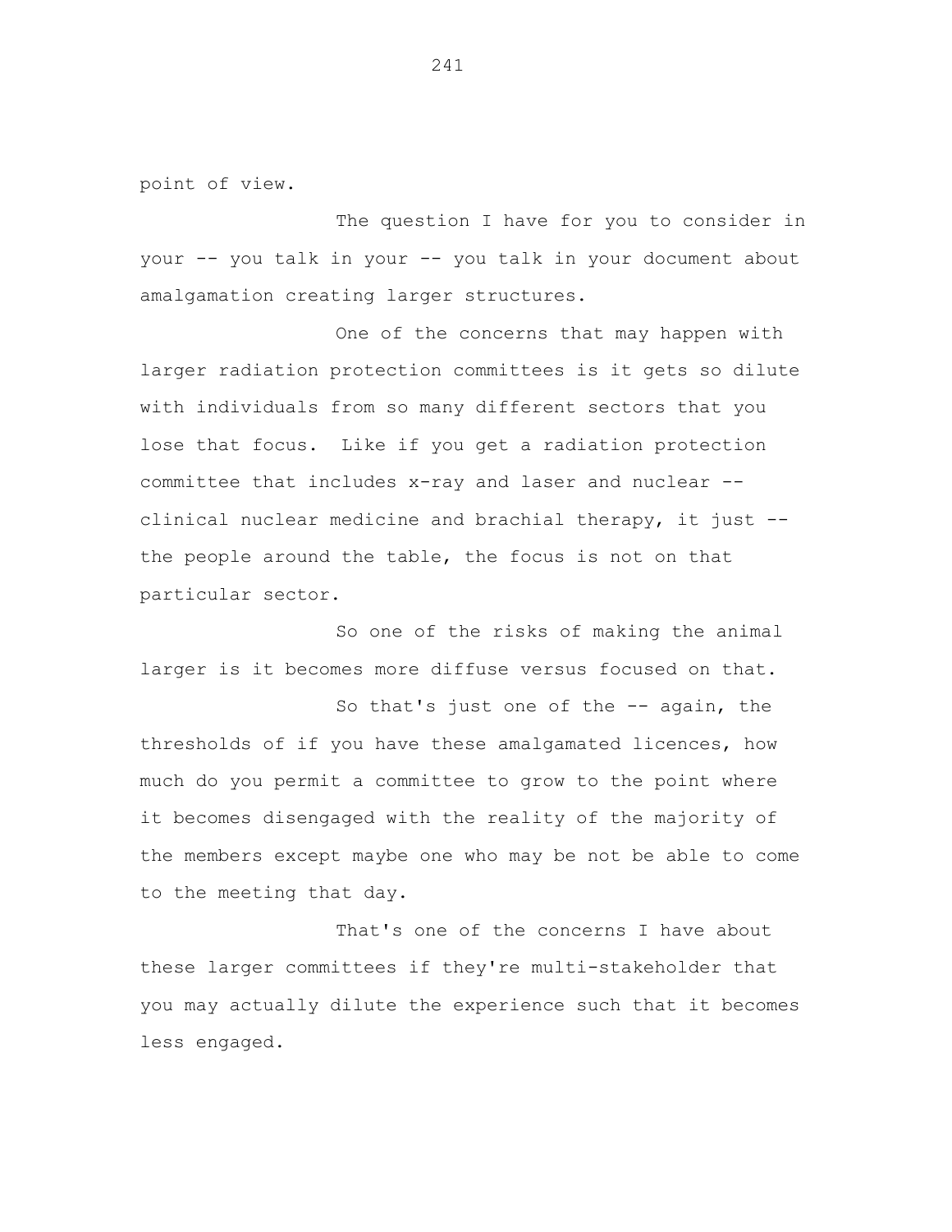point of view.

The question I have for you to consider in your -- you talk in your -- you talk in your document about amalgamation creating larger structures.

One of the concerns that may happen with larger radiation protection committees is it gets so dilute with individuals from so many different sectors that you lose that focus. Like if you get a radiation protection committee that includes x-ray and laser and nuclear -- clinical nuclear medicine and brachial therapy, it just -- the people around the table, the focus is not on that particular sector.

So one of the risks of making the animal larger is it becomes more diffuse versus focused on that.

So that's just one of the -- again, the thresholds of if you have these amalgamated licences, how much do you permit a committee to grow to the point where it becomes disengaged with the reality of the majority of the members except maybe one who may be not be able to come to the meeting that day.

That's one of the concerns I have about these larger committees if they're multi-stakeholder that you may actually dilute the experience such that it becomes less engaged.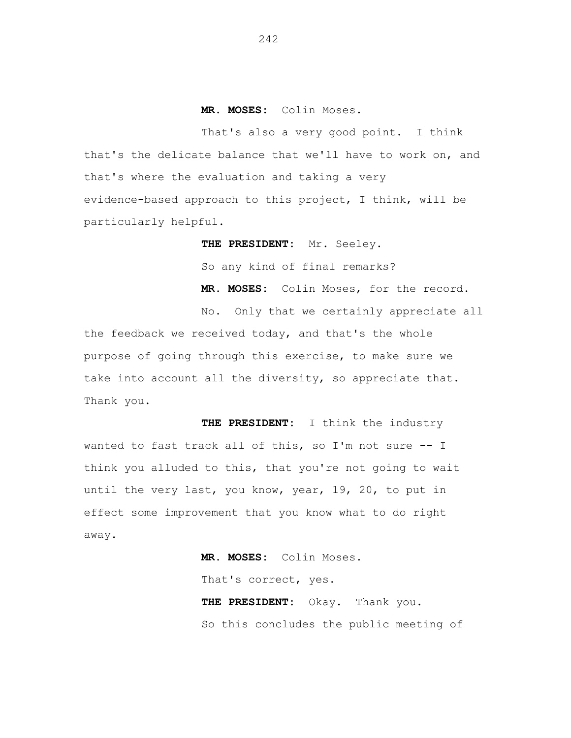**MR. MOSES:** Colin Moses.

That's also a very good point. I think that's the delicate balance that we'll have to work on, and that's where the evaluation and taking a very evidence-based approach to this project, I think, will be particularly helpful.

**THE PRESIDENT:** Mr. Seeley.

So any kind of final remarks?

**MR. MOSES:** Colin Moses, for the record.

No. Only that we certainly appreciate all the feedback we received today, and that's the whole purpose of going through this exercise, to make sure we take into account all the diversity, so appreciate that. Thank you.

**THE PRESIDENT:** I think the industry wanted to fast track all of this, so I'm not sure -- I think you alluded to this, that you're not going to wait until the very last, you know, year, 19, 20, to put in effect some improvement that you know what to do right away.

**MR. MOSES:** Colin Moses.

That's correct, yes.

**THE PRESIDENT:** Okay. Thank you.

So this concludes the public meeting of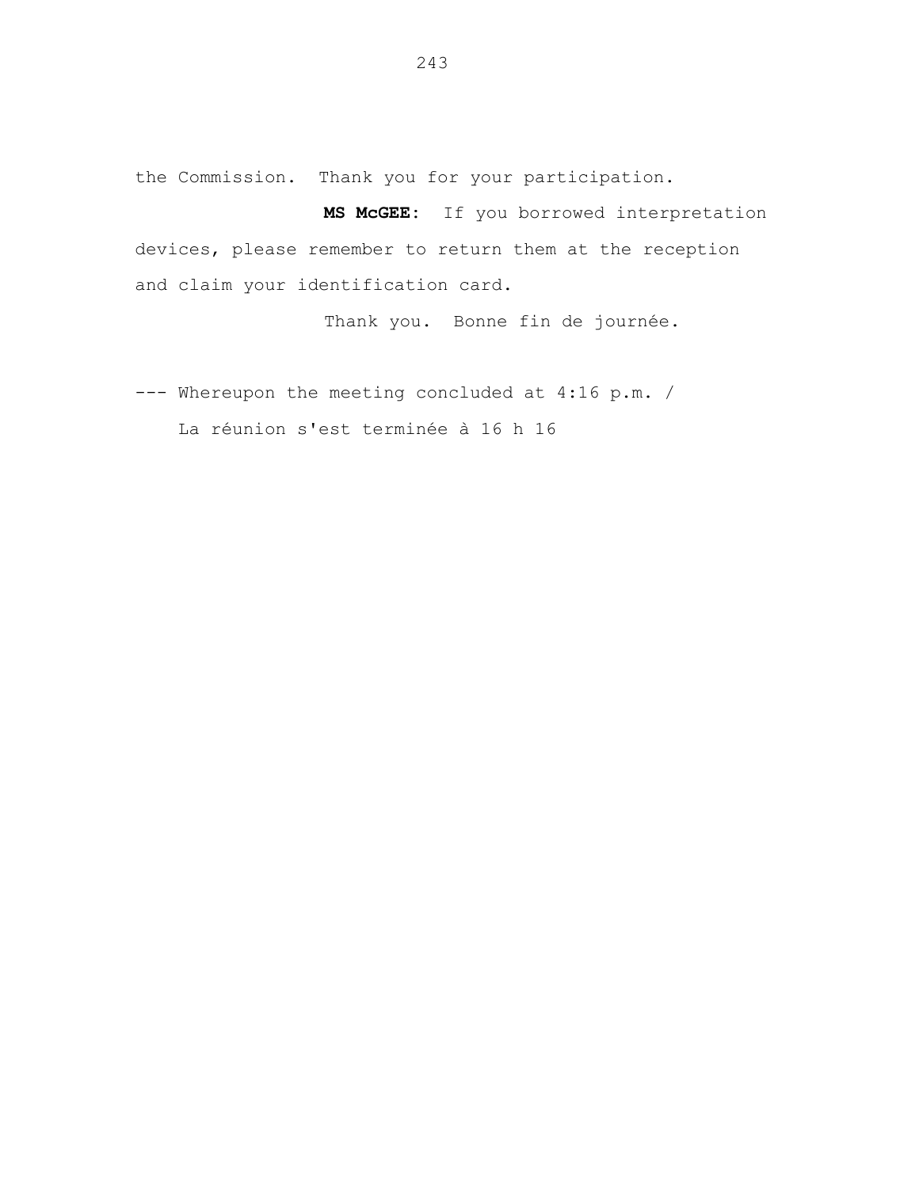the Commission. Thank you for your participation.

**MS McGEE:** If you borrowed interpretation devices, please remember to return them at the reception and claim your identification card.

Thank you. Bonne fin de journée.

--- Whereupon the meeting concluded at 4:16 p.m. / La réunion s'est terminée à 16 h 16